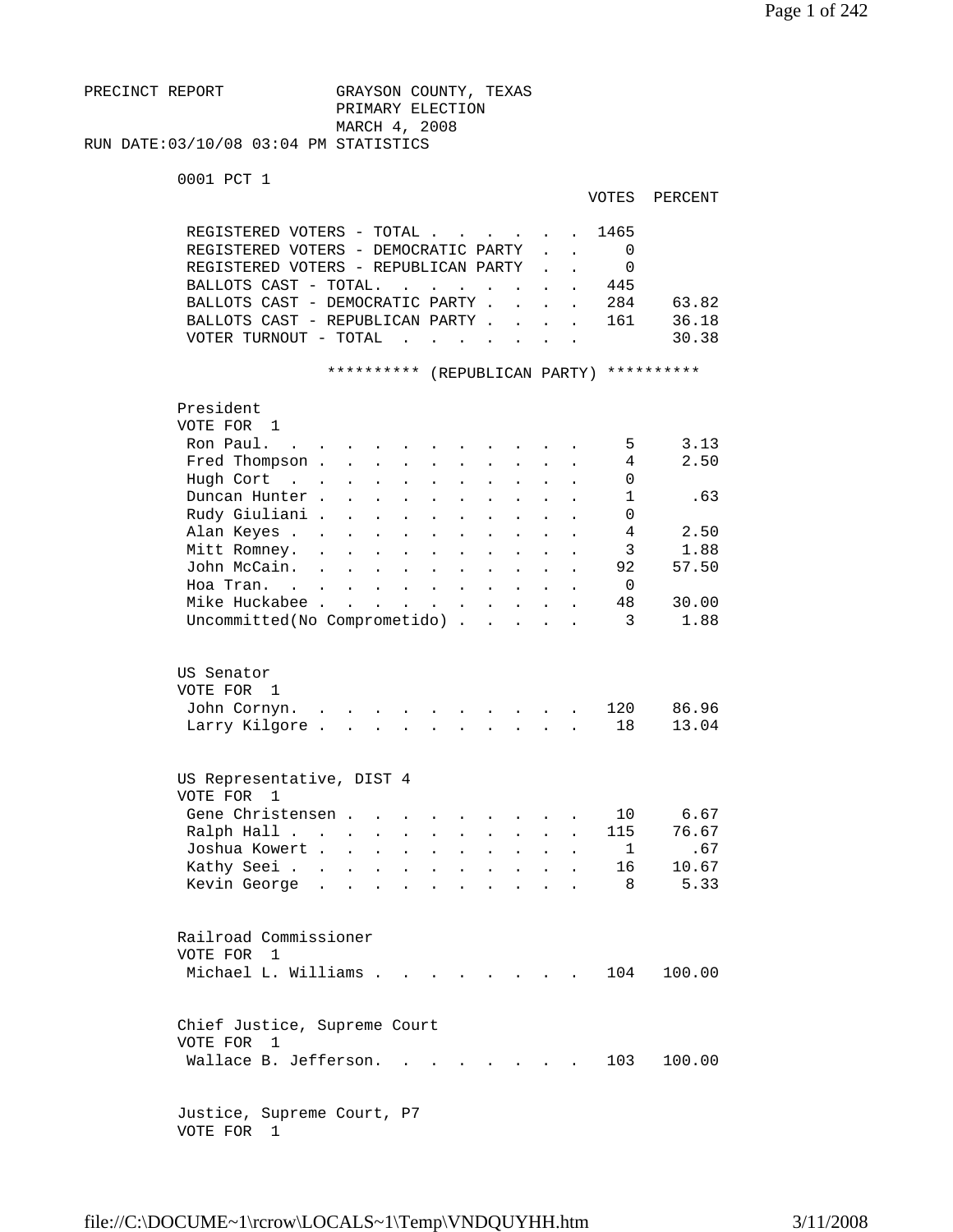PRECINCT REPORT GRAYSON COUNTY, TEXAS
PRIMARY ELECTION
MARCH 4, 2008
RUN DATE:03/10/08 03:04 PM STATISTICS

0001 PCT 1

| | VOTES | PERCENT |
|---|---|---|
| REGISTERED VOTERS - TOTAL | 1465 | |
| REGISTERED VOTERS - DEMOCRATIC PARTY | 0 | |
| REGISTERED VOTERS - REPUBLICAN PARTY | 0 | |
| BALLOTS CAST - TOTAL | 445 | |
| BALLOTS CAST - DEMOCRATIC PARTY | 284 | 63.82 |
| BALLOTS CAST - REPUBLICAN PARTY | 161 | 36.18 |
| VOTER TURNOUT - TOTAL | | 30.38 |

********** (REPUBLICAN PARTY) **********

President
VOTE FOR 1

| | VOTES | PERCENT |
|---|---|---|
| Ron Paul | 5 | 3.13 |
| Fred Thompson | 4 | 2.50 |
| Hugh Cort | 0 | |
| Duncan Hunter | 1 | .63 |
| Rudy Giuliani | 0 | |
| Alan Keyes | 4 | 2.50 |
| Mitt Romney | 3 | 1.88 |
| John McCain | 92 | 57.50 |
| Hoa Tran | 0 | |
| Mike Huckabee | 48 | 30.00 |
| Uncommitted(No Comprometido) | 3 | 1.88 |

US Senator
VOTE FOR 1

| | VOTES | PERCENT |
|---|---|---|
| John Cornyn | 120 | 86.96 |
| Larry Kilgore | 18 | 13.04 |

US Representative, DIST 4
VOTE FOR 1

| | VOTES | PERCENT |
|---|---|---|
| Gene Christensen | 10 | 6.67 |
| Ralph Hall | 115 | 76.67 |
| Joshua Kowert | 1 | .67 |
| Kathy Seei | 16 | 10.67 |
| Kevin George | 8 | 5.33 |

Railroad Commissioner
VOTE FOR 1

| | VOTES | PERCENT |
|---|---|---|
| Michael L. Williams | 104 | 100.00 |

Chief Justice, Supreme Court
VOTE FOR 1

| | VOTES | PERCENT |
|---|---|---|
| Wallace B. Jefferson | 103 | 100.00 |

Justice, Supreme Court, P7
VOTE FOR 1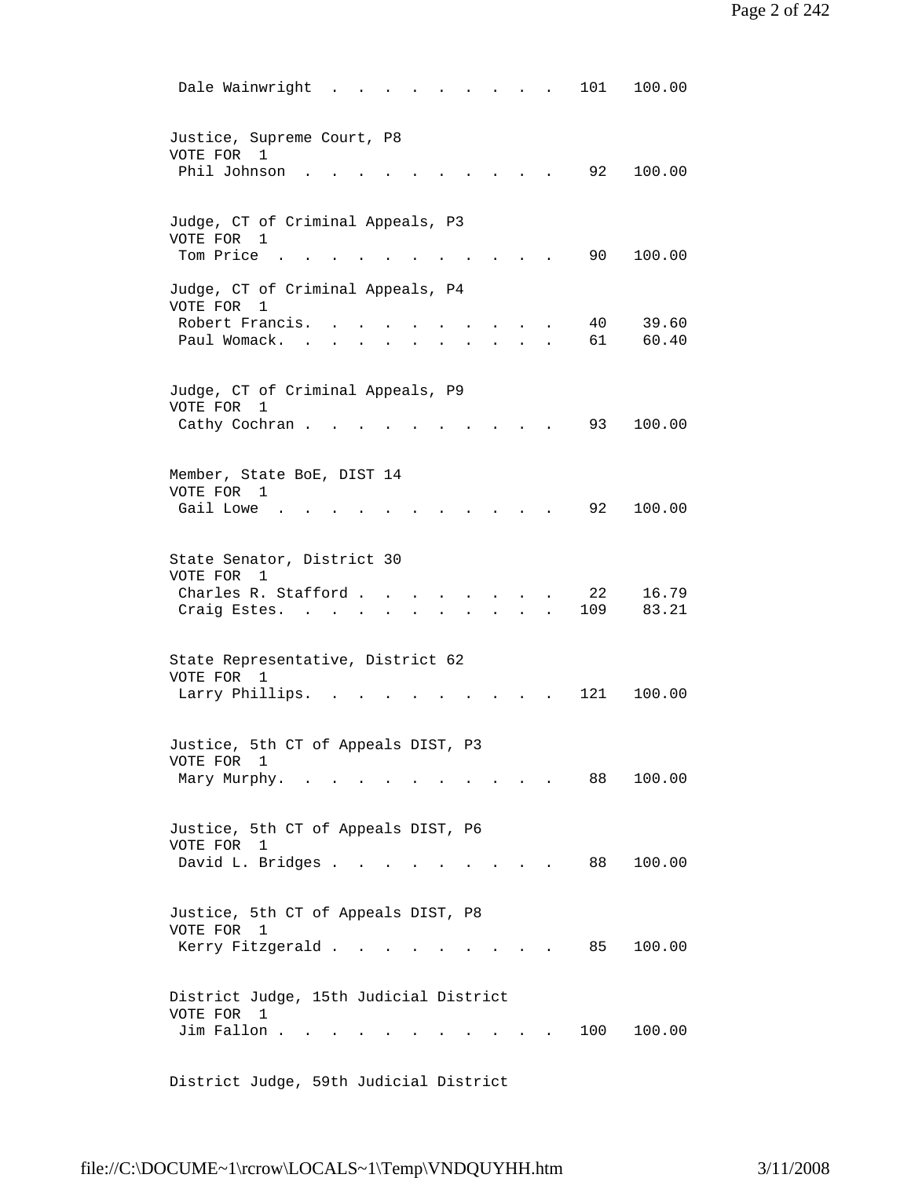Dale Wainwright . . . . . . . . . . 101 100.00

Justice, Supreme Court, P8
VOTE FOR 1

| Candidate | Votes | Percent |
|---|---|---|
| Phil Johnson | 92 | 100.00 |

Judge, CT of Criminal Appeals, P3
VOTE FOR 1

| Candidate | Votes | Percent |
|---|---|---|
| Tom Price | 90 | 100.00 |

Judge, CT of Criminal Appeals, P4
VOTE FOR 1

| Candidate | Votes | Percent |
|---|---|---|
| Robert Francis. | 40 | 39.60 |
| Paul Womack. | 61 | 60.40 |

Judge, CT of Criminal Appeals, P9
VOTE FOR 1

| Candidate | Votes | Percent |
|---|---|---|
| Cathy Cochran | 93 | 100.00 |

Member, State BoE, DIST 14
VOTE FOR 1

| Candidate | Votes | Percent |
|---|---|---|
| Gail Lowe | 92 | 100.00 |

State Senator, District 30
VOTE FOR 1

| Candidate | Votes | Percent |
|---|---|---|
| Charles R. Stafford | 22 | 16.79 |
| Craig Estes. | 109 | 83.21 |

State Representative, District 62
VOTE FOR 1

| Candidate | Votes | Percent |
|---|---|---|
| Larry Phillips. | 121 | 100.00 |

Justice, 5th CT of Appeals DIST, P3
VOTE FOR 1

| Candidate | Votes | Percent |
|---|---|---|
| Mary Murphy. | 88 | 100.00 |

Justice, 5th CT of Appeals DIST, P6
VOTE FOR 1

| Candidate | Votes | Percent |
|---|---|---|
| David L. Bridges | 88 | 100.00 |

Justice, 5th CT of Appeals DIST, P8
VOTE FOR 1

| Candidate | Votes | Percent |
|---|---|---|
| Kerry Fitzgerald | 85 | 100.00 |

District Judge, 15th Judicial District
VOTE FOR 1

| Candidate | Votes | Percent |
|---|---|---|
| Jim Fallon | 100 | 100.00 |

District Judge, 59th Judicial District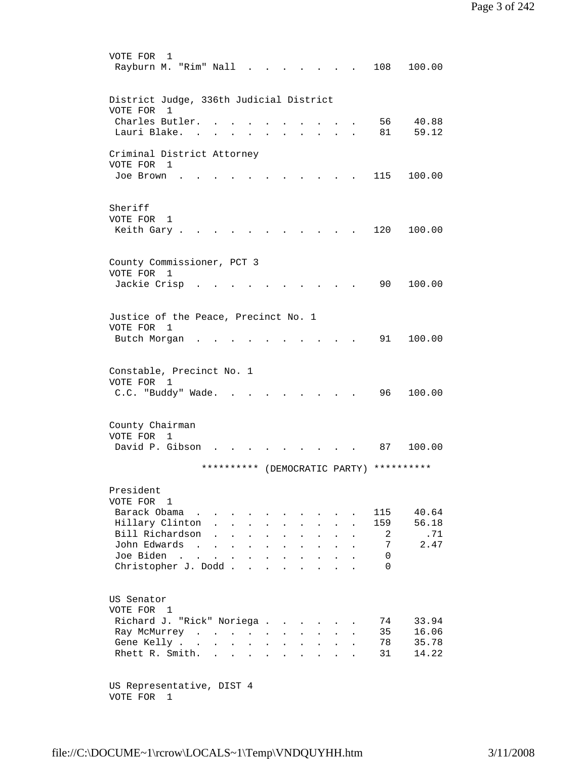VOTE FOR 1

| Candidate | Votes | Percent |
|---|---|---|
| Rayburn M. "Rim" Nall | 108 | 100.00 |

District Judge, 336th Judicial District
VOTE FOR 1

| Candidate | Votes | Percent |
|---|---|---|
| Charles Butler | 56 | 40.88 |
| Lauri Blake | 81 | 59.12 |

Criminal District Attorney
VOTE FOR 1

| Candidate | Votes | Percent |
|---|---|---|
| Joe Brown | 115 | 100.00 |

Sheriff
VOTE FOR 1

| Candidate | Votes | Percent |
|---|---|---|
| Keith Gary | 120 | 100.00 |

County Commissioner, PCT 3
VOTE FOR 1

| Candidate | Votes | Percent |
|---|---|---|
| Jackie Crisp | 90 | 100.00 |

Justice of the Peace, Precinct No. 1
VOTE FOR 1

| Candidate | Votes | Percent |
|---|---|---|
| Butch Morgan | 91 | 100.00 |

Constable, Precinct No. 1
VOTE FOR 1

| Candidate | Votes | Percent |
|---|---|---|
| C.C. "Buddy" Wade | 96 | 100.00 |

County Chairman
VOTE FOR 1

| Candidate | Votes | Percent |
|---|---|---|
| David P. Gibson | 87 | 100.00 |

********** (DEMOCRATIC PARTY) **********

President
VOTE FOR 1

| Candidate | Votes | Percent |
|---|---|---|
| Barack Obama | 115 | 40.64 |
| Hillary Clinton | 159 | 56.18 |
| Bill Richardson | 2 | .71 |
| John Edwards | 7 | 2.47 |
| Joe Biden | 0 | |
| Christopher J. Dodd | 0 | |

US Senator
VOTE FOR 1

| Candidate | Votes | Percent |
|---|---|---|
| Richard J. "Rick" Noriega | 74 | 33.94 |
| Ray McMurrey | 35 | 16.06 |
| Gene Kelly | 78 | 35.78 |
| Rhett R. Smith | 31 | 14.22 |

US Representative, DIST 4
VOTE FOR 1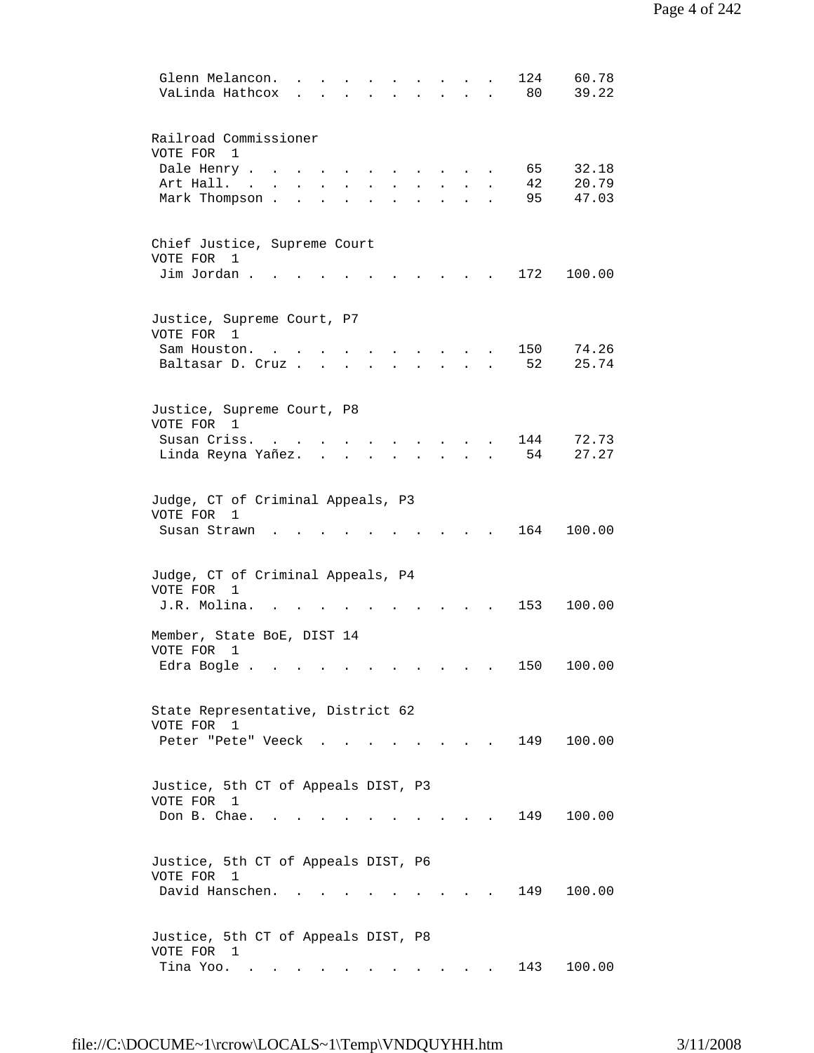| Candidate | Votes | Percent |
|---|---|---|
| Glenn Melancon | 124 | 60.78 |
| VaLinda Hathcox | 80 | 39.22 |

Railroad Commissioner
VOTE FOR 1

| Candidate | Votes | Percent |
|---|---|---|
| Dale Henry | 65 | 32.18 |
| Art Hall | 42 | 20.79 |
| Mark Thompson | 95 | 47.03 |

Chief Justice, Supreme Court
VOTE FOR 1

| Candidate | Votes | Percent |
|---|---|---|
| Jim Jordan | 172 | 100.00 |

Justice, Supreme Court, P7
VOTE FOR 1

| Candidate | Votes | Percent |
|---|---|---|
| Sam Houston | 150 | 74.26 |
| Baltasar D. Cruz | 52 | 25.74 |

Justice, Supreme Court, P8
VOTE FOR 1

| Candidate | Votes | Percent |
|---|---|---|
| Susan Criss | 144 | 72.73 |
| Linda Reyna Yañez | 54 | 27.27 |

Judge, CT of Criminal Appeals, P3
VOTE FOR 1

| Candidate | Votes | Percent |
|---|---|---|
| Susan Strawn | 164 | 100.00 |

Judge, CT of Criminal Appeals, P4
VOTE FOR 1

| Candidate | Votes | Percent |
|---|---|---|
| J.R. Molina | 153 | 100.00 |

Member, State BoE, DIST 14
VOTE FOR 1

| Candidate | Votes | Percent |
|---|---|---|
| Edra Bogle | 150 | 100.00 |

State Representative, District 62
VOTE FOR 1

| Candidate | Votes | Percent |
|---|---|---|
| Peter "Pete" Veeck | 149 | 100.00 |

Justice, 5th CT of Appeals DIST, P3
VOTE FOR 1

| Candidate | Votes | Percent |
|---|---|---|
| Don B. Chae | 149 | 100.00 |

Justice, 5th CT of Appeals DIST, P6
VOTE FOR 1

| Candidate | Votes | Percent |
|---|---|---|
| David Hanschen | 149 | 100.00 |

Justice, 5th CT of Appeals DIST, P8
VOTE FOR 1

| Candidate | Votes | Percent |
|---|---|---|
| Tina Yoo | 143 | 100.00 |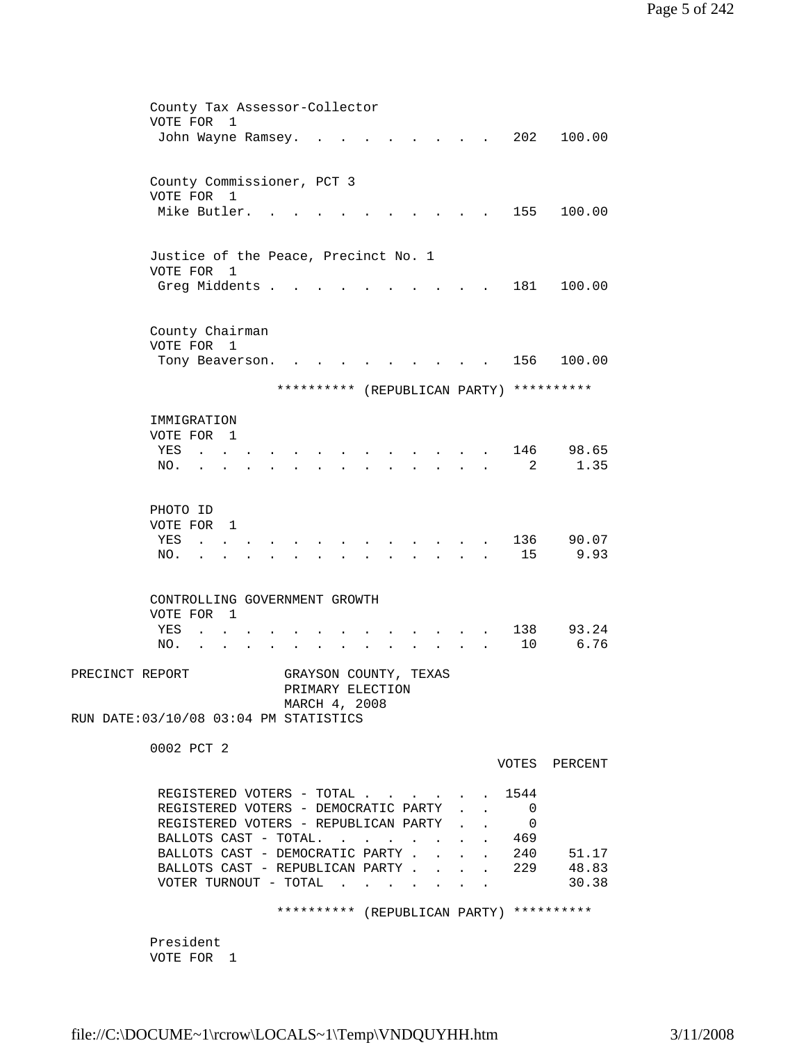County Tax Assessor-Collector
VOTE FOR 1

| | Votes | Percent |
|---|---|---|
| John Wayne Ramsey | 202 | 100.00 |

County Commissioner, PCT 3
VOTE FOR 1

| | Votes | Percent |
|---|---|---|
| Mike Butler | 155 | 100.00 |

Justice of the Peace, Precinct No. 1
VOTE FOR 1

| | Votes | Percent |
|---|---|---|
| Greg Middents | 181 | 100.00 |

County Chairman
VOTE FOR 1

| | Votes | Percent |
|---|---|---|
| Tony Beaverson | 156 | 100.00 |

********** (REPUBLICAN PARTY) **********

IMMIGRATION
VOTE FOR 1

| | Votes | Percent |
|---|---|---|
| YES | 146 | 98.65 |
| NO | 2 | 1.35 |

PHOTO ID
VOTE FOR 1

| | Votes | Percent |
|---|---|---|
| YES | 136 | 90.07 |
| NO | 15 | 9.93 |

CONTROLLING GOVERNMENT GROWTH
VOTE FOR 1

| | Votes | Percent |
|---|---|---|
| YES | 138 | 93.24 |
| NO | 10 | 6.76 |

PRECINCT REPORT — GRAYSON COUNTY, TEXAS
PRIMARY ELECTION
MARCH 4, 2008
RUN DATE:03/10/08 03:04 PM STATISTICS

0002 PCT 2

| | VOTES | PERCENT |
|---|---|---|
| REGISTERED VOTERS - TOTAL | 1544 | |
| REGISTERED VOTERS - DEMOCRATIC PARTY | 0 | |
| REGISTERED VOTERS - REPUBLICAN PARTY | 0 | |
| BALLOTS CAST - TOTAL | 469 | |
| BALLOTS CAST - DEMOCRATIC PARTY | 240 | 51.17 |
| BALLOTS CAST - REPUBLICAN PARTY | 229 | 48.83 |
| VOTER TURNOUT - TOTAL | | 30.38 |

********** (REPUBLICAN PARTY) **********

President
VOTE FOR 1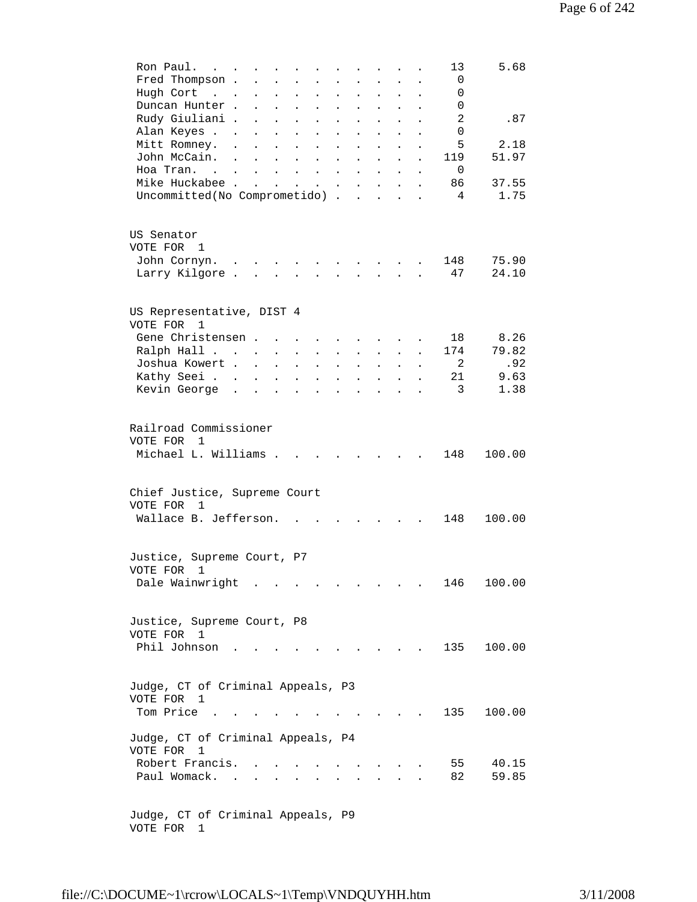| Candidate | Votes | Percent |
|---|---|---|
| Ron Paul | 13 | 5.68 |
| Fred Thompson | 0 | |
| Hugh Cort | 0 | |
| Duncan Hunter | 0 | |
| Rudy Giuliani | 2 | .87 |
| Alan Keyes | 0 | |
| Mitt Romney | 5 | 2.18 |
| John McCain | 119 | 51.97 |
| Hoa Tran | 0 | |
| Mike Huckabee | 86 | 37.55 |
| Uncommitted(No Comprometido) | 4 | 1.75 |

US Senator
VOTE FOR 1

| Candidate | Votes | Percent |
|---|---|---|
| John Cornyn | 148 | 75.90 |
| Larry Kilgore | 47 | 24.10 |

US Representative, DIST 4
VOTE FOR 1

| Candidate | Votes | Percent |
|---|---|---|
| Gene Christensen | 18 | 8.26 |
| Ralph Hall | 174 | 79.82 |
| Joshua Kowert | 2 | .92 |
| Kathy Seei | 21 | 9.63 |
| Kevin George | 3 | 1.38 |

Railroad Commissioner
VOTE FOR 1

| Candidate | Votes | Percent |
|---|---|---|
| Michael L. Williams | 148 | 100.00 |

Chief Justice, Supreme Court
VOTE FOR 1

| Candidate | Votes | Percent |
|---|---|---|
| Wallace B. Jefferson | 148 | 100.00 |

Justice, Supreme Court, P7
VOTE FOR 1

| Candidate | Votes | Percent |
|---|---|---|
| Dale Wainwright | 146 | 100.00 |

Justice, Supreme Court, P8
VOTE FOR 1

| Candidate | Votes | Percent |
|---|---|---|
| Phil Johnson | 135 | 100.00 |

Judge, CT of Criminal Appeals, P3
VOTE FOR 1

| Candidate | Votes | Percent |
|---|---|---|
| Tom Price | 135 | 100.00 |

Judge, CT of Criminal Appeals, P4
VOTE FOR 1

| Candidate | Votes | Percent |
|---|---|---|
| Robert Francis | 55 | 40.15 |
| Paul Womack | 82 | 59.85 |

Judge, CT of Criminal Appeals, P9
VOTE FOR 1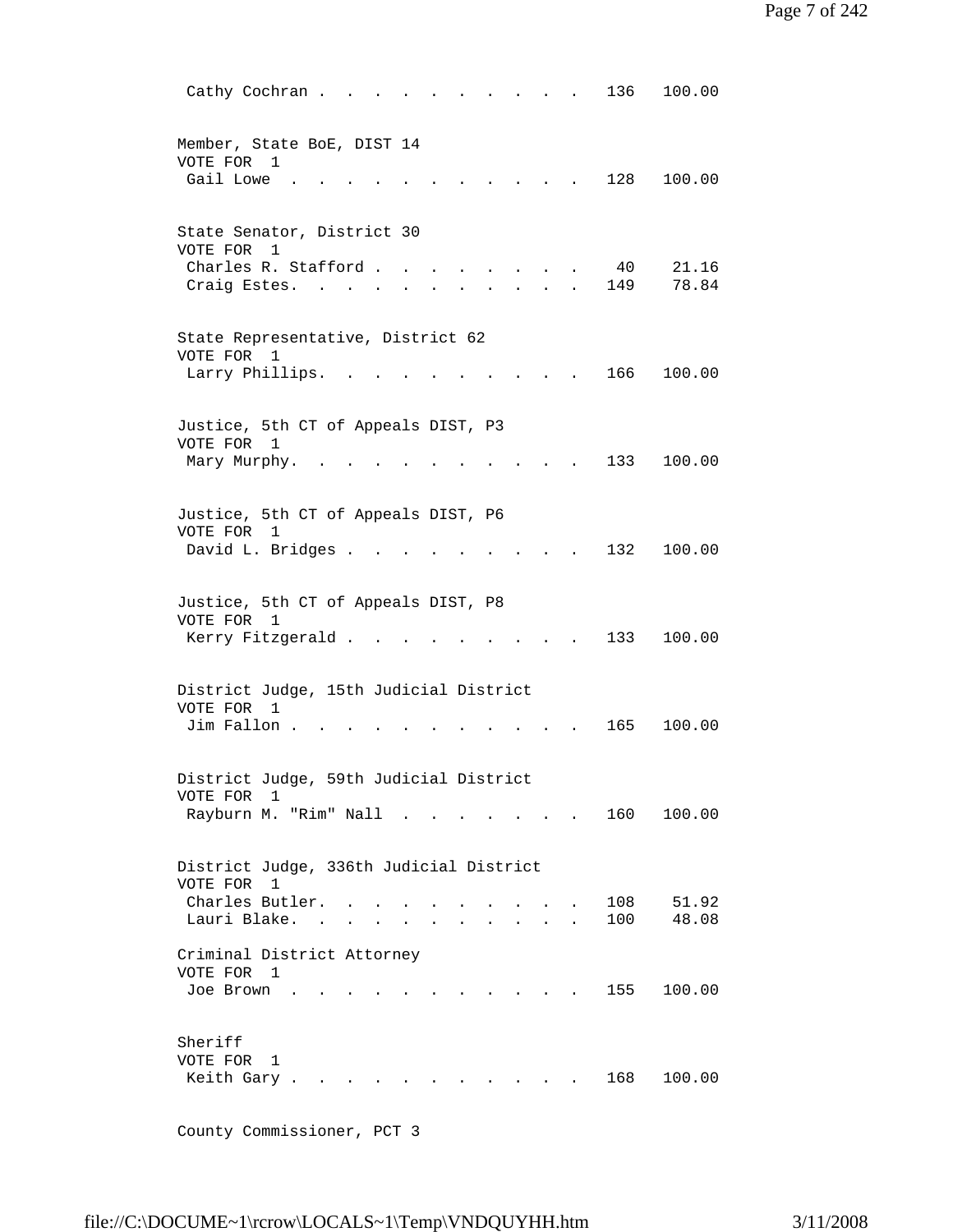Cathy Cochran . . . . . . . . . . . . 136 100.00

Member, State BoE, DIST 14
VOTE FOR 1

| Candidate | Votes | Percent |
|---|---|---|
| Gail Lowe | 128 | 100.00 |

State Senator, District 30
VOTE FOR 1

| Candidate | Votes | Percent |
|---|---|---|
| Charles R. Stafford | 40 | 21.16 |
| Craig Estes | 149 | 78.84 |

State Representative, District 62
VOTE FOR 1

| Candidate | Votes | Percent |
|---|---|---|
| Larry Phillips | 166 | 100.00 |

Justice, 5th CT of Appeals DIST, P3
VOTE FOR 1

| Candidate | Votes | Percent |
|---|---|---|
| Mary Murphy | 133 | 100.00 |

Justice, 5th CT of Appeals DIST, P6
VOTE FOR 1

| Candidate | Votes | Percent |
|---|---|---|
| David L. Bridges | 132 | 100.00 |

Justice, 5th CT of Appeals DIST, P8
VOTE FOR 1

| Candidate | Votes | Percent |
|---|---|---|
| Kerry Fitzgerald | 133 | 100.00 |

District Judge, 15th Judicial District
VOTE FOR 1

| Candidate | Votes | Percent |
|---|---|---|
| Jim Fallon | 165 | 100.00 |

District Judge, 59th Judicial District
VOTE FOR 1

| Candidate | Votes | Percent |
|---|---|---|
| Rayburn M. "Rim" Nall | 160 | 100.00 |

District Judge, 336th Judicial District
VOTE FOR 1

| Candidate | Votes | Percent |
|---|---|---|
| Charles Butler | 108 | 51.92 |
| Lauri Blake | 100 | 48.08 |

Criminal District Attorney
VOTE FOR 1

| Candidate | Votes | Percent |
|---|---|---|
| Joe Brown | 155 | 100.00 |

Sheriff
VOTE FOR 1

| Candidate | Votes | Percent |
|---|---|---|
| Keith Gary | 168 | 100.00 |

County Commissioner, PCT 3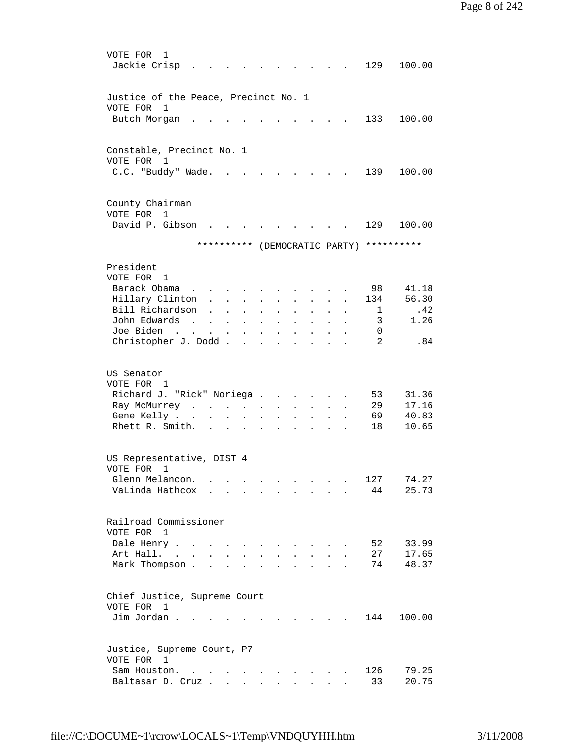VOTE FOR 1

| | | |
|---|---|---|
| Jackie Crisp | 129 | 100.00 |

Justice of the Peace, Precinct No. 1
VOTE FOR 1

| | | |
|---|---|---|
| Butch Morgan | 133 | 100.00 |

Constable, Precinct No. 1
VOTE FOR 1

| | | |
|---|---|---|
| C.C. "Buddy" Wade. | 139 | 100.00 |

County Chairman
VOTE FOR 1

| | | |
|---|---|---|
| David P. Gibson | 129 | 100.00 |

********** (DEMOCRATIC PARTY) **********

President
VOTE FOR 1

| | | |
|---|---|---|
| Barack Obama | 98 | 41.18 |
| Hillary Clinton | 134 | 56.30 |
| Bill Richardson | 1 | .42 |
| John Edwards | 3 | 1.26 |
| Joe Biden | 0 | |
| Christopher J. Dodd | 2 | .84 |

US Senator
VOTE FOR 1

| | | |
|---|---|---|
| Richard J. "Rick" Noriega | 53 | 31.36 |
| Ray McMurrey | 29 | 17.16 |
| Gene Kelly | 69 | 40.83 |
| Rhett R. Smith. | 18 | 10.65 |

US Representative, DIST 4
VOTE FOR 1

| | | |
|---|---|---|
| Glenn Melancon. | 127 | 74.27 |
| VaLinda Hathcox | 44 | 25.73 |

Railroad Commissioner
VOTE FOR 1

| | | |
|---|---|---|
| Dale Henry | 52 | 33.99 |
| Art Hall. | 27 | 17.65 |
| Mark Thompson | 74 | 48.37 |

Chief Justice, Supreme Court
VOTE FOR 1

| | | |
|---|---|---|
| Jim Jordan | 144 | 100.00 |

Justice, Supreme Court, P7
VOTE FOR 1

| | | |
|---|---|---|
| Sam Houston. | 126 | 79.25 |
| Baltasar D. Cruz | 33 | 20.75 |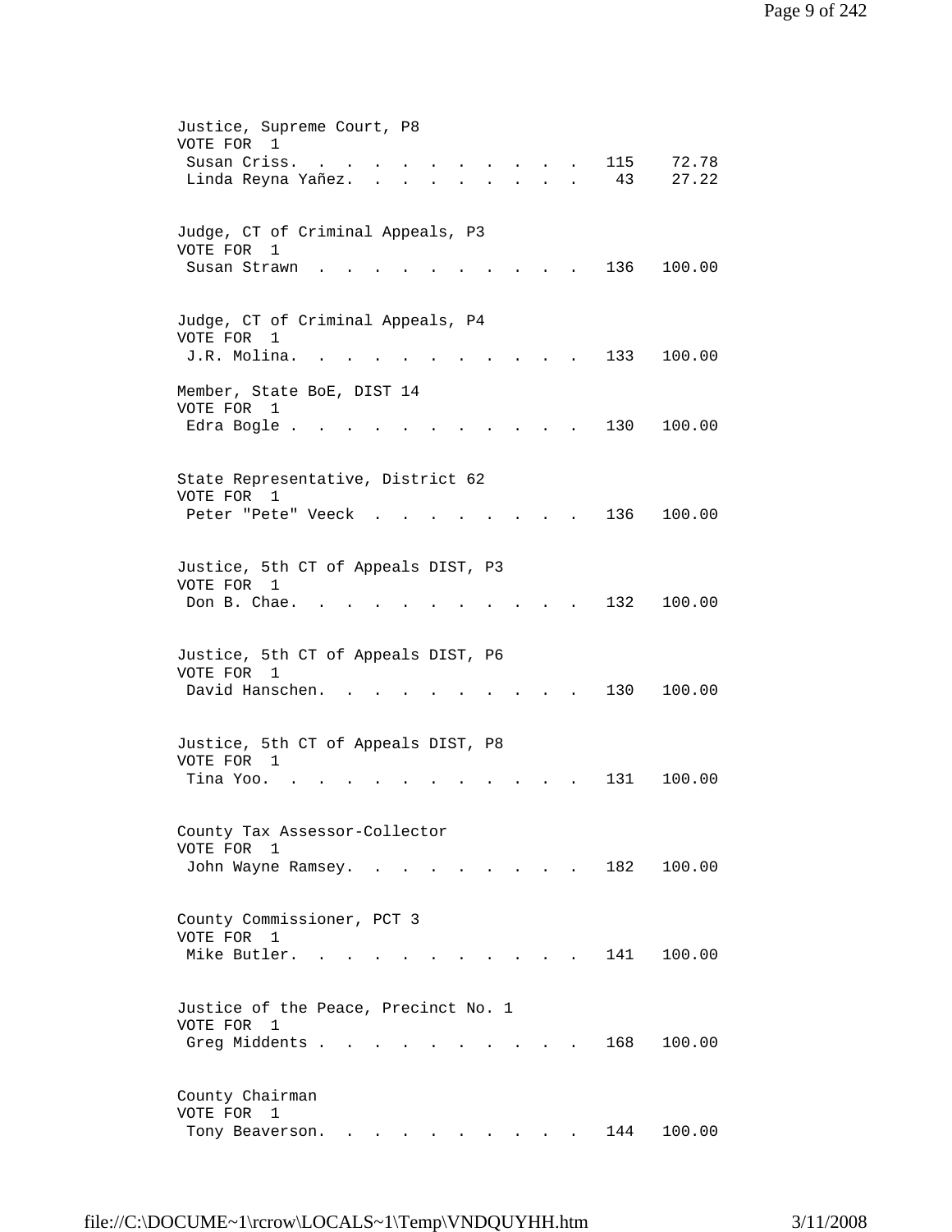Justice, Supreme Court, P8
VOTE FOR 1

| Candidate | Votes | Percent |
|---|---|---|
| Susan Criss | 115 | 72.78 |
| Linda Reyna Yañez | 43 | 27.22 |

Judge, CT of Criminal Appeals, P3
VOTE FOR 1

| Candidate | Votes | Percent |
|---|---|---|
| Susan Strawn | 136 | 100.00 |

Judge, CT of Criminal Appeals, P4
VOTE FOR 1

| Candidate | Votes | Percent |
|---|---|---|
| J.R. Molina | 133 | 100.00 |

Member, State BoE, DIST 14
VOTE FOR 1

| Candidate | Votes | Percent |
|---|---|---|
| Edra Bogle | 130 | 100.00 |

State Representative, District 62
VOTE FOR 1

| Candidate | Votes | Percent |
|---|---|---|
| Peter "Pete" Veeck | 136 | 100.00 |

Justice, 5th CT of Appeals DIST, P3
VOTE FOR 1

| Candidate | Votes | Percent |
|---|---|---|
| Don B. Chae | 132 | 100.00 |

Justice, 5th CT of Appeals DIST, P6
VOTE FOR 1

| Candidate | Votes | Percent |
|---|---|---|
| David Hanschen | 130 | 100.00 |

Justice, 5th CT of Appeals DIST, P8
VOTE FOR 1

| Candidate | Votes | Percent |
|---|---|---|
| Tina Yoo | 131 | 100.00 |

County Tax Assessor-Collector
VOTE FOR 1

| Candidate | Votes | Percent |
|---|---|---|
| John Wayne Ramsey | 182 | 100.00 |

County Commissioner, PCT 3
VOTE FOR 1

| Candidate | Votes | Percent |
|---|---|---|
| Mike Butler | 141 | 100.00 |

Justice of the Peace, Precinct No. 1
VOTE FOR 1

| Candidate | Votes | Percent |
|---|---|---|
| Greg Middents | 168 | 100.00 |

County Chairman
VOTE FOR 1

| Candidate | Votes | Percent |
|---|---|---|
| Tony Beaverson | 144 | 100.00 |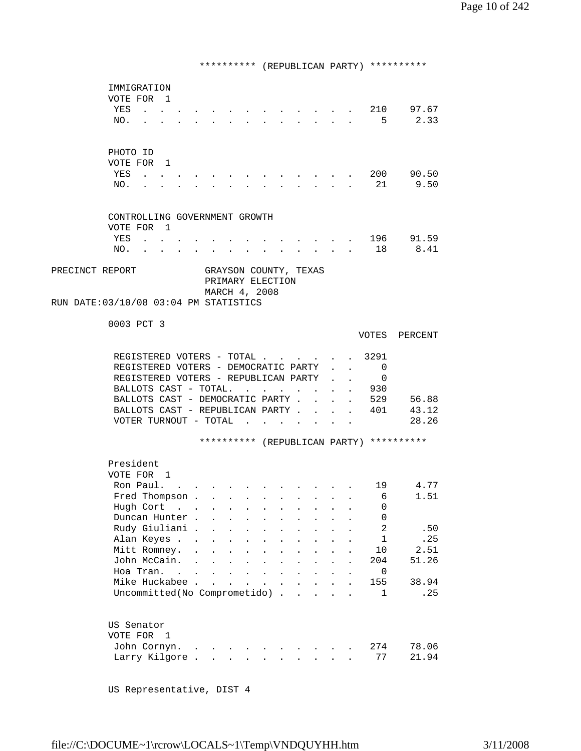********** (REPUBLICAN PARTY) **********

IMMIGRATION
VOTE FOR 1

| | VOTES | PERCENT |
|---|---|---|
| YES | 210 | 97.67 |
| NO. | 5 | 2.33 |

PHOTO ID
VOTE FOR 1

| | VOTES | PERCENT |
|---|---|---|
| YES | 200 | 90.50 |
| NO. | 21 | 9.50 |

CONTROLLING GOVERNMENT GROWTH
VOTE FOR 1

| | VOTES | PERCENT |
|---|---|---|
| YES | 196 | 91.59 |
| NO. | 18 | 8.41 |

PRECINCT REPORT GRAYSON COUNTY, TEXAS
PRIMARY ELECTION
MARCH 4, 2008
RUN DATE:03/10/08 03:04 PM STATISTICS

0003 PCT 3

| | VOTES | PERCENT |
|---|---|---|
| REGISTERED VOTERS - TOTAL | 3291 | |
| REGISTERED VOTERS - DEMOCRATIC PARTY | 0 | |
| REGISTERED VOTERS - REPUBLICAN PARTY | 0 | |
| BALLOTS CAST - TOTAL. | 930 | |
| BALLOTS CAST - DEMOCRATIC PARTY | 529 | 56.88 |
| BALLOTS CAST - REPUBLICAN PARTY | 401 | 43.12 |
| VOTER TURNOUT - TOTAL | | 28.26 |

********** (REPUBLICAN PARTY) **********

President
VOTE FOR 1

| | VOTES | PERCENT |
|---|---|---|
| Ron Paul. | 19 | 4.77 |
| Fred Thompson | 6 | 1.51 |
| Hugh Cort | 0 | |
| Duncan Hunter | 0 | |
| Rudy Giuliani | 2 | .50 |
| Alan Keyes | 1 | .25 |
| Mitt Romney. | 10 | 2.51 |
| John McCain. | 204 | 51.26 |
| Hoa Tran. | 0 | |
| Mike Huckabee | 155 | 38.94 |
| Uncommitted(No Comprometido) | 1 | .25 |

US Senator
VOTE FOR 1

| | VOTES | PERCENT |
|---|---|---|
| John Cornyn. | 274 | 78.06 |
| Larry Kilgore | 77 | 21.94 |

US Representative, DIST 4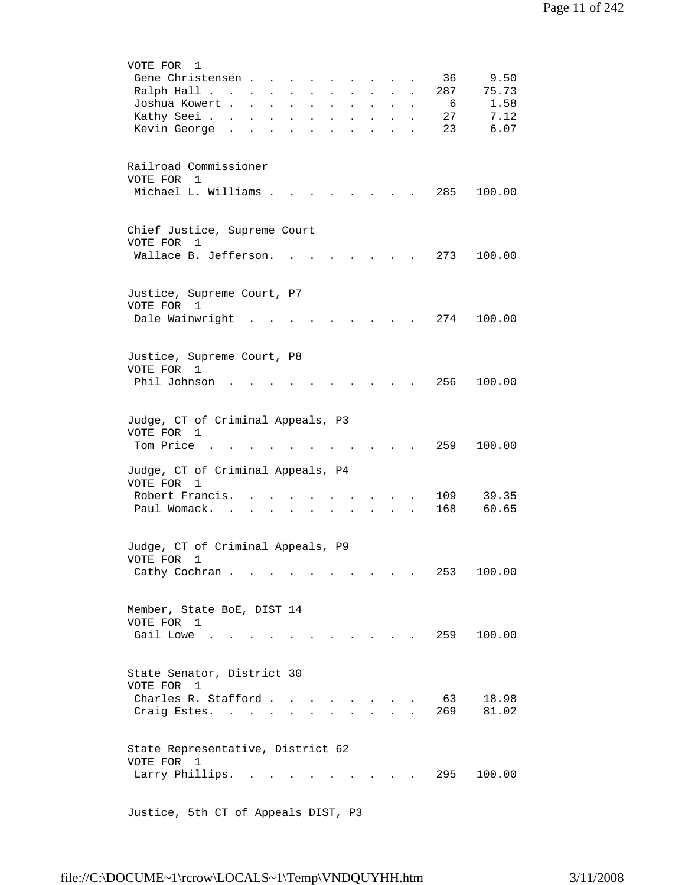VOTE FOR 1

| Candidate | Votes | Percent |
|---|---|---|
| Gene Christensen | 36 | 9.50 |
| Ralph Hall | 287 | 75.73 |
| Joshua Kowert | 6 | 1.58 |
| Kathy Seei | 27 | 7.12 |
| Kevin George | 23 | 6.07 |

Railroad Commissioner
VOTE FOR 1

| Candidate | Votes | Percent |
|---|---|---|
| Michael L. Williams | 285 | 100.00 |

Chief Justice, Supreme Court
VOTE FOR 1

| Candidate | Votes | Percent |
|---|---|---|
| Wallace B. Jefferson | 273 | 100.00 |

Justice, Supreme Court, P7
VOTE FOR 1

| Candidate | Votes | Percent |
|---|---|---|
| Dale Wainwright | 274 | 100.00 |

Justice, Supreme Court, P8
VOTE FOR 1

| Candidate | Votes | Percent |
|---|---|---|
| Phil Johnson | 256 | 100.00 |

Judge, CT of Criminal Appeals, P3
VOTE FOR 1

| Candidate | Votes | Percent |
|---|---|---|
| Tom Price | 259 | 100.00 |

Judge, CT of Criminal Appeals, P4
VOTE FOR 1

| Candidate | Votes | Percent |
|---|---|---|
| Robert Francis | 109 | 39.35 |
| Paul Womack | 168 | 60.65 |

Judge, CT of Criminal Appeals, P9
VOTE FOR 1

| Candidate | Votes | Percent |
|---|---|---|
| Cathy Cochran | 253 | 100.00 |

Member, State BoE, DIST 14
VOTE FOR 1

| Candidate | Votes | Percent |
|---|---|---|
| Gail Lowe | 259 | 100.00 |

State Senator, District 30
VOTE FOR 1

| Candidate | Votes | Percent |
|---|---|---|
| Charles R. Stafford | 63 | 18.98 |
| Craig Estes | 269 | 81.02 |

State Representative, District 62
VOTE FOR 1

| Candidate | Votes | Percent |
|---|---|---|
| Larry Phillips | 295 | 100.00 |

Justice, 5th CT of Appeals DIST, P3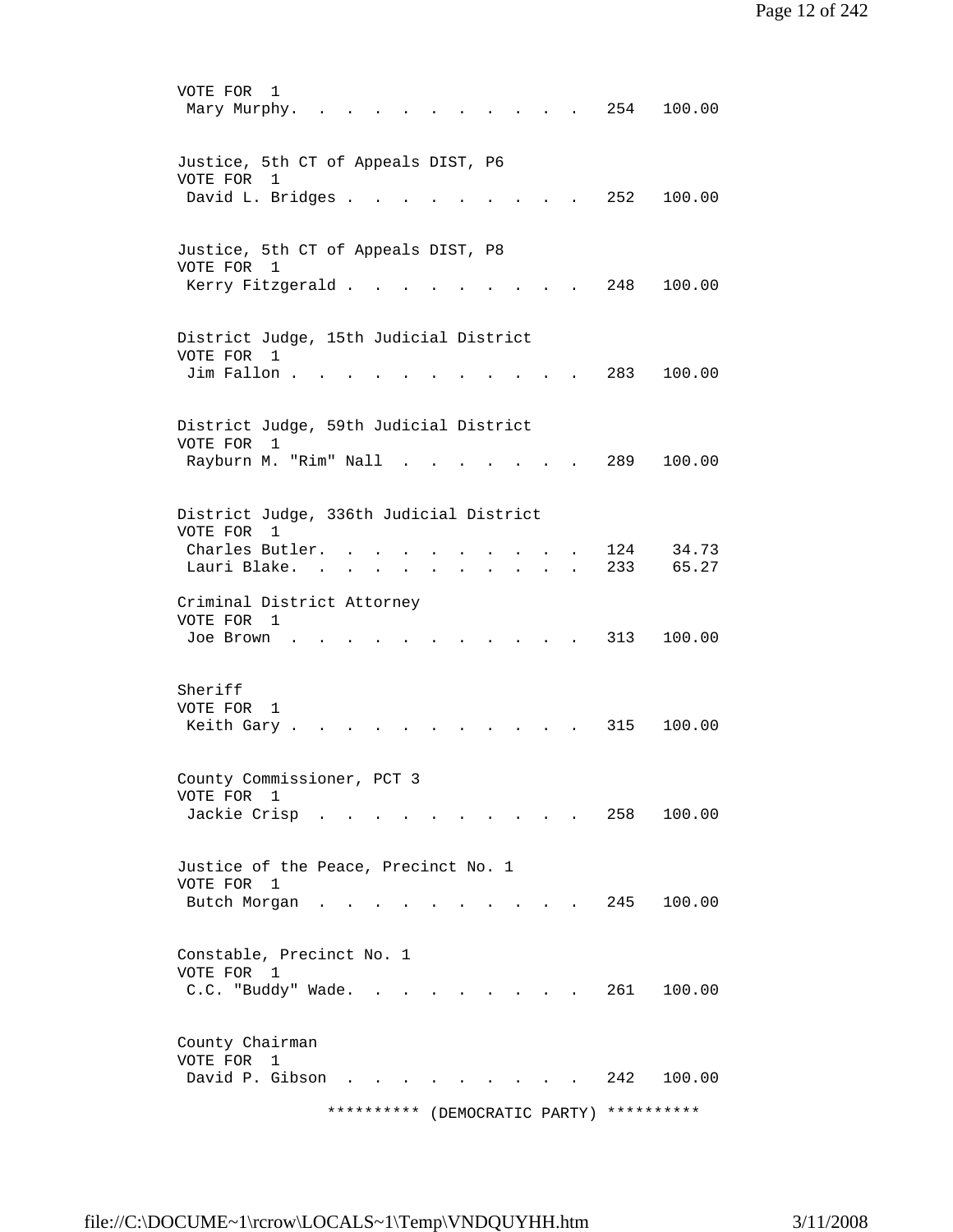VOTE FOR 1

| | | |
|---|---|---|
| Mary Murphy | 254 | 100.00 |

Justice, 5th CT of Appeals DIST, P6
VOTE FOR 1

| | | |
|---|---|---|
| David L. Bridges | 252 | 100.00 |

Justice, 5th CT of Appeals DIST, P8
VOTE FOR 1

| | | |
|---|---|---|
| Kerry Fitzgerald | 248 | 100.00 |

District Judge, 15th Judicial District
VOTE FOR 1

| | | |
|---|---|---|
| Jim Fallon | 283 | 100.00 |

District Judge, 59th Judicial District
VOTE FOR 1

| | | |
|---|---|---|
| Rayburn M. "Rim" Nall | 289 | 100.00 |

District Judge, 336th Judicial District
VOTE FOR 1

| | | |
|---|---|---|
| Charles Butler | 124 | 34.73 |
| Lauri Blake | 233 | 65.27 |

Criminal District Attorney
VOTE FOR 1

| | | |
|---|---|---|
| Joe Brown | 313 | 100.00 |

Sheriff
VOTE FOR 1

| | | |
|---|---|---|
| Keith Gary | 315 | 100.00 |

County Commissioner, PCT 3
VOTE FOR 1

| | | |
|---|---|---|
| Jackie Crisp | 258 | 100.00 |

Justice of the Peace, Precinct No. 1
VOTE FOR 1

| | | |
|---|---|---|
| Butch Morgan | 245 | 100.00 |

Constable, Precinct No. 1
VOTE FOR 1

| | | |
|---|---|---|
| C.C. "Buddy" Wade | 261 | 100.00 |

County Chairman
VOTE FOR 1

| | | |
|---|---|---|
| David P. Gibson | 242 | 100.00 |

********** (DEMOCRATIC PARTY) **********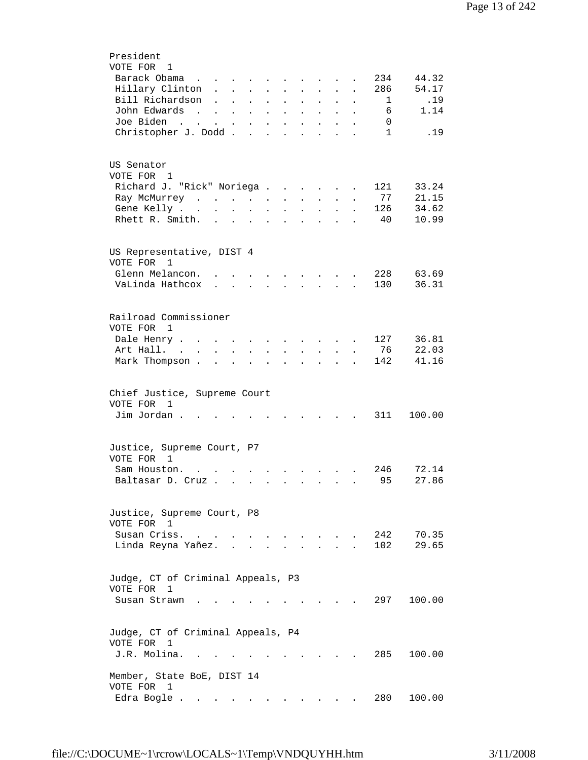President
VOTE FOR 1

| Candidate | Votes | Percent |
|---|---|---|
| Barack Obama | 234 | 44.32 |
| Hillary Clinton | 286 | 54.17 |
| Bill Richardson | 1 | .19 |
| John Edwards | 6 | 1.14 |
| Joe Biden | 0 | |
| Christopher J. Dodd | 1 | .19 |

US Senator
VOTE FOR 1

| Candidate | Votes | Percent |
|---|---|---|
| Richard J. "Rick" Noriega | 121 | 33.24 |
| Ray McMurrey | 77 | 21.15 |
| Gene Kelly | 126 | 34.62 |
| Rhett R. Smith. | 40 | 10.99 |

US Representative, DIST 4
VOTE FOR 1

| Candidate | Votes | Percent |
|---|---|---|
| Glenn Melancon. | 228 | 63.69 |
| VaLinda Hathcox | 130 | 36.31 |

Railroad Commissioner
VOTE FOR 1

| Candidate | Votes | Percent |
|---|---|---|
| Dale Henry | 127 | 36.81 |
| Art Hall. | 76 | 22.03 |
| Mark Thompson | 142 | 41.16 |

Chief Justice, Supreme Court
VOTE FOR 1

| Candidate | Votes | Percent |
|---|---|---|
| Jim Jordan | 311 | 100.00 |

Justice, Supreme Court, P7
VOTE FOR 1

| Candidate | Votes | Percent |
|---|---|---|
| Sam Houston. | 246 | 72.14 |
| Baltasar D. Cruz | 95 | 27.86 |

Justice, Supreme Court, P8
VOTE FOR 1

| Candidate | Votes | Percent |
|---|---|---|
| Susan Criss. | 242 | 70.35 |
| Linda Reyna Yañez. | 102 | 29.65 |

Judge, CT of Criminal Appeals, P3
VOTE FOR 1

| Candidate | Votes | Percent |
|---|---|---|
| Susan Strawn | 297 | 100.00 |

Judge, CT of Criminal Appeals, P4
VOTE FOR 1

| Candidate | Votes | Percent |
|---|---|---|
| J.R. Molina. | 285 | 100.00 |

Member, State BoE, DIST 14
VOTE FOR 1

| Candidate | Votes | Percent |
|---|---|---|
| Edra Bogle | 280 | 100.00 |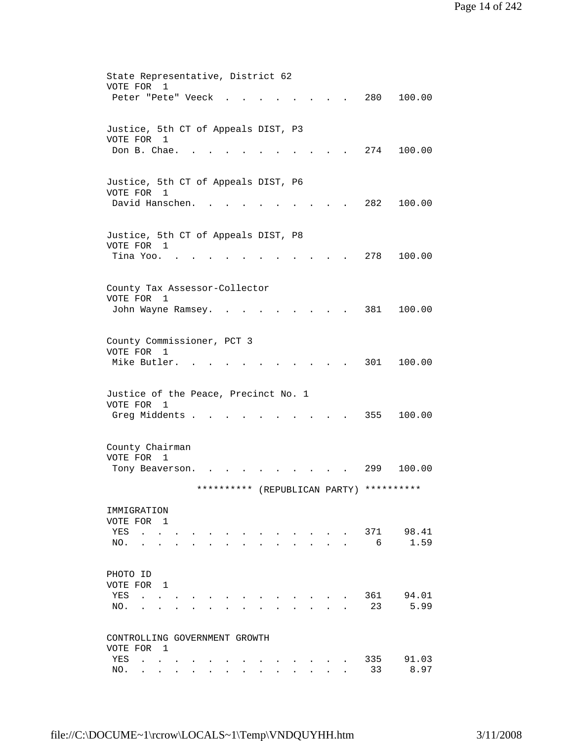State Representative, District 62
VOTE FOR 1

| Candidate | Votes | Percent |
|---|---|---|
| Peter "Pete" Veeck | 280 | 100.00 |

Justice, 5th CT of Appeals DIST, P3
VOTE FOR 1

| Candidate | Votes | Percent |
|---|---|---|
| Don B. Chae. | 274 | 100.00 |

Justice, 5th CT of Appeals DIST, P6
VOTE FOR 1

| Candidate | Votes | Percent |
|---|---|---|
| David Hanschen. | 282 | 100.00 |

Justice, 5th CT of Appeals DIST, P8
VOTE FOR 1

| Candidate | Votes | Percent |
|---|---|---|
| Tina Yoo. | 278 | 100.00 |

County Tax Assessor-Collector
VOTE FOR 1

| Candidate | Votes | Percent |
|---|---|---|
| John Wayne Ramsey. | 381 | 100.00 |

County Commissioner, PCT 3
VOTE FOR 1

| Candidate | Votes | Percent |
|---|---|---|
| Mike Butler. | 301 | 100.00 |

Justice of the Peace, Precinct No. 1
VOTE FOR 1

| Candidate | Votes | Percent |
|---|---|---|
| Greg Middents | 355 | 100.00 |

County Chairman
VOTE FOR 1

| Candidate | Votes | Percent |
|---|---|---|
| Tony Beaverson. | 299 | 100.00 |

********** (REPUBLICAN PARTY) **********

IMMIGRATION
VOTE FOR 1

| Choice | Votes | Percent |
|---|---|---|
| YES | 371 | 98.41 |
| NO. | 6 | 1.59 |

PHOTO ID
VOTE FOR 1

| Choice | Votes | Percent |
|---|---|---|
| YES | 361 | 94.01 |
| NO. | 23 | 5.99 |

CONTROLLING GOVERNMENT GROWTH
VOTE FOR 1

| Choice | Votes | Percent |
|---|---|---|
| YES | 335 | 91.03 |
| NO. | 33 | 8.97 |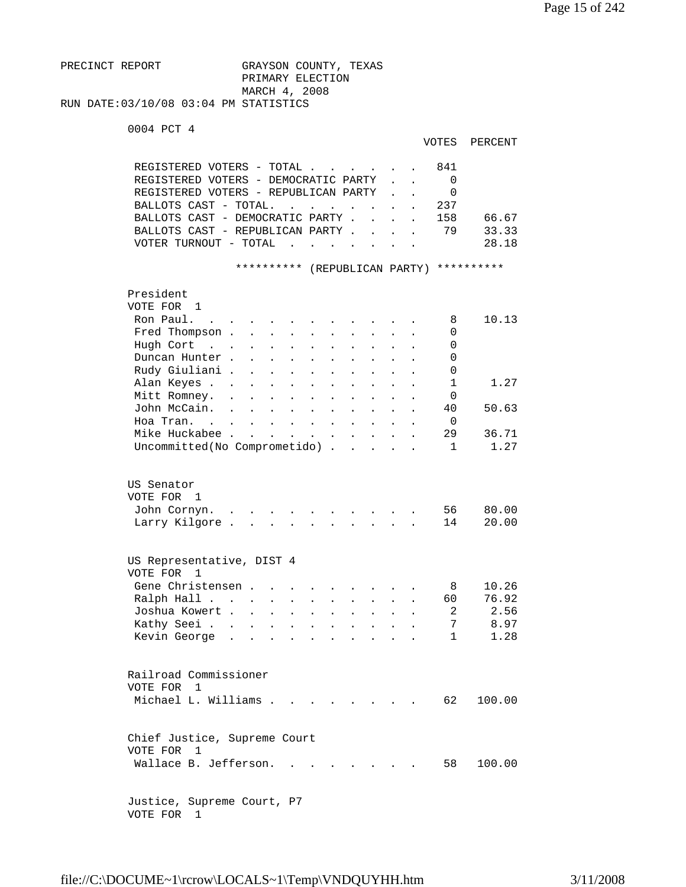PRECINCT REPORT GRAYSON COUNTY, TEXAS
PRIMARY ELECTION
MARCH 4, 2008
RUN DATE:03/10/08 03:04 PM STATISTICS

0004 PCT 4

| | VOTES | PERCENT |
|---|---|---|
| REGISTERED VOTERS - TOTAL | 841 | |
| REGISTERED VOTERS - DEMOCRATIC PARTY | 0 | |
| REGISTERED VOTERS - REPUBLICAN PARTY | 0 | |
| BALLOTS CAST - TOTAL. | 237 | |
| BALLOTS CAST - DEMOCRATIC PARTY | 158 | 66.67 |
| BALLOTS CAST - REPUBLICAN PARTY | 79 | 33.33 |
| VOTER TURNOUT - TOTAL | | 28.18 |

********** (REPUBLICAN PARTY) **********

President
VOTE FOR 1

| | VOTES | PERCENT |
|---|---|---|
| Ron Paul. | 8 | 10.13 |
| Fred Thompson | 0 | |
| Hugh Cort | 0 | |
| Duncan Hunter | 0 | |
| Rudy Giuliani | 0 | |
| Alan Keyes | 1 | 1.27 |
| Mitt Romney. | 0 | |
| John McCain. | 40 | 50.63 |
| Hoa Tran. | 0 | |
| Mike Huckabee | 29 | 36.71 |
| Uncommitted(No Comprometido) | 1 | 1.27 |

US Senator
VOTE FOR 1

| | VOTES | PERCENT |
|---|---|---|
| John Cornyn. | 56 | 80.00 |
| Larry Kilgore | 14 | 20.00 |

US Representative, DIST 4
VOTE FOR 1

| | VOTES | PERCENT |
|---|---|---|
| Gene Christensen | 8 | 10.26 |
| Ralph Hall | 60 | 76.92 |
| Joshua Kowert | 2 | 2.56 |
| Kathy Seei | 7 | 8.97 |
| Kevin George | 1 | 1.28 |

Railroad Commissioner
VOTE FOR 1

| | VOTES | PERCENT |
|---|---|---|
| Michael L. Williams | 62 | 100.00 |

Chief Justice, Supreme Court
VOTE FOR 1

| | VOTES | PERCENT |
|---|---|---|
| Wallace B. Jefferson. | 58 | 100.00 |

Justice, Supreme Court, P7
VOTE FOR 1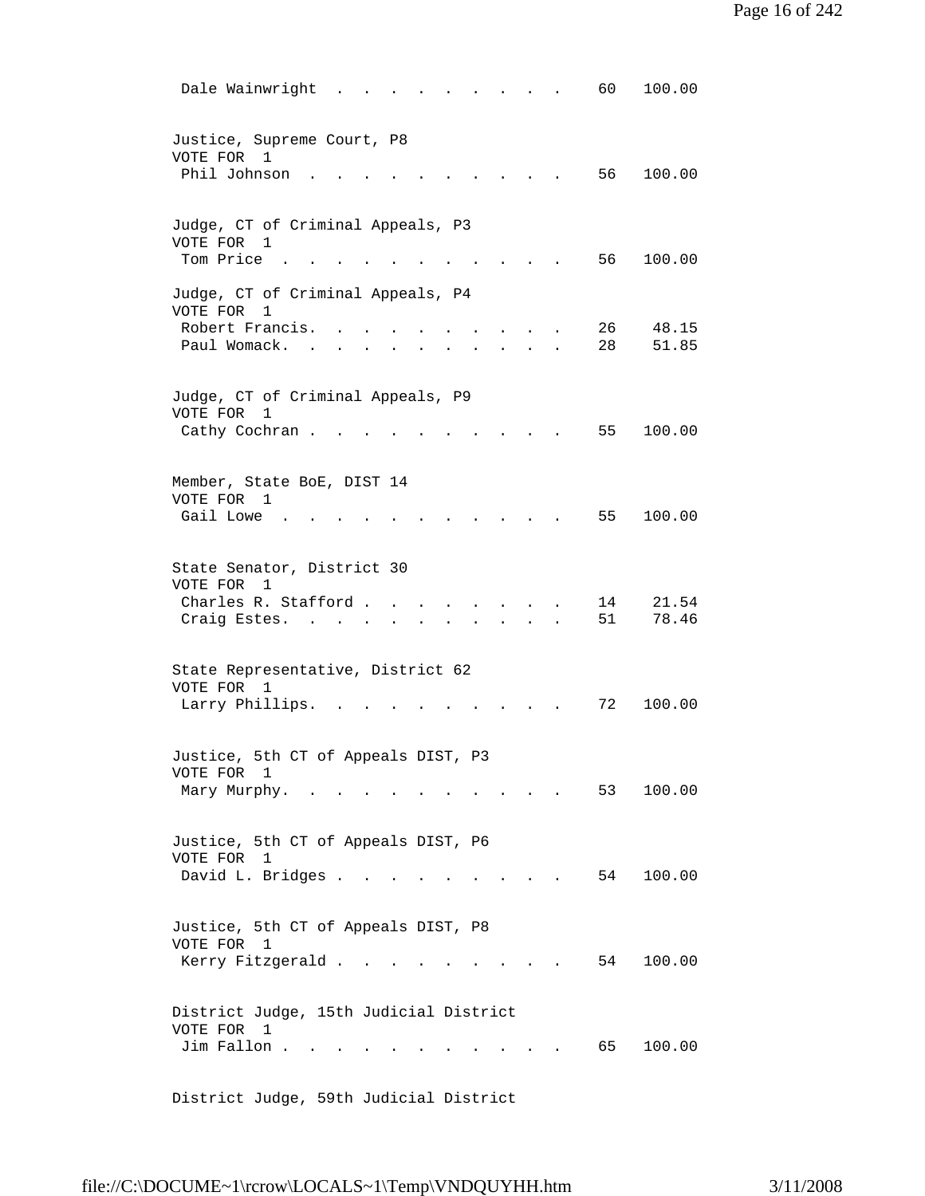Dale Wainwright . . . . . . . . . . 60 100.00

Justice, Supreme Court, P8
VOTE FOR 1

| Candidate | Votes | Percent |
|---|---|---|
| Phil Johnson | 56 | 100.00 |

Judge, CT of Criminal Appeals, P3
VOTE FOR 1

| Candidate | Votes | Percent |
|---|---|---|
| Tom Price | 56 | 100.00 |

Judge, CT of Criminal Appeals, P4
VOTE FOR 1

| Candidate | Votes | Percent |
|---|---|---|
| Robert Francis. | 26 | 48.15 |
| Paul Womack. | 28 | 51.85 |

Judge, CT of Criminal Appeals, P9
VOTE FOR 1

| Candidate | Votes | Percent |
|---|---|---|
| Cathy Cochran | 55 | 100.00 |

Member, State BoE, DIST 14
VOTE FOR 1

| Candidate | Votes | Percent |
|---|---|---|
| Gail Lowe | 55 | 100.00 |

State Senator, District 30
VOTE FOR 1

| Candidate | Votes | Percent |
|---|---|---|
| Charles R. Stafford | 14 | 21.54 |
| Craig Estes. | 51 | 78.46 |

State Representative, District 62
VOTE FOR 1

| Candidate | Votes | Percent |
|---|---|---|
| Larry Phillips. | 72 | 100.00 |

Justice, 5th CT of Appeals DIST, P3
VOTE FOR 1

| Candidate | Votes | Percent |
|---|---|---|
| Mary Murphy. | 53 | 100.00 |

Justice, 5th CT of Appeals DIST, P6
VOTE FOR 1

| Candidate | Votes | Percent |
|---|---|---|
| David L. Bridges | 54 | 100.00 |

Justice, 5th CT of Appeals DIST, P8
VOTE FOR 1

| Candidate | Votes | Percent |
|---|---|---|
| Kerry Fitzgerald | 54 | 100.00 |

District Judge, 15th Judicial District
VOTE FOR 1

| Candidate | Votes | Percent |
|---|---|---|
| Jim Fallon | 65 | 100.00 |

District Judge, 59th Judicial District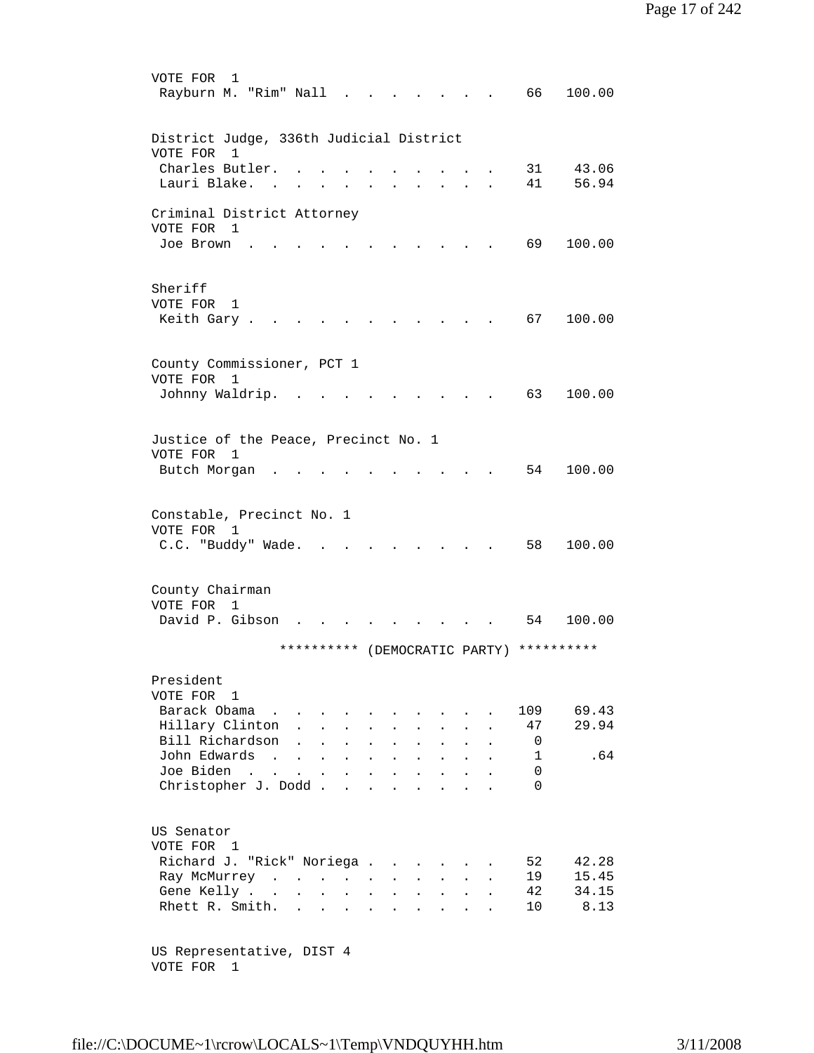VOTE FOR 1

| Candidate | Votes | Percent |
|---|---|---|
| Rayburn M. "Rim" Nall | 66 | 100.00 |

District Judge, 336th Judicial District
VOTE FOR 1

| Candidate | Votes | Percent |
|---|---|---|
| Charles Butler. | 31 | 43.06 |
| Lauri Blake. | 41 | 56.94 |

Criminal District Attorney
VOTE FOR 1

| Candidate | Votes | Percent |
|---|---|---|
| Joe Brown | 69 | 100.00 |

Sheriff
VOTE FOR 1

| Candidate | Votes | Percent |
|---|---|---|
| Keith Gary | 67 | 100.00 |

County Commissioner, PCT 1
VOTE FOR 1

| Candidate | Votes | Percent |
|---|---|---|
| Johnny Waldrip. | 63 | 100.00 |

Justice of the Peace, Precinct No. 1
VOTE FOR 1

| Candidate | Votes | Percent |
|---|---|---|
| Butch Morgan | 54 | 100.00 |

Constable, Precinct No. 1
VOTE FOR 1

| Candidate | Votes | Percent |
|---|---|---|
| C.C. "Buddy" Wade. | 58 | 100.00 |

County Chairman
VOTE FOR 1

| Candidate | Votes | Percent |
|---|---|---|
| David P. Gibson | 54 | 100.00 |

********** (DEMOCRATIC PARTY) **********

President
VOTE FOR 1

| Candidate | Votes | Percent |
|---|---|---|
| Barack Obama | 109 | 69.43 |
| Hillary Clinton | 47 | 29.94 |
| Bill Richardson | 0 | |
| John Edwards | 1 | .64 |
| Joe Biden | 0 | |
| Christopher J. Dodd | 0 | |

US Senator
VOTE FOR 1

| Candidate | Votes | Percent |
|---|---|---|
| Richard J. "Rick" Noriega | 52 | 42.28 |
| Ray McMurrey | 19 | 15.45 |
| Gene Kelly | 42 | 34.15 |
| Rhett R. Smith. | 10 | 8.13 |

US Representative, DIST 4
VOTE FOR 1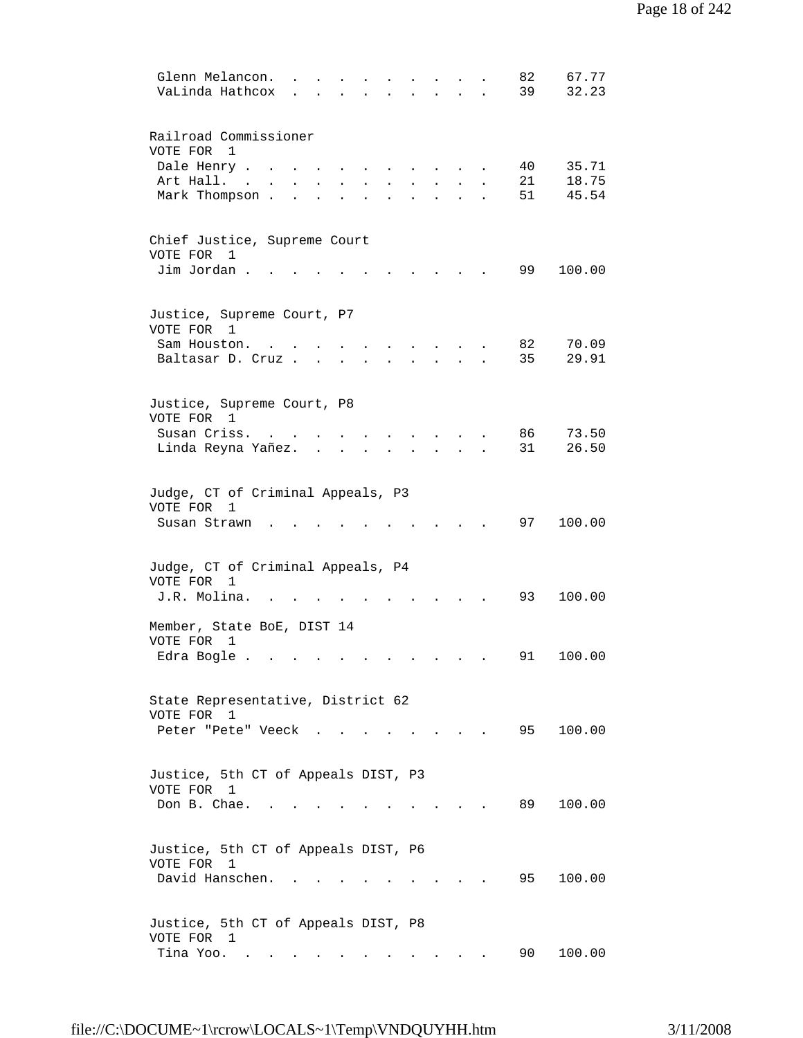| | | |
|---|---|---|
| Glenn Melancon | 82 | 67.77 |
| VaLinda Hathcox | 39 | 32.23 |

Railroad Commissioner
VOTE FOR 1

| | | |
|---|---|---|
| Dale Henry | 40 | 35.71 |
| Art Hall | 21 | 18.75 |
| Mark Thompson | 51 | 45.54 |

Chief Justice, Supreme Court
VOTE FOR 1

| | | |
|---|---|---|
| Jim Jordan | 99 | 100.00 |

Justice, Supreme Court, P7
VOTE FOR 1

| | | |
|---|---|---|
| Sam Houston | 82 | 70.09 |
| Baltasar D. Cruz | 35 | 29.91 |

Justice, Supreme Court, P8
VOTE FOR 1

| | | |
|---|---|---|
| Susan Criss | 86 | 73.50 |
| Linda Reyna Yañez | 31 | 26.50 |

Judge, CT of Criminal Appeals, P3
VOTE FOR 1

| | | |
|---|---|---|
| Susan Strawn | 97 | 100.00 |

Judge, CT of Criminal Appeals, P4
VOTE FOR 1

| | | |
|---|---|---|
| J.R. Molina | 93 | 100.00 |

Member, State BoE, DIST 14
VOTE FOR 1

| | | |
|---|---|---|
| Edra Bogle | 91 | 100.00 |

State Representative, District 62
VOTE FOR 1

| | | |
|---|---|---|
| Peter "Pete" Veeck | 95 | 100.00 |

Justice, 5th CT of Appeals DIST, P3
VOTE FOR 1

| | | |
|---|---|---|
| Don B. Chae | 89 | 100.00 |

Justice, 5th CT of Appeals DIST, P6
VOTE FOR 1

| | | |
|---|---|---|
| David Hanschen | 95 | 100.00 |

Justice, 5th CT of Appeals DIST, P8
VOTE FOR 1

| | | |
|---|---|---|
| Tina Yoo | 90 | 100.00 |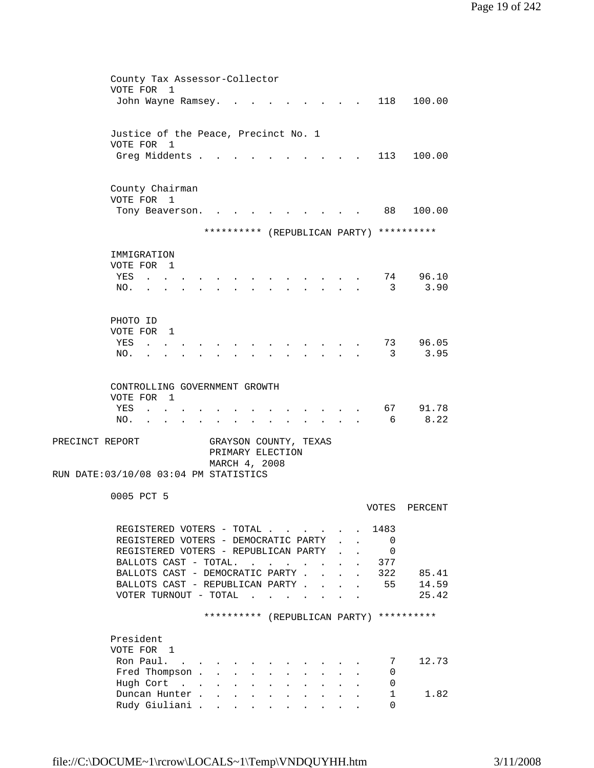County Tax Assessor-Collector
VOTE FOR 1

| | VOTES | PERCENT |
|---|---|---|
| John Wayne Ramsey | 118 | 100.00 |

Justice of the Peace, Precinct No. 1
VOTE FOR 1

| | VOTES | PERCENT |
|---|---|---|
| Greg Middents | 113 | 100.00 |

County Chairman
VOTE FOR 1

| | VOTES | PERCENT |
|---|---|---|
| Tony Beaverson | 88 | 100.00 |

********** (REPUBLICAN PARTY) **********

IMMIGRATION
VOTE FOR 1

| | VOTES | PERCENT |
|---|---|---|
| YES | 74 | 96.10 |
| NO. | 3 | 3.90 |

PHOTO ID
VOTE FOR 1

| | VOTES | PERCENT |
|---|---|---|
| YES | 73 | 96.05 |
| NO. | 3 | 3.95 |

CONTROLLING GOVERNMENT GROWTH
VOTE FOR 1

| | VOTES | PERCENT |
|---|---|---|
| YES | 67 | 91.78 |
| NO. | 6 | 8.22 |

PRECINCT REPORT GRAYSON COUNTY, TEXAS
PRIMARY ELECTION
MARCH 4, 2008
RUN DATE:03/10/08 03:04 PM STATISTICS

0005 PCT 5

| | VOTES | PERCENT |
|---|---|---|
| REGISTERED VOTERS - TOTAL | 1483 | |
| REGISTERED VOTERS - DEMOCRATIC PARTY | 0 | |
| REGISTERED VOTERS - REPUBLICAN PARTY | 0 | |
| BALLOTS CAST - TOTAL. | 377 | |
| BALLOTS CAST - DEMOCRATIC PARTY | 322 | 85.41 |
| BALLOTS CAST - REPUBLICAN PARTY | 55 | 14.59 |
| VOTER TURNOUT - TOTAL | | 25.42 |

********** (REPUBLICAN PARTY) **********

President
VOTE FOR 1

| | VOTES | PERCENT |
|---|---|---|
| Ron Paul. | 7 | 12.73 |
| Fred Thompson | 0 | |
| Hugh Cort | 0 | |
| Duncan Hunter | 1 | 1.82 |
| Rudy Giuliani | 0 | |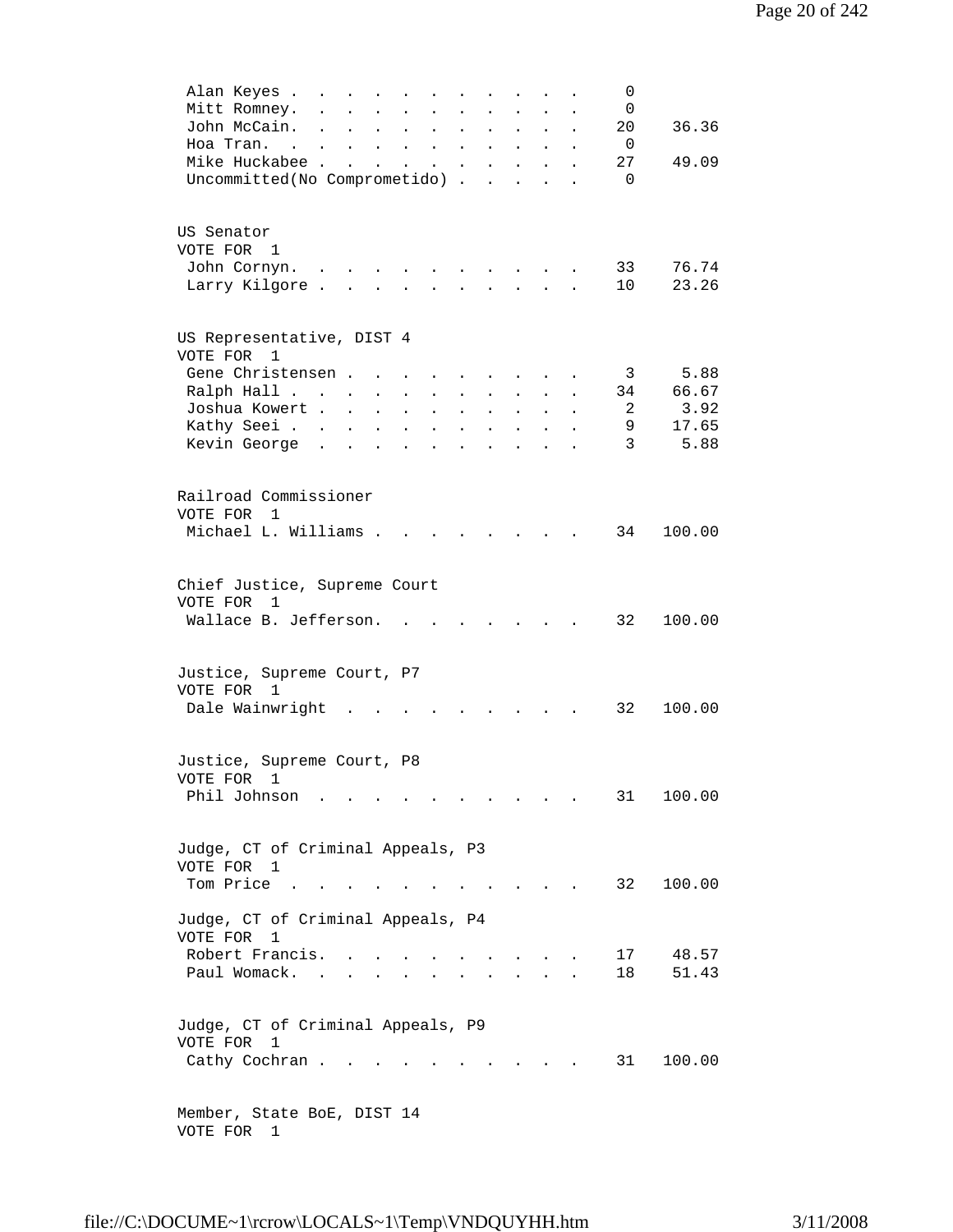| Candidate | Votes | Percent |
|---|---|---|
| Alan Keyes | 0 | |
| Mitt Romney | 0 | |
| John McCain | 20 | 36.36 |
| Hoa Tran | 0 | |
| Mike Huckabee | 27 | 49.09 |
| Uncommitted(No Comprometido) | 0 | |

US Senator
VOTE FOR 1

| Candidate | Votes | Percent |
|---|---|---|
| John Cornyn | 33 | 76.74 |
| Larry Kilgore | 10 | 23.26 |

US Representative, DIST 4
VOTE FOR 1

| Candidate | Votes | Percent |
|---|---|---|
| Gene Christensen | 3 | 5.88 |
| Ralph Hall | 34 | 66.67 |
| Joshua Kowert | 2 | 3.92 |
| Kathy Seei | 9 | 17.65 |
| Kevin George | 3 | 5.88 |

Railroad Commissioner
VOTE FOR 1

| Candidate | Votes | Percent |
|---|---|---|
| Michael L. Williams | 34 | 100.00 |

Chief Justice, Supreme Court
VOTE FOR 1

| Candidate | Votes | Percent |
|---|---|---|
| Wallace B. Jefferson | 32 | 100.00 |

Justice, Supreme Court, P7
VOTE FOR 1

| Candidate | Votes | Percent |
|---|---|---|
| Dale Wainwright | 32 | 100.00 |

Justice, Supreme Court, P8
VOTE FOR 1

| Candidate | Votes | Percent |
|---|---|---|
| Phil Johnson | 31 | 100.00 |

Judge, CT of Criminal Appeals, P3
VOTE FOR 1

| Candidate | Votes | Percent |
|---|---|---|
| Tom Price | 32 | 100.00 |

Judge, CT of Criminal Appeals, P4
VOTE FOR 1

| Candidate | Votes | Percent |
|---|---|---|
| Robert Francis | 17 | 48.57 |
| Paul Womack | 18 | 51.43 |

Judge, CT of Criminal Appeals, P9
VOTE FOR 1

| Candidate | Votes | Percent |
|---|---|---|
| Cathy Cochran | 31 | 100.00 |

Member, State BoE, DIST 14
VOTE FOR 1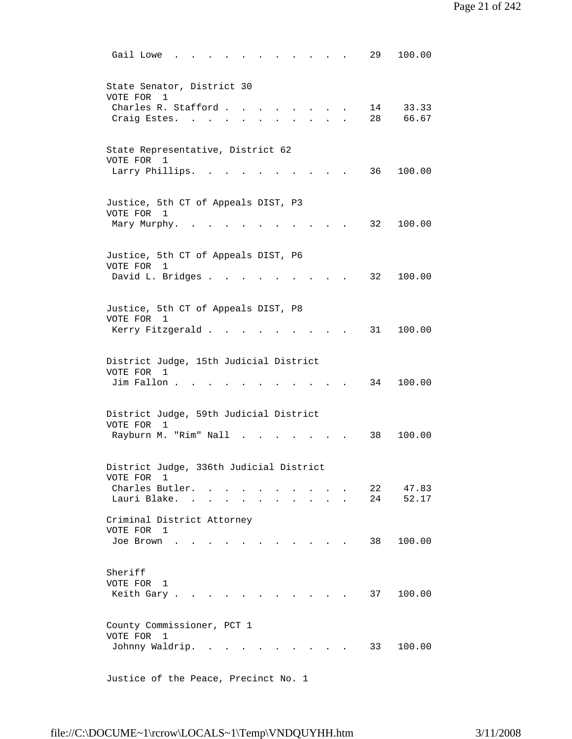Gail Lowe . . . . . . . . . . . . . 29 100.00

State Senator, District 30
VOTE FOR 1

| | | |
|---|---|---|
| Charles R. Stafford | 14 | 33.33 |
| Craig Estes | 28 | 66.67 |

State Representative, District 62
VOTE FOR 1

| | | |
|---|---|---|
| Larry Phillips | 36 | 100.00 |

Justice, 5th CT of Appeals DIST, P3
VOTE FOR 1

| | | |
|---|---|---|
| Mary Murphy | 32 | 100.00 |

Justice, 5th CT of Appeals DIST, P6
VOTE FOR 1

| | | |
|---|---|---|
| David L. Bridges | 32 | 100.00 |

Justice, 5th CT of Appeals DIST, P8
VOTE FOR 1

| | | |
|---|---|---|
| Kerry Fitzgerald | 31 | 100.00 |

District Judge, 15th Judicial District
VOTE FOR 1

| | | |
|---|---|---|
| Jim Fallon | 34 | 100.00 |

District Judge, 59th Judicial District
VOTE FOR 1

| | | |
|---|---|---|
| Rayburn M. "Rim" Nall | 38 | 100.00 |

District Judge, 336th Judicial District
VOTE FOR 1

| | | |
|---|---|---|
| Charles Butler | 22 | 47.83 |
| Lauri Blake | 24 | 52.17 |

Criminal District Attorney
VOTE FOR 1

| | | |
|---|---|---|
| Joe Brown | 38 | 100.00 |

Sheriff
VOTE FOR 1

| | | |
|---|---|---|
| Keith Gary | 37 | 100.00 |

County Commissioner, PCT 1
VOTE FOR 1

| | | |
|---|---|---|
| Johnny Waldrip | 33 | 100.00 |

Justice of the Peace, Precinct No. 1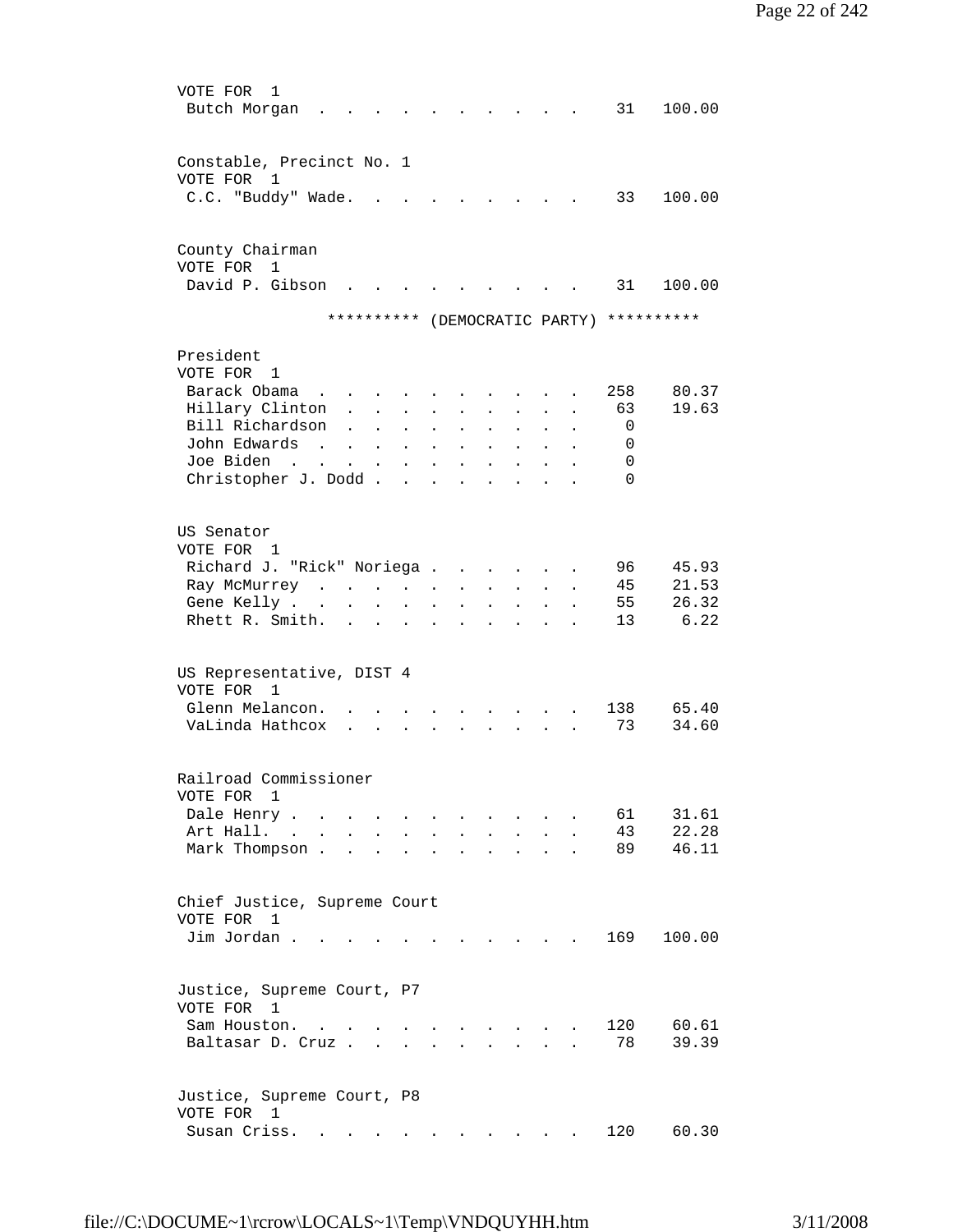VOTE FOR 1

| Candidate | Votes | Percent |
|---|---|---|
| Butch Morgan | 31 | 100.00 |

Constable, Precinct No. 1

VOTE FOR 1

| Candidate | Votes | Percent |
|---|---|---|
| C.C. "Buddy" Wade. | 33 | 100.00 |

County Chairman

VOTE FOR 1

| Candidate | Votes | Percent |
|---|---|---|
| David P. Gibson | 31 | 100.00 |

********** (DEMOCRATIC PARTY) **********

President

VOTE FOR 1

| Candidate | Votes | Percent |
|---|---|---|
| Barack Obama | 258 | 80.37 |
| Hillary Clinton | 63 | 19.63 |
| Bill Richardson | 0 | |
| John Edwards | 0 | |
| Joe Biden | 0 | |
| Christopher J. Dodd | 0 | |

US Senator

VOTE FOR 1

| Candidate | Votes | Percent |
|---|---|---|
| Richard J. "Rick" Noriega | 96 | 45.93 |
| Ray McMurrey | 45 | 21.53 |
| Gene Kelly | 55 | 26.32 |
| Rhett R. Smith. | 13 | 6.22 |

US Representative, DIST 4

VOTE FOR 1

| Candidate | Votes | Percent |
|---|---|---|
| Glenn Melancon. | 138 | 65.40 |
| VaLinda Hathcox | 73 | 34.60 |

Railroad Commissioner

VOTE FOR 1

| Candidate | Votes | Percent |
|---|---|---|
| Dale Henry | 61 | 31.61 |
| Art Hall. | 43 | 22.28 |
| Mark Thompson | 89 | 46.11 |

Chief Justice, Supreme Court

VOTE FOR 1

| Candidate | Votes | Percent |
|---|---|---|
| Jim Jordan | 169 | 100.00 |

Justice, Supreme Court, P7

VOTE FOR 1

| Candidate | Votes | Percent |
|---|---|---|
| Sam Houston. | 120 | 60.61 |
| Baltasar D. Cruz | 78 | 39.39 |

Justice, Supreme Court, P8

VOTE FOR 1

| Candidate | Votes | Percent |
|---|---|---|
| Susan Criss. | 120 | 60.30 |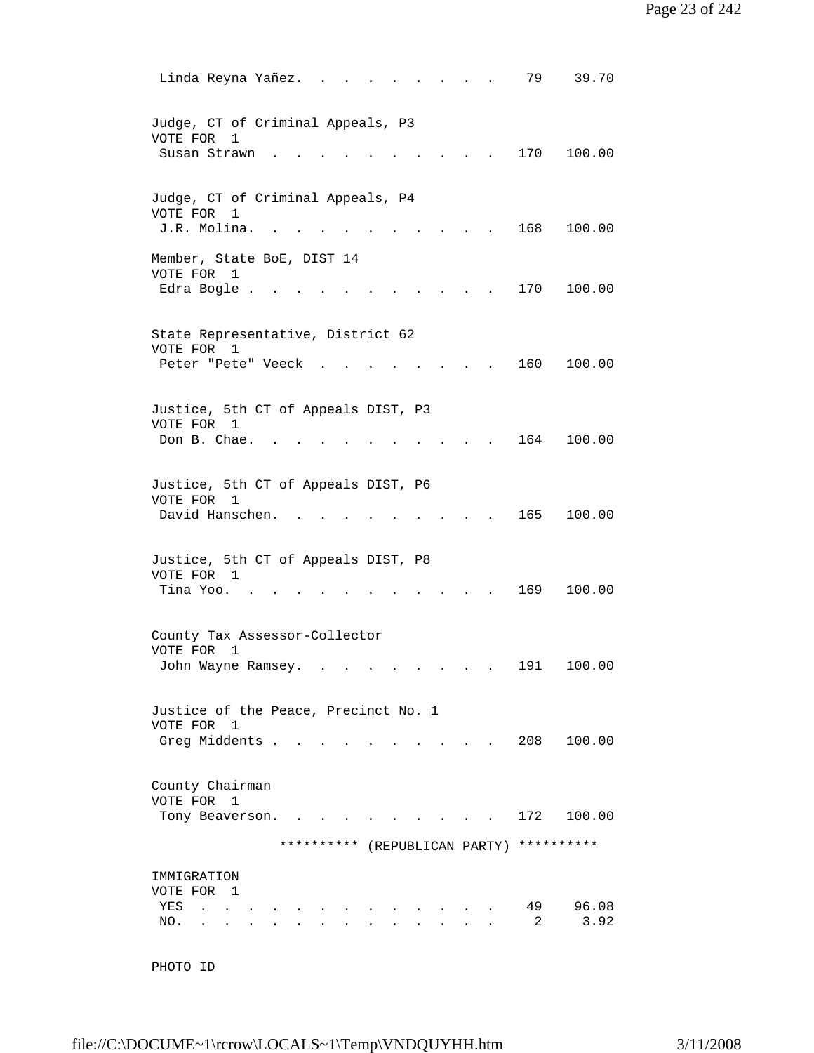| | | |
|---|---|---|
| Linda Reyna Yañez | 79 | 39.70 |

Judge, CT of Criminal Appeals, P3
VOTE FOR 1

| | | |
|---|---|---|
| Susan Strawn | 170 | 100.00 |

Judge, CT of Criminal Appeals, P4
VOTE FOR 1

| | | |
|---|---|---|
| J.R. Molina | 168 | 100.00 |

Member, State BoE, DIST 14
VOTE FOR 1

| | | |
|---|---|---|
| Edra Bogle | 170 | 100.00 |

State Representative, District 62
VOTE FOR 1

| | | |
|---|---|---|
| Peter "Pete" Veeck | 160 | 100.00 |

Justice, 5th CT of Appeals DIST, P3
VOTE FOR 1

| | | |
|---|---|---|
| Don B. Chae | 164 | 100.00 |

Justice, 5th CT of Appeals DIST, P6
VOTE FOR 1

| | | |
|---|---|---|
| David Hanschen | 165 | 100.00 |

Justice, 5th CT of Appeals DIST, P8
VOTE FOR 1

| | | |
|---|---|---|
| Tina Yoo | 169 | 100.00 |

County Tax Assessor-Collector
VOTE FOR 1

| | | |
|---|---|---|
| John Wayne Ramsey | 191 | 100.00 |

Justice of the Peace, Precinct No. 1
VOTE FOR 1

| | | |
|---|---|---|
| Greg Middents | 208 | 100.00 |

County Chairman
VOTE FOR 1

| | | |
|---|---|---|
| Tony Beaverson | 172 | 100.00 |

********** (REPUBLICAN PARTY) **********

IMMIGRATION
VOTE FOR 1

| | | |
|---|---|---|
| YES | 49 | 96.08 |
| NO. | 2 | 3.92 |

PHOTO ID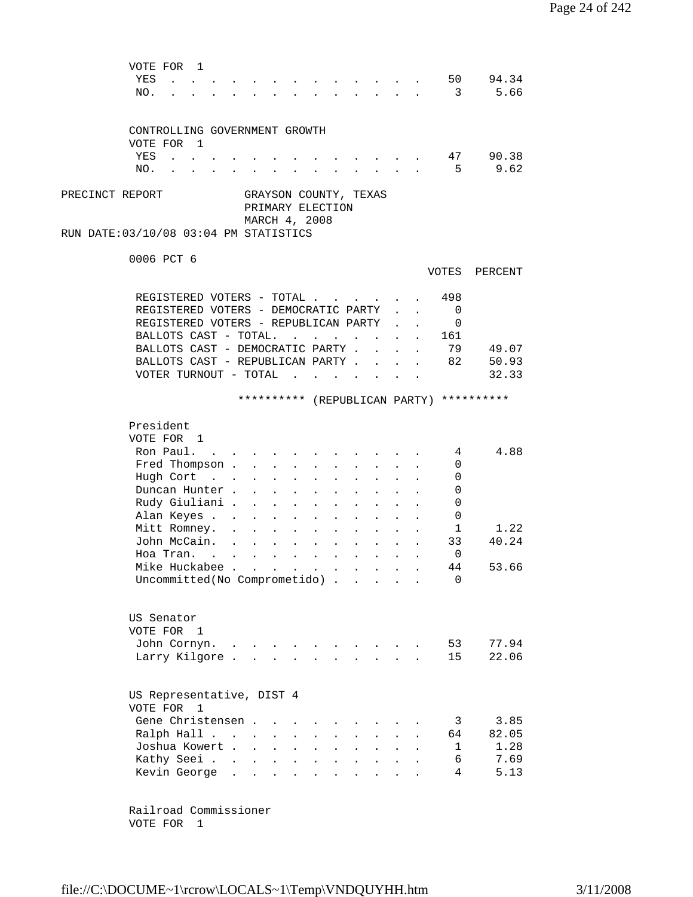VOTE FOR 1

| | VOTES | PERCENT |
|---|---|---|
| YES | 50 | 94.34 |
| NO. | 3 | 5.66 |

CONTROLLING GOVERNMENT GROWTH

VOTE FOR 1

| | VOTES | PERCENT |
|---|---|---|
| YES | 47 | 90.38 |
| NO. | 5 | 9.62 |

PRECINCT REPORT GRAYSON COUNTY, TEXAS
PRIMARY ELECTION
MARCH 4, 2008

RUN DATE:03/10/08 03:04 PM STATISTICS

0006 PCT 6

| | VOTES | PERCENT |
|---|---|---|
| REGISTERED VOTERS - TOTAL | 498 | |
| REGISTERED VOTERS - DEMOCRATIC PARTY | 0 | |
| REGISTERED VOTERS - REPUBLICAN PARTY | 0 | |
| BALLOTS CAST - TOTAL. | 161 | |
| BALLOTS CAST - DEMOCRATIC PARTY | 79 | 49.07 |
| BALLOTS CAST - REPUBLICAN PARTY | 82 | 50.93 |
| VOTER TURNOUT - TOTAL | | 32.33 |

********** (REPUBLICAN PARTY) **********

President

VOTE FOR 1

| | VOTES | PERCENT |
|---|---|---|
| Ron Paul. | 4 | 4.88 |
| Fred Thompson | 0 | |
| Hugh Cort | 0 | |
| Duncan Hunter | 0 | |
| Rudy Giuliani | 0 | |
| Alan Keyes | 0 | |
| Mitt Romney. | 1 | 1.22 |
| John McCain. | 33 | 40.24 |
| Hoa Tran. | 0 | |
| Mike Huckabee | 44 | 53.66 |
| Uncommitted(No Comprometido) | 0 | |

US Senator

VOTE FOR 1

| | VOTES | PERCENT |
|---|---|---|
| John Cornyn. | 53 | 77.94 |
| Larry Kilgore | 15 | 22.06 |

US Representative, DIST 4

VOTE FOR 1

| | VOTES | PERCENT |
|---|---|---|
| Gene Christensen | 3 | 3.85 |
| Ralph Hall | 64 | 82.05 |
| Joshua Kowert | 1 | 1.28 |
| Kathy Seei | 6 | 7.69 |
| Kevin George | 4 | 5.13 |

Railroad Commissioner

VOTE FOR 1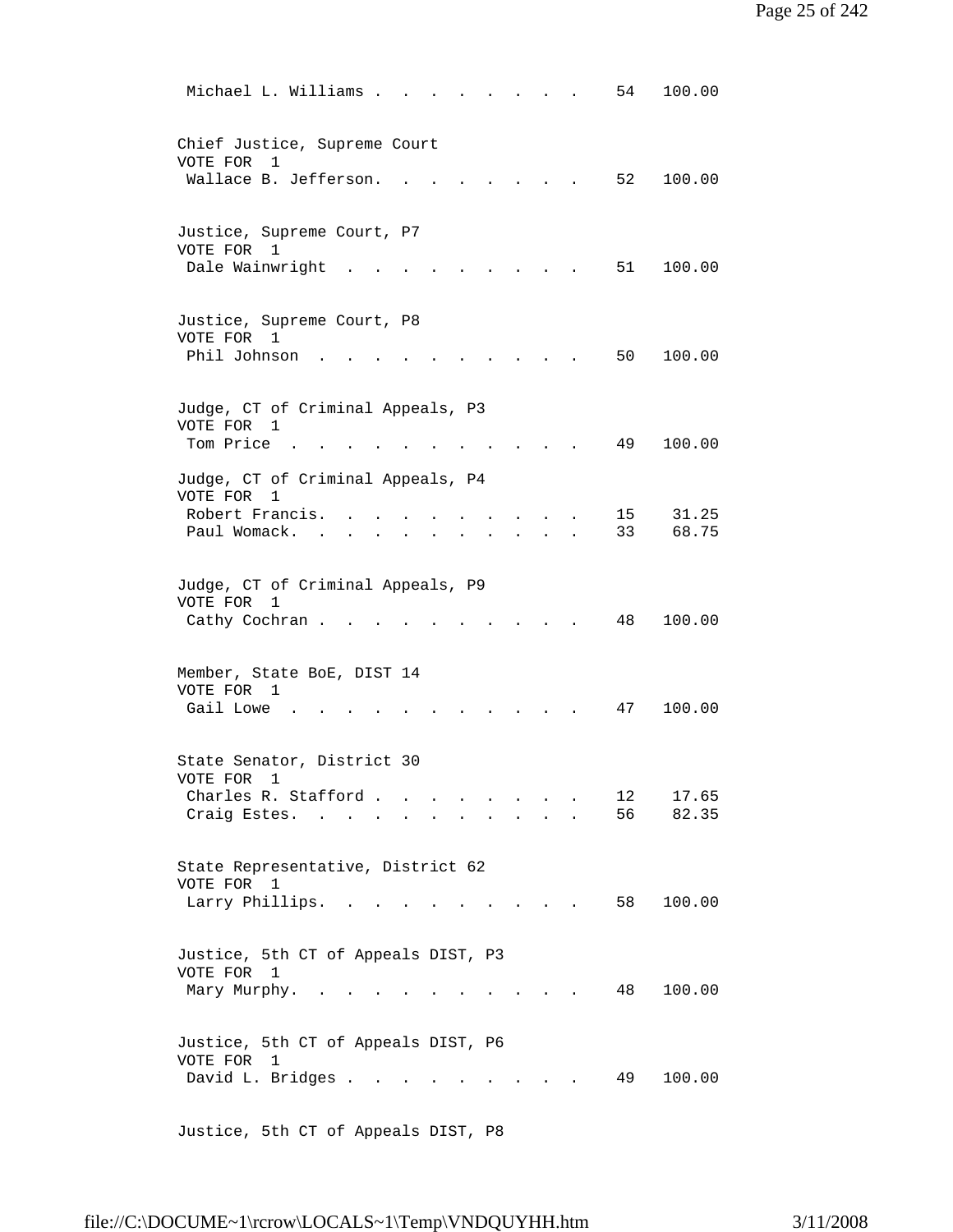| | | |
|---|---|---|
| Michael L. Williams | 54 | 100.00 |

Chief Justice, Supreme Court
VOTE FOR 1

| | | |
|---|---|---|
| Wallace B. Jefferson. | 52 | 100.00 |

Justice, Supreme Court, P7
VOTE FOR 1

| | | |
|---|---|---|
| Dale Wainwright | 51 | 100.00 |

Justice, Supreme Court, P8
VOTE FOR 1

| | | |
|---|---|---|
| Phil Johnson | 50 | 100.00 |

Judge, CT of Criminal Appeals, P3
VOTE FOR 1

| | | |
|---|---|---|
| Tom Price | 49 | 100.00 |

Judge, CT of Criminal Appeals, P4
VOTE FOR 1

| | | |
|---|---|---|
| Robert Francis. | 15 | 31.25 |
| Paul Womack. | 33 | 68.75 |

Judge, CT of Criminal Appeals, P9
VOTE FOR 1

| | | |
|---|---|---|
| Cathy Cochran | 48 | 100.00 |

Member, State BoE, DIST 14
VOTE FOR 1

| | | |
|---|---|---|
| Gail Lowe | 47 | 100.00 |

State Senator, District 30
VOTE FOR 1

| | | |
|---|---|---|
| Charles R. Stafford | 12 | 17.65 |
| Craig Estes. | 56 | 82.35 |

State Representative, District 62
VOTE FOR 1

| | | |
|---|---|---|
| Larry Phillips. | 58 | 100.00 |

Justice, 5th CT of Appeals DIST, P3
VOTE FOR 1

| | | |
|---|---|---|
| Mary Murphy. | 48 | 100.00 |

Justice, 5th CT of Appeals DIST, P6
VOTE FOR 1

| | | |
|---|---|---|
| David L. Bridges | 49 | 100.00 |

Justice, 5th CT of Appeals DIST, P8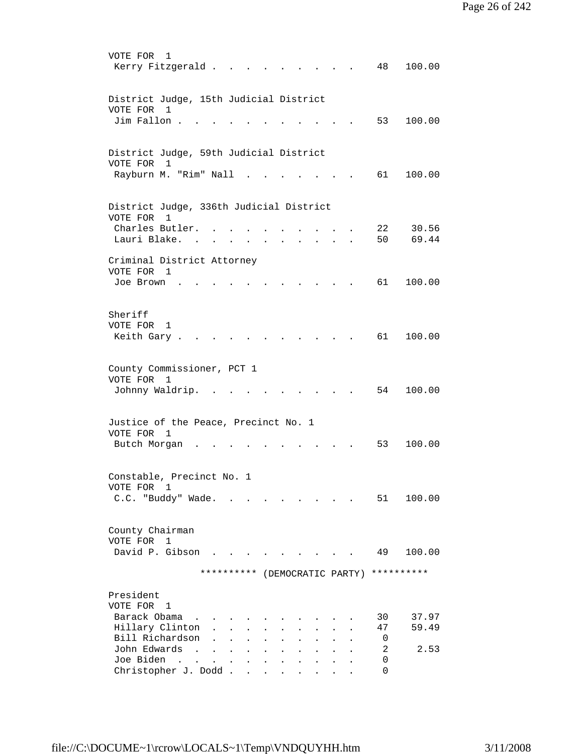VOTE FOR 1

| Candidate | Votes | Percent |
|---|---|---|
| Kerry Fitzgerald | 48 | 100.00 |

District Judge, 15th Judicial District
VOTE FOR 1

| Candidate | Votes | Percent |
|---|---|---|
| Jim Fallon | 53 | 100.00 |

District Judge, 59th Judicial District
VOTE FOR 1

| Candidate | Votes | Percent |
|---|---|---|
| Rayburn M. "Rim" Nall | 61 | 100.00 |

District Judge, 336th Judicial District
VOTE FOR 1

| Candidate | Votes | Percent |
|---|---|---|
| Charles Butler | 22 | 30.56 |
| Lauri Blake | 50 | 69.44 |

Criminal District Attorney
VOTE FOR 1

| Candidate | Votes | Percent |
|---|---|---|
| Joe Brown | 61 | 100.00 |

Sheriff
VOTE FOR 1

| Candidate | Votes | Percent |
|---|---|---|
| Keith Gary | 61 | 100.00 |

County Commissioner, PCT 1
VOTE FOR 1

| Candidate | Votes | Percent |
|---|---|---|
| Johnny Waldrip | 54 | 100.00 |

Justice of the Peace, Precinct No. 1
VOTE FOR 1

| Candidate | Votes | Percent |
|---|---|---|
| Butch Morgan | 53 | 100.00 |

Constable, Precinct No. 1
VOTE FOR 1

| Candidate | Votes | Percent |
|---|---|---|
| C.C. "Buddy" Wade | 51 | 100.00 |

County Chairman
VOTE FOR 1

| Candidate | Votes | Percent |
|---|---|---|
| David P. Gibson | 49 | 100.00 |

********** (DEMOCRATIC PARTY) **********

President
VOTE FOR 1

| Candidate | Votes | Percent |
|---|---|---|
| Barack Obama | 30 | 37.97 |
| Hillary Clinton | 47 | 59.49 |
| Bill Richardson | 0 | |
| John Edwards | 2 | 2.53 |
| Joe Biden | 0 | |
| Christopher J. Dodd | 0 | |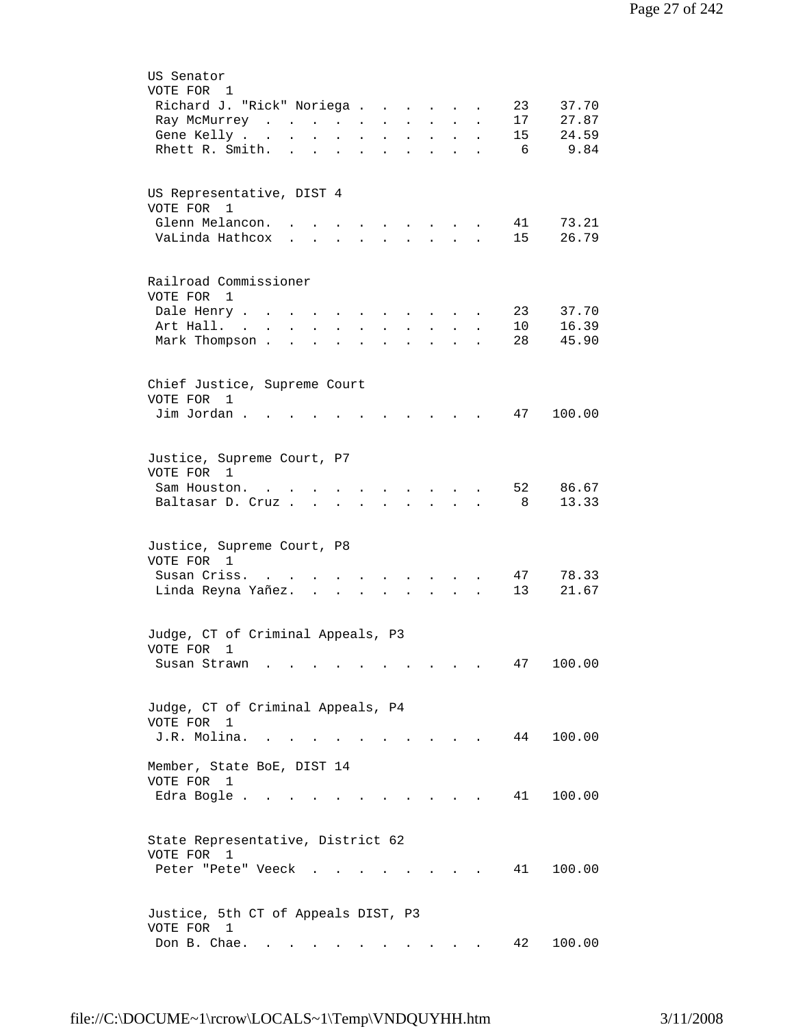US Senator
VOTE FOR 1

| Candidate | Votes | Percent |
|---|---|---|
| Richard J. "Rick" Noriega | 23 | 37.70 |
| Ray McMurrey | 17 | 27.87 |
| Gene Kelly | 15 | 24.59 |
| Rhett R. Smith. | 6 | 9.84 |

US Representative, DIST 4
VOTE FOR 1

| Candidate | Votes | Percent |
|---|---|---|
| Glenn Melancon. | 41 | 73.21 |
| VaLinda Hathcox | 15 | 26.79 |

Railroad Commissioner
VOTE FOR 1

| Candidate | Votes | Percent |
|---|---|---|
| Dale Henry | 23 | 37.70 |
| Art Hall. | 10 | 16.39 |
| Mark Thompson | 28 | 45.90 |

Chief Justice, Supreme Court
VOTE FOR 1

| Candidate | Votes | Percent |
|---|---|---|
| Jim Jordan | 47 | 100.00 |

Justice, Supreme Court, P7
VOTE FOR 1

| Candidate | Votes | Percent |
|---|---|---|
| Sam Houston. | 52 | 86.67 |
| Baltasar D. Cruz | 8 | 13.33 |

Justice, Supreme Court, P8
VOTE FOR 1

| Candidate | Votes | Percent |
|---|---|---|
| Susan Criss. | 47 | 78.33 |
| Linda Reyna Yañez. | 13 | 21.67 |

Judge, CT of Criminal Appeals, P3
VOTE FOR 1

| Candidate | Votes | Percent |
|---|---|---|
| Susan Strawn | 47 | 100.00 |

Judge, CT of Criminal Appeals, P4
VOTE FOR 1

| Candidate | Votes | Percent |
|---|---|---|
| J.R. Molina. | 44 | 100.00 |

Member, State BoE, DIST 14
VOTE FOR 1

| Candidate | Votes | Percent |
|---|---|---|
| Edra Bogle | 41 | 100.00 |

State Representative, District 62
VOTE FOR 1

| Candidate | Votes | Percent |
|---|---|---|
| Peter "Pete" Veeck | 41 | 100.00 |

Justice, 5th CT of Appeals DIST, P3
VOTE FOR 1

| Candidate | Votes | Percent |
|---|---|---|
| Don B. Chae. | 42 | 100.00 |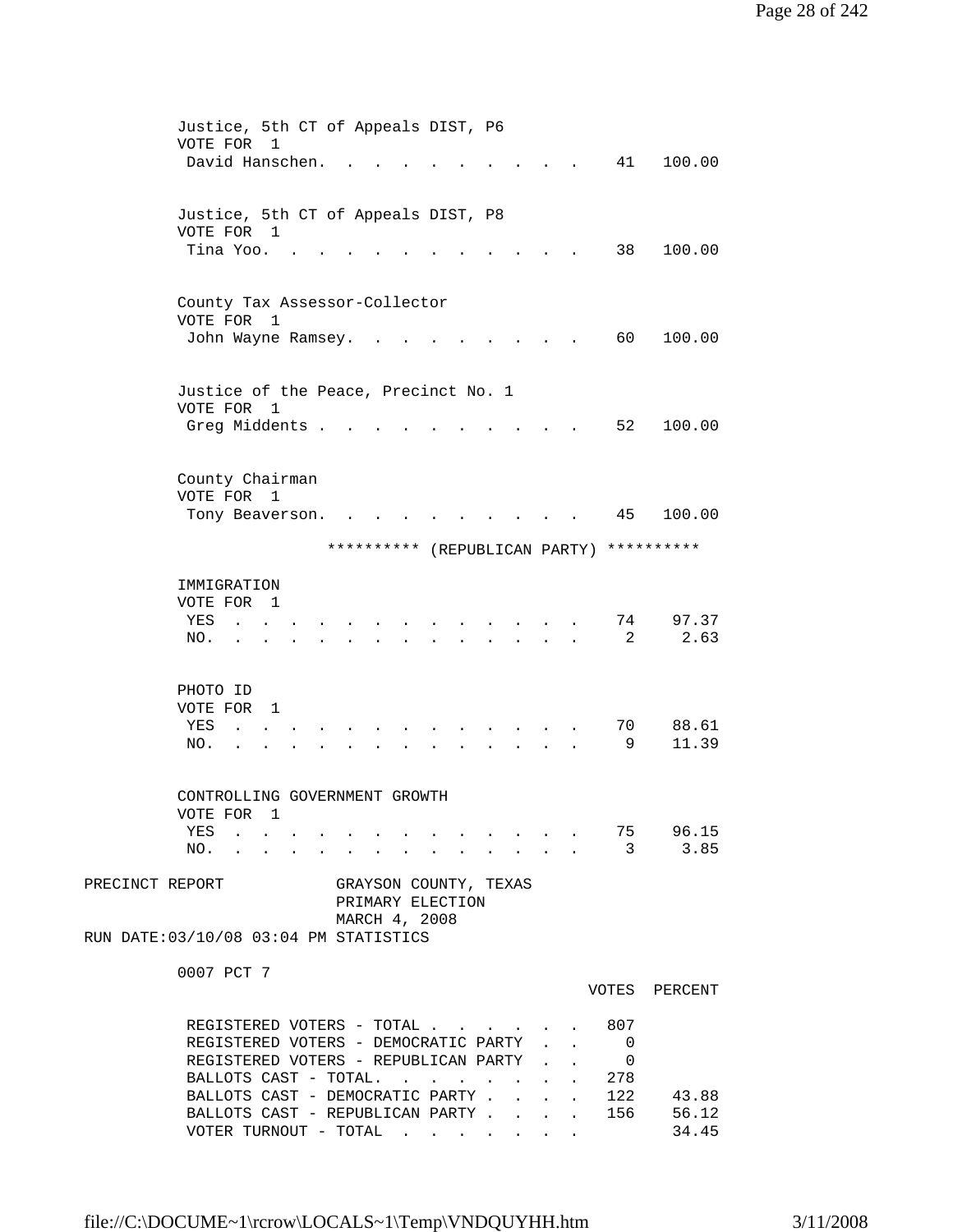Justice, 5th CT of Appeals DIST, P6
VOTE FOR 1

| Candidate | Votes | Percent |
|---|---|---|
| David Hanschen | 41 | 100.00 |

Justice, 5th CT of Appeals DIST, P8
VOTE FOR 1

| Candidate | Votes | Percent |
|---|---|---|
| Tina Yoo | 38 | 100.00 |

County Tax Assessor-Collector
VOTE FOR 1

| Candidate | Votes | Percent |
|---|---|---|
| John Wayne Ramsey | 60 | 100.00 |

Justice of the Peace, Precinct No. 1
VOTE FOR 1

| Candidate | Votes | Percent |
|---|---|---|
| Greg Middents | 52 | 100.00 |

County Chairman
VOTE FOR 1

| Candidate | Votes | Percent |
|---|---|---|
| Tony Beaverson | 45 | 100.00 |

********** (REPUBLICAN PARTY) **********

IMMIGRATION
VOTE FOR 1

| Choice | Votes | Percent |
|---|---|---|
| YES | 74 | 97.37 |
| NO | 2 | 2.63 |

PHOTO ID
VOTE FOR 1

| Choice | Votes | Percent |
|---|---|---|
| YES | 70 | 88.61 |
| NO | 9 | 11.39 |

CONTROLLING GOVERNMENT GROWTH
VOTE FOR 1

| Choice | Votes | Percent |
|---|---|---|
| YES | 75 | 96.15 |
| NO | 3 | 3.85 |

PRECINCT REPORT — GRAYSON COUNTY, TEXAS
PRIMARY ELECTION
MARCH 4, 2008
RUN DATE:03/10/08 03:04 PM STATISTICS

0007 PCT 7

| | VOTES | PERCENT |
|---|---|---|
| REGISTERED VOTERS - TOTAL | 807 | |
| REGISTERED VOTERS - DEMOCRATIC PARTY | 0 | |
| REGISTERED VOTERS - REPUBLICAN PARTY | 0 | |
| BALLOTS CAST - TOTAL | 278 | |
| BALLOTS CAST - DEMOCRATIC PARTY | 122 | 43.88 |
| BALLOTS CAST - REPUBLICAN PARTY | 156 | 56.12 |
| VOTER TURNOUT - TOTAL | | 34.45 |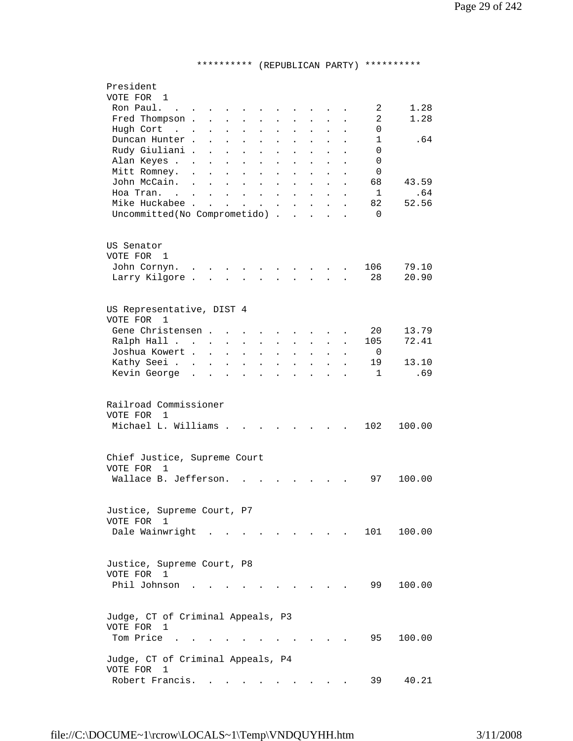********** (REPUBLICAN PARTY) **********

President
VOTE FOR 1

| Candidate | Votes | Percent |
|---|---|---|
| Ron Paul. | 2 | 1.28 |
| Fred Thompson | 2 | 1.28 |
| Hugh Cort | 0 | |
| Duncan Hunter | 1 | .64 |
| Rudy Giuliani | 0 | |
| Alan Keyes | 0 | |
| Mitt Romney. | 0 | |
| John McCain. | 68 | 43.59 |
| Hoa Tran. | 1 | .64 |
| Mike Huckabee | 82 | 52.56 |
| Uncommitted(No Comprometido) | 0 | |

US Senator
VOTE FOR 1

| Candidate | Votes | Percent |
|---|---|---|
| John Cornyn. | 106 | 79.10 |
| Larry Kilgore | 28 | 20.90 |

US Representative, DIST 4
VOTE FOR 1

| Candidate | Votes | Percent |
|---|---|---|
| Gene Christensen | 20 | 13.79 |
| Ralph Hall | 105 | 72.41 |
| Joshua Kowert | 0 | |
| Kathy Seei | 19 | 13.10 |
| Kevin George | 1 | .69 |

Railroad Commissioner
VOTE FOR 1

| Candidate | Votes | Percent |
|---|---|---|
| Michael L. Williams | 102 | 100.00 |

Chief Justice, Supreme Court
VOTE FOR 1

| Candidate | Votes | Percent |
|---|---|---|
| Wallace B. Jefferson. | 97 | 100.00 |

Justice, Supreme Court, P7
VOTE FOR 1

| Candidate | Votes | Percent |
|---|---|---|
| Dale Wainwright | 101 | 100.00 |

Justice, Supreme Court, P8
VOTE FOR 1

| Candidate | Votes | Percent |
|---|---|---|
| Phil Johnson | 99 | 100.00 |

Judge, CT of Criminal Appeals, P3
VOTE FOR 1

| Candidate | Votes | Percent |
|---|---|---|
| Tom Price | 95 | 100.00 |

Judge, CT of Criminal Appeals, P4
VOTE FOR 1

| Candidate | Votes | Percent |
|---|---|---|
| Robert Francis. | 39 | 40.21 |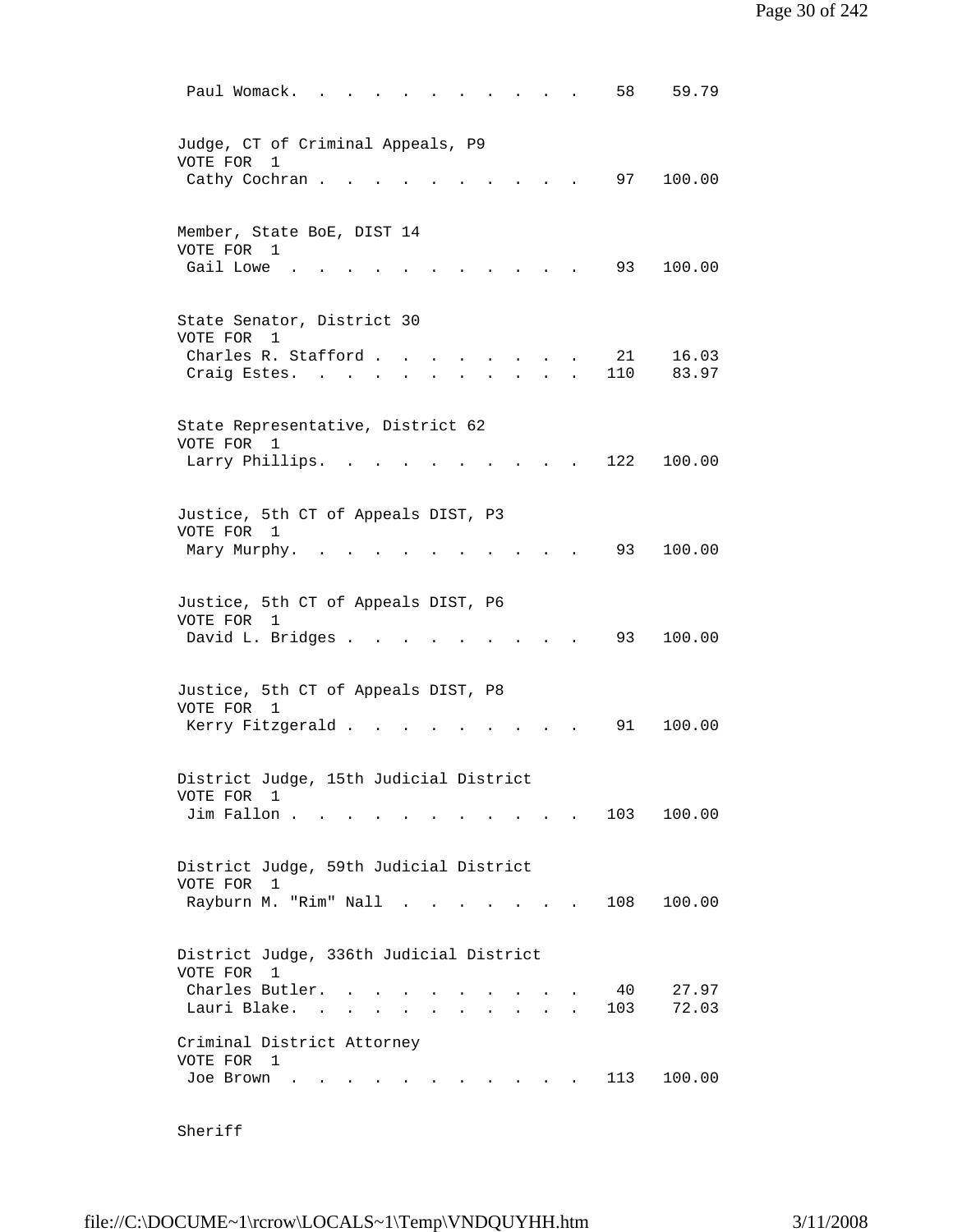Paul Womack. . . . . . . . . . . . . 58 59.79

Judge, CT of Criminal Appeals, P9
VOTE FOR 1

| Candidate | Votes | Percent |
|---|---|---|
| Cathy Cochran | 97 | 100.00 |

Member, State BoE, DIST 14
VOTE FOR 1

| Candidate | Votes | Percent |
|---|---|---|
| Gail Lowe | 93 | 100.00 |

State Senator, District 30
VOTE FOR 1

| Candidate | Votes | Percent |
|---|---|---|
| Charles R. Stafford | 21 | 16.03 |
| Craig Estes | 110 | 83.97 |

State Representative, District 62
VOTE FOR 1

| Candidate | Votes | Percent |
|---|---|---|
| Larry Phillips | 122 | 100.00 |

Justice, 5th CT of Appeals DIST, P3
VOTE FOR 1

| Candidate | Votes | Percent |
|---|---|---|
| Mary Murphy | 93 | 100.00 |

Justice, 5th CT of Appeals DIST, P6
VOTE FOR 1

| Candidate | Votes | Percent |
|---|---|---|
| David L. Bridges | 93 | 100.00 |

Justice, 5th CT of Appeals DIST, P8
VOTE FOR 1

| Candidate | Votes | Percent |
|---|---|---|
| Kerry Fitzgerald | 91 | 100.00 |

District Judge, 15th Judicial District
VOTE FOR 1

| Candidate | Votes | Percent |
|---|---|---|
| Jim Fallon | 103 | 100.00 |

District Judge, 59th Judicial District
VOTE FOR 1

| Candidate | Votes | Percent |
|---|---|---|
| Rayburn M. "Rim" Nall | 108 | 100.00 |

District Judge, 336th Judicial District
VOTE FOR 1

| Candidate | Votes | Percent |
|---|---|---|
| Charles Butler | 40 | 27.97 |
| Lauri Blake | 103 | 72.03 |

Criminal District Attorney
VOTE FOR 1

| Candidate | Votes | Percent |
|---|---|---|
| Joe Brown | 113 | 100.00 |

Sheriff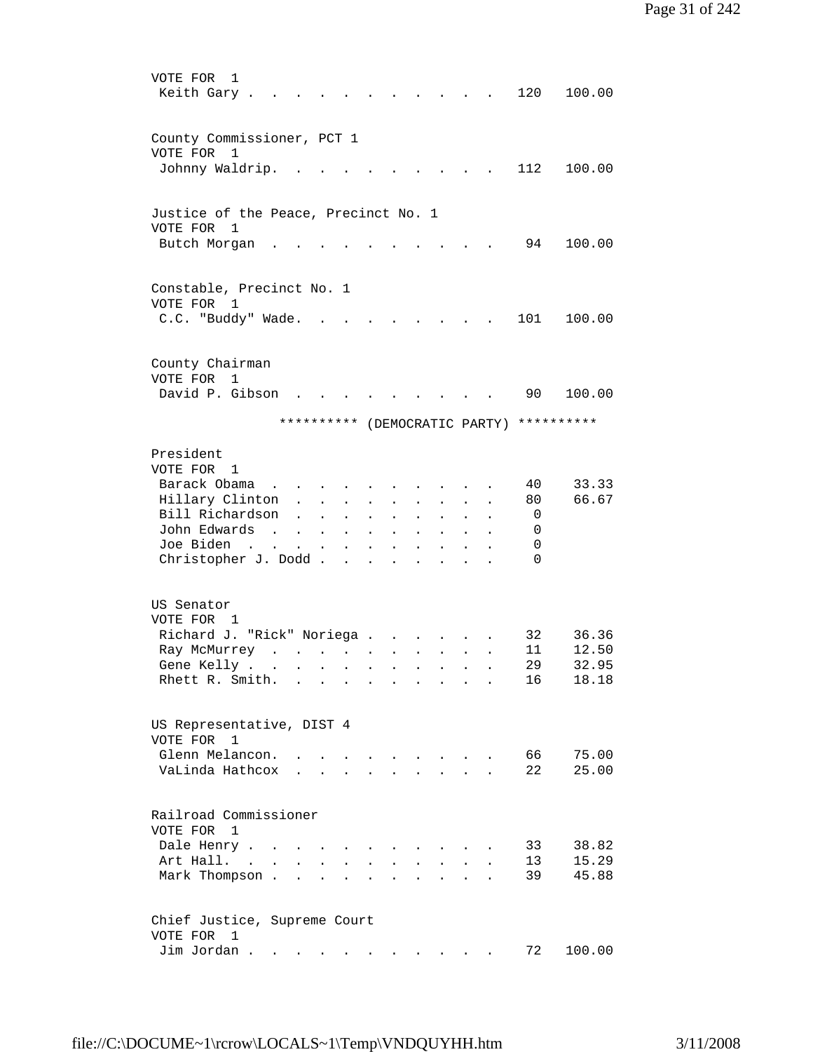VOTE FOR 1

| | | |
|---|---|---|
| Keith Gary | 120 | 100.00 |

County Commissioner, PCT 1
VOTE FOR 1

| | | |
|---|---|---|
| Johnny Waldrip. | 112 | 100.00 |

Justice of the Peace, Precinct No. 1
VOTE FOR 1

| | | |
|---|---|---|
| Butch Morgan | 94 | 100.00 |

Constable, Precinct No. 1
VOTE FOR 1

| | | |
|---|---|---|
| C.C. "Buddy" Wade. | 101 | 100.00 |

County Chairman
VOTE FOR 1

| | | |
|---|---|---|
| David P. Gibson | 90 | 100.00 |

********** (DEMOCRATIC PARTY) **********

President
VOTE FOR 1

| | | |
|---|---|---|
| Barack Obama | 40 | 33.33 |
| Hillary Clinton | 80 | 66.67 |
| Bill Richardson | 0 | |
| John Edwards | 0 | |
| Joe Biden | 0 | |
| Christopher J. Dodd | 0 | |

US Senator
VOTE FOR 1

| | | |
|---|---|---|
| Richard J. "Rick" Noriega | 32 | 36.36 |
| Ray McMurrey | 11 | 12.50 |
| Gene Kelly | 29 | 32.95 |
| Rhett R. Smith. | 16 | 18.18 |

US Representative, DIST 4
VOTE FOR 1

| | | |
|---|---|---|
| Glenn Melancon. | 66 | 75.00 |
| VaLinda Hathcox | 22 | 25.00 |

Railroad Commissioner
VOTE FOR 1

| | | |
|---|---|---|
| Dale Henry | 33 | 38.82 |
| Art Hall. | 13 | 15.29 |
| Mark Thompson | 39 | 45.88 |

Chief Justice, Supreme Court
VOTE FOR 1

| | | |
|---|---|---|
| Jim Jordan | 72 | 100.00 |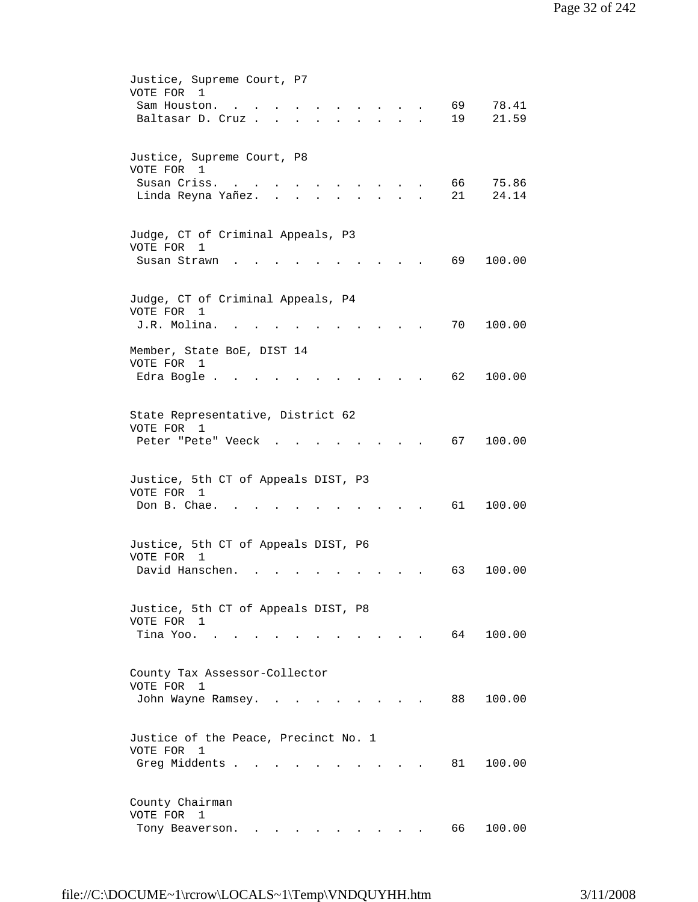Justice, Supreme Court, P7
VOTE FOR 1

| Candidate | Votes | Percent |
|---|---|---|
| Sam Houston | 69 | 78.41 |
| Baltasar D. Cruz | 19 | 21.59 |

Justice, Supreme Court, P8
VOTE FOR 1

| Candidate | Votes | Percent |
|---|---|---|
| Susan Criss | 66 | 75.86 |
| Linda Reyna Yañez | 21 | 24.14 |

Judge, CT of Criminal Appeals, P3
VOTE FOR 1

| Candidate | Votes | Percent |
|---|---|---|
| Susan Strawn | 69 | 100.00 |

Judge, CT of Criminal Appeals, P4
VOTE FOR 1

| Candidate | Votes | Percent |
|---|---|---|
| J.R. Molina | 70 | 100.00 |

Member, State BoE, DIST 14
VOTE FOR 1

| Candidate | Votes | Percent |
|---|---|---|
| Edra Bogle | 62 | 100.00 |

State Representative, District 62
VOTE FOR 1

| Candidate | Votes | Percent |
|---|---|---|
| Peter "Pete" Veeck | 67 | 100.00 |

Justice, 5th CT of Appeals DIST, P3
VOTE FOR 1

| Candidate | Votes | Percent |
|---|---|---|
| Don B. Chae | 61 | 100.00 |

Justice, 5th CT of Appeals DIST, P6
VOTE FOR 1

| Candidate | Votes | Percent |
|---|---|---|
| David Hanschen | 63 | 100.00 |

Justice, 5th CT of Appeals DIST, P8
VOTE FOR 1

| Candidate | Votes | Percent |
|---|---|---|
| Tina Yoo | 64 | 100.00 |

County Tax Assessor-Collector
VOTE FOR 1

| Candidate | Votes | Percent |
|---|---|---|
| John Wayne Ramsey | 88 | 100.00 |

Justice of the Peace, Precinct No. 1
VOTE FOR 1

| Candidate | Votes | Percent |
|---|---|---|
| Greg Middents | 81 | 100.00 |

County Chairman
VOTE FOR 1

| Candidate | Votes | Percent |
|---|---|---|
| Tony Beaverson | 66 | 100.00 |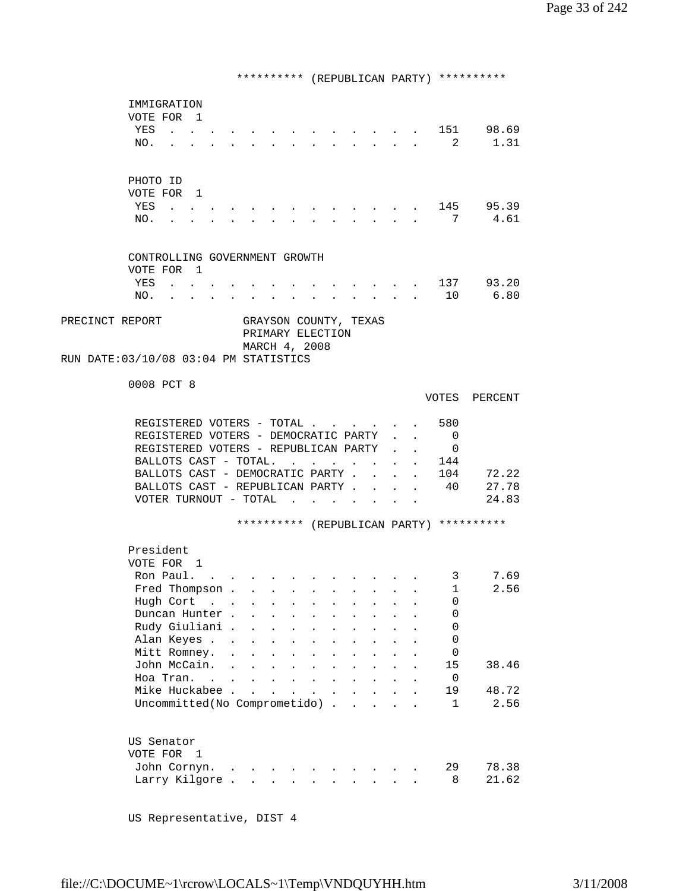********** (REPUBLICAN PARTY) **********

IMMIGRATION
VOTE FOR 1

| | VOTES | PERCENT |
|---|---|---|
| YES | 151 | 98.69 |
| NO. | 2 | 1.31 |

PHOTO ID
VOTE FOR 1

| | VOTES | PERCENT |
|---|---|---|
| YES | 145 | 95.39 |
| NO. | 7 | 4.61 |

CONTROLLING GOVERNMENT GROWTH
VOTE FOR 1

| | VOTES | PERCENT |
|---|---|---|
| YES | 137 | 93.20 |
| NO. | 10 | 6.80 |

PRECINCT REPORT GRAYSON COUNTY, TEXAS
PRIMARY ELECTION
MARCH 4, 2008
RUN DATE:03/10/08 03:04 PM STATISTICS

0008 PCT 8

| | VOTES | PERCENT |
|---|---|---|
| REGISTERED VOTERS - TOTAL | 580 | |
| REGISTERED VOTERS - DEMOCRATIC PARTY | 0 | |
| REGISTERED VOTERS - REPUBLICAN PARTY | 0 | |
| BALLOTS CAST - TOTAL. | 144 | |
| BALLOTS CAST - DEMOCRATIC PARTY | 104 | 72.22 |
| BALLOTS CAST - REPUBLICAN PARTY | 40 | 27.78 |
| VOTER TURNOUT - TOTAL | | 24.83 |

********** (REPUBLICAN PARTY) **********

President
VOTE FOR 1

| | VOTES | PERCENT |
|---|---|---|
| Ron Paul. | 3 | 7.69 |
| Fred Thompson | 1 | 2.56 |
| Hugh Cort | 0 | |
| Duncan Hunter | 0 | |
| Rudy Giuliani | 0 | |
| Alan Keyes | 0 | |
| Mitt Romney. | 0 | |
| John McCain. | 15 | 38.46 |
| Hoa Tran. | 0 | |
| Mike Huckabee | 19 | 48.72 |
| Uncommitted(No Comprometido) | 1 | 2.56 |

US Senator
VOTE FOR 1

| | VOTES | PERCENT |
|---|---|---|
| John Cornyn. | 29 | 78.38 |
| Larry Kilgore | 8 | 21.62 |

US Representative, DIST 4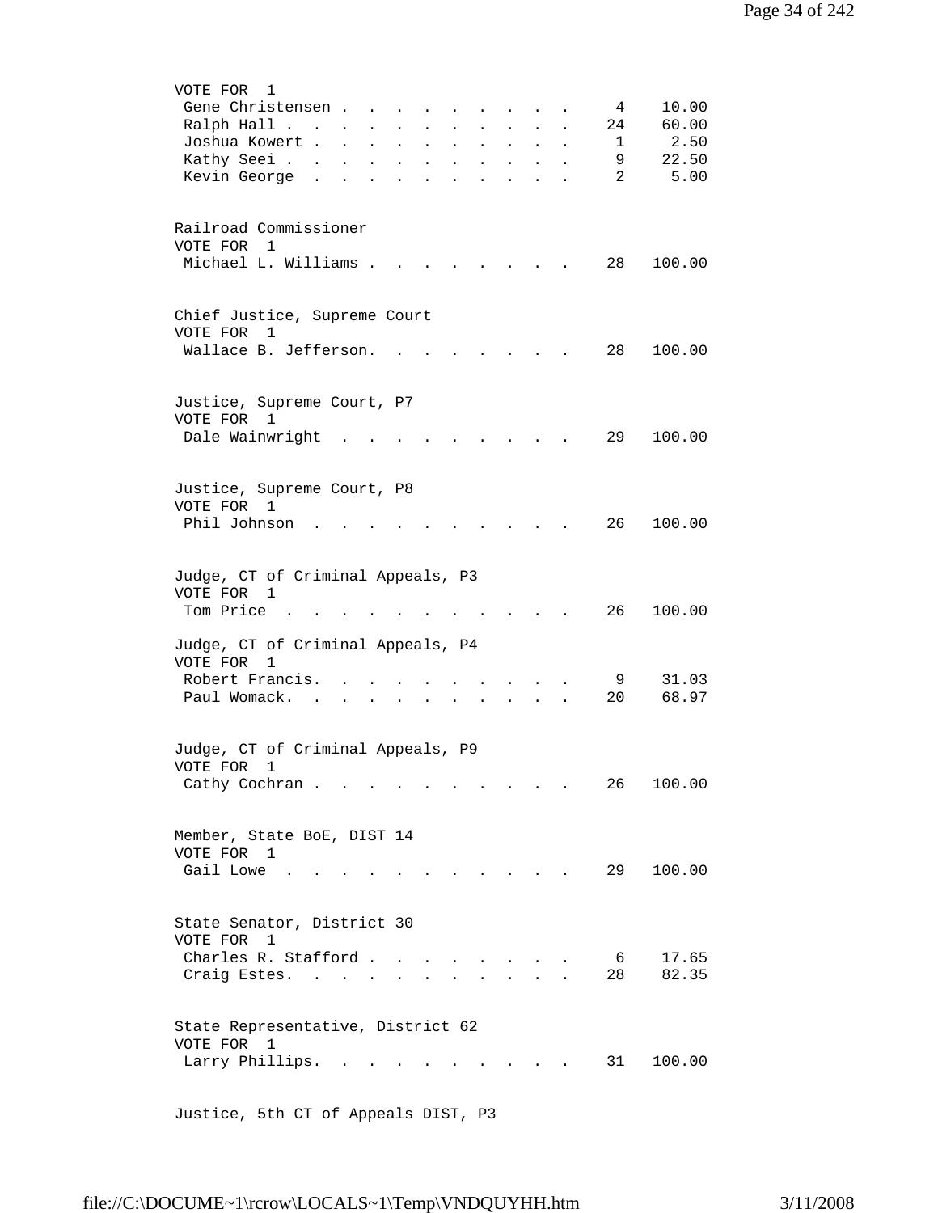VOTE FOR 1

| | | |
|---|---|---|
| Gene Christensen | 4 | 10.00 |
| Ralph Hall | 24 | 60.00 |
| Joshua Kowert | 1 | 2.50 |
| Kathy Seei | 9 | 22.50 |
| Kevin George | 2 | 5.00 |

Railroad Commissioner
VOTE FOR 1

| | | |
|---|---|---|
| Michael L. Williams | 28 | 100.00 |

Chief Justice, Supreme Court
VOTE FOR 1

| | | |
|---|---|---|
| Wallace B. Jefferson | 28 | 100.00 |

Justice, Supreme Court, P7
VOTE FOR 1

| | | |
|---|---|---|
| Dale Wainwright | 29 | 100.00 |

Justice, Supreme Court, P8
VOTE FOR 1

| | | |
|---|---|---|
| Phil Johnson | 26 | 100.00 |

Judge, CT of Criminal Appeals, P3
VOTE FOR 1

| | | |
|---|---|---|
| Tom Price | 26 | 100.00 |

Judge, CT of Criminal Appeals, P4
VOTE FOR 1

| | | |
|---|---|---|
| Robert Francis | 9 | 31.03 |
| Paul Womack | 20 | 68.97 |

Judge, CT of Criminal Appeals, P9
VOTE FOR 1

| | | |
|---|---|---|
| Cathy Cochran | 26 | 100.00 |

Member, State BoE, DIST 14
VOTE FOR 1

| | | |
|---|---|---|
| Gail Lowe | 29 | 100.00 |

State Senator, District 30
VOTE FOR 1

| | | |
|---|---|---|
| Charles R. Stafford | 6 | 17.65 |
| Craig Estes | 28 | 82.35 |

State Representative, District 62
VOTE FOR 1

| | | |
|---|---|---|
| Larry Phillips | 31 | 100.00 |

Justice, 5th CT of Appeals DIST, P3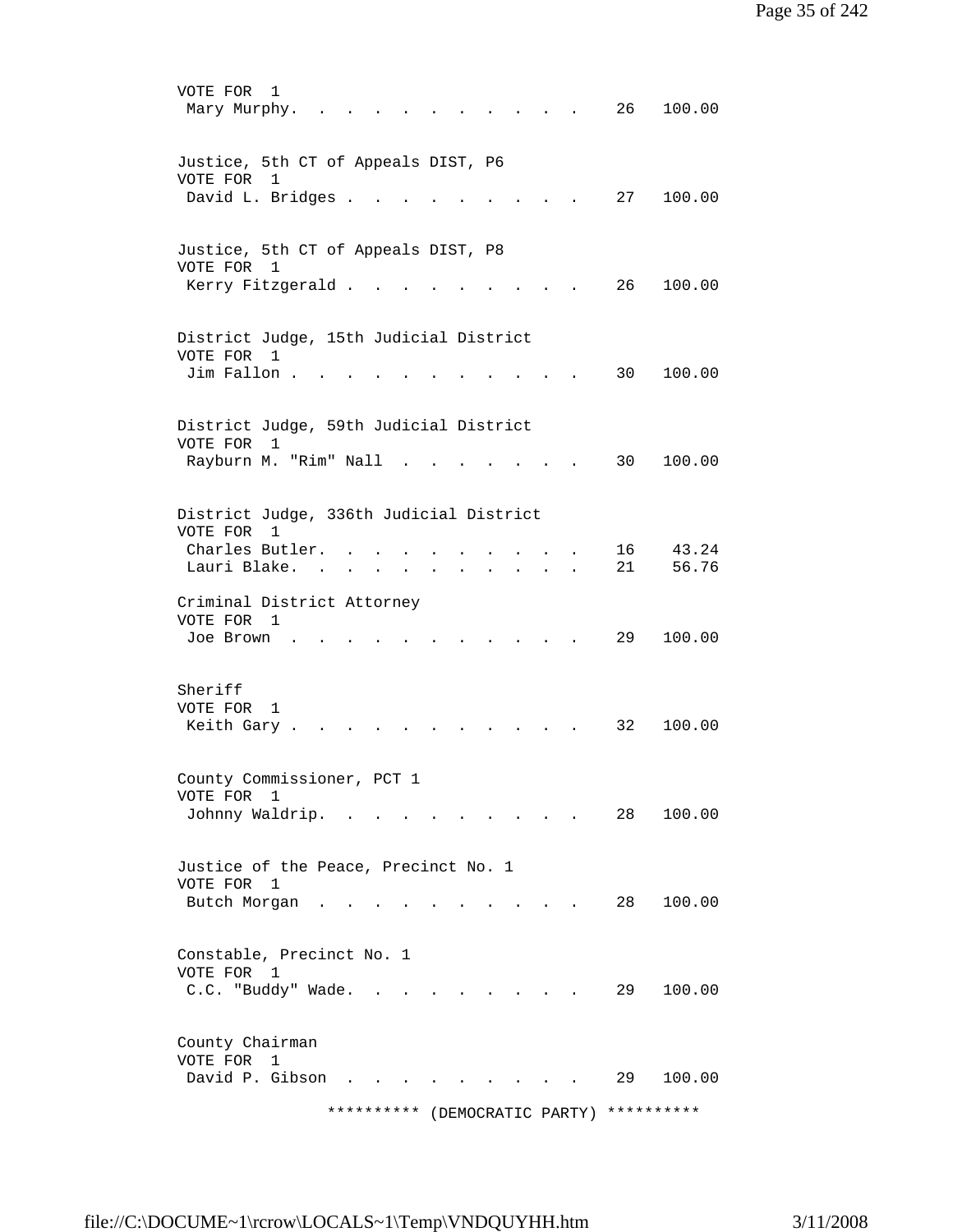VOTE FOR 1

| | | |
|---|---|---|
| Mary Murphy | 26 | 100.00 |

Justice, 5th CT of Appeals DIST, P6
VOTE FOR 1

| | | |
|---|---|---|
| David L. Bridges | 27 | 100.00 |

Justice, 5th CT of Appeals DIST, P8
VOTE FOR 1

| | | |
|---|---|---|
| Kerry Fitzgerald | 26 | 100.00 |

District Judge, 15th Judicial District
VOTE FOR 1

| | | |
|---|---|---|
| Jim Fallon | 30 | 100.00 |

District Judge, 59th Judicial District
VOTE FOR 1

| | | |
|---|---|---|
| Rayburn M. "Rim" Nall | 30 | 100.00 |

District Judge, 336th Judicial District
VOTE FOR 1

| | | |
|---|---|---|
| Charles Butler | 16 | 43.24 |
| Lauri Blake | 21 | 56.76 |

Criminal District Attorney
VOTE FOR 1

| | | |
|---|---|---|
| Joe Brown | 29 | 100.00 |

Sheriff
VOTE FOR 1

| | | |
|---|---|---|
| Keith Gary | 32 | 100.00 |

County Commissioner, PCT 1
VOTE FOR 1

| | | |
|---|---|---|
| Johnny Waldrip | 28 | 100.00 |

Justice of the Peace, Precinct No. 1
VOTE FOR 1

| | | |
|---|---|---|
| Butch Morgan | 28 | 100.00 |

Constable, Precinct No. 1
VOTE FOR 1

| | | |
|---|---|---|
| C.C. "Buddy" Wade | 29 | 100.00 |

County Chairman
VOTE FOR 1

| | | |
|---|---|---|
| David P. Gibson | 29 | 100.00 |

********** (DEMOCRATIC PARTY) **********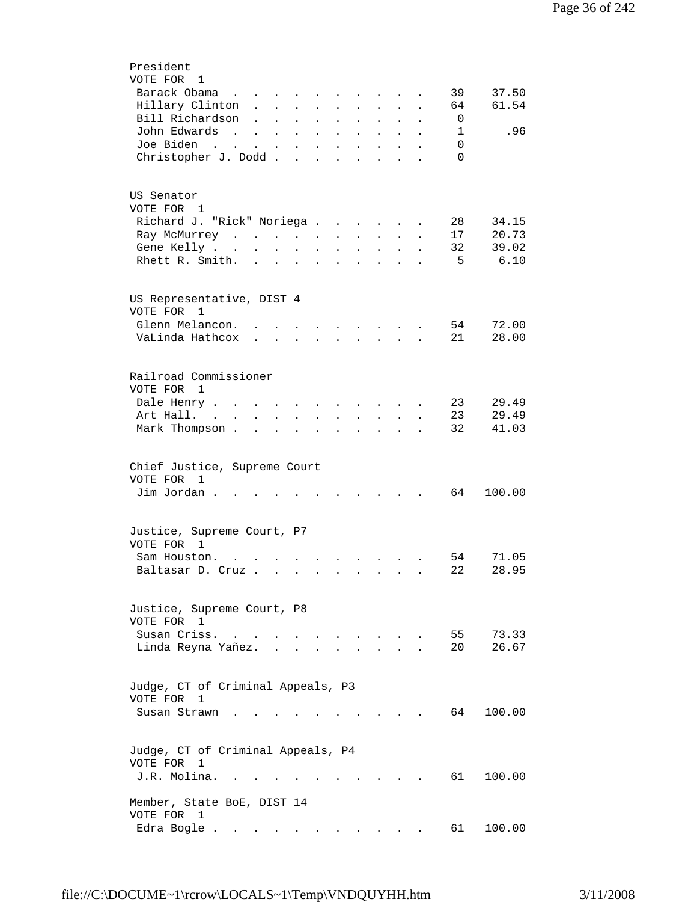President
VOTE FOR 1

| Candidate | Votes | Percent |
|---|---|---|
| Barack Obama | 39 | 37.50 |
| Hillary Clinton | 64 | 61.54 |
| Bill Richardson | 0 | |
| John Edwards | 1 | .96 |
| Joe Biden | 0 | |
| Christopher J. Dodd | 0 | |

US Senator
VOTE FOR 1

| Candidate | Votes | Percent |
|---|---|---|
| Richard J. "Rick" Noriega | 28 | 34.15 |
| Ray McMurrey | 17 | 20.73 |
| Gene Kelly | 32 | 39.02 |
| Rhett R. Smith | 5 | 6.10 |

US Representative, DIST 4
VOTE FOR 1

| Candidate | Votes | Percent |
|---|---|---|
| Glenn Melancon | 54 | 72.00 |
| VaLinda Hathcox | 21 | 28.00 |

Railroad Commissioner
VOTE FOR 1

| Candidate | Votes | Percent |
|---|---|---|
| Dale Henry | 23 | 29.49 |
| Art Hall | 23 | 29.49 |
| Mark Thompson | 32 | 41.03 |

Chief Justice, Supreme Court
VOTE FOR 1

| Candidate | Votes | Percent |
|---|---|---|
| Jim Jordan | 64 | 100.00 |

Justice, Supreme Court, P7
VOTE FOR 1

| Candidate | Votes | Percent |
|---|---|---|
| Sam Houston | 54 | 71.05 |
| Baltasar D. Cruz | 22 | 28.95 |

Justice, Supreme Court, P8
VOTE FOR 1

| Candidate | Votes | Percent |
|---|---|---|
| Susan Criss | 55 | 73.33 |
| Linda Reyna Yañez | 20 | 26.67 |

Judge, CT of Criminal Appeals, P3
VOTE FOR 1

| Candidate | Votes | Percent |
|---|---|---|
| Susan Strawn | 64 | 100.00 |

Judge, CT of Criminal Appeals, P4
VOTE FOR 1

| Candidate | Votes | Percent |
|---|---|---|
| J.R. Molina | 61 | 100.00 |

Member, State BoE, DIST 14
VOTE FOR 1

| Candidate | Votes | Percent |
|---|---|---|
| Edra Bogle | 61 | 100.00 |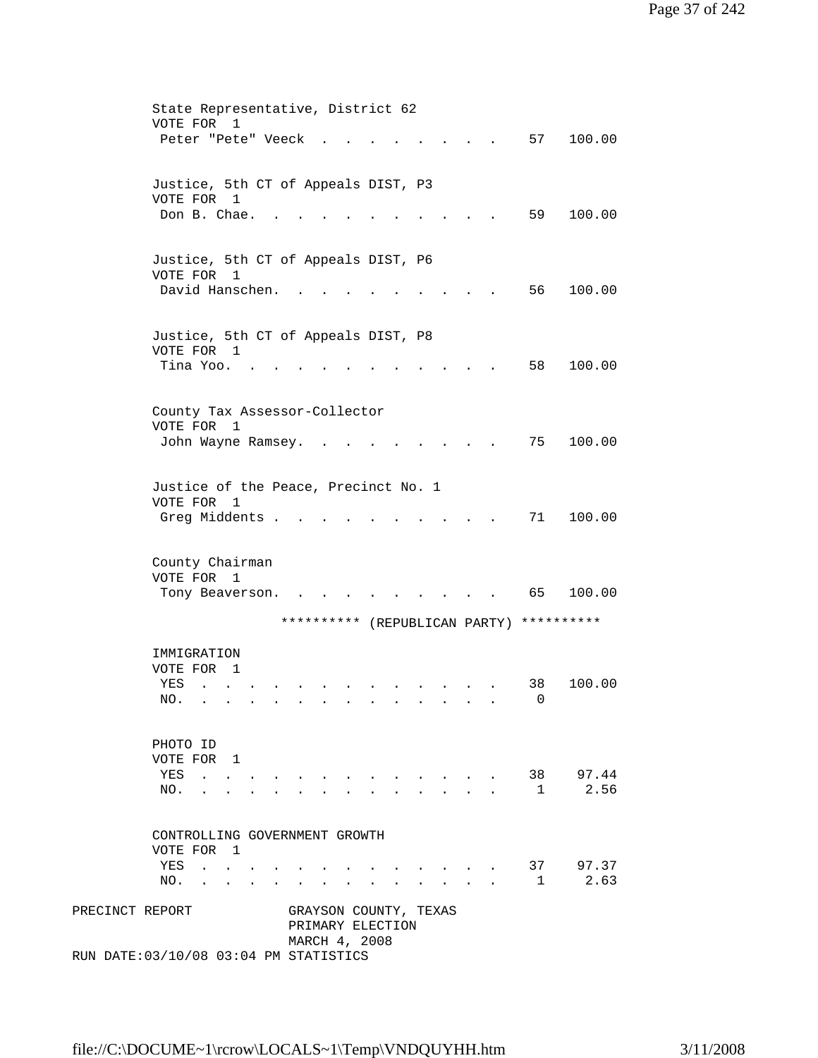State Representative, District 62
VOTE FOR 1

| | | |
|---|---|---|
| Peter "Pete" Veeck | 57 | 100.00 |

Justice, 5th CT of Appeals DIST, P3
VOTE FOR 1

| | | |
|---|---|---|
| Don B. Chae. | 59 | 100.00 |

Justice, 5th CT of Appeals DIST, P6
VOTE FOR 1

| | | |
|---|---|---|
| David Hanschen. | 56 | 100.00 |

Justice, 5th CT of Appeals DIST, P8
VOTE FOR 1

| | | |
|---|---|---|
| Tina Yoo. | 58 | 100.00 |

County Tax Assessor-Collector
VOTE FOR 1

| | | |
|---|---|---|
| John Wayne Ramsey. | 75 | 100.00 |

Justice of the Peace, Precinct No. 1
VOTE FOR 1

| | | |
|---|---|---|
| Greg Middents | 71 | 100.00 |

County Chairman
VOTE FOR 1

| | | |
|---|---|---|
| Tony Beaverson. | 65 | 100.00 |

********** (REPUBLICAN PARTY) **********

IMMIGRATION
VOTE FOR 1

| | | |
|---|---|---|
| YES | 38 | 100.00 |
| NO. | 0 | |

PHOTO ID
VOTE FOR 1

| | | |
|---|---|---|
| YES | 38 | 97.44 |
| NO. | 1 | 2.56 |

CONTROLLING GOVERNMENT GROWTH
VOTE FOR 1

| | | |
|---|---|---|
| YES | 37 | 97.37 |
| NO. | 1 | 2.63 |

PRECINCT REPORT GRAYSON COUNTY, TEXAS
PRIMARY ELECTION
MARCH 4, 2008
RUN DATE:03/10/08 03:04 PM STATISTICS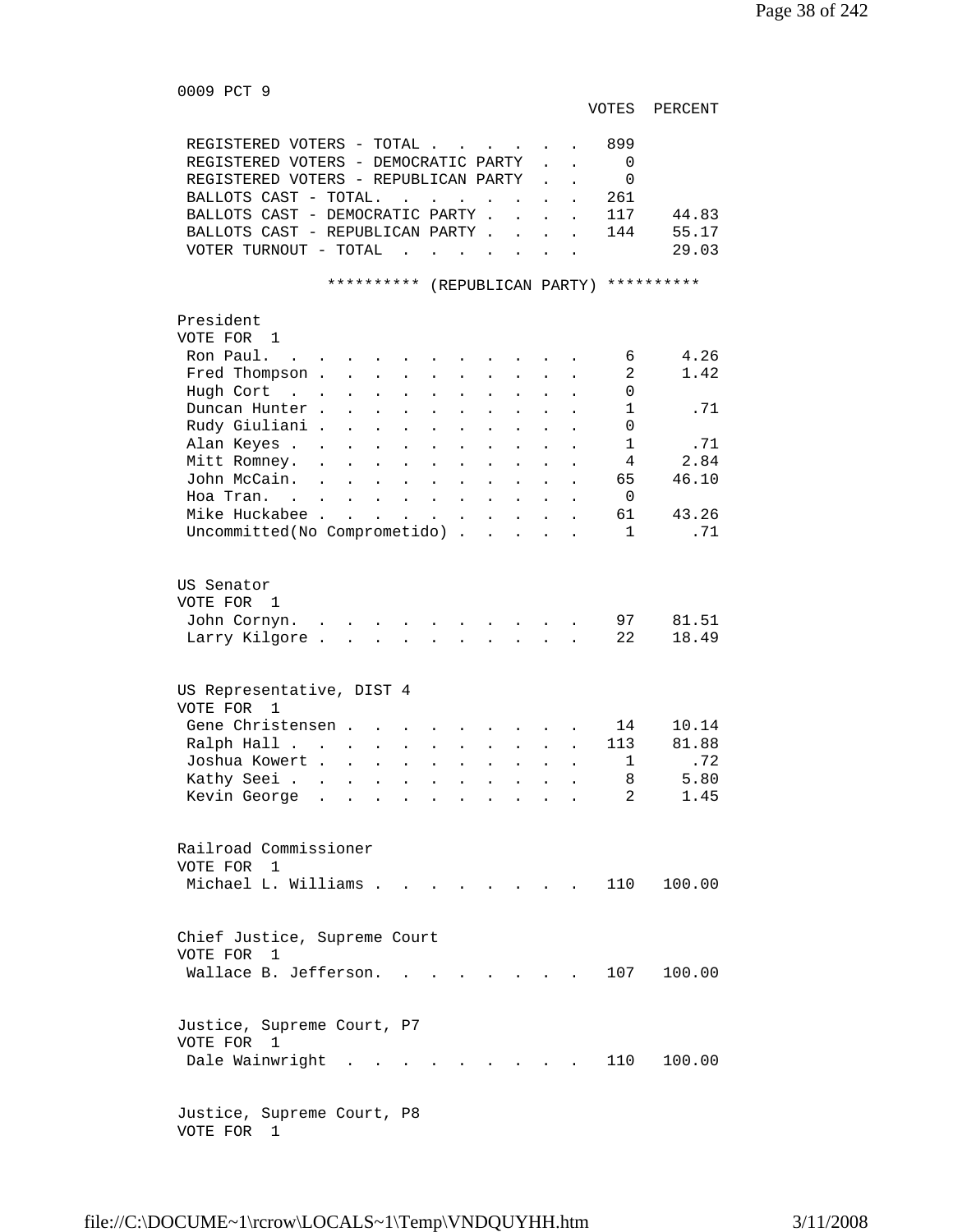0009 PCT 9

| | VOTES | PERCENT |
|---|---|---|
| REGISTERED VOTERS - TOTAL | 899 | |
| REGISTERED VOTERS - DEMOCRATIC PARTY | 0 | |
| REGISTERED VOTERS - REPUBLICAN PARTY | 0 | |
| BALLOTS CAST - TOTAL. | 261 | |
| BALLOTS CAST - DEMOCRATIC PARTY | 117 | 44.83 |
| BALLOTS CAST - REPUBLICAN PARTY | 144 | 55.17 |
| VOTER TURNOUT - TOTAL | | 29.03 |

********** (REPUBLICAN PARTY) **********

President
VOTE FOR 1

| | VOTES | PERCENT |
|---|---|---|
| Ron Paul. | 6 | 4.26 |
| Fred Thompson | 2 | 1.42 |
| Hugh Cort | 0 | |
| Duncan Hunter | 1 | .71 |
| Rudy Giuliani | 0 | |
| Alan Keyes | 1 | .71 |
| Mitt Romney. | 4 | 2.84 |
| John McCain. | 65 | 46.10 |
| Hoa Tran. | 0 | |
| Mike Huckabee | 61 | 43.26 |
| Uncommitted(No Comprometido) | 1 | .71 |

US Senator
VOTE FOR 1

| | VOTES | PERCENT |
|---|---|---|
| John Cornyn. | 97 | 81.51 |
| Larry Kilgore | 22 | 18.49 |

US Representative, DIST 4
VOTE FOR 1

| | VOTES | PERCENT |
|---|---|---|
| Gene Christensen | 14 | 10.14 |
| Ralph Hall | 113 | 81.88 |
| Joshua Kowert | 1 | .72 |
| Kathy Seei | 8 | 5.80 |
| Kevin George | 2 | 1.45 |

Railroad Commissioner
VOTE FOR 1

| | VOTES | PERCENT |
|---|---|---|
| Michael L. Williams | 110 | 100.00 |

Chief Justice, Supreme Court
VOTE FOR 1

| | VOTES | PERCENT |
|---|---|---|
| Wallace B. Jefferson. | 107 | 100.00 |

Justice, Supreme Court, P7
VOTE FOR 1

| | VOTES | PERCENT |
|---|---|---|
| Dale Wainwright | 110 | 100.00 |

Justice, Supreme Court, P8
VOTE FOR 1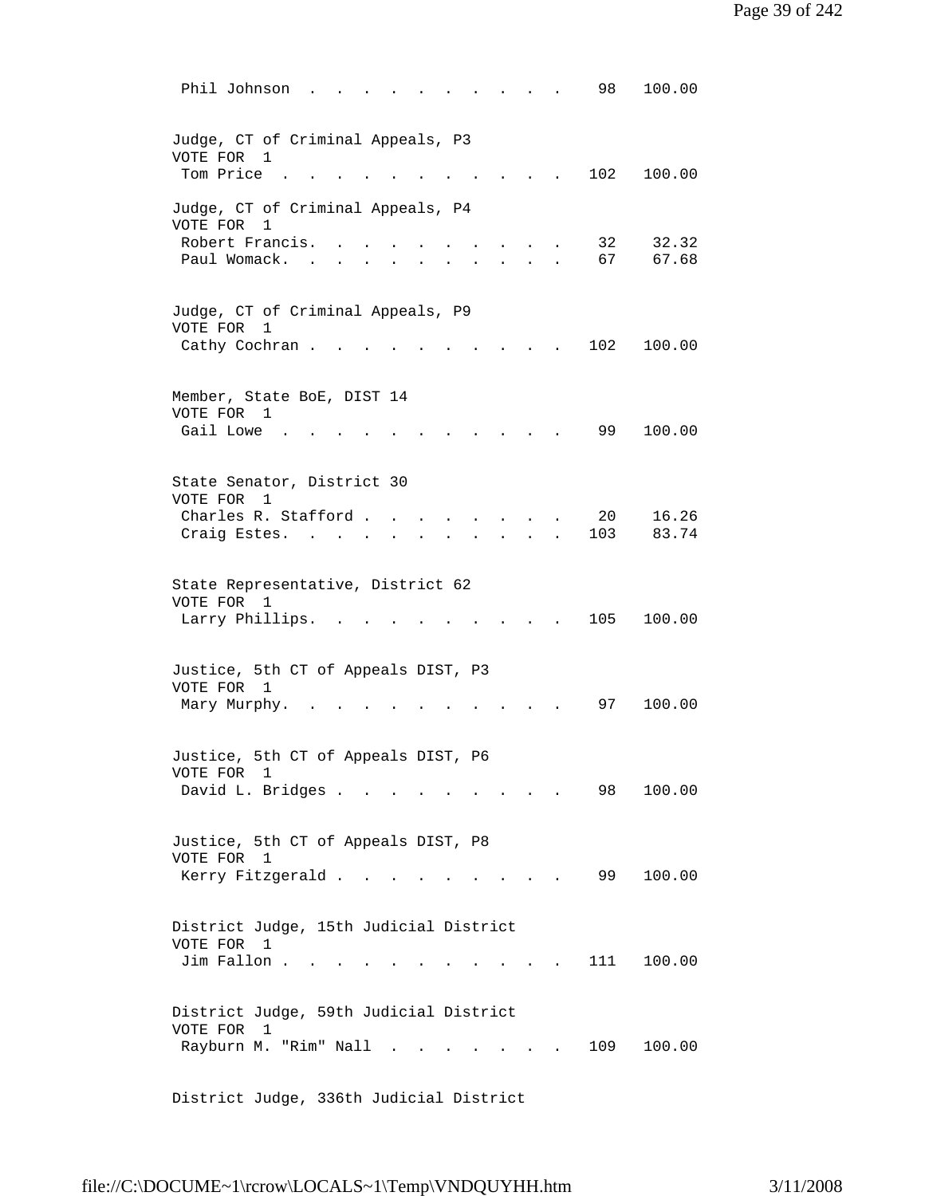| | | |
|---|---|---|
| Phil Johnson | 98 | 100.00 |

Judge, CT of Criminal Appeals, P3
VOTE FOR 1

| | | |
|---|---|---|
| Tom Price | 102 | 100.00 |

Judge, CT of Criminal Appeals, P4
VOTE FOR 1

| | | |
|---|---|---|
| Robert Francis. | 32 | 32.32 |
| Paul Womack. | 67 | 67.68 |

Judge, CT of Criminal Appeals, P9
VOTE FOR 1

| | | |
|---|---|---|
| Cathy Cochran | 102 | 100.00 |

Member, State BoE, DIST 14
VOTE FOR 1

| | | |
|---|---|---|
| Gail Lowe | 99 | 100.00 |

State Senator, District 30
VOTE FOR 1

| | | |
|---|---|---|
| Charles R. Stafford | 20 | 16.26 |
| Craig Estes. | 103 | 83.74 |

State Representative, District 62
VOTE FOR 1

| | | |
|---|---|---|
| Larry Phillips. | 105 | 100.00 |

Justice, 5th CT of Appeals DIST, P3
VOTE FOR 1

| | | |
|---|---|---|
| Mary Murphy. | 97 | 100.00 |

Justice, 5th CT of Appeals DIST, P6
VOTE FOR 1

| | | |
|---|---|---|
| David L. Bridges | 98 | 100.00 |

Justice, 5th CT of Appeals DIST, P8
VOTE FOR 1

| | | |
|---|---|---|
| Kerry Fitzgerald | 99 | 100.00 |

District Judge, 15th Judicial District
VOTE FOR 1

| | | |
|---|---|---|
| Jim Fallon | 111 | 100.00 |

District Judge, 59th Judicial District
VOTE FOR 1

| | | |
|---|---|---|
| Rayburn M. "Rim" Nall | 109 | 100.00 |

District Judge, 336th Judicial District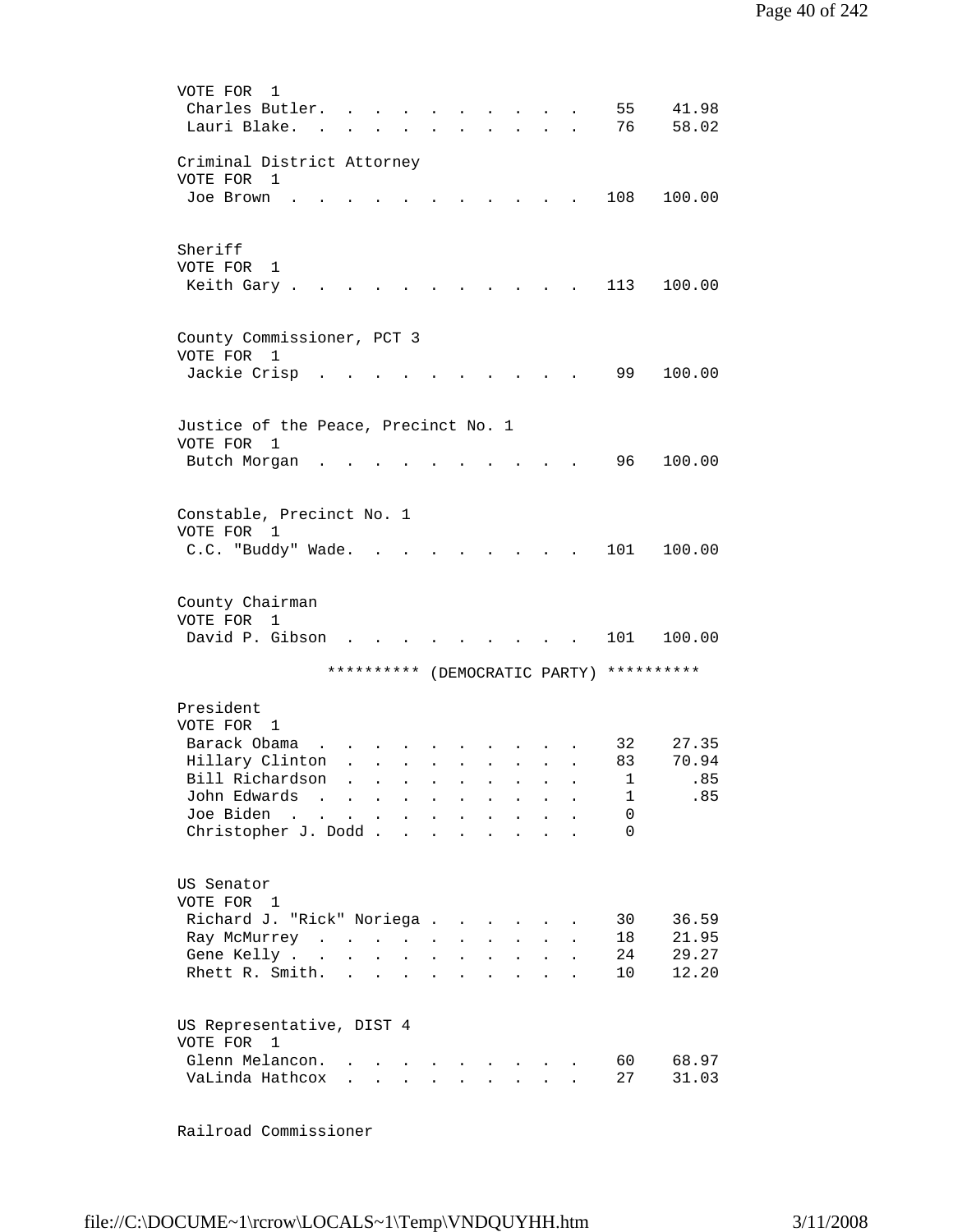VOTE FOR 1

| Candidate | Votes | Percent |
|---|---|---|
| Charles Butler | 55 | 41.98 |
| Lauri Blake | 76 | 58.02 |

Criminal District Attorney
VOTE FOR 1

| Candidate | Votes | Percent |
|---|---|---|
| Joe Brown | 108 | 100.00 |

Sheriff
VOTE FOR 1

| Candidate | Votes | Percent |
|---|---|---|
| Keith Gary | 113 | 100.00 |

County Commissioner, PCT 3
VOTE FOR 1

| Candidate | Votes | Percent |
|---|---|---|
| Jackie Crisp | 99 | 100.00 |

Justice of the Peace, Precinct No. 1
VOTE FOR 1

| Candidate | Votes | Percent |
|---|---|---|
| Butch Morgan | 96 | 100.00 |

Constable, Precinct No. 1
VOTE FOR 1

| Candidate | Votes | Percent |
|---|---|---|
| C.C. "Buddy" Wade | 101 | 100.00 |

County Chairman
VOTE FOR 1

| Candidate | Votes | Percent |
|---|---|---|
| David P. Gibson | 101 | 100.00 |

********** (DEMOCRATIC PARTY) **********

President
VOTE FOR 1

| Candidate | Votes | Percent |
|---|---|---|
| Barack Obama | 32 | 27.35 |
| Hillary Clinton | 83 | 70.94 |
| Bill Richardson | 1 | .85 |
| John Edwards | 1 | .85 |
| Joe Biden | 0 | |
| Christopher J. Dodd | 0 | |

US Senator
VOTE FOR 1

| Candidate | Votes | Percent |
|---|---|---|
| Richard J. "Rick" Noriega | 30 | 36.59 |
| Ray McMurrey | 18 | 21.95 |
| Gene Kelly | 24 | 29.27 |
| Rhett R. Smith | 10 | 12.20 |

US Representative, DIST 4
VOTE FOR 1

| Candidate | Votes | Percent |
|---|---|---|
| Glenn Melancon | 60 | 68.97 |
| VaLinda Hathcox | 27 | 31.03 |

Railroad Commissioner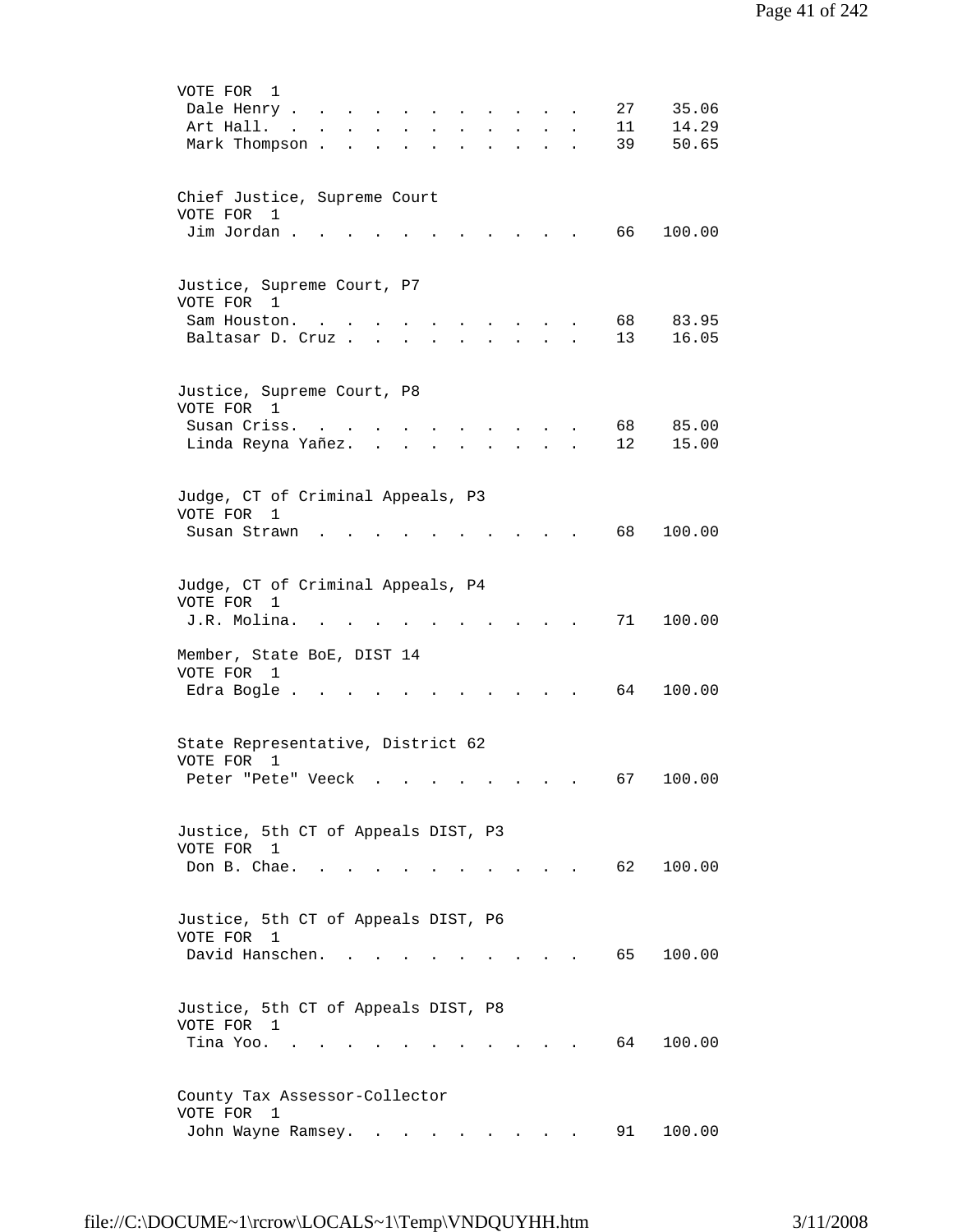VOTE FOR 1

| Candidate | Votes | Percent |
|---|---|---|
| Dale Henry | 27 | 35.06 |
| Art Hall | 11 | 14.29 |
| Mark Thompson | 39 | 50.65 |

Chief Justice, Supreme Court
VOTE FOR 1

| Candidate | Votes | Percent |
|---|---|---|
| Jim Jordan | 66 | 100.00 |

Justice, Supreme Court, P7
VOTE FOR 1

| Candidate | Votes | Percent |
|---|---|---|
| Sam Houston | 68 | 83.95 |
| Baltasar D. Cruz | 13 | 16.05 |

Justice, Supreme Court, P8
VOTE FOR 1

| Candidate | Votes | Percent |
|---|---|---|
| Susan Criss | 68 | 85.00 |
| Linda Reyna Yañez | 12 | 15.00 |

Judge, CT of Criminal Appeals, P3
VOTE FOR 1

| Candidate | Votes | Percent |
|---|---|---|
| Susan Strawn | 68 | 100.00 |

Judge, CT of Criminal Appeals, P4
VOTE FOR 1

| Candidate | Votes | Percent |
|---|---|---|
| J.R. Molina | 71 | 100.00 |

Member, State BoE, DIST 14
VOTE FOR 1

| Candidate | Votes | Percent |
|---|---|---|
| Edra Bogle | 64 | 100.00 |

State Representative, District 62
VOTE FOR 1

| Candidate | Votes | Percent |
|---|---|---|
| Peter "Pete" Veeck | 67 | 100.00 |

Justice, 5th CT of Appeals DIST, P3
VOTE FOR 1

| Candidate | Votes | Percent |
|---|---|---|
| Don B. Chae | 62 | 100.00 |

Justice, 5th CT of Appeals DIST, P6
VOTE FOR 1

| Candidate | Votes | Percent |
|---|---|---|
| David Hanschen | 65 | 100.00 |

Justice, 5th CT of Appeals DIST, P8
VOTE FOR 1

| Candidate | Votes | Percent |
|---|---|---|
| Tina Yoo | 64 | 100.00 |

County Tax Assessor-Collector
VOTE FOR 1

| Candidate | Votes | Percent |
|---|---|---|
| John Wayne Ramsey | 91 | 100.00 |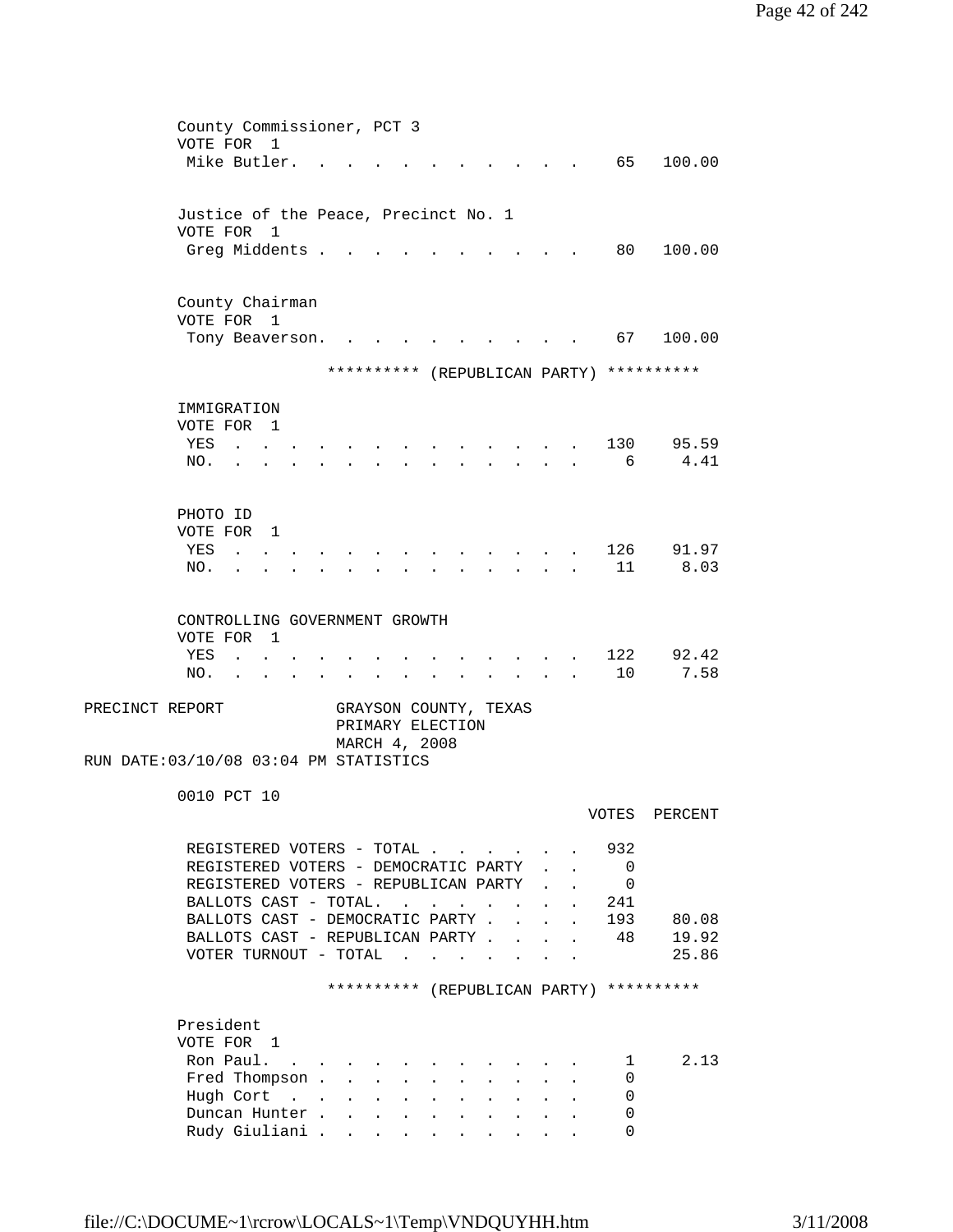County Commissioner, PCT 3
VOTE FOR 1

| | VOTES | PERCENT |
|---|---|---|
| Mike Butler | 65 | 100.00 |

Justice of the Peace, Precinct No. 1
VOTE FOR 1

| | VOTES | PERCENT |
|---|---|---|
| Greg Middents | 80 | 100.00 |

County Chairman
VOTE FOR 1

| | VOTES | PERCENT |
|---|---|---|
| Tony Beaverson | 67 | 100.00 |

********** (REPUBLICAN PARTY) **********

IMMIGRATION
VOTE FOR 1

| | VOTES | PERCENT |
|---|---|---|
| YES | 130 | 95.59 |
| NO | 6 | 4.41 |

PHOTO ID
VOTE FOR 1

| | VOTES | PERCENT |
|---|---|---|
| YES | 126 | 91.97 |
| NO | 11 | 8.03 |

CONTROLLING GOVERNMENT GROWTH
VOTE FOR 1

| | VOTES | PERCENT |
|---|---|---|
| YES | 122 | 92.42 |
| NO | 10 | 7.58 |

PRECINCT REPORT GRAYSON COUNTY, TEXAS
PRIMARY ELECTION
MARCH 4, 2008
RUN DATE:03/10/08 03:04 PM STATISTICS

0010 PCT 10

| | VOTES | PERCENT |
|---|---|---|
| REGISTERED VOTERS - TOTAL | 932 | |
| REGISTERED VOTERS - DEMOCRATIC PARTY | 0 | |
| REGISTERED VOTERS - REPUBLICAN PARTY | 0 | |
| BALLOTS CAST - TOTAL | 241 | |
| BALLOTS CAST - DEMOCRATIC PARTY | 193 | 80.08 |
| BALLOTS CAST - REPUBLICAN PARTY | 48 | 19.92 |
| VOTER TURNOUT - TOTAL | | 25.86 |

********** (REPUBLICAN PARTY) **********

President
VOTE FOR 1

| | VOTES | PERCENT |
|---|---|---|
| Ron Paul | 1 | 2.13 |
| Fred Thompson | 0 | |
| Hugh Cort | 0 | |
| Duncan Hunter | 0 | |
| Rudy Giuliani | 0 | |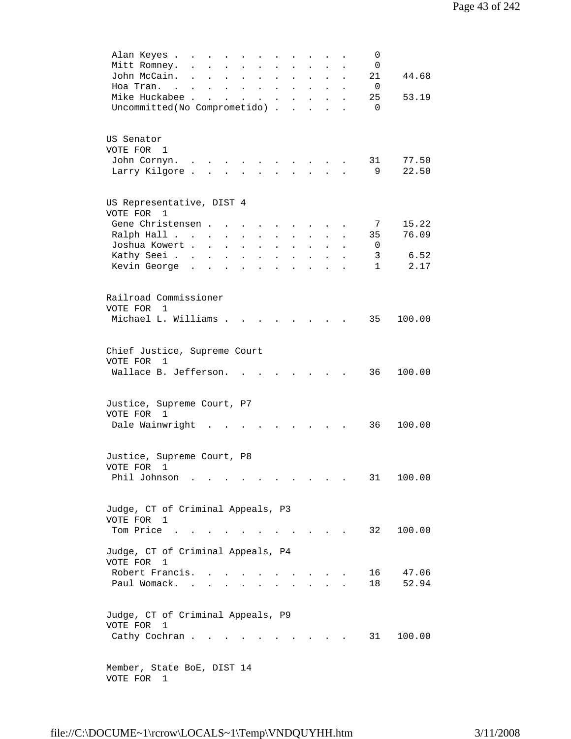| Candidate | Votes | Percent |
|---|---|---|
| Alan Keyes | 0 | |
| Mitt Romney | 0 | |
| John McCain | 21 | 44.68 |
| Hoa Tran | 0 | |
| Mike Huckabee | 25 | 53.19 |
| Uncommitted(No Comprometido) | 0 | |

US Senator
VOTE FOR 1

| Candidate | Votes | Percent |
|---|---|---|
| John Cornyn | 31 | 77.50 |
| Larry Kilgore | 9 | 22.50 |

US Representative, DIST 4
VOTE FOR 1

| Candidate | Votes | Percent |
|---|---|---|
| Gene Christensen | 7 | 15.22 |
| Ralph Hall | 35 | 76.09 |
| Joshua Kowert | 0 | |
| Kathy Seei | 3 | 6.52 |
| Kevin George | 1 | 2.17 |

Railroad Commissioner
VOTE FOR 1

| Candidate | Votes | Percent |
|---|---|---|
| Michael L. Williams | 35 | 100.00 |

Chief Justice, Supreme Court
VOTE FOR 1

| Candidate | Votes | Percent |
|---|---|---|
| Wallace B. Jefferson | 36 | 100.00 |

Justice, Supreme Court, P7
VOTE FOR 1

| Candidate | Votes | Percent |
|---|---|---|
| Dale Wainwright | 36 | 100.00 |

Justice, Supreme Court, P8
VOTE FOR 1

| Candidate | Votes | Percent |
|---|---|---|
| Phil Johnson | 31 | 100.00 |

Judge, CT of Criminal Appeals, P3
VOTE FOR 1

| Candidate | Votes | Percent |
|---|---|---|
| Tom Price | 32 | 100.00 |

Judge, CT of Criminal Appeals, P4
VOTE FOR 1

| Candidate | Votes | Percent |
|---|---|---|
| Robert Francis | 16 | 47.06 |
| Paul Womack | 18 | 52.94 |

Judge, CT of Criminal Appeals, P9
VOTE FOR 1

| Candidate | Votes | Percent |
|---|---|---|
| Cathy Cochran | 31 | 100.00 |

Member, State BoE, DIST 14
VOTE FOR 1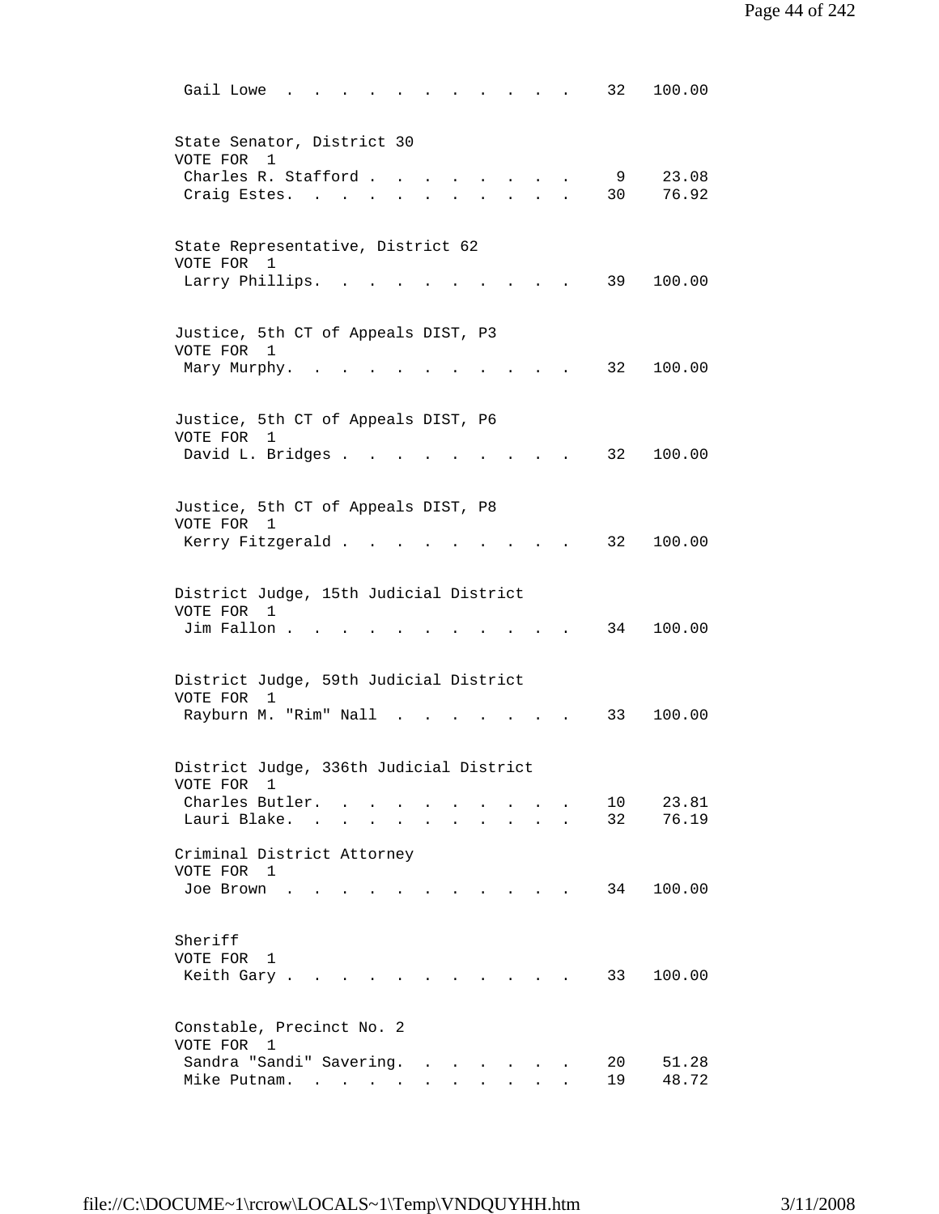| | | |
|---|---|---|
| Gail Lowe | 32 | 100.00 |

**State Senator, District 30**
VOTE FOR 1

| | | |
|---|---|---|
| Charles R. Stafford | 9 | 23.08 |
| Craig Estes | 30 | 76.92 |

**State Representative, District 62**
VOTE FOR 1

| | | |
|---|---|---|
| Larry Phillips | 39 | 100.00 |

**Justice, 5th CT of Appeals DIST, P3**
VOTE FOR 1

| | | |
|---|---|---|
| Mary Murphy | 32 | 100.00 |

**Justice, 5th CT of Appeals DIST, P6**
VOTE FOR 1

| | | |
|---|---|---|
| David L. Bridges | 32 | 100.00 |

**Justice, 5th CT of Appeals DIST, P8**
VOTE FOR 1

| | | |
|---|---|---|
| Kerry Fitzgerald | 32 | 100.00 |

**District Judge, 15th Judicial District**
VOTE FOR 1

| | | |
|---|---|---|
| Jim Fallon | 34 | 100.00 |

**District Judge, 59th Judicial District**
VOTE FOR 1

| | | |
|---|---|---|
| Rayburn M. "Rim" Nall | 33 | 100.00 |

**District Judge, 336th Judicial District**
VOTE FOR 1

| | | |
|---|---|---|
| Charles Butler | 10 | 23.81 |
| Lauri Blake | 32 | 76.19 |

**Criminal District Attorney**
VOTE FOR 1

| | | |
|---|---|---|
| Joe Brown | 34 | 100.00 |

**Sheriff**
VOTE FOR 1

| | | |
|---|---|---|
| Keith Gary | 33 | 100.00 |

**Constable, Precinct No. 2**
VOTE FOR 1

| | | |
|---|---|---|
| Sandra "Sandi" Savering | 20 | 51.28 |
| Mike Putnam | 19 | 48.72 |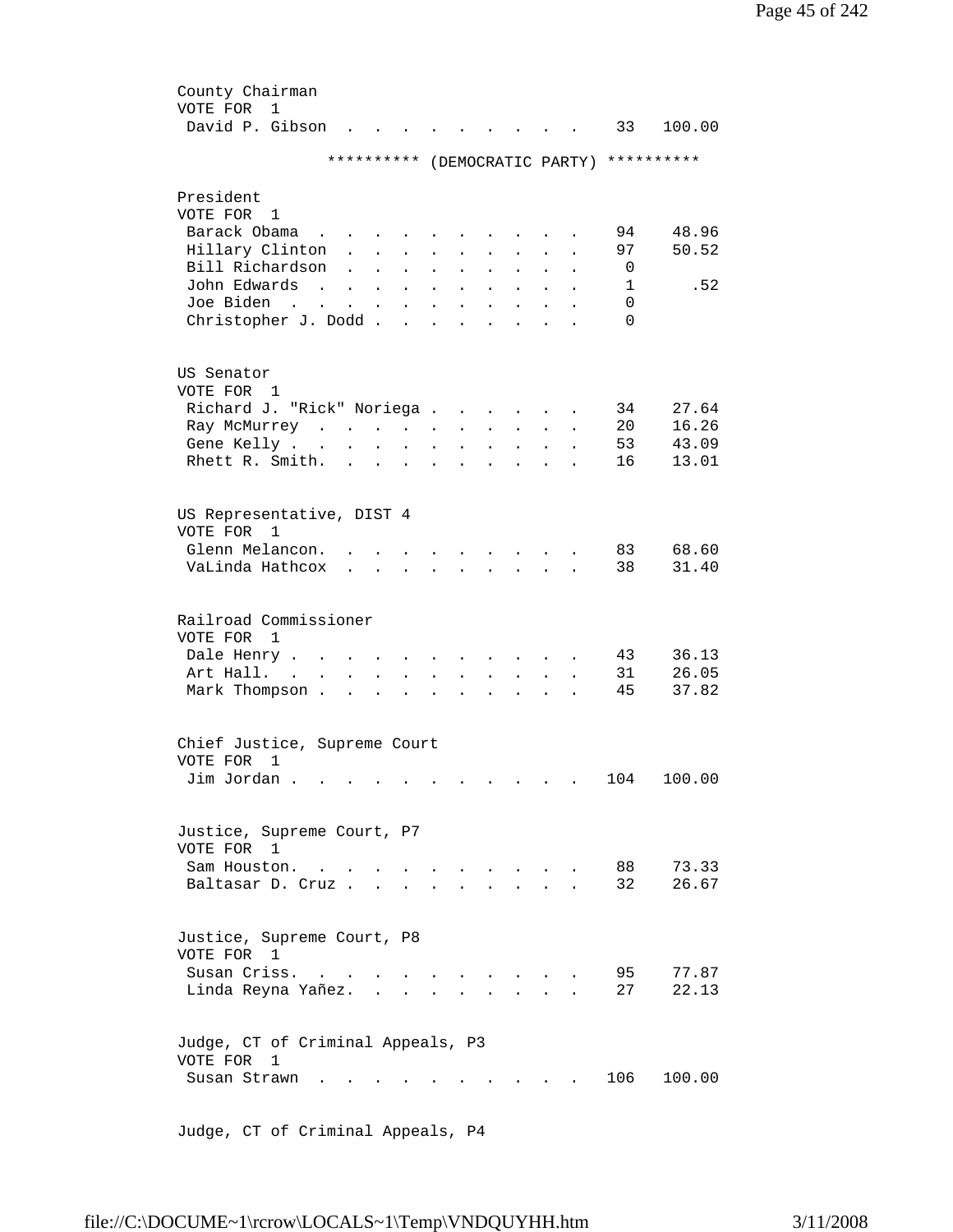County Chairman
VOTE FOR 1

| Candidate | Votes | Percent |
|---|---|---|
| David P. Gibson | 33 | 100.00 |

********** (DEMOCRATIC PARTY) **********

President
VOTE FOR 1

| Candidate | Votes | Percent |
|---|---|---|
| Barack Obama | 94 | 48.96 |
| Hillary Clinton | 97 | 50.52 |
| Bill Richardson | 0 | |
| John Edwards | 1 | .52 |
| Joe Biden | 0 | |
| Christopher J. Dodd | 0 | |

US Senator
VOTE FOR 1

| Candidate | Votes | Percent |
|---|---|---|
| Richard J. "Rick" Noriega | 34 | 27.64 |
| Ray McMurrey | 20 | 16.26 |
| Gene Kelly | 53 | 43.09 |
| Rhett R. Smith. | 16 | 13.01 |

US Representative, DIST 4
VOTE FOR 1

| Candidate | Votes | Percent |
|---|---|---|
| Glenn Melancon. | 83 | 68.60 |
| VaLinda Hathcox | 38 | 31.40 |

Railroad Commissioner
VOTE FOR 1

| Candidate | Votes | Percent |
|---|---|---|
| Dale Henry | 43 | 36.13 |
| Art Hall. | 31 | 26.05 |
| Mark Thompson | 45 | 37.82 |

Chief Justice, Supreme Court
VOTE FOR 1

| Candidate | Votes | Percent |
|---|---|---|
| Jim Jordan | 104 | 100.00 |

Justice, Supreme Court, P7
VOTE FOR 1

| Candidate | Votes | Percent |
|---|---|---|
| Sam Houston. | 88 | 73.33 |
| Baltasar D. Cruz | 32 | 26.67 |

Justice, Supreme Court, P8
VOTE FOR 1

| Candidate | Votes | Percent |
|---|---|---|
| Susan Criss. | 95 | 77.87 |
| Linda Reyna Yañez. | 27 | 22.13 |

Judge, CT of Criminal Appeals, P3
VOTE FOR 1

| Candidate | Votes | Percent |
|---|---|---|
| Susan Strawn | 106 | 100.00 |

Judge, CT of Criminal Appeals, P4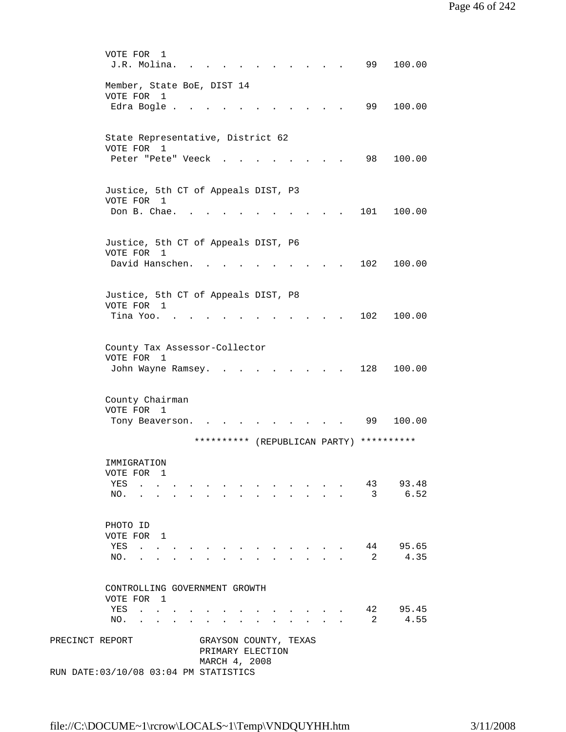VOTE FOR 1

| | | |
|---|---|---|
| J.R. Molina | 99 | 100.00 |

Member, State BoE, DIST 14
VOTE FOR 1

| | | |
|---|---|---|
| Edra Bogle | 99 | 100.00 |

State Representative, District 62
VOTE FOR 1

| | | |
|---|---|---|
| Peter "Pete" Veeck | 98 | 100.00 |

Justice, 5th CT of Appeals DIST, P3
VOTE FOR 1

| | | |
|---|---|---|
| Don B. Chae | 101 | 100.00 |

Justice, 5th CT of Appeals DIST, P6
VOTE FOR 1

| | | |
|---|---|---|
| David Hanschen | 102 | 100.00 |

Justice, 5th CT of Appeals DIST, P8
VOTE FOR 1

| | | |
|---|---|---|
| Tina Yoo | 102 | 100.00 |

County Tax Assessor-Collector
VOTE FOR 1

| | | |
|---|---|---|
| John Wayne Ramsey | 128 | 100.00 |

County Chairman
VOTE FOR 1

| | | |
|---|---|---|
| Tony Beaverson | 99 | 100.00 |

********** (REPUBLICAN PARTY) **********

IMMIGRATION
VOTE FOR 1

| | | |
|---|---|---|
| YES | 43 | 93.48 |
| NO | 3 | 6.52 |

PHOTO ID
VOTE FOR 1

| | | |
|---|---|---|
| YES | 44 | 95.65 |
| NO | 2 | 4.35 |

CONTROLLING GOVERNMENT GROWTH
VOTE FOR 1

| | | |
|---|---|---|
| YES | 42 | 95.45 |
| NO | 2 | 4.55 |

PRECINCT REPORT GRAYSON COUNTY, TEXAS
PRIMARY ELECTION
MARCH 4, 2008
RUN DATE:03/10/08 03:04 PM STATISTICS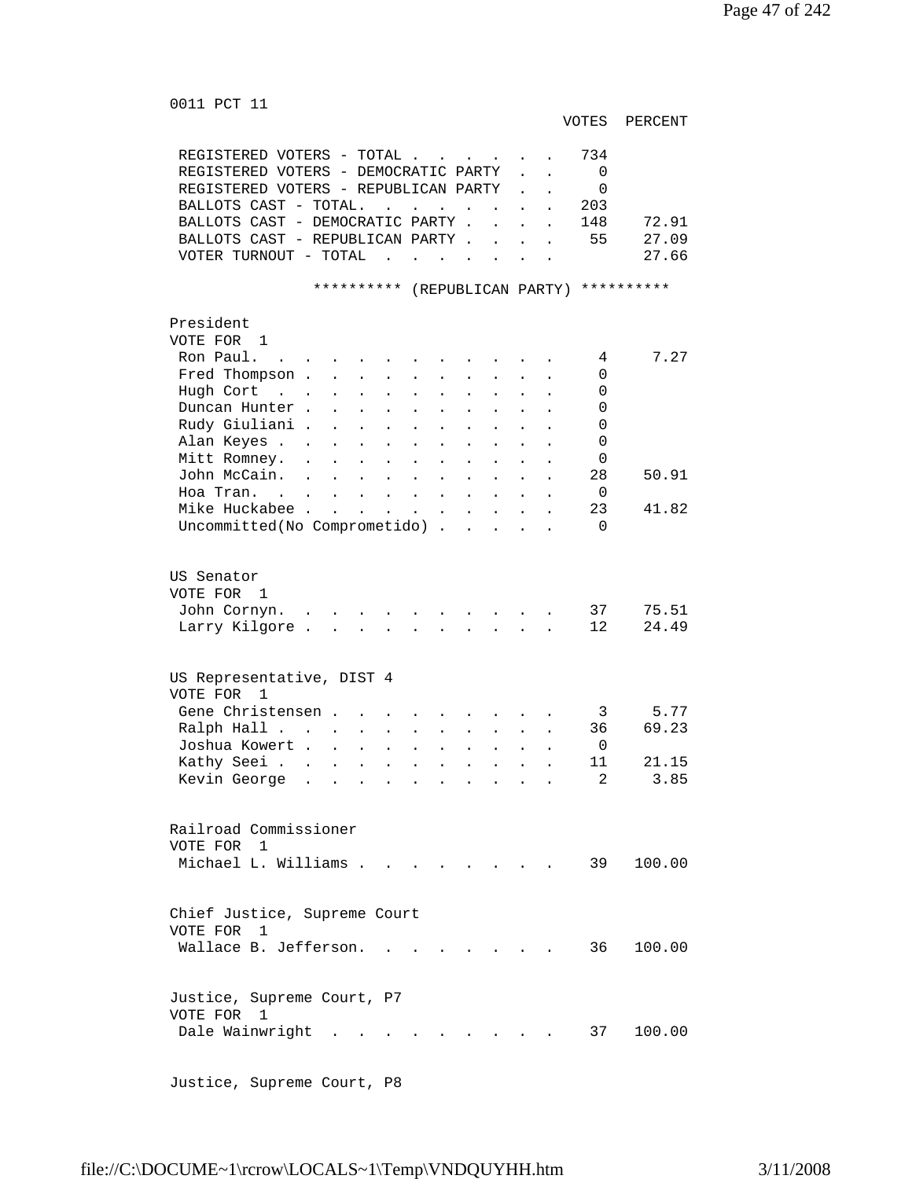0011 PCT 11

| | VOTES | PERCENT |
|---|---|---|
| REGISTERED VOTERS - TOTAL | 734 | |
| REGISTERED VOTERS - DEMOCRATIC PARTY | 0 | |
| REGISTERED VOTERS - REPUBLICAN PARTY | 0 | |
| BALLOTS CAST - TOTAL. | 203 | |
| BALLOTS CAST - DEMOCRATIC PARTY | 148 | 72.91 |
| BALLOTS CAST - REPUBLICAN PARTY | 55 | 27.09 |
| VOTER TURNOUT - TOTAL | | 27.66 |

********** (REPUBLICAN PARTY) **********

President
VOTE FOR 1

| | VOTES | PERCENT |
|---|---|---|
| Ron Paul. | 4 | 7.27 |
| Fred Thompson | 0 | |
| Hugh Cort | 0 | |
| Duncan Hunter | 0 | |
| Rudy Giuliani | 0 | |
| Alan Keyes | 0 | |
| Mitt Romney. | 0 | |
| John McCain. | 28 | 50.91 |
| Hoa Tran. | 0 | |
| Mike Huckabee | 23 | 41.82 |
| Uncommitted(No Comprometido) | 0 | |

US Senator
VOTE FOR 1

| | VOTES | PERCENT |
|---|---|---|
| John Cornyn. | 37 | 75.51 |
| Larry Kilgore | 12 | 24.49 |

US Representative, DIST 4
VOTE FOR 1

| | VOTES | PERCENT |
|---|---|---|
| Gene Christensen | 3 | 5.77 |
| Ralph Hall | 36 | 69.23 |
| Joshua Kowert | 0 | |
| Kathy Seei | 11 | 21.15 |
| Kevin George | 2 | 3.85 |

Railroad Commissioner
VOTE FOR 1

| | VOTES | PERCENT |
|---|---|---|
| Michael L. Williams | 39 | 100.00 |

Chief Justice, Supreme Court
VOTE FOR 1

| | VOTES | PERCENT |
|---|---|---|
| Wallace B. Jefferson. | 36 | 100.00 |

Justice, Supreme Court, P7
VOTE FOR 1

| | VOTES | PERCENT |
|---|---|---|
| Dale Wainwright | 37 | 100.00 |

Justice, Supreme Court, P8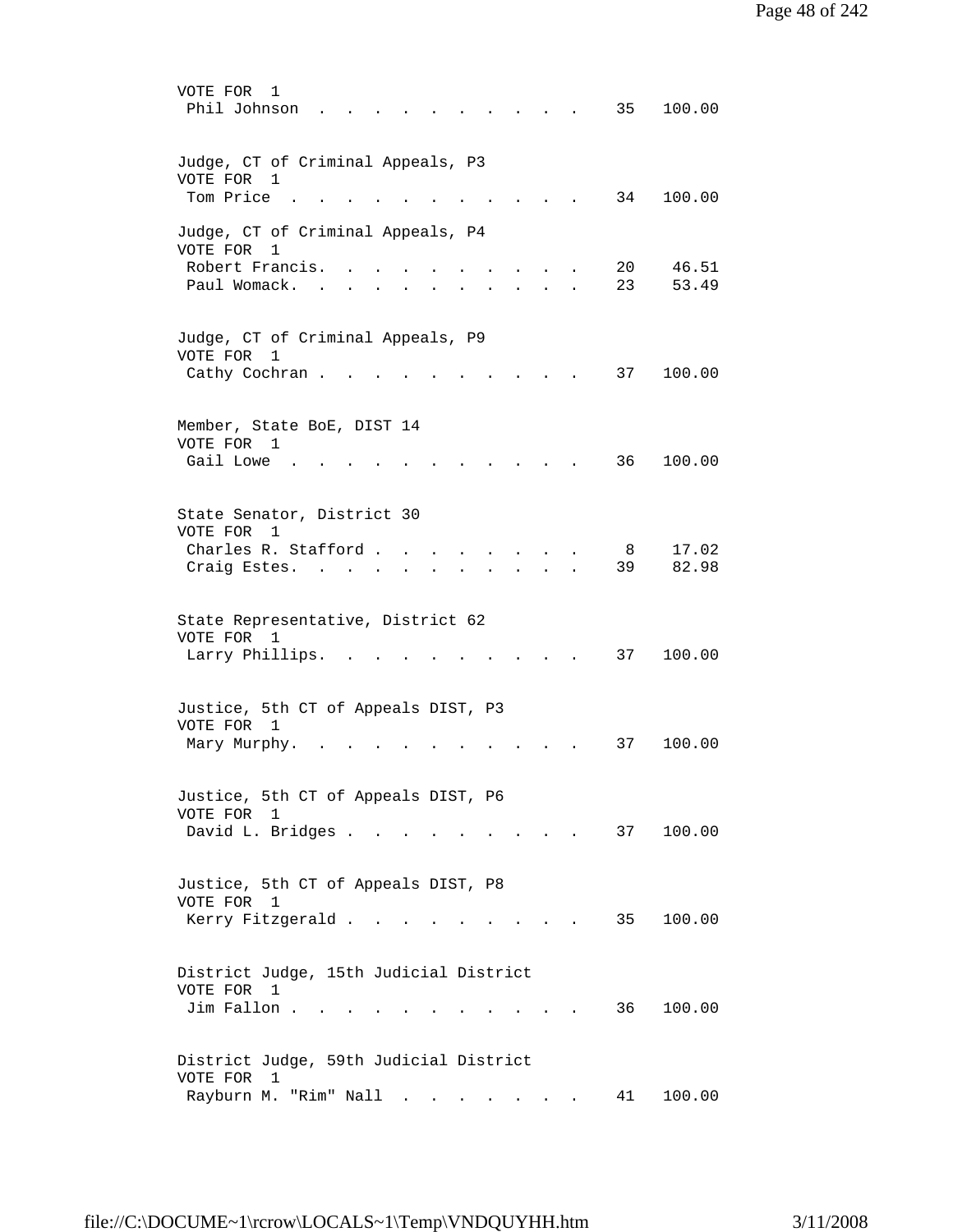VOTE FOR 1

| | | |
|---|---|---|
| Phil Johnson | 35 | 100.00 |

Judge, CT of Criminal Appeals, P3
VOTE FOR 1

| | | |
|---|---|---|
| Tom Price | 34 | 100.00 |

Judge, CT of Criminal Appeals, P4
VOTE FOR 1

| | | |
|---|---|---|
| Robert Francis. | 20 | 46.51 |
| Paul Womack. | 23 | 53.49 |

Judge, CT of Criminal Appeals, P9
VOTE FOR 1

| | | |
|---|---|---|
| Cathy Cochran | 37 | 100.00 |

Member, State BoE, DIST 14
VOTE FOR 1

| | | |
|---|---|---|
| Gail Lowe | 36 | 100.00 |

State Senator, District 30
VOTE FOR 1

| | | |
|---|---|---|
| Charles R. Stafford | 8 | 17.02 |
| Craig Estes. | 39 | 82.98 |

State Representative, District 62
VOTE FOR 1

| | | |
|---|---|---|
| Larry Phillips. | 37 | 100.00 |

Justice, 5th CT of Appeals DIST, P3
VOTE FOR 1

| | | |
|---|---|---|
| Mary Murphy. | 37 | 100.00 |

Justice, 5th CT of Appeals DIST, P6
VOTE FOR 1

| | | |
|---|---|---|
| David L. Bridges | 37 | 100.00 |

Justice, 5th CT of Appeals DIST, P8
VOTE FOR 1

| | | |
|---|---|---|
| Kerry Fitzgerald | 35 | 100.00 |

District Judge, 15th Judicial District
VOTE FOR 1

| | | |
|---|---|---|
| Jim Fallon | 36 | 100.00 |

District Judge, 59th Judicial District
VOTE FOR 1

| | | |
|---|---|---|
| Rayburn M. "Rim" Nall | 41 | 100.00 |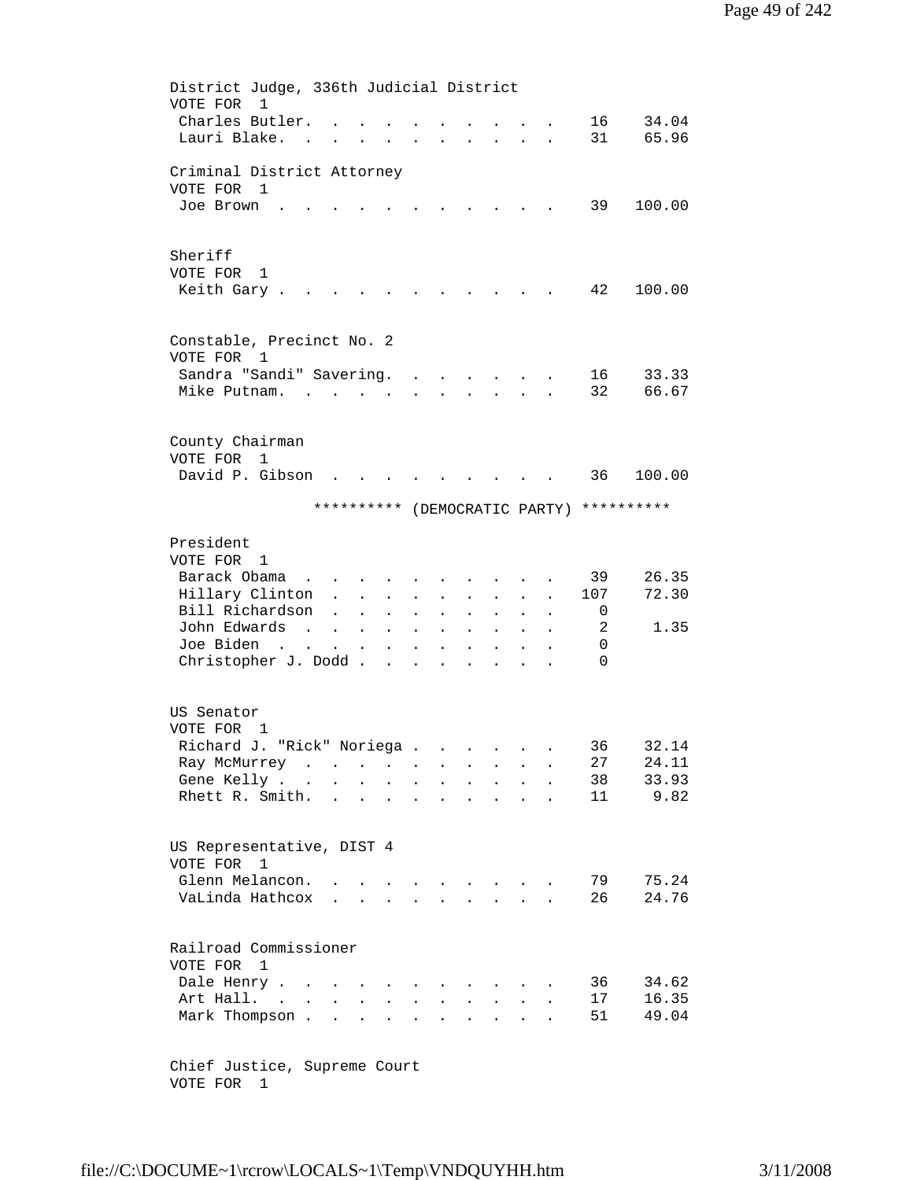District Judge, 336th Judicial District
VOTE FOR 1

| Candidate | Votes | Percent |
|---|---|---|
| Charles Butler | 16 | 34.04 |
| Lauri Blake | 31 | 65.96 |

Criminal District Attorney
VOTE FOR 1

| Candidate | Votes | Percent |
|---|---|---|
| Joe Brown | 39 | 100.00 |

Sheriff
VOTE FOR 1

| Candidate | Votes | Percent |
|---|---|---|
| Keith Gary | 42 | 100.00 |

Constable, Precinct No. 2
VOTE FOR 1

| Candidate | Votes | Percent |
|---|---|---|
| Sandra "Sandi" Savering | 16 | 33.33 |
| Mike Putnam | 32 | 66.67 |

County Chairman
VOTE FOR 1

| Candidate | Votes | Percent |
|---|---|---|
| David P. Gibson | 36 | 100.00 |

********** (DEMOCRATIC PARTY) **********

President
VOTE FOR 1

| Candidate | Votes | Percent |
|---|---|---|
| Barack Obama | 39 | 26.35 |
| Hillary Clinton | 107 | 72.30 |
| Bill Richardson | 0 | |
| John Edwards | 2 | 1.35 |
| Joe Biden | 0 | |
| Christopher J. Dodd | 0 | |

US Senator
VOTE FOR 1

| Candidate | Votes | Percent |
|---|---|---|
| Richard J. "Rick" Noriega | 36 | 32.14 |
| Ray McMurrey | 27 | 24.11 |
| Gene Kelly | 38 | 33.93 |
| Rhett R. Smith | 11 | 9.82 |

US Representative, DIST 4
VOTE FOR 1

| Candidate | Votes | Percent |
|---|---|---|
| Glenn Melancon | 79 | 75.24 |
| VaLinda Hathcox | 26 | 24.76 |

Railroad Commissioner
VOTE FOR 1

| Candidate | Votes | Percent |
|---|---|---|
| Dale Henry | 36 | 34.62 |
| Art Hall | 17 | 16.35 |
| Mark Thompson | 51 | 49.04 |

Chief Justice, Supreme Court
VOTE FOR 1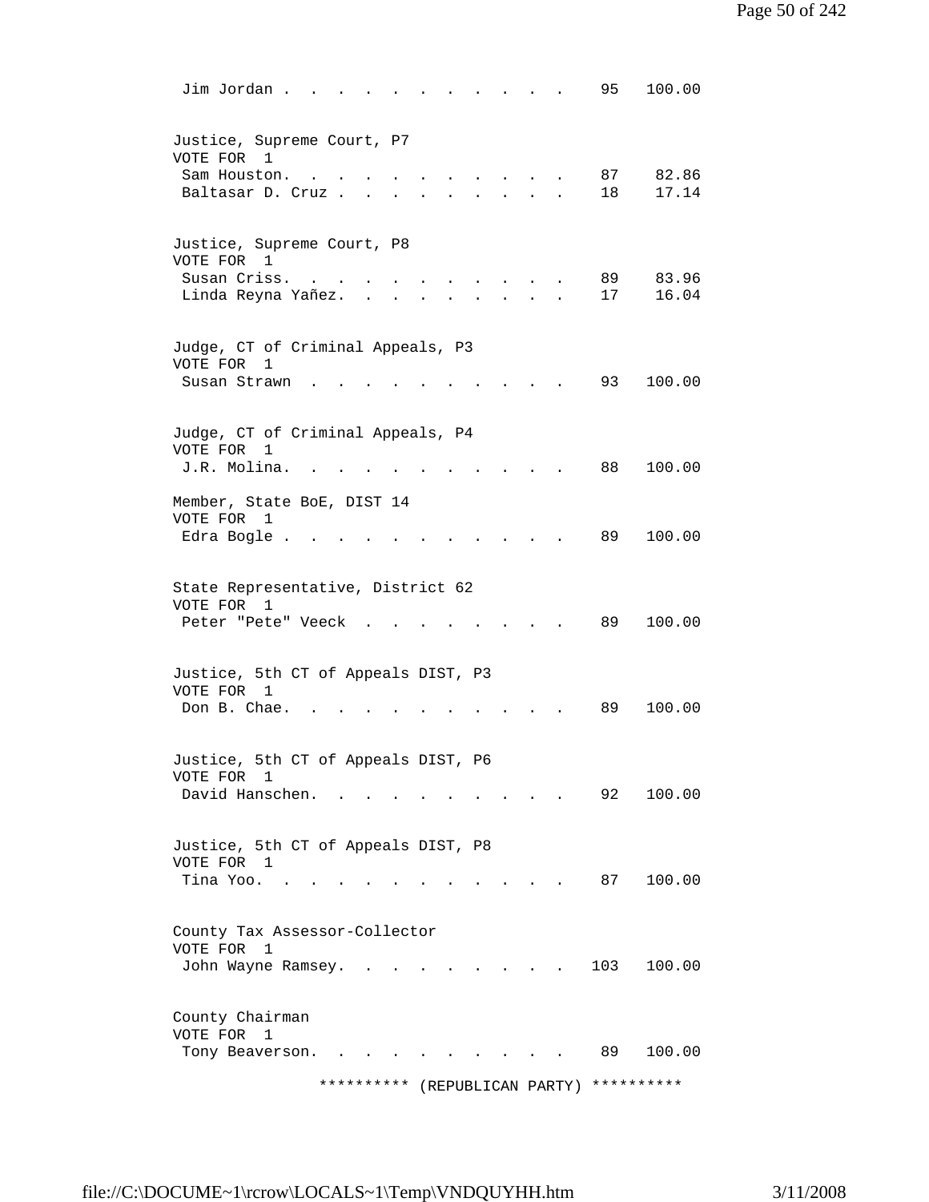| | | |
|---|---|---|
| Jim Jordan | 95 | 100.00 |

Justice, Supreme Court, P7
VOTE FOR 1

| | | |
|---|---|---|
| Sam Houston | 87 | 82.86 |
| Baltasar D. Cruz | 18 | 17.14 |

Justice, Supreme Court, P8
VOTE FOR 1

| | | |
|---|---|---|
| Susan Criss | 89 | 83.96 |
| Linda Reyna Yañez | 17 | 16.04 |

Judge, CT of Criminal Appeals, P3
VOTE FOR 1

| | | |
|---|---|---|
| Susan Strawn | 93 | 100.00 |

Judge, CT of Criminal Appeals, P4
VOTE FOR 1

| | | |
|---|---|---|
| J.R. Molina | 88 | 100.00 |

Member, State BoE, DIST 14
VOTE FOR 1

| | | |
|---|---|---|
| Edra Bogle | 89 | 100.00 |

State Representative, District 62
VOTE FOR 1

| | | |
|---|---|---|
| Peter "Pete" Veeck | 89 | 100.00 |

Justice, 5th CT of Appeals DIST, P3
VOTE FOR 1

| | | |
|---|---|---|
| Don B. Chae | 89 | 100.00 |

Justice, 5th CT of Appeals DIST, P6
VOTE FOR 1

| | | |
|---|---|---|
| David Hanschen | 92 | 100.00 |

Justice, 5th CT of Appeals DIST, P8
VOTE FOR 1

| | | |
|---|---|---|
| Tina Yoo | 87 | 100.00 |

County Tax Assessor-Collector
VOTE FOR 1

| | | |
|---|---|---|
| John Wayne Ramsey | 103 | 100.00 |

County Chairman
VOTE FOR 1

| | | |
|---|---|---|
| Tony Beaverson | 89 | 100.00 |

********** (REPUBLICAN PARTY) **********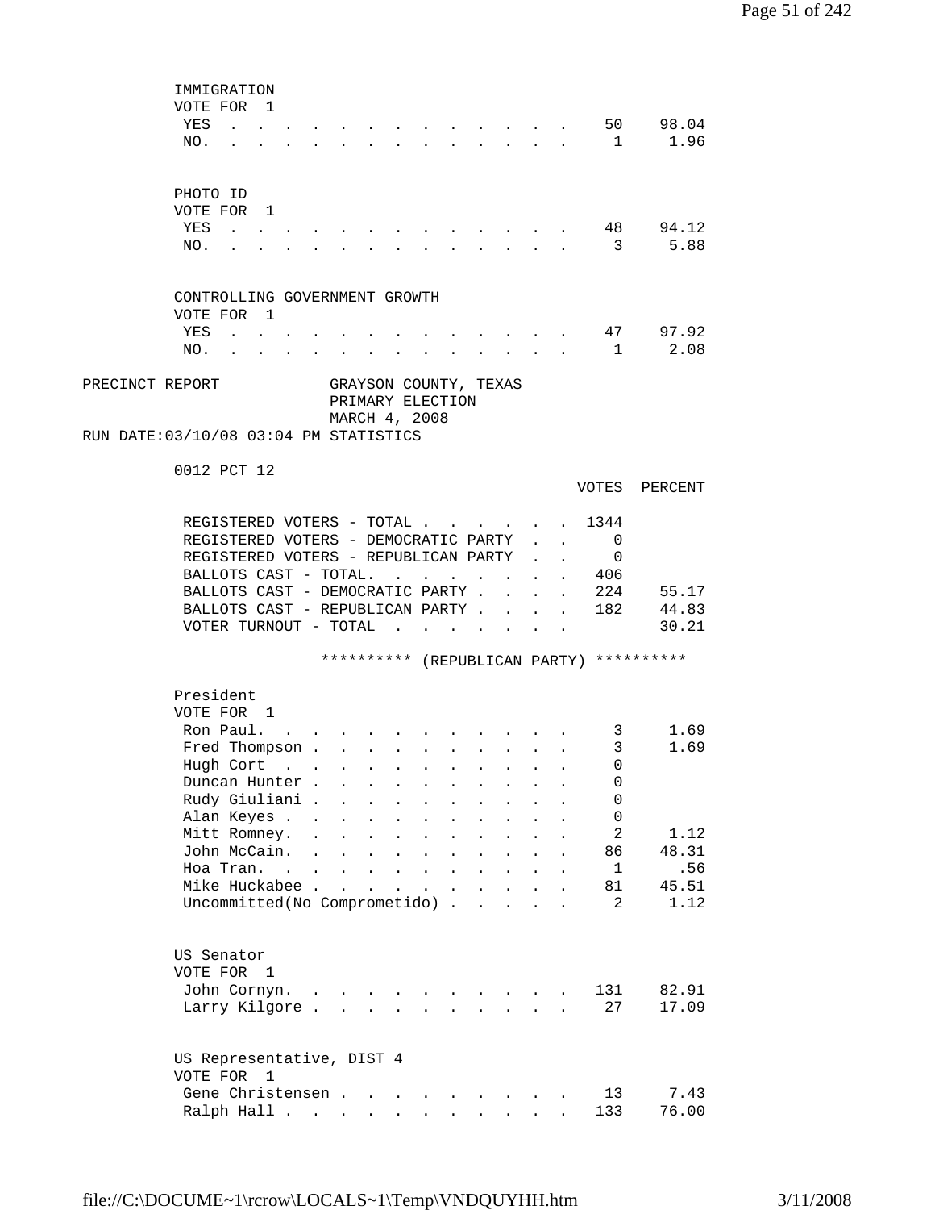IMMIGRATION
VOTE FOR 1

| | Votes | Percent |
|---|---|---|
| YES | 50 | 98.04 |
| NO. | 1 | 1.96 |

PHOTO ID
VOTE FOR 1

| | Votes | Percent |
|---|---|---|
| YES | 48 | 94.12 |
| NO. | 3 | 5.88 |

CONTROLLING GOVERNMENT GROWTH
VOTE FOR 1

| | Votes | Percent |
|---|---|---|
| YES | 47 | 97.92 |
| NO. | 1 | 2.08 |

PRECINCT REPORT GRAYSON COUNTY, TEXAS
PRIMARY ELECTION
MARCH 4, 2008
RUN DATE:03/10/08 03:04 PM STATISTICS

0012 PCT 12

| | VOTES | PERCENT |
|---|---|---|
| REGISTERED VOTERS - TOTAL | 1344 | |
| REGISTERED VOTERS - DEMOCRATIC PARTY | 0 | |
| REGISTERED VOTERS - REPUBLICAN PARTY | 0 | |
| BALLOTS CAST - TOTAL. | 406 | |
| BALLOTS CAST - DEMOCRATIC PARTY | 224 | 55.17 |
| BALLOTS CAST - REPUBLICAN PARTY | 182 | 44.83 |
| VOTER TURNOUT - TOTAL | | 30.21 |

********** (REPUBLICAN PARTY) **********

President
VOTE FOR 1

| | Votes | Percent |
|---|---|---|
| Ron Paul. | 3 | 1.69 |
| Fred Thompson | 3 | 1.69 |
| Hugh Cort | 0 | |
| Duncan Hunter | 0 | |
| Rudy Giuliani | 0 | |
| Alan Keyes | 0 | |
| Mitt Romney. | 2 | 1.12 |
| John McCain. | 86 | 48.31 |
| Hoa Tran. | 1 | .56 |
| Mike Huckabee | 81 | 45.51 |
| Uncommitted(No Comprometido) | 2 | 1.12 |

US Senator
VOTE FOR 1

| | Votes | Percent |
|---|---|---|
| John Cornyn. | 131 | 82.91 |
| Larry Kilgore | 27 | 17.09 |

US Representative, DIST 4
VOTE FOR 1

| | Votes | Percent |
|---|---|---|
| Gene Christensen | 13 | 7.43 |
| Ralph Hall | 133 | 76.00 |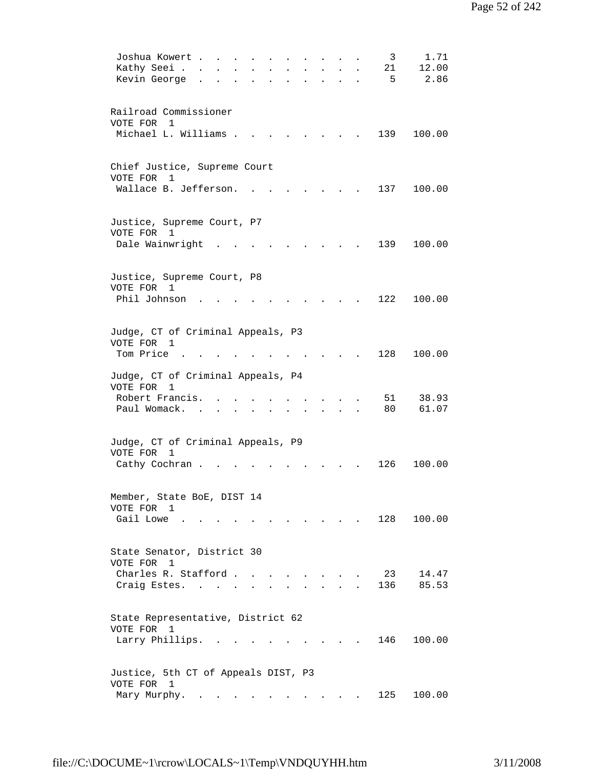| | | |
|---|---|---|
| Joshua Kowert | 3 | 1.71 |
| Kathy Seei | 21 | 12.00 |
| Kevin George | 5 | 2.86 |

Railroad Commissioner
VOTE FOR 1

| | | |
|---|---|---|
| Michael L. Williams | 139 | 100.00 |

Chief Justice, Supreme Court
VOTE FOR 1

| | | |
|---|---|---|
| Wallace B. Jefferson | 137 | 100.00 |

Justice, Supreme Court, P7
VOTE FOR 1

| | | |
|---|---|---|
| Dale Wainwright | 139 | 100.00 |

Justice, Supreme Court, P8
VOTE FOR 1

| | | |
|---|---|---|
| Phil Johnson | 122 | 100.00 |

Judge, CT of Criminal Appeals, P3
VOTE FOR 1

| | | |
|---|---|---|
| Tom Price | 128 | 100.00 |

Judge, CT of Criminal Appeals, P4
VOTE FOR 1

| | | |
|---|---|---|
| Robert Francis | 51 | 38.93 |
| Paul Womack | 80 | 61.07 |

Judge, CT of Criminal Appeals, P9
VOTE FOR 1

| | | |
|---|---|---|
| Cathy Cochran | 126 | 100.00 |

Member, State BoE, DIST 14
VOTE FOR 1

| | | |
|---|---|---|
| Gail Lowe | 128 | 100.00 |

State Senator, District 30
VOTE FOR 1

| | | |
|---|---|---|
| Charles R. Stafford | 23 | 14.47 |
| Craig Estes | 136 | 85.53 |

State Representative, District 62
VOTE FOR 1

| | | |
|---|---|---|
| Larry Phillips | 146 | 100.00 |

Justice, 5th CT of Appeals DIST, P3
VOTE FOR 1

| | | |
|---|---|---|
| Mary Murphy | 125 | 100.00 |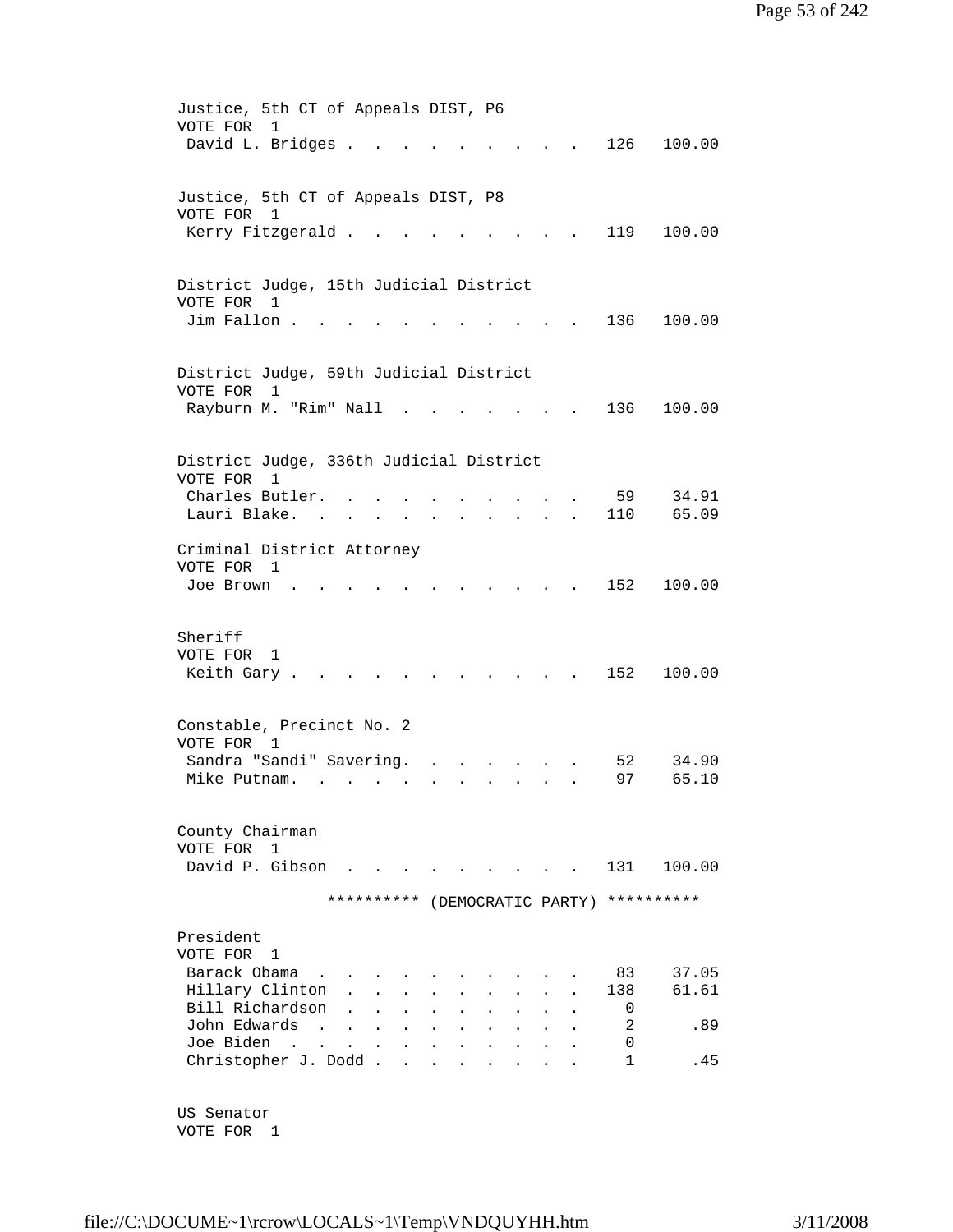Justice, 5th CT of Appeals DIST, P6
VOTE FOR 1

| Candidate | Votes | Percent |
|---|---|---|
| David L. Bridges | 126 | 100.00 |

Justice, 5th CT of Appeals DIST, P8
VOTE FOR 1

| Candidate | Votes | Percent |
|---|---|---|
| Kerry Fitzgerald | 119 | 100.00 |

District Judge, 15th Judicial District
VOTE FOR 1

| Candidate | Votes | Percent |
|---|---|---|
| Jim Fallon | 136 | 100.00 |

District Judge, 59th Judicial District
VOTE FOR 1

| Candidate | Votes | Percent |
|---|---|---|
| Rayburn M. "Rim" Nall | 136 | 100.00 |

District Judge, 336th Judicial District
VOTE FOR 1

| Candidate | Votes | Percent |
|---|---|---|
| Charles Butler | 59 | 34.91 |
| Lauri Blake | 110 | 65.09 |

Criminal District Attorney
VOTE FOR 1

| Candidate | Votes | Percent |
|---|---|---|
| Joe Brown | 152 | 100.00 |

Sheriff
VOTE FOR 1

| Candidate | Votes | Percent |
|---|---|---|
| Keith Gary | 152 | 100.00 |

Constable, Precinct No. 2
VOTE FOR 1

| Candidate | Votes | Percent |
|---|---|---|
| Sandra "Sandi" Savering | 52 | 34.90 |
| Mike Putnam | 97 | 65.10 |

County Chairman
VOTE FOR 1

| Candidate | Votes | Percent |
|---|---|---|
| David P. Gibson | 131 | 100.00 |

********** (DEMOCRATIC PARTY) **********

President
VOTE FOR 1

| Candidate | Votes | Percent |
|---|---|---|
| Barack Obama | 83 | 37.05 |
| Hillary Clinton | 138 | 61.61 |
| Bill Richardson | 0 | |
| John Edwards | 2 | .89 |
| Joe Biden | 0 | |
| Christopher J. Dodd | 1 | .45 |

US Senator
VOTE FOR 1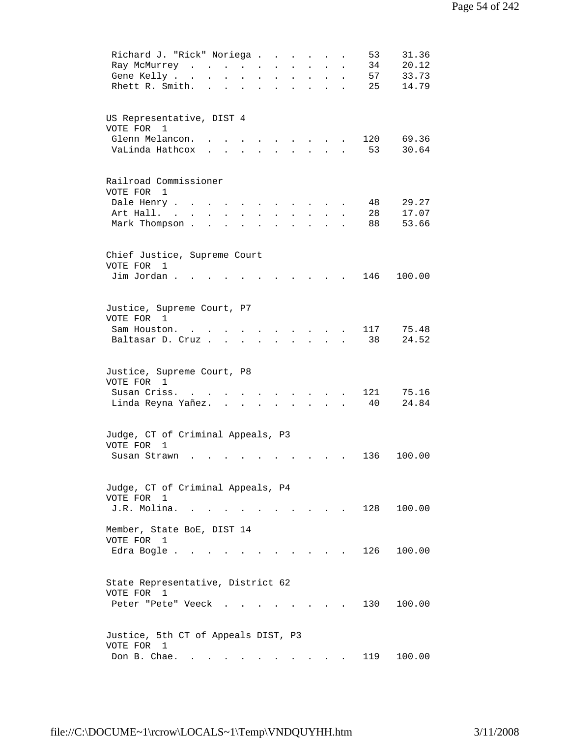| Candidate | Votes | Percent |
|---|---|---|
| Richard J. "Rick" Noriega | 53 | 31.36 |
| Ray McMurrey | 34 | 20.12 |
| Gene Kelly | 57 | 33.73 |
| Rhett R. Smith | 25 | 14.79 |

**US Representative, DIST 4**
VOTE FOR 1

| Candidate | Votes | Percent |
|---|---|---|
| Glenn Melancon | 120 | 69.36 |
| VaLinda Hathcox | 53 | 30.64 |

**Railroad Commissioner**
VOTE FOR 1

| Candidate | Votes | Percent |
|---|---|---|
| Dale Henry | 48 | 29.27 |
| Art Hall | 28 | 17.07 |
| Mark Thompson | 88 | 53.66 |

**Chief Justice, Supreme Court**
VOTE FOR 1

| Candidate | Votes | Percent |
|---|---|---|
| Jim Jordan | 146 | 100.00 |

**Justice, Supreme Court, P7**
VOTE FOR 1

| Candidate | Votes | Percent |
|---|---|---|
| Sam Houston | 117 | 75.48 |
| Baltasar D. Cruz | 38 | 24.52 |

**Justice, Supreme Court, P8**
VOTE FOR 1

| Candidate | Votes | Percent |
|---|---|---|
| Susan Criss | 121 | 75.16 |
| Linda Reyna Yañez | 40 | 24.84 |

**Judge, CT of Criminal Appeals, P3**
VOTE FOR 1

| Candidate | Votes | Percent |
|---|---|---|
| Susan Strawn | 136 | 100.00 |

**Judge, CT of Criminal Appeals, P4**
VOTE FOR 1

| Candidate | Votes | Percent |
|---|---|---|
| J.R. Molina | 128 | 100.00 |

**Member, State BoE, DIST 14**
VOTE FOR 1

| Candidate | Votes | Percent |
|---|---|---|
| Edra Bogle | 126 | 100.00 |

**State Representative, District 62**
VOTE FOR 1

| Candidate | Votes | Percent |
|---|---|---|
| Peter "Pete" Veeck | 130 | 100.00 |

**Justice, 5th CT of Appeals DIST, P3**
VOTE FOR 1

| Candidate | Votes | Percent |
|---|---|---|
| Don B. Chae | 119 | 100.00 |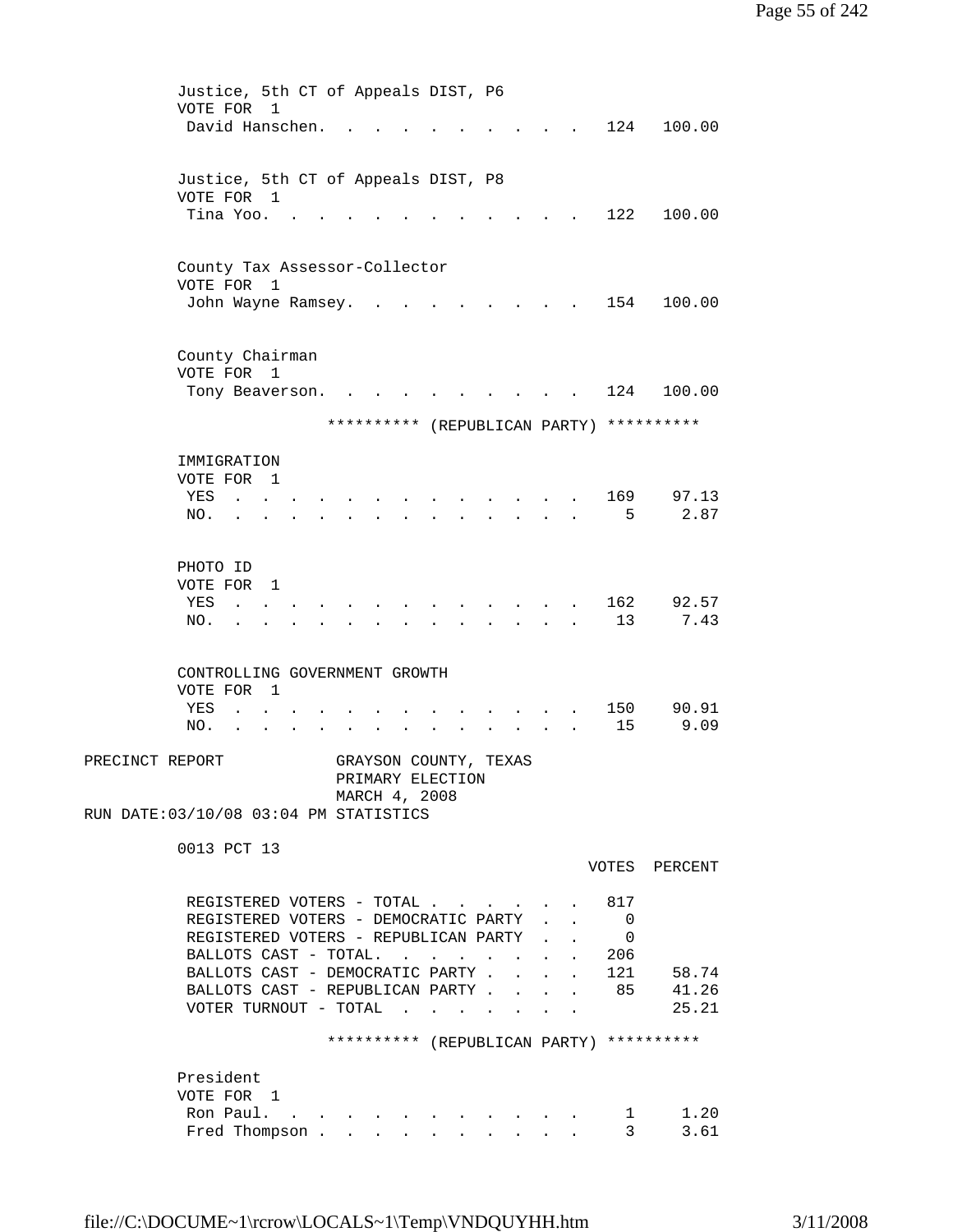Justice, 5th CT of Appeals DIST, P6
VOTE FOR 1

| | | |
|---|---|---|
| David Hanschen. | 124 | 100.00 |

Justice, 5th CT of Appeals DIST, P8
VOTE FOR 1

| | | |
|---|---|---|
| Tina Yoo. | 122 | 100.00 |

County Tax Assessor-Collector
VOTE FOR 1

| | | |
|---|---|---|
| John Wayne Ramsey. | 154 | 100.00 |

County Chairman
VOTE FOR 1

| | | |
|---|---|---|
| Tony Beaverson. | 124 | 100.00 |

********** (REPUBLICAN PARTY) **********

IMMIGRATION
VOTE FOR 1

| | | |
|---|---|---|
| YES | 169 | 97.13 |
| NO. | 5 | 2.87 |

PHOTO ID
VOTE FOR 1

| | | |
|---|---|---|
| YES | 162 | 92.57 |
| NO. | 13 | 7.43 |

CONTROLLING GOVERNMENT GROWTH
VOTE FOR 1

| | | |
|---|---|---|
| YES | 150 | 90.91 |
| NO. | 15 | 9.09 |

PRECINCT REPORT — GRAYSON COUNTY, TEXAS
PRIMARY ELECTION
MARCH 4, 2008
RUN DATE:03/10/08 03:04 PM STATISTICS

0013 PCT 13

| | VOTES | PERCENT |
|---|---|---|
| REGISTERED VOTERS - TOTAL | 817 | |
| REGISTERED VOTERS - DEMOCRATIC PARTY | 0 | |
| REGISTERED VOTERS - REPUBLICAN PARTY | 0 | |
| BALLOTS CAST - TOTAL. | 206 | |
| BALLOTS CAST - DEMOCRATIC PARTY | 121 | 58.74 |
| BALLOTS CAST - REPUBLICAN PARTY | 85 | 41.26 |
| VOTER TURNOUT - TOTAL | | 25.21 |

********** (REPUBLICAN PARTY) **********

President
VOTE FOR 1

| | | |
|---|---|---|
| Ron Paul. | 1 | 1.20 |
| Fred Thompson | 3 | 3.61 |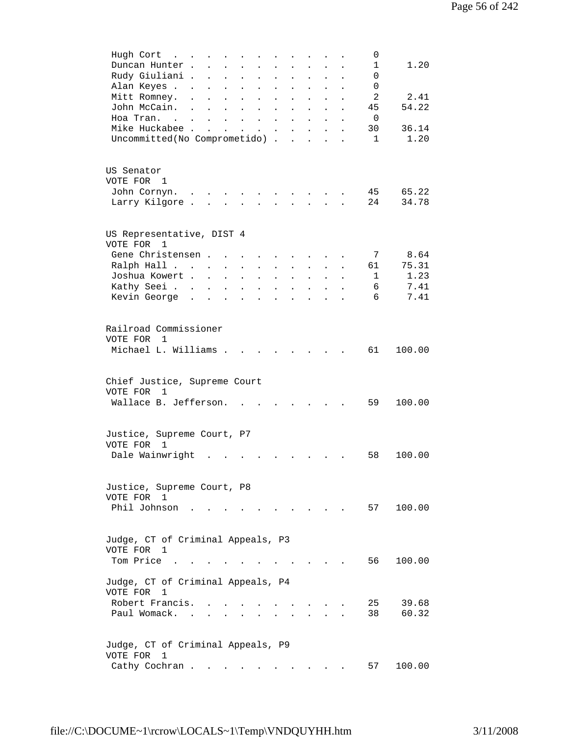| Candidate | Votes | Percent |
|---|---|---|
| Hugh Cort | 0 | |
| Duncan Hunter | 1 | 1.20 |
| Rudy Giuliani | 0 | |
| Alan Keyes | 0 | |
| Mitt Romney | 2 | 2.41 |
| John McCain | 45 | 54.22 |
| Hoa Tran | 0 | |
| Mike Huckabee | 30 | 36.14 |
| Uncommitted(No Comprometido) | 1 | 1.20 |

US Senator
VOTE FOR 1

| Candidate | Votes | Percent |
|---|---|---|
| John Cornyn | 45 | 65.22 |
| Larry Kilgore | 24 | 34.78 |

US Representative, DIST 4
VOTE FOR 1

| Candidate | Votes | Percent |
|---|---|---|
| Gene Christensen | 7 | 8.64 |
| Ralph Hall | 61 | 75.31 |
| Joshua Kowert | 1 | 1.23 |
| Kathy Seei | 6 | 7.41 |
| Kevin George | 6 | 7.41 |

Railroad Commissioner
VOTE FOR 1

| Candidate | Votes | Percent |
|---|---|---|
| Michael L. Williams | 61 | 100.00 |

Chief Justice, Supreme Court
VOTE FOR 1

| Candidate | Votes | Percent |
|---|---|---|
| Wallace B. Jefferson | 59 | 100.00 |

Justice, Supreme Court, P7
VOTE FOR 1

| Candidate | Votes | Percent |
|---|---|---|
| Dale Wainwright | 58 | 100.00 |

Justice, Supreme Court, P8
VOTE FOR 1

| Candidate | Votes | Percent |
|---|---|---|
| Phil Johnson | 57 | 100.00 |

Judge, CT of Criminal Appeals, P3
VOTE FOR 1

| Candidate | Votes | Percent |
|---|---|---|
| Tom Price | 56 | 100.00 |

Judge, CT of Criminal Appeals, P4
VOTE FOR 1

| Candidate | Votes | Percent |
|---|---|---|
| Robert Francis | 25 | 39.68 |
| Paul Womack | 38 | 60.32 |

Judge, CT of Criminal Appeals, P9
VOTE FOR 1

| Candidate | Votes | Percent |
|---|---|---|
| Cathy Cochran | 57 | 100.00 |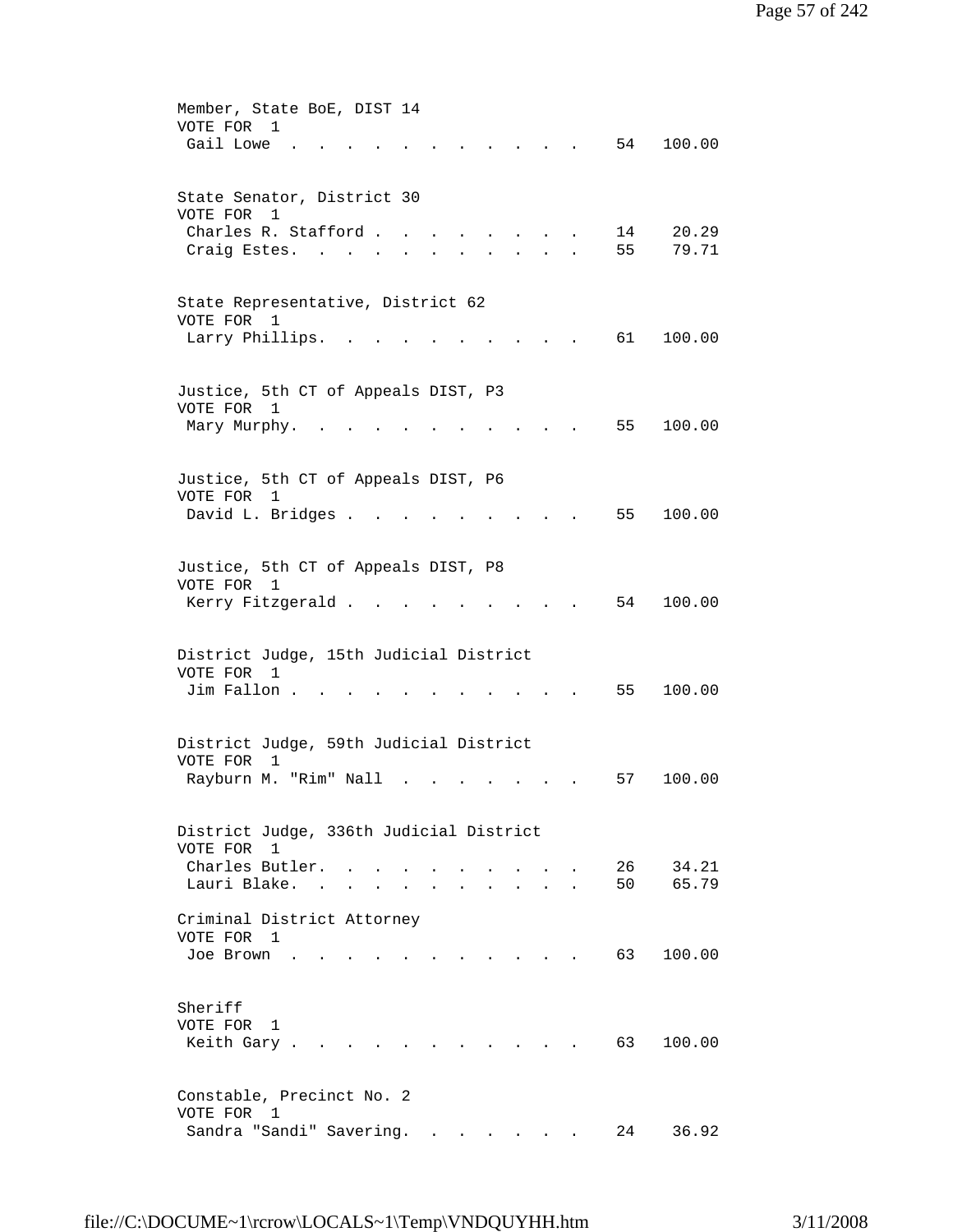Member, State BoE, DIST 14
VOTE FOR 1

| Candidate | Votes | Percent |
|---|---|---|
| Gail Lowe | 54 | 100.00 |

State Senator, District 30
VOTE FOR 1

| Candidate | Votes | Percent |
|---|---|---|
| Charles R. Stafford | 14 | 20.29 |
| Craig Estes | 55 | 79.71 |

State Representative, District 62
VOTE FOR 1

| Candidate | Votes | Percent |
|---|---|---|
| Larry Phillips | 61 | 100.00 |

Justice, 5th CT of Appeals DIST, P3
VOTE FOR 1

| Candidate | Votes | Percent |
|---|---|---|
| Mary Murphy | 55 | 100.00 |

Justice, 5th CT of Appeals DIST, P6
VOTE FOR 1

| Candidate | Votes | Percent |
|---|---|---|
| David L. Bridges | 55 | 100.00 |

Justice, 5th CT of Appeals DIST, P8
VOTE FOR 1

| Candidate | Votes | Percent |
|---|---|---|
| Kerry Fitzgerald | 54 | 100.00 |

District Judge, 15th Judicial District
VOTE FOR 1

| Candidate | Votes | Percent |
|---|---|---|
| Jim Fallon | 55 | 100.00 |

District Judge, 59th Judicial District
VOTE FOR 1

| Candidate | Votes | Percent |
|---|---|---|
| Rayburn M. "Rim" Nall | 57 | 100.00 |

District Judge, 336th Judicial District
VOTE FOR 1

| Candidate | Votes | Percent |
|---|---|---|
| Charles Butler | 26 | 34.21 |
| Lauri Blake | 50 | 65.79 |

Criminal District Attorney
VOTE FOR 1

| Candidate | Votes | Percent |
|---|---|---|
| Joe Brown | 63 | 100.00 |

Sheriff
VOTE FOR 1

| Candidate | Votes | Percent |
|---|---|---|
| Keith Gary | 63 | 100.00 |

Constable, Precinct No. 2
VOTE FOR 1

| Candidate | Votes | Percent |
|---|---|---|
| Sandra "Sandi" Savering | 24 | 36.92 |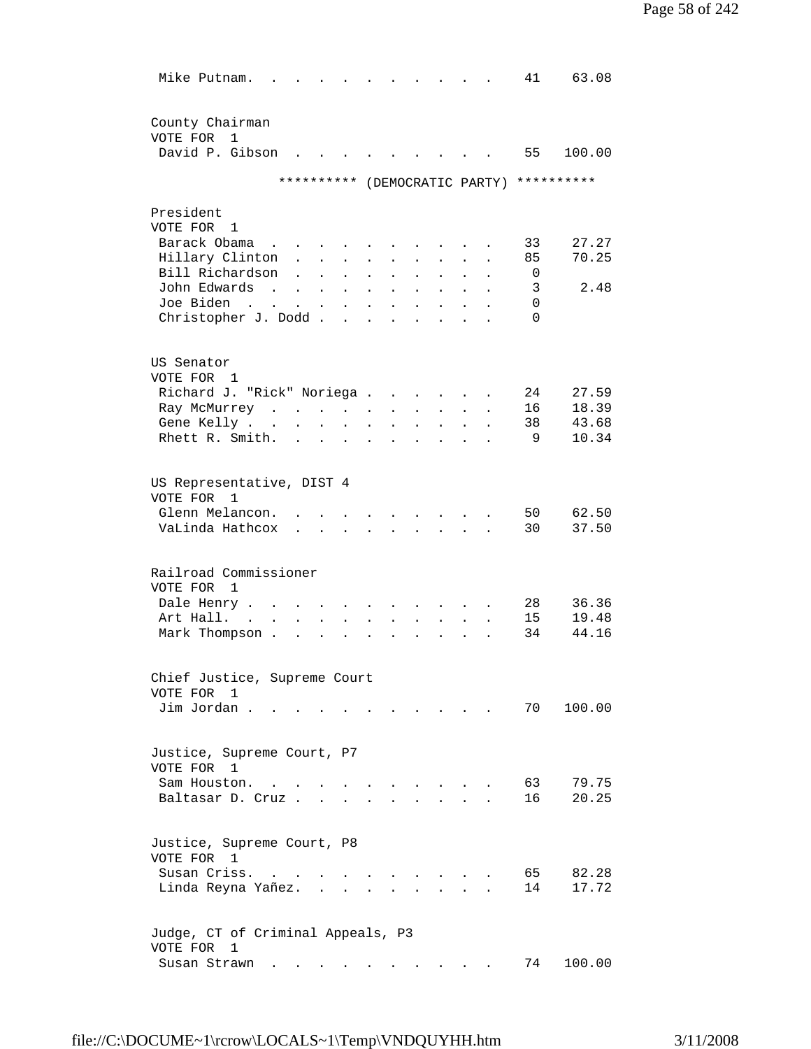| | | |
|---|---|---|
| Mike Putnam | 41 | 63.08 |

County Chairman
VOTE FOR 1

| | | |
|---|---|---|
| David P. Gibson | 55 | 100.00 |

********** (DEMOCRATIC PARTY) **********

President
VOTE FOR 1

| | | |
|---|---|---|
| Barack Obama | 33 | 27.27 |
| Hillary Clinton | 85 | 70.25 |
| Bill Richardson | 0 | |
| John Edwards | 3 | 2.48 |
| Joe Biden | 0 | |
| Christopher J. Dodd | 0 | |

US Senator
VOTE FOR 1

| | | |
|---|---|---|
| Richard J. "Rick" Noriega | 24 | 27.59 |
| Ray McMurrey | 16 | 18.39 |
| Gene Kelly | 38 | 43.68 |
| Rhett R. Smith | 9 | 10.34 |

US Representative, DIST 4
VOTE FOR 1

| | | |
|---|---|---|
| Glenn Melancon | 50 | 62.50 |
| VaLinda Hathcox | 30 | 37.50 |

Railroad Commissioner
VOTE FOR 1

| | | |
|---|---|---|
| Dale Henry | 28 | 36.36 |
| Art Hall | 15 | 19.48 |
| Mark Thompson | 34 | 44.16 |

Chief Justice, Supreme Court
VOTE FOR 1

| | | |
|---|---|---|
| Jim Jordan | 70 | 100.00 |

Justice, Supreme Court, P7
VOTE FOR 1

| | | |
|---|---|---|
| Sam Houston | 63 | 79.75 |
| Baltasar D. Cruz | 16 | 20.25 |

Justice, Supreme Court, P8
VOTE FOR 1

| | | |
|---|---|---|
| Susan Criss | 65 | 82.28 |
| Linda Reyna Yañez | 14 | 17.72 |

Judge, CT of Criminal Appeals, P3
VOTE FOR 1

| | | |
|---|---|---|
| Susan Strawn | 74 | 100.00 |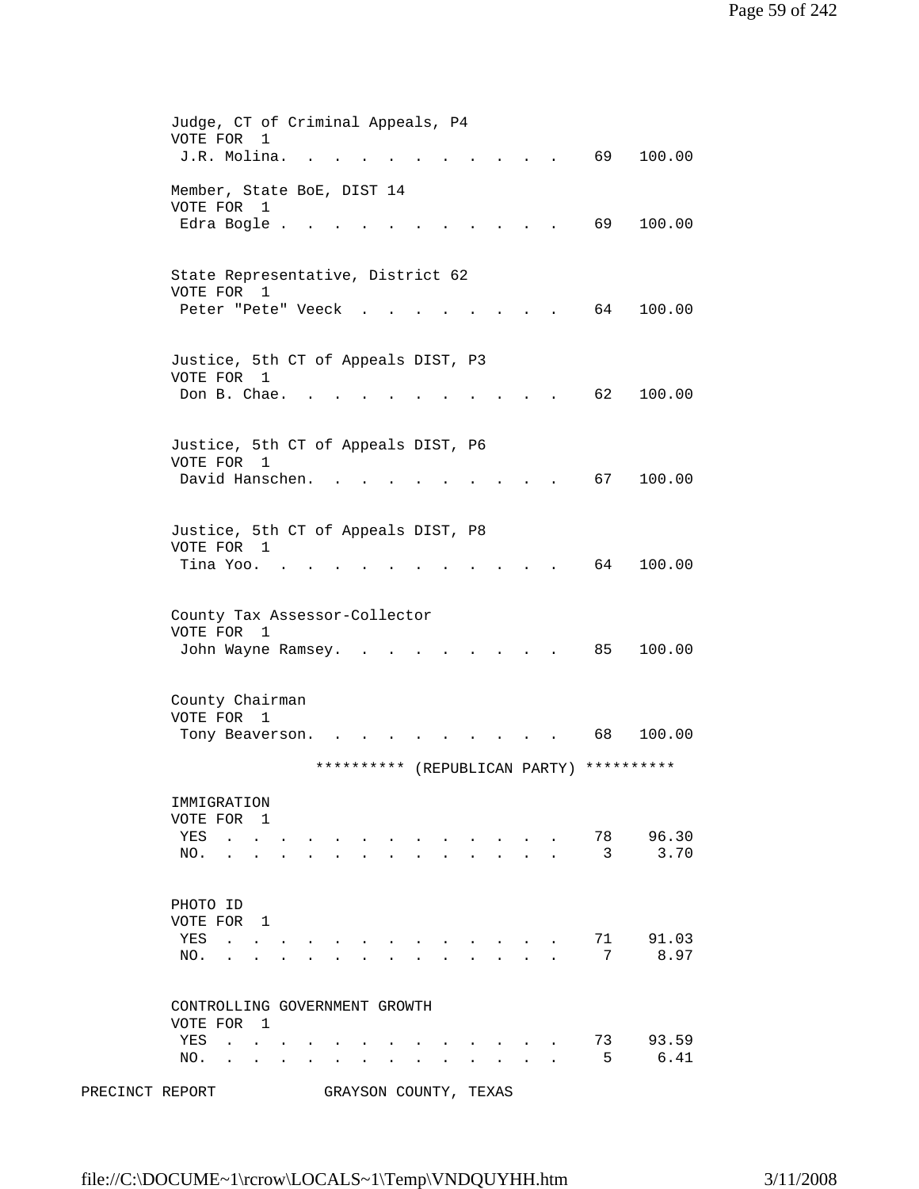Judge, CT of Criminal Appeals, P4
VOTE FOR 1

| | | |
|---|---|---|
| J.R. Molina | 69 | 100.00 |

Member, State BoE, DIST 14
VOTE FOR 1

| | | |
|---|---|---|
| Edra Bogle | 69 | 100.00 |

State Representative, District 62
VOTE FOR 1

| | | |
|---|---|---|
| Peter "Pete" Veeck | 64 | 100.00 |

Justice, 5th CT of Appeals DIST, P3
VOTE FOR 1

| | | |
|---|---|---|
| Don B. Chae | 62 | 100.00 |

Justice, 5th CT of Appeals DIST, P6
VOTE FOR 1

| | | |
|---|---|---|
| David Hanschen | 67 | 100.00 |

Justice, 5th CT of Appeals DIST, P8
VOTE FOR 1

| | | |
|---|---|---|
| Tina Yoo | 64 | 100.00 |

County Tax Assessor-Collector
VOTE FOR 1

| | | |
|---|---|---|
| John Wayne Ramsey | 85 | 100.00 |

County Chairman
VOTE FOR 1

| | | |
|---|---|---|
| Tony Beaverson | 68 | 100.00 |

********** (REPUBLICAN PARTY) **********

IMMIGRATION
VOTE FOR 1

| | | |
|---|---|---|
| YES | 78 | 96.30 |
| NO. | 3 | 3.70 |

PHOTO ID
VOTE FOR 1

| | | |
|---|---|---|
| YES | 71 | 91.03 |
| NO. | 7 | 8.97 |

CONTROLLING GOVERNMENT GROWTH
VOTE FOR 1

| | | |
|---|---|---|
| YES | 73 | 93.59 |
| NO. | 5 | 6.41 |

PRECINCT REPORT GRAYSON COUNTY, TEXAS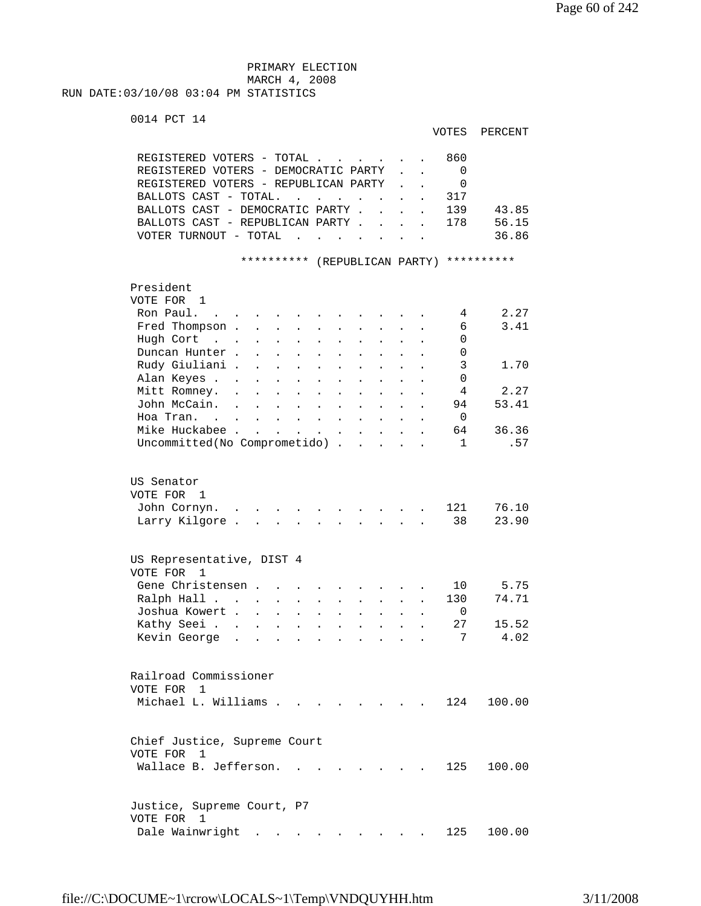PRIMARY ELECTION
MARCH 4, 2008
RUN DATE:03/10/08 03:04 PM STATISTICS

0014 PCT 14

| | VOTES | PERCENT |
|---|---|---|
| REGISTERED VOTERS - TOTAL | 860 | |
| REGISTERED VOTERS - DEMOCRATIC PARTY | 0 | |
| REGISTERED VOTERS - REPUBLICAN PARTY | 0 | |
| BALLOTS CAST - TOTAL. | 317 | |
| BALLOTS CAST - DEMOCRATIC PARTY | 139 | 43.85 |
| BALLOTS CAST - REPUBLICAN PARTY | 178 | 56.15 |
| VOTER TURNOUT - TOTAL | | 36.86 |

********** (REPUBLICAN PARTY) **********

President
VOTE FOR 1

| | VOTES | PERCENT |
|---|---|---|
| Ron Paul. | 4 | 2.27 |
| Fred Thompson | 6 | 3.41 |
| Hugh Cort | 0 | |
| Duncan Hunter | 0 | |
| Rudy Giuliani | 3 | 1.70 |
| Alan Keyes | 0 | |
| Mitt Romney. | 4 | 2.27 |
| John McCain. | 94 | 53.41 |
| Hoa Tran. | 0 | |
| Mike Huckabee | 64 | 36.36 |
| Uncommitted(No Comprometido) | 1 | .57 |

US Senator
VOTE FOR 1

| | VOTES | PERCENT |
|---|---|---|
| John Cornyn. | 121 | 76.10 |
| Larry Kilgore | 38 | 23.90 |

US Representative, DIST 4
VOTE FOR 1

| | VOTES | PERCENT |
|---|---|---|
| Gene Christensen | 10 | 5.75 |
| Ralph Hall | 130 | 74.71 |
| Joshua Kowert | 0 | |
| Kathy Seei | 27 | 15.52 |
| Kevin George | 7 | 4.02 |

Railroad Commissioner
VOTE FOR 1

| | VOTES | PERCENT |
|---|---|---|
| Michael L. Williams | 124 | 100.00 |

Chief Justice, Supreme Court
VOTE FOR 1

| | VOTES | PERCENT |
|---|---|---|
| Wallace B. Jefferson. | 125 | 100.00 |

Justice, Supreme Court, P7
VOTE FOR 1

| | VOTES | PERCENT |
|---|---|---|
| Dale Wainwright | 125 | 100.00 |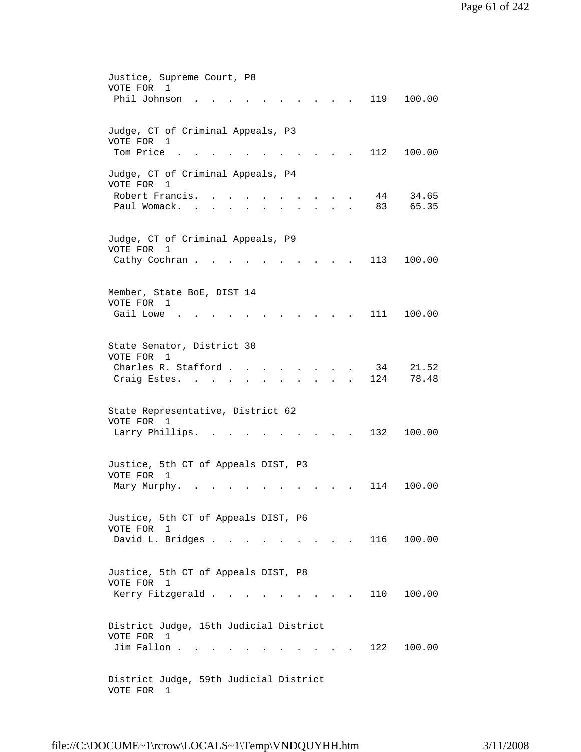Justice, Supreme Court, P8
VOTE FOR 1

| Candidate | Votes | Percent |
|---|---|---|
| Phil Johnson | 119 | 100.00 |

Judge, CT of Criminal Appeals, P3
VOTE FOR 1

| Candidate | Votes | Percent |
|---|---|---|
| Tom Price | 112 | 100.00 |

Judge, CT of Criminal Appeals, P4
VOTE FOR 1

| Candidate | Votes | Percent |
|---|---|---|
| Robert Francis. | 44 | 34.65 |
| Paul Womack. | 83 | 65.35 |

Judge, CT of Criminal Appeals, P9
VOTE FOR 1

| Candidate | Votes | Percent |
|---|---|---|
| Cathy Cochran | 113 | 100.00 |

Member, State BoE, DIST 14
VOTE FOR 1

| Candidate | Votes | Percent |
|---|---|---|
| Gail Lowe | 111 | 100.00 |

State Senator, District 30
VOTE FOR 1

| Candidate | Votes | Percent |
|---|---|---|
| Charles R. Stafford | 34 | 21.52 |
| Craig Estes. | 124 | 78.48 |

State Representative, District 62
VOTE FOR 1

| Candidate | Votes | Percent |
|---|---|---|
| Larry Phillips. | 132 | 100.00 |

Justice, 5th CT of Appeals DIST, P3
VOTE FOR 1

| Candidate | Votes | Percent |
|---|---|---|
| Mary Murphy. | 114 | 100.00 |

Justice, 5th CT of Appeals DIST, P6
VOTE FOR 1

| Candidate | Votes | Percent |
|---|---|---|
| David L. Bridges | 116 | 100.00 |

Justice, 5th CT of Appeals DIST, P8
VOTE FOR 1

| Candidate | Votes | Percent |
|---|---|---|
| Kerry Fitzgerald | 110 | 100.00 |

District Judge, 15th Judicial District
VOTE FOR 1

| Candidate | Votes | Percent |
|---|---|---|
| Jim Fallon | 122 | 100.00 |

District Judge, 59th Judicial District
VOTE FOR 1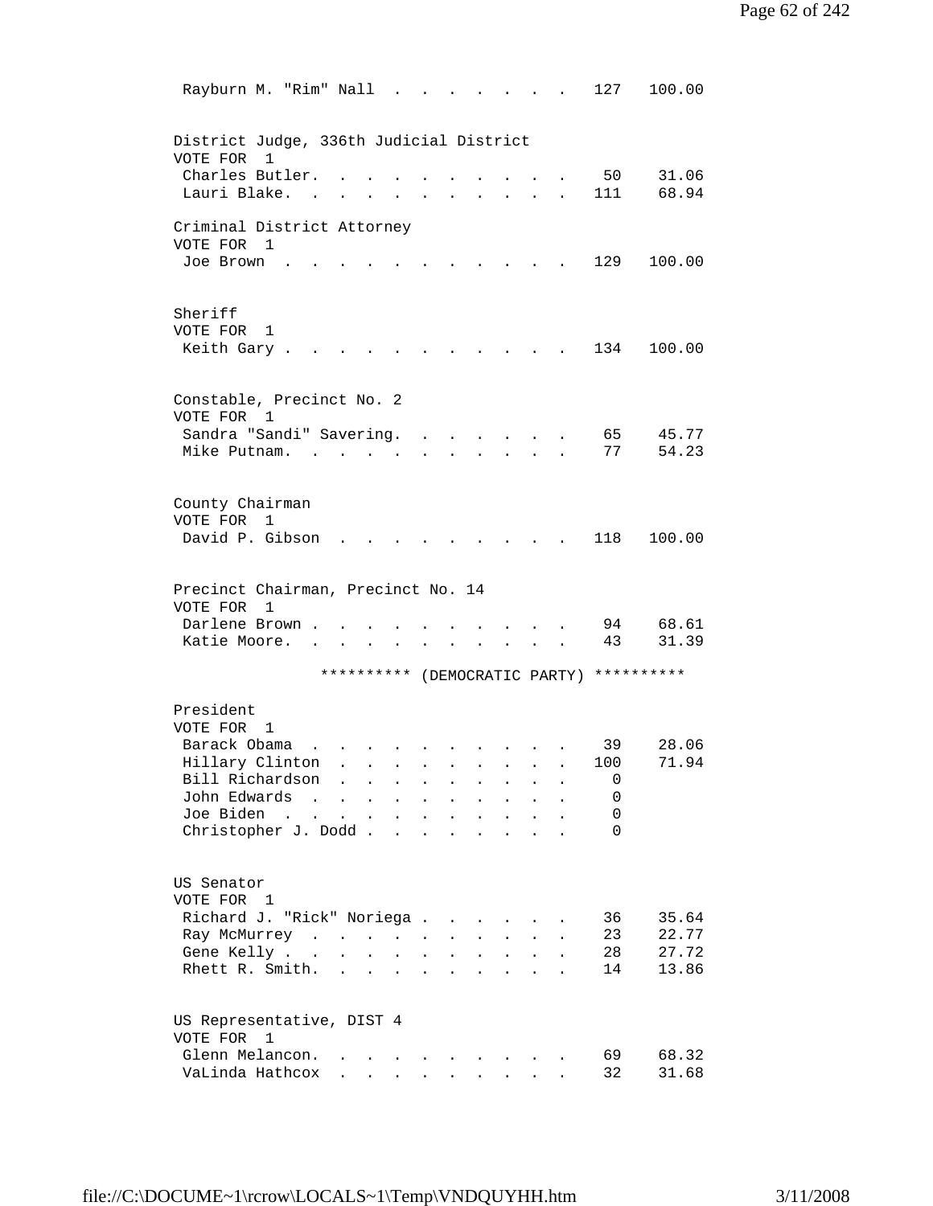| Candidate | Votes | Percent |
|---|---|---|
| Rayburn M. "Rim" Nall | 127 | 100.00 |

District Judge, 336th Judicial District
VOTE FOR 1

| Candidate | Votes | Percent |
|---|---|---|
| Charles Butler | 50 | 31.06 |
| Lauri Blake | 111 | 68.94 |

Criminal District Attorney
VOTE FOR 1

| Candidate | Votes | Percent |
|---|---|---|
| Joe Brown | 129 | 100.00 |

Sheriff
VOTE FOR 1

| Candidate | Votes | Percent |
|---|---|---|
| Keith Gary | 134 | 100.00 |

Constable, Precinct No. 2
VOTE FOR 1

| Candidate | Votes | Percent |
|---|---|---|
| Sandra "Sandi" Savering | 65 | 45.77 |
| Mike Putnam | 77 | 54.23 |

County Chairman
VOTE FOR 1

| Candidate | Votes | Percent |
|---|---|---|
| David P. Gibson | 118 | 100.00 |

Precinct Chairman, Precinct No. 14
VOTE FOR 1

| Candidate | Votes | Percent |
|---|---|---|
| Darlene Brown | 94 | 68.61 |
| Katie Moore | 43 | 31.39 |

********** (DEMOCRATIC PARTY) **********

President
VOTE FOR 1

| Candidate | Votes | Percent |
|---|---|---|
| Barack Obama | 39 | 28.06 |
| Hillary Clinton | 100 | 71.94 |
| Bill Richardson | 0 | |
| John Edwards | 0 | |
| Joe Biden | 0 | |
| Christopher J. Dodd | 0 | |

US Senator
VOTE FOR 1

| Candidate | Votes | Percent |
|---|---|---|
| Richard J. "Rick" Noriega | 36 | 35.64 |
| Ray McMurrey | 23 | 22.77 |
| Gene Kelly | 28 | 27.72 |
| Rhett R. Smith | 14 | 13.86 |

US Representative, DIST 4
VOTE FOR 1

| Candidate | Votes | Percent |
|---|---|---|
| Glenn Melancon | 69 | 68.32 |
| VaLinda Hathcox | 32 | 31.68 |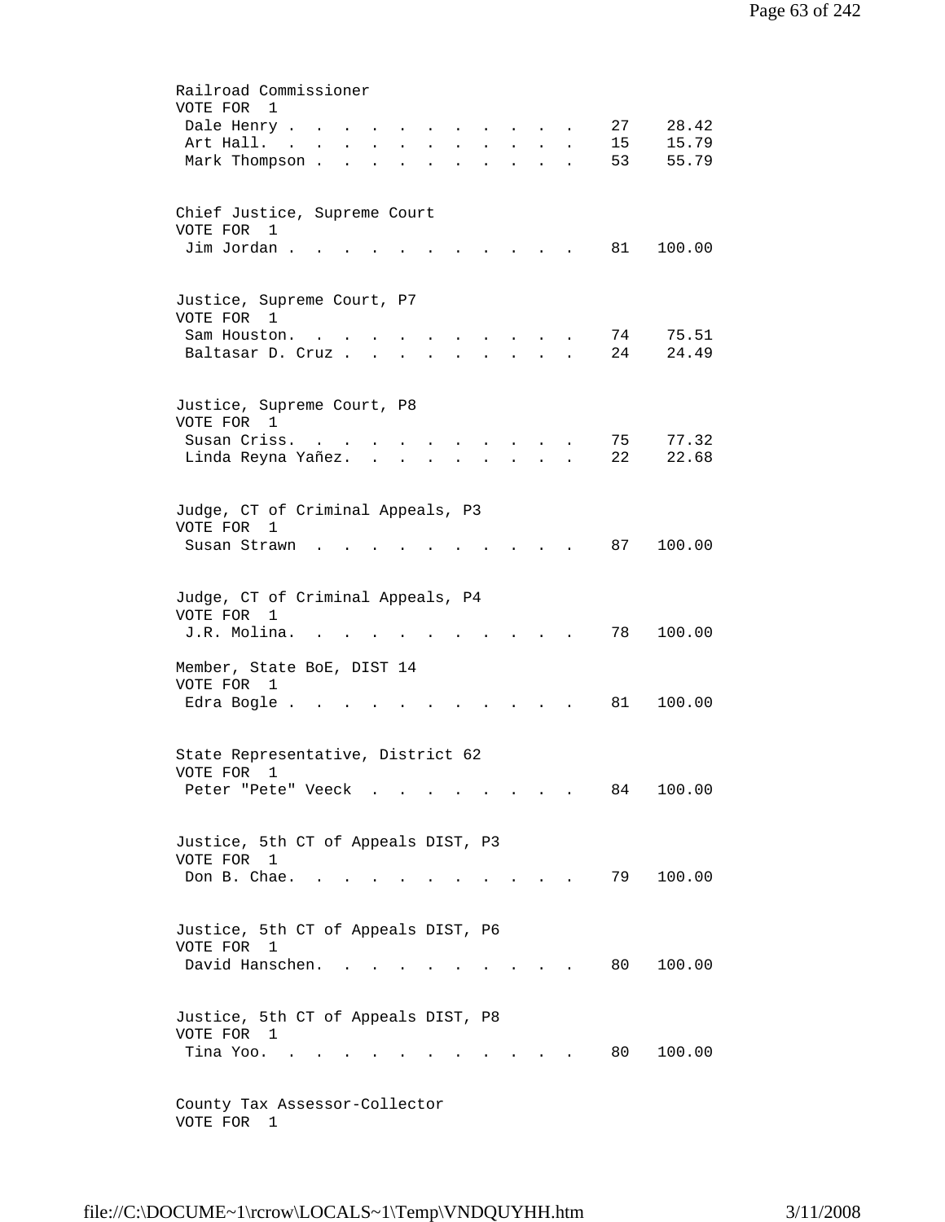Railroad Commissioner
VOTE FOR 1

| Candidate | Votes | Percent |
|---|---|---|
| Dale Henry | 27 | 28.42 |
| Art Hall. | 15 | 15.79 |
| Mark Thompson | 53 | 55.79 |

Chief Justice, Supreme Court
VOTE FOR 1

| Candidate | Votes | Percent |
|---|---|---|
| Jim Jordan | 81 | 100.00 |

Justice, Supreme Court, P7
VOTE FOR 1

| Candidate | Votes | Percent |
|---|---|---|
| Sam Houston. | 74 | 75.51 |
| Baltasar D. Cruz | 24 | 24.49 |

Justice, Supreme Court, P8
VOTE FOR 1

| Candidate | Votes | Percent |
|---|---|---|
| Susan Criss. | 75 | 77.32 |
| Linda Reyna Yañez. | 22 | 22.68 |

Judge, CT of Criminal Appeals, P3
VOTE FOR 1

| Candidate | Votes | Percent |
|---|---|---|
| Susan Strawn | 87 | 100.00 |

Judge, CT of Criminal Appeals, P4
VOTE FOR 1

| Candidate | Votes | Percent |
|---|---|---|
| J.R. Molina. | 78 | 100.00 |

Member, State BoE, DIST 14
VOTE FOR 1

| Candidate | Votes | Percent |
|---|---|---|
| Edra Bogle | 81 | 100.00 |

State Representative, District 62
VOTE FOR 1

| Candidate | Votes | Percent |
|---|---|---|
| Peter "Pete" Veeck | 84 | 100.00 |

Justice, 5th CT of Appeals DIST, P3
VOTE FOR 1

| Candidate | Votes | Percent |
|---|---|---|
| Don B. Chae. | 79 | 100.00 |

Justice, 5th CT of Appeals DIST, P6
VOTE FOR 1

| Candidate | Votes | Percent |
|---|---|---|
| David Hanschen. | 80 | 100.00 |

Justice, 5th CT of Appeals DIST, P8
VOTE FOR 1

| Candidate | Votes | Percent |
|---|---|---|
| Tina Yoo. | 80 | 100.00 |

County Tax Assessor-Collector
VOTE FOR 1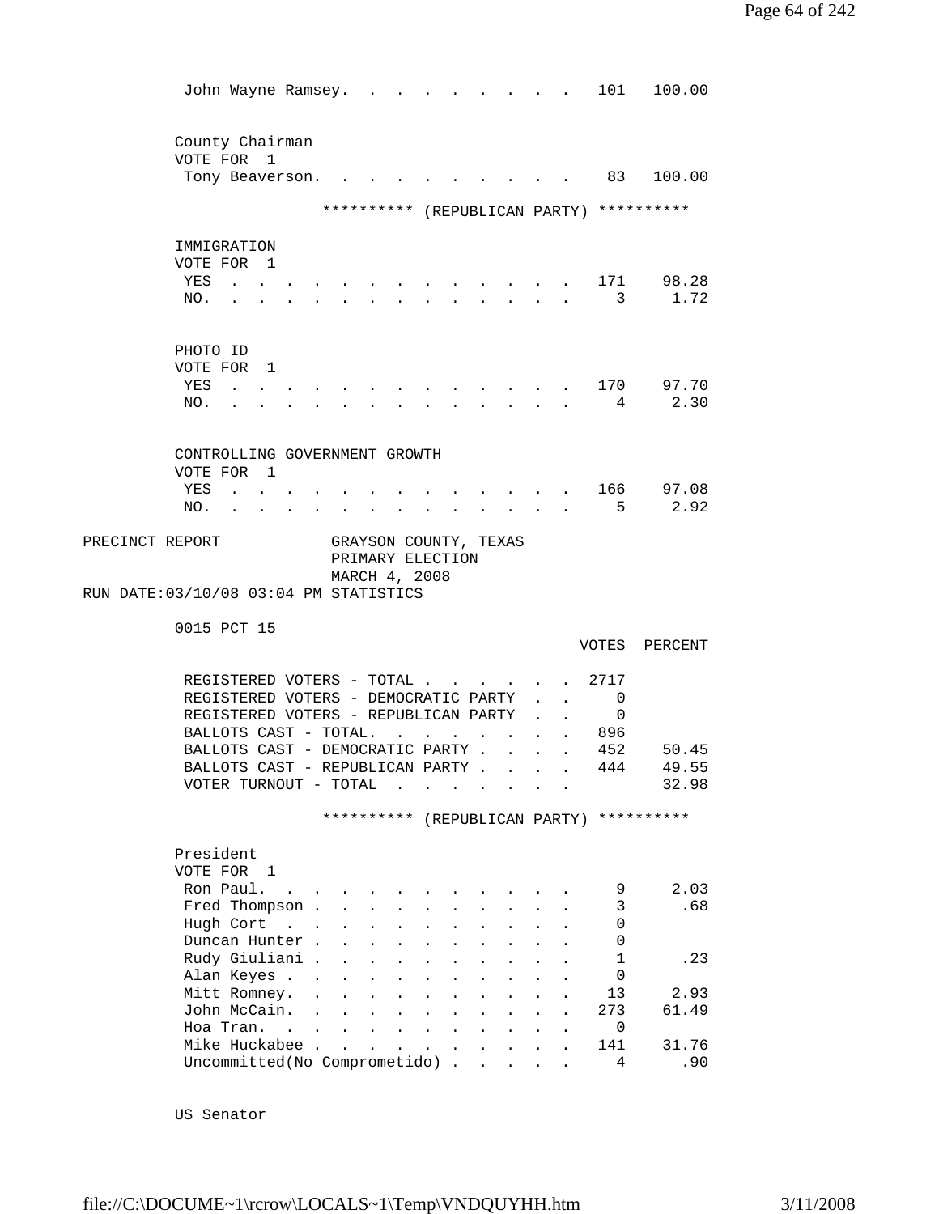| | VOTES | PERCENT |
|---|---|---|
| John Wayne Ramsey. | 101 | 100.00 |

County Chairman
VOTE FOR 1

| | VOTES | PERCENT |
|---|---|---|
| Tony Beaverson. | 83 | 100.00 |

********** (REPUBLICAN PARTY) **********

IMMIGRATION
VOTE FOR 1

| | VOTES | PERCENT |
|---|---|---|
| YES | 171 | 98.28 |
| NO. | 3 | 1.72 |

PHOTO ID
VOTE FOR 1

| | VOTES | PERCENT |
|---|---|---|
| YES | 170 | 97.70 |
| NO. | 4 | 2.30 |

CONTROLLING GOVERNMENT GROWTH
VOTE FOR 1

| | VOTES | PERCENT |
|---|---|---|
| YES | 166 | 97.08 |
| NO. | 5 | 2.92 |

PRECINCT REPORT GRAYSON COUNTY, TEXAS
PRIMARY ELECTION
MARCH 4, 2008
RUN DATE:03/10/08 03:04 PM STATISTICS

0015 PCT 15

| | VOTES | PERCENT |
|---|---|---|
| REGISTERED VOTERS - TOTAL | 2717 | |
| REGISTERED VOTERS - DEMOCRATIC PARTY | 0 | |
| REGISTERED VOTERS - REPUBLICAN PARTY | 0 | |
| BALLOTS CAST - TOTAL. | 896 | |
| BALLOTS CAST - DEMOCRATIC PARTY | 452 | 50.45 |
| BALLOTS CAST - REPUBLICAN PARTY | 444 | 49.55 |
| VOTER TURNOUT - TOTAL | | 32.98 |

********** (REPUBLICAN PARTY) **********

President
VOTE FOR 1

| | VOTES | PERCENT |
|---|---|---|
| Ron Paul. | 9 | 2.03 |
| Fred Thompson | 3 | .68 |
| Hugh Cort | 0 | |
| Duncan Hunter | 0 | |
| Rudy Giuliani | 1 | .23 |
| Alan Keyes | 0 | |
| Mitt Romney. | 13 | 2.93 |
| John McCain. | 273 | 61.49 |
| Hoa Tran. | 0 | |
| Mike Huckabee | 141 | 31.76 |
| Uncommitted(No Comprometido) | 4 | .90 |

US Senator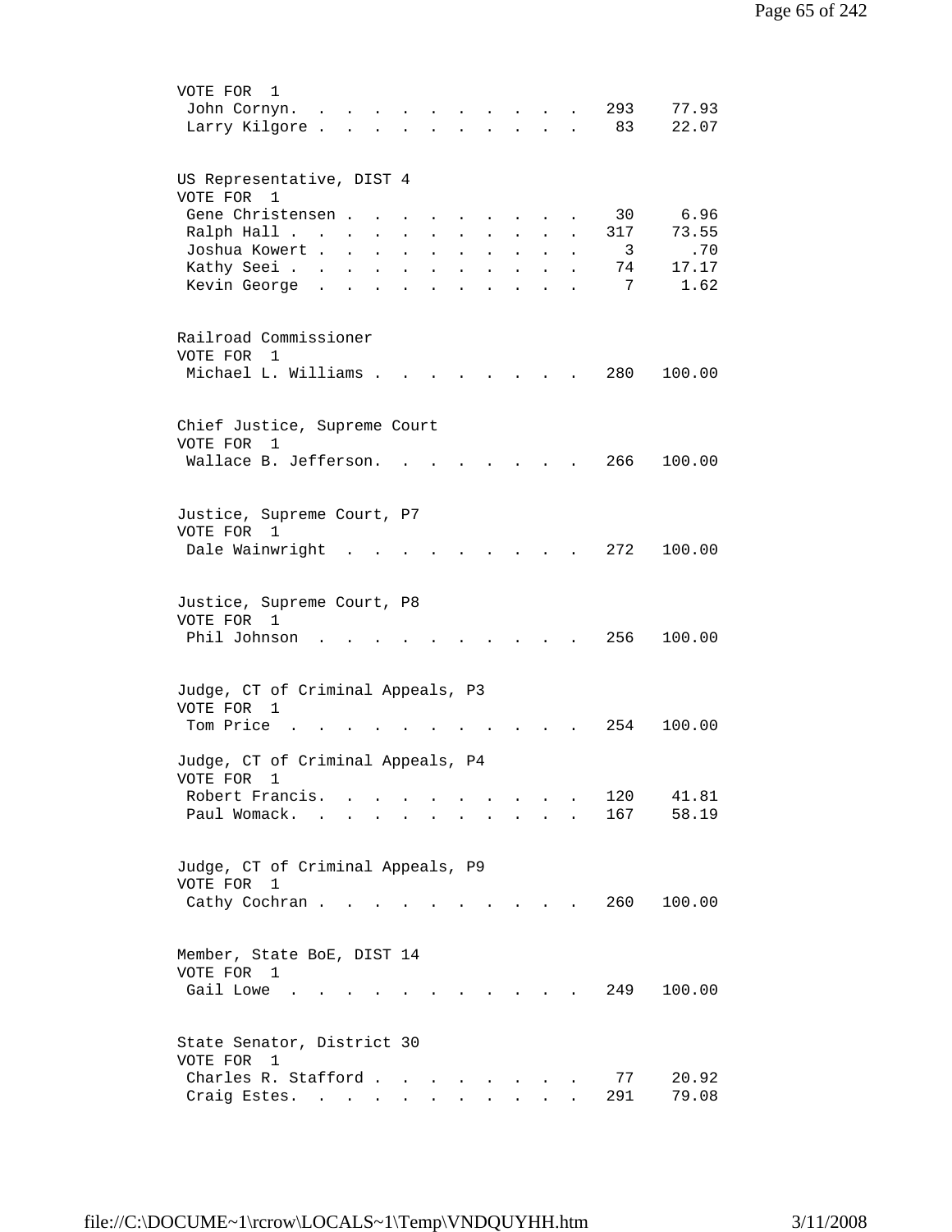VOTE FOR 1

| Candidate | Votes | Percent |
|---|---|---|
| John Cornyn | 293 | 77.93 |
| Larry Kilgore | 83 | 22.07 |

US Representative, DIST 4
VOTE FOR 1

| Candidate | Votes | Percent |
|---|---|---|
| Gene Christensen | 30 | 6.96 |
| Ralph Hall | 317 | 73.55 |
| Joshua Kowert | 3 | .70 |
| Kathy Seei | 74 | 17.17 |
| Kevin George | 7 | 1.62 |

Railroad Commissioner
VOTE FOR 1

| Candidate | Votes | Percent |
|---|---|---|
| Michael L. Williams | 280 | 100.00 |

Chief Justice, Supreme Court
VOTE FOR 1

| Candidate | Votes | Percent |
|---|---|---|
| Wallace B. Jefferson | 266 | 100.00 |

Justice, Supreme Court, P7
VOTE FOR 1

| Candidate | Votes | Percent |
|---|---|---|
| Dale Wainwright | 272 | 100.00 |

Justice, Supreme Court, P8
VOTE FOR 1

| Candidate | Votes | Percent |
|---|---|---|
| Phil Johnson | 256 | 100.00 |

Judge, CT of Criminal Appeals, P3
VOTE FOR 1

| Candidate | Votes | Percent |
|---|---|---|
| Tom Price | 254 | 100.00 |

Judge, CT of Criminal Appeals, P4
VOTE FOR 1

| Candidate | Votes | Percent |
|---|---|---|
| Robert Francis | 120 | 41.81 |
| Paul Womack | 167 | 58.19 |

Judge, CT of Criminal Appeals, P9
VOTE FOR 1

| Candidate | Votes | Percent |
|---|---|---|
| Cathy Cochran | 260 | 100.00 |

Member, State BoE, DIST 14
VOTE FOR 1

| Candidate | Votes | Percent |
|---|---|---|
| Gail Lowe | 249 | 100.00 |

State Senator, District 30
VOTE FOR 1

| Candidate | Votes | Percent |
|---|---|---|
| Charles R. Stafford | 77 | 20.92 |
| Craig Estes | 291 | 79.08 |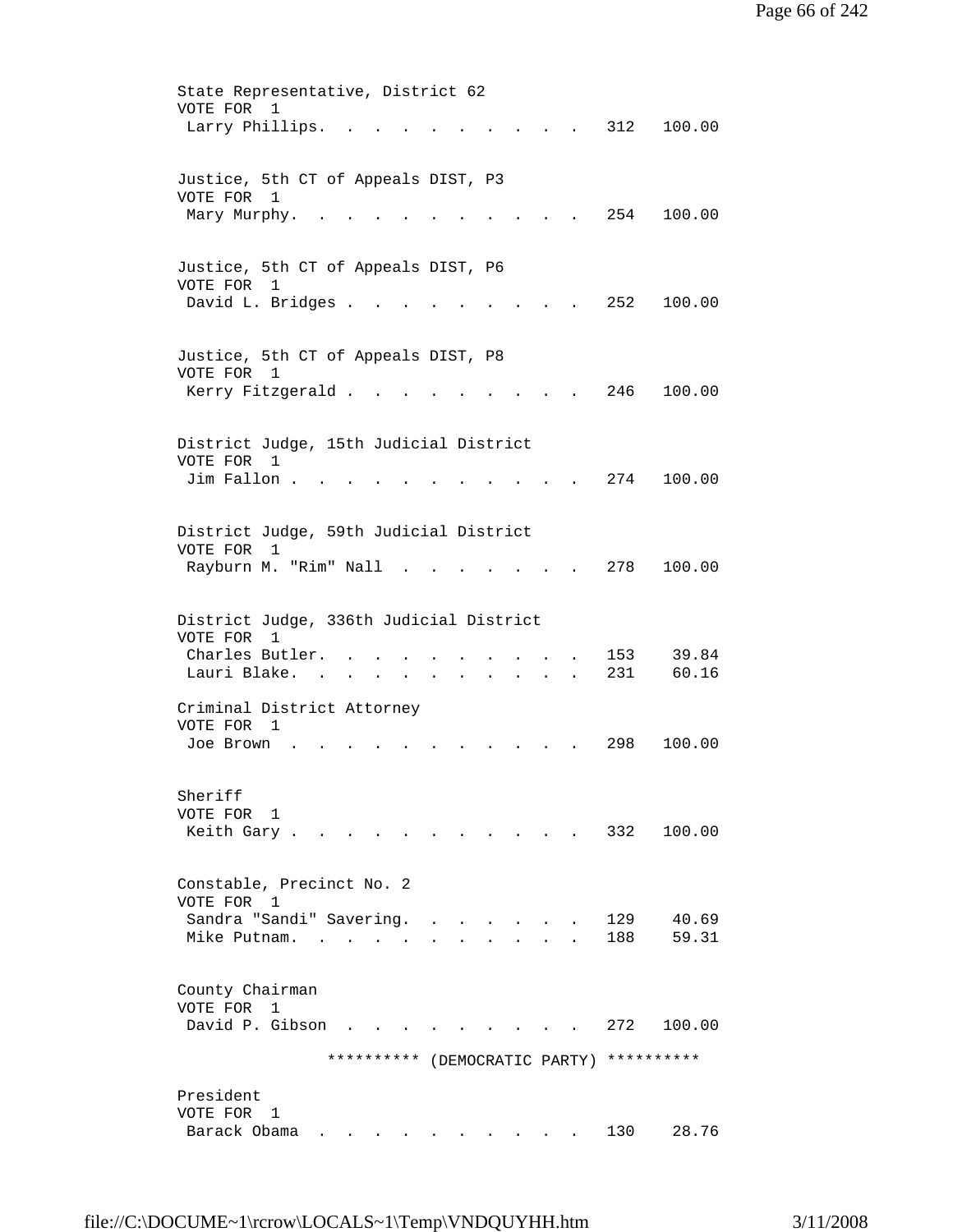State Representative, District 62
VOTE FOR 1

| | | |
|---|---|---|
| Larry Phillips | 312 | 100.00 |

Justice, 5th CT of Appeals DIST, P3
VOTE FOR 1

| | | |
|---|---|---|
| Mary Murphy | 254 | 100.00 |

Justice, 5th CT of Appeals DIST, P6
VOTE FOR 1

| | | |
|---|---|---|
| David L. Bridges | 252 | 100.00 |

Justice, 5th CT of Appeals DIST, P8
VOTE FOR 1

| | | |
|---|---|---|
| Kerry Fitzgerald | 246 | 100.00 |

District Judge, 15th Judicial District
VOTE FOR 1

| | | |
|---|---|---|
| Jim Fallon | 274 | 100.00 |

District Judge, 59th Judicial District
VOTE FOR 1

| | | |
|---|---|---|
| Rayburn M. "Rim" Nall | 278 | 100.00 |

District Judge, 336th Judicial District
VOTE FOR 1

| | | |
|---|---|---|
| Charles Butler | 153 | 39.84 |
| Lauri Blake | 231 | 60.16 |

Criminal District Attorney
VOTE FOR 1

| | | |
|---|---|---|
| Joe Brown | 298 | 100.00 |

Sheriff
VOTE FOR 1

| | | |
|---|---|---|
| Keith Gary | 332 | 100.00 |

Constable, Precinct No. 2
VOTE FOR 1

| | | |
|---|---|---|
| Sandra "Sandi" Savering | 129 | 40.69 |
| Mike Putnam | 188 | 59.31 |

County Chairman
VOTE FOR 1

| | | |
|---|---|---|
| David P. Gibson | 272 | 100.00 |

********** (DEMOCRATIC PARTY) **********

President
VOTE FOR 1

| | | |
|---|---|---|
| Barack Obama | 130 | 28.76 |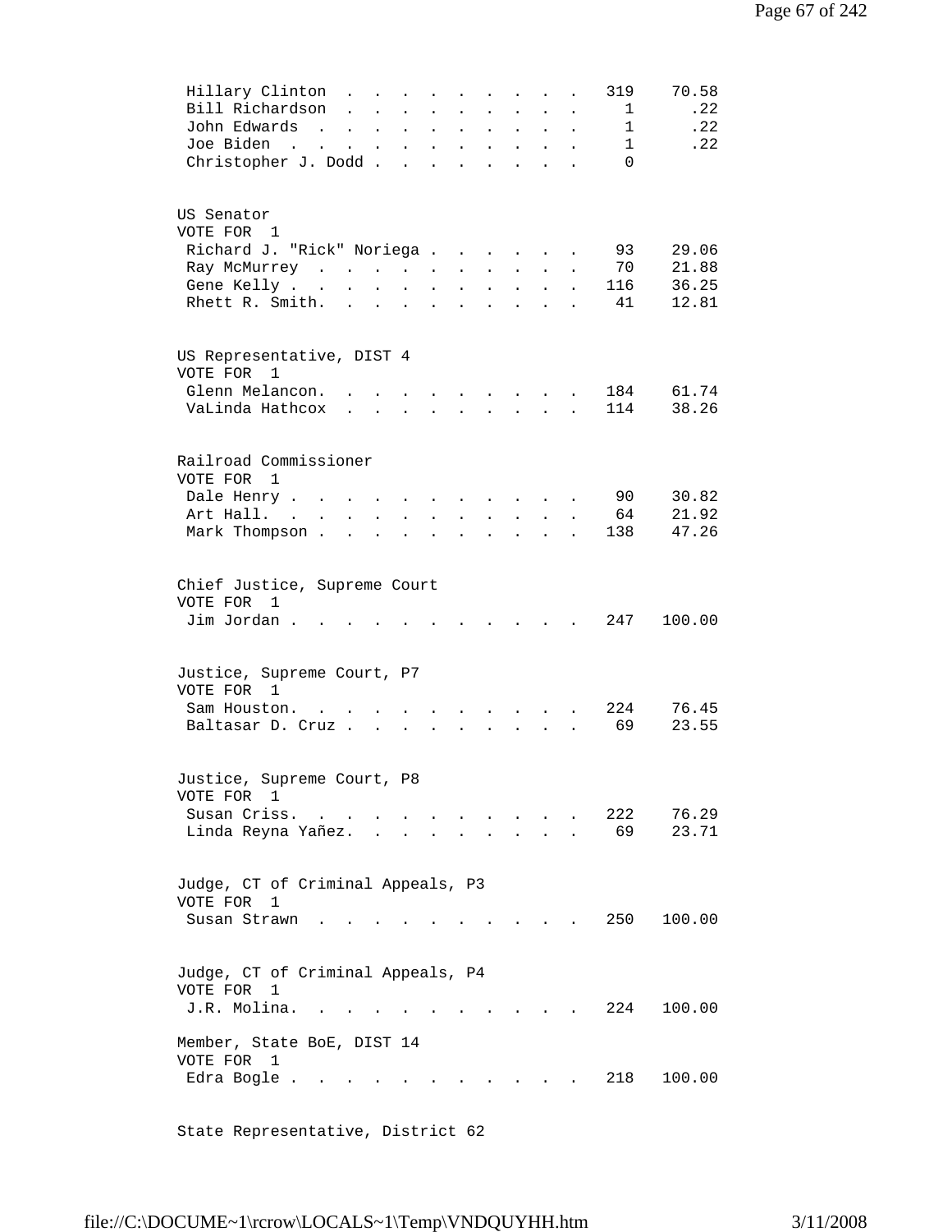| | | |
|---|---|---|
| Hillary Clinton | 319 | 70.58 |
| Bill Richardson | 1 | .22 |
| John Edwards | 1 | .22 |
| Joe Biden | 1 | .22 |
| Christopher J. Dodd | 0 | |

US Senator
VOTE FOR 1

| | | |
|---|---|---|
| Richard J. "Rick" Noriega | 93 | 29.06 |
| Ray McMurrey | 70 | 21.88 |
| Gene Kelly | 116 | 36.25 |
| Rhett R. Smith. | 41 | 12.81 |

US Representative, DIST 4
VOTE FOR 1

| | | |
|---|---|---|
| Glenn Melancon. | 184 | 61.74 |
| VaLinda Hathcox | 114 | 38.26 |

Railroad Commissioner
VOTE FOR 1

| | | |
|---|---|---|
| Dale Henry | 90 | 30.82 |
| Art Hall. | 64 | 21.92 |
| Mark Thompson | 138 | 47.26 |

Chief Justice, Supreme Court
VOTE FOR 1

| | | |
|---|---|---|
| Jim Jordan | 247 | 100.00 |

Justice, Supreme Court, P7
VOTE FOR 1

| | | |
|---|---|---|
| Sam Houston. | 224 | 76.45 |
| Baltasar D. Cruz | 69 | 23.55 |

Justice, Supreme Court, P8
VOTE FOR 1

| | | |
|---|---|---|
| Susan Criss. | 222 | 76.29 |
| Linda Reyna Yañez. | 69 | 23.71 |

Judge, CT of Criminal Appeals, P3
VOTE FOR 1

| | | |
|---|---|---|
| Susan Strawn | 250 | 100.00 |

Judge, CT of Criminal Appeals, P4
VOTE FOR 1

| | | |
|---|---|---|
| J.R. Molina. | 224 | 100.00 |

Member, State BoE, DIST 14
VOTE FOR 1

| | | |
|---|---|---|
| Edra Bogle | 218 | 100.00 |

State Representative, District 62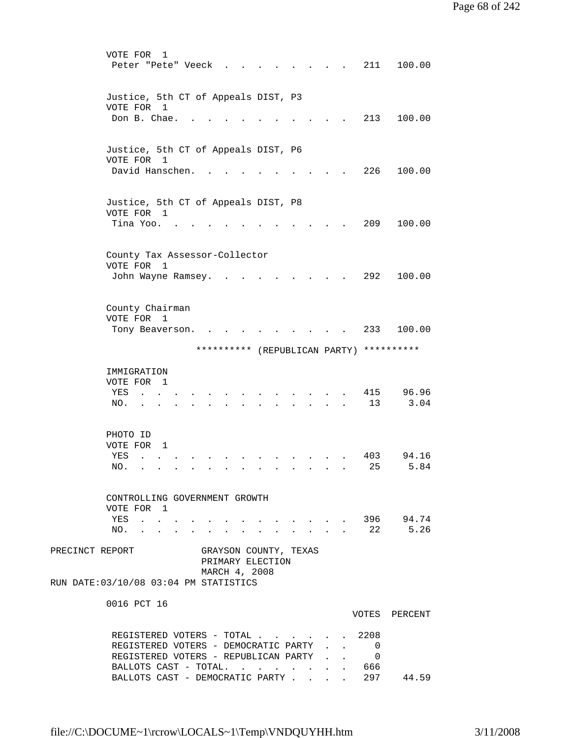VOTE FOR 1

| Candidate | Votes | Percent |
|---|---|---|
| Peter "Pete" Veeck | 211 | 100.00 |

Justice, 5th CT of Appeals DIST, P3
VOTE FOR 1

| Candidate | Votes | Percent |
|---|---|---|
| Don B. Chae | 213 | 100.00 |

Justice, 5th CT of Appeals DIST, P6
VOTE FOR 1

| Candidate | Votes | Percent |
|---|---|---|
| David Hanschen | 226 | 100.00 |

Justice, 5th CT of Appeals DIST, P8
VOTE FOR 1

| Candidate | Votes | Percent |
|---|---|---|
| Tina Yoo | 209 | 100.00 |

County Tax Assessor-Collector
VOTE FOR 1

| Candidate | Votes | Percent |
|---|---|---|
| John Wayne Ramsey | 292 | 100.00 |

County Chairman
VOTE FOR 1

| Candidate | Votes | Percent |
|---|---|---|
| Tony Beaverson | 233 | 100.00 |

********** (REPUBLICAN PARTY) **********

IMMIGRATION
VOTE FOR 1

| Choice | Votes | Percent |
|---|---|---|
| YES | 415 | 96.96 |
| NO | 13 | 3.04 |

PHOTO ID
VOTE FOR 1

| Choice | Votes | Percent |
|---|---|---|
| YES | 403 | 94.16 |
| NO | 25 | 5.84 |

CONTROLLING GOVERNMENT GROWTH
VOTE FOR 1

| Choice | Votes | Percent |
|---|---|---|
| YES | 396 | 94.74 |
| NO | 22 | 5.26 |

PRECINCT REPORT GRAYSON COUNTY, TEXAS
PRIMARY ELECTION
MARCH 4, 2008
RUN DATE:03/10/08 03:04 PM STATISTICS

0016 PCT 16

| | VOTES | PERCENT |
|---|---|---|
| REGISTERED VOTERS - TOTAL | 2208 | |
| REGISTERED VOTERS - DEMOCRATIC PARTY | 0 | |
| REGISTERED VOTERS - REPUBLICAN PARTY | 0 | |
| BALLOTS CAST - TOTAL | 666 | |
| BALLOTS CAST - DEMOCRATIC PARTY | 297 | 44.59 |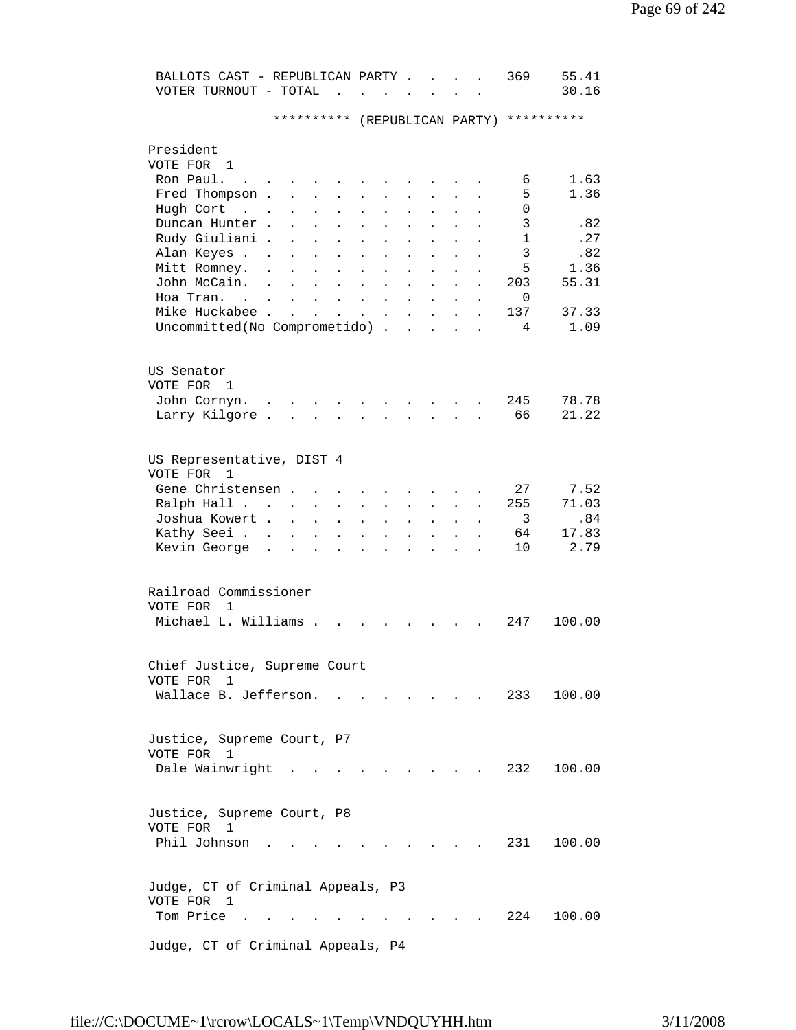| | | |
|---|---|---|
| BALLOTS CAST - REPUBLICAN PARTY | 369 | 55.41 |
| VOTER TURNOUT - TOTAL | | 30.16 |

********** (REPUBLICAN PARTY) **********

**President**
VOTE FOR 1

| Candidate | Votes | Percent |
|---|---|---|
| Ron Paul | 6 | 1.63 |
| Fred Thompson | 5 | 1.36 |
| Hugh Cort | 0 | |
| Duncan Hunter | 3 | .82 |
| Rudy Giuliani | 1 | .27 |
| Alan Keyes | 3 | .82 |
| Mitt Romney | 5 | 1.36 |
| John McCain | 203 | 55.31 |
| Hoa Tran | 0 | |
| Mike Huckabee | 137 | 37.33 |
| Uncommitted(No Comprometido) | 4 | 1.09 |

**US Senator**
VOTE FOR 1

| Candidate | Votes | Percent |
|---|---|---|
| John Cornyn | 245 | 78.78 |
| Larry Kilgore | 66 | 21.22 |

**US Representative, DIST 4**
VOTE FOR 1

| Candidate | Votes | Percent |
|---|---|---|
| Gene Christensen | 27 | 7.52 |
| Ralph Hall | 255 | 71.03 |
| Joshua Kowert | 3 | .84 |
| Kathy Seei | 64 | 17.83 |
| Kevin George | 10 | 2.79 |

**Railroad Commissioner**
VOTE FOR 1

| Candidate | Votes | Percent |
|---|---|---|
| Michael L. Williams | 247 | 100.00 |

**Chief Justice, Supreme Court**
VOTE FOR 1

| Candidate | Votes | Percent |
|---|---|---|
| Wallace B. Jefferson | 233 | 100.00 |

**Justice, Supreme Court, P7**
VOTE FOR 1

| Candidate | Votes | Percent |
|---|---|---|
| Dale Wainwright | 232 | 100.00 |

**Justice, Supreme Court, P8**
VOTE FOR 1

| Candidate | Votes | Percent |
|---|---|---|
| Phil Johnson | 231 | 100.00 |

**Judge, CT of Criminal Appeals, P3**
VOTE FOR 1

| Candidate | Votes | Percent |
|---|---|---|
| Tom Price | 224 | 100.00 |

**Judge, CT of Criminal Appeals, P4**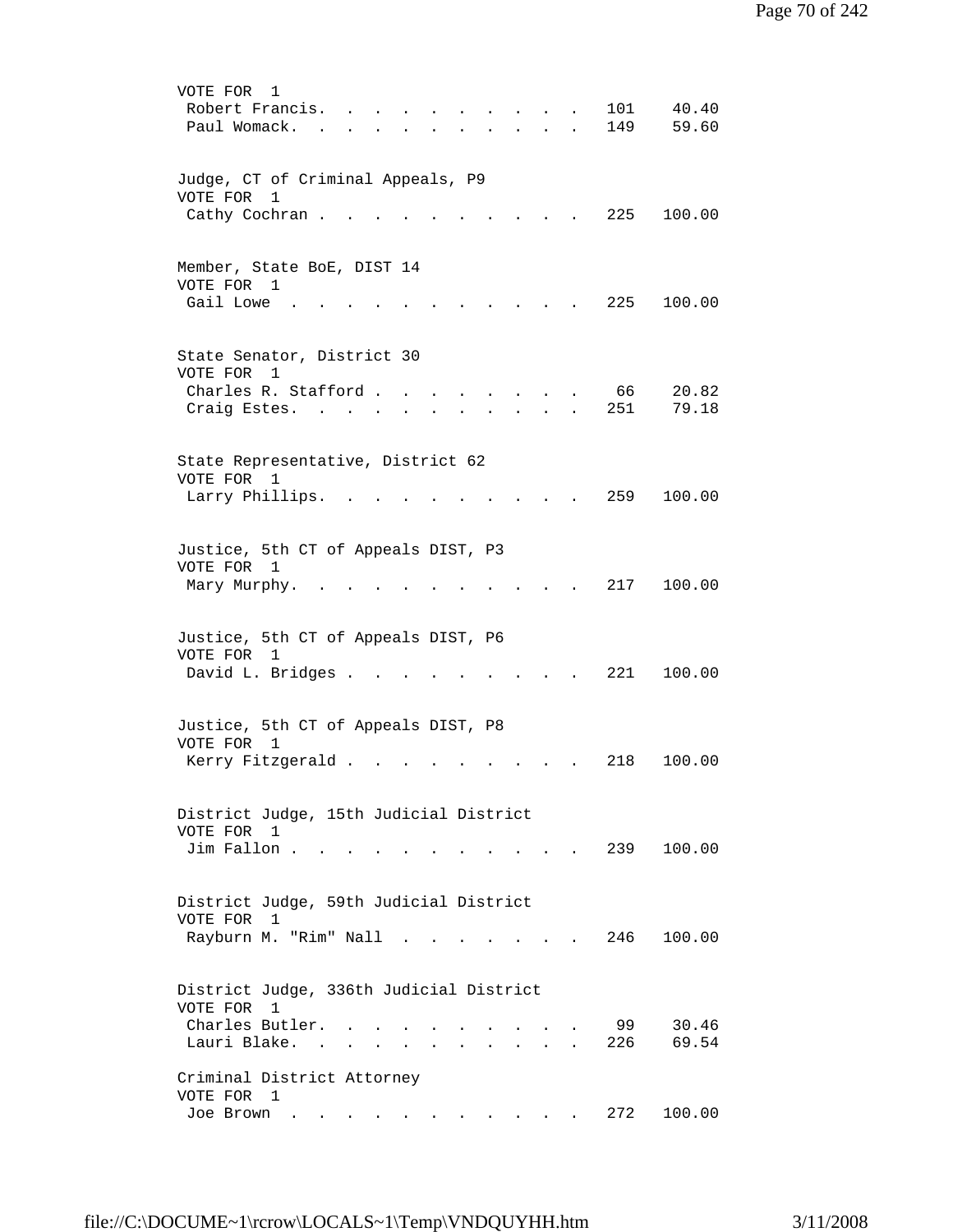VOTE FOR 1

| Candidate | Votes | Percent |
|---|---|---|
| Robert Francis. | 101 | 40.40 |
| Paul Womack. | 149 | 59.60 |

Judge, CT of Criminal Appeals, P9
VOTE FOR 1

| Candidate | Votes | Percent |
|---|---|---|
| Cathy Cochran | 225 | 100.00 |

Member, State BoE, DIST 14
VOTE FOR 1

| Candidate | Votes | Percent |
|---|---|---|
| Gail Lowe | 225 | 100.00 |

State Senator, District 30
VOTE FOR 1

| Candidate | Votes | Percent |
|---|---|---|
| Charles R. Stafford | 66 | 20.82 |
| Craig Estes. | 251 | 79.18 |

State Representative, District 62
VOTE FOR 1

| Candidate | Votes | Percent |
|---|---|---|
| Larry Phillips. | 259 | 100.00 |

Justice, 5th CT of Appeals DIST, P3
VOTE FOR 1

| Candidate | Votes | Percent |
|---|---|---|
| Mary Murphy. | 217 | 100.00 |

Justice, 5th CT of Appeals DIST, P6
VOTE FOR 1

| Candidate | Votes | Percent |
|---|---|---|
| David L. Bridges | 221 | 100.00 |

Justice, 5th CT of Appeals DIST, P8
VOTE FOR 1

| Candidate | Votes | Percent |
|---|---|---|
| Kerry Fitzgerald | 218 | 100.00 |

District Judge, 15th Judicial District
VOTE FOR 1

| Candidate | Votes | Percent |
|---|---|---|
| Jim Fallon | 239 | 100.00 |

District Judge, 59th Judicial District
VOTE FOR 1

| Candidate | Votes | Percent |
|---|---|---|
| Rayburn M. "Rim" Nall | 246 | 100.00 |

District Judge, 336th Judicial District
VOTE FOR 1

| Candidate | Votes | Percent |
|---|---|---|
| Charles Butler. | 99 | 30.46 |
| Lauri Blake. | 226 | 69.54 |

Criminal District Attorney
VOTE FOR 1

| Candidate | Votes | Percent |
|---|---|---|
| Joe Brown | 272 | 100.00 |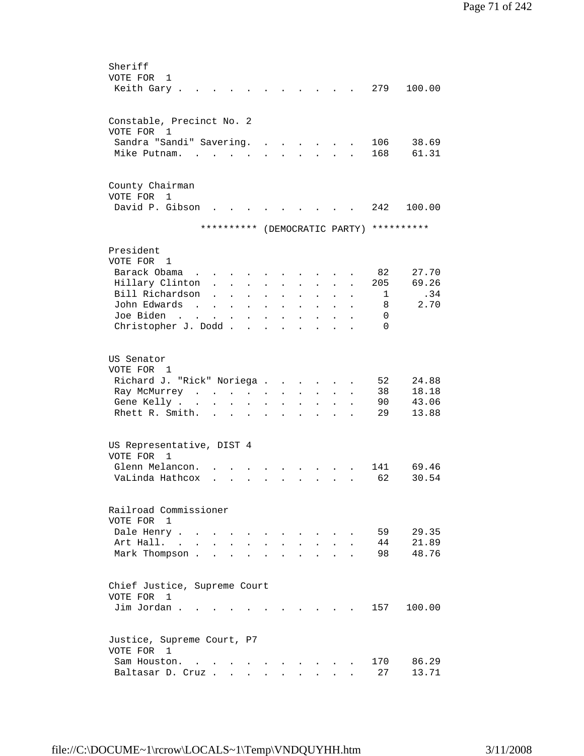Sheriff
VOTE FOR 1

| Candidate | Votes | Percent |
|---|---|---|
| Keith Gary | 279 | 100.00 |

Constable, Precinct No. 2
VOTE FOR 1

| Candidate | Votes | Percent |
|---|---|---|
| Sandra "Sandi" Savering | 106 | 38.69 |
| Mike Putnam | 168 | 61.31 |

County Chairman
VOTE FOR 1

| Candidate | Votes | Percent |
|---|---|---|
| David P. Gibson | 242 | 100.00 |

********** (DEMOCRATIC PARTY) **********

President
VOTE FOR 1

| Candidate | Votes | Percent |
|---|---|---|
| Barack Obama | 82 | 27.70 |
| Hillary Clinton | 205 | 69.26 |
| Bill Richardson | 1 | .34 |
| John Edwards | 8 | 2.70 |
| Joe Biden | 0 | |
| Christopher J. Dodd | 0 | |

US Senator
VOTE FOR 1

| Candidate | Votes | Percent |
|---|---|---|
| Richard J. "Rick" Noriega | 52 | 24.88 |
| Ray McMurrey | 38 | 18.18 |
| Gene Kelly | 90 | 43.06 |
| Rhett R. Smith | 29 | 13.88 |

US Representative, DIST 4
VOTE FOR 1

| Candidate | Votes | Percent |
|---|---|---|
| Glenn Melancon | 141 | 69.46 |
| VaLinda Hathcox | 62 | 30.54 |

Railroad Commissioner
VOTE FOR 1

| Candidate | Votes | Percent |
|---|---|---|
| Dale Henry | 59 | 29.35 |
| Art Hall | 44 | 21.89 |
| Mark Thompson | 98 | 48.76 |

Chief Justice, Supreme Court
VOTE FOR 1

| Candidate | Votes | Percent |
|---|---|---|
| Jim Jordan | 157 | 100.00 |

Justice, Supreme Court, P7
VOTE FOR 1

| Candidate | Votes | Percent |
|---|---|---|
| Sam Houston | 170 | 86.29 |
| Baltasar D. Cruz | 27 | 13.71 |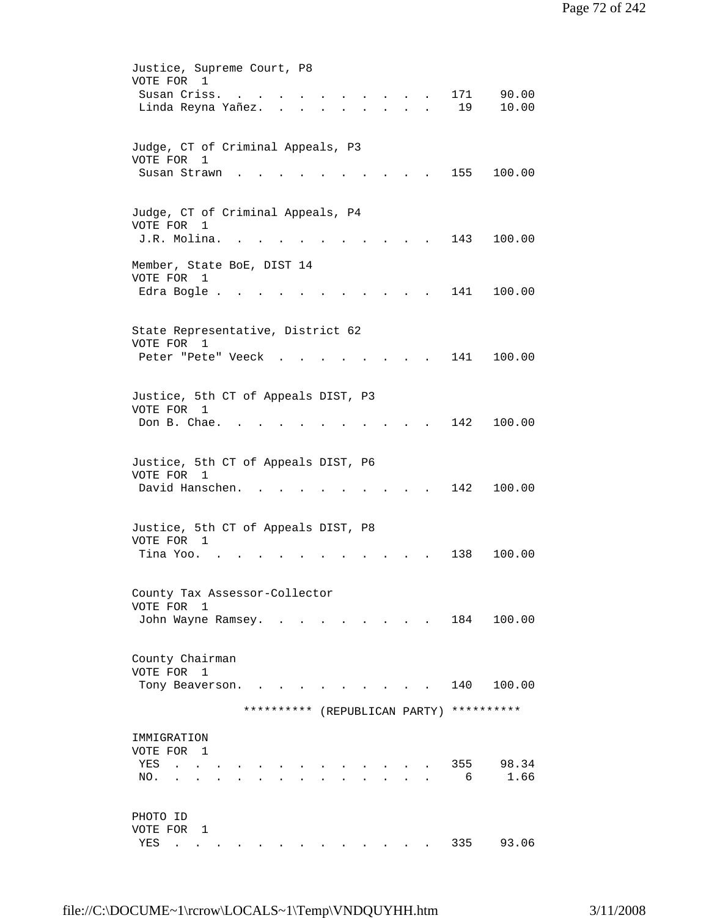Justice, Supreme Court, P8
VOTE FOR 1

| Candidate | Votes | Percent |
|---|---|---|
| Susan Criss | 171 | 90.00 |
| Linda Reyna Yañez | 19 | 10.00 |

Judge, CT of Criminal Appeals, P3
VOTE FOR 1

| Candidate | Votes | Percent |
|---|---|---|
| Susan Strawn | 155 | 100.00 |

Judge, CT of Criminal Appeals, P4
VOTE FOR 1

| Candidate | Votes | Percent |
|---|---|---|
| J.R. Molina | 143 | 100.00 |

Member, State BoE, DIST 14
VOTE FOR 1

| Candidate | Votes | Percent |
|---|---|---|
| Edra Bogle | 141 | 100.00 |

State Representative, District 62
VOTE FOR 1

| Candidate | Votes | Percent |
|---|---|---|
| Peter "Pete" Veeck | 141 | 100.00 |

Justice, 5th CT of Appeals DIST, P3
VOTE FOR 1

| Candidate | Votes | Percent |
|---|---|---|
| Don B. Chae | 142 | 100.00 |

Justice, 5th CT of Appeals DIST, P6
VOTE FOR 1

| Candidate | Votes | Percent |
|---|---|---|
| David Hanschen | 142 | 100.00 |

Justice, 5th CT of Appeals DIST, P8
VOTE FOR 1

| Candidate | Votes | Percent |
|---|---|---|
| Tina Yoo | 138 | 100.00 |

County Tax Assessor-Collector
VOTE FOR 1

| Candidate | Votes | Percent |
|---|---|---|
| John Wayne Ramsey | 184 | 100.00 |

County Chairman
VOTE FOR 1

| Candidate | Votes | Percent |
|---|---|---|
| Tony Beaverson | 140 | 100.00 |

********** (REPUBLICAN PARTY) **********

IMMIGRATION
VOTE FOR 1

| Choice | Votes | Percent |
|---|---|---|
| YES | 355 | 98.34 |
| NO | 6 | 1.66 |

PHOTO ID
VOTE FOR 1

| Choice | Votes | Percent |
|---|---|---|
| YES | 335 | 93.06 |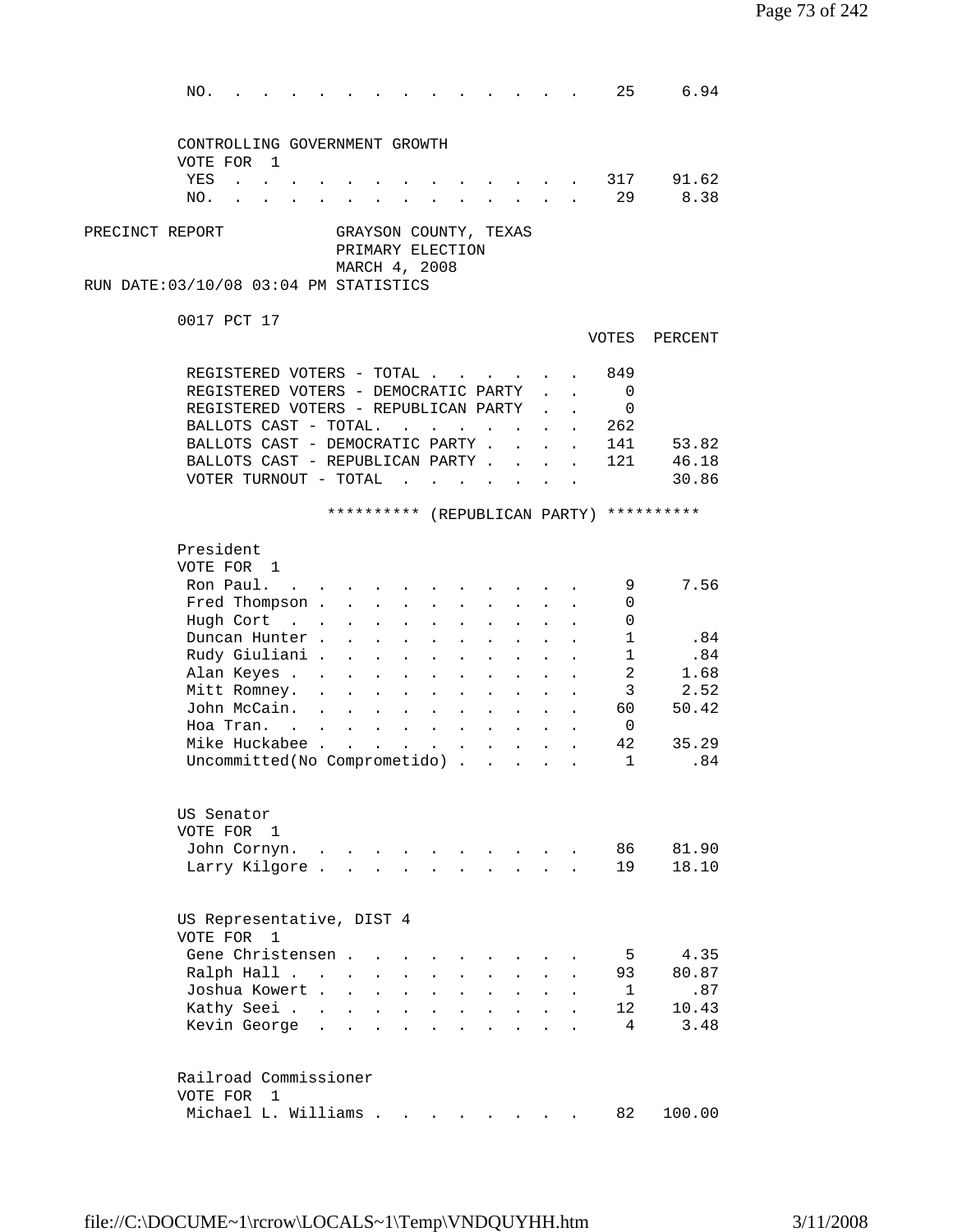| | | |
|---|---|---|
| NO. | 25 | 6.94 |

CONTROLLING GOVERNMENT GROWTH
VOTE FOR 1

| | | |
|---|---|---|
| YES | 317 | 91.62 |
| NO. | 29 | 8.38 |

PRECINCT REPORT GRAYSON COUNTY, TEXAS
PRIMARY ELECTION
MARCH 4, 2008
RUN DATE:03/10/08 03:04 PM STATISTICS

0017 PCT 17

| | VOTES | PERCENT |
|---|---|---|
| REGISTERED VOTERS - TOTAL | 849 | |
| REGISTERED VOTERS - DEMOCRATIC PARTY | 0 | |
| REGISTERED VOTERS - REPUBLICAN PARTY | 0 | |
| BALLOTS CAST - TOTAL. | 262 | |
| BALLOTS CAST - DEMOCRATIC PARTY | 141 | 53.82 |
| BALLOTS CAST - REPUBLICAN PARTY | 121 | 46.18 |
| VOTER TURNOUT - TOTAL | | 30.86 |

********** (REPUBLICAN PARTY) **********

President
VOTE FOR 1

| | | |
|---|---|---|
| Ron Paul. | 9 | 7.56 |
| Fred Thompson | 0 | |
| Hugh Cort | 0 | |
| Duncan Hunter | 1 | .84 |
| Rudy Giuliani | 1 | .84 |
| Alan Keyes | 2 | 1.68 |
| Mitt Romney. | 3 | 2.52 |
| John McCain. | 60 | 50.42 |
| Hoa Tran. | 0 | |
| Mike Huckabee | 42 | 35.29 |
| Uncommitted(No Comprometido) | 1 | .84 |

US Senator
VOTE FOR 1

| | | |
|---|---|---|
| John Cornyn. | 86 | 81.90 |
| Larry Kilgore | 19 | 18.10 |

US Representative, DIST 4
VOTE FOR 1

| | | |
|---|---|---|
| Gene Christensen | 5 | 4.35 |
| Ralph Hall | 93 | 80.87 |
| Joshua Kowert | 1 | .87 |
| Kathy Seei | 12 | 10.43 |
| Kevin George | 4 | 3.48 |

Railroad Commissioner
VOTE FOR 1

| | | |
|---|---|---|
| Michael L. Williams | 82 | 100.00 |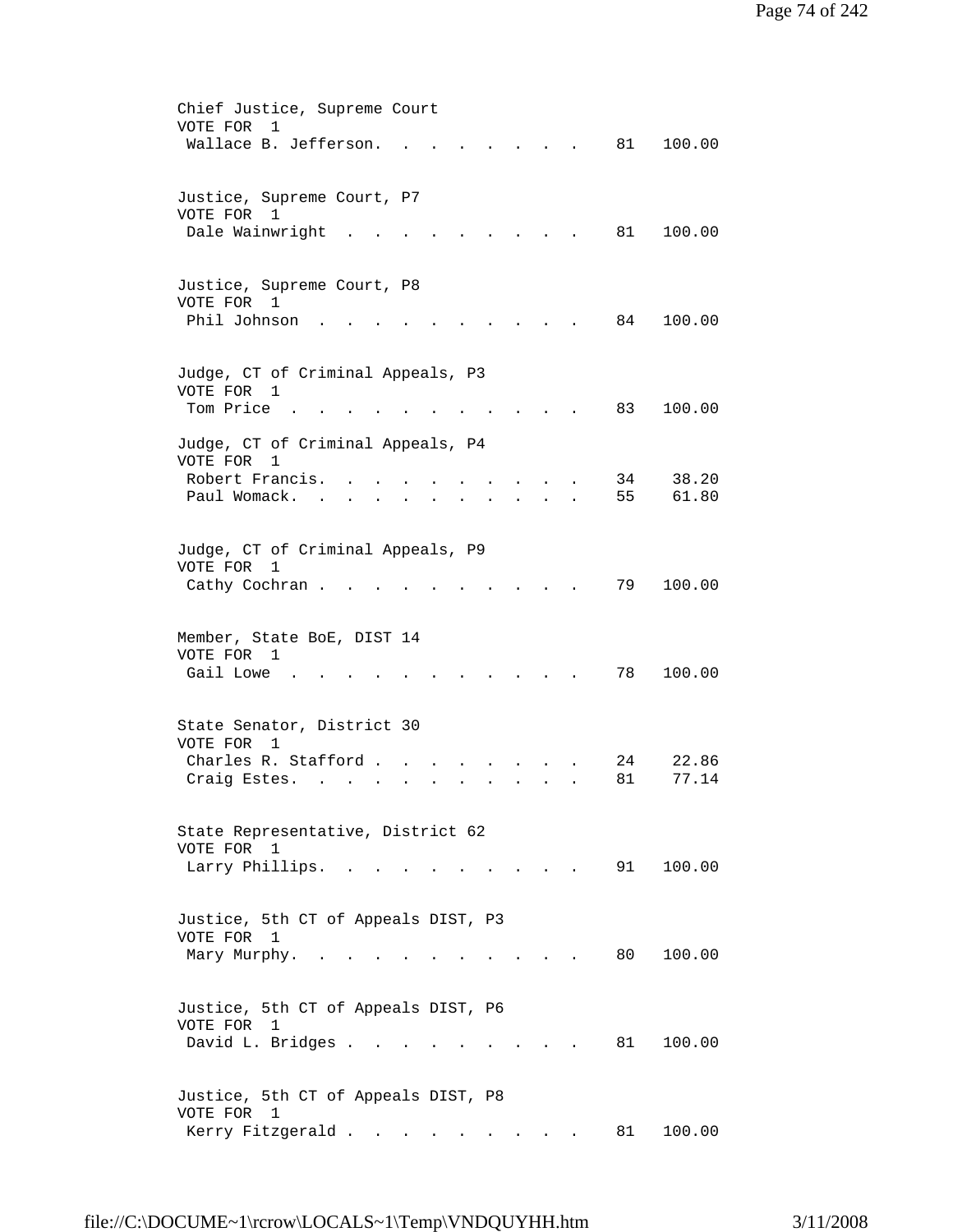Chief Justice, Supreme Court
VOTE FOR 1

| Candidate | Votes | Percent |
|---|---|---|
| Wallace B. Jefferson | 81 | 100.00 |

Justice, Supreme Court, P7
VOTE FOR 1

| Candidate | Votes | Percent |
|---|---|---|
| Dale Wainwright | 81 | 100.00 |

Justice, Supreme Court, P8
VOTE FOR 1

| Candidate | Votes | Percent |
|---|---|---|
| Phil Johnson | 84 | 100.00 |

Judge, CT of Criminal Appeals, P3
VOTE FOR 1

| Candidate | Votes | Percent |
|---|---|---|
| Tom Price | 83 | 100.00 |

Judge, CT of Criminal Appeals, P4
VOTE FOR 1

| Candidate | Votes | Percent |
|---|---|---|
| Robert Francis | 34 | 38.20 |
| Paul Womack | 55 | 61.80 |

Judge, CT of Criminal Appeals, P9
VOTE FOR 1

| Candidate | Votes | Percent |
|---|---|---|
| Cathy Cochran | 79 | 100.00 |

Member, State BoE, DIST 14
VOTE FOR 1

| Candidate | Votes | Percent |
|---|---|---|
| Gail Lowe | 78 | 100.00 |

State Senator, District 30
VOTE FOR 1

| Candidate | Votes | Percent |
|---|---|---|
| Charles R. Stafford | 24 | 22.86 |
| Craig Estes | 81 | 77.14 |

State Representative, District 62
VOTE FOR 1

| Candidate | Votes | Percent |
|---|---|---|
| Larry Phillips | 91 | 100.00 |

Justice, 5th CT of Appeals DIST, P3
VOTE FOR 1

| Candidate | Votes | Percent |
|---|---|---|
| Mary Murphy | 80 | 100.00 |

Justice, 5th CT of Appeals DIST, P6
VOTE FOR 1

| Candidate | Votes | Percent |
|---|---|---|
| David L. Bridges | 81 | 100.00 |

Justice, 5th CT of Appeals DIST, P8
VOTE FOR 1

| Candidate | Votes | Percent |
|---|---|---|
| Kerry Fitzgerald | 81 | 100.00 |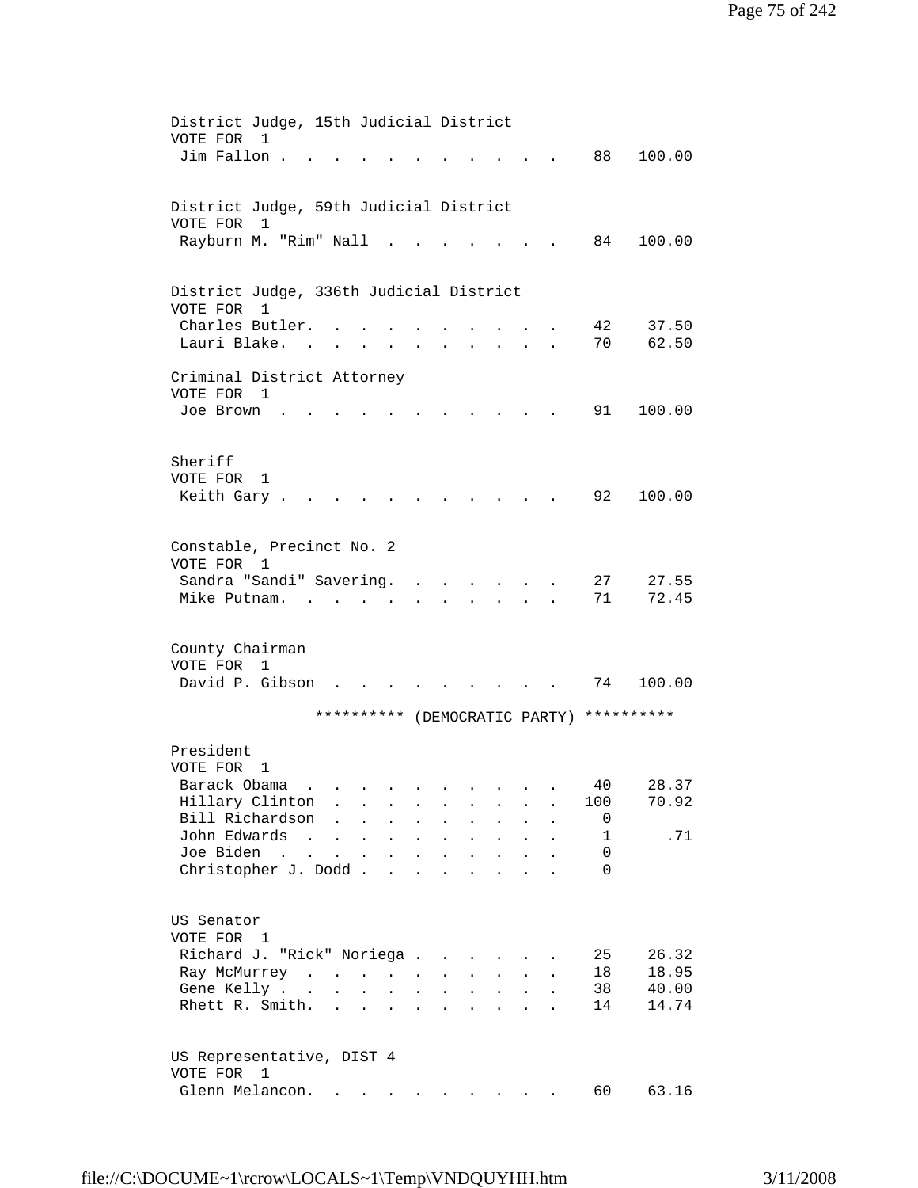District Judge, 15th Judicial District
VOTE FOR 1

| Candidate | Votes | Percent |
|---|---|---|
| Jim Fallon | 88 | 100.00 |

District Judge, 59th Judicial District
VOTE FOR 1

| Candidate | Votes | Percent |
|---|---|---|
| Rayburn M. "Rim" Nall | 84 | 100.00 |

District Judge, 336th Judicial District
VOTE FOR 1

| Candidate | Votes | Percent |
|---|---|---|
| Charles Butler | 42 | 37.50 |
| Lauri Blake | 70 | 62.50 |

Criminal District Attorney
VOTE FOR 1

| Candidate | Votes | Percent |
|---|---|---|
| Joe Brown | 91 | 100.00 |

Sheriff
VOTE FOR 1

| Candidate | Votes | Percent |
|---|---|---|
| Keith Gary | 92 | 100.00 |

Constable, Precinct No. 2
VOTE FOR 1

| Candidate | Votes | Percent |
|---|---|---|
| Sandra "Sandi" Savering | 27 | 27.55 |
| Mike Putnam | 71 | 72.45 |

County Chairman
VOTE FOR 1

| Candidate | Votes | Percent |
|---|---|---|
| David P. Gibson | 74 | 100.00 |

********** (DEMOCRATIC PARTY) **********

President
VOTE FOR 1

| Candidate | Votes | Percent |
|---|---|---|
| Barack Obama | 40 | 28.37 |
| Hillary Clinton | 100 | 70.92 |
| Bill Richardson | 0 | |
| John Edwards | 1 | .71 |
| Joe Biden | 0 | |
| Christopher J. Dodd | 0 | |

US Senator
VOTE FOR 1

| Candidate | Votes | Percent |
|---|---|---|
| Richard J. "Rick" Noriega | 25 | 26.32 |
| Ray McMurrey | 18 | 18.95 |
| Gene Kelly | 38 | 40.00 |
| Rhett R. Smith | 14 | 14.74 |

US Representative, DIST 4
VOTE FOR 1

| Candidate | Votes | Percent |
|---|---|---|
| Glenn Melancon | 60 | 63.16 |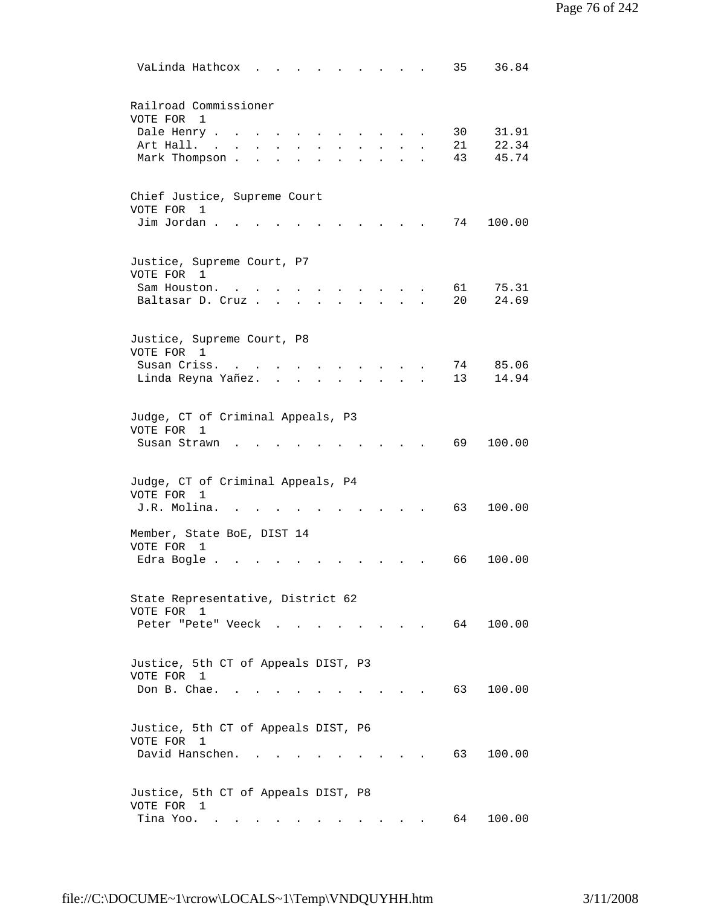VaLinda Hathcox . . . . . . . . . . 35 36.84

Railroad Commissioner
VOTE FOR 1

| Candidate | Votes | Percent |
| --- | --- | --- |
| Dale Henry | 30 | 31.91 |
| Art Hall | 21 | 22.34 |
| Mark Thompson | 43 | 45.74 |

Chief Justice, Supreme Court
VOTE FOR 1

| Candidate | Votes | Percent |
| --- | --- | --- |
| Jim Jordan | 74 | 100.00 |

Justice, Supreme Court, P7
VOTE FOR 1

| Candidate | Votes | Percent |
| --- | --- | --- |
| Sam Houston | 61 | 75.31 |
| Baltasar D. Cruz | 20 | 24.69 |

Justice, Supreme Court, P8
VOTE FOR 1

| Candidate | Votes | Percent |
| --- | --- | --- |
| Susan Criss | 74 | 85.06 |
| Linda Reyna Yañez | 13 | 14.94 |

Judge, CT of Criminal Appeals, P3
VOTE FOR 1

| Candidate | Votes | Percent |
| --- | --- | --- |
| Susan Strawn | 69 | 100.00 |

Judge, CT of Criminal Appeals, P4
VOTE FOR 1

| Candidate | Votes | Percent |
| --- | --- | --- |
| J.R. Molina | 63 | 100.00 |

Member, State BoE, DIST 14
VOTE FOR 1

| Candidate | Votes | Percent |
| --- | --- | --- |
| Edra Bogle | 66 | 100.00 |

State Representative, District 62
VOTE FOR 1

| Candidate | Votes | Percent |
| --- | --- | --- |
| Peter "Pete" Veeck | 64 | 100.00 |

Justice, 5th CT of Appeals DIST, P3
VOTE FOR 1

| Candidate | Votes | Percent |
| --- | --- | --- |
| Don B. Chae | 63 | 100.00 |

Justice, 5th CT of Appeals DIST, P6
VOTE FOR 1

| Candidate | Votes | Percent |
| --- | --- | --- |
| David Hanschen | 63 | 100.00 |

Justice, 5th CT of Appeals DIST, P8
VOTE FOR 1

| Candidate | Votes | Percent |
| --- | --- | --- |
| Tina Yoo | 64 | 100.00 |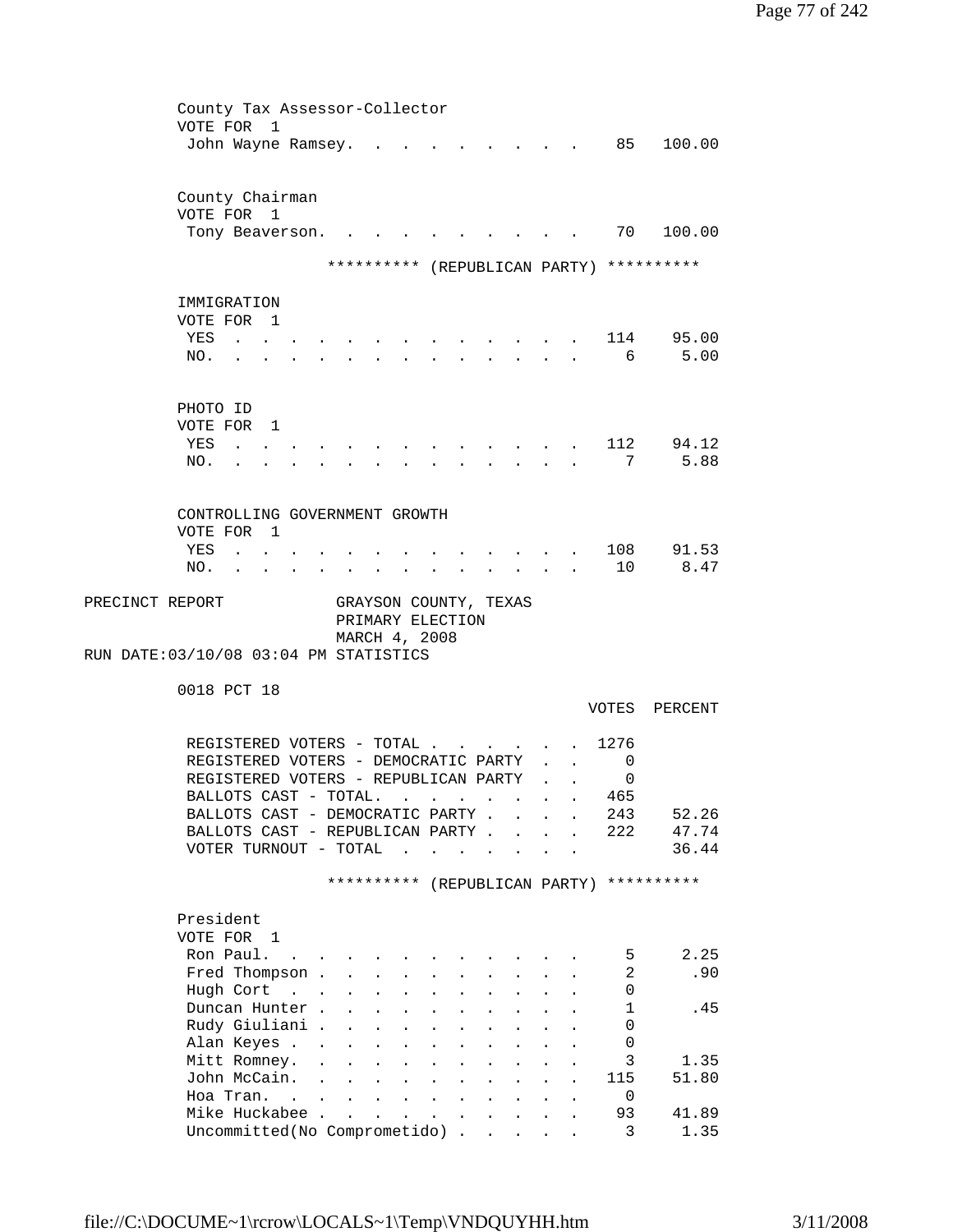County Tax Assessor-Collector
VOTE FOR 1

| | Votes | Percent |
|---|---|---|
| John Wayne Ramsey | 85 | 100.00 |

County Chairman
VOTE FOR 1

| | Votes | Percent |
|---|---|---|
| Tony Beaverson | 70 | 100.00 |

********** (REPUBLICAN PARTY) **********

IMMIGRATION
VOTE FOR 1

| | Votes | Percent |
|---|---|---|
| YES | 114 | 95.00 |
| NO. | 6 | 5.00 |

PHOTO ID
VOTE FOR 1

| | Votes | Percent |
|---|---|---|
| YES | 112 | 94.12 |
| NO. | 7 | 5.88 |

CONTROLLING GOVERNMENT GROWTH
VOTE FOR 1

| | Votes | Percent |
|---|---|---|
| YES | 108 | 91.53 |
| NO. | 10 | 8.47 |

PRECINCT REPORT GRAYSON COUNTY, TEXAS
PRIMARY ELECTION
MARCH 4, 2008
RUN DATE:03/10/08 03:04 PM STATISTICS

0018 PCT 18

| | VOTES | PERCENT |
|---|---|---|
| REGISTERED VOTERS - TOTAL | 1276 | |
| REGISTERED VOTERS - DEMOCRATIC PARTY | 0 | |
| REGISTERED VOTERS - REPUBLICAN PARTY | 0 | |
| BALLOTS CAST - TOTAL. | 465 | |
| BALLOTS CAST - DEMOCRATIC PARTY | 243 | 52.26 |
| BALLOTS CAST - REPUBLICAN PARTY | 222 | 47.74 |
| VOTER TURNOUT - TOTAL | | 36.44 |

********** (REPUBLICAN PARTY) **********

President
VOTE FOR 1

| | Votes | Percent |
|---|---|---|
| Ron Paul. | 5 | 2.25 |
| Fred Thompson | 2 | .90 |
| Hugh Cort | 0 | |
| Duncan Hunter | 1 | .45 |
| Rudy Giuliani | 0 | |
| Alan Keyes | 0 | |
| Mitt Romney. | 3 | 1.35 |
| John McCain. | 115 | 51.80 |
| Hoa Tran. | 0 | |
| Mike Huckabee | 93 | 41.89 |
| Uncommitted(No Comprometido) | 3 | 1.35 |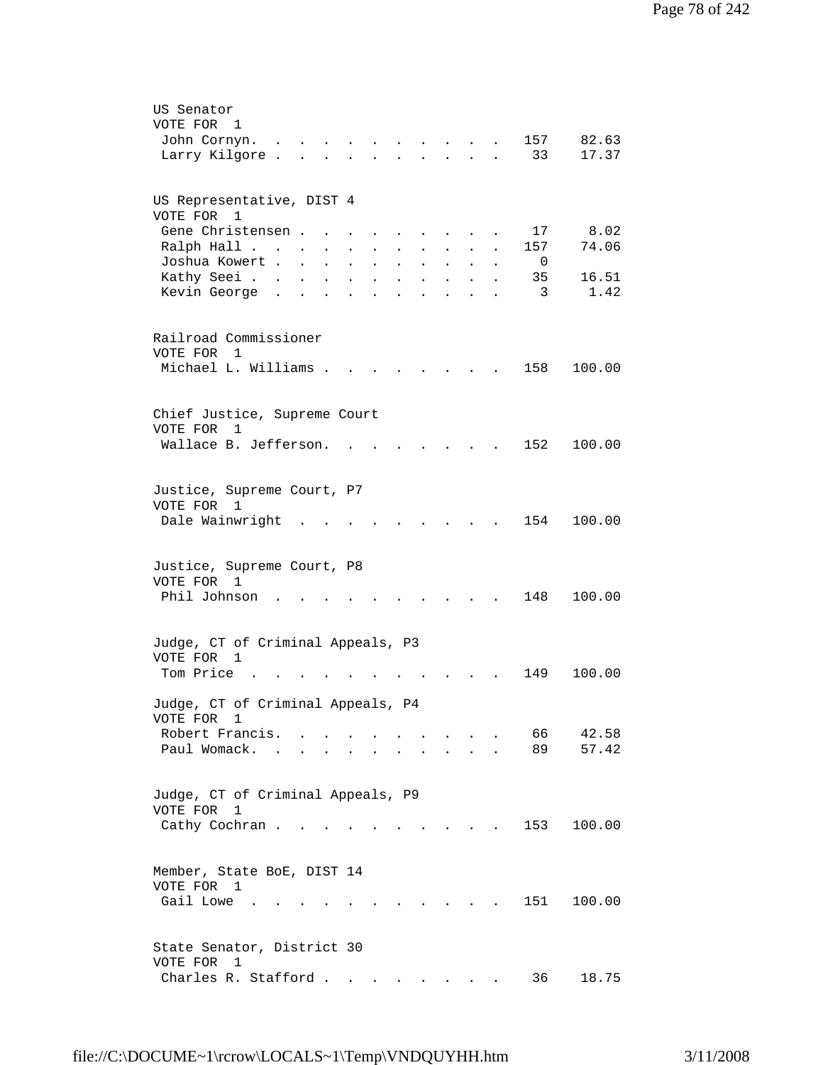US Senator
VOTE FOR 1

| | | |
|---|---|---|
| John Cornyn. | 157 | 82.63 |
| Larry Kilgore | 33 | 17.37 |

US Representative, DIST 4
VOTE FOR 1

| | | |
|---|---|---|
| Gene Christensen | 17 | 8.02 |
| Ralph Hall | 157 | 74.06 |
| Joshua Kowert | 0 | |
| Kathy Seei | 35 | 16.51 |
| Kevin George | 3 | 1.42 |

Railroad Commissioner
VOTE FOR 1

| | | |
|---|---|---|
| Michael L. Williams | 158 | 100.00 |

Chief Justice, Supreme Court
VOTE FOR 1

| | | |
|---|---|---|
| Wallace B. Jefferson. | 152 | 100.00 |

Justice, Supreme Court, P7
VOTE FOR 1

| | | |
|---|---|---|
| Dale Wainwright | 154 | 100.00 |

Justice, Supreme Court, P8
VOTE FOR 1

| | | |
|---|---|---|
| Phil Johnson | 148 | 100.00 |

Judge, CT of Criminal Appeals, P3
VOTE FOR 1

| | | |
|---|---|---|
| Tom Price | 149 | 100.00 |

Judge, CT of Criminal Appeals, P4
VOTE FOR 1

| | | |
|---|---|---|
| Robert Francis. | 66 | 42.58 |
| Paul Womack. | 89 | 57.42 |

Judge, CT of Criminal Appeals, P9
VOTE FOR 1

| | | |
|---|---|---|
| Cathy Cochran | 153 | 100.00 |

Member, State BoE, DIST 14
VOTE FOR 1

| | | |
|---|---|---|
| Gail Lowe | 151 | 100.00 |

State Senator, District 30
VOTE FOR 1

| | | |
|---|---|---|
| Charles R. Stafford | 36 | 18.75 |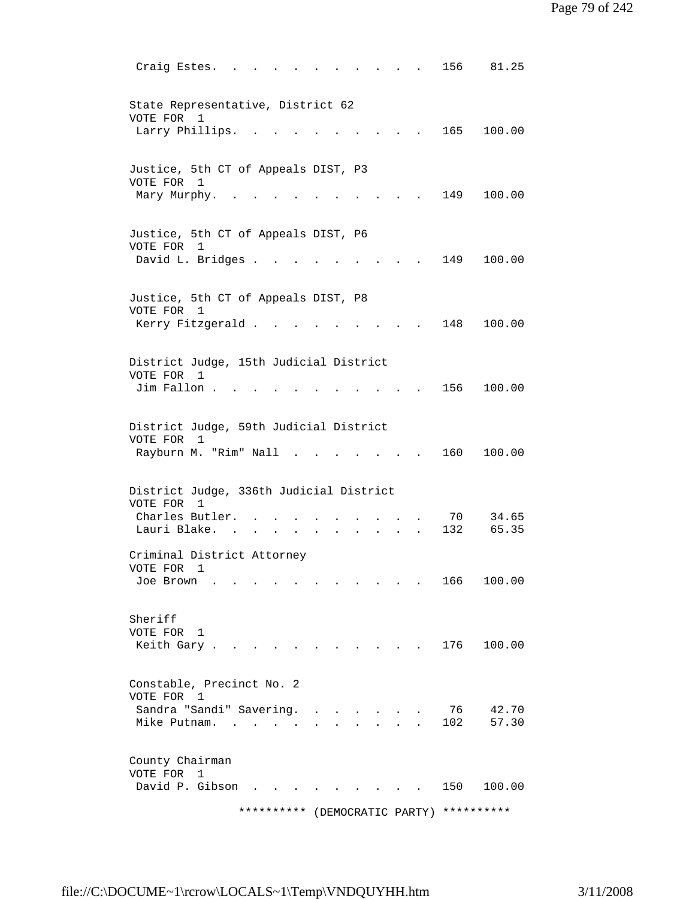Craig Estes. . . . . . . . . . . . . 156 81.25

State Representative, District 62
VOTE FOR 1

| Candidate | Votes | Percent |
|---|---|---|
| Larry Phillips | 165 | 100.00 |

Justice, 5th CT of Appeals DIST, P3
VOTE FOR 1

| Candidate | Votes | Percent |
|---|---|---|
| Mary Murphy | 149 | 100.00 |

Justice, 5th CT of Appeals DIST, P6
VOTE FOR 1

| Candidate | Votes | Percent |
|---|---|---|
| David L. Bridges | 149 | 100.00 |

Justice, 5th CT of Appeals DIST, P8
VOTE FOR 1

| Candidate | Votes | Percent |
|---|---|---|
| Kerry Fitzgerald | 148 | 100.00 |

District Judge, 15th Judicial District
VOTE FOR 1

| Candidate | Votes | Percent |
|---|---|---|
| Jim Fallon | 156 | 100.00 |

District Judge, 59th Judicial District
VOTE FOR 1

| Candidate | Votes | Percent |
|---|---|---|
| Rayburn M. "Rim" Nall | 160 | 100.00 |

District Judge, 336th Judicial District
VOTE FOR 1

| Candidate | Votes | Percent |
|---|---|---|
| Charles Butler | 70 | 34.65 |
| Lauri Blake | 132 | 65.35 |

Criminal District Attorney
VOTE FOR 1

| Candidate | Votes | Percent |
|---|---|---|
| Joe Brown | 166 | 100.00 |

Sheriff
VOTE FOR 1

| Candidate | Votes | Percent |
|---|---|---|
| Keith Gary | 176 | 100.00 |

Constable, Precinct No. 2
VOTE FOR 1

| Candidate | Votes | Percent |
|---|---|---|
| Sandra "Sandi" Savering | 76 | 42.70 |
| Mike Putnam | 102 | 57.30 |

County Chairman
VOTE FOR 1

| Candidate | Votes | Percent |
|---|---|---|
| David P. Gibson | 150 | 100.00 |

********** (DEMOCRATIC PARTY) **********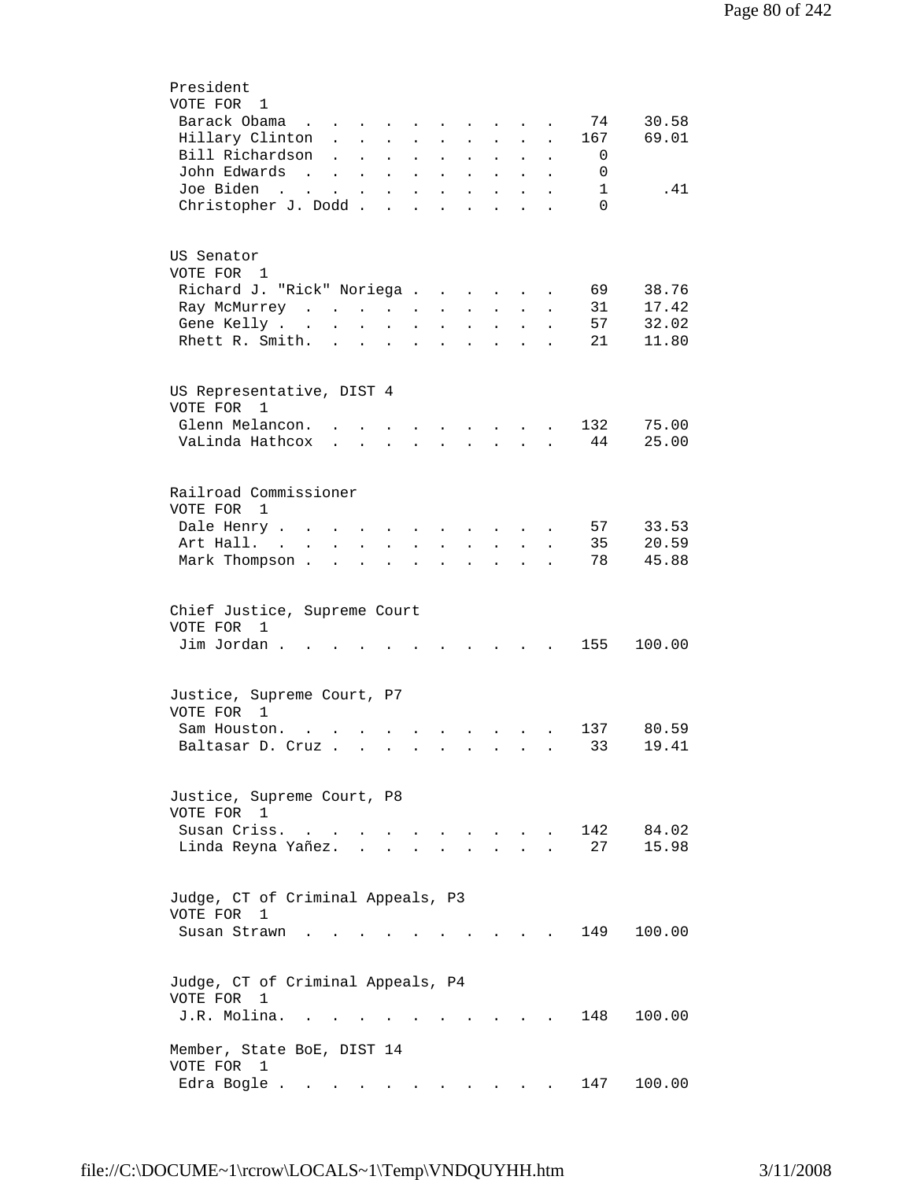President
VOTE FOR 1

| Candidate | Votes | Percent |
|---|---|---|
| Barack Obama | 74 | 30.58 |
| Hillary Clinton | 167 | 69.01 |
| Bill Richardson | 0 | |
| John Edwards | 0 | |
| Joe Biden | 1 | .41 |
| Christopher J. Dodd | 0 | |

US Senator
VOTE FOR 1

| Candidate | Votes | Percent |
|---|---|---|
| Richard J. "Rick" Noriega | 69 | 38.76 |
| Ray McMurrey | 31 | 17.42 |
| Gene Kelly | 57 | 32.02 |
| Rhett R. Smith. | 21 | 11.80 |

US Representative, DIST 4
VOTE FOR 1

| Candidate | Votes | Percent |
|---|---|---|
| Glenn Melancon. | 132 | 75.00 |
| VaLinda Hathcox | 44 | 25.00 |

Railroad Commissioner
VOTE FOR 1

| Candidate | Votes | Percent |
|---|---|---|
| Dale Henry | 57 | 33.53 |
| Art Hall. | 35 | 20.59 |
| Mark Thompson | 78 | 45.88 |

Chief Justice, Supreme Court
VOTE FOR 1

| Candidate | Votes | Percent |
|---|---|---|
| Jim Jordan | 155 | 100.00 |

Justice, Supreme Court, P7
VOTE FOR 1

| Candidate | Votes | Percent |
|---|---|---|
| Sam Houston. | 137 | 80.59 |
| Baltasar D. Cruz | 33 | 19.41 |

Justice, Supreme Court, P8
VOTE FOR 1

| Candidate | Votes | Percent |
|---|---|---|
| Susan Criss. | 142 | 84.02 |
| Linda Reyna Yañez. | 27 | 15.98 |

Judge, CT of Criminal Appeals, P3
VOTE FOR 1

| Candidate | Votes | Percent |
|---|---|---|
| Susan Strawn | 149 | 100.00 |

Judge, CT of Criminal Appeals, P4
VOTE FOR 1

| Candidate | Votes | Percent |
|---|---|---|
| J.R. Molina. | 148 | 100.00 |

Member, State BoE, DIST 14
VOTE FOR 1

| Candidate | Votes | Percent |
|---|---|---|
| Edra Bogle | 147 | 100.00 |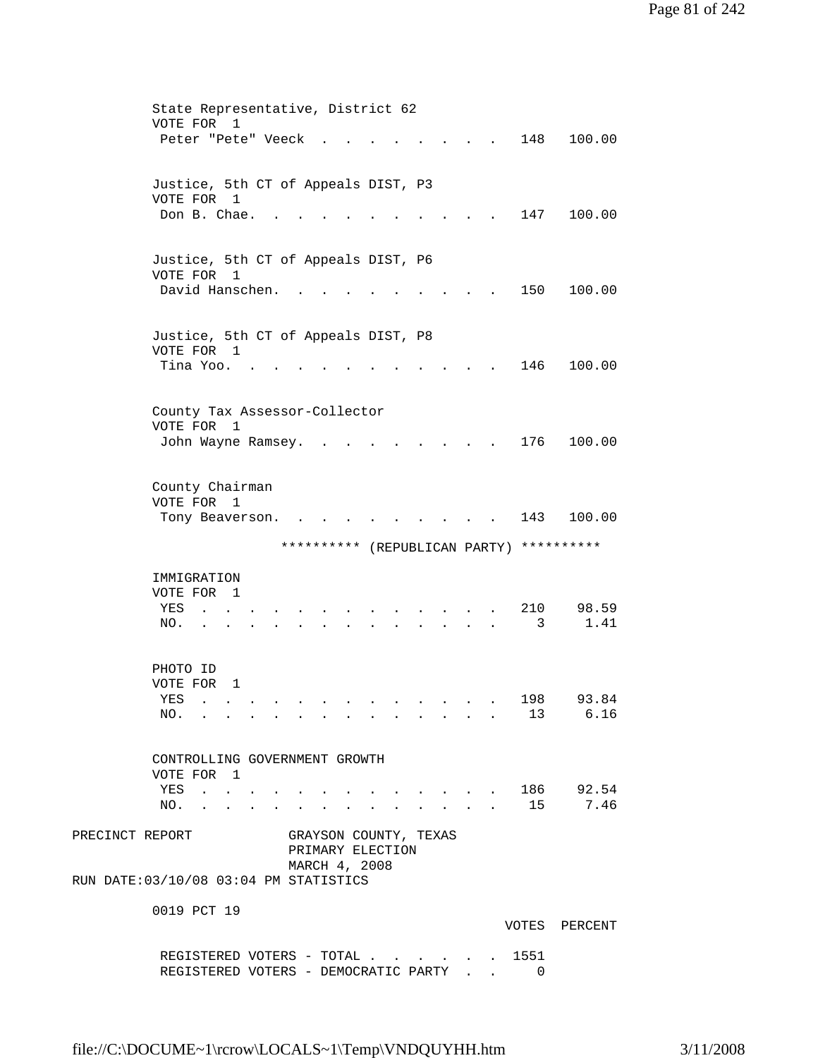State Representative, District 62
VOTE FOR 1

| | | |
|---|---|---|
| Peter "Pete" Veeck | 148 | 100.00 |

Justice, 5th CT of Appeals DIST, P3
VOTE FOR 1

| | | |
|---|---|---|
| Don B. Chae. | 147 | 100.00 |

Justice, 5th CT of Appeals DIST, P6
VOTE FOR 1

| | | |
|---|---|---|
| David Hanschen. | 150 | 100.00 |

Justice, 5th CT of Appeals DIST, P8
VOTE FOR 1

| | | |
|---|---|---|
| Tina Yoo. | 146 | 100.00 |

County Tax Assessor-Collector
VOTE FOR 1

| | | |
|---|---|---|
| John Wayne Ramsey. | 176 | 100.00 |

County Chairman
VOTE FOR 1

| | | |
|---|---|---|
| Tony Beaverson. | 143 | 100.00 |

********** (REPUBLICAN PARTY) **********

IMMIGRATION
VOTE FOR 1

| | | |
|---|---|---|
| YES | 210 | 98.59 |
| NO. | 3 | 1.41 |

PHOTO ID
VOTE FOR 1

| | | |
|---|---|---|
| YES | 198 | 93.84 |
| NO. | 13 | 6.16 |

CONTROLLING GOVERNMENT GROWTH
VOTE FOR 1

| | | |
|---|---|---|
| YES | 186 | 92.54 |
| NO. | 15 | 7.46 |

PRECINCT REPORT GRAYSON COUNTY, TEXAS
PRIMARY ELECTION
MARCH 4, 2008
RUN DATE:03/10/08 03:04 PM STATISTICS

0019 PCT 19

| | VOTES | PERCENT |
|---|---|---|
| REGISTERED VOTERS - TOTAL | 1551 | |
| REGISTERED VOTERS - DEMOCRATIC PARTY | 0 | |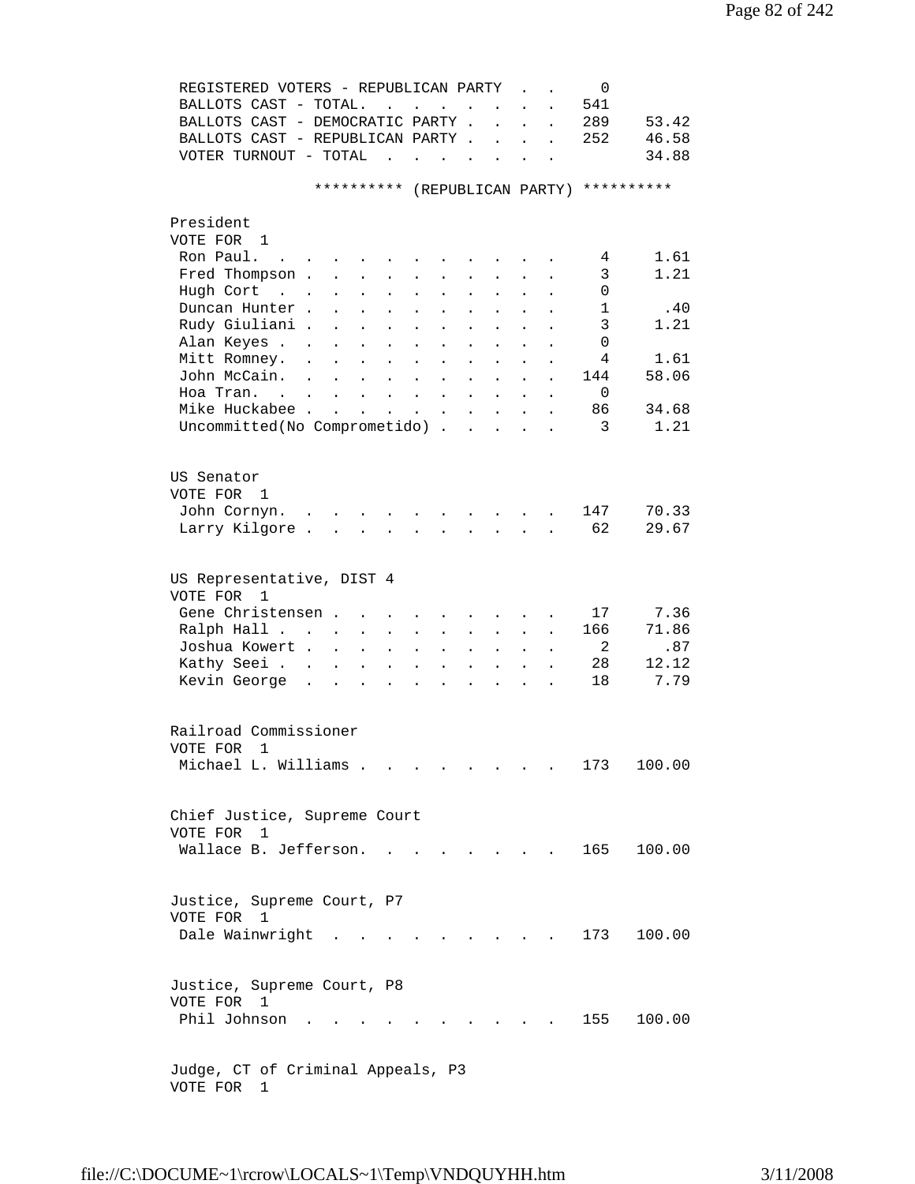| | | |
|---|---|---|
| REGISTERED VOTERS - REPUBLICAN PARTY | 0 | |
| BALLOTS CAST - TOTAL. | 541 | |
| BALLOTS CAST - DEMOCRATIC PARTY | 289 | 53.42 |
| BALLOTS CAST - REPUBLICAN PARTY | 252 | 46.58 |
| VOTER TURNOUT - TOTAL | | 34.88 |

********** (REPUBLICAN PARTY) **********

President
VOTE FOR 1

| Candidate | Votes | Percent |
|---|---|---|
| Ron Paul. | 4 | 1.61 |
| Fred Thompson | 3 | 1.21 |
| Hugh Cort | 0 | |
| Duncan Hunter | 1 | .40 |
| Rudy Giuliani | 3 | 1.21 |
| Alan Keyes | 0 | |
| Mitt Romney. | 4 | 1.61 |
| John McCain. | 144 | 58.06 |
| Hoa Tran. | 0 | |
| Mike Huckabee | 86 | 34.68 |
| Uncommitted(No Comprometido) | 3 | 1.21 |

US Senator
VOTE FOR 1

| Candidate | Votes | Percent |
|---|---|---|
| John Cornyn. | 147 | 70.33 |
| Larry Kilgore | 62 | 29.67 |

US Representative, DIST 4
VOTE FOR 1

| Candidate | Votes | Percent |
|---|---|---|
| Gene Christensen | 17 | 7.36 |
| Ralph Hall | 166 | 71.86 |
| Joshua Kowert | 2 | .87 |
| Kathy Seei | 28 | 12.12 |
| Kevin George | 18 | 7.79 |

Railroad Commissioner
VOTE FOR 1

| Candidate | Votes | Percent |
|---|---|---|
| Michael L. Williams | 173 | 100.00 |

Chief Justice, Supreme Court
VOTE FOR 1

| Candidate | Votes | Percent |
|---|---|---|
| Wallace B. Jefferson. | 165 | 100.00 |

Justice, Supreme Court, P7
VOTE FOR 1

| Candidate | Votes | Percent |
|---|---|---|
| Dale Wainwright | 173 | 100.00 |

Justice, Supreme Court, P8
VOTE FOR 1

| Candidate | Votes | Percent |
|---|---|---|
| Phil Johnson | 155 | 100.00 |

Judge, CT of Criminal Appeals, P3
VOTE FOR 1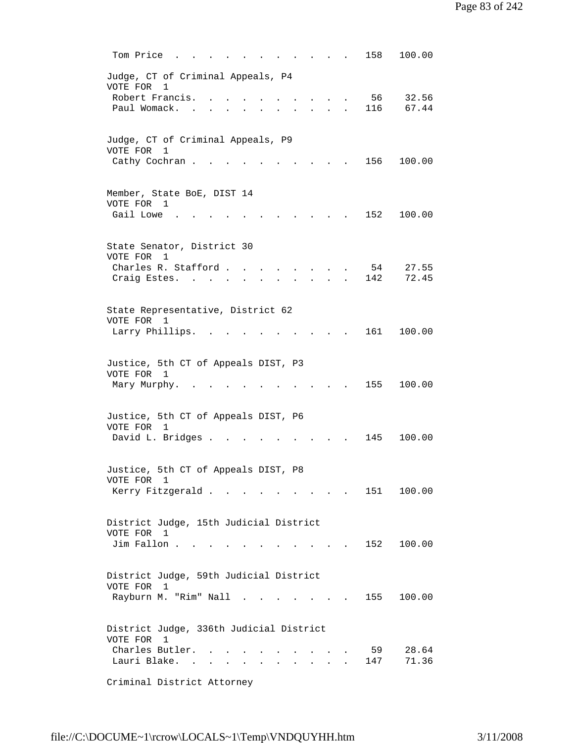Tom Price . . . . . . . . . . . . . 158 100.00

Judge, CT of Criminal Appeals, P4
VOTE FOR 1

| Candidate | Votes | Percent |
|---|---|---|
| Robert Francis. | 56 | 32.56 |
| Paul Womack. | 116 | 67.44 |

Judge, CT of Criminal Appeals, P9
VOTE FOR 1

| Candidate | Votes | Percent |
|---|---|---|
| Cathy Cochran | 156 | 100.00 |

Member, State BoE, DIST 14
VOTE FOR 1

| Candidate | Votes | Percent |
|---|---|---|
| Gail Lowe | 152 | 100.00 |

State Senator, District 30
VOTE FOR 1

| Candidate | Votes | Percent |
|---|---|---|
| Charles R. Stafford | 54 | 27.55 |
| Craig Estes. | 142 | 72.45 |

State Representative, District 62
VOTE FOR 1

| Candidate | Votes | Percent |
|---|---|---|
| Larry Phillips. | 161 | 100.00 |

Justice, 5th CT of Appeals DIST, P3
VOTE FOR 1

| Candidate | Votes | Percent |
|---|---|---|
| Mary Murphy. | 155 | 100.00 |

Justice, 5th CT of Appeals DIST, P6
VOTE FOR 1

| Candidate | Votes | Percent |
|---|---|---|
| David L. Bridges | 145 | 100.00 |

Justice, 5th CT of Appeals DIST, P8
VOTE FOR 1

| Candidate | Votes | Percent |
|---|---|---|
| Kerry Fitzgerald | 151 | 100.00 |

District Judge, 15th Judicial District
VOTE FOR 1

| Candidate | Votes | Percent |
|---|---|---|
| Jim Fallon | 152 | 100.00 |

District Judge, 59th Judicial District
VOTE FOR 1

| Candidate | Votes | Percent |
|---|---|---|
| Rayburn M. "Rim" Nall | 155 | 100.00 |

District Judge, 336th Judicial District
VOTE FOR 1

| Candidate | Votes | Percent |
|---|---|---|
| Charles Butler. | 59 | 28.64 |
| Lauri Blake. | 147 | 71.36 |

Criminal District Attorney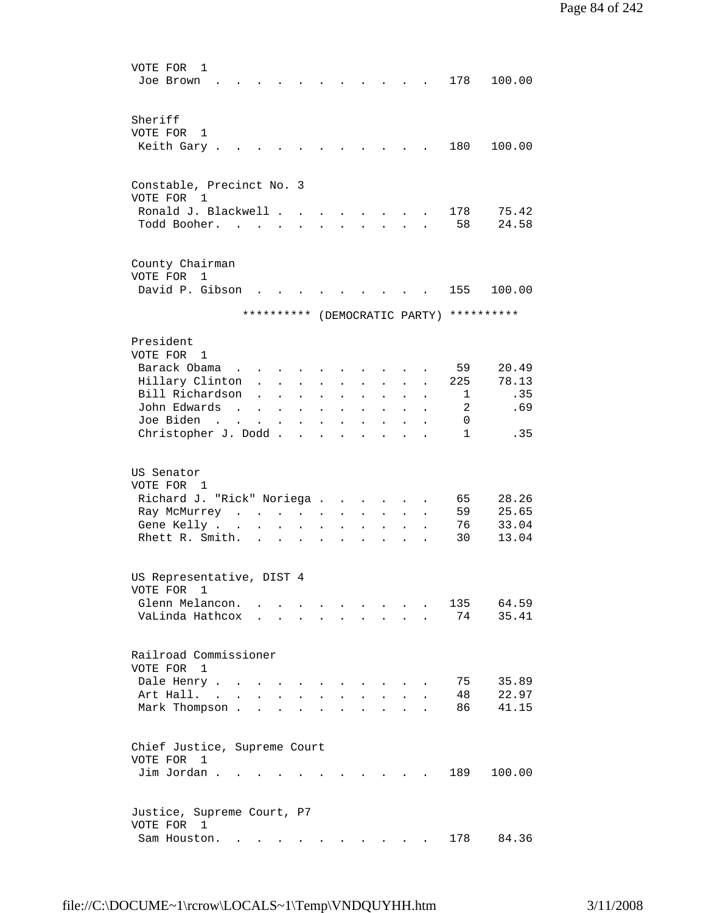VOTE FOR 1

| Candidate | Votes | Percent |
|---|---|---|
| Joe Brown | 178 | 100.00 |

Sheriff
VOTE FOR 1

| Candidate | Votes | Percent |
|---|---|---|
| Keith Gary | 180 | 100.00 |

Constable, Precinct No. 3
VOTE FOR 1

| Candidate | Votes | Percent |
|---|---|---|
| Ronald J. Blackwell | 178 | 75.42 |
| Todd Booher | 58 | 24.58 |

County Chairman
VOTE FOR 1

| Candidate | Votes | Percent |
|---|---|---|
| David P. Gibson | 155 | 100.00 |

********** (DEMOCRATIC PARTY) **********

President
VOTE FOR 1

| Candidate | Votes | Percent |
|---|---|---|
| Barack Obama | 59 | 20.49 |
| Hillary Clinton | 225 | 78.13 |
| Bill Richardson | 1 | .35 |
| John Edwards | 2 | .69 |
| Joe Biden | 0 | |
| Christopher J. Dodd | 1 | .35 |

US Senator
VOTE FOR 1

| Candidate | Votes | Percent |
|---|---|---|
| Richard J. "Rick" Noriega | 65 | 28.26 |
| Ray McMurrey | 59 | 25.65 |
| Gene Kelly | 76 | 33.04 |
| Rhett R. Smith | 30 | 13.04 |

US Representative, DIST 4
VOTE FOR 1

| Candidate | Votes | Percent |
|---|---|---|
| Glenn Melancon | 135 | 64.59 |
| VaLinda Hathcox | 74 | 35.41 |

Railroad Commissioner
VOTE FOR 1

| Candidate | Votes | Percent |
|---|---|---|
| Dale Henry | 75 | 35.89 |
| Art Hall | 48 | 22.97 |
| Mark Thompson | 86 | 41.15 |

Chief Justice, Supreme Court
VOTE FOR 1

| Candidate | Votes | Percent |
|---|---|---|
| Jim Jordan | 189 | 100.00 |

Justice, Supreme Court, P7
VOTE FOR 1

| Candidate | Votes | Percent |
|---|---|---|
| Sam Houston | 178 | 84.36 |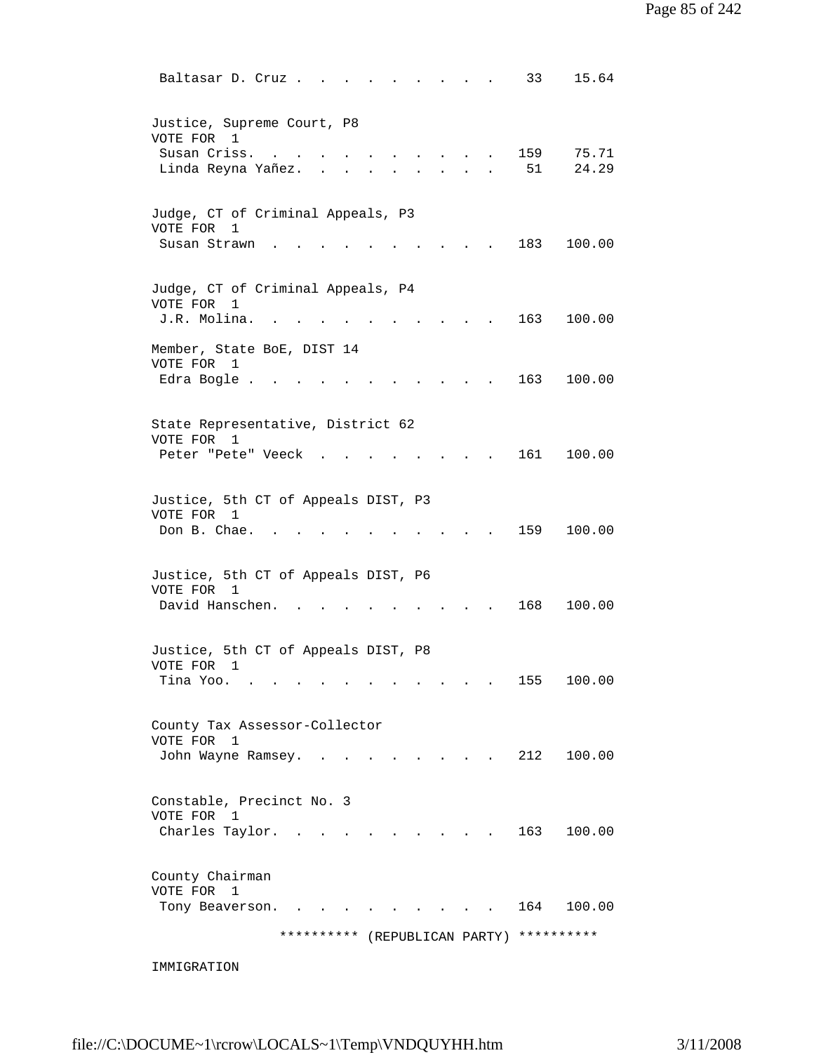Baltasar D. Cruz . . . . . . . . . . 33 15.64

Justice, Supreme Court, P8
VOTE FOR 1

| | | |
|---|---|---|
| Susan Criss. . . . . . . . . . . . | 159 | 75.71 |
| Linda Reyna Yañez. . . . . . . . . . | 51 | 24.29 |

Judge, CT of Criminal Appeals, P3
VOTE FOR 1

| | | |
|---|---|---|
| Susan Strawn . . . . . . . . . . . | 183 | 100.00 |

Judge, CT of Criminal Appeals, P4
VOTE FOR 1

| | | |
|---|---|---|
| J.R. Molina. . . . . . . . . . . . | 163 | 100.00 |

Member, State BoE, DIST 14
VOTE FOR 1

| | | |
|---|---|---|
| Edra Bogle . . . . . . . . . . . . | 163 | 100.00 |

State Representative, District 62
VOTE FOR 1

| | | |
|---|---|---|
| Peter "Pete" Veeck . . . . . . . . . | 161 | 100.00 |

Justice, 5th CT of Appeals DIST, P3
VOTE FOR 1

| | | |
|---|---|---|
| Don B. Chae. . . . . . . . . . . . | 159 | 100.00 |

Justice, 5th CT of Appeals DIST, P6
VOTE FOR 1

| | | |
|---|---|---|
| David Hanschen. . . . . . . . . . . | 168 | 100.00 |

Justice, 5th CT of Appeals DIST, P8
VOTE FOR 1

| | | |
|---|---|---|
| Tina Yoo. . . . . . . . . . . . . | 155 | 100.00 |

County Tax Assessor-Collector
VOTE FOR 1

| | | |
|---|---|---|
| John Wayne Ramsey. . . . . . . . . . | 212 | 100.00 |

Constable, Precinct No. 3
VOTE FOR 1

| | | |
|---|---|---|
| Charles Taylor. . . . . . . . . . . | 163 | 100.00 |

County Chairman
VOTE FOR 1

| | | |
|---|---|---|
| Tony Beaverson. . . . . . . . . . . | 164 | 100.00 |

********** (REPUBLICAN PARTY) **********

IMMIGRATION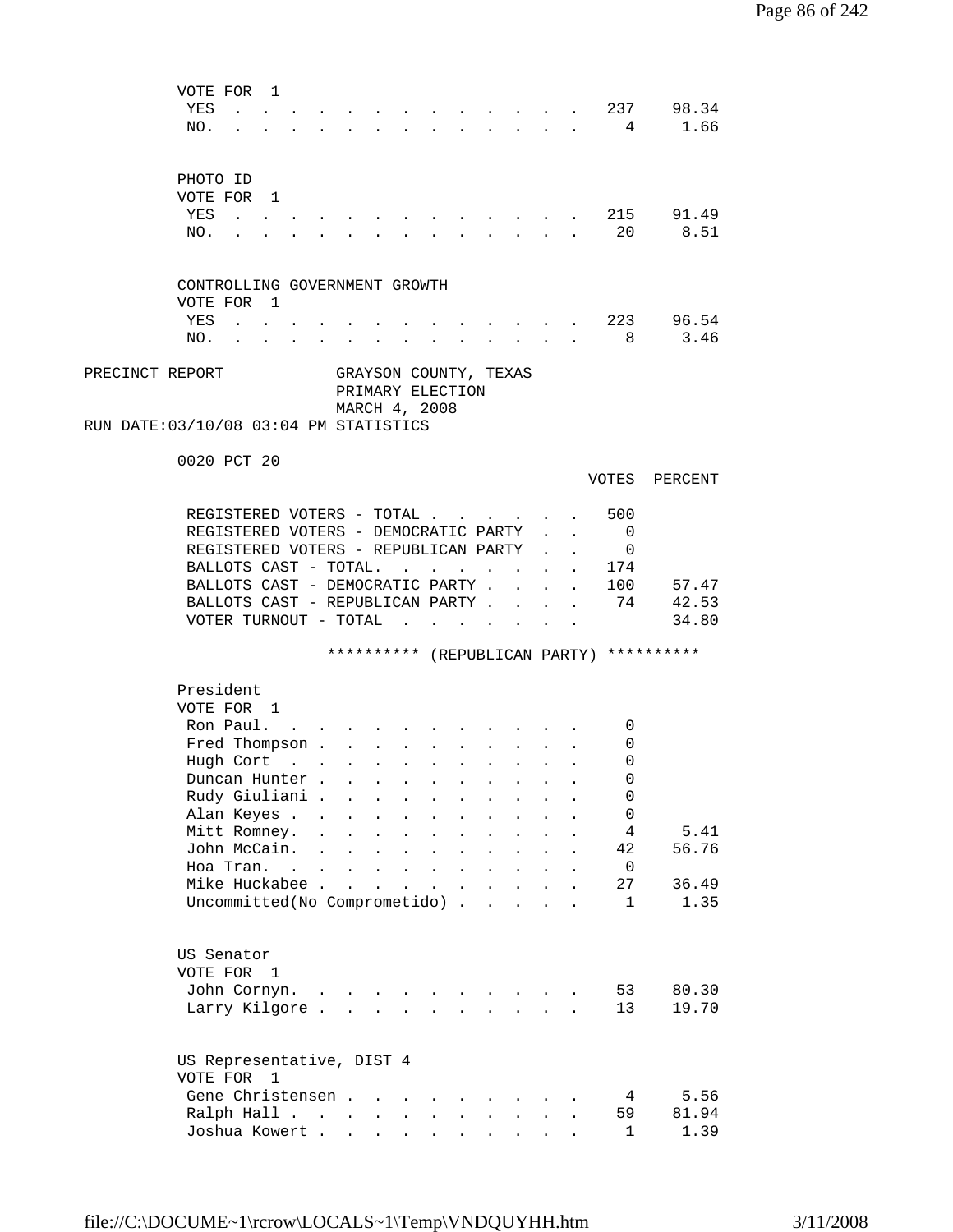VOTE FOR 1

| | | |
|---|---|---|
| YES | 237 | 98.34 |
| NO. | 4 | 1.66 |

PHOTO ID
VOTE FOR 1

| | | |
|---|---|---|
| YES | 215 | 91.49 |
| NO. | 20 | 8.51 |

CONTROLLING GOVERNMENT GROWTH
VOTE FOR 1

| | | |
|---|---|---|
| YES | 223 | 96.54 |
| NO. | 8 | 3.46 |

PRECINCT REPORT GRAYSON COUNTY, TEXAS
PRIMARY ELECTION
MARCH 4, 2008
RUN DATE:03/10/08 03:04 PM STATISTICS

0020 PCT 20

| | VOTES | PERCENT |
|---|---|---|
| REGISTERED VOTERS - TOTAL | 500 | |
| REGISTERED VOTERS - DEMOCRATIC PARTY | 0 | |
| REGISTERED VOTERS - REPUBLICAN PARTY | 0 | |
| BALLOTS CAST - TOTAL. | 174 | |
| BALLOTS CAST - DEMOCRATIC PARTY | 100 | 57.47 |
| BALLOTS CAST - REPUBLICAN PARTY | 74 | 42.53 |
| VOTER TURNOUT - TOTAL | | 34.80 |

********** (REPUBLICAN PARTY) **********

President
VOTE FOR 1

| | | |
|---|---|---|
| Ron Paul. | 0 | |
| Fred Thompson | 0 | |
| Hugh Cort | 0 | |
| Duncan Hunter | 0 | |
| Rudy Giuliani | 0 | |
| Alan Keyes | 0 | |
| Mitt Romney. | 4 | 5.41 |
| John McCain. | 42 | 56.76 |
| Hoa Tran. | 0 | |
| Mike Huckabee | 27 | 36.49 |
| Uncommitted(No Comprometido) | 1 | 1.35 |

US Senator
VOTE FOR 1

| | | |
|---|---|---|
| John Cornyn. | 53 | 80.30 |
| Larry Kilgore | 13 | 19.70 |

US Representative, DIST 4
VOTE FOR 1

| | | |
|---|---|---|
| Gene Christensen | 4 | 5.56 |
| Ralph Hall | 59 | 81.94 |
| Joshua Kowert | 1 | 1.39 |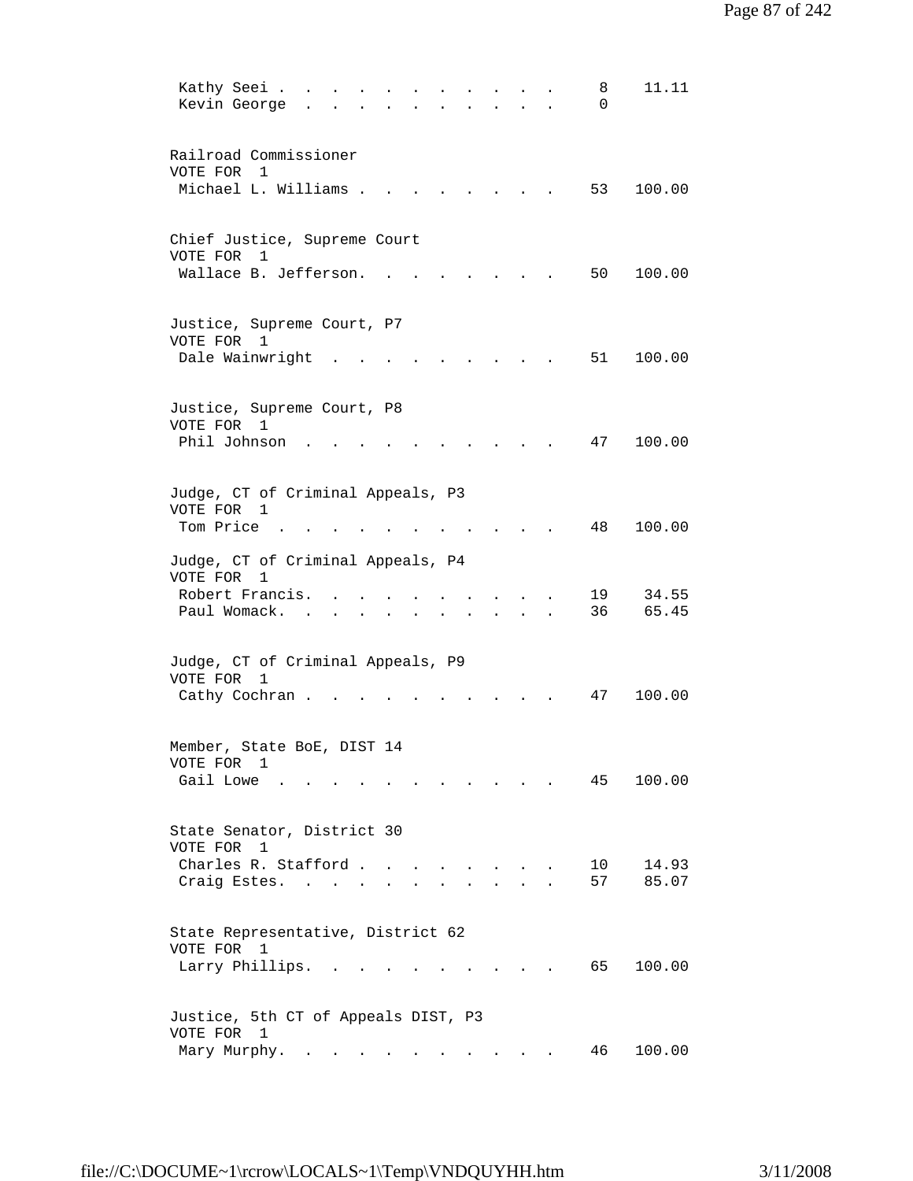| | | |
|---|---|---|
| Kathy Seei | 8 | 11.11 |
| Kevin George | 0 | |

Railroad Commissioner
VOTE FOR 1

| | | |
|---|---|---|
| Michael L. Williams | 53 | 100.00 |

Chief Justice, Supreme Court
VOTE FOR 1

| | | |
|---|---|---|
| Wallace B. Jefferson. | 50 | 100.00 |

Justice, Supreme Court, P7
VOTE FOR 1

| | | |
|---|---|---|
| Dale Wainwright | 51 | 100.00 |

Justice, Supreme Court, P8
VOTE FOR 1

| | | |
|---|---|---|
| Phil Johnson | 47 | 100.00 |

Judge, CT of Criminal Appeals, P3
VOTE FOR 1

| | | |
|---|---|---|
| Tom Price | 48 | 100.00 |

Judge, CT of Criminal Appeals, P4
VOTE FOR 1

| | | |
|---|---|---|
| Robert Francis. | 19 | 34.55 |
| Paul Womack. | 36 | 65.45 |

Judge, CT of Criminal Appeals, P9
VOTE FOR 1

| | | |
|---|---|---|
| Cathy Cochran | 47 | 100.00 |

Member, State BoE, DIST 14
VOTE FOR 1

| | | |
|---|---|---|
| Gail Lowe | 45 | 100.00 |

State Senator, District 30
VOTE FOR 1

| | | |
|---|---|---|
| Charles R. Stafford | 10 | 14.93 |
| Craig Estes. | 57 | 85.07 |

State Representative, District 62
VOTE FOR 1

| | | |
|---|---|---|
| Larry Phillips. | 65 | 100.00 |

Justice, 5th CT of Appeals DIST, P3
VOTE FOR 1

| | | |
|---|---|---|
| Mary Murphy. | 46 | 100.00 |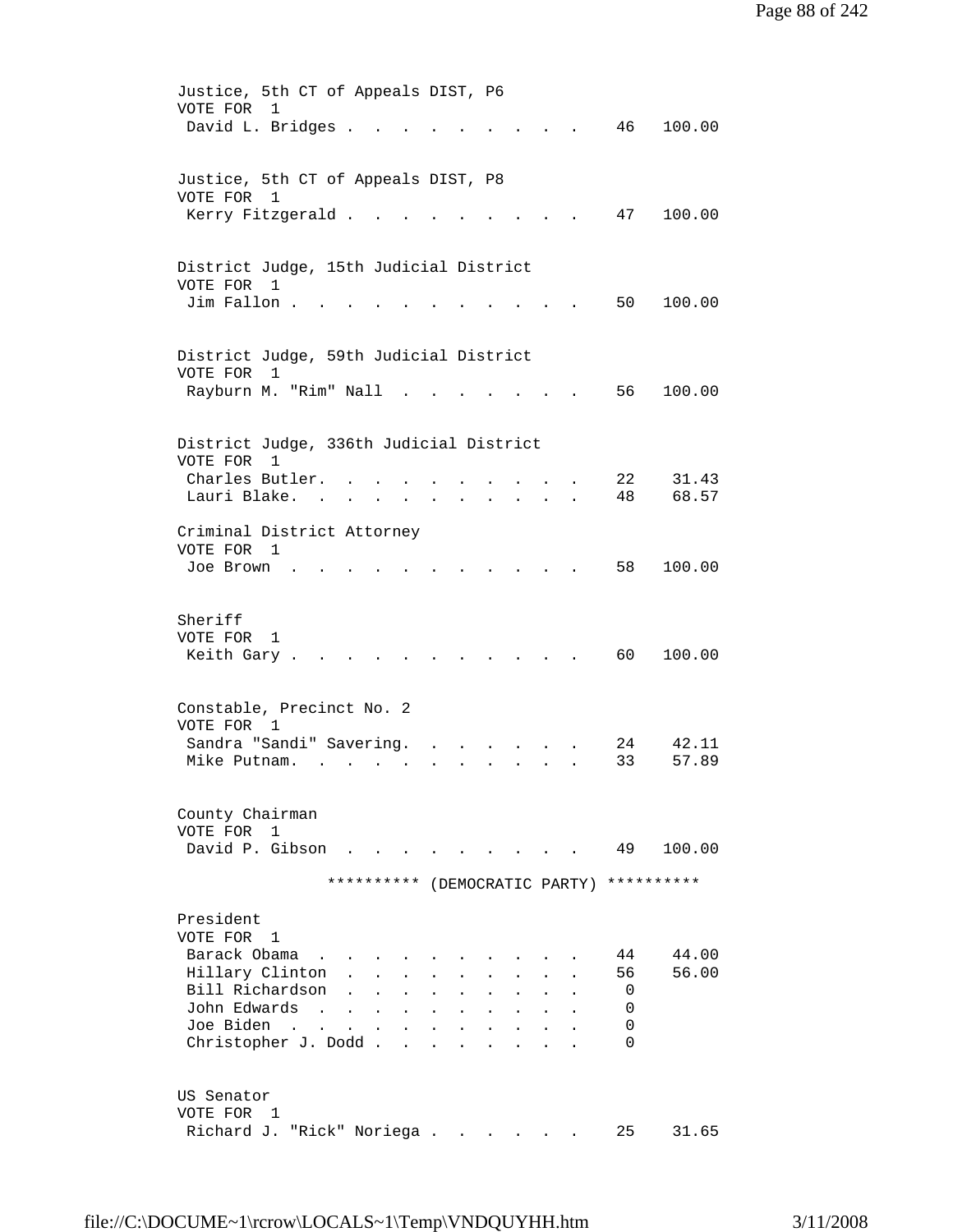Justice, 5th CT of Appeals DIST, P6
VOTE FOR 1

| Candidate | Votes | Percent |
|---|---|---|
| David L. Bridges | 46 | 100.00 |

Justice, 5th CT of Appeals DIST, P8
VOTE FOR 1

| Candidate | Votes | Percent |
|---|---|---|
| Kerry Fitzgerald | 47 | 100.00 |

District Judge, 15th Judicial District
VOTE FOR 1

| Candidate | Votes | Percent |
|---|---|---|
| Jim Fallon | 50 | 100.00 |

District Judge, 59th Judicial District
VOTE FOR 1

| Candidate | Votes | Percent |
|---|---|---|
| Rayburn M. "Rim" Nall | 56 | 100.00 |

District Judge, 336th Judicial District
VOTE FOR 1

| Candidate | Votes | Percent |
|---|---|---|
| Charles Butler | 22 | 31.43 |
| Lauri Blake | 48 | 68.57 |

Criminal District Attorney
VOTE FOR 1

| Candidate | Votes | Percent |
|---|---|---|
| Joe Brown | 58 | 100.00 |

Sheriff
VOTE FOR 1

| Candidate | Votes | Percent |
|---|---|---|
| Keith Gary | 60 | 100.00 |

Constable, Precinct No. 2
VOTE FOR 1

| Candidate | Votes | Percent |
|---|---|---|
| Sandra "Sandi" Savering | 24 | 42.11 |
| Mike Putnam | 33 | 57.89 |

County Chairman
VOTE FOR 1

| Candidate | Votes | Percent |
|---|---|---|
| David P. Gibson | 49 | 100.00 |

********** (DEMOCRATIC PARTY) **********

President
VOTE FOR 1

| Candidate | Votes | Percent |
|---|---|---|
| Barack Obama | 44 | 44.00 |
| Hillary Clinton | 56 | 56.00 |
| Bill Richardson | 0 | |
| John Edwards | 0 | |
| Joe Biden | 0 | |
| Christopher J. Dodd | 0 | |

US Senator
VOTE FOR 1

| Candidate | Votes | Percent |
|---|---|---|
| Richard J. "Rick" Noriega | 25 | 31.65 |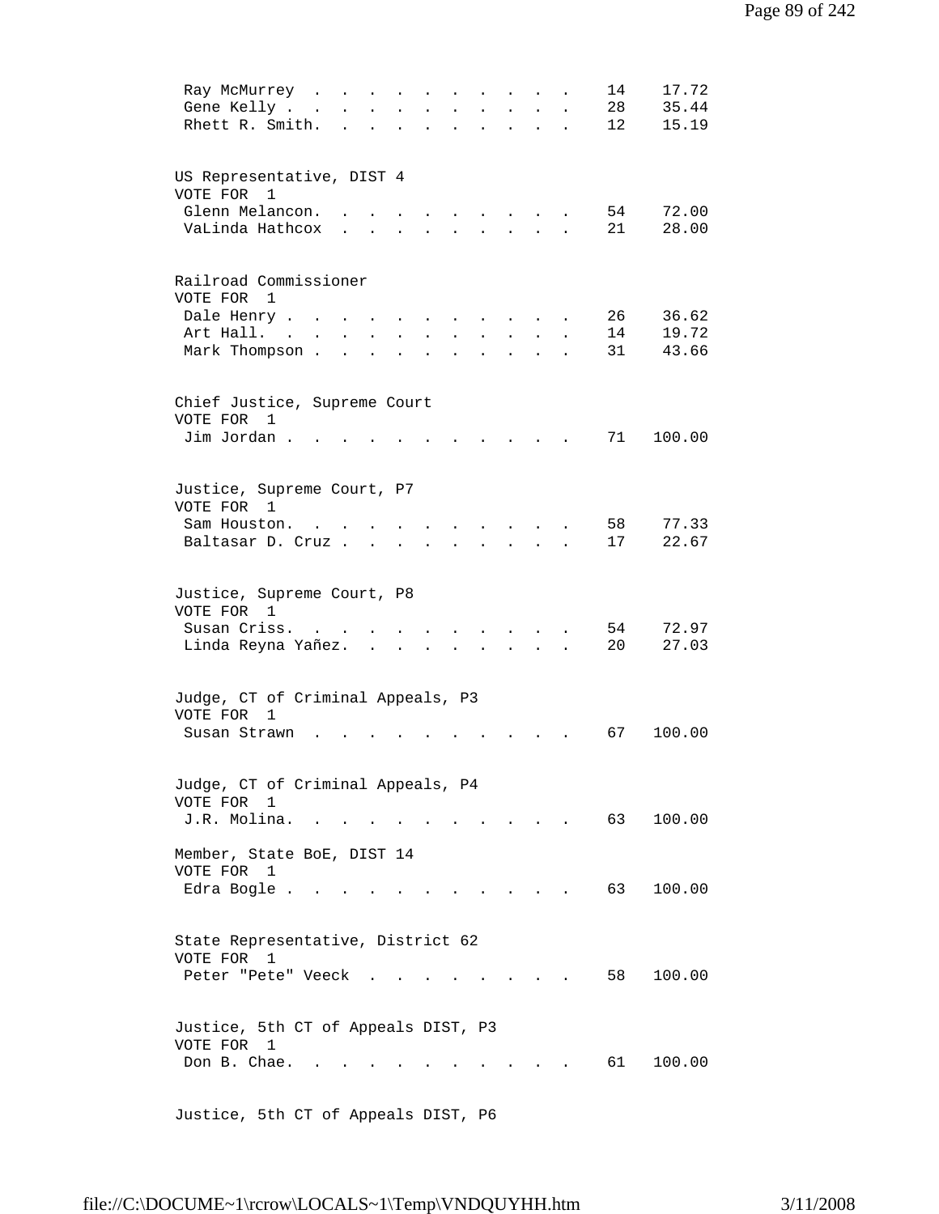| | | |
|---|---|---|
| Ray McMurrey | 14 | 17.72 |
| Gene Kelly | 28 | 35.44 |
| Rhett R. Smith. | 12 | 15.19 |

US Representative, DIST 4
VOTE FOR 1

| | | |
|---|---|---|
| Glenn Melancon. | 54 | 72.00 |
| VaLinda Hathcox | 21 | 28.00 |

Railroad Commissioner
VOTE FOR 1

| | | |
|---|---|---|
| Dale Henry | 26 | 36.62 |
| Art Hall. | 14 | 19.72 |
| Mark Thompson | 31 | 43.66 |

Chief Justice, Supreme Court
VOTE FOR 1

| | | |
|---|---|---|
| Jim Jordan | 71 | 100.00 |

Justice, Supreme Court, P7
VOTE FOR 1

| | | |
|---|---|---|
| Sam Houston. | 58 | 77.33 |
| Baltasar D. Cruz | 17 | 22.67 |

Justice, Supreme Court, P8
VOTE FOR 1

| | | |
|---|---|---|
| Susan Criss. | 54 | 72.97 |
| Linda Reyna Yañez. | 20 | 27.03 |

Judge, CT of Criminal Appeals, P3
VOTE FOR 1

| | | |
|---|---|---|
| Susan Strawn | 67 | 100.00 |

Judge, CT of Criminal Appeals, P4
VOTE FOR 1

| | | |
|---|---|---|
| J.R. Molina. | 63 | 100.00 |

Member, State BoE, DIST 14
VOTE FOR 1

| | | |
|---|---|---|
| Edra Bogle | 63 | 100.00 |

State Representative, District 62
VOTE FOR 1

| | | |
|---|---|---|
| Peter "Pete" Veeck | 58 | 100.00 |

Justice, 5th CT of Appeals DIST, P3
VOTE FOR 1

| | | |
|---|---|---|
| Don B. Chae. | 61 | 100.00 |

Justice, 5th CT of Appeals DIST, P6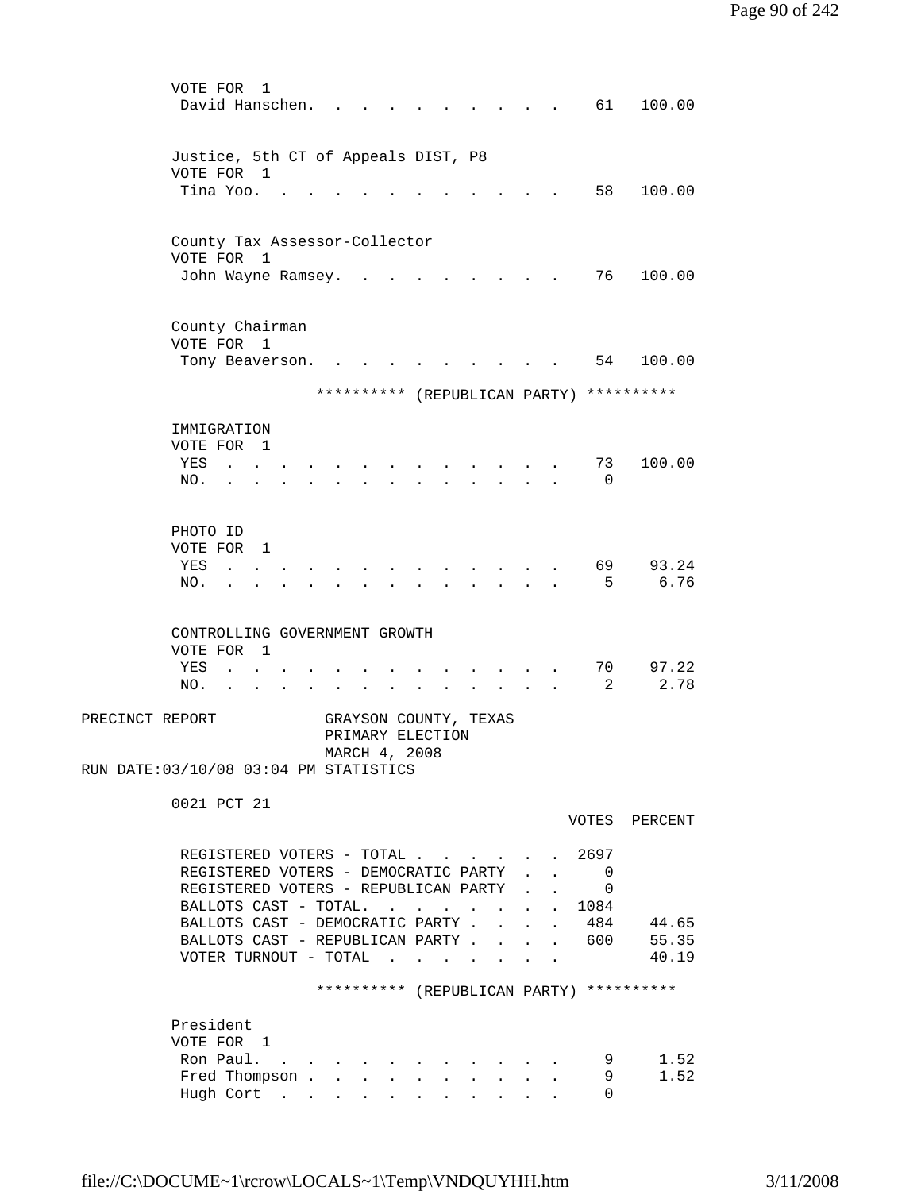VOTE FOR 1

| | | |
|---|---|---|
| David Hanschen | 61 | 100.00 |

Justice, 5th CT of Appeals DIST, P8

VOTE FOR 1

| | | |
|---|---|---|
| Tina Yoo | 58 | 100.00 |

County Tax Assessor-Collector

VOTE FOR 1

| | | |
|---|---|---|
| John Wayne Ramsey | 76 | 100.00 |

County Chairman

VOTE FOR 1

| | | |
|---|---|---|
| Tony Beaverson | 54 | 100.00 |

********** (REPUBLICAN PARTY) **********

IMMIGRATION

VOTE FOR 1

| | | |
|---|---|---|
| YES | 73 | 100.00 |
| NO. | 0 | |

PHOTO ID

VOTE FOR 1

| | | |
|---|---|---|
| YES | 69 | 93.24 |
| NO. | 5 | 6.76 |

CONTROLLING GOVERNMENT GROWTH

VOTE FOR 1

| | | |
|---|---|---|
| YES | 70 | 97.22 |
| NO. | 2 | 2.78 |

PRECINCT REPORT GRAYSON COUNTY, TEXAS
PRIMARY ELECTION
MARCH 4, 2008

RUN DATE:03/10/08 03:04 PM STATISTICS

0021 PCT 21

| | VOTES | PERCENT |
|---|---|---|
| REGISTERED VOTERS - TOTAL | 2697 | |
| REGISTERED VOTERS - DEMOCRATIC PARTY | 0 | |
| REGISTERED VOTERS - REPUBLICAN PARTY | 0 | |
| BALLOTS CAST - TOTAL. | 1084 | |
| BALLOTS CAST - DEMOCRATIC PARTY | 484 | 44.65 |
| BALLOTS CAST - REPUBLICAN PARTY | 600 | 55.35 |
| VOTER TURNOUT - TOTAL | | 40.19 |

********** (REPUBLICAN PARTY) **********

President

VOTE FOR 1

| | | |
|---|---|---|
| Ron Paul. | 9 | 1.52 |
| Fred Thompson | 9 | 1.52 |
| Hugh Cort | 0 | |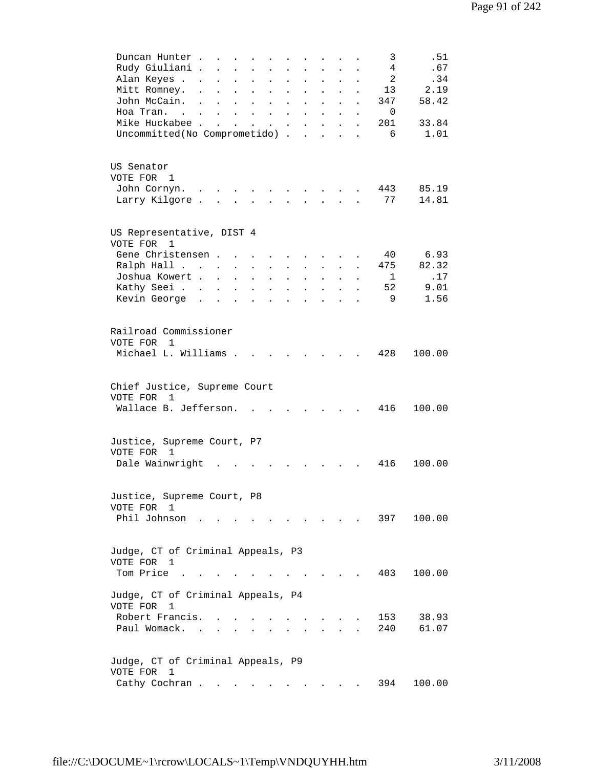| Candidate | Votes | Percent |
|---|---|---|
| Duncan Hunter | 3 | .51 |
| Rudy Giuliani | 4 | .67 |
| Alan Keyes | 2 | .34 |
| Mitt Romney | 13 | 2.19 |
| John McCain | 347 | 58.42 |
| Hoa Tran | 0 | |
| Mike Huckabee | 201 | 33.84 |
| Uncommitted(No Comprometido) | 6 | 1.01 |

US Senator
VOTE FOR 1

| Candidate | Votes | Percent |
|---|---|---|
| John Cornyn | 443 | 85.19 |
| Larry Kilgore | 77 | 14.81 |

US Representative, DIST 4
VOTE FOR 1

| Candidate | Votes | Percent |
|---|---|---|
| Gene Christensen | 40 | 6.93 |
| Ralph Hall | 475 | 82.32 |
| Joshua Kowert | 1 | .17 |
| Kathy Seei | 52 | 9.01 |
| Kevin George | 9 | 1.56 |

Railroad Commissioner
VOTE FOR 1

| Candidate | Votes | Percent |
|---|---|---|
| Michael L. Williams | 428 | 100.00 |

Chief Justice, Supreme Court
VOTE FOR 1

| Candidate | Votes | Percent |
|---|---|---|
| Wallace B. Jefferson | 416 | 100.00 |

Justice, Supreme Court, P7
VOTE FOR 1

| Candidate | Votes | Percent |
|---|---|---|
| Dale Wainwright | 416 | 100.00 |

Justice, Supreme Court, P8
VOTE FOR 1

| Candidate | Votes | Percent |
|---|---|---|
| Phil Johnson | 397 | 100.00 |

Judge, CT of Criminal Appeals, P3
VOTE FOR 1

| Candidate | Votes | Percent |
|---|---|---|
| Tom Price | 403 | 100.00 |

Judge, CT of Criminal Appeals, P4
VOTE FOR 1

| Candidate | Votes | Percent |
|---|---|---|
| Robert Francis | 153 | 38.93 |
| Paul Womack | 240 | 61.07 |

Judge, CT of Criminal Appeals, P9
VOTE FOR 1

| Candidate | Votes | Percent |
|---|---|---|
| Cathy Cochran | 394 | 100.00 |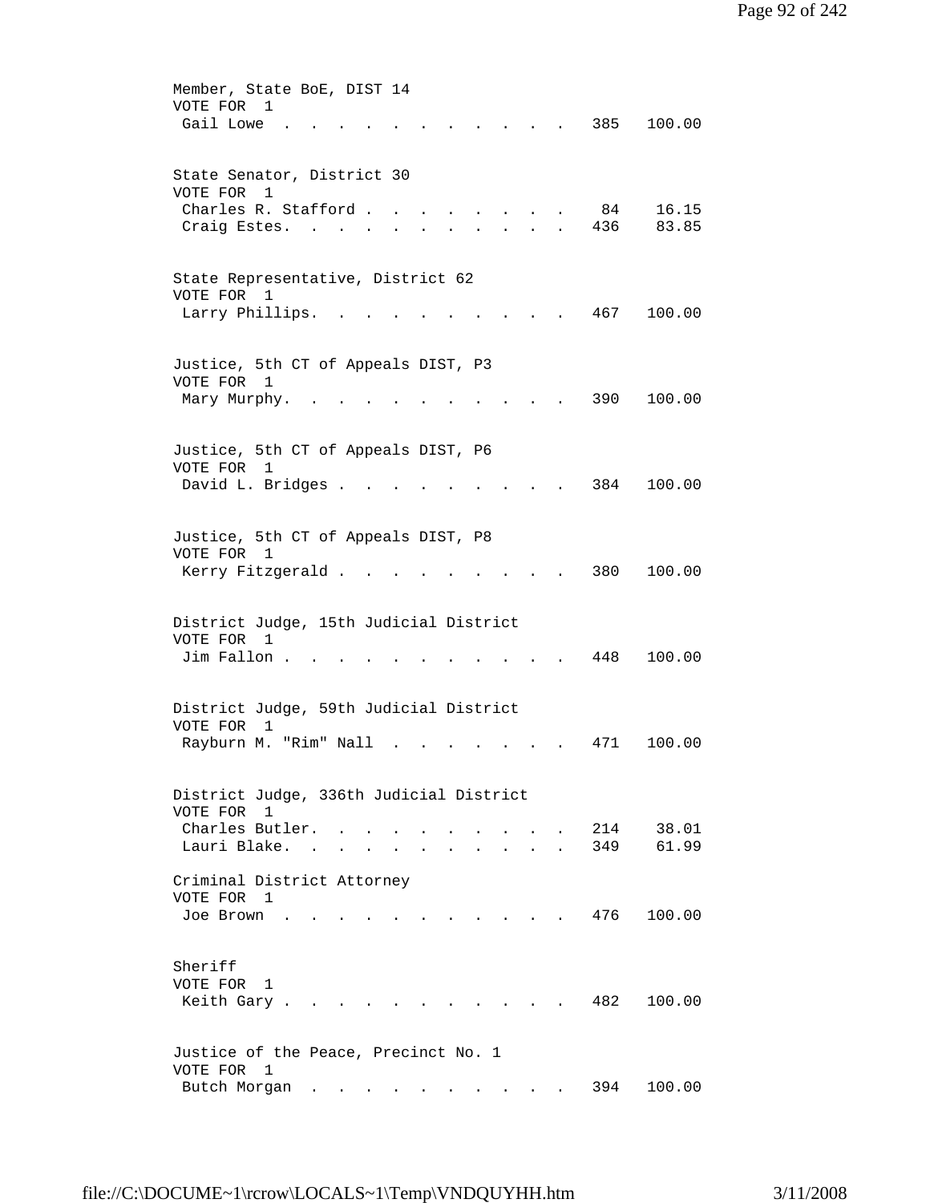Member, State BoE, DIST 14
VOTE FOR 1

| Candidate | Votes | Percent |
|---|---|---|
| Gail Lowe | 385 | 100.00 |

State Senator, District 30
VOTE FOR 1

| Candidate | Votes | Percent |
|---|---|---|
| Charles R. Stafford | 84 | 16.15 |
| Craig Estes | 436 | 83.85 |

State Representative, District 62
VOTE FOR 1

| Candidate | Votes | Percent |
|---|---|---|
| Larry Phillips | 467 | 100.00 |

Justice, 5th CT of Appeals DIST, P3
VOTE FOR 1

| Candidate | Votes | Percent |
|---|---|---|
| Mary Murphy | 390 | 100.00 |

Justice, 5th CT of Appeals DIST, P6
VOTE FOR 1

| Candidate | Votes | Percent |
|---|---|---|
| David L. Bridges | 384 | 100.00 |

Justice, 5th CT of Appeals DIST, P8
VOTE FOR 1

| Candidate | Votes | Percent |
|---|---|---|
| Kerry Fitzgerald | 380 | 100.00 |

District Judge, 15th Judicial District
VOTE FOR 1

| Candidate | Votes | Percent |
|---|---|---|
| Jim Fallon | 448 | 100.00 |

District Judge, 59th Judicial District
VOTE FOR 1

| Candidate | Votes | Percent |
|---|---|---|
| Rayburn M. "Rim" Nall | 471 | 100.00 |

District Judge, 336th Judicial District
VOTE FOR 1

| Candidate | Votes | Percent |
|---|---|---|
| Charles Butler | 214 | 38.01 |
| Lauri Blake | 349 | 61.99 |

Criminal District Attorney
VOTE FOR 1

| Candidate | Votes | Percent |
|---|---|---|
| Joe Brown | 476 | 100.00 |

Sheriff
VOTE FOR 1

| Candidate | Votes | Percent |
|---|---|---|
| Keith Gary | 482 | 100.00 |

Justice of the Peace, Precinct No. 1
VOTE FOR 1

| Candidate | Votes | Percent |
|---|---|---|
| Butch Morgan | 394 | 100.00 |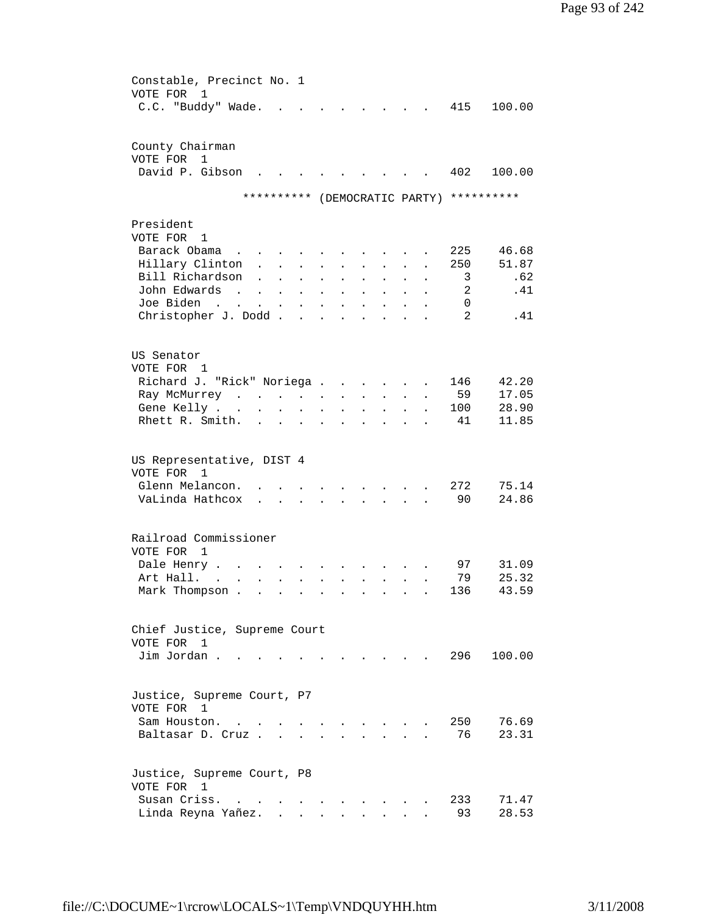Constable, Precinct No. 1
VOTE FOR 1

| Candidate | Votes | Percent |
|---|---|---|
| C.C. "Buddy" Wade | 415 | 100.00 |

County Chairman
VOTE FOR 1

| Candidate | Votes | Percent |
|---|---|---|
| David P. Gibson | 402 | 100.00 |

********** (DEMOCRATIC PARTY) **********

President
VOTE FOR 1

| Candidate | Votes | Percent |
|---|---|---|
| Barack Obama | 225 | 46.68 |
| Hillary Clinton | 250 | 51.87 |
| Bill Richardson | 3 | .62 |
| John Edwards | 2 | .41 |
| Joe Biden | 0 | |
| Christopher J. Dodd | 2 | .41 |

US Senator
VOTE FOR 1

| Candidate | Votes | Percent |
|---|---|---|
| Richard J. "Rick" Noriega | 146 | 42.20 |
| Ray McMurrey | 59 | 17.05 |
| Gene Kelly | 100 | 28.90 |
| Rhett R. Smith | 41 | 11.85 |

US Representative, DIST 4
VOTE FOR 1

| Candidate | Votes | Percent |
|---|---|---|
| Glenn Melancon | 272 | 75.14 |
| VaLinda Hathcox | 90 | 24.86 |

Railroad Commissioner
VOTE FOR 1

| Candidate | Votes | Percent |
|---|---|---|
| Dale Henry | 97 | 31.09 |
| Art Hall | 79 | 25.32 |
| Mark Thompson | 136 | 43.59 |

Chief Justice, Supreme Court
VOTE FOR 1

| Candidate | Votes | Percent |
|---|---|---|
| Jim Jordan | 296 | 100.00 |

Justice, Supreme Court, P7
VOTE FOR 1

| Candidate | Votes | Percent |
|---|---|---|
| Sam Houston | 250 | 76.69 |
| Baltasar D. Cruz | 76 | 23.31 |

Justice, Supreme Court, P8
VOTE FOR 1

| Candidate | Votes | Percent |
|---|---|---|
| Susan Criss | 233 | 71.47 |
| Linda Reyna Yañez | 93 | 28.53 |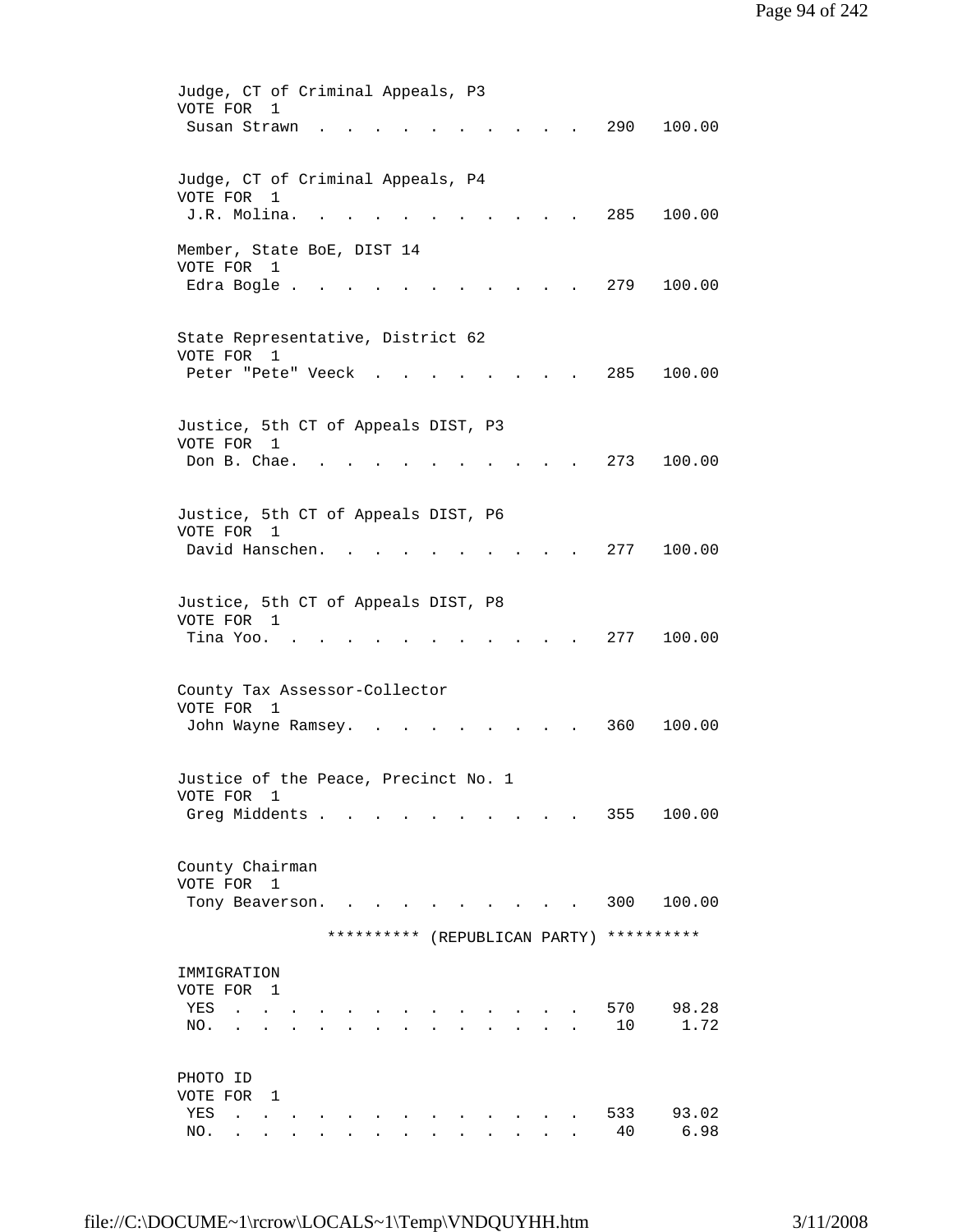Judge, CT of Criminal Appeals, P3
VOTE FOR 1

| Candidate | Votes | Percent |
|---|---|---|
| Susan Strawn | 290 | 100.00 |

Judge, CT of Criminal Appeals, P4
VOTE FOR 1

| Candidate | Votes | Percent |
|---|---|---|
| J.R. Molina. | 285 | 100.00 |

Member, State BoE, DIST 14
VOTE FOR 1

| Candidate | Votes | Percent |
|---|---|---|
| Edra Bogle | 279 | 100.00 |

State Representative, District 62
VOTE FOR 1

| Candidate | Votes | Percent |
|---|---|---|
| Peter "Pete" Veeck | 285 | 100.00 |

Justice, 5th CT of Appeals DIST, P3
VOTE FOR 1

| Candidate | Votes | Percent |
|---|---|---|
| Don B. Chae. | 273 | 100.00 |

Justice, 5th CT of Appeals DIST, P6
VOTE FOR 1

| Candidate | Votes | Percent |
|---|---|---|
| David Hanschen. | 277 | 100.00 |

Justice, 5th CT of Appeals DIST, P8
VOTE FOR 1

| Candidate | Votes | Percent |
|---|---|---|
| Tina Yoo. | 277 | 100.00 |

County Tax Assessor-Collector
VOTE FOR 1

| Candidate | Votes | Percent |
|---|---|---|
| John Wayne Ramsey. | 360 | 100.00 |

Justice of the Peace, Precinct No. 1
VOTE FOR 1

| Candidate | Votes | Percent |
|---|---|---|
| Greg Middents | 355 | 100.00 |

County Chairman
VOTE FOR 1

| Candidate | Votes | Percent |
|---|---|---|
| Tony Beaverson. | 300 | 100.00 |

********** (REPUBLICAN PARTY) **********

IMMIGRATION
VOTE FOR 1

| Choice | Votes | Percent |
|---|---|---|
| YES | 570 | 98.28 |
| NO. | 10 | 1.72 |

PHOTO ID
VOTE FOR 1

| Choice | Votes | Percent |
|---|---|---|
| YES | 533 | 93.02 |
| NO. | 40 | 6.98 |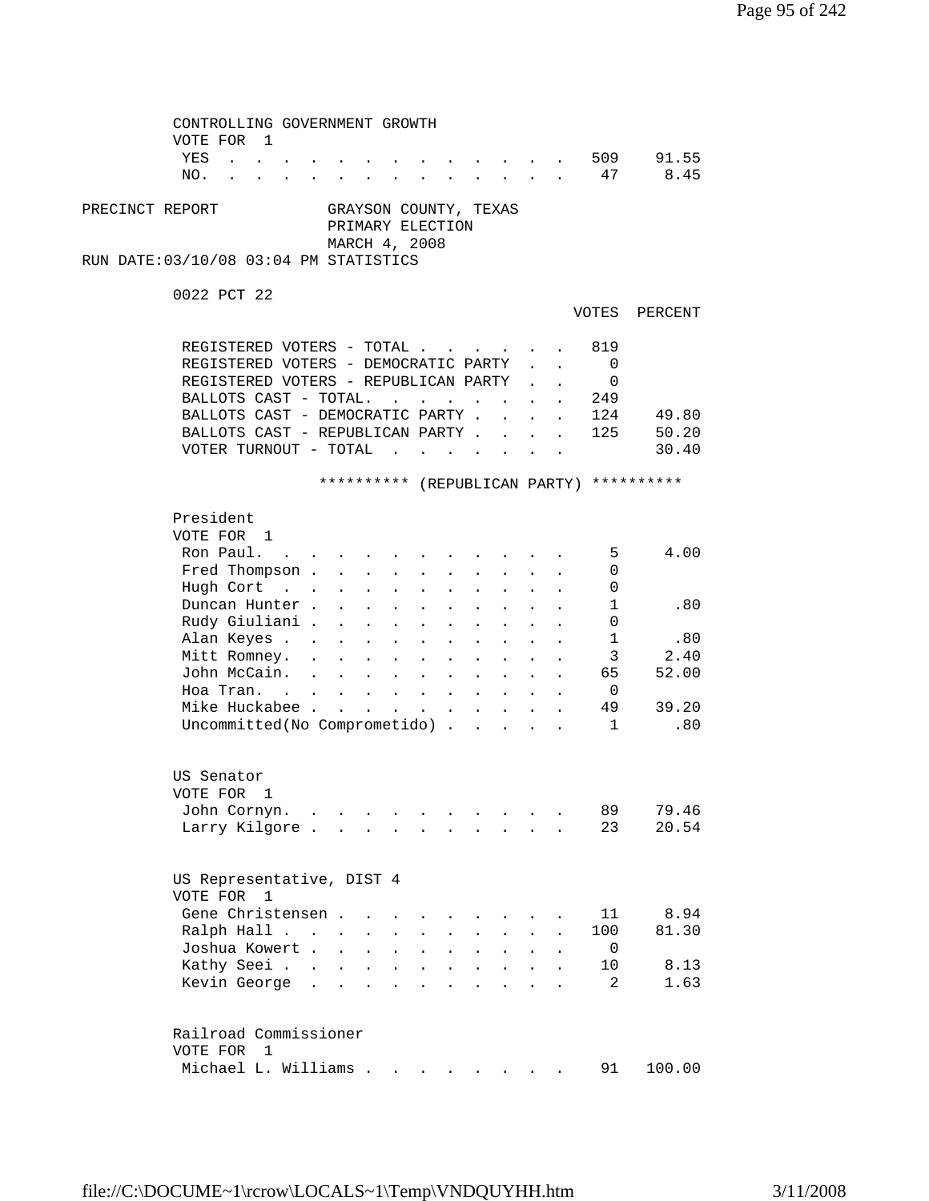CONTROLLING GOVERNMENT GROWTH
VOTE FOR 1

| | VOTES | PERCENT |
|---|---|---|
| YES | 509 | 91.55 |
| NO. | 47 | 8.45 |

PRECINCT REPORT — GRAYSON COUNTY, TEXAS
PRIMARY ELECTION
MARCH 4, 2008
RUN DATE:03/10/08 03:04 PM STATISTICS

0022 PCT 22

| | VOTES | PERCENT |
|---|---|---|
| REGISTERED VOTERS - TOTAL | 819 | |
| REGISTERED VOTERS - DEMOCRATIC PARTY | 0 | |
| REGISTERED VOTERS - REPUBLICAN PARTY | 0 | |
| BALLOTS CAST - TOTAL. | 249 | |
| BALLOTS CAST - DEMOCRATIC PARTY | 124 | 49.80 |
| BALLOTS CAST - REPUBLICAN PARTY | 125 | 50.20 |
| VOTER TURNOUT - TOTAL | | 30.40 |

********** (REPUBLICAN PARTY) **********

President
VOTE FOR 1

| | VOTES | PERCENT |
|---|---|---|
| Ron Paul. | 5 | 4.00 |
| Fred Thompson | 0 | |
| Hugh Cort | 0 | |
| Duncan Hunter | 1 | .80 |
| Rudy Giuliani | 0 | |
| Alan Keyes | 1 | .80 |
| Mitt Romney. | 3 | 2.40 |
| John McCain. | 65 | 52.00 |
| Hoa Tran. | 0 | |
| Mike Huckabee | 49 | 39.20 |
| Uncommitted(No Comprometido) | 1 | .80 |

US Senator
VOTE FOR 1

| | VOTES | PERCENT |
|---|---|---|
| John Cornyn. | 89 | 79.46 |
| Larry Kilgore | 23 | 20.54 |

US Representative, DIST 4
VOTE FOR 1

| | VOTES | PERCENT |
|---|---|---|
| Gene Christensen | 11 | 8.94 |
| Ralph Hall | 100 | 81.30 |
| Joshua Kowert | 0 | |
| Kathy Seei | 10 | 8.13 |
| Kevin George | 2 | 1.63 |

Railroad Commissioner
VOTE FOR 1

| | VOTES | PERCENT |
|---|---|---|
| Michael L. Williams | 91 | 100.00 |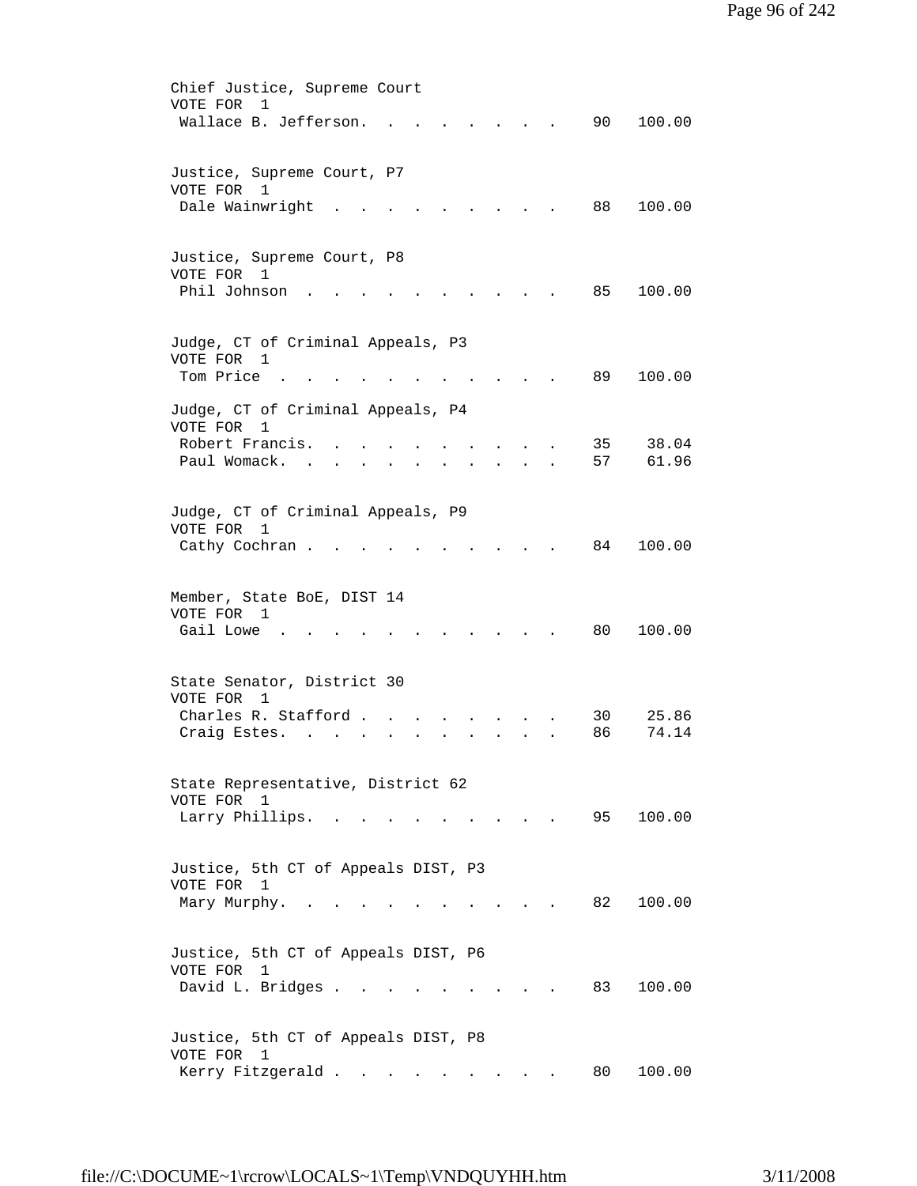Chief Justice, Supreme Court
VOTE FOR 1

| Candidate | Votes | Percent |
|---|---|---|
| Wallace B. Jefferson | 90 | 100.00 |

Justice, Supreme Court, P7
VOTE FOR 1

| Candidate | Votes | Percent |
|---|---|---|
| Dale Wainwright | 88 | 100.00 |

Justice, Supreme Court, P8
VOTE FOR 1

| Candidate | Votes | Percent |
|---|---|---|
| Phil Johnson | 85 | 100.00 |

Judge, CT of Criminal Appeals, P3
VOTE FOR 1

| Candidate | Votes | Percent |
|---|---|---|
| Tom Price | 89 | 100.00 |

Judge, CT of Criminal Appeals, P4
VOTE FOR 1

| Candidate | Votes | Percent |
|---|---|---|
| Robert Francis | 35 | 38.04 |
| Paul Womack | 57 | 61.96 |

Judge, CT of Criminal Appeals, P9
VOTE FOR 1

| Candidate | Votes | Percent |
|---|---|---|
| Cathy Cochran | 84 | 100.00 |

Member, State BoE, DIST 14
VOTE FOR 1

| Candidate | Votes | Percent |
|---|---|---|
| Gail Lowe | 80 | 100.00 |

State Senator, District 30
VOTE FOR 1

| Candidate | Votes | Percent |
|---|---|---|
| Charles R. Stafford | 30 | 25.86 |
| Craig Estes | 86 | 74.14 |

State Representative, District 62
VOTE FOR 1

| Candidate | Votes | Percent |
|---|---|---|
| Larry Phillips | 95 | 100.00 |

Justice, 5th CT of Appeals DIST, P3
VOTE FOR 1

| Candidate | Votes | Percent |
|---|---|---|
| Mary Murphy | 82 | 100.00 |

Justice, 5th CT of Appeals DIST, P6
VOTE FOR 1

| Candidate | Votes | Percent |
|---|---|---|
| David L. Bridges | 83 | 100.00 |

Justice, 5th CT of Appeals DIST, P8
VOTE FOR 1

| Candidate | Votes | Percent |
|---|---|---|
| Kerry Fitzgerald | 80 | 100.00 |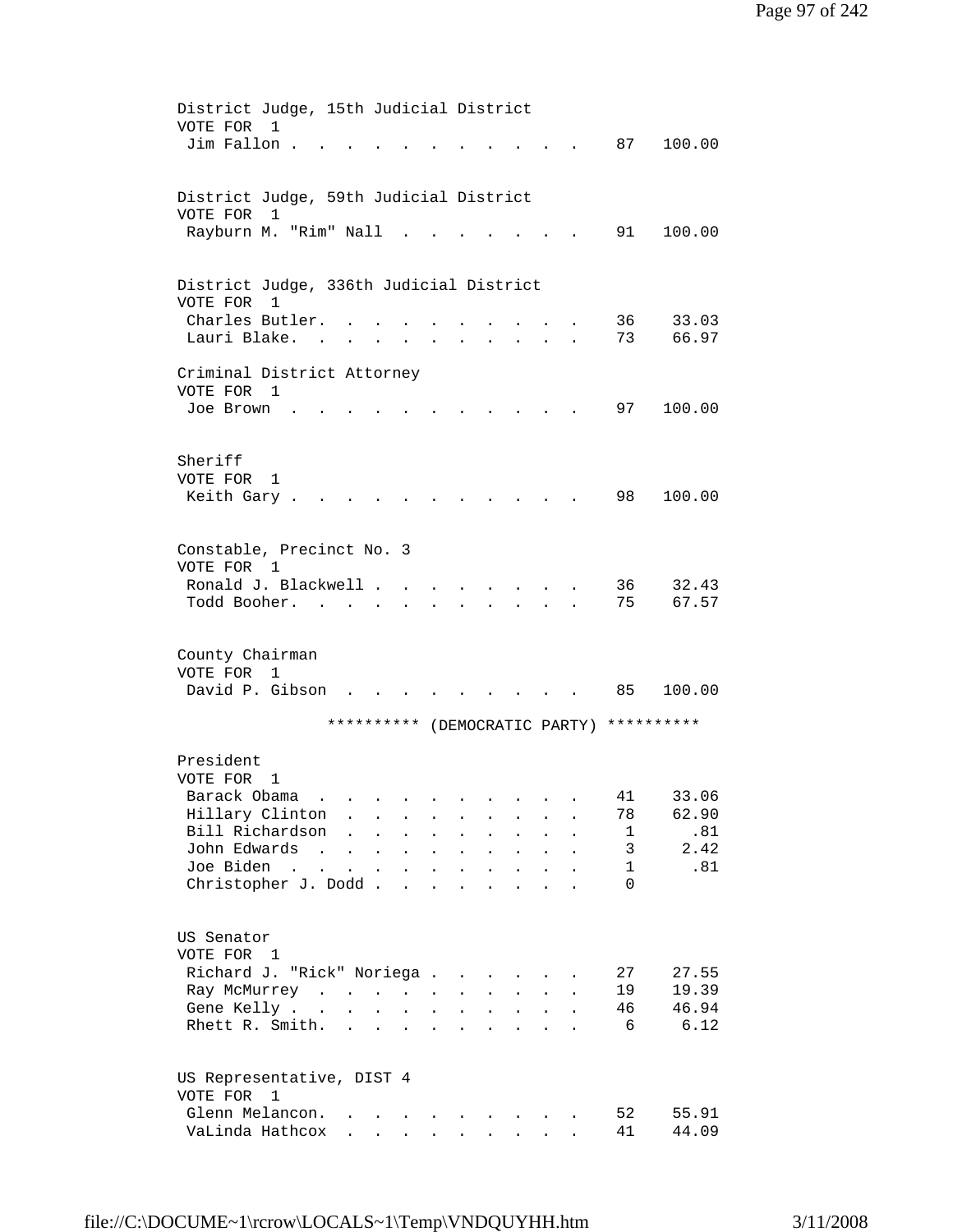District Judge, 15th Judicial District
VOTE FOR 1

| Candidate | Votes | Percent |
|---|---|---|
| Jim Fallon | 87 | 100.00 |

District Judge, 59th Judicial District
VOTE FOR 1

| Candidate | Votes | Percent |
|---|---|---|
| Rayburn M. "Rim" Nall | 91 | 100.00 |

District Judge, 336th Judicial District
VOTE FOR 1

| Candidate | Votes | Percent |
|---|---|---|
| Charles Butler. | 36 | 33.03 |
| Lauri Blake. | 73 | 66.97 |

Criminal District Attorney
VOTE FOR 1

| Candidate | Votes | Percent |
|---|---|---|
| Joe Brown | 97 | 100.00 |

Sheriff
VOTE FOR 1

| Candidate | Votes | Percent |
|---|---|---|
| Keith Gary | 98 | 100.00 |

Constable, Precinct No. 3
VOTE FOR 1

| Candidate | Votes | Percent |
|---|---|---|
| Ronald J. Blackwell | 36 | 32.43 |
| Todd Booher. | 75 | 67.57 |

County Chairman
VOTE FOR 1

| Candidate | Votes | Percent |
|---|---|---|
| David P. Gibson | 85 | 100.00 |

********** (DEMOCRATIC PARTY) **********

President
VOTE FOR 1

| Candidate | Votes | Percent |
|---|---|---|
| Barack Obama | 41 | 33.06 |
| Hillary Clinton | 78 | 62.90 |
| Bill Richardson | 1 | .81 |
| John Edwards | 3 | 2.42 |
| Joe Biden | 1 | .81 |
| Christopher J. Dodd | 0 | |

US Senator
VOTE FOR 1

| Candidate | Votes | Percent |
|---|---|---|
| Richard J. "Rick" Noriega | 27 | 27.55 |
| Ray McMurrey | 19 | 19.39 |
| Gene Kelly | 46 | 46.94 |
| Rhett R. Smith. | 6 | 6.12 |

US Representative, DIST 4
VOTE FOR 1

| Candidate | Votes | Percent |
|---|---|---|
| Glenn Melancon. | 52 | 55.91 |
| VaLinda Hathcox | 41 | 44.09 |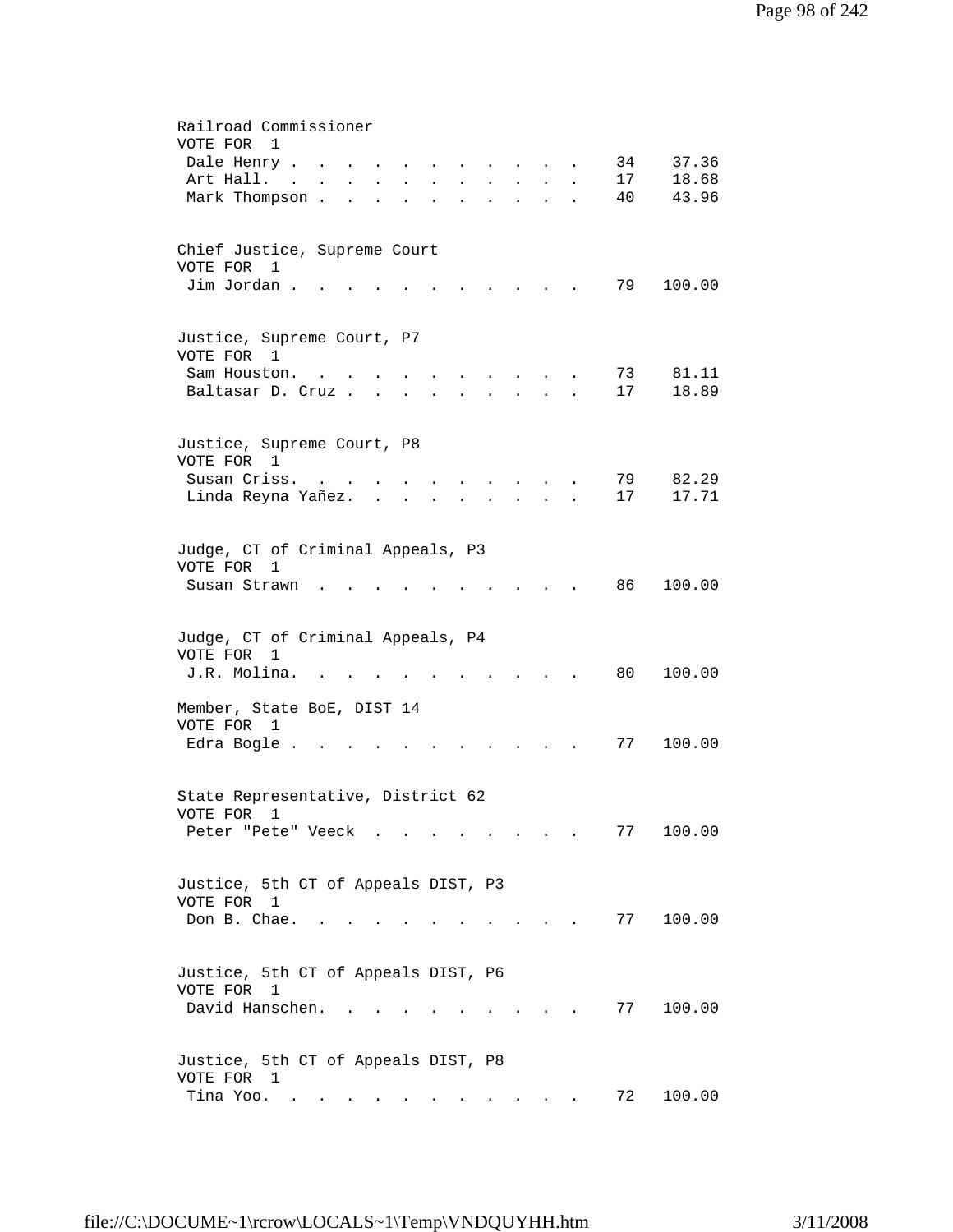Railroad Commissioner
VOTE FOR 1

| Candidate | Votes | Percent |
|---|---|---|
| Dale Henry | 34 | 37.36 |
| Art Hall. | 17 | 18.68 |
| Mark Thompson | 40 | 43.96 |

Chief Justice, Supreme Court
VOTE FOR 1

| Candidate | Votes | Percent |
|---|---|---|
| Jim Jordan | 79 | 100.00 |

Justice, Supreme Court, P7
VOTE FOR 1

| Candidate | Votes | Percent |
|---|---|---|
| Sam Houston. | 73 | 81.11 |
| Baltasar D. Cruz | 17 | 18.89 |

Justice, Supreme Court, P8
VOTE FOR 1

| Candidate | Votes | Percent |
|---|---|---|
| Susan Criss. | 79 | 82.29 |
| Linda Reyna Yañez. | 17 | 17.71 |

Judge, CT of Criminal Appeals, P3
VOTE FOR 1

| Candidate | Votes | Percent |
|---|---|---|
| Susan Strawn | 86 | 100.00 |

Judge, CT of Criminal Appeals, P4
VOTE FOR 1

| Candidate | Votes | Percent |
|---|---|---|
| J.R. Molina. | 80 | 100.00 |

Member, State BoE, DIST 14
VOTE FOR 1

| Candidate | Votes | Percent |
|---|---|---|
| Edra Bogle | 77 | 100.00 |

State Representative, District 62
VOTE FOR 1

| Candidate | Votes | Percent |
|---|---|---|
| Peter "Pete" Veeck | 77 | 100.00 |

Justice, 5th CT of Appeals DIST, P3
VOTE FOR 1

| Candidate | Votes | Percent |
|---|---|---|
| Don B. Chae. | 77 | 100.00 |

Justice, 5th CT of Appeals DIST, P6
VOTE FOR 1

| Candidate | Votes | Percent |
|---|---|---|
| David Hanschen. | 77 | 100.00 |

Justice, 5th CT of Appeals DIST, P8
VOTE FOR 1

| Candidate | Votes | Percent |
|---|---|---|
| Tina Yoo. | 72 | 100.00 |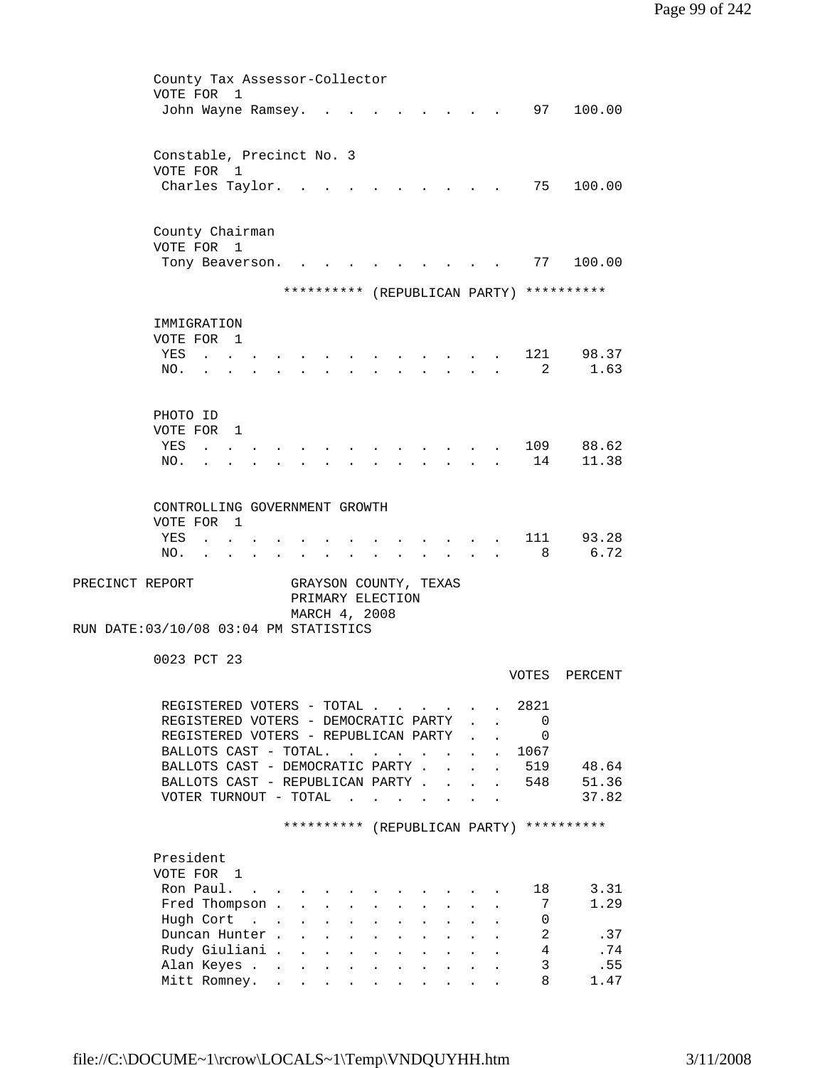County Tax Assessor-Collector
VOTE FOR 1

| | Votes | Percent |
|---|---|---|
| John Wayne Ramsey | 97 | 100.00 |

Constable, Precinct No. 3
VOTE FOR 1

| | Votes | Percent |
|---|---|---|
| Charles Taylor | 75 | 100.00 |

County Chairman
VOTE FOR 1

| | Votes | Percent |
|---|---|---|
| Tony Beaverson | 77 | 100.00 |

********** (REPUBLICAN PARTY) **********

IMMIGRATION
VOTE FOR 1

| | Votes | Percent |
|---|---|---|
| YES | 121 | 98.37 |
| NO. | 2 | 1.63 |

PHOTO ID
VOTE FOR 1

| | Votes | Percent |
|---|---|---|
| YES | 109 | 88.62 |
| NO. | 14 | 11.38 |

CONTROLLING GOVERNMENT GROWTH
VOTE FOR 1

| | Votes | Percent |
|---|---|---|
| YES | 111 | 93.28 |
| NO. | 8 | 6.72 |

PRECINCT REPORT — GRAYSON COUNTY, TEXAS
PRIMARY ELECTION
MARCH 4, 2008
RUN DATE:03/10/08 03:04 PM STATISTICS

0023 PCT 23

| | VOTES | PERCENT |
|---|---|---|
| REGISTERED VOTERS - TOTAL | 2821 | |
| REGISTERED VOTERS - DEMOCRATIC PARTY | 0 | |
| REGISTERED VOTERS - REPUBLICAN PARTY | 0 | |
| BALLOTS CAST - TOTAL. | 1067 | |
| BALLOTS CAST - DEMOCRATIC PARTY | 519 | 48.64 |
| BALLOTS CAST - REPUBLICAN PARTY | 548 | 51.36 |
| VOTER TURNOUT - TOTAL | | 37.82 |

********** (REPUBLICAN PARTY) **********

President
VOTE FOR 1

| | Votes | Percent |
|---|---|---|
| Ron Paul. | 18 | 3.31 |
| Fred Thompson | 7 | 1.29 |
| Hugh Cort | 0 | |
| Duncan Hunter | 2 | .37 |
| Rudy Giuliani | 4 | .74 |
| Alan Keyes | 3 | .55 |
| Mitt Romney. | 8 | 1.47 |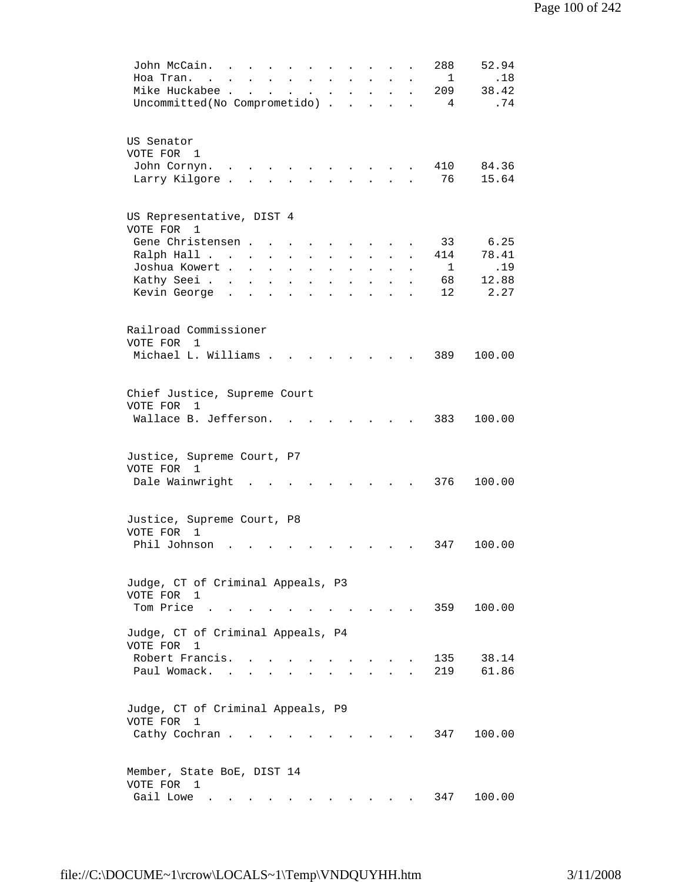| | | |
|---|---|---|
| John McCain | 288 | 52.94 |
| Hoa Tran | 1 | .18 |
| Mike Huckabee | 209 | 38.42 |
| Uncommitted(No Comprometido) | 4 | .74 |

US Senator
VOTE FOR 1

| | | |
|---|---|---|
| John Cornyn | 410 | 84.36 |
| Larry Kilgore | 76 | 15.64 |

US Representative, DIST 4
VOTE FOR 1

| | | |
|---|---|---|
| Gene Christensen | 33 | 6.25 |
| Ralph Hall | 414 | 78.41 |
| Joshua Kowert | 1 | .19 |
| Kathy Seei | 68 | 12.88 |
| Kevin George | 12 | 2.27 |

Railroad Commissioner
VOTE FOR 1

| | | |
|---|---|---|
| Michael L. Williams | 389 | 100.00 |

Chief Justice, Supreme Court
VOTE FOR 1

| | | |
|---|---|---|
| Wallace B. Jefferson | 383 | 100.00 |

Justice, Supreme Court, P7
VOTE FOR 1

| | | |
|---|---|---|
| Dale Wainwright | 376 | 100.00 |

Justice, Supreme Court, P8
VOTE FOR 1

| | | |
|---|---|---|
| Phil Johnson | 347 | 100.00 |

Judge, CT of Criminal Appeals, P3
VOTE FOR 1

| | | |
|---|---|---|
| Tom Price | 359 | 100.00 |

Judge, CT of Criminal Appeals, P4
VOTE FOR 1

| | | |
|---|---|---|
| Robert Francis | 135 | 38.14 |
| Paul Womack | 219 | 61.86 |

Judge, CT of Criminal Appeals, P9
VOTE FOR 1

| | | |
|---|---|---|
| Cathy Cochran | 347 | 100.00 |

Member, State BoE, DIST 14
VOTE FOR 1

| | | |
|---|---|---|
| Gail Lowe | 347 | 100.00 |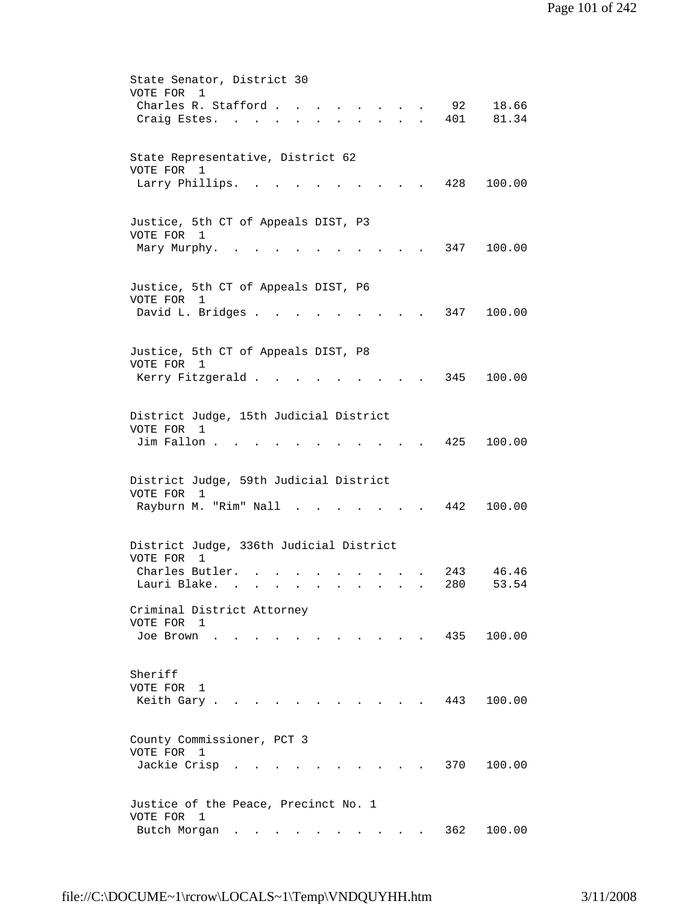State Senator, District 30
VOTE FOR 1

| Candidate | Votes | Percent |
|---|---|---|
| Charles R. Stafford | 92 | 18.66 |
| Craig Estes | 401 | 81.34 |

State Representative, District 62
VOTE FOR 1

| Candidate | Votes | Percent |
|---|---|---|
| Larry Phillips | 428 | 100.00 |

Justice, 5th CT of Appeals DIST, P3
VOTE FOR 1

| Candidate | Votes | Percent |
|---|---|---|
| Mary Murphy | 347 | 100.00 |

Justice, 5th CT of Appeals DIST, P6
VOTE FOR 1

| Candidate | Votes | Percent |
|---|---|---|
| David L. Bridges | 347 | 100.00 |

Justice, 5th CT of Appeals DIST, P8
VOTE FOR 1

| Candidate | Votes | Percent |
|---|---|---|
| Kerry Fitzgerald | 345 | 100.00 |

District Judge, 15th Judicial District
VOTE FOR 1

| Candidate | Votes | Percent |
|---|---|---|
| Jim Fallon | 425 | 100.00 |

District Judge, 59th Judicial District
VOTE FOR 1

| Candidate | Votes | Percent |
|---|---|---|
| Rayburn M. "Rim" Nall | 442 | 100.00 |

District Judge, 336th Judicial District
VOTE FOR 1

| Candidate | Votes | Percent |
|---|---|---|
| Charles Butler | 243 | 46.46 |
| Lauri Blake | 280 | 53.54 |

Criminal District Attorney
VOTE FOR 1

| Candidate | Votes | Percent |
|---|---|---|
| Joe Brown | 435 | 100.00 |

Sheriff
VOTE FOR 1

| Candidate | Votes | Percent |
|---|---|---|
| Keith Gary | 443 | 100.00 |

County Commissioner, PCT 3
VOTE FOR 1

| Candidate | Votes | Percent |
|---|---|---|
| Jackie Crisp | 370 | 100.00 |

Justice of the Peace, Precinct No. 1
VOTE FOR 1

| Candidate | Votes | Percent |
|---|---|---|
| Butch Morgan | 362 | 100.00 |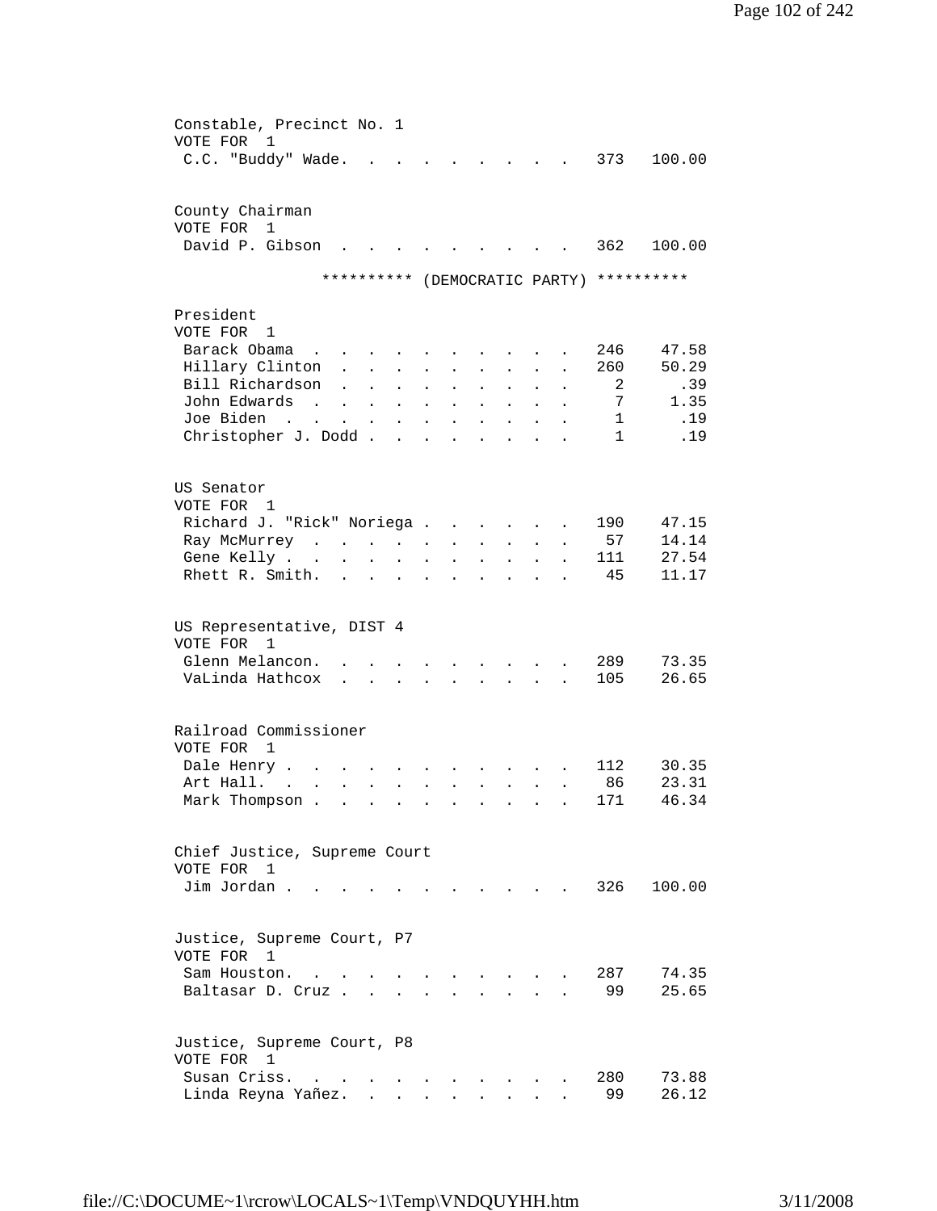Constable, Precinct No. 1
VOTE FOR 1

| Candidate | Votes | Percent |
|---|---|---|
| C.C. "Buddy" Wade | 373 | 100.00 |

County Chairman
VOTE FOR 1

| Candidate | Votes | Percent |
|---|---|---|
| David P. Gibson | 362 | 100.00 |

********** (DEMOCRATIC PARTY) **********

President
VOTE FOR 1

| Candidate | Votes | Percent |
|---|---|---|
| Barack Obama | 246 | 47.58 |
| Hillary Clinton | 260 | 50.29 |
| Bill Richardson | 2 | .39 |
| John Edwards | 7 | 1.35 |
| Joe Biden | 1 | .19 |
| Christopher J. Dodd | 1 | .19 |

US Senator
VOTE FOR 1

| Candidate | Votes | Percent |
|---|---|---|
| Richard J. "Rick" Noriega | 190 | 47.15 |
| Ray McMurrey | 57 | 14.14 |
| Gene Kelly | 111 | 27.54 |
| Rhett R. Smith | 45 | 11.17 |

US Representative, DIST 4
VOTE FOR 1

| Candidate | Votes | Percent |
|---|---|---|
| Glenn Melancon | 289 | 73.35 |
| VaLinda Hathcox | 105 | 26.65 |

Railroad Commissioner
VOTE FOR 1

| Candidate | Votes | Percent |
|---|---|---|
| Dale Henry | 112 | 30.35 |
| Art Hall | 86 | 23.31 |
| Mark Thompson | 171 | 46.34 |

Chief Justice, Supreme Court
VOTE FOR 1

| Candidate | Votes | Percent |
|---|---|---|
| Jim Jordan | 326 | 100.00 |

Justice, Supreme Court, P7
VOTE FOR 1

| Candidate | Votes | Percent |
|---|---|---|
| Sam Houston | 287 | 74.35 |
| Baltasar D. Cruz | 99 | 25.65 |

Justice, Supreme Court, P8
VOTE FOR 1

| Candidate | Votes | Percent |
|---|---|---|
| Susan Criss | 280 | 73.88 |
| Linda Reyna Yañez | 99 | 26.12 |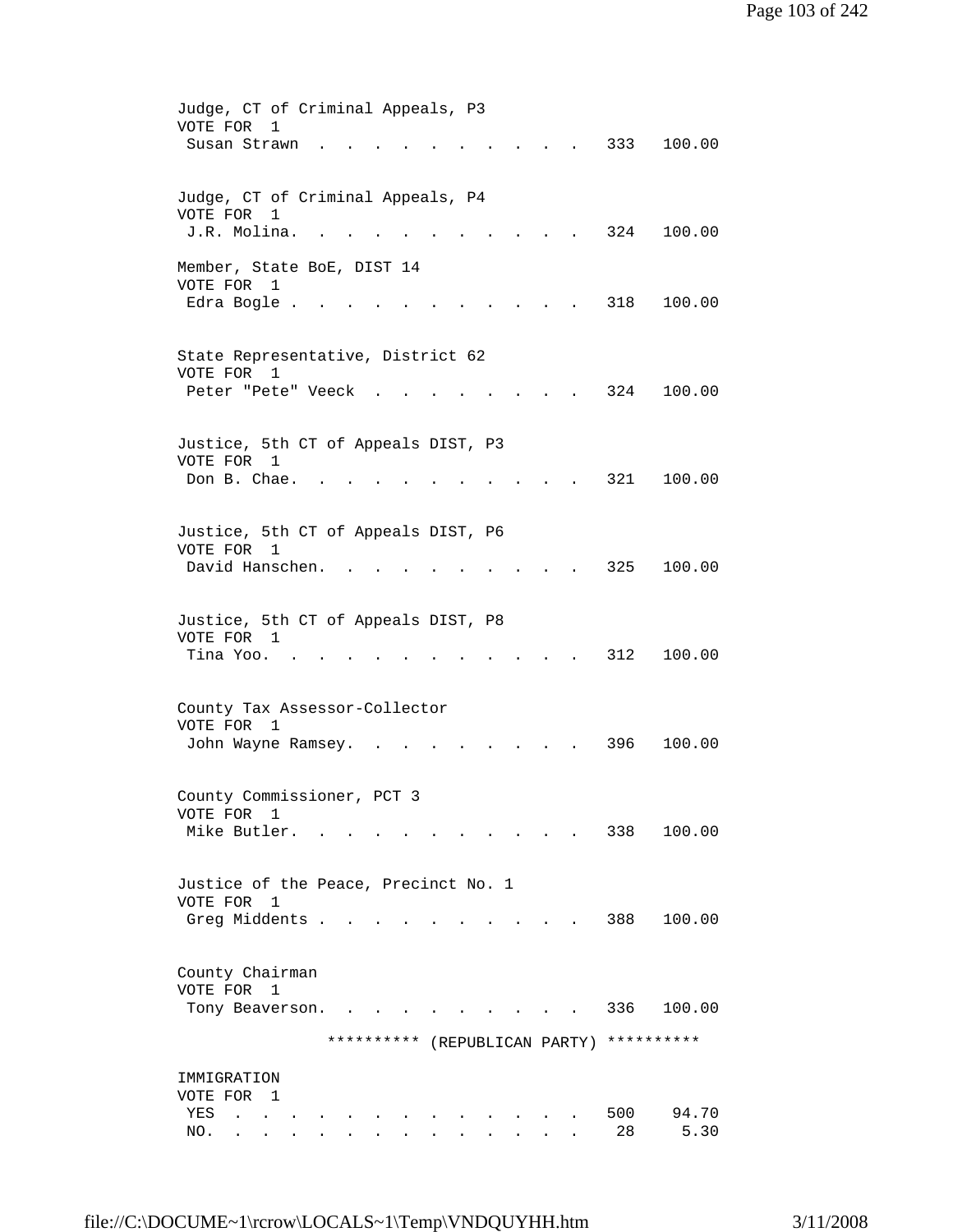Judge, CT of Criminal Appeals, P3
VOTE FOR 1

| | | |
|---|---|---|
| Susan Strawn | 333 | 100.00 |

Judge, CT of Criminal Appeals, P4
VOTE FOR 1

| | | |
|---|---|---|
| J.R. Molina. | 324 | 100.00 |

Member, State BoE, DIST 14
VOTE FOR 1

| | | |
|---|---|---|
| Edra Bogle | 318 | 100.00 |

State Representative, District 62
VOTE FOR 1

| | | |
|---|---|---|
| Peter "Pete" Veeck | 324 | 100.00 |

Justice, 5th CT of Appeals DIST, P3
VOTE FOR 1

| | | |
|---|---|---|
| Don B. Chae. | 321 | 100.00 |

Justice, 5th CT of Appeals DIST, P6
VOTE FOR 1

| | | |
|---|---|---|
| David Hanschen. | 325 | 100.00 |

Justice, 5th CT of Appeals DIST, P8
VOTE FOR 1

| | | |
|---|---|---|
| Tina Yoo. | 312 | 100.00 |

County Tax Assessor-Collector
VOTE FOR 1

| | | |
|---|---|---|
| John Wayne Ramsey. | 396 | 100.00 |

County Commissioner, PCT 3
VOTE FOR 1

| | | |
|---|---|---|
| Mike Butler. | 338 | 100.00 |

Justice of the Peace, Precinct No. 1
VOTE FOR 1

| | | |
|---|---|---|
| Greg Middents | 388 | 100.00 |

County Chairman
VOTE FOR 1

| | | |
|---|---|---|
| Tony Beaverson. | 336 | 100.00 |

********** (REPUBLICAN PARTY) **********

IMMIGRATION
VOTE FOR 1

| | | |
|---|---|---|
| YES | 500 | 94.70 |
| NO. | 28 | 5.30 |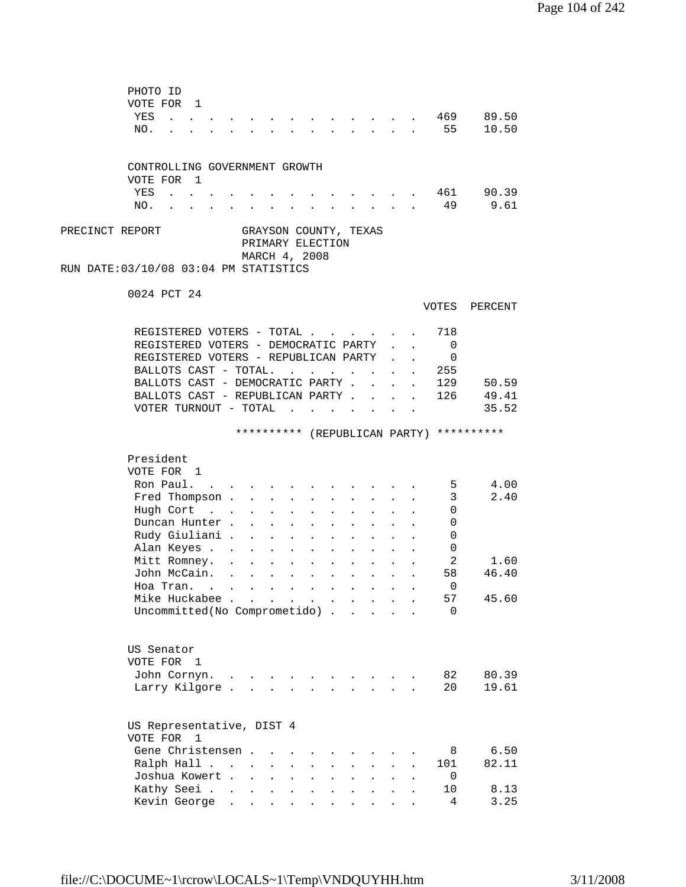PHOTO ID
VOTE FOR 1

| | VOTES | PERCENT |
|---|---|---|
| YES | 469 | 89.50 |
| NO. | 55 | 10.50 |

CONTROLLING GOVERNMENT GROWTH
VOTE FOR 1

| | VOTES | PERCENT |
|---|---|---|
| YES | 461 | 90.39 |
| NO. | 49 | 9.61 |

PRECINCT REPORT GRAYSON COUNTY, TEXAS
PRIMARY ELECTION
MARCH 4, 2008
RUN DATE:03/10/08 03:04 PM STATISTICS

0024 PCT 24

| | VOTES | PERCENT |
|---|---|---|
| REGISTERED VOTERS - TOTAL | 718 | |
| REGISTERED VOTERS - DEMOCRATIC PARTY | 0 | |
| REGISTERED VOTERS - REPUBLICAN PARTY | 0 | |
| BALLOTS CAST - TOTAL. | 255 | |
| BALLOTS CAST - DEMOCRATIC PARTY | 129 | 50.59 |
| BALLOTS CAST - REPUBLICAN PARTY | 126 | 49.41 |
| VOTER TURNOUT - TOTAL | | 35.52 |

********** (REPUBLICAN PARTY) **********

President
VOTE FOR 1

| | VOTES | PERCENT |
|---|---|---|
| Ron Paul. | 5 | 4.00 |
| Fred Thompson | 3 | 2.40 |
| Hugh Cort | 0 | |
| Duncan Hunter | 0 | |
| Rudy Giuliani | 0 | |
| Alan Keyes | 0 | |
| Mitt Romney. | 2 | 1.60 |
| John McCain. | 58 | 46.40 |
| Hoa Tran. | 0 | |
| Mike Huckabee | 57 | 45.60 |
| Uncommitted(No Comprometido) | 0 | |

US Senator
VOTE FOR 1

| | VOTES | PERCENT |
|---|---|---|
| John Cornyn. | 82 | 80.39 |
| Larry Kilgore | 20 | 19.61 |

US Representative, DIST 4
VOTE FOR 1

| | VOTES | PERCENT |
|---|---|---|
| Gene Christensen | 8 | 6.50 |
| Ralph Hall | 101 | 82.11 |
| Joshua Kowert | 0 | |
| Kathy Seei | 10 | 8.13 |
| Kevin George | 4 | 3.25 |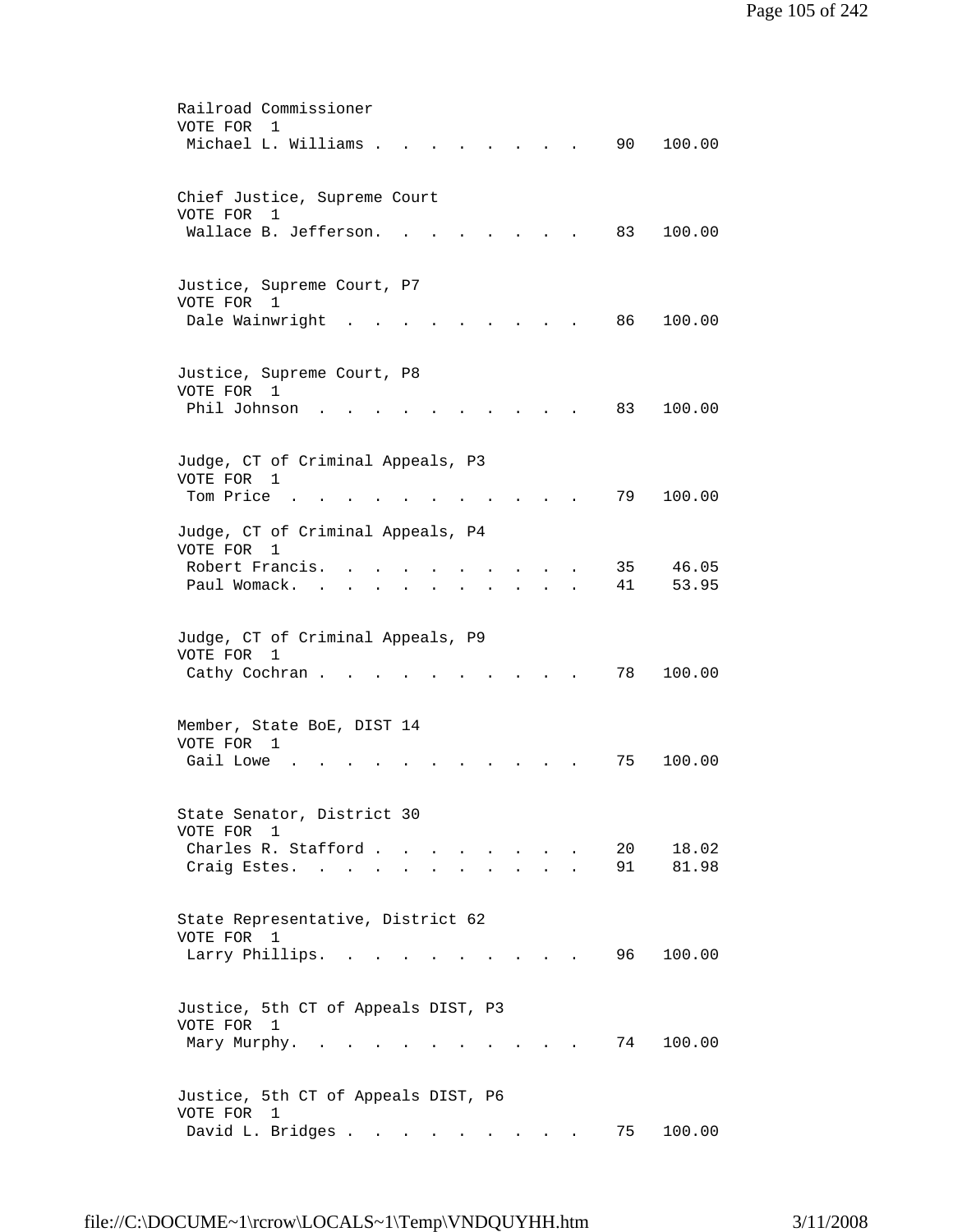Railroad Commissioner
VOTE FOR 1

| Candidate | Votes | Percent |
|---|---|---|
| Michael L. Williams | 90 | 100.00 |

Chief Justice, Supreme Court
VOTE FOR 1

| Candidate | Votes | Percent |
|---|---|---|
| Wallace B. Jefferson | 83 | 100.00 |

Justice, Supreme Court, P7
VOTE FOR 1

| Candidate | Votes | Percent |
|---|---|---|
| Dale Wainwright | 86 | 100.00 |

Justice, Supreme Court, P8
VOTE FOR 1

| Candidate | Votes | Percent |
|---|---|---|
| Phil Johnson | 83 | 100.00 |

Judge, CT of Criminal Appeals, P3
VOTE FOR 1

| Candidate | Votes | Percent |
|---|---|---|
| Tom Price | 79 | 100.00 |

Judge, CT of Criminal Appeals, P4
VOTE FOR 1

| Candidate | Votes | Percent |
|---|---|---|
| Robert Francis | 35 | 46.05 |
| Paul Womack | 41 | 53.95 |

Judge, CT of Criminal Appeals, P9
VOTE FOR 1

| Candidate | Votes | Percent |
|---|---|---|
| Cathy Cochran | 78 | 100.00 |

Member, State BoE, DIST 14
VOTE FOR 1

| Candidate | Votes | Percent |
|---|---|---|
| Gail Lowe | 75 | 100.00 |

State Senator, District 30
VOTE FOR 1

| Candidate | Votes | Percent |
|---|---|---|
| Charles R. Stafford | 20 | 18.02 |
| Craig Estes | 91 | 81.98 |

State Representative, District 62
VOTE FOR 1

| Candidate | Votes | Percent |
|---|---|---|
| Larry Phillips | 96 | 100.00 |

Justice, 5th CT of Appeals DIST, P3
VOTE FOR 1

| Candidate | Votes | Percent |
|---|---|---|
| Mary Murphy | 74 | 100.00 |

Justice, 5th CT of Appeals DIST, P6
VOTE FOR 1

| Candidate | Votes | Percent |
|---|---|---|
| David L. Bridges | 75 | 100.00 |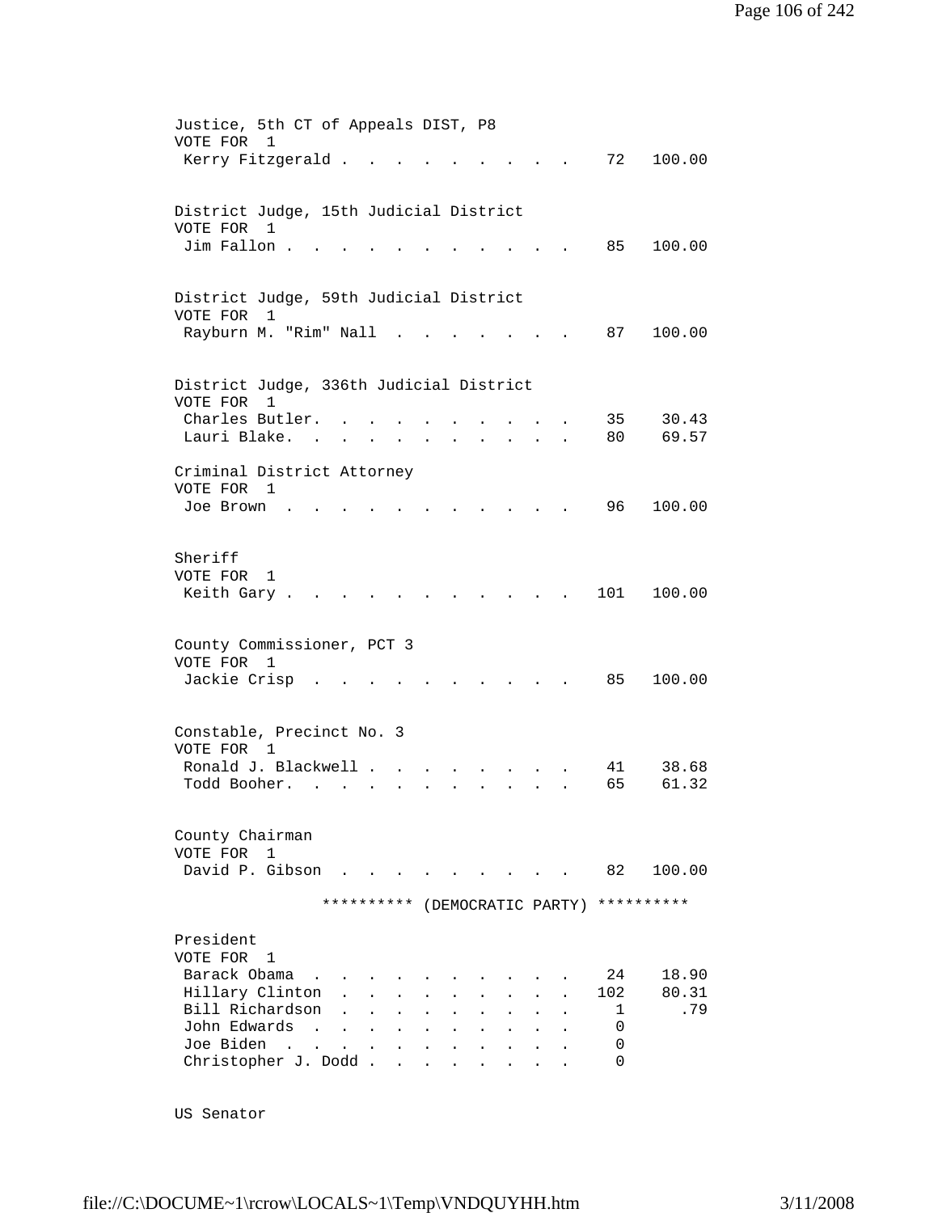Justice, 5th CT of Appeals DIST, P8
VOTE FOR 1

| Candidate | Votes | Percent |
|---|---|---|
| Kerry Fitzgerald | 72 | 100.00 |

District Judge, 15th Judicial District
VOTE FOR 1

| Candidate | Votes | Percent |
|---|---|---|
| Jim Fallon | 85 | 100.00 |

District Judge, 59th Judicial District
VOTE FOR 1

| Candidate | Votes | Percent |
|---|---|---|
| Rayburn M. "Rim" Nall | 87 | 100.00 |

District Judge, 336th Judicial District
VOTE FOR 1

| Candidate | Votes | Percent |
|---|---|---|
| Charles Butler | 35 | 30.43 |
| Lauri Blake | 80 | 69.57 |

Criminal District Attorney
VOTE FOR 1

| Candidate | Votes | Percent |
|---|---|---|
| Joe Brown | 96 | 100.00 |

Sheriff
VOTE FOR 1

| Candidate | Votes | Percent |
|---|---|---|
| Keith Gary | 101 | 100.00 |

County Commissioner, PCT 3
VOTE FOR 1

| Candidate | Votes | Percent |
|---|---|---|
| Jackie Crisp | 85 | 100.00 |

Constable, Precinct No. 3
VOTE FOR 1

| Candidate | Votes | Percent |
|---|---|---|
| Ronald J. Blackwell | 41 | 38.68 |
| Todd Booher | 65 | 61.32 |

County Chairman
VOTE FOR 1

| Candidate | Votes | Percent |
|---|---|---|
| David P. Gibson | 82 | 100.00 |

********** (DEMOCRATIC PARTY) **********

President
VOTE FOR 1

| Candidate | Votes | Percent |
|---|---|---|
| Barack Obama | 24 | 18.90 |
| Hillary Clinton | 102 | 80.31 |
| Bill Richardson | 1 | .79 |
| John Edwards | 0 | |
| Joe Biden | 0 | |
| Christopher J. Dodd | 0 | |

US Senator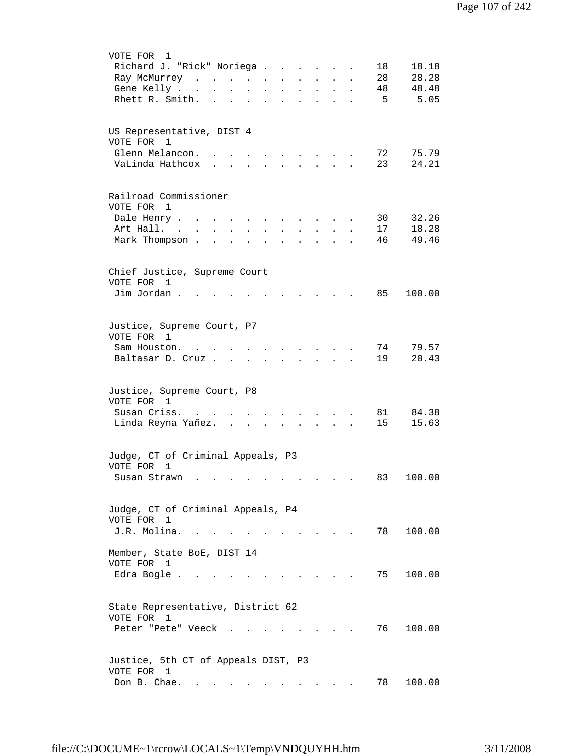VOTE FOR 1

| Candidate | Votes | Percent |
|---|---|---|
| Richard J. "Rick" Noriega | 18 | 18.18 |
| Ray McMurrey | 28 | 28.28 |
| Gene Kelly | 48 | 48.48 |
| Rhett R. Smith. | 5 | 5.05 |

US Representative, DIST 4
VOTE FOR 1

| Candidate | Votes | Percent |
|---|---|---|
| Glenn Melancon. | 72 | 75.79 |
| VaLinda Hathcox | 23 | 24.21 |

Railroad Commissioner
VOTE FOR 1

| Candidate | Votes | Percent |
|---|---|---|
| Dale Henry | 30 | 32.26 |
| Art Hall. | 17 | 18.28 |
| Mark Thompson | 46 | 49.46 |

Chief Justice, Supreme Court
VOTE FOR 1

| Candidate | Votes | Percent |
|---|---|---|
| Jim Jordan | 85 | 100.00 |

Justice, Supreme Court, P7
VOTE FOR 1

| Candidate | Votes | Percent |
|---|---|---|
| Sam Houston. | 74 | 79.57 |
| Baltasar D. Cruz | 19 | 20.43 |

Justice, Supreme Court, P8
VOTE FOR 1

| Candidate | Votes | Percent |
|---|---|---|
| Susan Criss. | 81 | 84.38 |
| Linda Reyna Yañez. | 15 | 15.63 |

Judge, CT of Criminal Appeals, P3
VOTE FOR 1

| Candidate | Votes | Percent |
|---|---|---|
| Susan Strawn | 83 | 100.00 |

Judge, CT of Criminal Appeals, P4
VOTE FOR 1

| Candidate | Votes | Percent |
|---|---|---|
| J.R. Molina. | 78 | 100.00 |

Member, State BoE, DIST 14
VOTE FOR 1

| Candidate | Votes | Percent |
|---|---|---|
| Edra Bogle | 75 | 100.00 |

State Representative, District 62
VOTE FOR 1

| Candidate | Votes | Percent |
|---|---|---|
| Peter "Pete" Veeck | 76 | 100.00 |

Justice, 5th CT of Appeals DIST, P3
VOTE FOR 1

| Candidate | Votes | Percent |
|---|---|---|
| Don B. Chae. | 78 | 100.00 |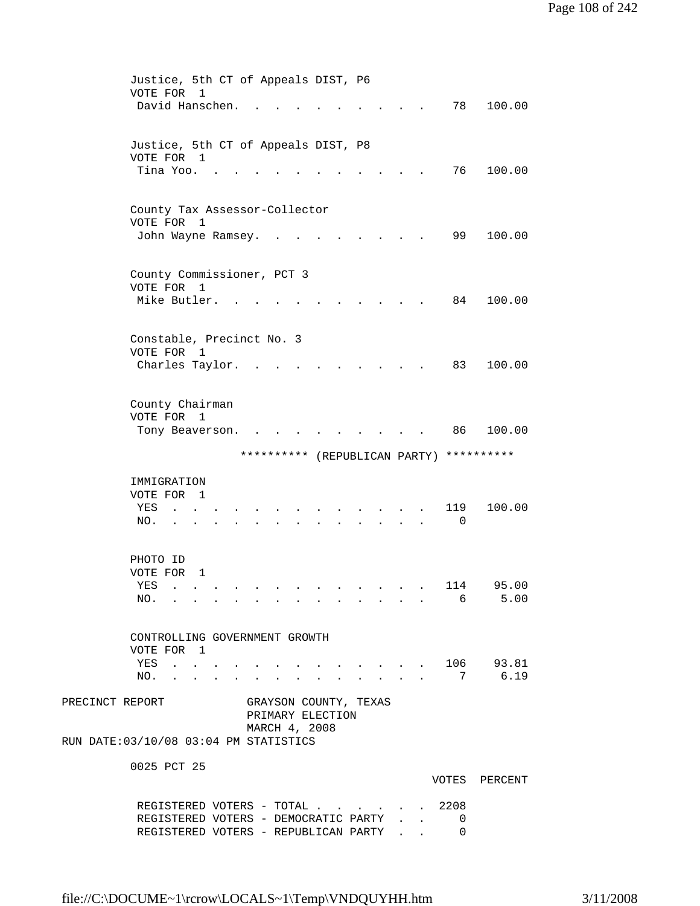Justice, 5th CT of Appeals DIST, P6
VOTE FOR 1

| | VOTES | PERCENT |
|---|---|---|
| David Hanschen | 78 | 100.00 |

Justice, 5th CT of Appeals DIST, P8
VOTE FOR 1

| | VOTES | PERCENT |
|---|---|---|
| Tina Yoo | 76 | 100.00 |

County Tax Assessor-Collector
VOTE FOR 1

| | VOTES | PERCENT |
|---|---|---|
| John Wayne Ramsey | 99 | 100.00 |

County Commissioner, PCT 3
VOTE FOR 1

| | VOTES | PERCENT |
|---|---|---|
| Mike Butler | 84 | 100.00 |

Constable, Precinct No. 3
VOTE FOR 1

| | VOTES | PERCENT |
|---|---|---|
| Charles Taylor | 83 | 100.00 |

County Chairman
VOTE FOR 1

| | VOTES | PERCENT |
|---|---|---|
| Tony Beaverson | 86 | 100.00 |

********** (REPUBLICAN PARTY) **********

IMMIGRATION
VOTE FOR 1

| | VOTES | PERCENT |
|---|---|---|
| YES | 119 | 100.00 |
| NO. | 0 | |

PHOTO ID
VOTE FOR 1

| | VOTES | PERCENT |
|---|---|---|
| YES | 114 | 95.00 |
| NO. | 6 | 5.00 |

CONTROLLING GOVERNMENT GROWTH
VOTE FOR 1

| | VOTES | PERCENT |
|---|---|---|
| YES | 106 | 93.81 |
| NO. | 7 | 6.19 |

PRECINCT REPORT GRAYSON COUNTY, TEXAS
PRIMARY ELECTION
MARCH 4, 2008
RUN DATE:03/10/08 03:04 PM STATISTICS

0025 PCT 25

| | VOTES | PERCENT |
|---|---|---|
| REGISTERED VOTERS - TOTAL | 2208 | |
| REGISTERED VOTERS - DEMOCRATIC PARTY | 0 | |
| REGISTERED VOTERS - REPUBLICAN PARTY | 0 | |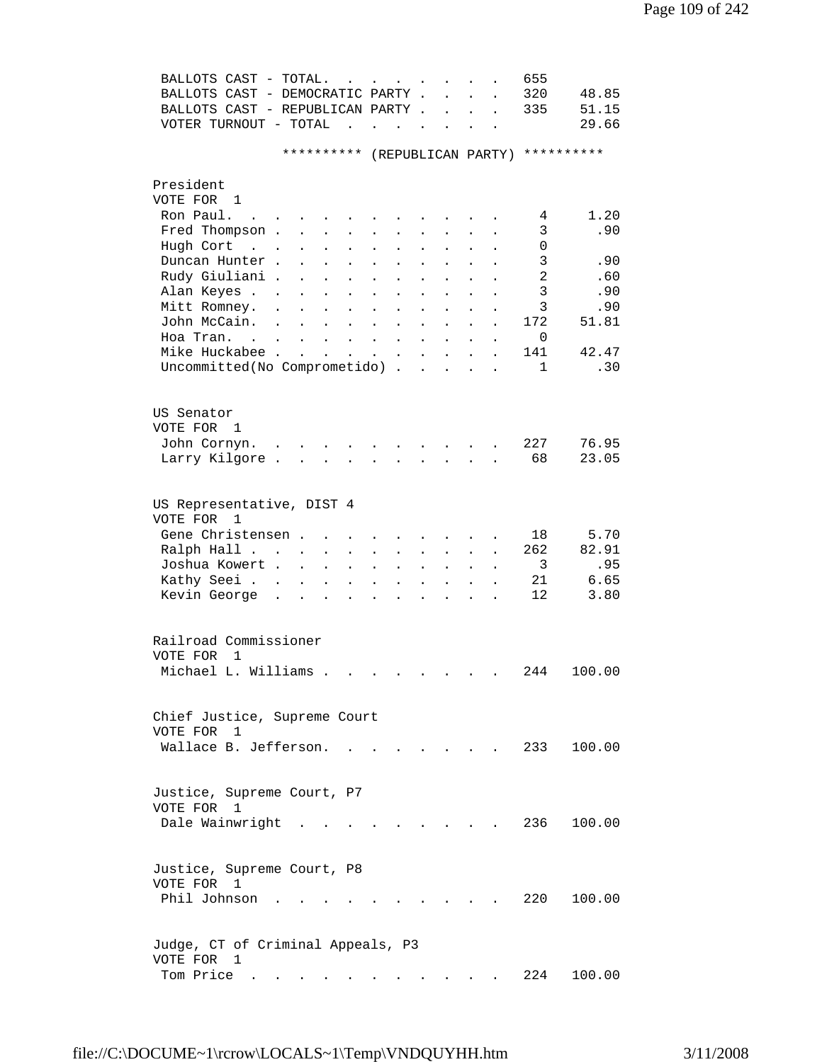| | | |
|---|---|---|
| BALLOTS CAST - TOTAL. | 655 | |
| BALLOTS CAST - DEMOCRATIC PARTY | 320 | 48.85 |
| BALLOTS CAST - REPUBLICAN PARTY | 335 | 51.15 |
| VOTER TURNOUT - TOTAL | | 29.66 |

********** (REPUBLICAN PARTY) **********

President
VOTE FOR 1

| Candidate | Votes | Percent |
|---|---|---|
| Ron Paul. | 4 | 1.20 |
| Fred Thompson | 3 | .90 |
| Hugh Cort | 0 | |
| Duncan Hunter | 3 | .90 |
| Rudy Giuliani | 2 | .60 |
| Alan Keyes | 3 | .90 |
| Mitt Romney. | 3 | .90 |
| John McCain. | 172 | 51.81 |
| Hoa Tran. | 0 | |
| Mike Huckabee | 141 | 42.47 |
| Uncommitted(No Comprometido) | 1 | .30 |

US Senator
VOTE FOR 1

| Candidate | Votes | Percent |
|---|---|---|
| John Cornyn. | 227 | 76.95 |
| Larry Kilgore | 68 | 23.05 |

US Representative, DIST 4
VOTE FOR 1

| Candidate | Votes | Percent |
|---|---|---|
| Gene Christensen | 18 | 5.70 |
| Ralph Hall | 262 | 82.91 |
| Joshua Kowert | 3 | .95 |
| Kathy Seei | 21 | 6.65 |
| Kevin George | 12 | 3.80 |

Railroad Commissioner
VOTE FOR 1

| Candidate | Votes | Percent |
|---|---|---|
| Michael L. Williams | 244 | 100.00 |

Chief Justice, Supreme Court
VOTE FOR 1

| Candidate | Votes | Percent |
|---|---|---|
| Wallace B. Jefferson. | 233 | 100.00 |

Justice, Supreme Court, P7
VOTE FOR 1

| Candidate | Votes | Percent |
|---|---|---|
| Dale Wainwright | 236 | 100.00 |

Justice, Supreme Court, P8
VOTE FOR 1

| Candidate | Votes | Percent |
|---|---|---|
| Phil Johnson | 220 | 100.00 |

Judge, CT of Criminal Appeals, P3
VOTE FOR 1

| Candidate | Votes | Percent |
|---|---|---|
| Tom Price | 224 | 100.00 |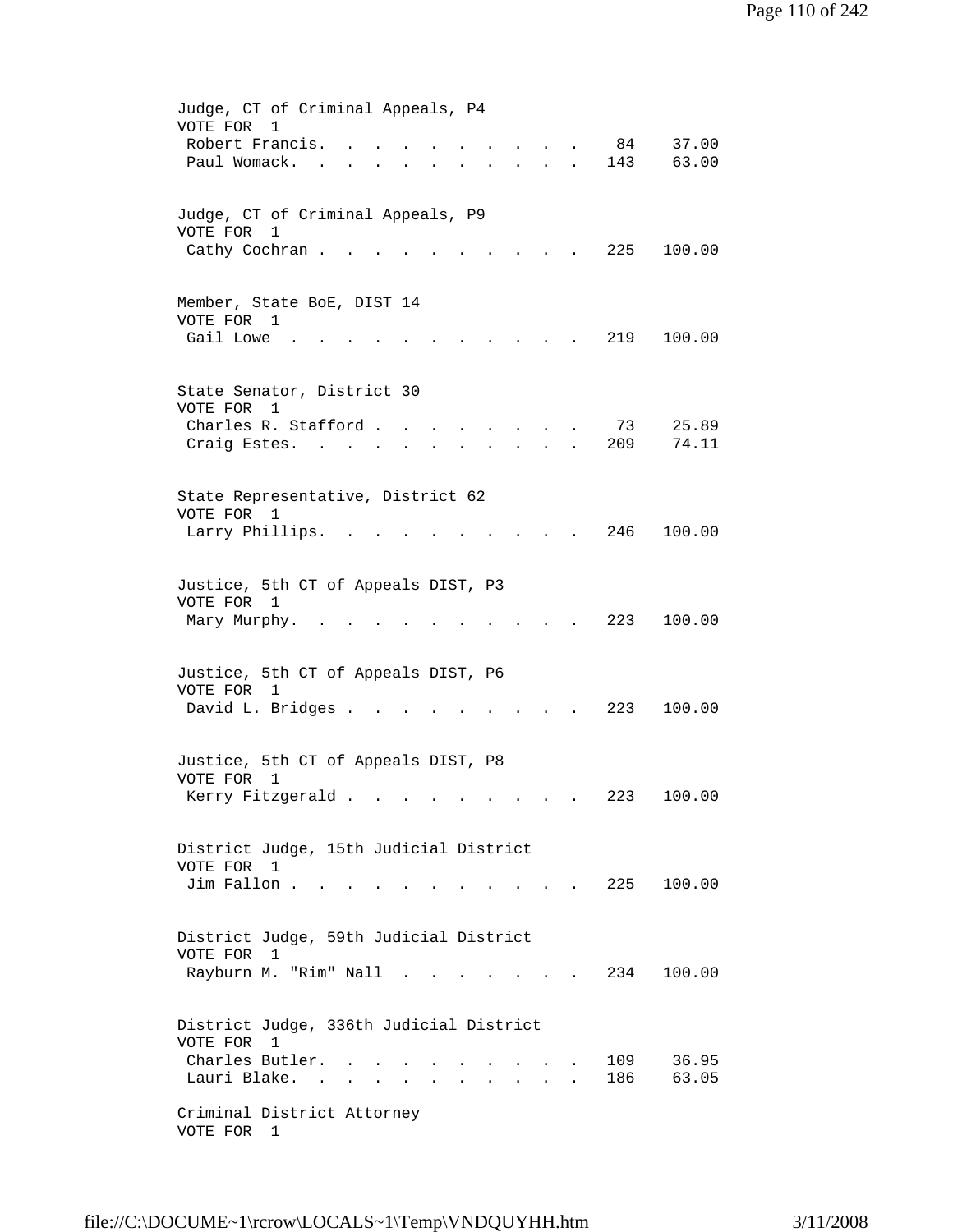Judge, CT of Criminal Appeals, P4
VOTE FOR 1

| Candidate | Votes | Percent |
|---|---|---|
| Robert Francis | 84 | 37.00 |
| Paul Womack | 143 | 63.00 |

Judge, CT of Criminal Appeals, P9
VOTE FOR 1

| Candidate | Votes | Percent |
|---|---|---|
| Cathy Cochran | 225 | 100.00 |

Member, State BoE, DIST 14
VOTE FOR 1

| Candidate | Votes | Percent |
|---|---|---|
| Gail Lowe | 219 | 100.00 |

State Senator, District 30
VOTE FOR 1

| Candidate | Votes | Percent |
|---|---|---|
| Charles R. Stafford | 73 | 25.89 |
| Craig Estes | 209 | 74.11 |

State Representative, District 62
VOTE FOR 1

| Candidate | Votes | Percent |
|---|---|---|
| Larry Phillips | 246 | 100.00 |

Justice, 5th CT of Appeals DIST, P3
VOTE FOR 1

| Candidate | Votes | Percent |
|---|---|---|
| Mary Murphy | 223 | 100.00 |

Justice, 5th CT of Appeals DIST, P6
VOTE FOR 1

| Candidate | Votes | Percent |
|---|---|---|
| David L. Bridges | 223 | 100.00 |

Justice, 5th CT of Appeals DIST, P8
VOTE FOR 1

| Candidate | Votes | Percent |
|---|---|---|
| Kerry Fitzgerald | 223 | 100.00 |

District Judge, 15th Judicial District
VOTE FOR 1

| Candidate | Votes | Percent |
|---|---|---|
| Jim Fallon | 225 | 100.00 |

District Judge, 59th Judicial District
VOTE FOR 1

| Candidate | Votes | Percent |
|---|---|---|
| Rayburn M. "Rim" Nall | 234 | 100.00 |

District Judge, 336th Judicial District
VOTE FOR 1

| Candidate | Votes | Percent |
|---|---|---|
| Charles Butler | 109 | 36.95 |
| Lauri Blake | 186 | 63.05 |

Criminal District Attorney
VOTE FOR 1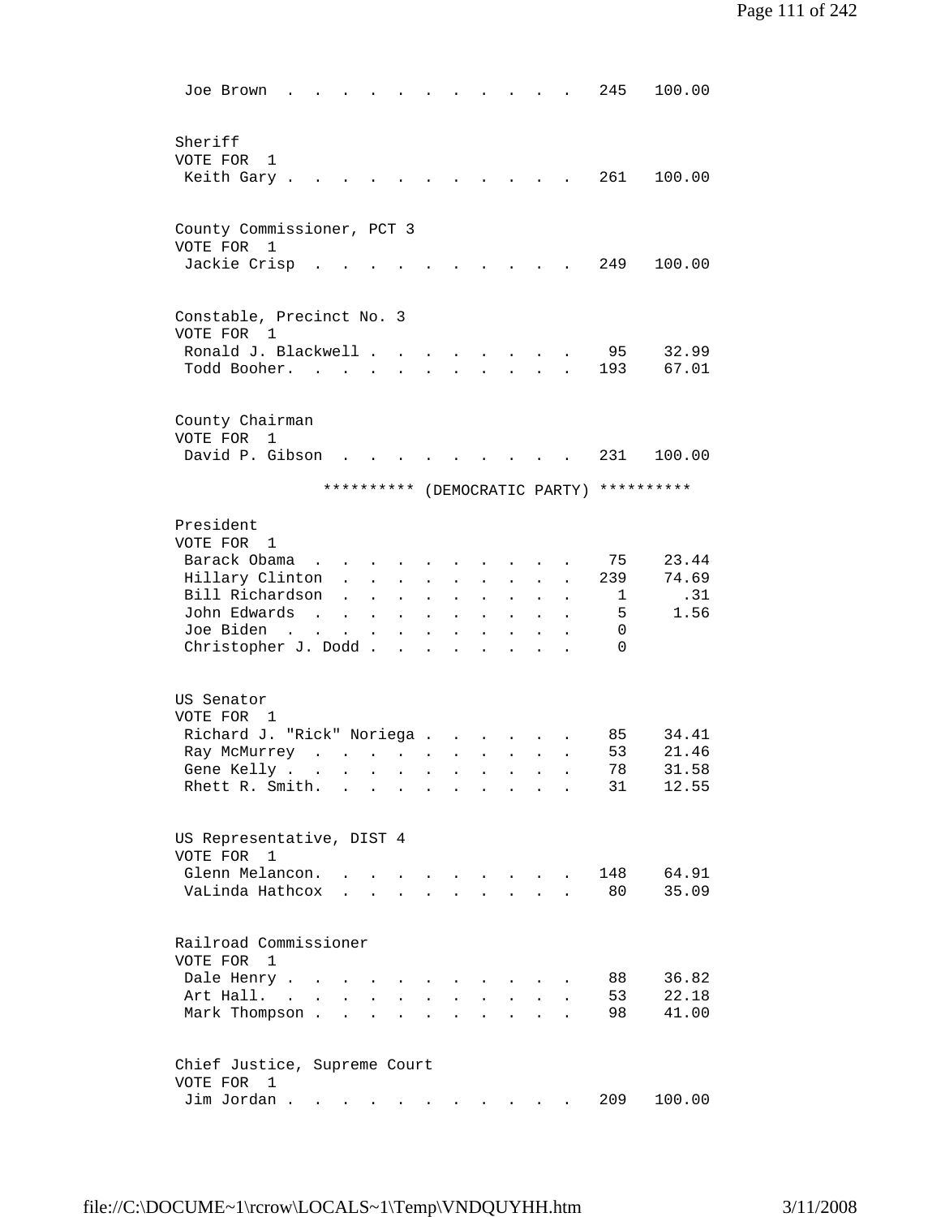| | | |
|---|---|---|
| Joe Brown | 245 | 100.00 |

Sheriff
VOTE FOR 1

| | | |
|---|---|---|
| Keith Gary | 261 | 100.00 |

County Commissioner, PCT 3
VOTE FOR 1

| | | |
|---|---|---|
| Jackie Crisp | 249 | 100.00 |

Constable, Precinct No. 3
VOTE FOR 1

| | | |
|---|---|---|
| Ronald J. Blackwell | 95 | 32.99 |
| Todd Booher | 193 | 67.01 |

County Chairman
VOTE FOR 1

| | | |
|---|---|---|
| David P. Gibson | 231 | 100.00 |

********** (DEMOCRATIC PARTY) **********

President
VOTE FOR 1

| | | |
|---|---|---|
| Barack Obama | 75 | 23.44 |
| Hillary Clinton | 239 | 74.69 |
| Bill Richardson | 1 | .31 |
| John Edwards | 5 | 1.56 |
| Joe Biden | 0 | |
| Christopher J. Dodd | 0 | |

US Senator
VOTE FOR 1

| | | |
|---|---|---|
| Richard J. "Rick" Noriega | 85 | 34.41 |
| Ray McMurrey | 53 | 21.46 |
| Gene Kelly | 78 | 31.58 |
| Rhett R. Smith | 31 | 12.55 |

US Representative, DIST 4
VOTE FOR 1

| | | |
|---|---|---|
| Glenn Melancon | 148 | 64.91 |
| VaLinda Hathcox | 80 | 35.09 |

Railroad Commissioner
VOTE FOR 1

| | | |
|---|---|---|
| Dale Henry | 88 | 36.82 |
| Art Hall | 53 | 22.18 |
| Mark Thompson | 98 | 41.00 |

Chief Justice, Supreme Court
VOTE FOR 1

| | | |
|---|---|---|
| Jim Jordan | 209 | 100.00 |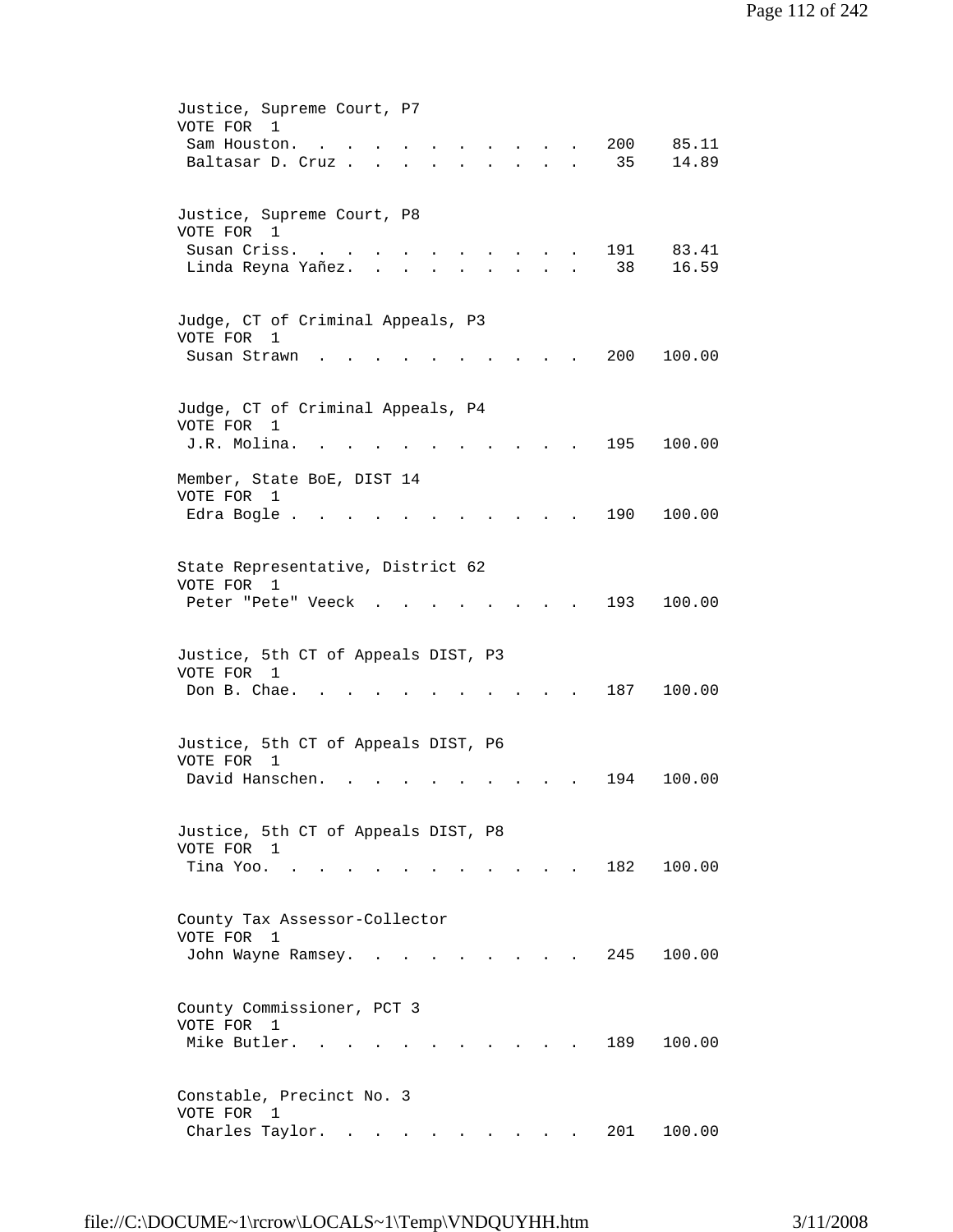Justice, Supreme Court, P7
VOTE FOR 1

| | | |
|---|---|---|
| Sam Houston. | 200 | 85.11 |
| Baltasar D. Cruz | 35 | 14.89 |

Justice, Supreme Court, P8
VOTE FOR 1

| | | |
|---|---|---|
| Susan Criss. | 191 | 83.41 |
| Linda Reyna Yañez. | 38 | 16.59 |

Judge, CT of Criminal Appeals, P3
VOTE FOR 1

| | | |
|---|---|---|
| Susan Strawn | 200 | 100.00 |

Judge, CT of Criminal Appeals, P4
VOTE FOR 1

| | | |
|---|---|---|
| J.R. Molina. | 195 | 100.00 |

Member, State BoE, DIST 14
VOTE FOR 1

| | | |
|---|---|---|
| Edra Bogle | 190 | 100.00 |

State Representative, District 62
VOTE FOR 1

| | | |
|---|---|---|
| Peter "Pete" Veeck | 193 | 100.00 |

Justice, 5th CT of Appeals DIST, P3
VOTE FOR 1

| | | |
|---|---|---|
| Don B. Chae. | 187 | 100.00 |

Justice, 5th CT of Appeals DIST, P6
VOTE FOR 1

| | | |
|---|---|---|
| David Hanschen. | 194 | 100.00 |

Justice, 5th CT of Appeals DIST, P8
VOTE FOR 1

| | | |
|---|---|---|
| Tina Yoo. | 182 | 100.00 |

County Tax Assessor-Collector
VOTE FOR 1

| | | |
|---|---|---|
| John Wayne Ramsey. | 245 | 100.00 |

County Commissioner, PCT 3
VOTE FOR 1

| | | |
|---|---|---|
| Mike Butler. | 189 | 100.00 |

Constable, Precinct No. 3
VOTE FOR 1

| | | |
|---|---|---|
| Charles Taylor. | 201 | 100.00 |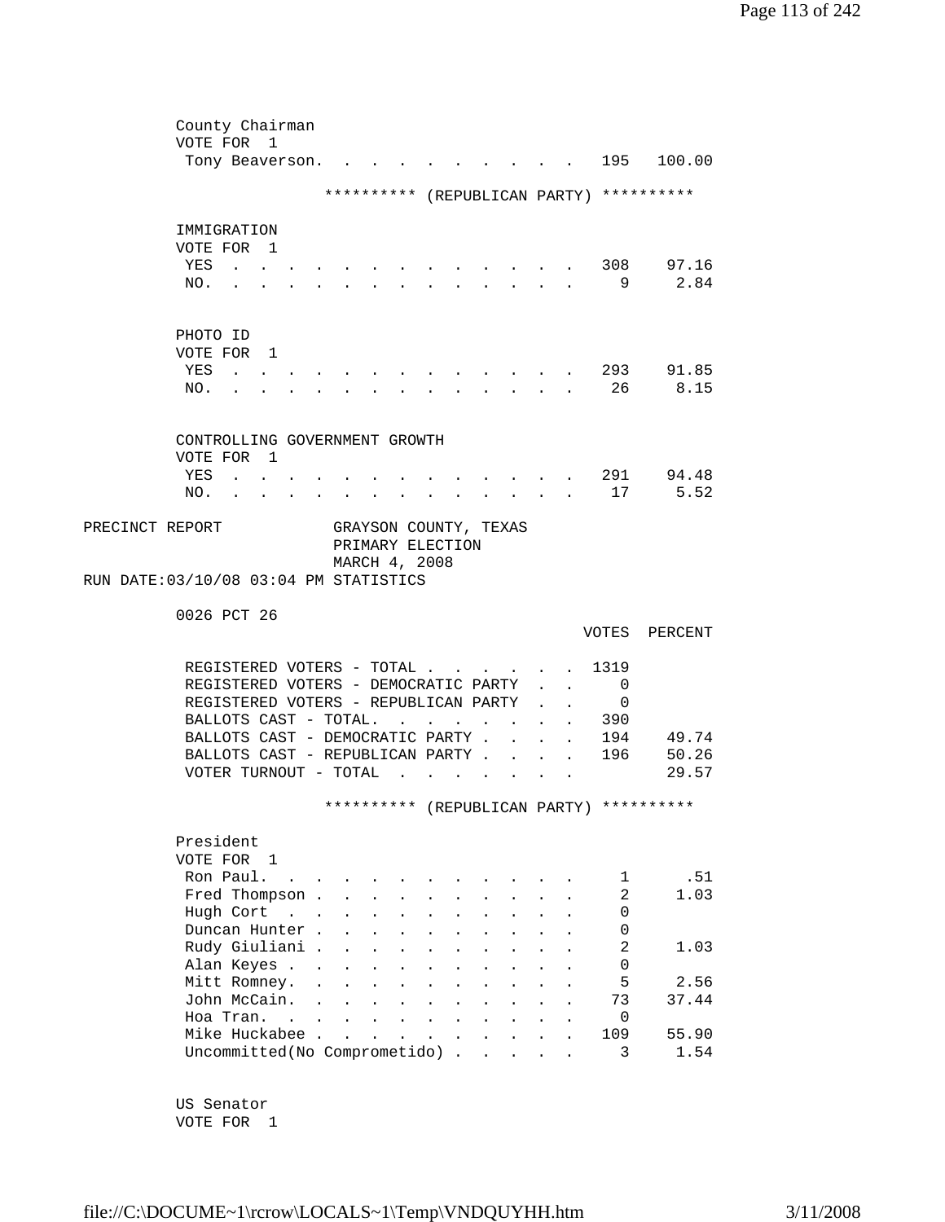County Chairman
VOTE FOR 1

| | Votes | Percent |
|---|---|---|
| Tony Beaverson | 195 | 100.00 |

********** (REPUBLICAN PARTY) **********

IMMIGRATION
VOTE FOR 1

| | Votes | Percent |
|---|---|---|
| YES | 308 | 97.16 |
| NO. | 9 | 2.84 |

PHOTO ID
VOTE FOR 1

| | Votes | Percent |
|---|---|---|
| YES | 293 | 91.85 |
| NO. | 26 | 8.15 |

CONTROLLING GOVERNMENT GROWTH
VOTE FOR 1

| | Votes | Percent |
|---|---|---|
| YES | 291 | 94.48 |
| NO. | 17 | 5.52 |

PRECINCT REPORT GRAYSON COUNTY, TEXAS
PRIMARY ELECTION
MARCH 4, 2008
RUN DATE:03/10/08 03:04 PM STATISTICS

0026 PCT 26

| | VOTES | PERCENT |
|---|---|---|
| REGISTERED VOTERS - TOTAL | 1319 | |
| REGISTERED VOTERS - DEMOCRATIC PARTY | 0 | |
| REGISTERED VOTERS - REPUBLICAN PARTY | 0 | |
| BALLOTS CAST - TOTAL. | 390 | |
| BALLOTS CAST - DEMOCRATIC PARTY | 194 | 49.74 |
| BALLOTS CAST - REPUBLICAN PARTY | 196 | 50.26 |
| VOTER TURNOUT - TOTAL | | 29.57 |

********** (REPUBLICAN PARTY) **********

President
VOTE FOR 1

| | Votes | Percent |
|---|---|---|
| Ron Paul. | 1 | .51 |
| Fred Thompson | 2 | 1.03 |
| Hugh Cort | 0 | |
| Duncan Hunter | 0 | |
| Rudy Giuliani | 2 | 1.03 |
| Alan Keyes | 0 | |
| Mitt Romney. | 5 | 2.56 |
| John McCain. | 73 | 37.44 |
| Hoa Tran. | 0 | |
| Mike Huckabee | 109 | 55.90 |
| Uncommitted(No Comprometido) | 3 | 1.54 |

US Senator
VOTE FOR 1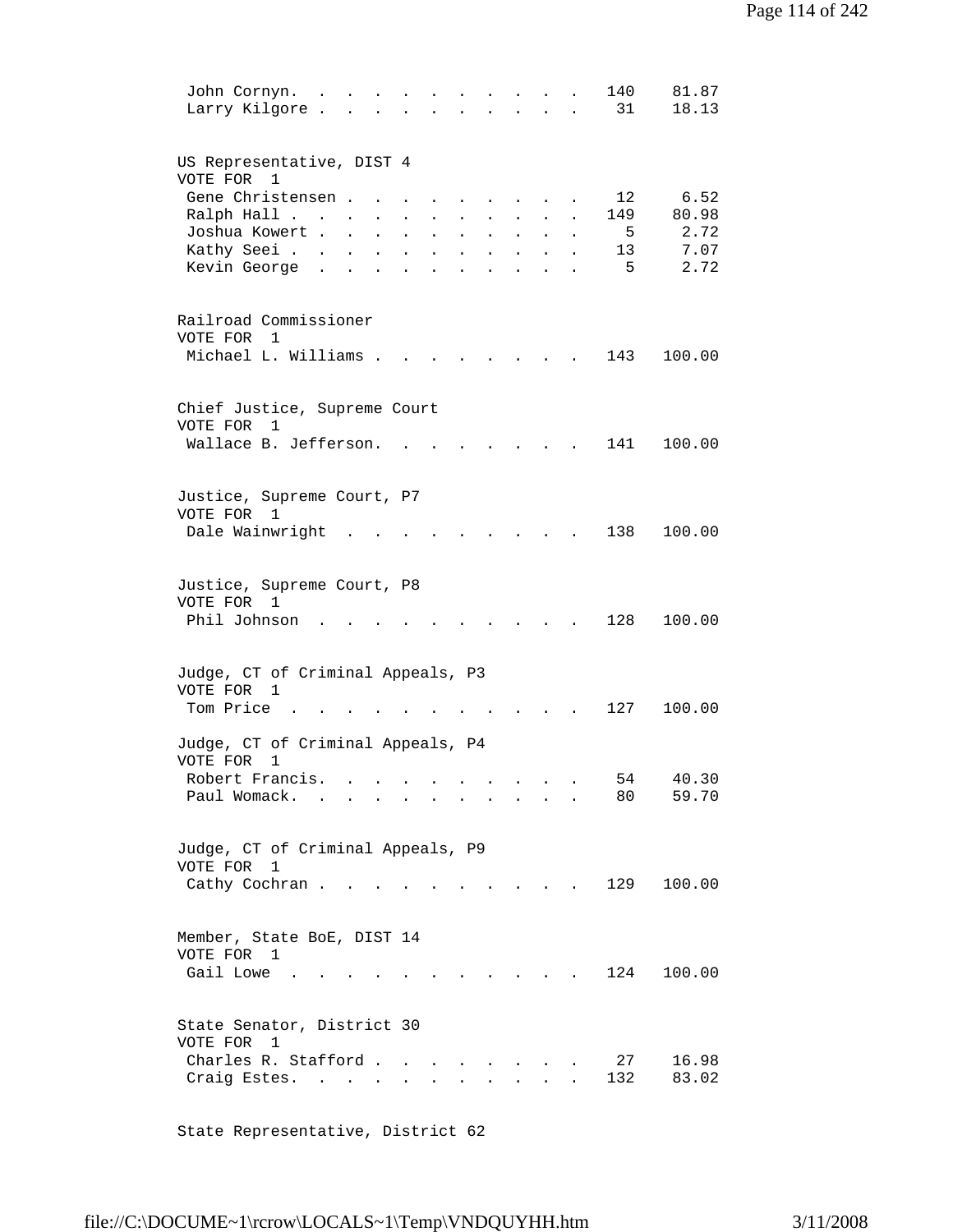| | | |
|---|---|---|
| John Cornyn | 140 | 81.87 |
| Larry Kilgore | 31 | 18.13 |

US Representative, DIST 4
VOTE FOR 1

| | | |
|---|---|---|
| Gene Christensen | 12 | 6.52 |
| Ralph Hall | 149 | 80.98 |
| Joshua Kowert | 5 | 2.72 |
| Kathy Seei | 13 | 7.07 |
| Kevin George | 5 | 2.72 |

Railroad Commissioner
VOTE FOR 1

| | | |
|---|---|---|
| Michael L. Williams | 143 | 100.00 |

Chief Justice, Supreme Court
VOTE FOR 1

| | | |
|---|---|---|
| Wallace B. Jefferson | 141 | 100.00 |

Justice, Supreme Court, P7
VOTE FOR 1

| | | |
|---|---|---|
| Dale Wainwright | 138 | 100.00 |

Justice, Supreme Court, P8
VOTE FOR 1

| | | |
|---|---|---|
| Phil Johnson | 128 | 100.00 |

Judge, CT of Criminal Appeals, P3
VOTE FOR 1

| | | |
|---|---|---|
| Tom Price | 127 | 100.00 |

Judge, CT of Criminal Appeals, P4
VOTE FOR 1

| | | |
|---|---|---|
| Robert Francis | 54 | 40.30 |
| Paul Womack | 80 | 59.70 |

Judge, CT of Criminal Appeals, P9
VOTE FOR 1

| | | |
|---|---|---|
| Cathy Cochran | 129 | 100.00 |

Member, State BoE, DIST 14
VOTE FOR 1

| | | |
|---|---|---|
| Gail Lowe | 124 | 100.00 |

State Senator, District 30
VOTE FOR 1

| | | |
|---|---|---|
| Charles R. Stafford | 27 | 16.98 |
| Craig Estes | 132 | 83.02 |

State Representative, District 62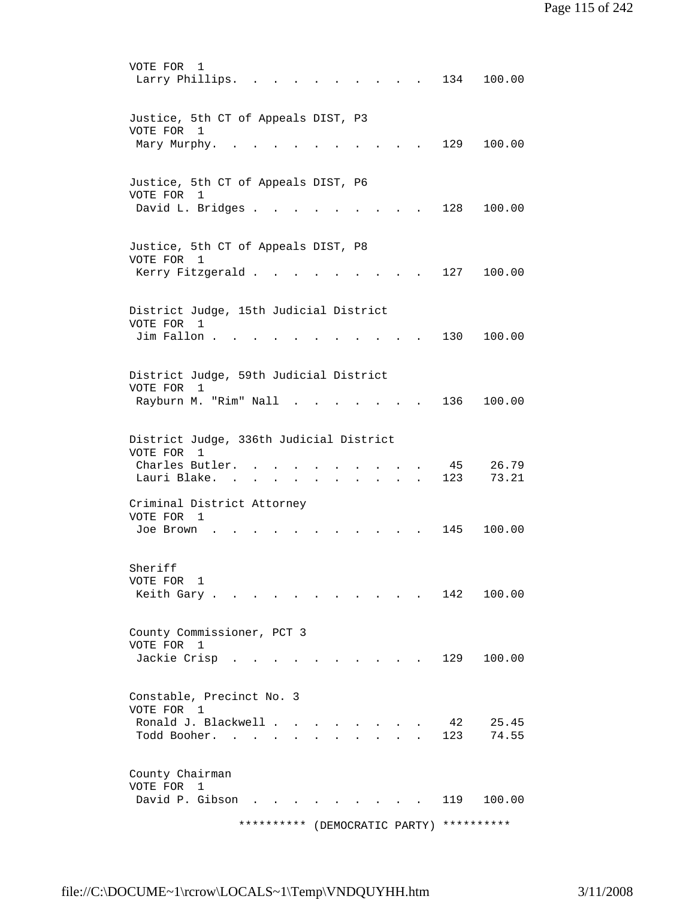VOTE FOR 1

| | | |
|---|---|---|
| Larry Phillips. | 134 | 100.00 |

Justice, 5th CT of Appeals DIST, P3
VOTE FOR 1

| | | |
|---|---|---|
| Mary Murphy. | 129 | 100.00 |

Justice, 5th CT of Appeals DIST, P6
VOTE FOR 1

| | | |
|---|---|---|
| David L. Bridges | 128 | 100.00 |

Justice, 5th CT of Appeals DIST, P8
VOTE FOR 1

| | | |
|---|---|---|
| Kerry Fitzgerald | 127 | 100.00 |

District Judge, 15th Judicial District
VOTE FOR 1

| | | |
|---|---|---|
| Jim Fallon | 130 | 100.00 |

District Judge, 59th Judicial District
VOTE FOR 1

| | | |
|---|---|---|
| Rayburn M. "Rim" Nall | 136 | 100.00 |

District Judge, 336th Judicial District
VOTE FOR 1

| | | |
|---|---|---|
| Charles Butler. | 45 | 26.79 |
| Lauri Blake. | 123 | 73.21 |

Criminal District Attorney
VOTE FOR 1

| | | |
|---|---|---|
| Joe Brown | 145 | 100.00 |

Sheriff
VOTE FOR 1

| | | |
|---|---|---|
| Keith Gary | 142 | 100.00 |

County Commissioner, PCT 3
VOTE FOR 1

| | | |
|---|---|---|
| Jackie Crisp | 129 | 100.00 |

Constable, Precinct No. 3
VOTE FOR 1

| | | |
|---|---|---|
| Ronald J. Blackwell | 42 | 25.45 |
| Todd Booher. | 123 | 74.55 |

County Chairman
VOTE FOR 1

| | | |
|---|---|---|
| David P. Gibson | 119 | 100.00 |

********** (DEMOCRATIC PARTY) **********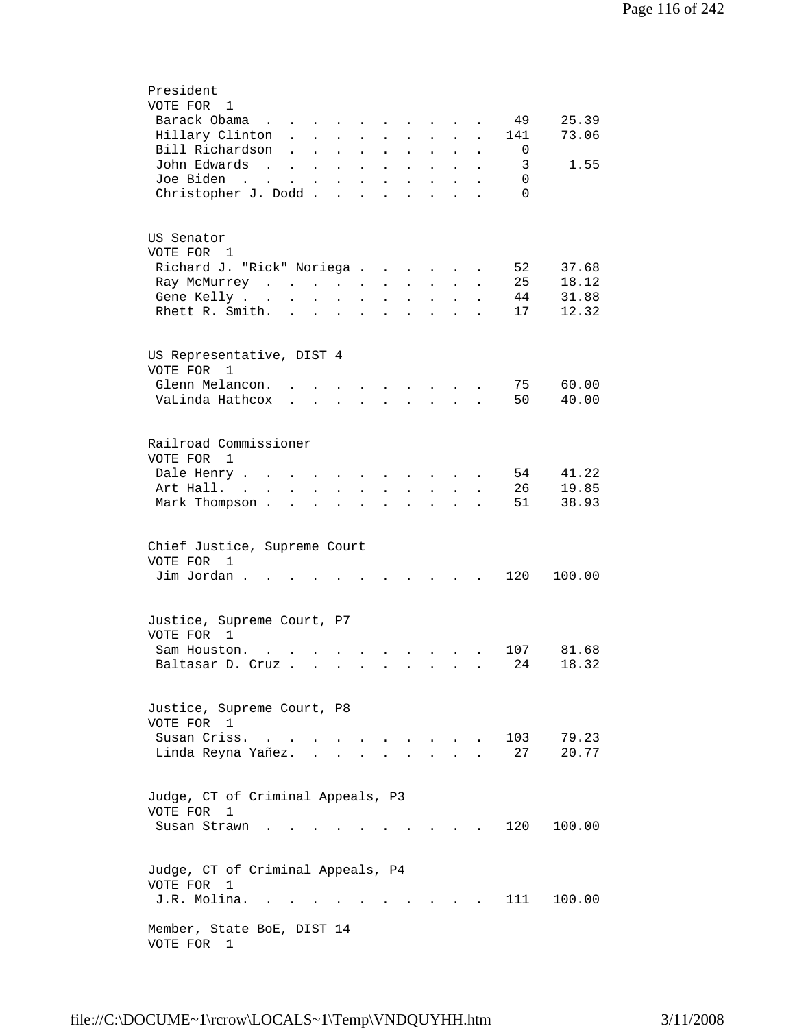President
VOTE FOR 1

| Candidate | Votes | Percent |
|---|---|---|
| Barack Obama | 49 | 25.39 |
| Hillary Clinton | 141 | 73.06 |
| Bill Richardson | 0 | |
| John Edwards | 3 | 1.55 |
| Joe Biden | 0 | |
| Christopher J. Dodd | 0 | |

US Senator
VOTE FOR 1

| Candidate | Votes | Percent |
|---|---|---|
| Richard J. "Rick" Noriega | 52 | 37.68 |
| Ray McMurrey | 25 | 18.12 |
| Gene Kelly | 44 | 31.88 |
| Rhett R. Smith. | 17 | 12.32 |

US Representative, DIST 4
VOTE FOR 1

| Candidate | Votes | Percent |
|---|---|---|
| Glenn Melancon. | 75 | 60.00 |
| VaLinda Hathcox | 50 | 40.00 |

Railroad Commissioner
VOTE FOR 1

| Candidate | Votes | Percent |
|---|---|---|
| Dale Henry | 54 | 41.22 |
| Art Hall. | 26 | 19.85 |
| Mark Thompson | 51 | 38.93 |

Chief Justice, Supreme Court
VOTE FOR 1

| Candidate | Votes | Percent |
|---|---|---|
| Jim Jordan | 120 | 100.00 |

Justice, Supreme Court, P7
VOTE FOR 1

| Candidate | Votes | Percent |
|---|---|---|
| Sam Houston. | 107 | 81.68 |
| Baltasar D. Cruz | 24 | 18.32 |

Justice, Supreme Court, P8
VOTE FOR 1

| Candidate | Votes | Percent |
|---|---|---|
| Susan Criss. | 103 | 79.23 |
| Linda Reyna Yañez. | 27 | 20.77 |

Judge, CT of Criminal Appeals, P3
VOTE FOR 1

| Candidate | Votes | Percent |
|---|---|---|
| Susan Strawn | 120 | 100.00 |

Judge, CT of Criminal Appeals, P4
VOTE FOR 1

| Candidate | Votes | Percent |
|---|---|---|
| J.R. Molina. | 111 | 100.00 |

Member, State BoE, DIST 14
VOTE FOR 1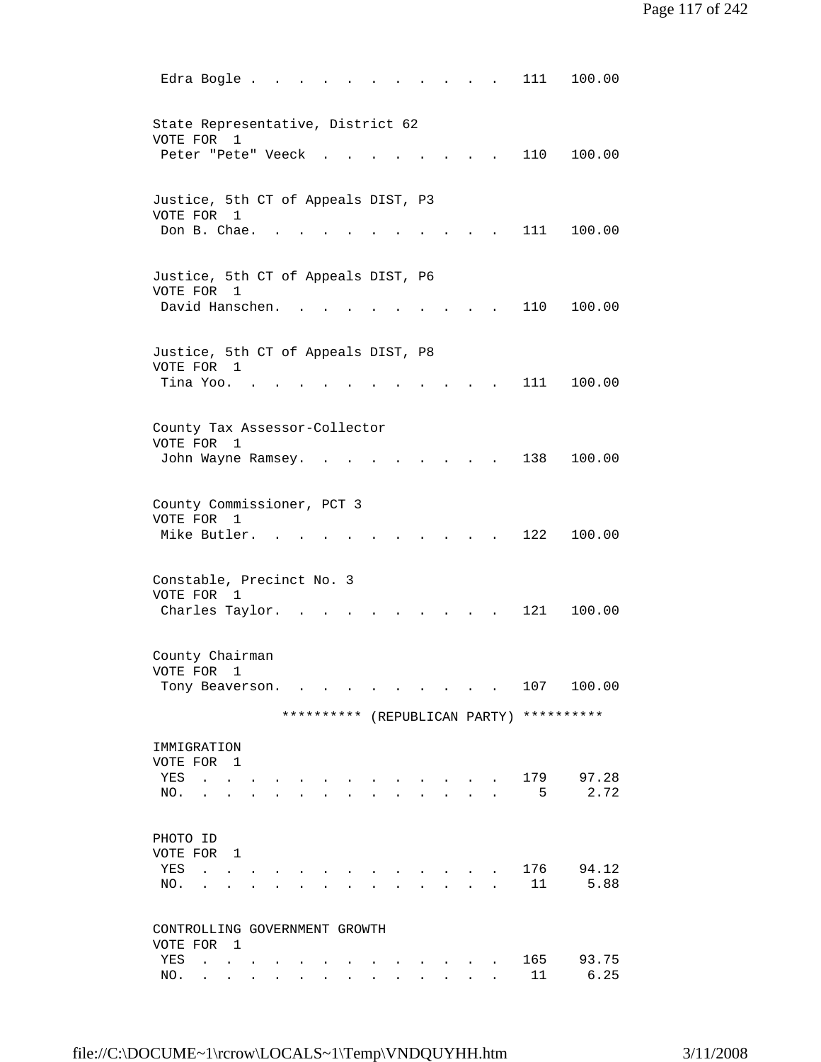| | | |
|---|---|---|
| Edra Bogle | 111 | 100.00 |

State Representative, District 62
VOTE FOR 1

| | | |
|---|---|---|
| Peter "Pete" Veeck | 110 | 100.00 |

Justice, 5th CT of Appeals DIST, P3
VOTE FOR 1

| | | |
|---|---|---|
| Don B. Chae. | 111 | 100.00 |

Justice, 5th CT of Appeals DIST, P6
VOTE FOR 1

| | | |
|---|---|---|
| David Hanschen. | 110 | 100.00 |

Justice, 5th CT of Appeals DIST, P8
VOTE FOR 1

| | | |
|---|---|---|
| Tina Yoo. | 111 | 100.00 |

County Tax Assessor-Collector
VOTE FOR 1

| | | |
|---|---|---|
| John Wayne Ramsey. | 138 | 100.00 |

County Commissioner, PCT 3
VOTE FOR 1

| | | |
|---|---|---|
| Mike Butler. | 122 | 100.00 |

Constable, Precinct No. 3
VOTE FOR 1

| | | |
|---|---|---|
| Charles Taylor. | 121 | 100.00 |

County Chairman
VOTE FOR 1

| | | |
|---|---|---|
| Tony Beaverson. | 107 | 100.00 |

********** (REPUBLICAN PARTY) **********

IMMIGRATION
VOTE FOR 1

| | | |
|---|---|---|
| YES | 179 | 97.28 |
| NO. | 5 | 2.72 |

PHOTO ID
VOTE FOR 1

| | | |
|---|---|---|
| YES | 176 | 94.12 |
| NO. | 11 | 5.88 |

CONTROLLING GOVERNMENT GROWTH
VOTE FOR 1

| | | |
|---|---|---|
| YES | 165 | 93.75 |
| NO. | 11 | 6.25 |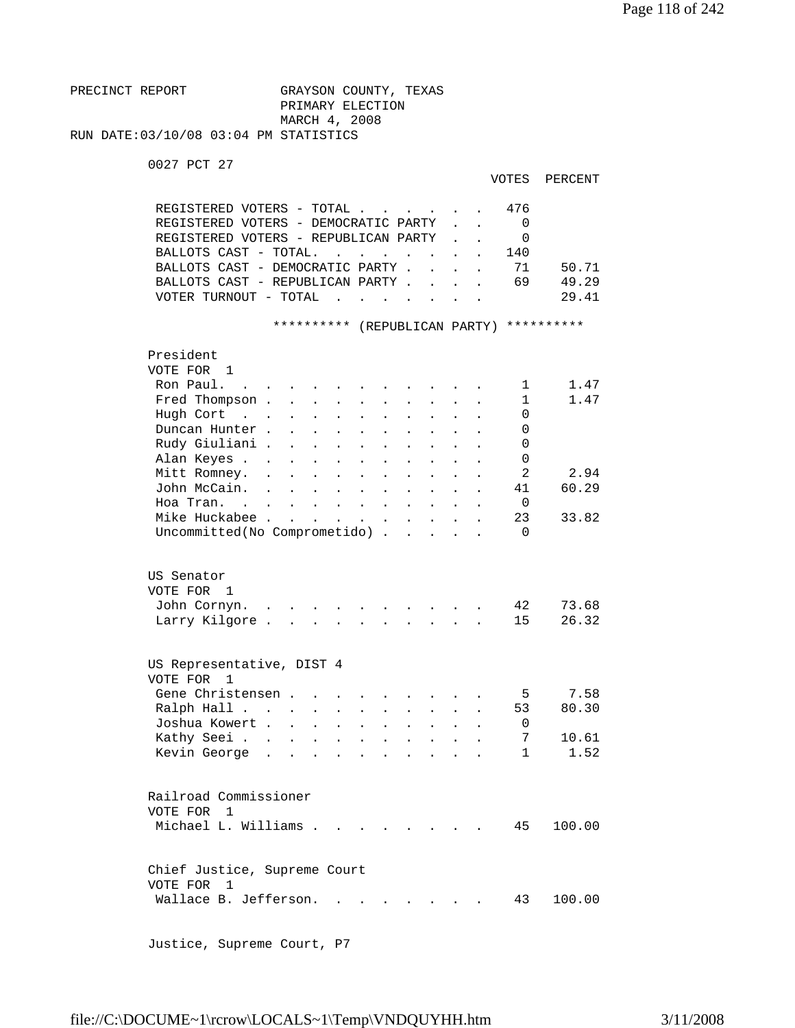PRECINCT REPORT GRAYSON COUNTY, TEXAS
PRIMARY ELECTION
MARCH 4, 2008
RUN DATE:03/10/08 03:04 PM STATISTICS

0027 PCT 27

| | VOTES | PERCENT |
|---|---|---|
| REGISTERED VOTERS - TOTAL | 476 | |
| REGISTERED VOTERS - DEMOCRATIC PARTY | 0 | |
| REGISTERED VOTERS - REPUBLICAN PARTY | 0 | |
| BALLOTS CAST - TOTAL. | 140 | |
| BALLOTS CAST - DEMOCRATIC PARTY | 71 | 50.71 |
| BALLOTS CAST - REPUBLICAN PARTY | 69 | 49.29 |
| VOTER TURNOUT - TOTAL | | 29.41 |

********** (REPUBLICAN PARTY) **********

President
VOTE FOR 1

| | VOTES | PERCENT |
|---|---|---|
| Ron Paul. | 1 | 1.47 |
| Fred Thompson | 1 | 1.47 |
| Hugh Cort | 0 | |
| Duncan Hunter | 0 | |
| Rudy Giuliani | 0 | |
| Alan Keyes | 0 | |
| Mitt Romney. | 2 | 2.94 |
| John McCain. | 41 | 60.29 |
| Hoa Tran. | 0 | |
| Mike Huckabee | 23 | 33.82 |
| Uncommitted(No Comprometido) | 0 | |

US Senator
VOTE FOR 1

| | VOTES | PERCENT |
|---|---|---|
| John Cornyn. | 42 | 73.68 |
| Larry Kilgore | 15 | 26.32 |

US Representative, DIST 4
VOTE FOR 1

| | VOTES | PERCENT |
|---|---|---|
| Gene Christensen | 5 | 7.58 |
| Ralph Hall | 53 | 80.30 |
| Joshua Kowert | 0 | |
| Kathy Seei | 7 | 10.61 |
| Kevin George | 1 | 1.52 |

Railroad Commissioner
VOTE FOR 1

| | VOTES | PERCENT |
|---|---|---|
| Michael L. Williams | 45 | 100.00 |

Chief Justice, Supreme Court
VOTE FOR 1

| | VOTES | PERCENT |
|---|---|---|
| Wallace B. Jefferson. | 43 | 100.00 |

Justice, Supreme Court, P7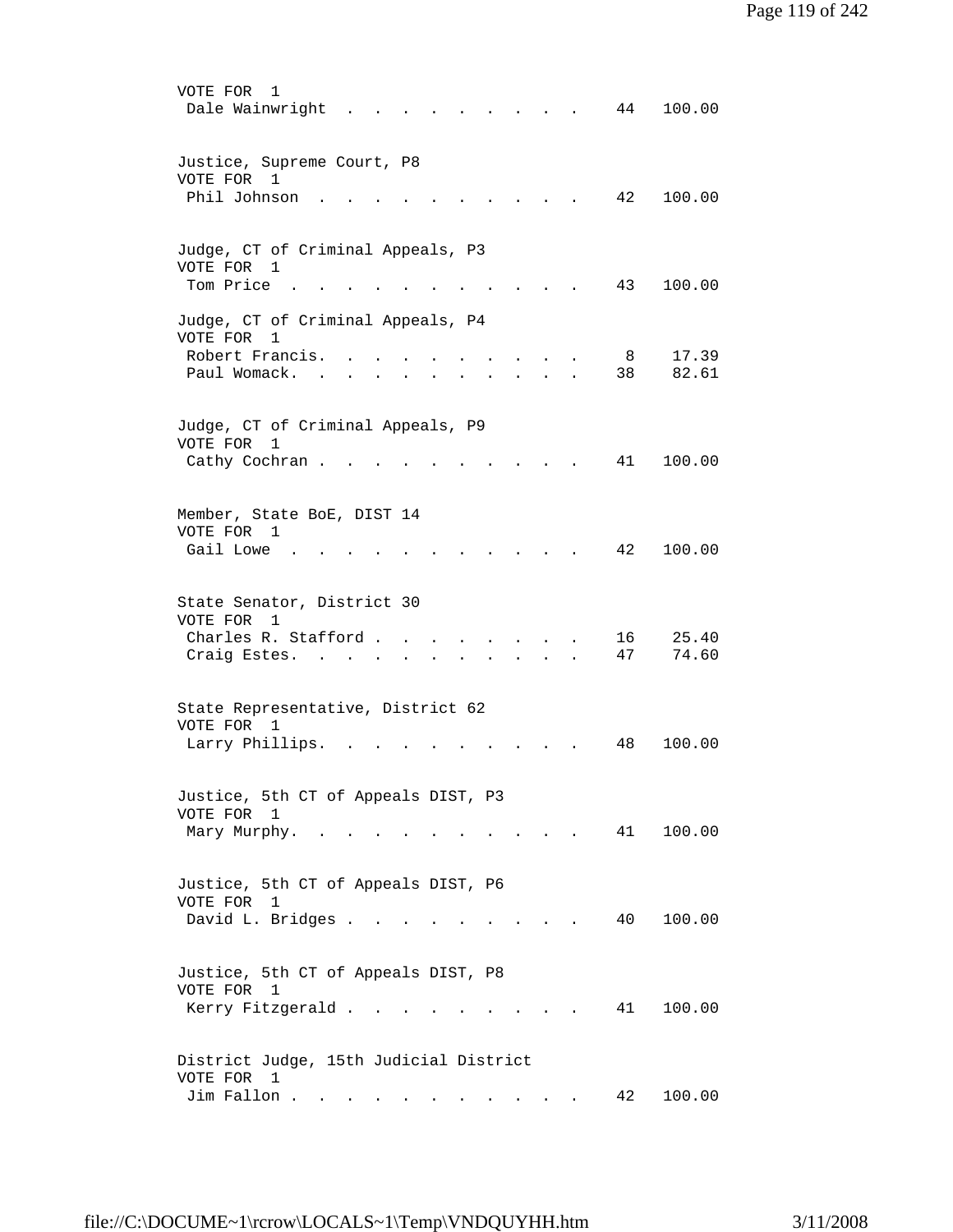VOTE FOR 1

| Candidate | Votes | Percent |
|---|---|---|
| Dale Wainwright | 44 | 100.00 |

Justice, Supreme Court, P8
VOTE FOR 1

| Candidate | Votes | Percent |
|---|---|---|
| Phil Johnson | 42 | 100.00 |

Judge, CT of Criminal Appeals, P3
VOTE FOR 1

| Candidate | Votes | Percent |
|---|---|---|
| Tom Price | 43 | 100.00 |

Judge, CT of Criminal Appeals, P4
VOTE FOR 1

| Candidate | Votes | Percent |
|---|---|---|
| Robert Francis | 8 | 17.39 |
| Paul Womack | 38 | 82.61 |

Judge, CT of Criminal Appeals, P9
VOTE FOR 1

| Candidate | Votes | Percent |
|---|---|---|
| Cathy Cochran | 41 | 100.00 |

Member, State BoE, DIST 14
VOTE FOR 1

| Candidate | Votes | Percent |
|---|---|---|
| Gail Lowe | 42 | 100.00 |

State Senator, District 30
VOTE FOR 1

| Candidate | Votes | Percent |
|---|---|---|
| Charles R. Stafford | 16 | 25.40 |
| Craig Estes | 47 | 74.60 |

State Representative, District 62
VOTE FOR 1

| Candidate | Votes | Percent |
|---|---|---|
| Larry Phillips | 48 | 100.00 |

Justice, 5th CT of Appeals DIST, P3
VOTE FOR 1

| Candidate | Votes | Percent |
|---|---|---|
| Mary Murphy | 41 | 100.00 |

Justice, 5th CT of Appeals DIST, P6
VOTE FOR 1

| Candidate | Votes | Percent |
|---|---|---|
| David L. Bridges | 40 | 100.00 |

Justice, 5th CT of Appeals DIST, P8
VOTE FOR 1

| Candidate | Votes | Percent |
|---|---|---|
| Kerry Fitzgerald | 41 | 100.00 |

District Judge, 15th Judicial District
VOTE FOR 1

| Candidate | Votes | Percent |
|---|---|---|
| Jim Fallon | 42 | 100.00 |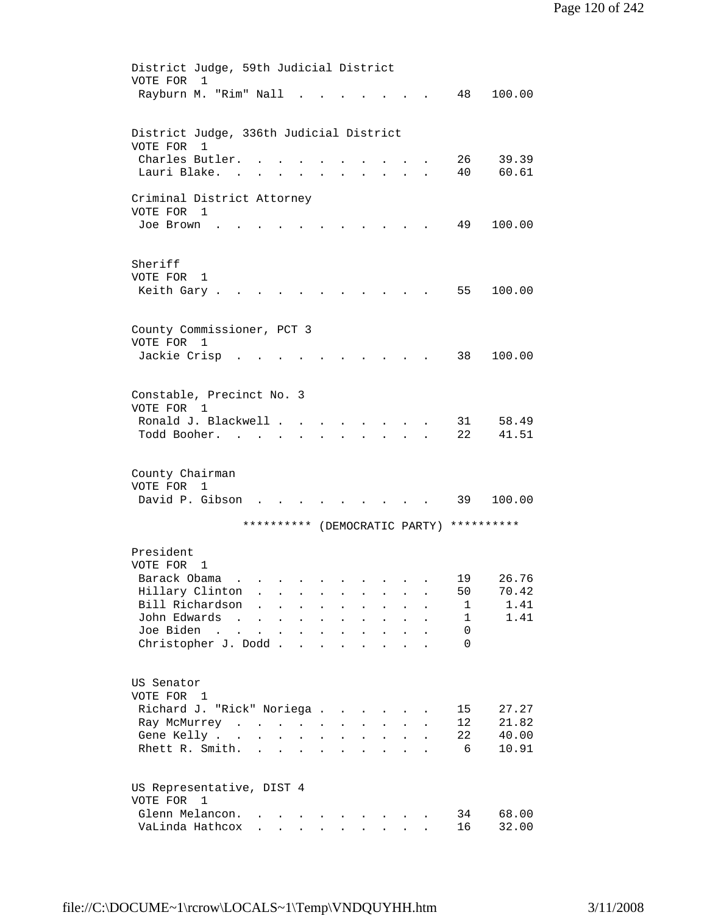District Judge, 59th Judicial District
VOTE FOR 1

| Candidate | Votes | Percent |
|---|---|---|
| Rayburn M. "Rim" Nall | 48 | 100.00 |

District Judge, 336th Judicial District
VOTE FOR 1

| Candidate | Votes | Percent |
|---|---|---|
| Charles Butler. | 26 | 39.39 |
| Lauri Blake. | 40 | 60.61 |

Criminal District Attorney
VOTE FOR 1

| Candidate | Votes | Percent |
|---|---|---|
| Joe Brown | 49 | 100.00 |

Sheriff
VOTE FOR 1

| Candidate | Votes | Percent |
|---|---|---|
| Keith Gary | 55 | 100.00 |

County Commissioner, PCT 3
VOTE FOR 1

| Candidate | Votes | Percent |
|---|---|---|
| Jackie Crisp | 38 | 100.00 |

Constable, Precinct No. 3
VOTE FOR 1

| Candidate | Votes | Percent |
|---|---|---|
| Ronald J. Blackwell | 31 | 58.49 |
| Todd Booher. | 22 | 41.51 |

County Chairman
VOTE FOR 1

| Candidate | Votes | Percent |
|---|---|---|
| David P. Gibson | 39 | 100.00 |

********** (DEMOCRATIC PARTY) **********

President
VOTE FOR 1

| Candidate | Votes | Percent |
|---|---|---|
| Barack Obama | 19 | 26.76 |
| Hillary Clinton | 50 | 70.42 |
| Bill Richardson | 1 | 1.41 |
| John Edwards | 1 | 1.41 |
| Joe Biden | 0 | |
| Christopher J. Dodd | 0 | |

US Senator
VOTE FOR 1

| Candidate | Votes | Percent |
|---|---|---|
| Richard J. "Rick" Noriega | 15 | 27.27 |
| Ray McMurrey | 12 | 21.82 |
| Gene Kelly | 22 | 40.00 |
| Rhett R. Smith. | 6 | 10.91 |

US Representative, DIST 4
VOTE FOR 1

| Candidate | Votes | Percent |
|---|---|---|
| Glenn Melancon. | 34 | 68.00 |
| VaLinda Hathcox | 16 | 32.00 |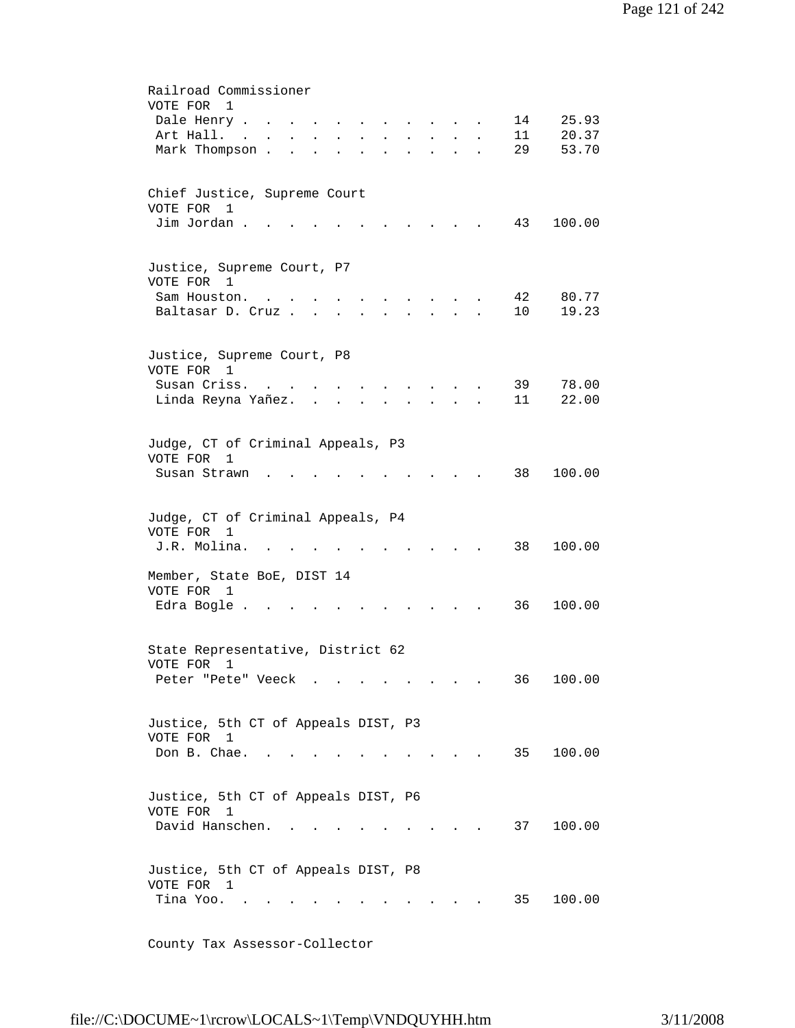Railroad Commissioner
VOTE FOR 1

| | | |
|---|---|---|
| Dale Henry | 14 | 25.93 |
| Art Hall. | 11 | 20.37 |
| Mark Thompson | 29 | 53.70 |

Chief Justice, Supreme Court
VOTE FOR 1

| | | |
|---|---|---|
| Jim Jordan | 43 | 100.00 |

Justice, Supreme Court, P7
VOTE FOR 1

| | | |
|---|---|---|
| Sam Houston. | 42 | 80.77 |
| Baltasar D. Cruz | 10 | 19.23 |

Justice, Supreme Court, P8
VOTE FOR 1

| | | |
|---|---|---|
| Susan Criss. | 39 | 78.00 |
| Linda Reyna Yañez. | 11 | 22.00 |

Judge, CT of Criminal Appeals, P3
VOTE FOR 1

| | | |
|---|---|---|
| Susan Strawn | 38 | 100.00 |

Judge, CT of Criminal Appeals, P4
VOTE FOR 1

| | | |
|---|---|---|
| J.R. Molina. | 38 | 100.00 |

Member, State BoE, DIST 14
VOTE FOR 1

| | | |
|---|---|---|
| Edra Bogle | 36 | 100.00 |

State Representative, District 62
VOTE FOR 1

| | | |
|---|---|---|
| Peter "Pete" Veeck | 36 | 100.00 |

Justice, 5th CT of Appeals DIST, P3
VOTE FOR 1

| | | |
|---|---|---|
| Don B. Chae. | 35 | 100.00 |

Justice, 5th CT of Appeals DIST, P6
VOTE FOR 1

| | | |
|---|---|---|
| David Hanschen. | 37 | 100.00 |

Justice, 5th CT of Appeals DIST, P8
VOTE FOR 1

| | | |
|---|---|---|
| Tina Yoo. | 35 | 100.00 |

County Tax Assessor-Collector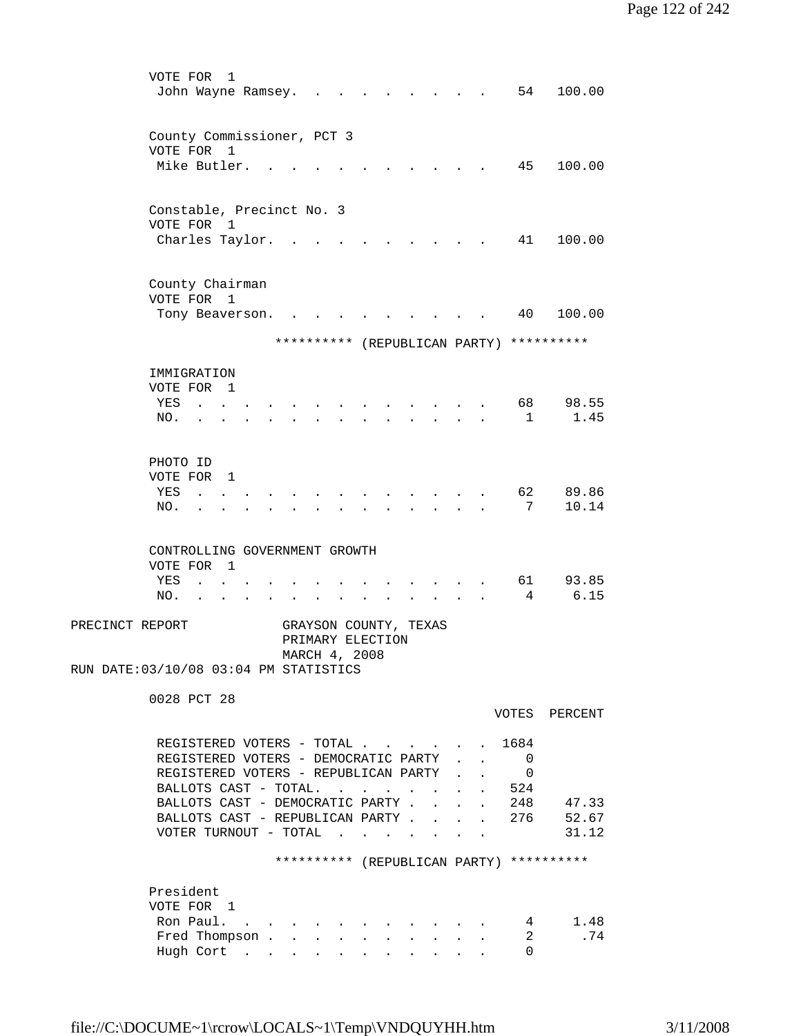VOTE FOR 1

| | | |
|---|---|---|
| John Wayne Ramsey | 54 | 100.00 |

County Commissioner, PCT 3
VOTE FOR 1

| | | |
|---|---|---|
| Mike Butler | 45 | 100.00 |

Constable, Precinct No. 3
VOTE FOR 1

| | | |
|---|---|---|
| Charles Taylor | 41 | 100.00 |

County Chairman
VOTE FOR 1

| | | |
|---|---|---|
| Tony Beaverson | 40 | 100.00 |

********** (REPUBLICAN PARTY) **********

IMMIGRATION
VOTE FOR 1

| | | |
|---|---|---|
| YES | 68 | 98.55 |
| NO. | 1 | 1.45 |

PHOTO ID
VOTE FOR 1

| | | |
|---|---|---|
| YES | 62 | 89.86 |
| NO. | 7 | 10.14 |

CONTROLLING GOVERNMENT GROWTH
VOTE FOR 1

| | | |
|---|---|---|
| YES | 61 | 93.85 |
| NO. | 4 | 6.15 |

PRECINCT REPORT GRAYSON COUNTY, TEXAS
PRIMARY ELECTION
MARCH 4, 2008
RUN DATE:03/10/08 03:04 PM STATISTICS

0028 PCT 28

| | VOTES | PERCENT |
|---|---|---|
| REGISTERED VOTERS - TOTAL | 1684 | |
| REGISTERED VOTERS - DEMOCRATIC PARTY | 0 | |
| REGISTERED VOTERS - REPUBLICAN PARTY | 0 | |
| BALLOTS CAST - TOTAL. | 524 | |
| BALLOTS CAST - DEMOCRATIC PARTY | 248 | 47.33 |
| BALLOTS CAST - REPUBLICAN PARTY | 276 | 52.67 |
| VOTER TURNOUT - TOTAL | | 31.12 |

********** (REPUBLICAN PARTY) **********

President
VOTE FOR 1

| | | |
|---|---|---|
| Ron Paul | 4 | 1.48 |
| Fred Thompson | 2 | .74 |
| Hugh Cort | 0 | |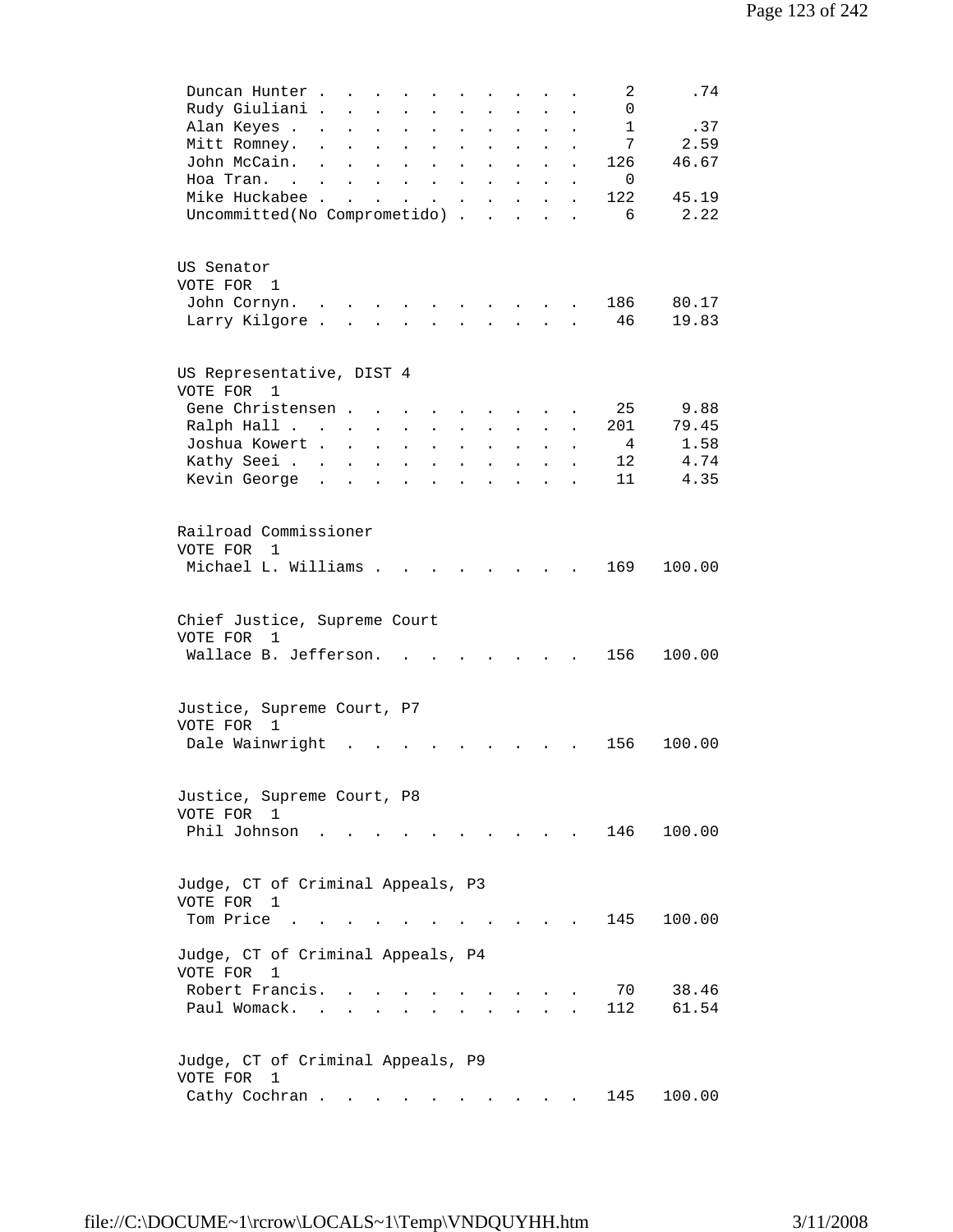| Candidate | Votes | Percent |
|---|---|---|
| Duncan Hunter | 2 | .74 |
| Rudy Giuliani | 0 | |
| Alan Keyes | 1 | .37 |
| Mitt Romney | 7 | 2.59 |
| John McCain | 126 | 46.67 |
| Hoa Tran | 0 | |
| Mike Huckabee | 122 | 45.19 |
| Uncommitted(No Comprometido) | 6 | 2.22 |

US Senator
VOTE FOR 1

| Candidate | Votes | Percent |
|---|---|---|
| John Cornyn | 186 | 80.17 |
| Larry Kilgore | 46 | 19.83 |

US Representative, DIST 4
VOTE FOR 1

| Candidate | Votes | Percent |
|---|---|---|
| Gene Christensen | 25 | 9.88 |
| Ralph Hall | 201 | 79.45 |
| Joshua Kowert | 4 | 1.58 |
| Kathy Seei | 12 | 4.74 |
| Kevin George | 11 | 4.35 |

Railroad Commissioner
VOTE FOR 1

| Candidate | Votes | Percent |
|---|---|---|
| Michael L. Williams | 169 | 100.00 |

Chief Justice, Supreme Court
VOTE FOR 1

| Candidate | Votes | Percent |
|---|---|---|
| Wallace B. Jefferson | 156 | 100.00 |

Justice, Supreme Court, P7
VOTE FOR 1

| Candidate | Votes | Percent |
|---|---|---|
| Dale Wainwright | 156 | 100.00 |

Justice, Supreme Court, P8
VOTE FOR 1

| Candidate | Votes | Percent |
|---|---|---|
| Phil Johnson | 146 | 100.00 |

Judge, CT of Criminal Appeals, P3
VOTE FOR 1

| Candidate | Votes | Percent |
|---|---|---|
| Tom Price | 145 | 100.00 |

Judge, CT of Criminal Appeals, P4
VOTE FOR 1

| Candidate | Votes | Percent |
|---|---|---|
| Robert Francis | 70 | 38.46 |
| Paul Womack | 112 | 61.54 |

Judge, CT of Criminal Appeals, P9
VOTE FOR 1

| Candidate | Votes | Percent |
|---|---|---|
| Cathy Cochran | 145 | 100.00 |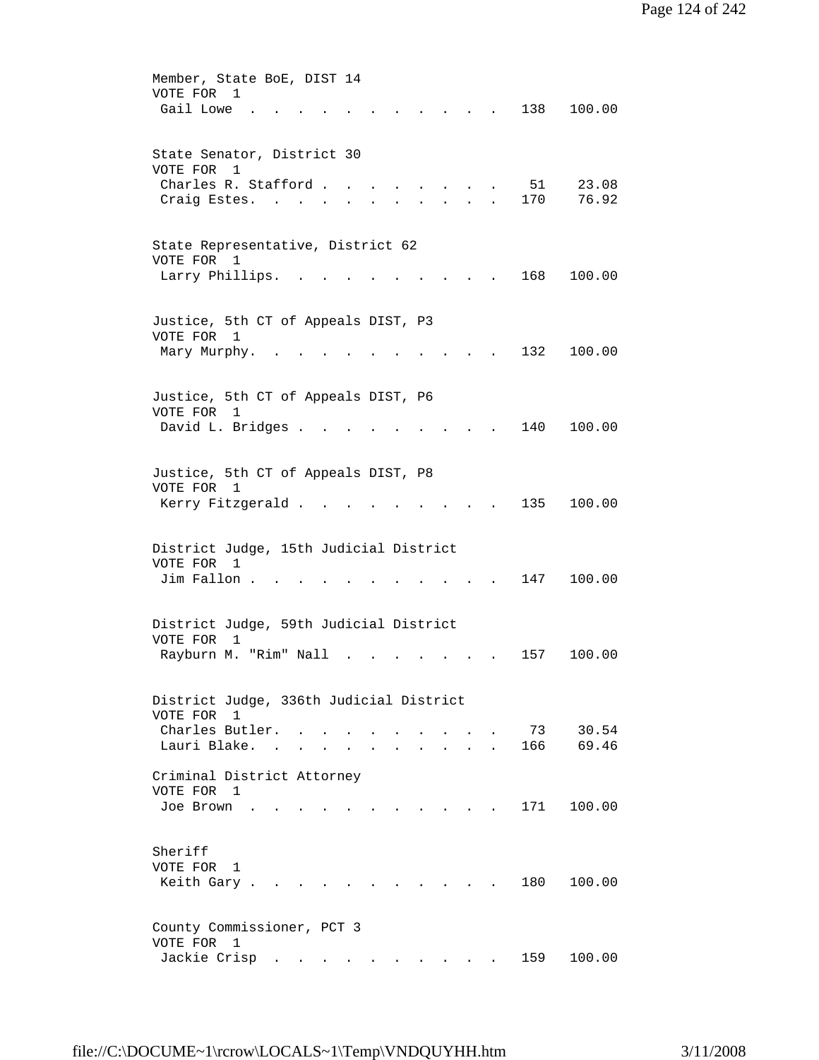Member, State BoE, DIST 14
VOTE FOR 1

| Candidate | Votes | Percent |
|---|---|---|
| Gail Lowe | 138 | 100.00 |

State Senator, District 30
VOTE FOR 1

| Candidate | Votes | Percent |
|---|---|---|
| Charles R. Stafford | 51 | 23.08 |
| Craig Estes | 170 | 76.92 |

State Representative, District 62
VOTE FOR 1

| Candidate | Votes | Percent |
|---|---|---|
| Larry Phillips | 168 | 100.00 |

Justice, 5th CT of Appeals DIST, P3
VOTE FOR 1

| Candidate | Votes | Percent |
|---|---|---|
| Mary Murphy | 132 | 100.00 |

Justice, 5th CT of Appeals DIST, P6
VOTE FOR 1

| Candidate | Votes | Percent |
|---|---|---|
| David L. Bridges | 140 | 100.00 |

Justice, 5th CT of Appeals DIST, P8
VOTE FOR 1

| Candidate | Votes | Percent |
|---|---|---|
| Kerry Fitzgerald | 135 | 100.00 |

District Judge, 15th Judicial District
VOTE FOR 1

| Candidate | Votes | Percent |
|---|---|---|
| Jim Fallon | 147 | 100.00 |

District Judge, 59th Judicial District
VOTE FOR 1

| Candidate | Votes | Percent |
|---|---|---|
| Rayburn M. "Rim" Nall | 157 | 100.00 |

District Judge, 336th Judicial District
VOTE FOR 1

| Candidate | Votes | Percent |
|---|---|---|
| Charles Butler | 73 | 30.54 |
| Lauri Blake | 166 | 69.46 |

Criminal District Attorney
VOTE FOR 1

| Candidate | Votes | Percent |
|---|---|---|
| Joe Brown | 171 | 100.00 |

Sheriff
VOTE FOR 1

| Candidate | Votes | Percent |
|---|---|---|
| Keith Gary | 180 | 100.00 |

County Commissioner, PCT 3
VOTE FOR 1

| Candidate | Votes | Percent |
|---|---|---|
| Jackie Crisp | 159 | 100.00 |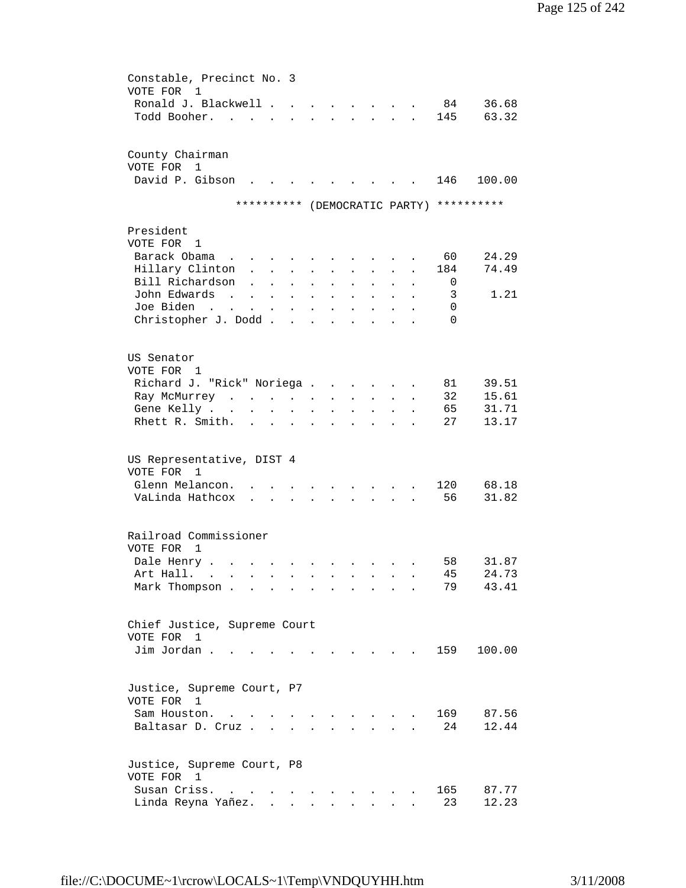Constable, Precinct No. 3
VOTE FOR 1

| Candidate | Votes | Percent |
|---|---|---|
| Ronald J. Blackwell | 84 | 36.68 |
| Todd Booher | 145 | 63.32 |

County Chairman
VOTE FOR 1

| Candidate | Votes | Percent |
|---|---|---|
| David P. Gibson | 146 | 100.00 |

********** (DEMOCRATIC PARTY) **********

President
VOTE FOR 1

| Candidate | Votes | Percent |
|---|---|---|
| Barack Obama | 60 | 24.29 |
| Hillary Clinton | 184 | 74.49 |
| Bill Richardson | 0 | |
| John Edwards | 3 | 1.21 |
| Joe Biden | 0 | |
| Christopher J. Dodd | 0 | |

US Senator
VOTE FOR 1

| Candidate | Votes | Percent |
|---|---|---|
| Richard J. "Rick" Noriega | 81 | 39.51 |
| Ray McMurrey | 32 | 15.61 |
| Gene Kelly | 65 | 31.71 |
| Rhett R. Smith | 27 | 13.17 |

US Representative, DIST 4
VOTE FOR 1

| Candidate | Votes | Percent |
|---|---|---|
| Glenn Melancon | 120 | 68.18 |
| VaLinda Hathcox | 56 | 31.82 |

Railroad Commissioner
VOTE FOR 1

| Candidate | Votes | Percent |
|---|---|---|
| Dale Henry | 58 | 31.87 |
| Art Hall | 45 | 24.73 |
| Mark Thompson | 79 | 43.41 |

Chief Justice, Supreme Court
VOTE FOR 1

| Candidate | Votes | Percent |
|---|---|---|
| Jim Jordan | 159 | 100.00 |

Justice, Supreme Court, P7
VOTE FOR 1

| Candidate | Votes | Percent |
|---|---|---|
| Sam Houston | 169 | 87.56 |
| Baltasar D. Cruz | 24 | 12.44 |

Justice, Supreme Court, P8
VOTE FOR 1

| Candidate | Votes | Percent |
|---|---|---|
| Susan Criss | 165 | 87.77 |
| Linda Reyna Yañez | 23 | 12.23 |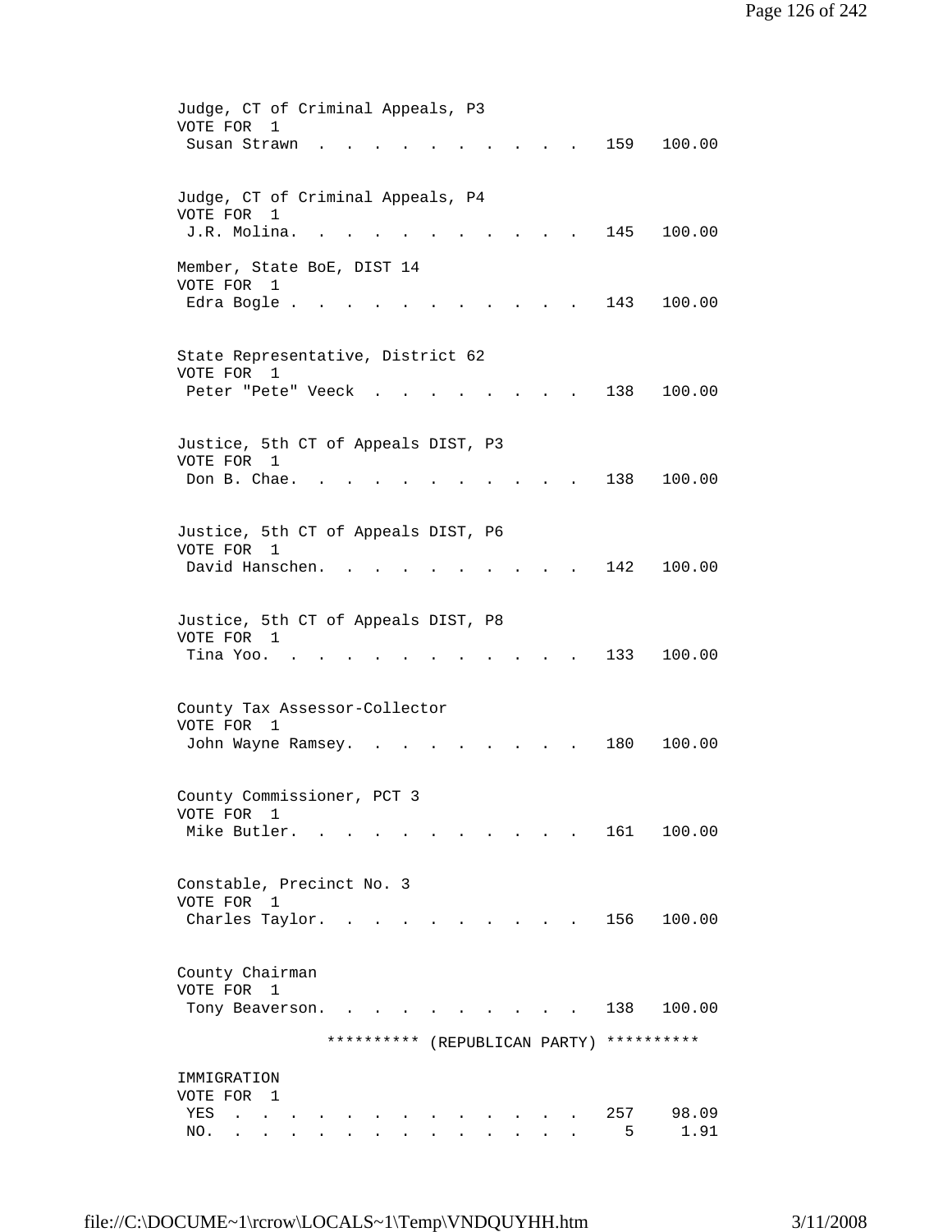Judge, CT of Criminal Appeals, P3
VOTE FOR 1

| Candidate | Votes | Percent |
|---|---|---|
| Susan Strawn | 159 | 100.00 |

Judge, CT of Criminal Appeals, P4
VOTE FOR 1

| Candidate | Votes | Percent |
|---|---|---|
| J.R. Molina | 145 | 100.00 |

Member, State BoE, DIST 14
VOTE FOR 1

| Candidate | Votes | Percent |
|---|---|---|
| Edra Bogle | 143 | 100.00 |

State Representative, District 62
VOTE FOR 1

| Candidate | Votes | Percent |
|---|---|---|
| Peter "Pete" Veeck | 138 | 100.00 |

Justice, 5th CT of Appeals DIST, P3
VOTE FOR 1

| Candidate | Votes | Percent |
|---|---|---|
| Don B. Chae | 138 | 100.00 |

Justice, 5th CT of Appeals DIST, P6
VOTE FOR 1

| Candidate | Votes | Percent |
|---|---|---|
| David Hanschen | 142 | 100.00 |

Justice, 5th CT of Appeals DIST, P8
VOTE FOR 1

| Candidate | Votes | Percent |
|---|---|---|
| Tina Yoo | 133 | 100.00 |

County Tax Assessor-Collector
VOTE FOR 1

| Candidate | Votes | Percent |
|---|---|---|
| John Wayne Ramsey | 180 | 100.00 |

County Commissioner, PCT 3
VOTE FOR 1

| Candidate | Votes | Percent |
|---|---|---|
| Mike Butler | 161 | 100.00 |

Constable, Precinct No. 3
VOTE FOR 1

| Candidate | Votes | Percent |
|---|---|---|
| Charles Taylor | 156 | 100.00 |

County Chairman
VOTE FOR 1

| Candidate | Votes | Percent |
|---|---|---|
| Tony Beaverson | 138 | 100.00 |

********** (REPUBLICAN PARTY) **********

IMMIGRATION
VOTE FOR 1

| Choice | Votes | Percent |
|---|---|---|
| YES | 257 | 98.09 |
| NO | 5 | 1.91 |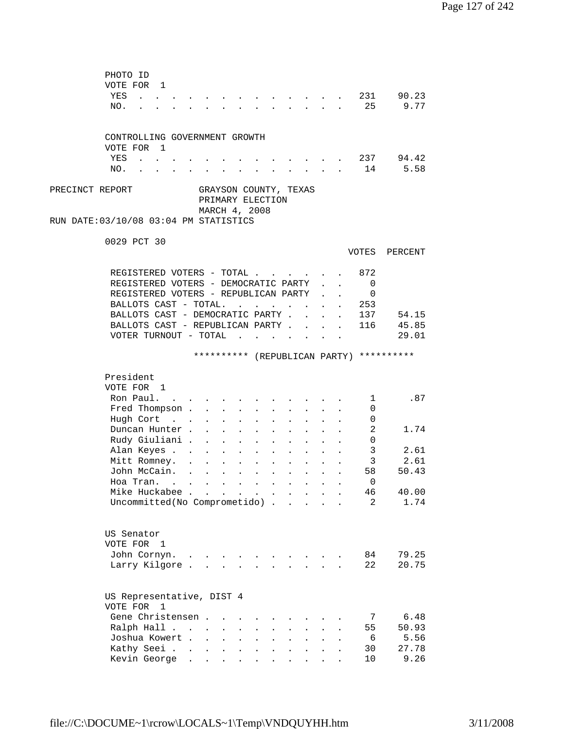PHOTO ID
VOTE FOR 1

| | Votes | Percent |
|---|---|---|
| YES | 231 | 90.23 |
| NO. | 25 | 9.77 |

CONTROLLING GOVERNMENT GROWTH
VOTE FOR 1

| | Votes | Percent |
|---|---|---|
| YES | 237 | 94.42 |
| NO. | 14 | 5.58 |

PRECINCT REPORT — GRAYSON COUNTY, TEXAS
PRIMARY ELECTION
MARCH 4, 2008
RUN DATE:03/10/08 03:04 PM STATISTICS

0029 PCT 30

| | VOTES | PERCENT |
|---|---|---|
| REGISTERED VOTERS - TOTAL | 872 | |
| REGISTERED VOTERS - DEMOCRATIC PARTY | 0 | |
| REGISTERED VOTERS - REPUBLICAN PARTY | 0 | |
| BALLOTS CAST - TOTAL. | 253 | |
| BALLOTS CAST - DEMOCRATIC PARTY | 137 | 54.15 |
| BALLOTS CAST - REPUBLICAN PARTY | 116 | 45.85 |
| VOTER TURNOUT - TOTAL | | 29.01 |

********** (REPUBLICAN PARTY) **********

President
VOTE FOR 1

| | Votes | Percent |
|---|---|---|
| Ron Paul. | 1 | .87 |
| Fred Thompson | 0 | |
| Hugh Cort | 0 | |
| Duncan Hunter | 2 | 1.74 |
| Rudy Giuliani | 0 | |
| Alan Keyes | 3 | 2.61 |
| Mitt Romney. | 3 | 2.61 |
| John McCain. | 58 | 50.43 |
| Hoa Tran. | 0 | |
| Mike Huckabee | 46 | 40.00 |
| Uncommitted(No Comprometido) | 2 | 1.74 |

US Senator
VOTE FOR 1

| | Votes | Percent |
|---|---|---|
| John Cornyn. | 84 | 79.25 |
| Larry Kilgore | 22 | 20.75 |

US Representative, DIST 4
VOTE FOR 1

| | Votes | Percent |
|---|---|---|
| Gene Christensen | 7 | 6.48 |
| Ralph Hall | 55 | 50.93 |
| Joshua Kowert | 6 | 5.56 |
| Kathy Seei | 30 | 27.78 |
| Kevin George | 10 | 9.26 |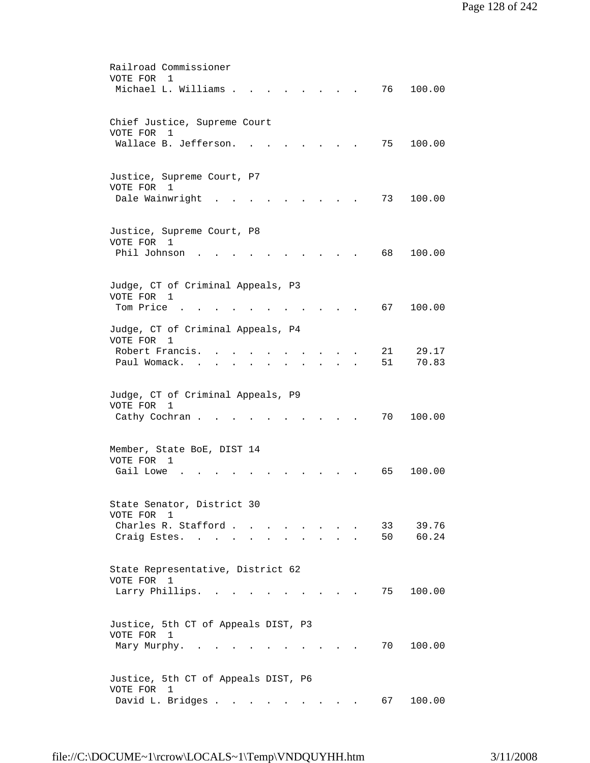Railroad Commissioner
VOTE FOR 1

| Candidate | Votes | Percent |
|---|---|---|
| Michael L. Williams | 76 | 100.00 |

Chief Justice, Supreme Court
VOTE FOR 1

| Candidate | Votes | Percent |
|---|---|---|
| Wallace B. Jefferson | 75 | 100.00 |

Justice, Supreme Court, P7
VOTE FOR 1

| Candidate | Votes | Percent |
|---|---|---|
| Dale Wainwright | 73 | 100.00 |

Justice, Supreme Court, P8
VOTE FOR 1

| Candidate | Votes | Percent |
|---|---|---|
| Phil Johnson | 68 | 100.00 |

Judge, CT of Criminal Appeals, P3
VOTE FOR 1

| Candidate | Votes | Percent |
|---|---|---|
| Tom Price | 67 | 100.00 |

Judge, CT of Criminal Appeals, P4
VOTE FOR 1

| Candidate | Votes | Percent |
|---|---|---|
| Robert Francis | 21 | 29.17 |
| Paul Womack | 51 | 70.83 |

Judge, CT of Criminal Appeals, P9
VOTE FOR 1

| Candidate | Votes | Percent |
|---|---|---|
| Cathy Cochran | 70 | 100.00 |

Member, State BoE, DIST 14
VOTE FOR 1

| Candidate | Votes | Percent |
|---|---|---|
| Gail Lowe | 65 | 100.00 |

State Senator, District 30
VOTE FOR 1

| Candidate | Votes | Percent |
|---|---|---|
| Charles R. Stafford | 33 | 39.76 |
| Craig Estes | 50 | 60.24 |

State Representative, District 62
VOTE FOR 1

| Candidate | Votes | Percent |
|---|---|---|
| Larry Phillips | 75 | 100.00 |

Justice, 5th CT of Appeals DIST, P3
VOTE FOR 1

| Candidate | Votes | Percent |
|---|---|---|
| Mary Murphy | 70 | 100.00 |

Justice, 5th CT of Appeals DIST, P6
VOTE FOR 1

| Candidate | Votes | Percent |
|---|---|---|
| David L. Bridges | 67 | 100.00 |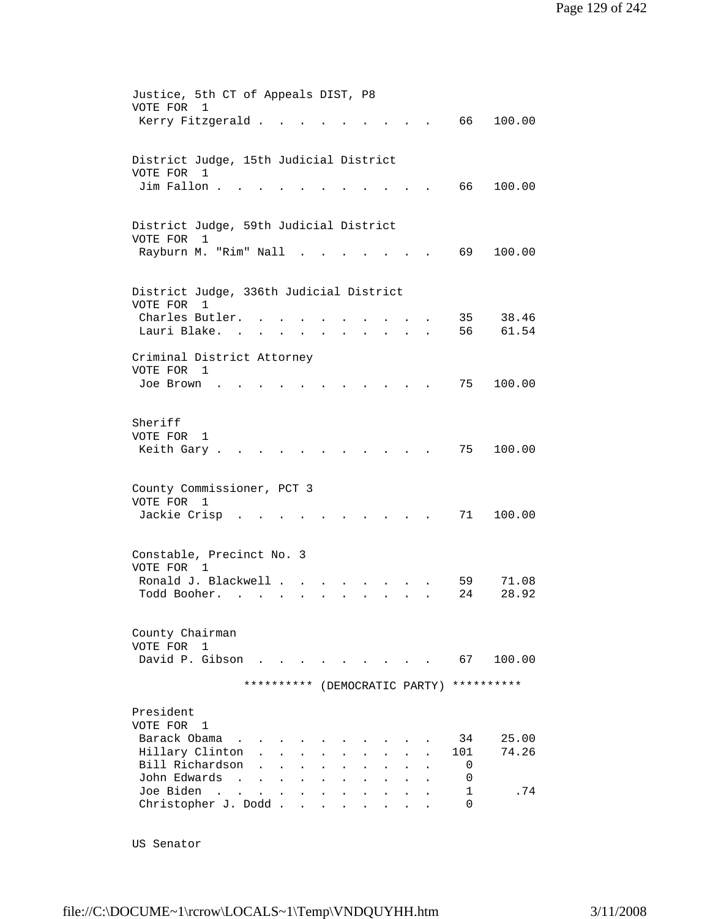Justice, 5th CT of Appeals DIST, P8
VOTE FOR 1

| Candidate | Votes | Percent |
|---|---|---|
| Kerry Fitzgerald | 66 | 100.00 |

District Judge, 15th Judicial District
VOTE FOR 1

| Candidate | Votes | Percent |
|---|---|---|
| Jim Fallon | 66 | 100.00 |

District Judge, 59th Judicial District
VOTE FOR 1

| Candidate | Votes | Percent |
|---|---|---|
| Rayburn M. "Rim" Nall | 69 | 100.00 |

District Judge, 336th Judicial District
VOTE FOR 1

| Candidate | Votes | Percent |
|---|---|---|
| Charles Butler. | 35 | 38.46 |
| Lauri Blake. | 56 | 61.54 |

Criminal District Attorney
VOTE FOR 1

| Candidate | Votes | Percent |
|---|---|---|
| Joe Brown | 75 | 100.00 |

Sheriff
VOTE FOR 1

| Candidate | Votes | Percent |
|---|---|---|
| Keith Gary | 75 | 100.00 |

County Commissioner, PCT 3
VOTE FOR 1

| Candidate | Votes | Percent |
|---|---|---|
| Jackie Crisp | 71 | 100.00 |

Constable, Precinct No. 3
VOTE FOR 1

| Candidate | Votes | Percent |
|---|---|---|
| Ronald J. Blackwell | 59 | 71.08 |
| Todd Booher. | 24 | 28.92 |

County Chairman
VOTE FOR 1

| Candidate | Votes | Percent |
|---|---|---|
| David P. Gibson | 67 | 100.00 |

********** (DEMOCRATIC PARTY) **********

President
VOTE FOR 1

| Candidate | Votes | Percent |
|---|---|---|
| Barack Obama | 34 | 25.00 |
| Hillary Clinton | 101 | 74.26 |
| Bill Richardson | 0 | |
| John Edwards | 0 | |
| Joe Biden | 1 | .74 |
| Christopher J. Dodd | 0 | |

US Senator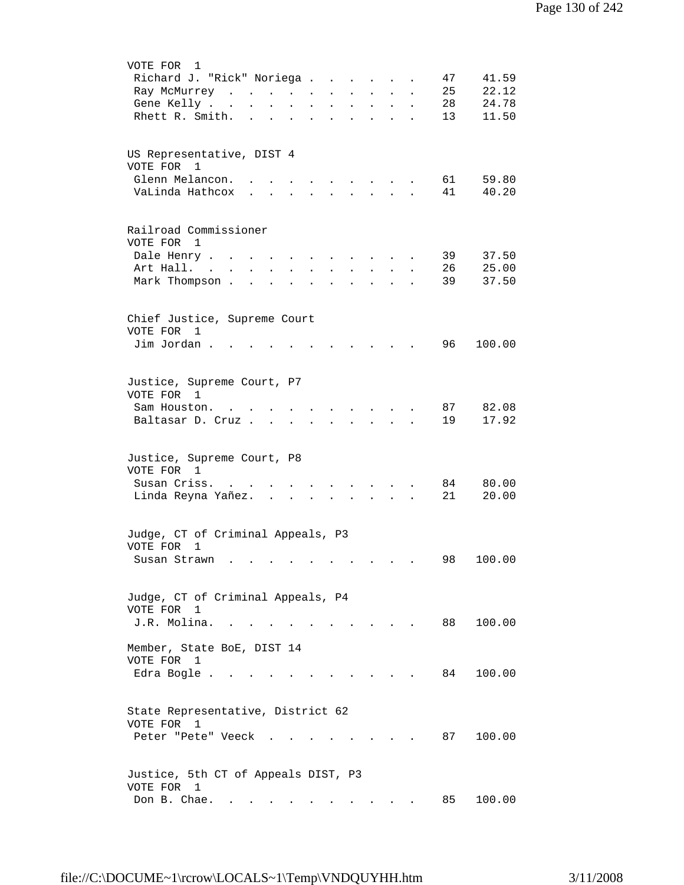VOTE FOR 1

| Candidate | Votes | Percent |
|---|---|---|
| Richard J. "Rick" Noriega | 47 | 41.59 |
| Ray McMurrey | 25 | 22.12 |
| Gene Kelly | 28 | 24.78 |
| Rhett R. Smith. | 13 | 11.50 |

US Representative, DIST 4
VOTE FOR 1

| Candidate | Votes | Percent |
|---|---|---|
| Glenn Melancon. | 61 | 59.80 |
| VaLinda Hathcox | 41 | 40.20 |

Railroad Commissioner
VOTE FOR 1

| Candidate | Votes | Percent |
|---|---|---|
| Dale Henry | 39 | 37.50 |
| Art Hall. | 26 | 25.00 |
| Mark Thompson | 39 | 37.50 |

Chief Justice, Supreme Court
VOTE FOR 1

| Candidate | Votes | Percent |
|---|---|---|
| Jim Jordan | 96 | 100.00 |

Justice, Supreme Court, P7
VOTE FOR 1

| Candidate | Votes | Percent |
|---|---|---|
| Sam Houston. | 87 | 82.08 |
| Baltasar D. Cruz | 19 | 17.92 |

Justice, Supreme Court, P8
VOTE FOR 1

| Candidate | Votes | Percent |
|---|---|---|
| Susan Criss. | 84 | 80.00 |
| Linda Reyna Yañez. | 21 | 20.00 |

Judge, CT of Criminal Appeals, P3
VOTE FOR 1

| Candidate | Votes | Percent |
|---|---|---|
| Susan Strawn | 98 | 100.00 |

Judge, CT of Criminal Appeals, P4
VOTE FOR 1

| Candidate | Votes | Percent |
|---|---|---|
| J.R. Molina. | 88 | 100.00 |

Member, State BoE, DIST 14
VOTE FOR 1

| Candidate | Votes | Percent |
|---|---|---|
| Edra Bogle | 84 | 100.00 |

State Representative, District 62
VOTE FOR 1

| Candidate | Votes | Percent |
|---|---|---|
| Peter "Pete" Veeck | 87 | 100.00 |

Justice, 5th CT of Appeals DIST, P3
VOTE FOR 1

| Candidate | Votes | Percent |
|---|---|---|
| Don B. Chae. | 85 | 100.00 |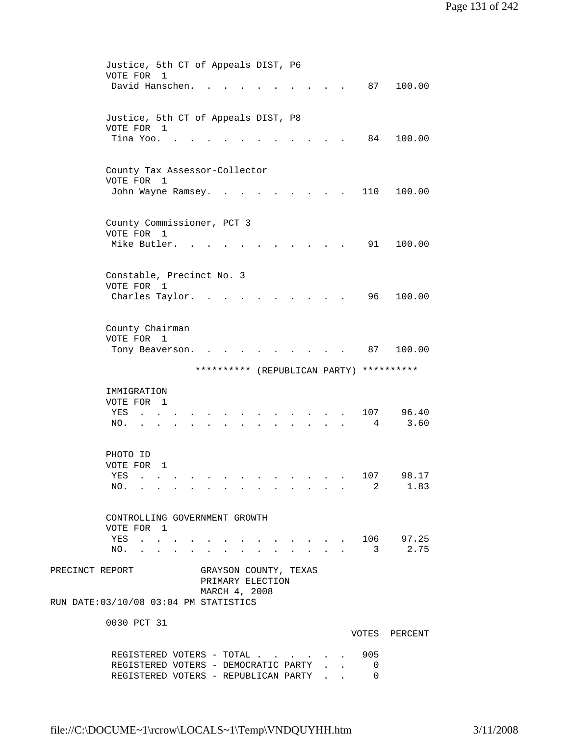Justice, 5th CT of Appeals DIST, P6
VOTE FOR 1

| | VOTES | PERCENT |
|---|---|---|
| David Hanschen. | 87 | 100.00 |

Justice, 5th CT of Appeals DIST, P8
VOTE FOR 1

| | VOTES | PERCENT |
|---|---|---|
| Tina Yoo. | 84 | 100.00 |

County Tax Assessor-Collector
VOTE FOR 1

| | VOTES | PERCENT |
|---|---|---|
| John Wayne Ramsey. | 110 | 100.00 |

County Commissioner, PCT 3
VOTE FOR 1

| | VOTES | PERCENT |
|---|---|---|
| Mike Butler. | 91 | 100.00 |

Constable, Precinct No. 3
VOTE FOR 1

| | VOTES | PERCENT |
|---|---|---|
| Charles Taylor. | 96 | 100.00 |

County Chairman
VOTE FOR 1

| | VOTES | PERCENT |
|---|---|---|
| Tony Beaverson. | 87 | 100.00 |

********** (REPUBLICAN PARTY) **********

IMMIGRATION
VOTE FOR 1

| | VOTES | PERCENT |
|---|---|---|
| YES | 107 | 96.40 |
| NO. | 4 | 3.60 |

PHOTO ID
VOTE FOR 1

| | VOTES | PERCENT |
|---|---|---|
| YES | 107 | 98.17 |
| NO. | 2 | 1.83 |

CONTROLLING GOVERNMENT GROWTH
VOTE FOR 1

| | VOTES | PERCENT |
|---|---|---|
| YES | 106 | 97.25 |
| NO. | 3 | 2.75 |

PRECINCT REPORT GRAYSON COUNTY, TEXAS
PRIMARY ELECTION
MARCH 4, 2008
RUN DATE:03/10/08 03:04 PM STATISTICS

0030 PCT 31

| | VOTES | PERCENT |
|---|---|---|
| REGISTERED VOTERS - TOTAL | 905 | |
| REGISTERED VOTERS - DEMOCRATIC PARTY | 0 | |
| REGISTERED VOTERS - REPUBLICAN PARTY | 0 | |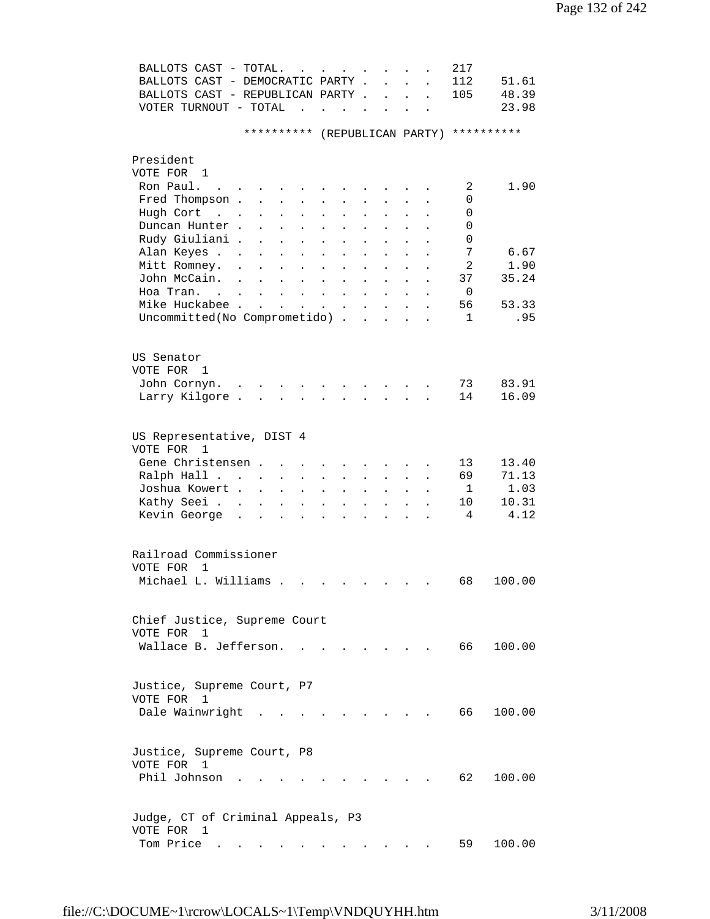| | | |
|---|---|---|
| BALLOTS CAST - TOTAL. | 217 | |
| BALLOTS CAST - DEMOCRATIC PARTY | 112 | 51.61 |
| BALLOTS CAST - REPUBLICAN PARTY | 105 | 48.39 |
| VOTER TURNOUT - TOTAL | | 23.98 |

********** (REPUBLICAN PARTY) **********

President
VOTE FOR 1

| | | |
|---|---|---|
| Ron Paul. | 2 | 1.90 |
| Fred Thompson | 0 | |
| Hugh Cort | 0 | |
| Duncan Hunter | 0 | |
| Rudy Giuliani | 0 | |
| Alan Keyes | 7 | 6.67 |
| Mitt Romney. | 2 | 1.90 |
| John McCain. | 37 | 35.24 |
| Hoa Tran. | 0 | |
| Mike Huckabee | 56 | 53.33 |
| Uncommitted(No Comprometido) | 1 | .95 |

US Senator
VOTE FOR 1

| | | |
|---|---|---|
| John Cornyn. | 73 | 83.91 |
| Larry Kilgore | 14 | 16.09 |

US Representative, DIST 4
VOTE FOR 1

| | | |
|---|---|---|
| Gene Christensen | 13 | 13.40 |
| Ralph Hall | 69 | 71.13 |
| Joshua Kowert | 1 | 1.03 |
| Kathy Seei | 10 | 10.31 |
| Kevin George | 4 | 4.12 |

Railroad Commissioner
VOTE FOR 1

| | | |
|---|---|---|
| Michael L. Williams | 68 | 100.00 |

Chief Justice, Supreme Court
VOTE FOR 1

| | | |
|---|---|---|
| Wallace B. Jefferson. | 66 | 100.00 |

Justice, Supreme Court, P7
VOTE FOR 1

| | | |
|---|---|---|
| Dale Wainwright | 66 | 100.00 |

Justice, Supreme Court, P8
VOTE FOR 1

| | | |
|---|---|---|
| Phil Johnson | 62 | 100.00 |

Judge, CT of Criminal Appeals, P3
VOTE FOR 1

| | | |
|---|---|---|
| Tom Price | 59 | 100.00 |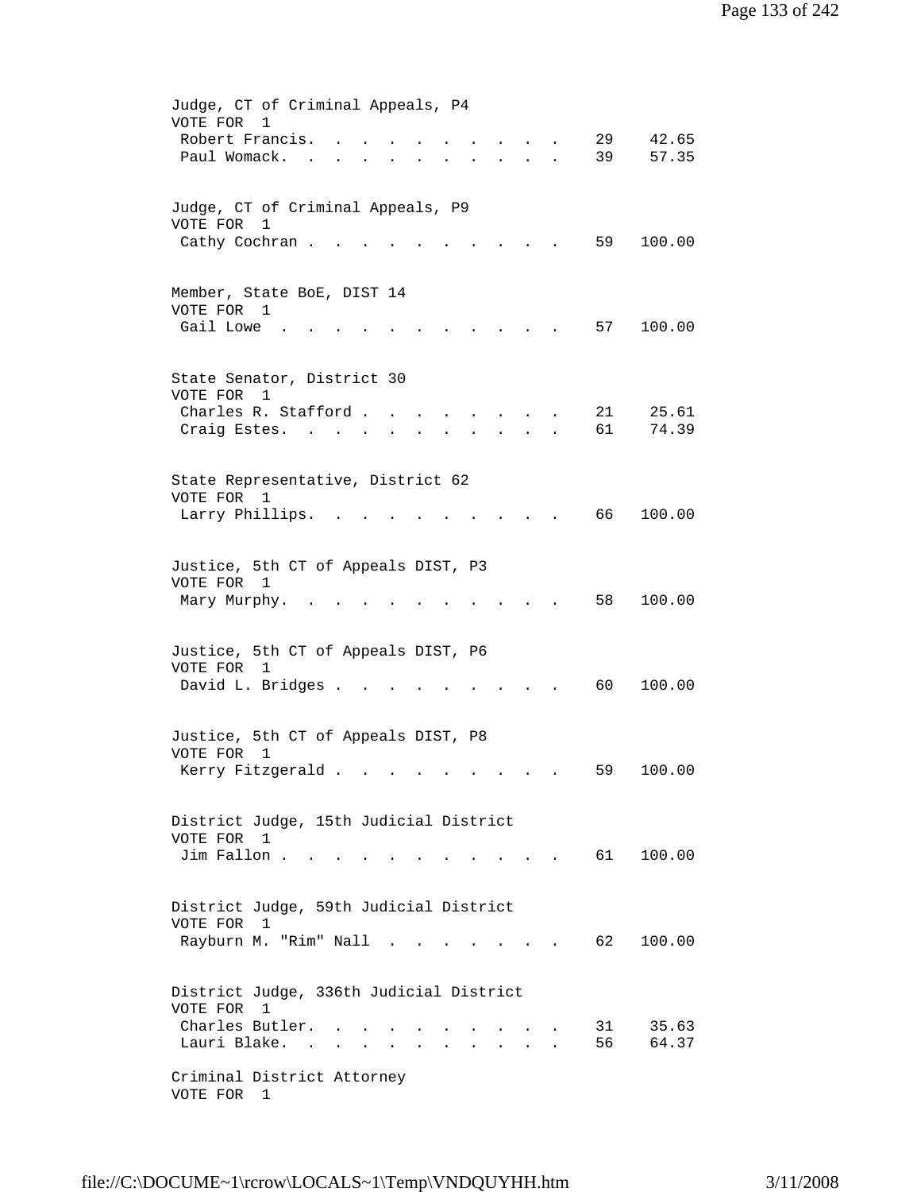Judge, CT of Criminal Appeals, P4
VOTE FOR 1

| Candidate | Votes | Percent |
|---|---|---|
| Robert Francis. | 29 | 42.65 |
| Paul Womack. | 39 | 57.35 |

Judge, CT of Criminal Appeals, P9
VOTE FOR 1

| Candidate | Votes | Percent |
|---|---|---|
| Cathy Cochran | 59 | 100.00 |

Member, State BoE, DIST 14
VOTE FOR 1

| Candidate | Votes | Percent |
|---|---|---|
| Gail Lowe | 57 | 100.00 |

State Senator, District 30
VOTE FOR 1

| Candidate | Votes | Percent |
|---|---|---|
| Charles R. Stafford | 21 | 25.61 |
| Craig Estes. | 61 | 74.39 |

State Representative, District 62
VOTE FOR 1

| Candidate | Votes | Percent |
|---|---|---|
| Larry Phillips. | 66 | 100.00 |

Justice, 5th CT of Appeals DIST, P3
VOTE FOR 1

| Candidate | Votes | Percent |
|---|---|---|
| Mary Murphy. | 58 | 100.00 |

Justice, 5th CT of Appeals DIST, P6
VOTE FOR 1

| Candidate | Votes | Percent |
|---|---|---|
| David L. Bridges | 60 | 100.00 |

Justice, 5th CT of Appeals DIST, P8
VOTE FOR 1

| Candidate | Votes | Percent |
|---|---|---|
| Kerry Fitzgerald | 59 | 100.00 |

District Judge, 15th Judicial District
VOTE FOR 1

| Candidate | Votes | Percent |
|---|---|---|
| Jim Fallon | 61 | 100.00 |

District Judge, 59th Judicial District
VOTE FOR 1

| Candidate | Votes | Percent |
|---|---|---|
| Rayburn M. "Rim" Nall | 62 | 100.00 |

District Judge, 336th Judicial District
VOTE FOR 1

| Candidate | Votes | Percent |
|---|---|---|
| Charles Butler. | 31 | 35.63 |
| Lauri Blake. | 56 | 64.37 |

Criminal District Attorney
VOTE FOR 1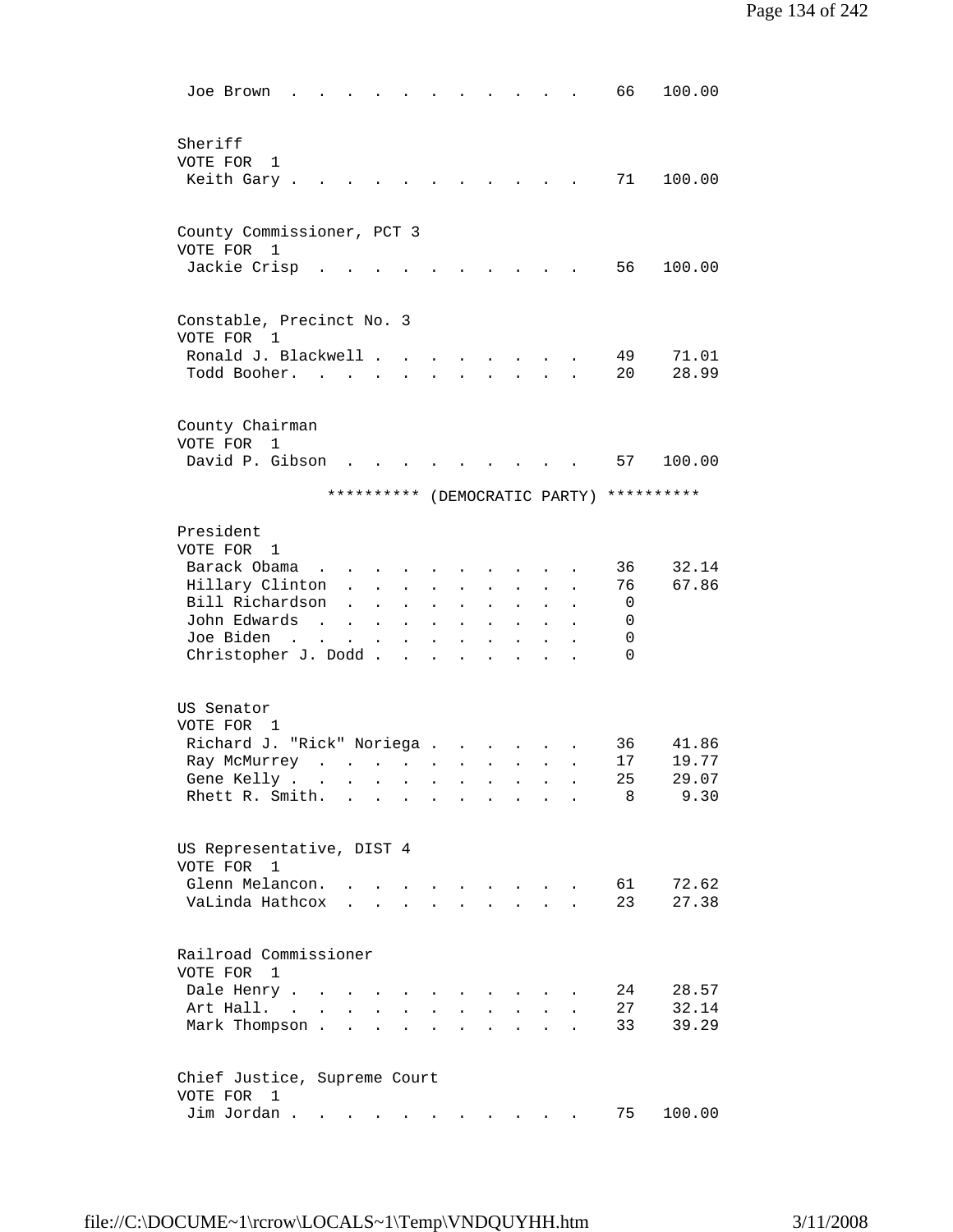| | | |
|---|---|---|
| Joe Brown | 66 | 100.00 |

Sheriff
VOTE FOR 1

| | | |
|---|---|---|
| Keith Gary | 71 | 100.00 |

County Commissioner, PCT 3
VOTE FOR 1

| | | |
|---|---|---|
| Jackie Crisp | 56 | 100.00 |

Constable, Precinct No. 3
VOTE FOR 1

| | | |
|---|---|---|
| Ronald J. Blackwell | 49 | 71.01 |
| Todd Booher. | 20 | 28.99 |

County Chairman
VOTE FOR 1

| | | |
|---|---|---|
| David P. Gibson | 57 | 100.00 |

********** (DEMOCRATIC PARTY) **********

President
VOTE FOR 1

| | | |
|---|---|---|
| Barack Obama | 36 | 32.14 |
| Hillary Clinton | 76 | 67.86 |
| Bill Richardson | 0 | |
| John Edwards | 0 | |
| Joe Biden | 0 | |
| Christopher J. Dodd | 0 | |

US Senator
VOTE FOR 1

| | | |
|---|---|---|
| Richard J. "Rick" Noriega | 36 | 41.86 |
| Ray McMurrey | 17 | 19.77 |
| Gene Kelly | 25 | 29.07 |
| Rhett R. Smith. | 8 | 9.30 |

US Representative, DIST 4
VOTE FOR 1

| | | |
|---|---|---|
| Glenn Melancon. | 61 | 72.62 |
| VaLinda Hathcox | 23 | 27.38 |

Railroad Commissioner
VOTE FOR 1

| | | |
|---|---|---|
| Dale Henry | 24 | 28.57 |
| Art Hall. | 27 | 32.14 |
| Mark Thompson | 33 | 39.29 |

Chief Justice, Supreme Court
VOTE FOR 1

| | | |
|---|---|---|
| Jim Jordan | 75 | 100.00 |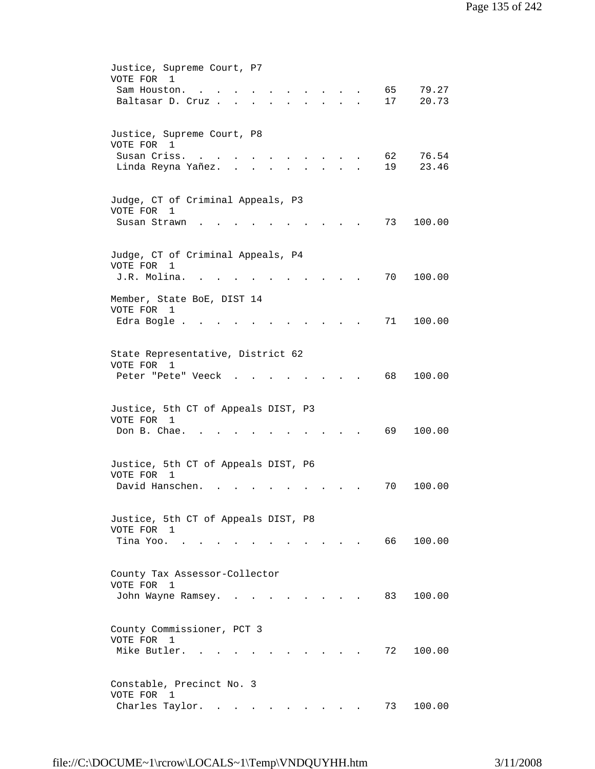Justice, Supreme Court, P7
VOTE FOR 1

| Candidate | Votes | Percent |
|---|---|---|
| Sam Houston | 65 | 79.27 |
| Baltasar D. Cruz | 17 | 20.73 |

Justice, Supreme Court, P8
VOTE FOR 1

| Candidate | Votes | Percent |
|---|---|---|
| Susan Criss | 62 | 76.54 |
| Linda Reyna Yañez | 19 | 23.46 |

Judge, CT of Criminal Appeals, P3
VOTE FOR 1

| Candidate | Votes | Percent |
|---|---|---|
| Susan Strawn | 73 | 100.00 |

Judge, CT of Criminal Appeals, P4
VOTE FOR 1

| Candidate | Votes | Percent |
|---|---|---|
| J.R. Molina | 70 | 100.00 |

Member, State BoE, DIST 14
VOTE FOR 1

| Candidate | Votes | Percent |
|---|---|---|
| Edra Bogle | 71 | 100.00 |

State Representative, District 62
VOTE FOR 1

| Candidate | Votes | Percent |
|---|---|---|
| Peter "Pete" Veeck | 68 | 100.00 |

Justice, 5th CT of Appeals DIST, P3
VOTE FOR 1

| Candidate | Votes | Percent |
|---|---|---|
| Don B. Chae | 69 | 100.00 |

Justice, 5th CT of Appeals DIST, P6
VOTE FOR 1

| Candidate | Votes | Percent |
|---|---|---|
| David Hanschen | 70 | 100.00 |

Justice, 5th CT of Appeals DIST, P8
VOTE FOR 1

| Candidate | Votes | Percent |
|---|---|---|
| Tina Yoo | 66 | 100.00 |

County Tax Assessor-Collector
VOTE FOR 1

| Candidate | Votes | Percent |
|---|---|---|
| John Wayne Ramsey | 83 | 100.00 |

County Commissioner, PCT 3
VOTE FOR 1

| Candidate | Votes | Percent |
|---|---|---|
| Mike Butler | 72 | 100.00 |

Constable, Precinct No. 3
VOTE FOR 1

| Candidate | Votes | Percent |
|---|---|---|
| Charles Taylor | 73 | 100.00 |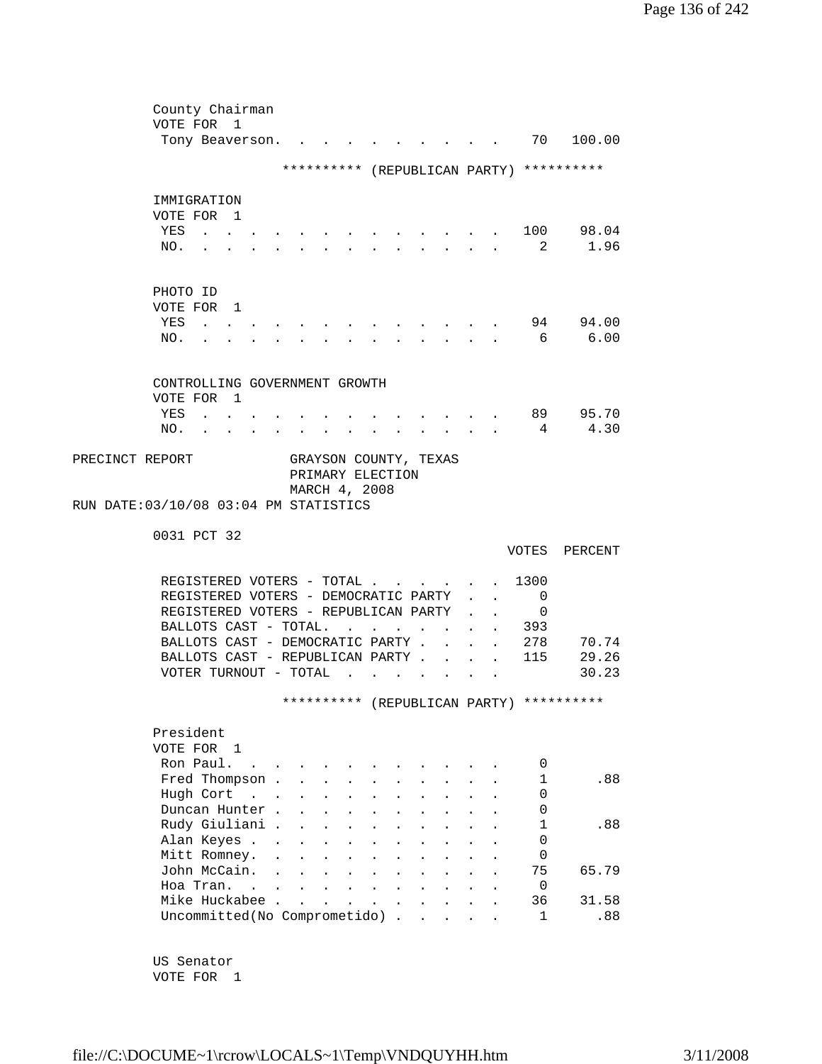County Chairman
VOTE FOR 1

| | | |
|---|---|---|
| Tony Beaverson | 70 | 100.00 |

********** (REPUBLICAN PARTY) **********

IMMIGRATION
VOTE FOR 1

| | | |
|---|---|---|
| YES | 100 | 98.04 |
| NO. | 2 | 1.96 |

PHOTO ID
VOTE FOR 1

| | | |
|---|---|---|
| YES | 94 | 94.00 |
| NO. | 6 | 6.00 |

CONTROLLING GOVERNMENT GROWTH
VOTE FOR 1

| | | |
|---|---|---|
| YES | 89 | 95.70 |
| NO. | 4 | 4.30 |

PRECINCT REPORT GRAYSON COUNTY, TEXAS
PRIMARY ELECTION
MARCH 4, 2008
RUN DATE:03/10/08 03:04 PM STATISTICS

0031 PCT 32

| | VOTES | PERCENT |
|---|---|---|
| REGISTERED VOTERS - TOTAL | 1300 | |
| REGISTERED VOTERS - DEMOCRATIC PARTY | 0 | |
| REGISTERED VOTERS - REPUBLICAN PARTY | 0 | |
| BALLOTS CAST - TOTAL. | 393 | |
| BALLOTS CAST - DEMOCRATIC PARTY | 278 | 70.74 |
| BALLOTS CAST - REPUBLICAN PARTY | 115 | 29.26 |
| VOTER TURNOUT - TOTAL | | 30.23 |

********** (REPUBLICAN PARTY) **********

President
VOTE FOR 1

| | | |
|---|---|---|
| Ron Paul. | 0 | |
| Fred Thompson | 1 | .88 |
| Hugh Cort | 0 | |
| Duncan Hunter | 0 | |
| Rudy Giuliani | 1 | .88 |
| Alan Keyes | 0 | |
| Mitt Romney. | 0 | |
| John McCain. | 75 | 65.79 |
| Hoa Tran. | 0 | |
| Mike Huckabee | 36 | 31.58 |
| Uncommitted(No Comprometido) | 1 | .88 |

US Senator
VOTE FOR 1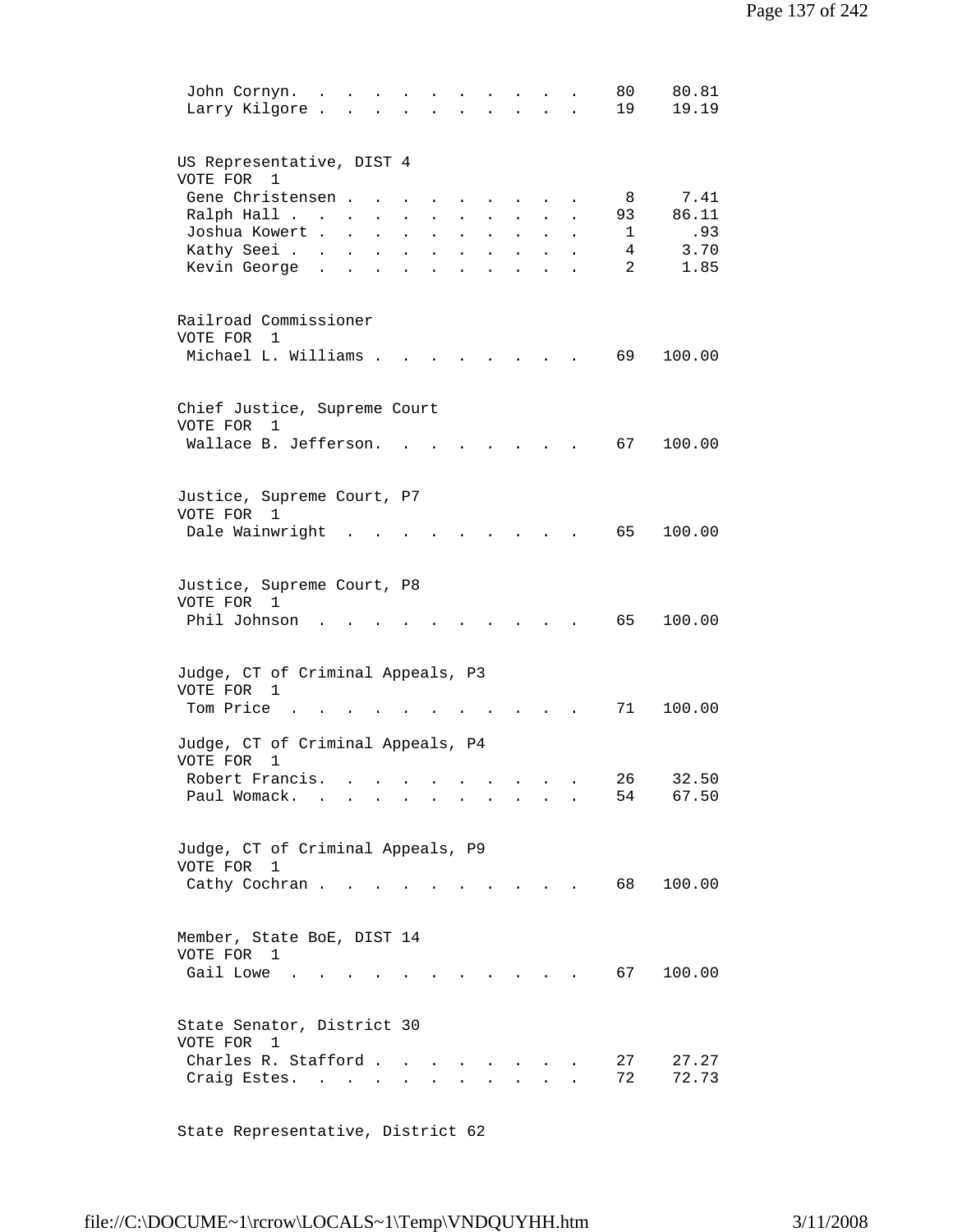| | | |
|---|---|---|
| John Cornyn | 80 | 80.81 |
| Larry Kilgore | 19 | 19.19 |

US Representative, DIST 4
VOTE FOR 1

| | | |
|---|---|---|
| Gene Christensen | 8 | 7.41 |
| Ralph Hall | 93 | 86.11 |
| Joshua Kowert | 1 | .93 |
| Kathy Seei | 4 | 3.70 |
| Kevin George | 2 | 1.85 |

Railroad Commissioner
VOTE FOR 1

| | | |
|---|---|---|
| Michael L. Williams | 69 | 100.00 |

Chief Justice, Supreme Court
VOTE FOR 1

| | | |
|---|---|---|
| Wallace B. Jefferson | 67 | 100.00 |

Justice, Supreme Court, P7
VOTE FOR 1

| | | |
|---|---|---|
| Dale Wainwright | 65 | 100.00 |

Justice, Supreme Court, P8
VOTE FOR 1

| | | |
|---|---|---|
| Phil Johnson | 65 | 100.00 |

Judge, CT of Criminal Appeals, P3
VOTE FOR 1

| | | |
|---|---|---|
| Tom Price | 71 | 100.00 |

Judge, CT of Criminal Appeals, P4
VOTE FOR 1

| | | |
|---|---|---|
| Robert Francis | 26 | 32.50 |
| Paul Womack | 54 | 67.50 |

Judge, CT of Criminal Appeals, P9
VOTE FOR 1

| | | |
|---|---|---|
| Cathy Cochran | 68 | 100.00 |

Member, State BoE, DIST 14
VOTE FOR 1

| | | |
|---|---|---|
| Gail Lowe | 67 | 100.00 |

State Senator, District 30
VOTE FOR 1

| | | |
|---|---|---|
| Charles R. Stafford | 27 | 27.27 |
| Craig Estes | 72 | 72.73 |

State Representative, District 62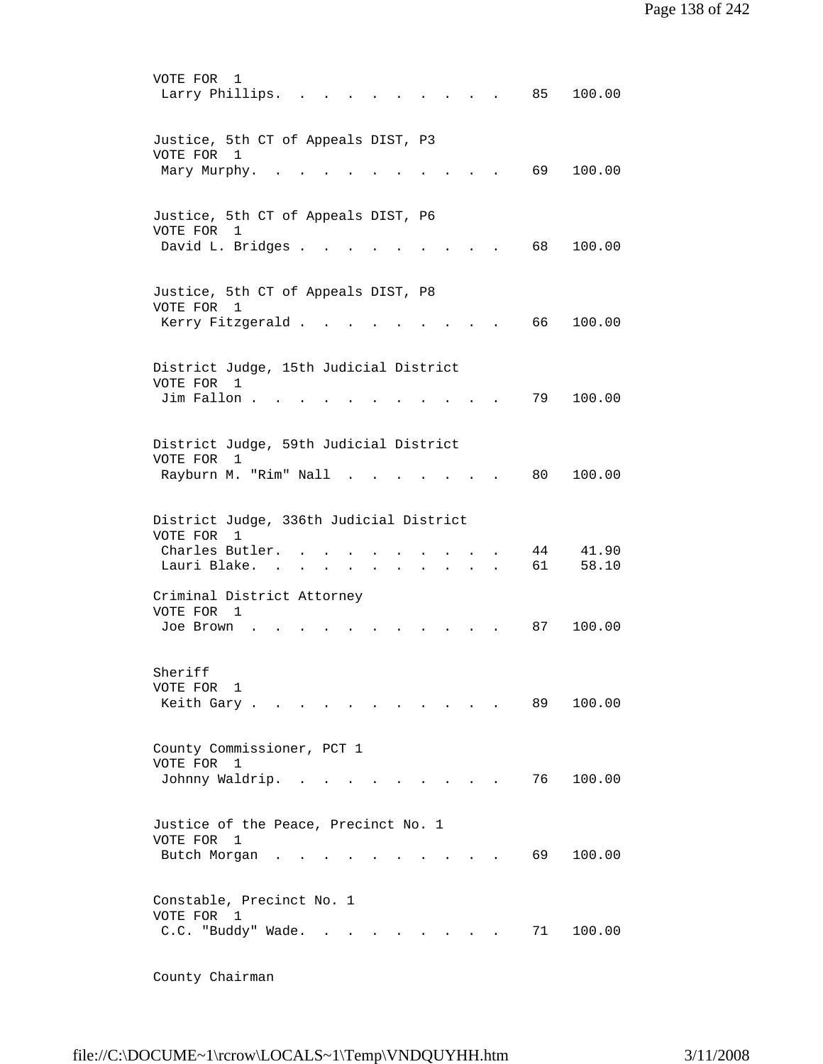VOTE FOR 1

| Candidate | Votes | Percent |
|---|---|---|
| Larry Phillips | 85 | 100.00 |

Justice, 5th CT of Appeals DIST, P3
VOTE FOR 1

| Candidate | Votes | Percent |
|---|---|---|
| Mary Murphy | 69 | 100.00 |

Justice, 5th CT of Appeals DIST, P6
VOTE FOR 1

| Candidate | Votes | Percent |
|---|---|---|
| David L. Bridges | 68 | 100.00 |

Justice, 5th CT of Appeals DIST, P8
VOTE FOR 1

| Candidate | Votes | Percent |
|---|---|---|
| Kerry Fitzgerald | 66 | 100.00 |

District Judge, 15th Judicial District
VOTE FOR 1

| Candidate | Votes | Percent |
|---|---|---|
| Jim Fallon | 79 | 100.00 |

District Judge, 59th Judicial District
VOTE FOR 1

| Candidate | Votes | Percent |
|---|---|---|
| Rayburn M. "Rim" Nall | 80 | 100.00 |

District Judge, 336th Judicial District
VOTE FOR 1

| Candidate | Votes | Percent |
|---|---|---|
| Charles Butler | 44 | 41.90 |
| Lauri Blake | 61 | 58.10 |

Criminal District Attorney
VOTE FOR 1

| Candidate | Votes | Percent |
|---|---|---|
| Joe Brown | 87 | 100.00 |

Sheriff
VOTE FOR 1

| Candidate | Votes | Percent |
|---|---|---|
| Keith Gary | 89 | 100.00 |

County Commissioner, PCT 1
VOTE FOR 1

| Candidate | Votes | Percent |
|---|---|---|
| Johnny Waldrip | 76 | 100.00 |

Justice of the Peace, Precinct No. 1
VOTE FOR 1

| Candidate | Votes | Percent |
|---|---|---|
| Butch Morgan | 69 | 100.00 |

Constable, Precinct No. 1
VOTE FOR 1

| Candidate | Votes | Percent |
|---|---|---|
| C.C. "Buddy" Wade | 71 | 100.00 |

County Chairman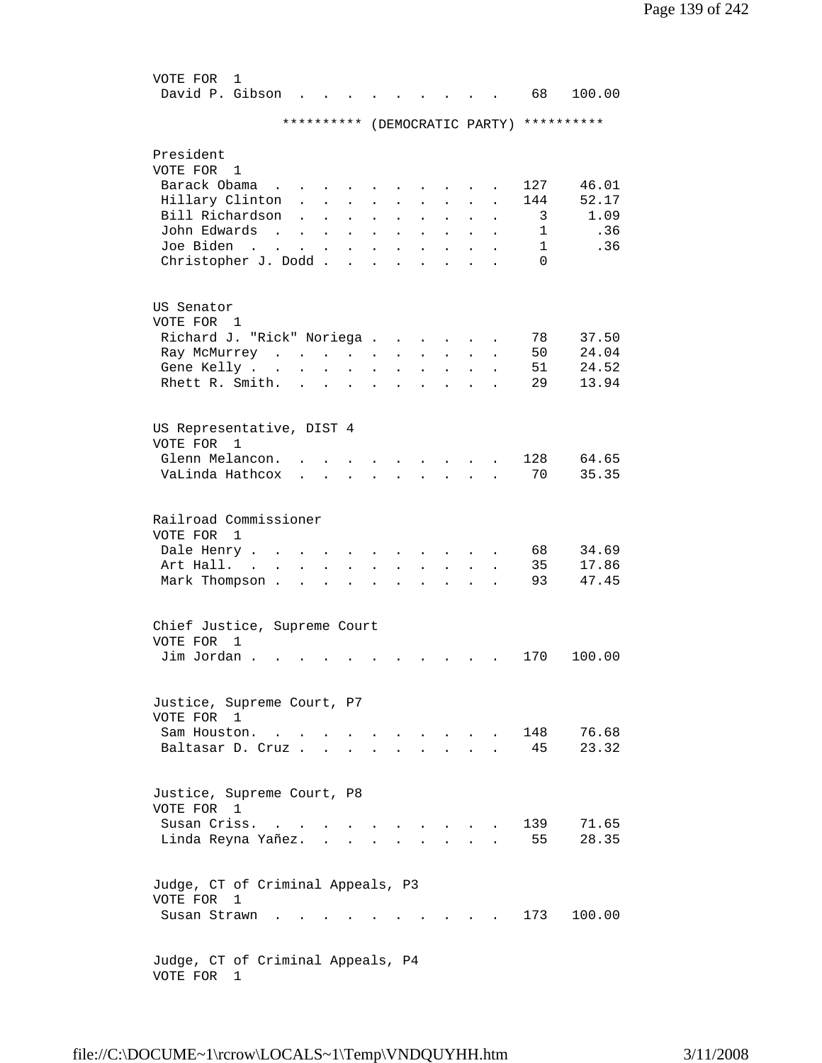VOTE FOR 1

| | | |
|---|---|---|
| David P. Gibson | 68 | 100.00 |

********** (DEMOCRATIC PARTY) **********

President
VOTE FOR 1

| | | |
|---|---|---|
| Barack Obama | 127 | 46.01 |
| Hillary Clinton | 144 | 52.17 |
| Bill Richardson | 3 | 1.09 |
| John Edwards | 1 | .36 |
| Joe Biden | 1 | .36 |
| Christopher J. Dodd | 0 | |

US Senator
VOTE FOR 1

| | | |
|---|---|---|
| Richard J. "Rick" Noriega | 78 | 37.50 |
| Ray McMurrey | 50 | 24.04 |
| Gene Kelly | 51 | 24.52 |
| Rhett R. Smith. | 29 | 13.94 |

US Representative, DIST 4
VOTE FOR 1

| | | |
|---|---|---|
| Glenn Melancon. | 128 | 64.65 |
| VaLinda Hathcox | 70 | 35.35 |

Railroad Commissioner
VOTE FOR 1

| | | |
|---|---|---|
| Dale Henry | 68 | 34.69 |
| Art Hall. | 35 | 17.86 |
| Mark Thompson | 93 | 47.45 |

Chief Justice, Supreme Court
VOTE FOR 1

| | | |
|---|---|---|
| Jim Jordan | 170 | 100.00 |

Justice, Supreme Court, P7
VOTE FOR 1

| | | |
|---|---|---|
| Sam Houston. | 148 | 76.68 |
| Baltasar D. Cruz | 45 | 23.32 |

Justice, Supreme Court, P8
VOTE FOR 1

| | | |
|---|---|---|
| Susan Criss. | 139 | 71.65 |
| Linda Reyna Yañez. | 55 | 28.35 |

Judge, CT of Criminal Appeals, P3
VOTE FOR 1

| | | |
|---|---|---|
| Susan Strawn | 173 | 100.00 |

Judge, CT of Criminal Appeals, P4
VOTE FOR 1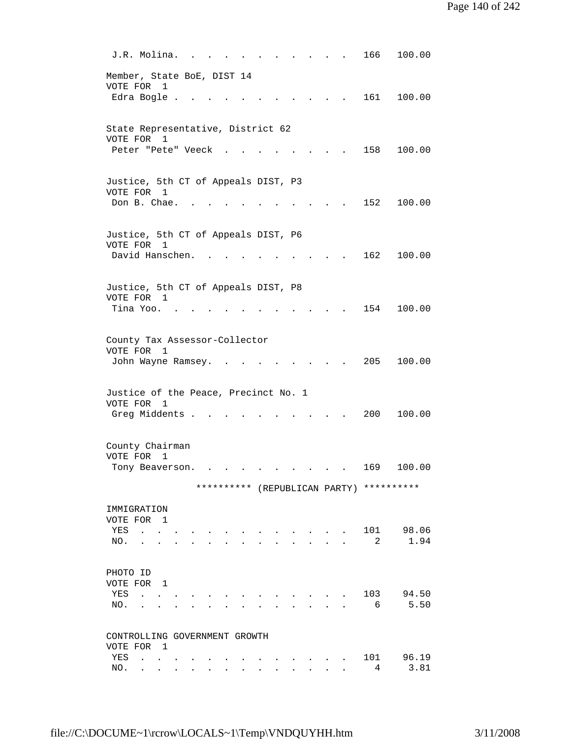| | | |
|---|---|---|
| J.R. Molina | 166 | 100.00 |

**Member, State BoE, DIST 14**
VOTE FOR 1

| | | |
|---|---|---|
| Edra Bogle | 161 | 100.00 |

**State Representative, District 62**
VOTE FOR 1

| | | |
|---|---|---|
| Peter "Pete" Veeck | 158 | 100.00 |

**Justice, 5th CT of Appeals DIST, P3**
VOTE FOR 1

| | | |
|---|---|---|
| Don B. Chae | 152 | 100.00 |

**Justice, 5th CT of Appeals DIST, P6**
VOTE FOR 1

| | | |
|---|---|---|
| David Hanschen | 162 | 100.00 |

**Justice, 5th CT of Appeals DIST, P8**
VOTE FOR 1

| | | |
|---|---|---|
| Tina Yoo | 154 | 100.00 |

**County Tax Assessor-Collector**
VOTE FOR 1

| | | |
|---|---|---|
| John Wayne Ramsey | 205 | 100.00 |

**Justice of the Peace, Precinct No. 1**
VOTE FOR 1

| | | |
|---|---|---|
| Greg Middents | 200 | 100.00 |

**County Chairman**
VOTE FOR 1

| | | |
|---|---|---|
| Tony Beaverson | 169 | 100.00 |

********** (REPUBLICAN PARTY) **********

**IMMIGRATION**
VOTE FOR 1

| | | |
|---|---|---|
| YES | 101 | 98.06 |
| NO | 2 | 1.94 |

**PHOTO ID**
VOTE FOR 1

| | | |
|---|---|---|
| YES | 103 | 94.50 |
| NO | 6 | 5.50 |

**CONTROLLING GOVERNMENT GROWTH**
VOTE FOR 1

| | | |
|---|---|---|
| YES | 101 | 96.19 |
| NO | 4 | 3.81 |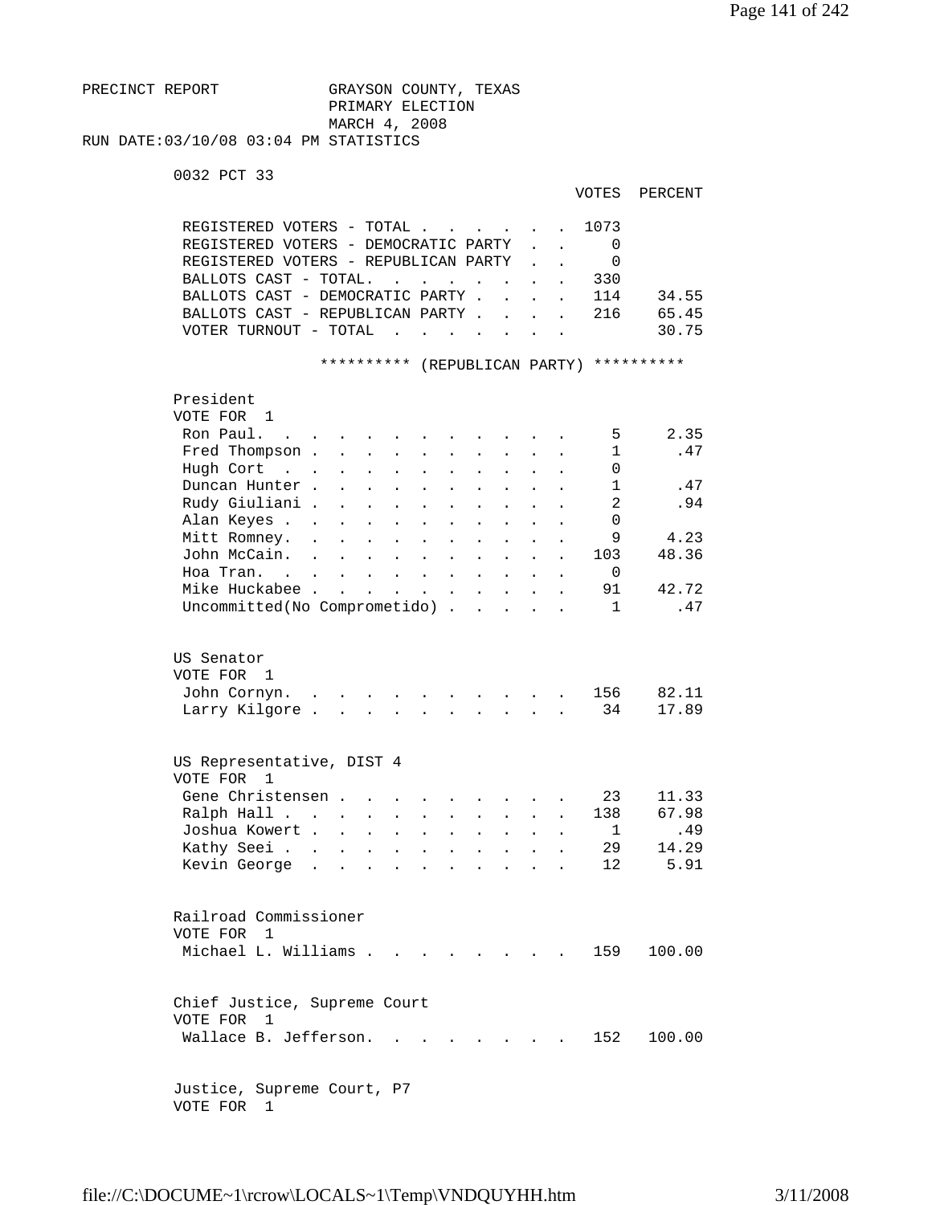PRECINCT REPORT GRAYSON COUNTY, TEXAS
PRIMARY ELECTION
MARCH 4, 2008
RUN DATE:03/10/08 03:04 PM STATISTICS

0032 PCT 33

| | VOTES | PERCENT |
|---|---|---|
| REGISTERED VOTERS - TOTAL | 1073 | |
| REGISTERED VOTERS - DEMOCRATIC PARTY | 0 | |
| REGISTERED VOTERS - REPUBLICAN PARTY | 0 | |
| BALLOTS CAST - TOTAL. | 330 | |
| BALLOTS CAST - DEMOCRATIC PARTY | 114 | 34.55 |
| BALLOTS CAST - REPUBLICAN PARTY | 216 | 65.45 |
| VOTER TURNOUT - TOTAL | | 30.75 |

********** (REPUBLICAN PARTY) **********

President
VOTE FOR 1

| | VOTES | PERCENT |
|---|---|---|
| Ron Paul. | 5 | 2.35 |
| Fred Thompson | 1 | .47 |
| Hugh Cort | 0 | |
| Duncan Hunter | 1 | .47 |
| Rudy Giuliani | 2 | .94 |
| Alan Keyes | 0 | |
| Mitt Romney. | 9 | 4.23 |
| John McCain. | 103 | 48.36 |
| Hoa Tran. | 0 | |
| Mike Huckabee | 91 | 42.72 |
| Uncommitted(No Comprometido) | 1 | .47 |

US Senator
VOTE FOR 1

| | VOTES | PERCENT |
|---|---|---|
| John Cornyn. | 156 | 82.11 |
| Larry Kilgore | 34 | 17.89 |

US Representative, DIST 4
VOTE FOR 1

| | VOTES | PERCENT |
|---|---|---|
| Gene Christensen | 23 | 11.33 |
| Ralph Hall | 138 | 67.98 |
| Joshua Kowert | 1 | .49 |
| Kathy Seei | 29 | 14.29 |
| Kevin George | 12 | 5.91 |

Railroad Commissioner
VOTE FOR 1

| | VOTES | PERCENT |
|---|---|---|
| Michael L. Williams | 159 | 100.00 |

Chief Justice, Supreme Court
VOTE FOR 1

| | VOTES | PERCENT |
|---|---|---|
| Wallace B. Jefferson. | 152 | 100.00 |

Justice, Supreme Court, P7
VOTE FOR 1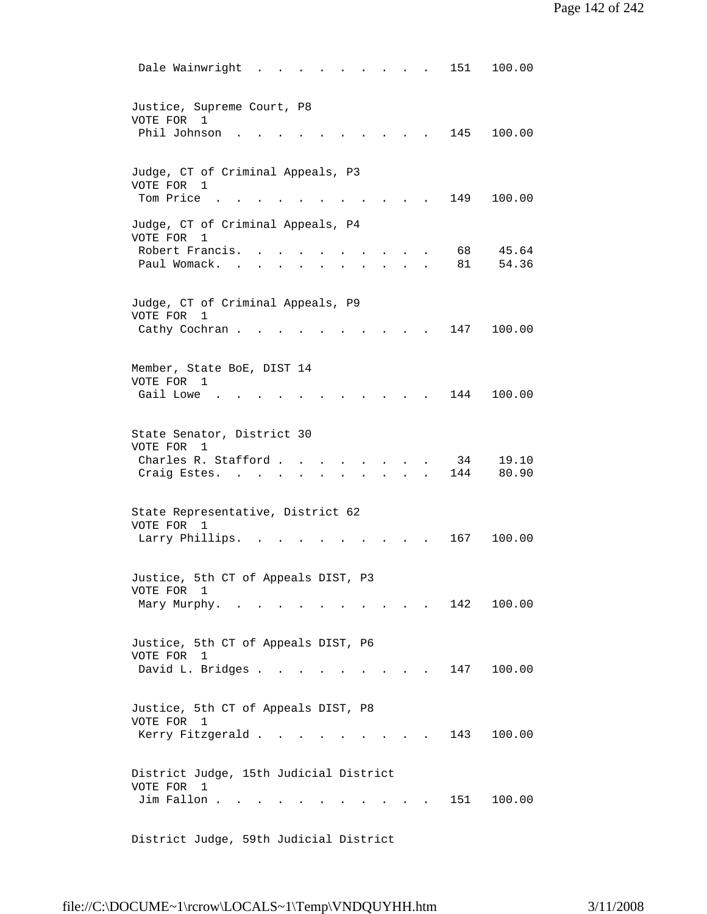```
 Dale Wainwright  . . . . . . . . . . .  151   100.00


Justice, Supreme Court, P8
VOTE FOR  1
 Phil Johnson  . . . . . . . . . . . .  145   100.00


Judge, CT of Criminal Appeals, P3
VOTE FOR  1
 Tom Price  . . . . . . . . . . . . .  149   100.00

Judge, CT of Criminal Appeals, P4
VOTE FOR  1
 Robert Francis. . . . . . . . . . . .   68    45.64
 Paul Womack. . . . . . . . . . . . .   81    54.36


Judge, CT of Criminal Appeals, P9
VOTE FOR  1
 Cathy Cochran . . . . . . . . . . . .  147   100.00


Member, State BoE, DIST 14
VOTE FOR  1
 Gail Lowe  . . . . . . . . . . . . .  144   100.00


State Senator, District 30
VOTE FOR  1
 Charles R. Stafford . . . . . . . . .   34    19.10
 Craig Estes. . . . . . . . . . . . .  144    80.90


State Representative, District 62
VOTE FOR  1
 Larry Phillips. . . . . . . . . . . .  167   100.00


Justice, 5th CT of Appeals DIST, P3
VOTE FOR  1
 Mary Murphy. . . . . . . . . . . . .  142   100.00


Justice, 5th CT of Appeals DIST, P6
VOTE FOR  1
 David L. Bridges . . . . . . . . . . .  147   100.00


Justice, 5th CT of Appeals DIST, P8
VOTE FOR  1
 Kerry Fitzgerald . . . . . . . . . . .  143   100.00


District Judge, 15th Judicial District
VOTE FOR  1
 Jim Fallon . . . . . . . . . . . . .  151   100.00


District Judge, 59th Judicial District
```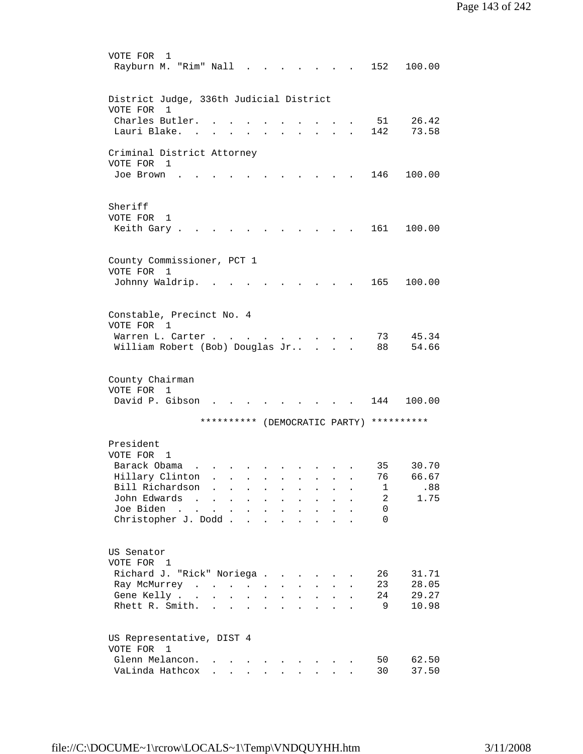VOTE FOR 1

| Candidate | Votes | Percent |
|---|---|---|
| Rayburn M. "Rim" Nall | 152 | 100.00 |

District Judge, 336th Judicial District

VOTE FOR 1

| Candidate | Votes | Percent |
|---|---|---|
| Charles Butler. | 51 | 26.42 |
| Lauri Blake. | 142 | 73.58 |

Criminal District Attorney

VOTE FOR 1

| Candidate | Votes | Percent |
|---|---|---|
| Joe Brown | 146 | 100.00 |

Sheriff

VOTE FOR 1

| Candidate | Votes | Percent |
|---|---|---|
| Keith Gary | 161 | 100.00 |

County Commissioner, PCT 1

VOTE FOR 1

| Candidate | Votes | Percent |
|---|---|---|
| Johnny Waldrip. | 165 | 100.00 |

Constable, Precinct No. 4

VOTE FOR 1

| Candidate | Votes | Percent |
|---|---|---|
| Warren L. Carter | 73 | 45.34 |
| William Robert (Bob) Douglas Jr.. | 88 | 54.66 |

County Chairman

VOTE FOR 1

| Candidate | Votes | Percent |
|---|---|---|
| David P. Gibson | 144 | 100.00 |

********** (DEMOCRATIC PARTY) **********

President

VOTE FOR 1

| Candidate | Votes | Percent |
|---|---|---|
| Barack Obama | 35 | 30.70 |
| Hillary Clinton | 76 | 66.67 |
| Bill Richardson | 1 | .88 |
| John Edwards | 2 | 1.75 |
| Joe Biden | 0 | |
| Christopher J. Dodd | 0 | |

US Senator

VOTE FOR 1

| Candidate | Votes | Percent |
|---|---|---|
| Richard J. "Rick" Noriega | 26 | 31.71 |
| Ray McMurrey | 23 | 28.05 |
| Gene Kelly | 24 | 29.27 |
| Rhett R. Smith. | 9 | 10.98 |

US Representative, DIST 4

VOTE FOR 1

| Candidate | Votes | Percent |
|---|---|---|
| Glenn Melancon. | 50 | 62.50 |
| VaLinda Hathcox | 30 | 37.50 |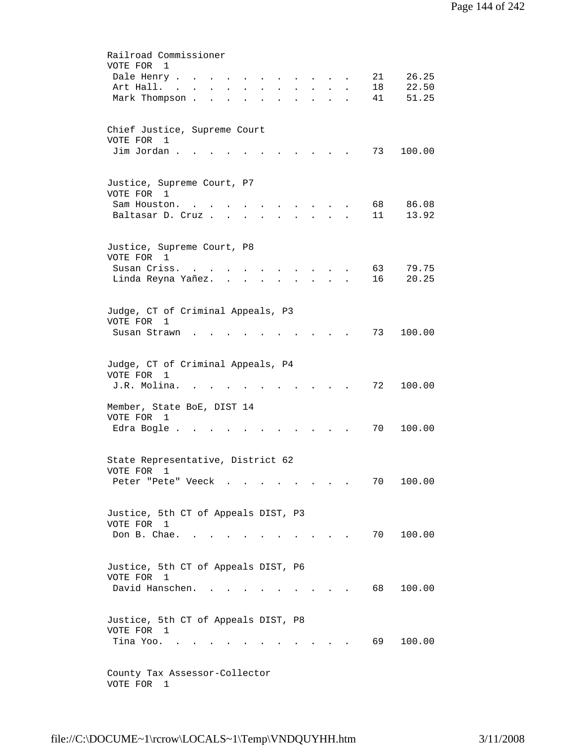Railroad Commissioner
VOTE FOR 1

| Candidate | Votes | Percent |
|---|---|---|
| Dale Henry | 21 | 26.25 |
| Art Hall | 18 | 22.50 |
| Mark Thompson | 41 | 51.25 |

Chief Justice, Supreme Court
VOTE FOR 1

| Candidate | Votes | Percent |
|---|---|---|
| Jim Jordan | 73 | 100.00 |

Justice, Supreme Court, P7
VOTE FOR 1

| Candidate | Votes | Percent |
|---|---|---|
| Sam Houston | 68 | 86.08 |
| Baltasar D. Cruz | 11 | 13.92 |

Justice, Supreme Court, P8
VOTE FOR 1

| Candidate | Votes | Percent |
|---|---|---|
| Susan Criss | 63 | 79.75 |
| Linda Reyna Yañez | 16 | 20.25 |

Judge, CT of Criminal Appeals, P3
VOTE FOR 1

| Candidate | Votes | Percent |
|---|---|---|
| Susan Strawn | 73 | 100.00 |

Judge, CT of Criminal Appeals, P4
VOTE FOR 1

| Candidate | Votes | Percent |
|---|---|---|
| J.R. Molina | 72 | 100.00 |

Member, State BoE, DIST 14
VOTE FOR 1

| Candidate | Votes | Percent |
|---|---|---|
| Edra Bogle | 70 | 100.00 |

State Representative, District 62
VOTE FOR 1

| Candidate | Votes | Percent |
|---|---|---|
| Peter "Pete" Veeck | 70 | 100.00 |

Justice, 5th CT of Appeals DIST, P3
VOTE FOR 1

| Candidate | Votes | Percent |
|---|---|---|
| Don B. Chae | 70 | 100.00 |

Justice, 5th CT of Appeals DIST, P6
VOTE FOR 1

| Candidate | Votes | Percent |
|---|---|---|
| David Hanschen | 68 | 100.00 |

Justice, 5th CT of Appeals DIST, P8
VOTE FOR 1

| Candidate | Votes | Percent |
|---|---|---|
| Tina Yoo | 69 | 100.00 |

County Tax Assessor-Collector
VOTE FOR 1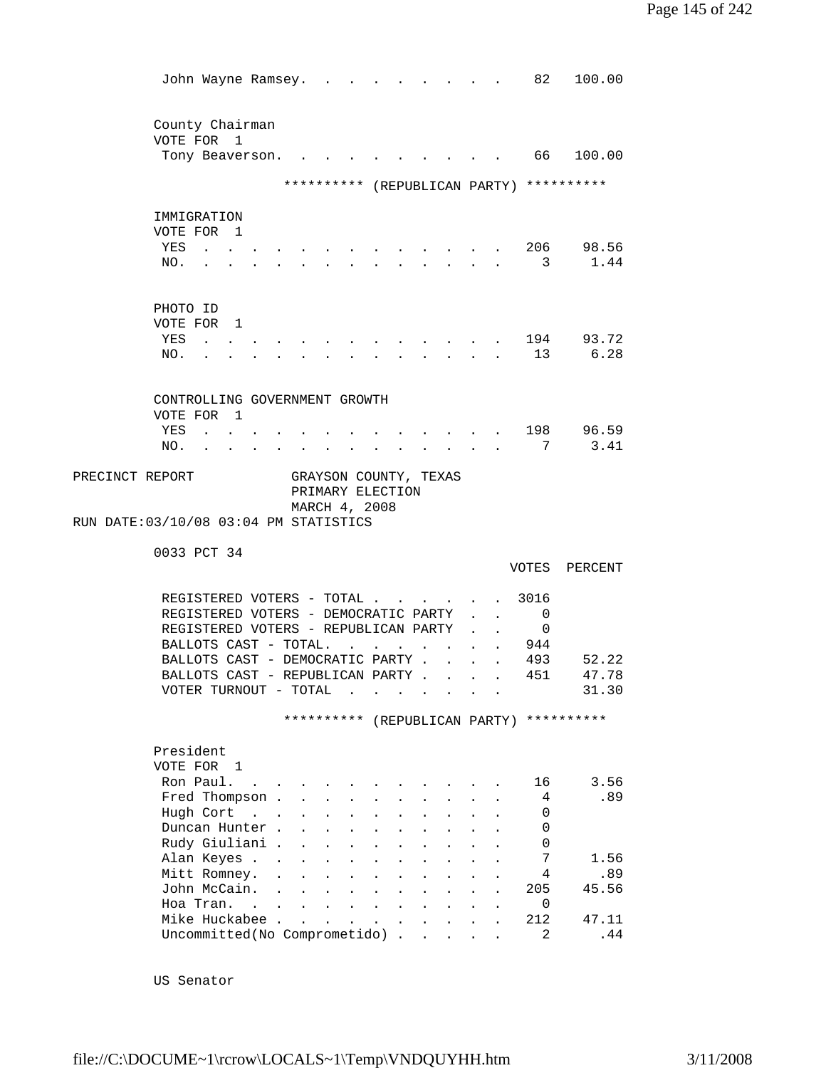| | VOTES | PERCENT |
|---|---|---|
| John Wayne Ramsey. | 82 | 100.00 |

County Chairman
VOTE FOR 1

| | VOTES | PERCENT |
|---|---|---|
| Tony Beaverson. | 66 | 100.00 |

********** (REPUBLICAN PARTY) **********

IMMIGRATION
VOTE FOR 1

| | VOTES | PERCENT |
|---|---|---|
| YES | 206 | 98.56 |
| NO. | 3 | 1.44 |

PHOTO ID
VOTE FOR 1

| | VOTES | PERCENT |
|---|---|---|
| YES | 194 | 93.72 |
| NO. | 13 | 6.28 |

CONTROLLING GOVERNMENT GROWTH
VOTE FOR 1

| | VOTES | PERCENT |
|---|---|---|
| YES | 198 | 96.59 |
| NO. | 7 | 3.41 |

PRECINCT REPORT GRAYSON COUNTY, TEXAS
PRIMARY ELECTION
MARCH 4, 2008
RUN DATE:03/10/08 03:04 PM STATISTICS

0033 PCT 34

| | VOTES | PERCENT |
|---|---|---|
| REGISTERED VOTERS - TOTAL | 3016 | |
| REGISTERED VOTERS - DEMOCRATIC PARTY | 0 | |
| REGISTERED VOTERS - REPUBLICAN PARTY | 0 | |
| BALLOTS CAST - TOTAL. | 944 | |
| BALLOTS CAST - DEMOCRATIC PARTY | 493 | 52.22 |
| BALLOTS CAST - REPUBLICAN PARTY | 451 | 47.78 |
| VOTER TURNOUT - TOTAL | | 31.30 |

********** (REPUBLICAN PARTY) **********

President
VOTE FOR 1

| | VOTES | PERCENT |
|---|---|---|
| Ron Paul. | 16 | 3.56 |
| Fred Thompson | 4 | .89 |
| Hugh Cort | 0 | |
| Duncan Hunter | 0 | |
| Rudy Giuliani | 0 | |
| Alan Keyes | 7 | 1.56 |
| Mitt Romney. | 4 | .89 |
| John McCain. | 205 | 45.56 |
| Hoa Tran. | 0 | |
| Mike Huckabee | 212 | 47.11 |
| Uncommitted(No Comprometido) | 2 | .44 |

US Senator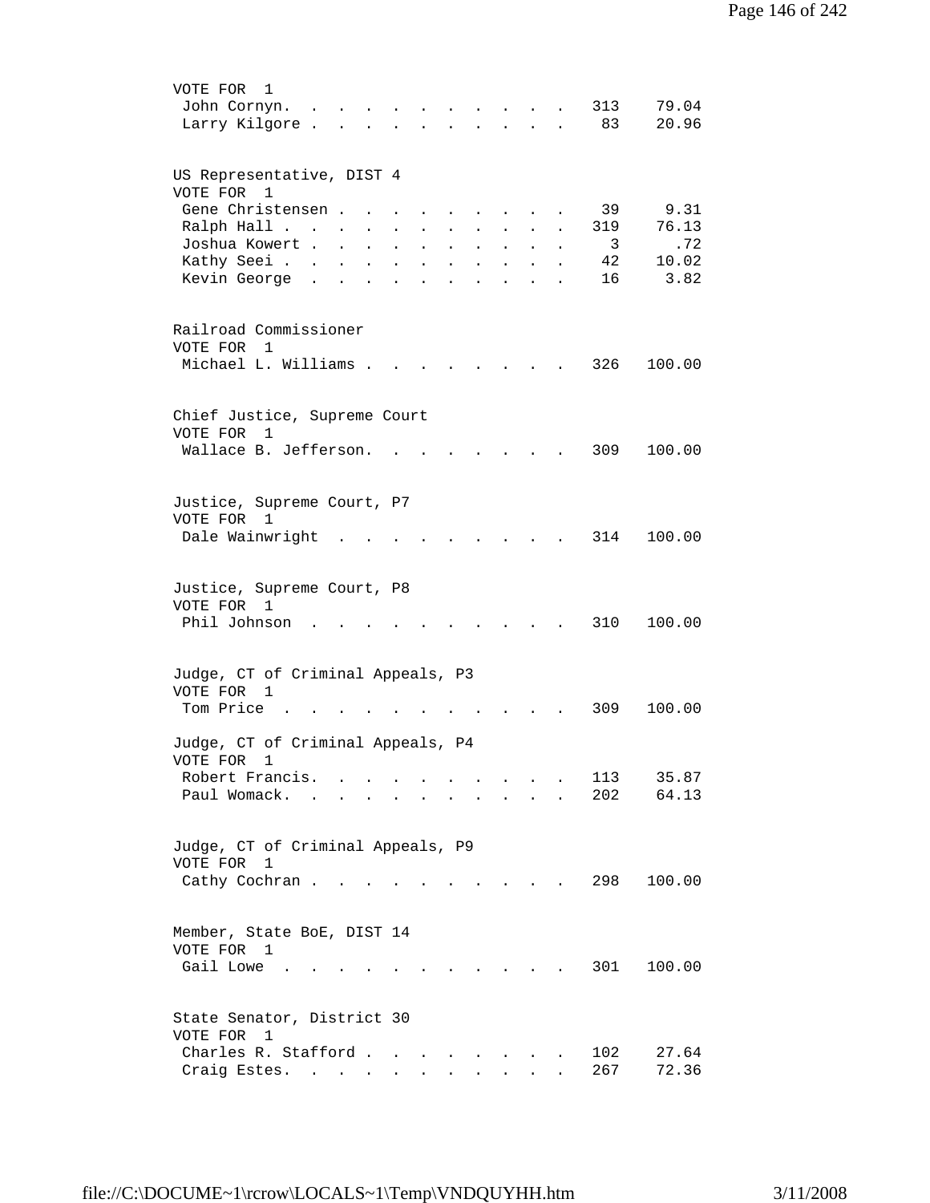VOTE FOR 1

| Candidate | Votes | Percent |
|---|---|---|
| John Cornyn | 313 | 79.04 |
| Larry Kilgore | 83 | 20.96 |

US Representative, DIST 4
VOTE FOR 1

| Candidate | Votes | Percent |
|---|---|---|
| Gene Christensen | 39 | 9.31 |
| Ralph Hall | 319 | 76.13 |
| Joshua Kowert | 3 | .72 |
| Kathy Seei | 42 | 10.02 |
| Kevin George | 16 | 3.82 |

Railroad Commissioner
VOTE FOR 1

| Candidate | Votes | Percent |
|---|---|---|
| Michael L. Williams | 326 | 100.00 |

Chief Justice, Supreme Court
VOTE FOR 1

| Candidate | Votes | Percent |
|---|---|---|
| Wallace B. Jefferson | 309 | 100.00 |

Justice, Supreme Court, P7
VOTE FOR 1

| Candidate | Votes | Percent |
|---|---|---|
| Dale Wainwright | 314 | 100.00 |

Justice, Supreme Court, P8
VOTE FOR 1

| Candidate | Votes | Percent |
|---|---|---|
| Phil Johnson | 310 | 100.00 |

Judge, CT of Criminal Appeals, P3
VOTE FOR 1

| Candidate | Votes | Percent |
|---|---|---|
| Tom Price | 309 | 100.00 |

Judge, CT of Criminal Appeals, P4
VOTE FOR 1

| Candidate | Votes | Percent |
|---|---|---|
| Robert Francis | 113 | 35.87 |
| Paul Womack | 202 | 64.13 |

Judge, CT of Criminal Appeals, P9
VOTE FOR 1

| Candidate | Votes | Percent |
|---|---|---|
| Cathy Cochran | 298 | 100.00 |

Member, State BoE, DIST 14
VOTE FOR 1

| Candidate | Votes | Percent |
|---|---|---|
| Gail Lowe | 301 | 100.00 |

State Senator, District 30
VOTE FOR 1

| Candidate | Votes | Percent |
|---|---|---|
| Charles R. Stafford | 102 | 27.64 |
| Craig Estes | 267 | 72.36 |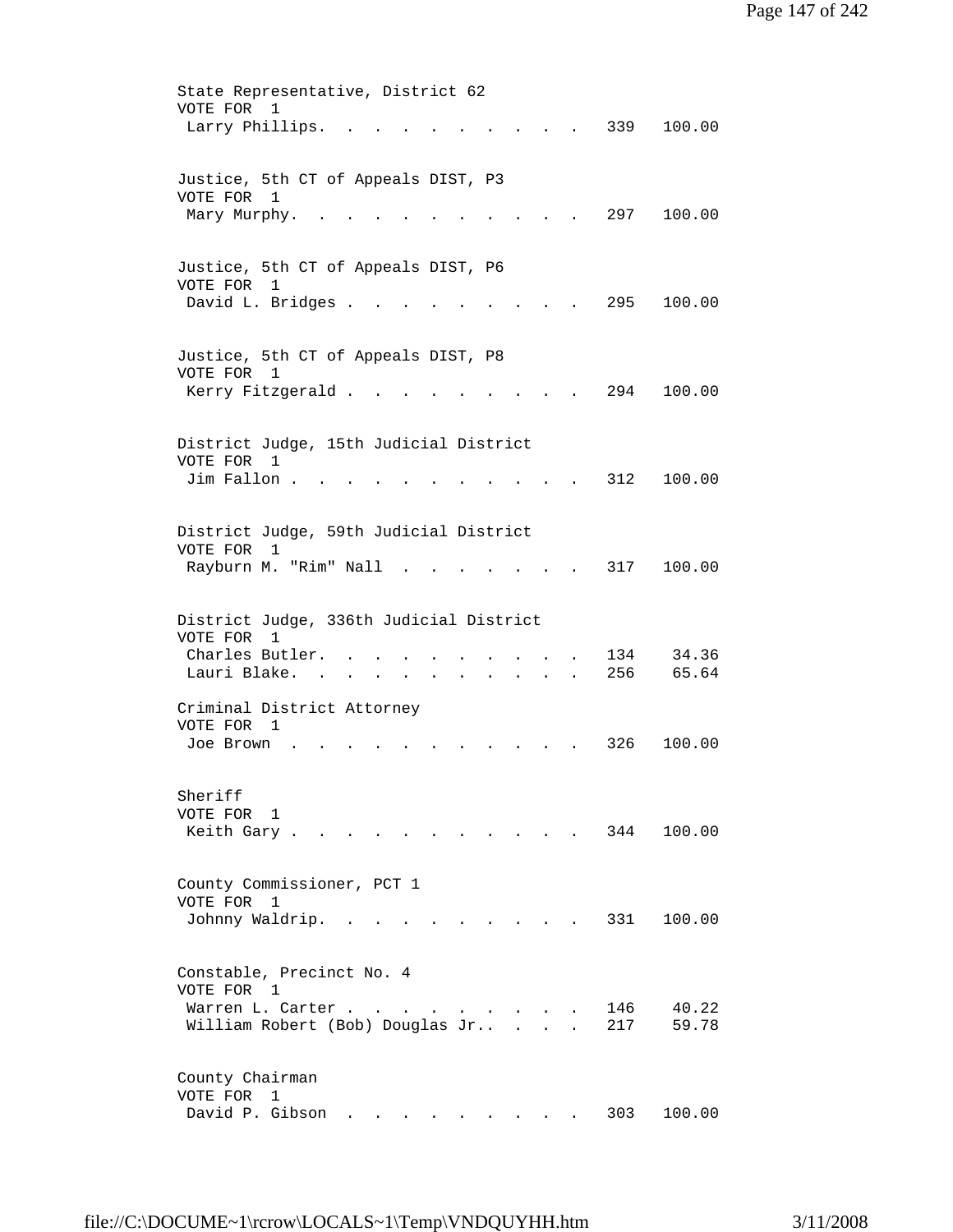State Representative, District 62
VOTE FOR 1

| Candidate | Votes | Percent |
|---|---|---|
| Larry Phillips | 339 | 100.00 |

Justice, 5th CT of Appeals DIST, P3
VOTE FOR 1

| Candidate | Votes | Percent |
|---|---|---|
| Mary Murphy | 297 | 100.00 |

Justice, 5th CT of Appeals DIST, P6
VOTE FOR 1

| Candidate | Votes | Percent |
|---|---|---|
| David L. Bridges | 295 | 100.00 |

Justice, 5th CT of Appeals DIST, P8
VOTE FOR 1

| Candidate | Votes | Percent |
|---|---|---|
| Kerry Fitzgerald | 294 | 100.00 |

District Judge, 15th Judicial District
VOTE FOR 1

| Candidate | Votes | Percent |
|---|---|---|
| Jim Fallon | 312 | 100.00 |

District Judge, 59th Judicial District
VOTE FOR 1

| Candidate | Votes | Percent |
|---|---|---|
| Rayburn M. "Rim" Nall | 317 | 100.00 |

District Judge, 336th Judicial District
VOTE FOR 1

| Candidate | Votes | Percent |
|---|---|---|
| Charles Butler | 134 | 34.36 |
| Lauri Blake | 256 | 65.64 |

Criminal District Attorney
VOTE FOR 1

| Candidate | Votes | Percent |
|---|---|---|
| Joe Brown | 326 | 100.00 |

Sheriff
VOTE FOR 1

| Candidate | Votes | Percent |
|---|---|---|
| Keith Gary | 344 | 100.00 |

County Commissioner, PCT 1
VOTE FOR 1

| Candidate | Votes | Percent |
|---|---|---|
| Johnny Waldrip | 331 | 100.00 |

Constable, Precinct No. 4
VOTE FOR 1

| Candidate | Votes | Percent |
|---|---|---|
| Warren L. Carter | 146 | 40.22 |
| William Robert (Bob) Douglas Jr. | 217 | 59.78 |

County Chairman
VOTE FOR 1

| Candidate | Votes | Percent |
|---|---|---|
| David P. Gibson | 303 | 100.00 |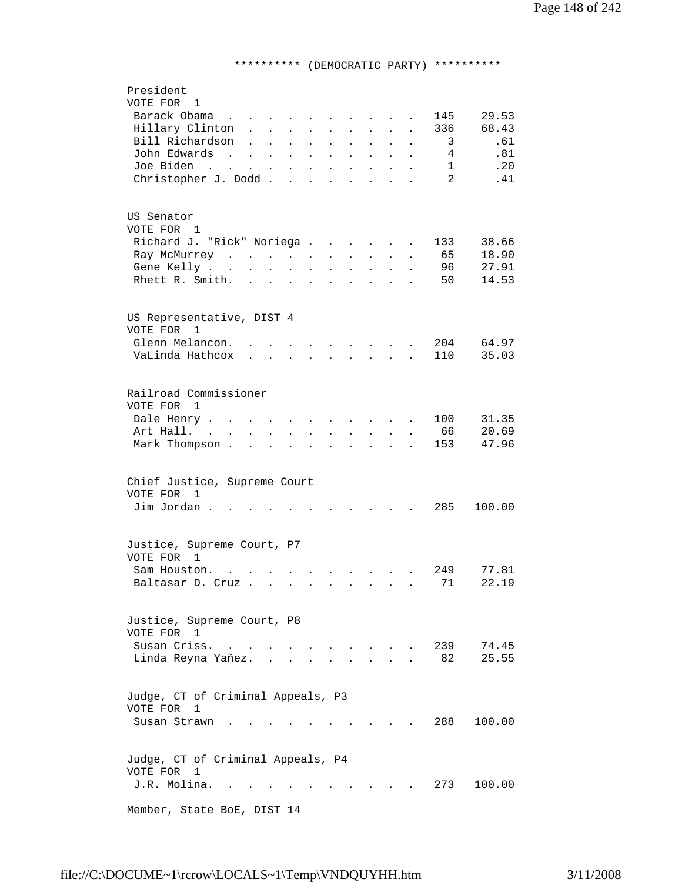********** (DEMOCRATIC PARTY) **********

President
VOTE FOR 1

| Candidate | Votes | Percent |
|---|---|---|
| Barack Obama | 145 | 29.53 |
| Hillary Clinton | 336 | 68.43 |
| Bill Richardson | 3 | .61 |
| John Edwards | 4 | .81 |
| Joe Biden | 1 | .20 |
| Christopher J. Dodd | 2 | .41 |

US Senator
VOTE FOR 1

| Candidate | Votes | Percent |
|---|---|---|
| Richard J. "Rick" Noriega | 133 | 38.66 |
| Ray McMurrey | 65 | 18.90 |
| Gene Kelly | 96 | 27.91 |
| Rhett R. Smith. | 50 | 14.53 |

US Representative, DIST 4
VOTE FOR 1

| Candidate | Votes | Percent |
|---|---|---|
| Glenn Melancon. | 204 | 64.97 |
| VaLinda Hathcox | 110 | 35.03 |

Railroad Commissioner
VOTE FOR 1

| Candidate | Votes | Percent |
|---|---|---|
| Dale Henry | 100 | 31.35 |
| Art Hall. | 66 | 20.69 |
| Mark Thompson | 153 | 47.96 |

Chief Justice, Supreme Court
VOTE FOR 1

| Candidate | Votes | Percent |
|---|---|---|
| Jim Jordan | 285 | 100.00 |

Justice, Supreme Court, P7
VOTE FOR 1

| Candidate | Votes | Percent |
|---|---|---|
| Sam Houston. | 249 | 77.81 |
| Baltasar D. Cruz | 71 | 22.19 |

Justice, Supreme Court, P8
VOTE FOR 1

| Candidate | Votes | Percent |
|---|---|---|
| Susan Criss. | 239 | 74.45 |
| Linda Reyna Yañez. | 82 | 25.55 |

Judge, CT of Criminal Appeals, P3
VOTE FOR 1

| Candidate | Votes | Percent |
|---|---|---|
| Susan Strawn | 288 | 100.00 |

Judge, CT of Criminal Appeals, P4
VOTE FOR 1

| Candidate | Votes | Percent |
|---|---|---|
| J.R. Molina. | 273 | 100.00 |

Member, State BoE, DIST 14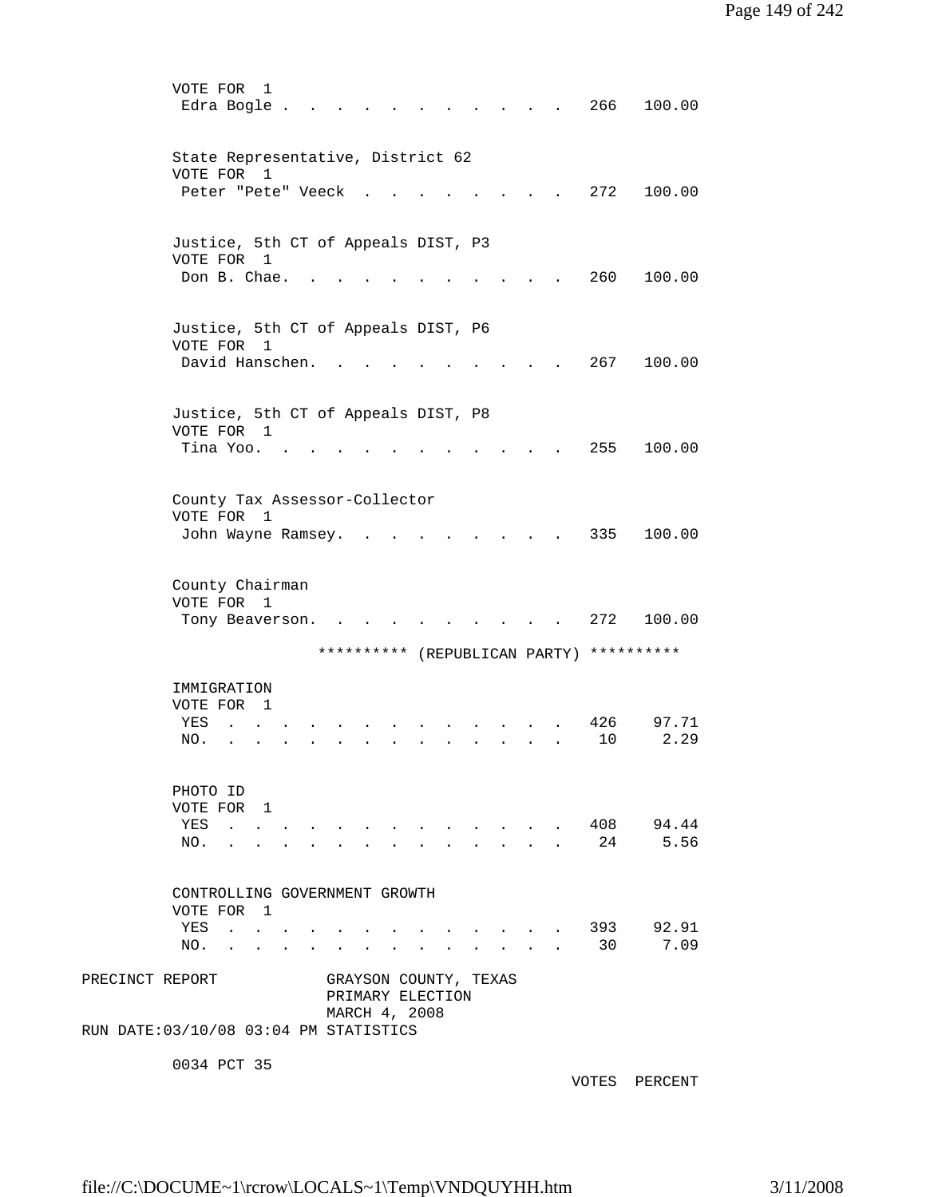VOTE FOR 1

| | VOTES | PERCENT |
|---|---|---|
| Edra Bogle | 266 | 100.00 |

State Representative, District 62

VOTE FOR 1

| | VOTES | PERCENT |
|---|---|---|
| Peter "Pete" Veeck | 272 | 100.00 |

Justice, 5th CT of Appeals DIST, P3

VOTE FOR 1

| | VOTES | PERCENT |
|---|---|---|
| Don B. Chae. | 260 | 100.00 |

Justice, 5th CT of Appeals DIST, P6

VOTE FOR 1

| | VOTES | PERCENT |
|---|---|---|
| David Hanschen. | 267 | 100.00 |

Justice, 5th CT of Appeals DIST, P8

VOTE FOR 1

| | VOTES | PERCENT |
|---|---|---|
| Tina Yoo. | 255 | 100.00 |

County Tax Assessor-Collector

VOTE FOR 1

| | VOTES | PERCENT |
|---|---|---|
| John Wayne Ramsey. | 335 | 100.00 |

County Chairman

VOTE FOR 1

| | VOTES | PERCENT |
|---|---|---|
| Tony Beaverson. | 272 | 100.00 |

********** (REPUBLICAN PARTY) **********

IMMIGRATION

VOTE FOR 1

| | VOTES | PERCENT |
|---|---|---|
| YES | 426 | 97.71 |
| NO. | 10 | 2.29 |

PHOTO ID

VOTE FOR 1

| | VOTES | PERCENT |
|---|---|---|
| YES | 408 | 94.44 |
| NO. | 24 | 5.56 |

CONTROLLING GOVERNMENT GROWTH

VOTE FOR 1

| | VOTES | PERCENT |
|---|---|---|
| YES | 393 | 92.91 |
| NO. | 30 | 7.09 |

PRECINCT REPORT GRAYSON COUNTY, TEXAS
PRIMARY ELECTION
MARCH 4, 2008
RUN DATE:03/10/08 03:04 PM STATISTICS

0034 PCT 35

VOTES PERCENT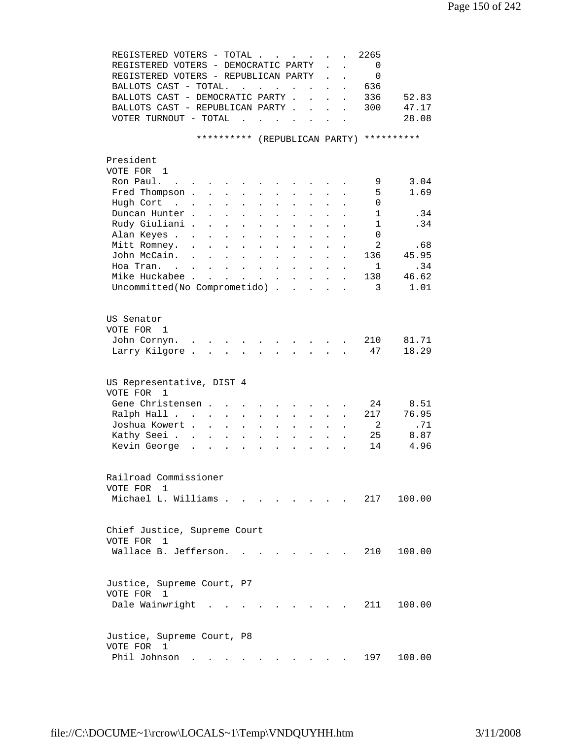| | | |
|---|---|---|
| REGISTERED VOTERS - TOTAL | 2265 | |
| REGISTERED VOTERS - DEMOCRATIC PARTY | 0 | |
| REGISTERED VOTERS - REPUBLICAN PARTY | 0 | |
| BALLOTS CAST - TOTAL. | 636 | |
| BALLOTS CAST - DEMOCRATIC PARTY | 336 | 52.83 |
| BALLOTS CAST - REPUBLICAN PARTY | 300 | 47.17 |
| VOTER TURNOUT - TOTAL | | 28.08 |

********** (REPUBLICAN PARTY) **********

President
VOTE FOR 1

| | | |
|---|---|---|
| Ron Paul. | 9 | 3.04 |
| Fred Thompson | 5 | 1.69 |
| Hugh Cort | 0 | |
| Duncan Hunter | 1 | .34 |
| Rudy Giuliani | 1 | .34 |
| Alan Keyes | 0 | |
| Mitt Romney. | 2 | .68 |
| John McCain. | 136 | 45.95 |
| Hoa Tran. | 1 | .34 |
| Mike Huckabee | 138 | 46.62 |
| Uncommitted(No Comprometido) | 3 | 1.01 |

US Senator
VOTE FOR 1

| | | |
|---|---|---|
| John Cornyn. | 210 | 81.71 |
| Larry Kilgore | 47 | 18.29 |

US Representative, DIST 4
VOTE FOR 1

| | | |
|---|---|---|
| Gene Christensen | 24 | 8.51 |
| Ralph Hall | 217 | 76.95 |
| Joshua Kowert | 2 | .71 |
| Kathy Seei | 25 | 8.87 |
| Kevin George | 14 | 4.96 |

Railroad Commissioner
VOTE FOR 1

| | | |
|---|---|---|
| Michael L. Williams | 217 | 100.00 |

Chief Justice, Supreme Court
VOTE FOR 1

| | | |
|---|---|---|
| Wallace B. Jefferson. | 210 | 100.00 |

Justice, Supreme Court, P7
VOTE FOR 1

| | | |
|---|---|---|
| Dale Wainwright | 211 | 100.00 |

Justice, Supreme Court, P8
VOTE FOR 1

| | | |
|---|---|---|
| Phil Johnson | 197 | 100.00 |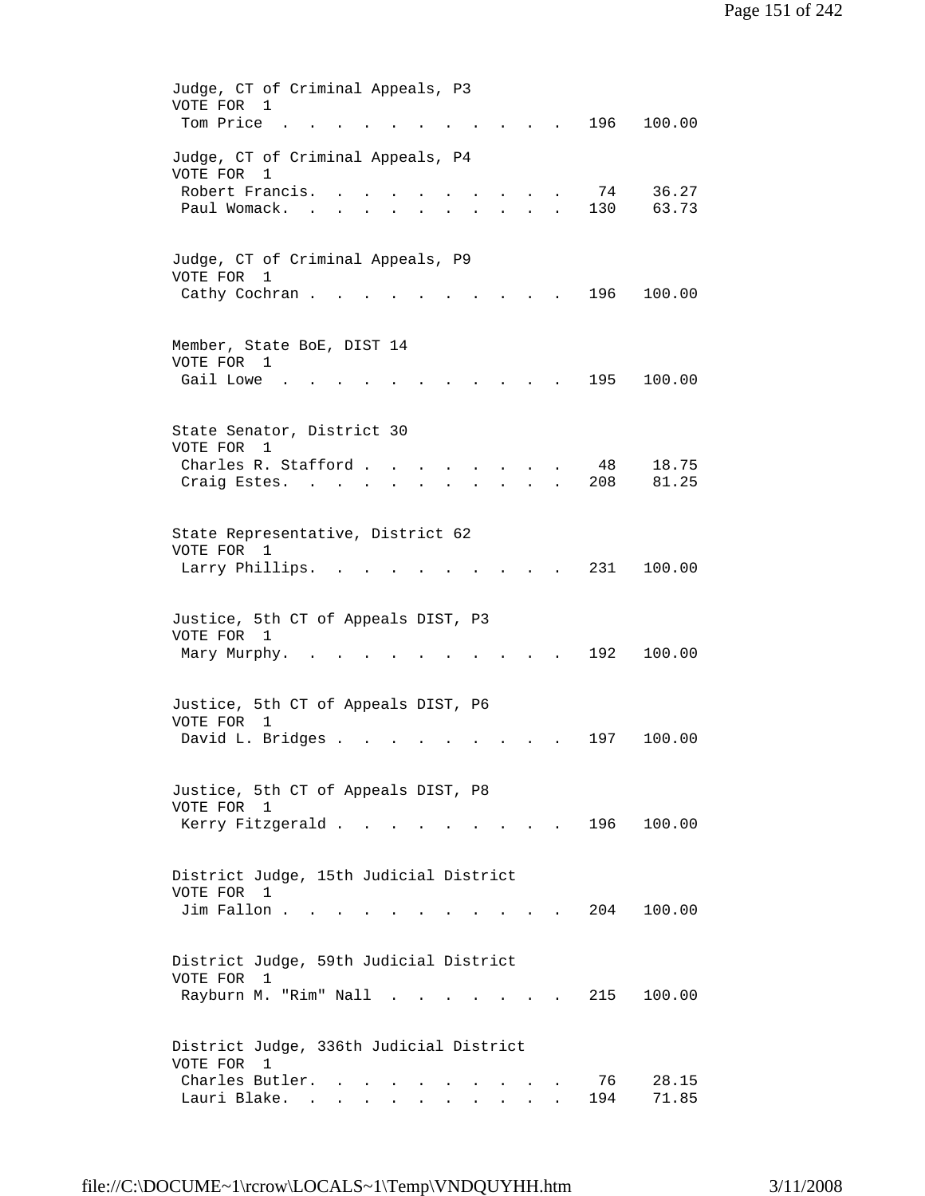Judge, CT of Criminal Appeals, P3
VOTE FOR 1

| Candidate | Votes | Percent |
|---|---|---|
| Tom Price | 196 | 100.00 |

Judge, CT of Criminal Appeals, P4
VOTE FOR 1

| Candidate | Votes | Percent |
|---|---|---|
| Robert Francis | 74 | 36.27 |
| Paul Womack | 130 | 63.73 |

Judge, CT of Criminal Appeals, P9
VOTE FOR 1

| Candidate | Votes | Percent |
|---|---|---|
| Cathy Cochran | 196 | 100.00 |

Member, State BoE, DIST 14
VOTE FOR 1

| Candidate | Votes | Percent |
|---|---|---|
| Gail Lowe | 195 | 100.00 |

State Senator, District 30
VOTE FOR 1

| Candidate | Votes | Percent |
|---|---|---|
| Charles R. Stafford | 48 | 18.75 |
| Craig Estes | 208 | 81.25 |

State Representative, District 62
VOTE FOR 1

| Candidate | Votes | Percent |
|---|---|---|
| Larry Phillips | 231 | 100.00 |

Justice, 5th CT of Appeals DIST, P3
VOTE FOR 1

| Candidate | Votes | Percent |
|---|---|---|
| Mary Murphy | 192 | 100.00 |

Justice, 5th CT of Appeals DIST, P6
VOTE FOR 1

| Candidate | Votes | Percent |
|---|---|---|
| David L. Bridges | 197 | 100.00 |

Justice, 5th CT of Appeals DIST, P8
VOTE FOR 1

| Candidate | Votes | Percent |
|---|---|---|
| Kerry Fitzgerald | 196 | 100.00 |

District Judge, 15th Judicial District
VOTE FOR 1

| Candidate | Votes | Percent |
|---|---|---|
| Jim Fallon | 204 | 100.00 |

District Judge, 59th Judicial District
VOTE FOR 1

| Candidate | Votes | Percent |
|---|---|---|
| Rayburn M. "Rim" Nall | 215 | 100.00 |

District Judge, 336th Judicial District
VOTE FOR 1

| Candidate | Votes | Percent |
|---|---|---|
| Charles Butler | 76 | 28.15 |
| Lauri Blake | 194 | 71.85 |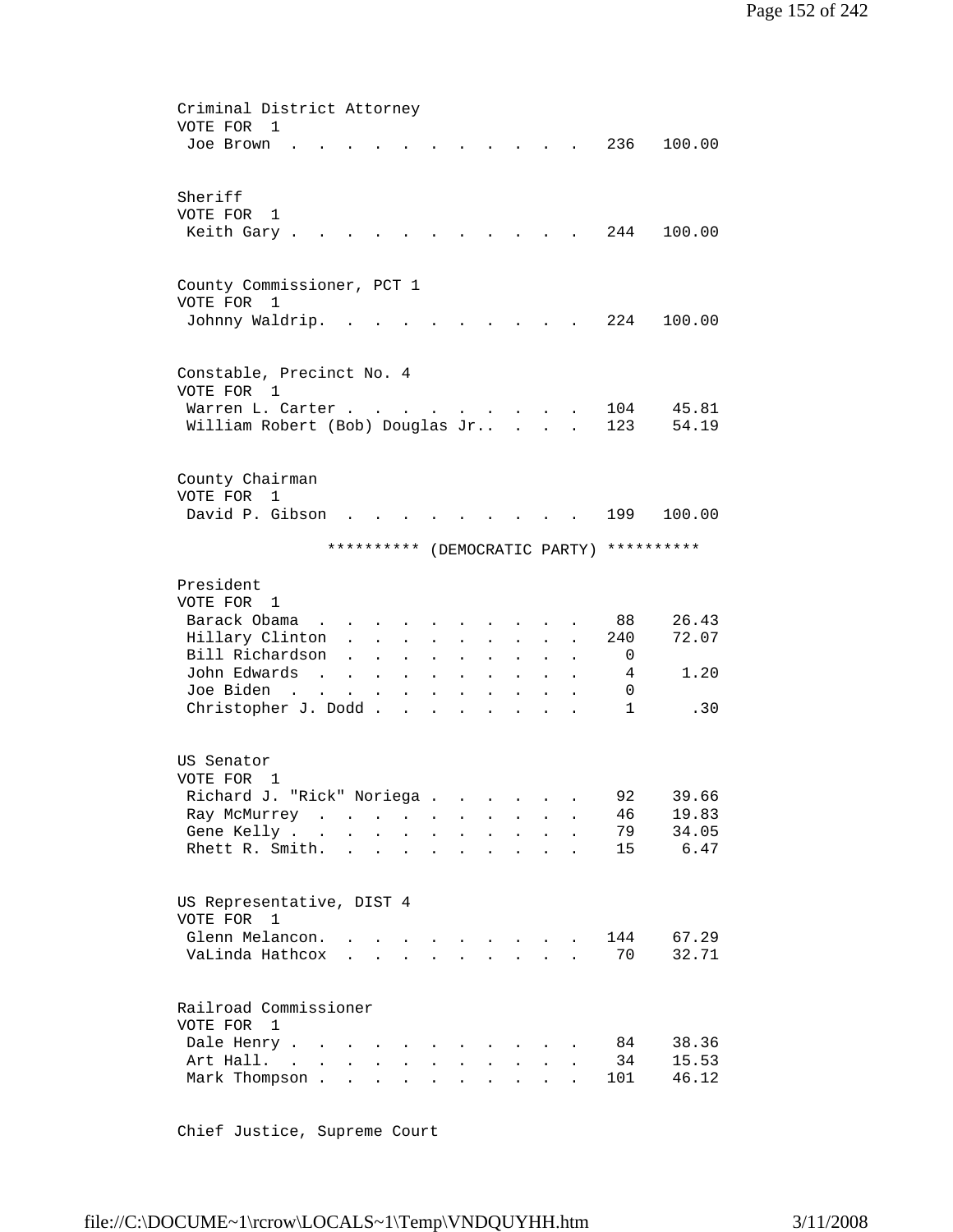Criminal District Attorney
VOTE FOR 1

| Candidate | Votes | Percent |
|---|---|---|
| Joe Brown | 236 | 100.00 |

Sheriff
VOTE FOR 1

| Candidate | Votes | Percent |
|---|---|---|
| Keith Gary | 244 | 100.00 |

County Commissioner, PCT 1
VOTE FOR 1

| Candidate | Votes | Percent |
|---|---|---|
| Johnny Waldrip | 224 | 100.00 |

Constable, Precinct No. 4
VOTE FOR 1

| Candidate | Votes | Percent |
|---|---|---|
| Warren L. Carter | 104 | 45.81 |
| William Robert (Bob) Douglas Jr. | 123 | 54.19 |

County Chairman
VOTE FOR 1

| Candidate | Votes | Percent |
|---|---|---|
| David P. Gibson | 199 | 100.00 |

********** (DEMOCRATIC PARTY) **********

President
VOTE FOR 1

| Candidate | Votes | Percent |
|---|---|---|
| Barack Obama | 88 | 26.43 |
| Hillary Clinton | 240 | 72.07 |
| Bill Richardson | 0 | |
| John Edwards | 4 | 1.20 |
| Joe Biden | 0 | |
| Christopher J. Dodd | 1 | .30 |

US Senator
VOTE FOR 1

| Candidate | Votes | Percent |
|---|---|---|
| Richard J. "Rick" Noriega | 92 | 39.66 |
| Ray McMurrey | 46 | 19.83 |
| Gene Kelly | 79 | 34.05 |
| Rhett R. Smith | 15 | 6.47 |

US Representative, DIST 4
VOTE FOR 1

| Candidate | Votes | Percent |
|---|---|---|
| Glenn Melancon | 144 | 67.29 |
| VaLinda Hathcox | 70 | 32.71 |

Railroad Commissioner
VOTE FOR 1

| Candidate | Votes | Percent |
|---|---|---|
| Dale Henry | 84 | 38.36 |
| Art Hall | 34 | 15.53 |
| Mark Thompson | 101 | 46.12 |

Chief Justice, Supreme Court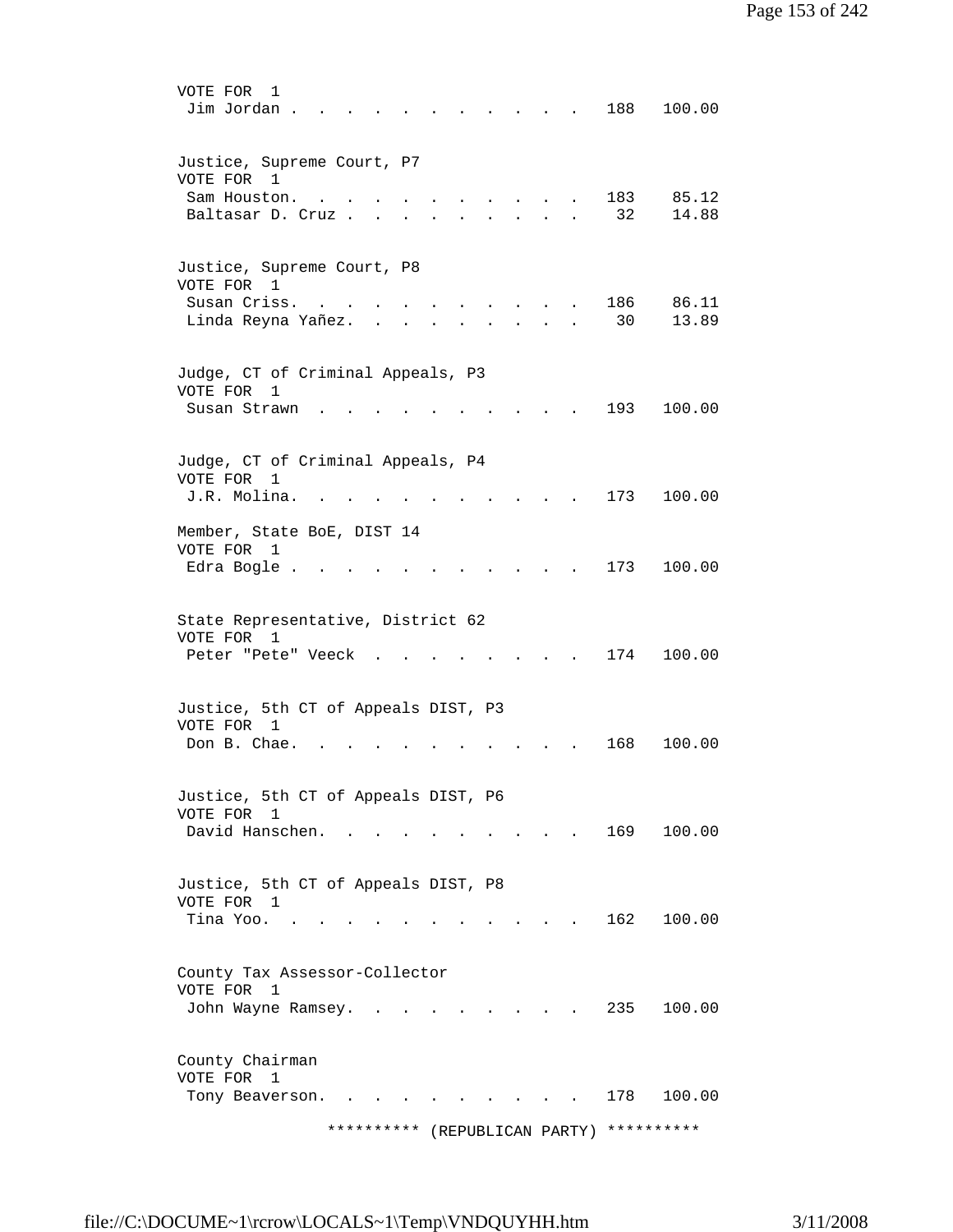VOTE FOR 1

| Candidate | Votes | Percent |
|---|---|---|
| Jim Jordan | 188 | 100.00 |

Justice, Supreme Court, P7
VOTE FOR 1

| Candidate | Votes | Percent |
|---|---|---|
| Sam Houston | 183 | 85.12 |
| Baltasar D. Cruz | 32 | 14.88 |

Justice, Supreme Court, P8
VOTE FOR 1

| Candidate | Votes | Percent |
|---|---|---|
| Susan Criss | 186 | 86.11 |
| Linda Reyna Yañez | 30 | 13.89 |

Judge, CT of Criminal Appeals, P3
VOTE FOR 1

| Candidate | Votes | Percent |
|---|---|---|
| Susan Strawn | 193 | 100.00 |

Judge, CT of Criminal Appeals, P4
VOTE FOR 1

| Candidate | Votes | Percent |
|---|---|---|
| J.R. Molina | 173 | 100.00 |

Member, State BoE, DIST 14
VOTE FOR 1

| Candidate | Votes | Percent |
|---|---|---|
| Edra Bogle | 173 | 100.00 |

State Representative, District 62
VOTE FOR 1

| Candidate | Votes | Percent |
|---|---|---|
| Peter "Pete" Veeck | 174 | 100.00 |

Justice, 5th CT of Appeals DIST, P3
VOTE FOR 1

| Candidate | Votes | Percent |
|---|---|---|
| Don B. Chae | 168 | 100.00 |

Justice, 5th CT of Appeals DIST, P6
VOTE FOR 1

| Candidate | Votes | Percent |
|---|---|---|
| David Hanschen | 169 | 100.00 |

Justice, 5th CT of Appeals DIST, P8
VOTE FOR 1

| Candidate | Votes | Percent |
|---|---|---|
| Tina Yoo | 162 | 100.00 |

County Tax Assessor-Collector
VOTE FOR 1

| Candidate | Votes | Percent |
|---|---|---|
| John Wayne Ramsey | 235 | 100.00 |

County Chairman
VOTE FOR 1

| Candidate | Votes | Percent |
|---|---|---|
| Tony Beaverson | 178 | 100.00 |

********** (REPUBLICAN PARTY) **********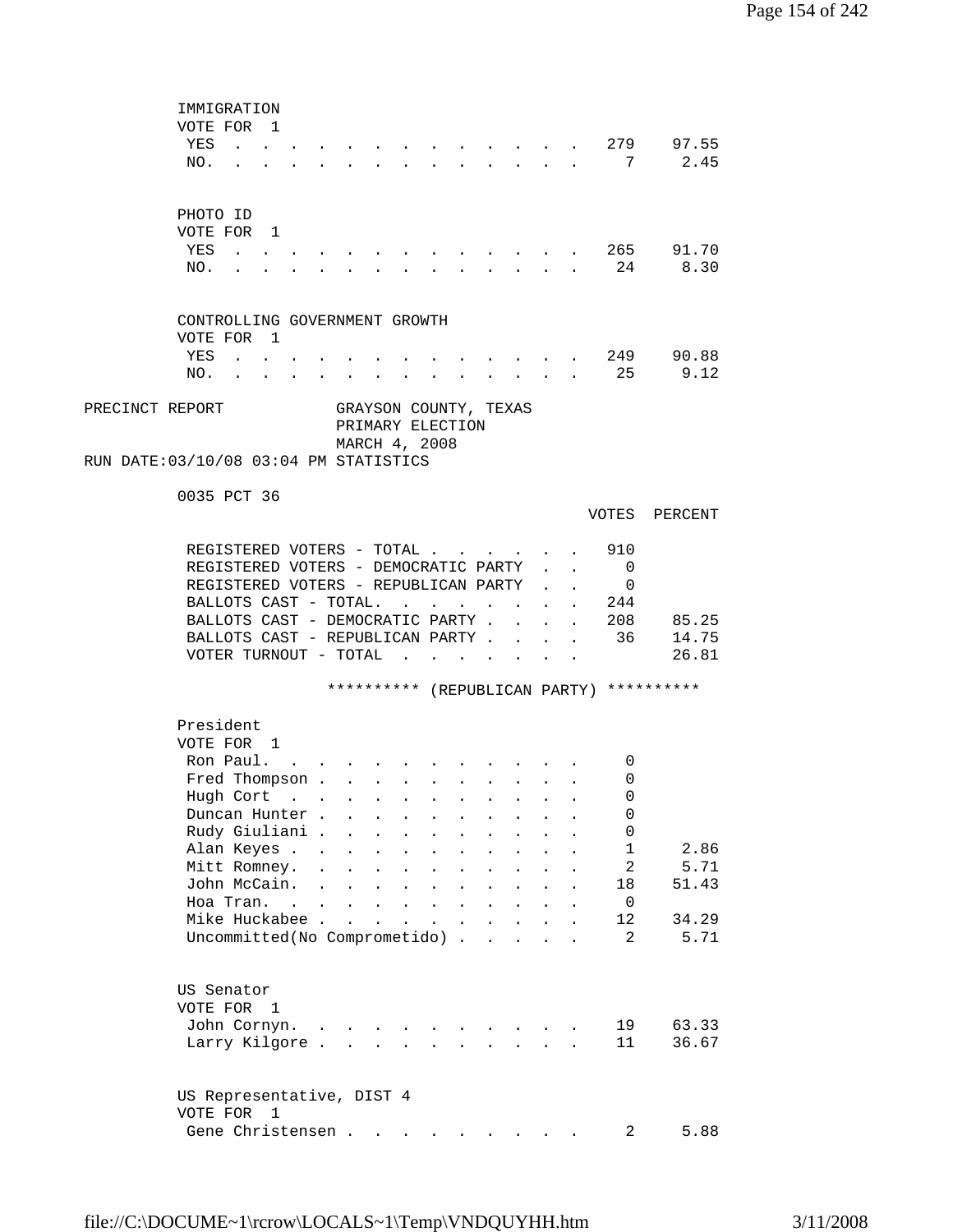IMMIGRATION
VOTE FOR 1

| | Votes | Percent |
|---|---|---|
| YES | 279 | 97.55 |
| NO. | 7 | 2.45 |

PHOTO ID
VOTE FOR 1

| | Votes | Percent |
|---|---|---|
| YES | 265 | 91.70 |
| NO. | 24 | 8.30 |

CONTROLLING GOVERNMENT GROWTH
VOTE FOR 1

| | Votes | Percent |
|---|---|---|
| YES | 249 | 90.88 |
| NO. | 25 | 9.12 |

PRECINCT REPORT GRAYSON COUNTY, TEXAS
PRIMARY ELECTION
MARCH 4, 2008
RUN DATE:03/10/08 03:04 PM STATISTICS

0035 PCT 36

| | VOTES | PERCENT |
|---|---|---|
| REGISTERED VOTERS - TOTAL | 910 | |
| REGISTERED VOTERS - DEMOCRATIC PARTY | 0 | |
| REGISTERED VOTERS - REPUBLICAN PARTY | 0 | |
| BALLOTS CAST - TOTAL. | 244 | |
| BALLOTS CAST - DEMOCRATIC PARTY | 208 | 85.25 |
| BALLOTS CAST - REPUBLICAN PARTY | 36 | 14.75 |
| VOTER TURNOUT - TOTAL | | 26.81 |

********** (REPUBLICAN PARTY) **********

President
VOTE FOR 1

| | Votes | Percent |
|---|---|---|
| Ron Paul. | 0 | |
| Fred Thompson | 0 | |
| Hugh Cort | 0 | |
| Duncan Hunter | 0 | |
| Rudy Giuliani | 0 | |
| Alan Keyes | 1 | 2.86 |
| Mitt Romney. | 2 | 5.71 |
| John McCain. | 18 | 51.43 |
| Hoa Tran. | 0 | |
| Mike Huckabee | 12 | 34.29 |
| Uncommitted(No Comprometido) | 2 | 5.71 |

US Senator
VOTE FOR 1

| | Votes | Percent |
|---|---|---|
| John Cornyn. | 19 | 63.33 |
| Larry Kilgore | 11 | 36.67 |

US Representative, DIST 4
VOTE FOR 1

| | Votes | Percent |
|---|---|---|
| Gene Christensen | 2 | 5.88 |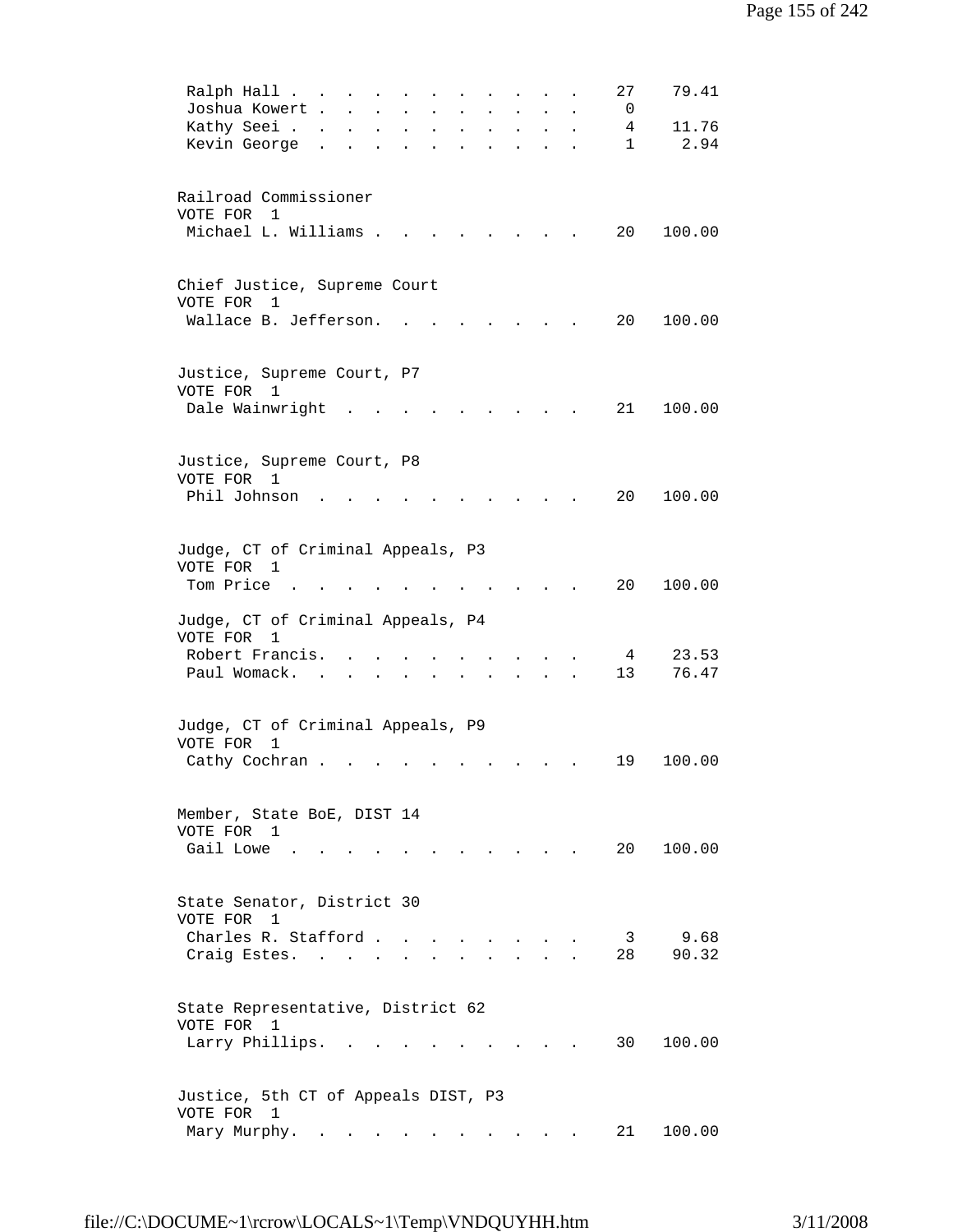| | | |
|---|---|---|
| Ralph Hall | 27 | 79.41 |
| Joshua Kowert | 0 | |
| Kathy Seei | 4 | 11.76 |
| Kevin George | 1 | 2.94 |

Railroad Commissioner
VOTE FOR 1

| | | |
|---|---|---|
| Michael L. Williams | 20 | 100.00 |

Chief Justice, Supreme Court
VOTE FOR 1

| | | |
|---|---|---|
| Wallace B. Jefferson | 20 | 100.00 |

Justice, Supreme Court, P7
VOTE FOR 1

| | | |
|---|---|---|
| Dale Wainwright | 21 | 100.00 |

Justice, Supreme Court, P8
VOTE FOR 1

| | | |
|---|---|---|
| Phil Johnson | 20 | 100.00 |

Judge, CT of Criminal Appeals, P3
VOTE FOR 1

| | | |
|---|---|---|
| Tom Price | 20 | 100.00 |

Judge, CT of Criminal Appeals, P4
VOTE FOR 1

| | | |
|---|---|---|
| Robert Francis | 4 | 23.53 |
| Paul Womack | 13 | 76.47 |

Judge, CT of Criminal Appeals, P9
VOTE FOR 1

| | | |
|---|---|---|
| Cathy Cochran | 19 | 100.00 |

Member, State BoE, DIST 14
VOTE FOR 1

| | | |
|---|---|---|
| Gail Lowe | 20 | 100.00 |

State Senator, District 30
VOTE FOR 1

| | | |
|---|---|---|
| Charles R. Stafford | 3 | 9.68 |
| Craig Estes | 28 | 90.32 |

State Representative, District 62
VOTE FOR 1

| | | |
|---|---|---|
| Larry Phillips | 30 | 100.00 |

Justice, 5th CT of Appeals DIST, P3
VOTE FOR 1

| | | |
|---|---|---|
| Mary Murphy | 21 | 100.00 |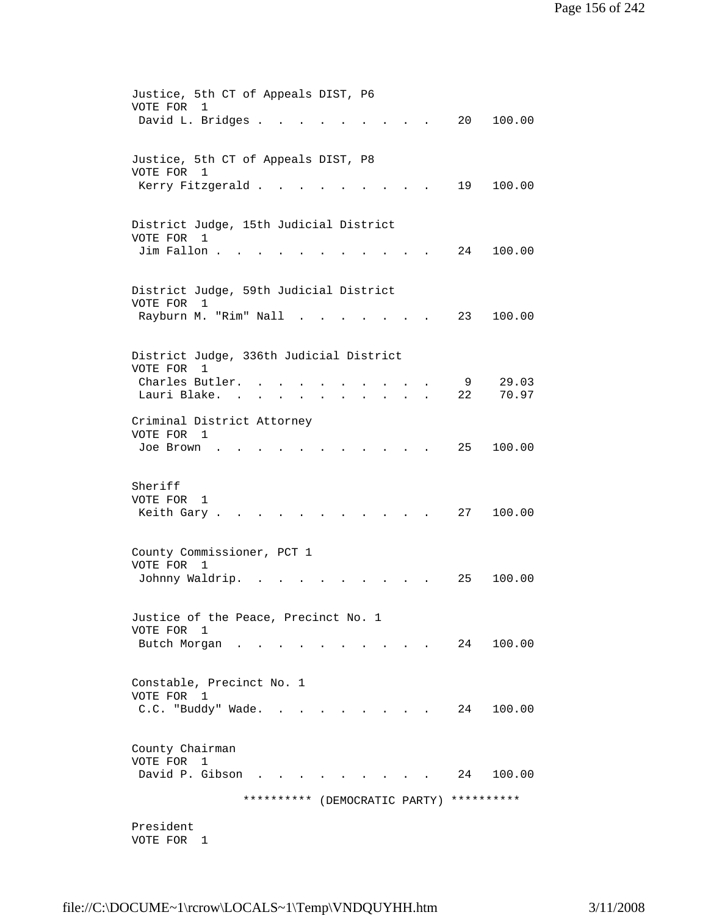Justice, 5th CT of Appeals DIST, P6
VOTE FOR 1

| Candidate | Votes | Percent |
|---|---|---|
| David L. Bridges | 20 | 100.00 |

Justice, 5th CT of Appeals DIST, P8
VOTE FOR 1

| Candidate | Votes | Percent |
|---|---|---|
| Kerry Fitzgerald | 19 | 100.00 |

District Judge, 15th Judicial District
VOTE FOR 1

| Candidate | Votes | Percent |
|---|---|---|
| Jim Fallon | 24 | 100.00 |

District Judge, 59th Judicial District
VOTE FOR 1

| Candidate | Votes | Percent |
|---|---|---|
| Rayburn M. "Rim" Nall | 23 | 100.00 |

District Judge, 336th Judicial District
VOTE FOR 1

| Candidate | Votes | Percent |
|---|---|---|
| Charles Butler | 9 | 29.03 |
| Lauri Blake | 22 | 70.97 |

Criminal District Attorney
VOTE FOR 1

| Candidate | Votes | Percent |
|---|---|---|
| Joe Brown | 25 | 100.00 |

Sheriff
VOTE FOR 1

| Candidate | Votes | Percent |
|---|---|---|
| Keith Gary | 27 | 100.00 |

County Commissioner, PCT 1
VOTE FOR 1

| Candidate | Votes | Percent |
|---|---|---|
| Johnny Waldrip | 25 | 100.00 |

Justice of the Peace, Precinct No. 1
VOTE FOR 1

| Candidate | Votes | Percent |
|---|---|---|
| Butch Morgan | 24 | 100.00 |

Constable, Precinct No. 1
VOTE FOR 1

| Candidate | Votes | Percent |
|---|---|---|
| C.C. "Buddy" Wade | 24 | 100.00 |

County Chairman
VOTE FOR 1

| Candidate | Votes | Percent |
|---|---|---|
| David P. Gibson | 24 | 100.00 |

********** (DEMOCRATIC PARTY) **********

President
VOTE FOR 1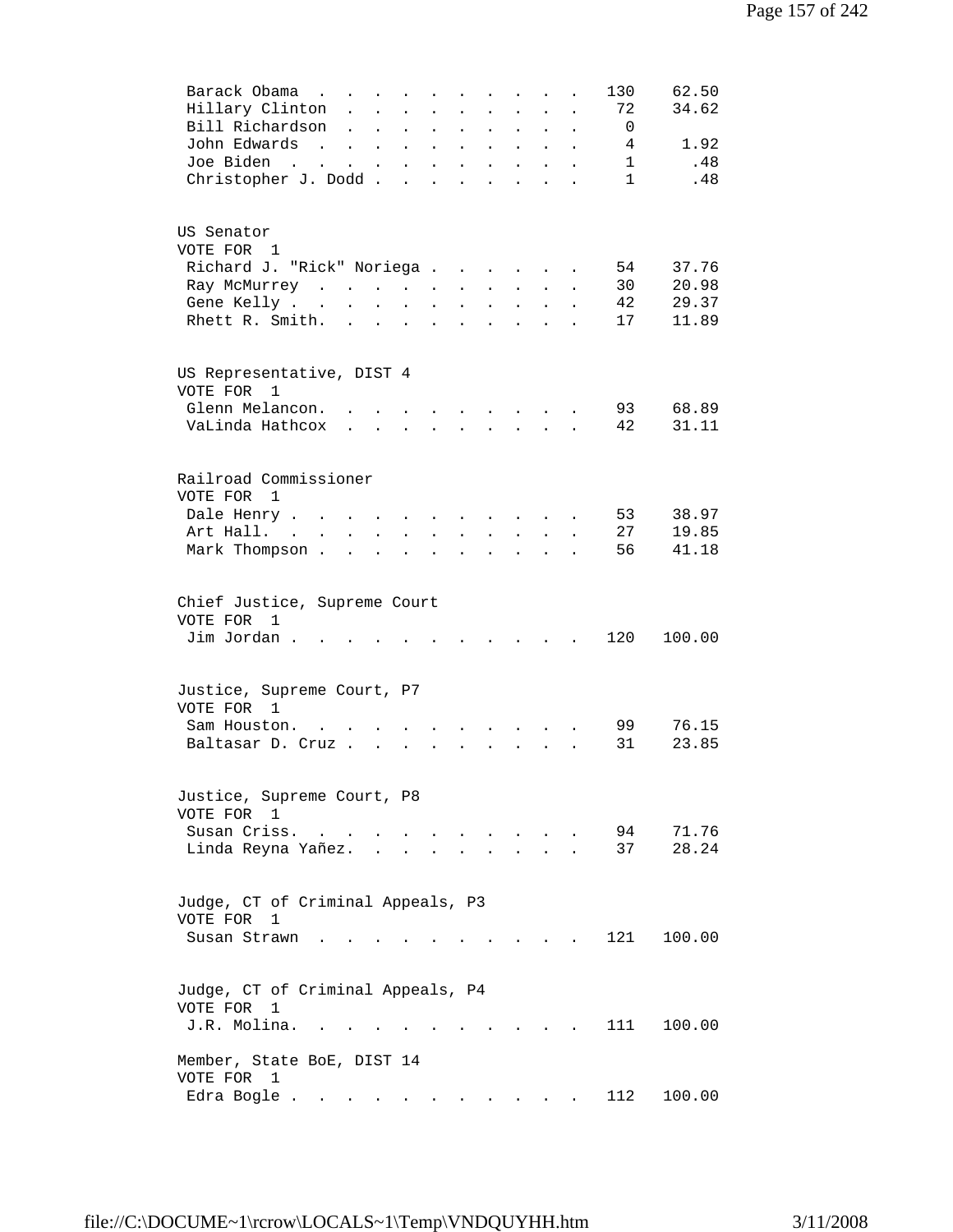| Candidate | Votes | Percent |
|---|---|---|
| Barack Obama | 130 | 62.50 |
| Hillary Clinton | 72 | 34.62 |
| Bill Richardson | 0 | |
| John Edwards | 4 | 1.92 |
| Joe Biden | 1 | .48 |
| Christopher J. Dodd | 1 | .48 |

US Senator
VOTE FOR 1

| Candidate | Votes | Percent |
|---|---|---|
| Richard J. "Rick" Noriega | 54 | 37.76 |
| Ray McMurrey | 30 | 20.98 |
| Gene Kelly | 42 | 29.37 |
| Rhett R. Smith. | 17 | 11.89 |

US Representative, DIST 4
VOTE FOR 1

| Candidate | Votes | Percent |
|---|---|---|
| Glenn Melancon. | 93 | 68.89 |
| VaLinda Hathcox | 42 | 31.11 |

Railroad Commissioner
VOTE FOR 1

| Candidate | Votes | Percent |
|---|---|---|
| Dale Henry | 53 | 38.97 |
| Art Hall. | 27 | 19.85 |
| Mark Thompson | 56 | 41.18 |

Chief Justice, Supreme Court
VOTE FOR 1

| Candidate | Votes | Percent |
|---|---|---|
| Jim Jordan | 120 | 100.00 |

Justice, Supreme Court, P7
VOTE FOR 1

| Candidate | Votes | Percent |
|---|---|---|
| Sam Houston. | 99 | 76.15 |
| Baltasar D. Cruz | 31 | 23.85 |

Justice, Supreme Court, P8
VOTE FOR 1

| Candidate | Votes | Percent |
|---|---|---|
| Susan Criss. | 94 | 71.76 |
| Linda Reyna Yañez. | 37 | 28.24 |

Judge, CT of Criminal Appeals, P3
VOTE FOR 1

| Candidate | Votes | Percent |
|---|---|---|
| Susan Strawn | 121 | 100.00 |

Judge, CT of Criminal Appeals, P4
VOTE FOR 1

| Candidate | Votes | Percent |
|---|---|---|
| J.R. Molina. | 111 | 100.00 |

Member, State BoE, DIST 14
VOTE FOR 1

| Candidate | Votes | Percent |
|---|---|---|
| Edra Bogle | 112 | 100.00 |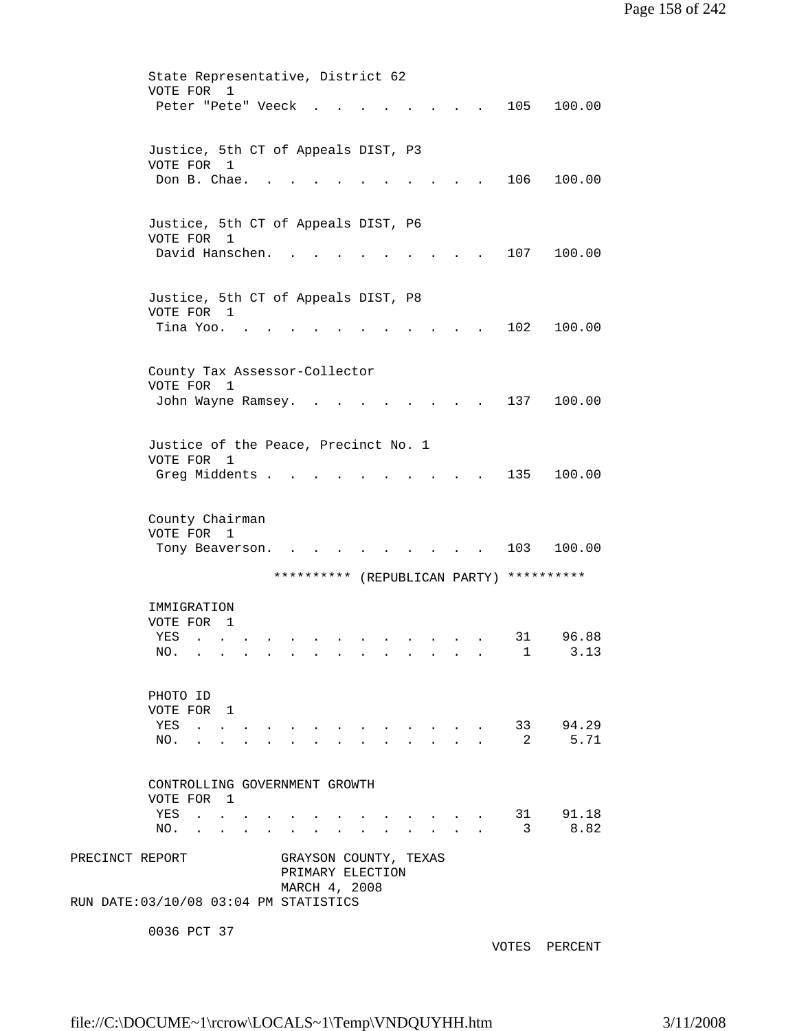State Representative, District 62
VOTE FOR 1

| | VOTES | PERCENT |
|---|---|---|
| Peter "Pete" Veeck | 105 | 100.00 |

Justice, 5th CT of Appeals DIST, P3
VOTE FOR 1

| | VOTES | PERCENT |
|---|---|---|
| Don B. Chae | 106 | 100.00 |

Justice, 5th CT of Appeals DIST, P6
VOTE FOR 1

| | VOTES | PERCENT |
|---|---|---|
| David Hanschen | 107 | 100.00 |

Justice, 5th CT of Appeals DIST, P8
VOTE FOR 1

| | VOTES | PERCENT |
|---|---|---|
| Tina Yoo | 102 | 100.00 |

County Tax Assessor-Collector
VOTE FOR 1

| | VOTES | PERCENT |
|---|---|---|
| John Wayne Ramsey | 137 | 100.00 |

Justice of the Peace, Precinct No. 1
VOTE FOR 1

| | VOTES | PERCENT |
|---|---|---|
| Greg Middents | 135 | 100.00 |

County Chairman
VOTE FOR 1

| | VOTES | PERCENT |
|---|---|---|
| Tony Beaverson | 103 | 100.00 |

********** (REPUBLICAN PARTY) **********

IMMIGRATION
VOTE FOR 1

| | VOTES | PERCENT |
|---|---|---|
| YES | 31 | 96.88 |
| NO | 1 | 3.13 |

PHOTO ID
VOTE FOR 1

| | VOTES | PERCENT |
|---|---|---|
| YES | 33 | 94.29 |
| NO | 2 | 5.71 |

CONTROLLING GOVERNMENT GROWTH
VOTE FOR 1

| | VOTES | PERCENT |
|---|---|---|
| YES | 31 | 91.18 |
| NO | 3 | 8.82 |

PRECINCT REPORT GRAYSON COUNTY, TEXAS
PRIMARY ELECTION
MARCH 4, 2008
RUN DATE:03/10/08 03:04 PM STATISTICS

0036 PCT 37

VOTES PERCENT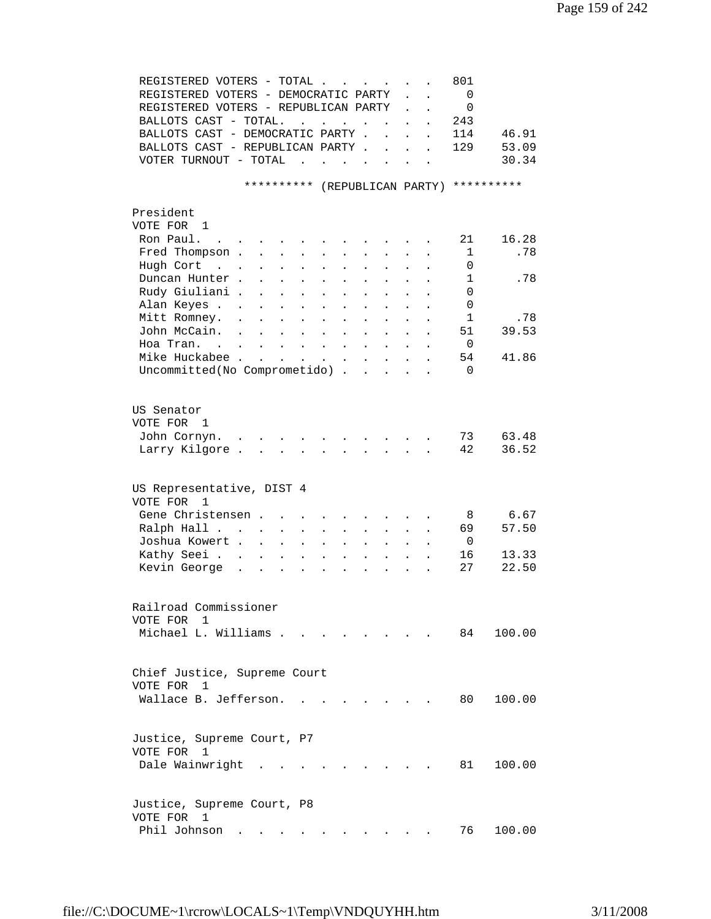| | | |
|---|---|---|
| REGISTERED VOTERS - TOTAL | 801 | |
| REGISTERED VOTERS - DEMOCRATIC PARTY | 0 | |
| REGISTERED VOTERS - REPUBLICAN PARTY | 0 | |
| BALLOTS CAST - TOTAL. | 243 | |
| BALLOTS CAST - DEMOCRATIC PARTY | 114 | 46.91 |
| BALLOTS CAST - REPUBLICAN PARTY | 129 | 53.09 |
| VOTER TURNOUT - TOTAL | | 30.34 |

********** (REPUBLICAN PARTY) **********

President
VOTE FOR 1

| | | |
|---|---|---|
| Ron Paul. | 21 | 16.28 |
| Fred Thompson | 1 | .78 |
| Hugh Cort | 0 | |
| Duncan Hunter | 1 | .78 |
| Rudy Giuliani | 0 | |
| Alan Keyes | 0 | |
| Mitt Romney. | 1 | .78 |
| John McCain. | 51 | 39.53 |
| Hoa Tran. | 0 | |
| Mike Huckabee | 54 | 41.86 |
| Uncommitted(No Comprometido) | 0 | |

US Senator
VOTE FOR 1

| | | |
|---|---|---|
| John Cornyn. | 73 | 63.48 |
| Larry Kilgore | 42 | 36.52 |

US Representative, DIST 4
VOTE FOR 1

| | | |
|---|---|---|
| Gene Christensen | 8 | 6.67 |
| Ralph Hall | 69 | 57.50 |
| Joshua Kowert | 0 | |
| Kathy Seei | 16 | 13.33 |
| Kevin George | 27 | 22.50 |

Railroad Commissioner
VOTE FOR 1

| | | |
|---|---|---|
| Michael L. Williams | 84 | 100.00 |

Chief Justice, Supreme Court
VOTE FOR 1

| | | |
|---|---|---|
| Wallace B. Jefferson. | 80 | 100.00 |

Justice, Supreme Court, P7
VOTE FOR 1

| | | |
|---|---|---|
| Dale Wainwright | 81 | 100.00 |

Justice, Supreme Court, P8
VOTE FOR 1

| | | |
|---|---|---|
| Phil Johnson | 76 | 100.00 |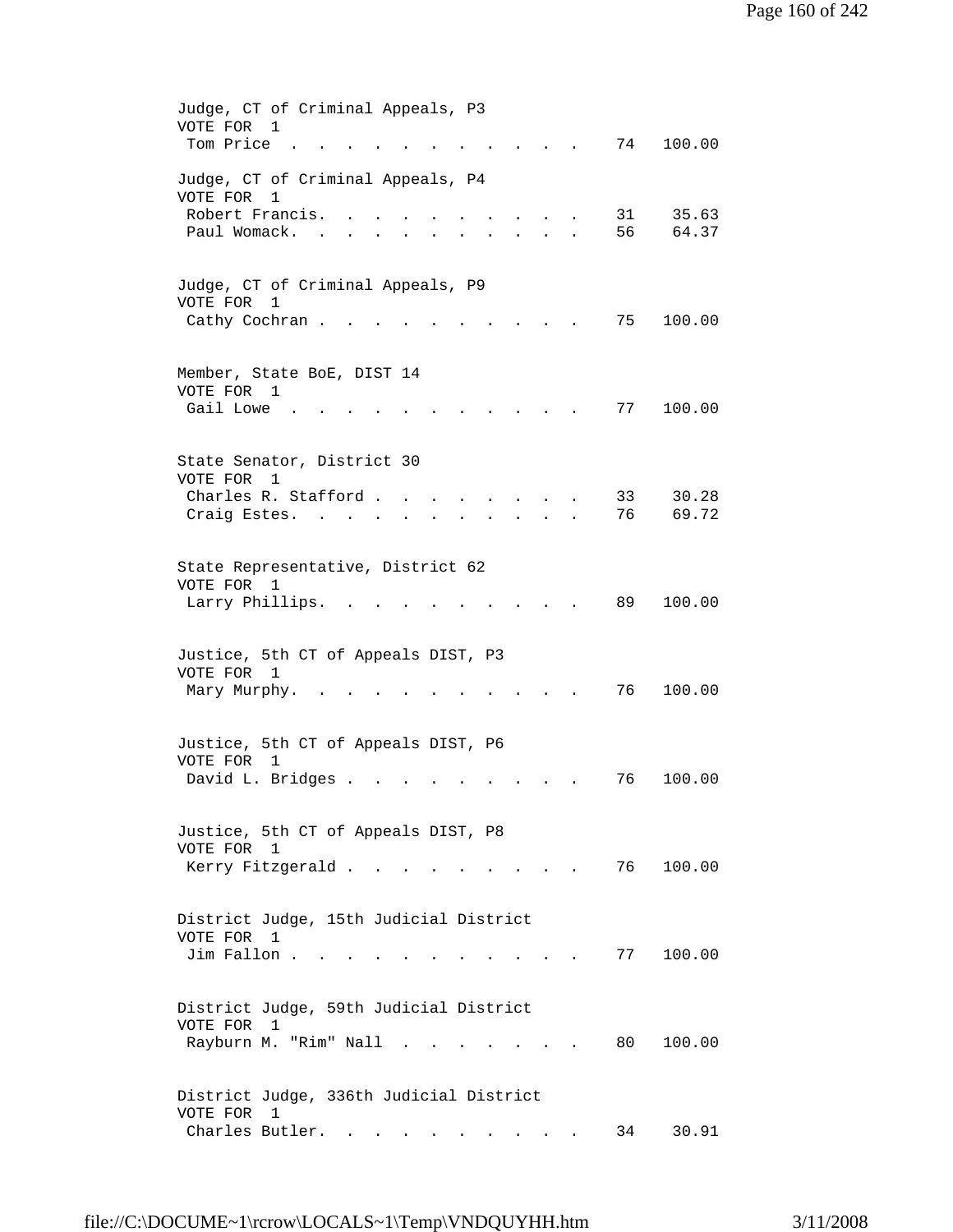Judge, CT of Criminal Appeals, P3
VOTE FOR 1

| Candidate | Votes | Percent |
|---|---|---|
| Tom Price | 74 | 100.00 |

Judge, CT of Criminal Appeals, P4
VOTE FOR 1

| Candidate | Votes | Percent |
|---|---|---|
| Robert Francis. | 31 | 35.63 |
| Paul Womack. | 56 | 64.37 |

Judge, CT of Criminal Appeals, P9
VOTE FOR 1

| Candidate | Votes | Percent |
|---|---|---|
| Cathy Cochran | 75 | 100.00 |

Member, State BoE, DIST 14
VOTE FOR 1

| Candidate | Votes | Percent |
|---|---|---|
| Gail Lowe | 77 | 100.00 |

State Senator, District 30
VOTE FOR 1

| Candidate | Votes | Percent |
|---|---|---|
| Charles R. Stafford | 33 | 30.28 |
| Craig Estes. | 76 | 69.72 |

State Representative, District 62
VOTE FOR 1

| Candidate | Votes | Percent |
|---|---|---|
| Larry Phillips. | 89 | 100.00 |

Justice, 5th CT of Appeals DIST, P3
VOTE FOR 1

| Candidate | Votes | Percent |
|---|---|---|
| Mary Murphy. | 76 | 100.00 |

Justice, 5th CT of Appeals DIST, P6
VOTE FOR 1

| Candidate | Votes | Percent |
|---|---|---|
| David L. Bridges | 76 | 100.00 |

Justice, 5th CT of Appeals DIST, P8
VOTE FOR 1

| Candidate | Votes | Percent |
|---|---|---|
| Kerry Fitzgerald | 76 | 100.00 |

District Judge, 15th Judicial District
VOTE FOR 1

| Candidate | Votes | Percent |
|---|---|---|
| Jim Fallon | 77 | 100.00 |

District Judge, 59th Judicial District
VOTE FOR 1

| Candidate | Votes | Percent |
|---|---|---|
| Rayburn M. "Rim" Nall | 80 | 100.00 |

District Judge, 336th Judicial District
VOTE FOR 1

| Candidate | Votes | Percent |
|---|---|---|
| Charles Butler. | 34 | 30.91 |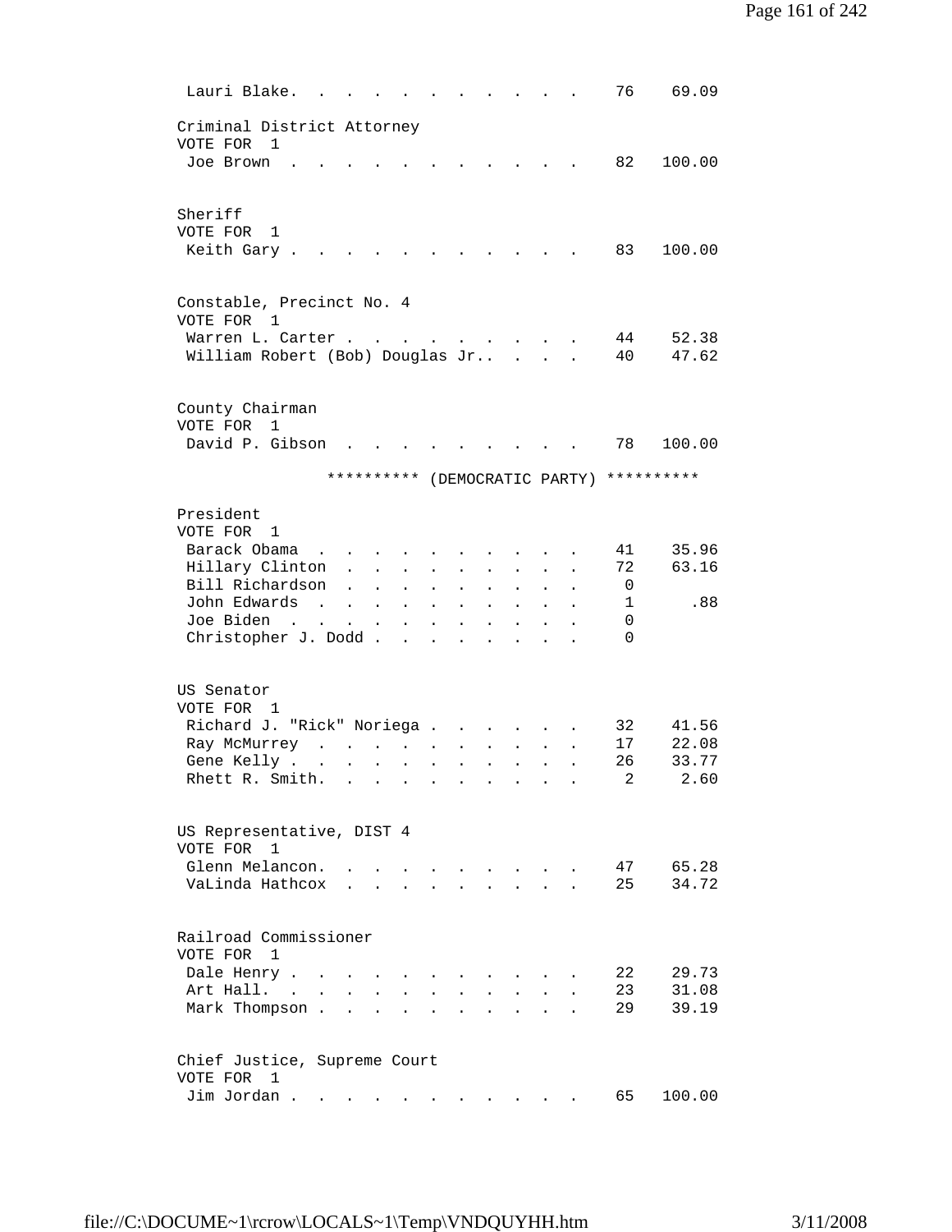| | | |
|---|---|---|
| Lauri Blake | 76 | 69.09 |

Criminal District Attorney
VOTE FOR 1

| | | |
|---|---|---|
| Joe Brown | 82 | 100.00 |

Sheriff
VOTE FOR 1

| | | |
|---|---|---|
| Keith Gary | 83 | 100.00 |

Constable, Precinct No. 4
VOTE FOR 1

| | | |
|---|---|---|
| Warren L. Carter | 44 | 52.38 |
| William Robert (Bob) Douglas Jr. | 40 | 47.62 |

County Chairman
VOTE FOR 1

| | | |
|---|---|---|
| David P. Gibson | 78 | 100.00 |

********** (DEMOCRATIC PARTY) **********

President
VOTE FOR 1

| | | |
|---|---|---|
| Barack Obama | 41 | 35.96 |
| Hillary Clinton | 72 | 63.16 |
| Bill Richardson | 0 | |
| John Edwards | 1 | .88 |
| Joe Biden | 0 | |
| Christopher J. Dodd | 0 | |

US Senator
VOTE FOR 1

| | | |
|---|---|---|
| Richard J. "Rick" Noriega | 32 | 41.56 |
| Ray McMurrey | 17 | 22.08 |
| Gene Kelly | 26 | 33.77 |
| Rhett R. Smith | 2 | 2.60 |

US Representative, DIST 4
VOTE FOR 1

| | | |
|---|---|---|
| Glenn Melancon | 47 | 65.28 |
| VaLinda Hathcox | 25 | 34.72 |

Railroad Commissioner
VOTE FOR 1

| | | |
|---|---|---|
| Dale Henry | 22 | 29.73 |
| Art Hall | 23 | 31.08 |
| Mark Thompson | 29 | 39.19 |

Chief Justice, Supreme Court
VOTE FOR 1

| | | |
|---|---|---|
| Jim Jordan | 65 | 100.00 |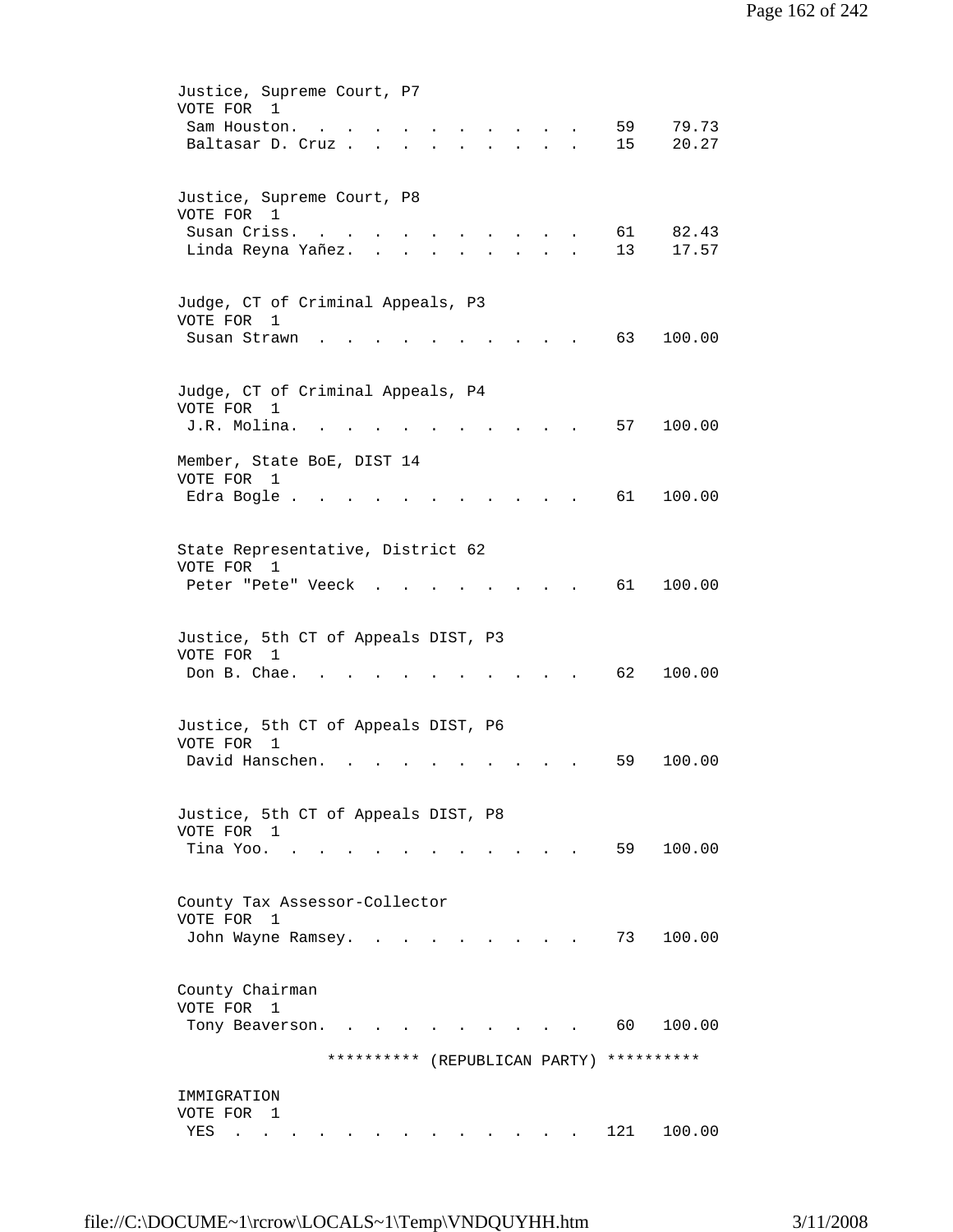Justice, Supreme Court, P7
VOTE FOR 1

| | | |
|---|---|---|
| Sam Houston. | 59 | 79.73 |
| Baltasar D. Cruz | 15 | 20.27 |

Justice, Supreme Court, P8
VOTE FOR 1

| | | |
|---|---|---|
| Susan Criss. | 61 | 82.43 |
| Linda Reyna Yañez. | 13 | 17.57 |

Judge, CT of Criminal Appeals, P3
VOTE FOR 1

| | | |
|---|---|---|
| Susan Strawn | 63 | 100.00 |

Judge, CT of Criminal Appeals, P4
VOTE FOR 1

| | | |
|---|---|---|
| J.R. Molina. | 57 | 100.00 |

Member, State BoE, DIST 14
VOTE FOR 1

| | | |
|---|---|---|
| Edra Bogle | 61 | 100.00 |

State Representative, District 62
VOTE FOR 1

| | | |
|---|---|---|
| Peter "Pete" Veeck | 61 | 100.00 |

Justice, 5th CT of Appeals DIST, P3
VOTE FOR 1

| | | |
|---|---|---|
| Don B. Chae. | 62 | 100.00 |

Justice, 5th CT of Appeals DIST, P6
VOTE FOR 1

| | | |
|---|---|---|
| David Hanschen. | 59 | 100.00 |

Justice, 5th CT of Appeals DIST, P8
VOTE FOR 1

| | | |
|---|---|---|
| Tina Yoo. | 59 | 100.00 |

County Tax Assessor-Collector
VOTE FOR 1

| | | |
|---|---|---|
| John Wayne Ramsey. | 73 | 100.00 |

County Chairman
VOTE FOR 1

| | | |
|---|---|---|
| Tony Beaverson. | 60 | 100.00 |

********** (REPUBLICAN PARTY) **********

IMMIGRATION
VOTE FOR 1

| | | |
|---|---|---|
| YES | 121 | 100.00 |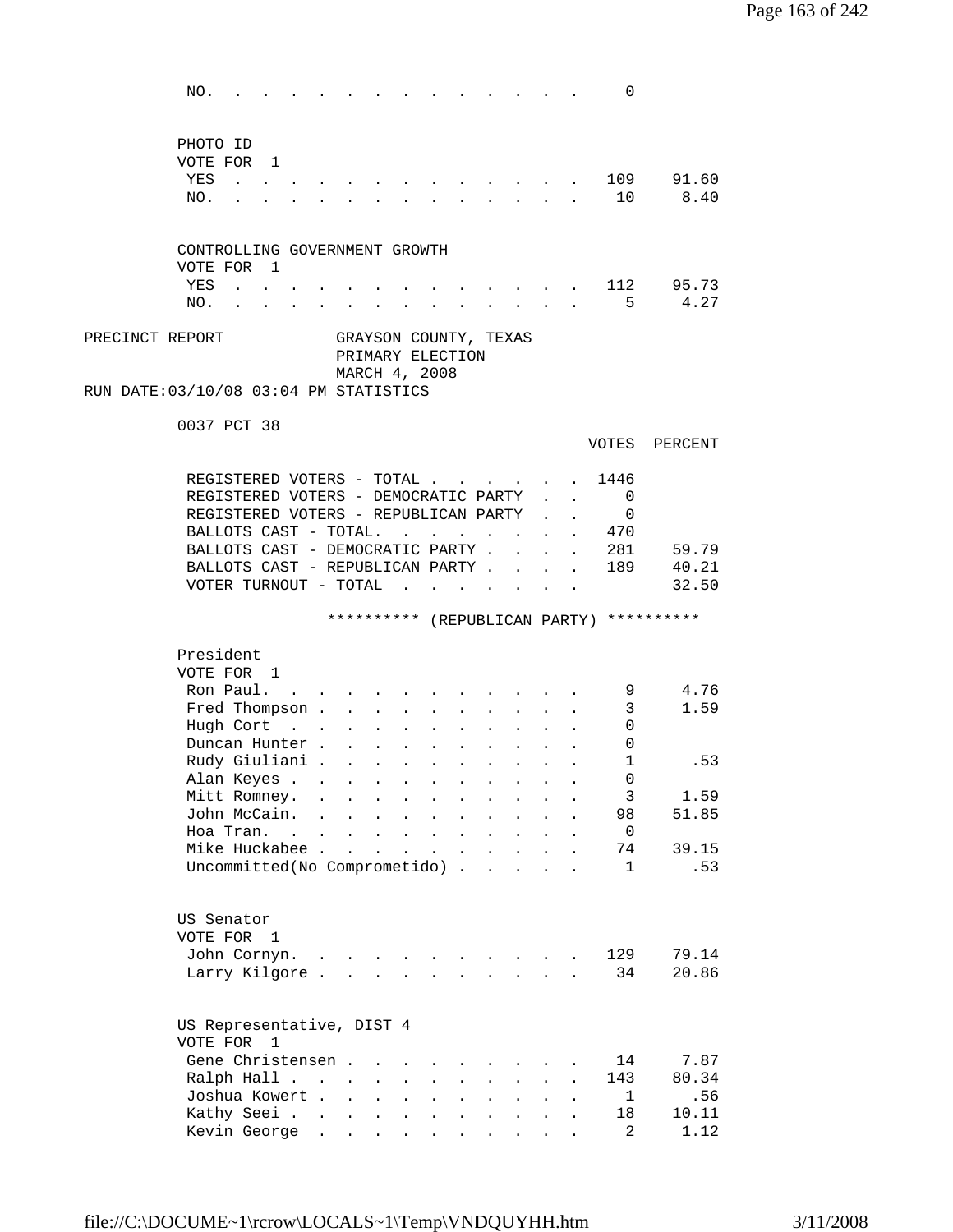| | VOTES | PERCENT |
|---|---|---|
| NO. | 0 | |

PHOTO ID
VOTE FOR 1

| | VOTES | PERCENT |
|---|---|---|
| YES | 109 | 91.60 |
| NO. | 10 | 8.40 |

CONTROLLING GOVERNMENT GROWTH
VOTE FOR 1

| | VOTES | PERCENT |
|---|---|---|
| YES | 112 | 95.73 |
| NO. | 5 | 4.27 |

PRECINCT REPORT GRAYSON COUNTY, TEXAS
PRIMARY ELECTION
MARCH 4, 2008
RUN DATE:03/10/08 03:04 PM STATISTICS

0037 PCT 38

| | VOTES | PERCENT |
|---|---|---|
| REGISTERED VOTERS - TOTAL | 1446 | |
| REGISTERED VOTERS - DEMOCRATIC PARTY | 0 | |
| REGISTERED VOTERS - REPUBLICAN PARTY | 0 | |
| BALLOTS CAST - TOTAL. | 470 | |
| BALLOTS CAST - DEMOCRATIC PARTY | 281 | 59.79 |
| BALLOTS CAST - REPUBLICAN PARTY | 189 | 40.21 |
| VOTER TURNOUT - TOTAL | | 32.50 |

********** (REPUBLICAN PARTY) **********

President
VOTE FOR 1

| | VOTES | PERCENT |
|---|---|---|
| Ron Paul. | 9 | 4.76 |
| Fred Thompson | 3 | 1.59 |
| Hugh Cort | 0 | |
| Duncan Hunter | 0 | |
| Rudy Giuliani | 1 | .53 |
| Alan Keyes | 0 | |
| Mitt Romney. | 3 | 1.59 |
| John McCain. | 98 | 51.85 |
| Hoa Tran. | 0 | |
| Mike Huckabee | 74 | 39.15 |
| Uncommitted(No Comprometido) | 1 | .53 |

US Senator
VOTE FOR 1

| | VOTES | PERCENT |
|---|---|---|
| John Cornyn. | 129 | 79.14 |
| Larry Kilgore | 34 | 20.86 |

US Representative, DIST 4
VOTE FOR 1

| | VOTES | PERCENT |
|---|---|---|
| Gene Christensen | 14 | 7.87 |
| Ralph Hall | 143 | 80.34 |
| Joshua Kowert | 1 | .56 |
| Kathy Seei | 18 | 10.11 |
| Kevin George | 2 | 1.12 |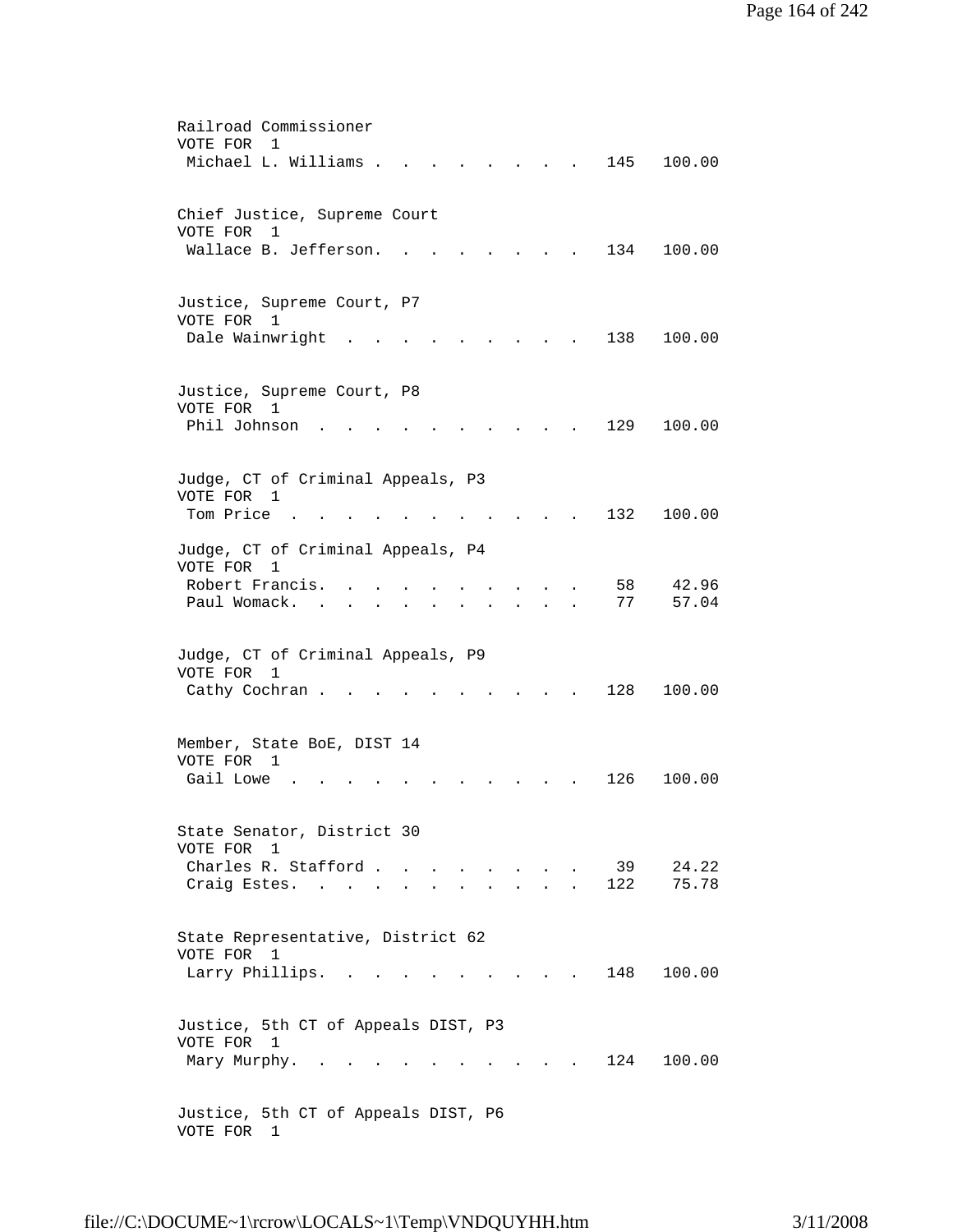Railroad Commissioner
VOTE FOR 1

| Candidate | Votes | Percent |
|---|---|---|
| Michael L. Williams | 145 | 100.00 |

Chief Justice, Supreme Court
VOTE FOR 1

| Candidate | Votes | Percent |
|---|---|---|
| Wallace B. Jefferson | 134 | 100.00 |

Justice, Supreme Court, P7
VOTE FOR 1

| Candidate | Votes | Percent |
|---|---|---|
| Dale Wainwright | 138 | 100.00 |

Justice, Supreme Court, P8
VOTE FOR 1

| Candidate | Votes | Percent |
|---|---|---|
| Phil Johnson | 129 | 100.00 |

Judge, CT of Criminal Appeals, P3
VOTE FOR 1

| Candidate | Votes | Percent |
|---|---|---|
| Tom Price | 132 | 100.00 |

Judge, CT of Criminal Appeals, P4
VOTE FOR 1

| Candidate | Votes | Percent |
|---|---|---|
| Robert Francis | 58 | 42.96 |
| Paul Womack | 77 | 57.04 |

Judge, CT of Criminal Appeals, P9
VOTE FOR 1

| Candidate | Votes | Percent |
|---|---|---|
| Cathy Cochran | 128 | 100.00 |

Member, State BoE, DIST 14
VOTE FOR 1

| Candidate | Votes | Percent |
|---|---|---|
| Gail Lowe | 126 | 100.00 |

State Senator, District 30
VOTE FOR 1

| Candidate | Votes | Percent |
|---|---|---|
| Charles R. Stafford | 39 | 24.22 |
| Craig Estes | 122 | 75.78 |

State Representative, District 62
VOTE FOR 1

| Candidate | Votes | Percent |
|---|---|---|
| Larry Phillips | 148 | 100.00 |

Justice, 5th CT of Appeals DIST, P3
VOTE FOR 1

| Candidate | Votes | Percent |
|---|---|---|
| Mary Murphy | 124 | 100.00 |

Justice, 5th CT of Appeals DIST, P6
VOTE FOR 1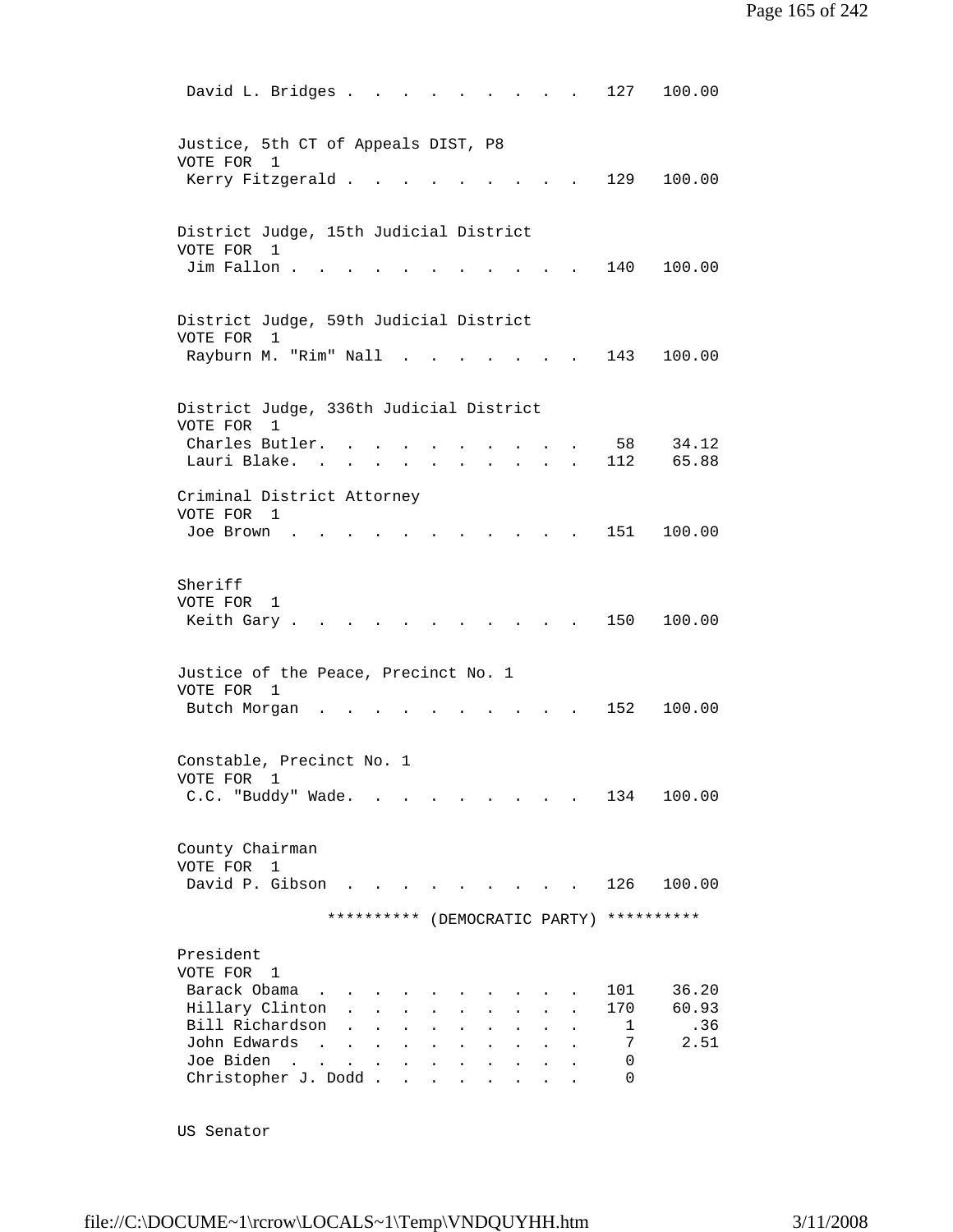| | | |
|---|---|---|
| David L. Bridges | 127 | 100.00 |

Justice, 5th CT of Appeals DIST, P8
VOTE FOR 1

| | | |
|---|---|---|
| Kerry Fitzgerald | 129 | 100.00 |

District Judge, 15th Judicial District
VOTE FOR 1

| | | |
|---|---|---|
| Jim Fallon | 140 | 100.00 |

District Judge, 59th Judicial District
VOTE FOR 1

| | | |
|---|---|---|
| Rayburn M. "Rim" Nall | 143 | 100.00 |

District Judge, 336th Judicial District
VOTE FOR 1

| | | |
|---|---|---|
| Charles Butler | 58 | 34.12 |
| Lauri Blake | 112 | 65.88 |

Criminal District Attorney
VOTE FOR 1

| | | |
|---|---|---|
| Joe Brown | 151 | 100.00 |

Sheriff
VOTE FOR 1

| | | |
|---|---|---|
| Keith Gary | 150 | 100.00 |

Justice of the Peace, Precinct No. 1
VOTE FOR 1

| | | |
|---|---|---|
| Butch Morgan | 152 | 100.00 |

Constable, Precinct No. 1
VOTE FOR 1

| | | |
|---|---|---|
| C.C. "Buddy" Wade | 134 | 100.00 |

County Chairman
VOTE FOR 1

| | | |
|---|---|---|
| David P. Gibson | 126 | 100.00 |

********** (DEMOCRATIC PARTY) **********

President
VOTE FOR 1

| | | |
|---|---|---|
| Barack Obama | 101 | 36.20 |
| Hillary Clinton | 170 | 60.93 |
| Bill Richardson | 1 | .36 |
| John Edwards | 7 | 2.51 |
| Joe Biden | 0 | |
| Christopher J. Dodd | 0 | |

US Senator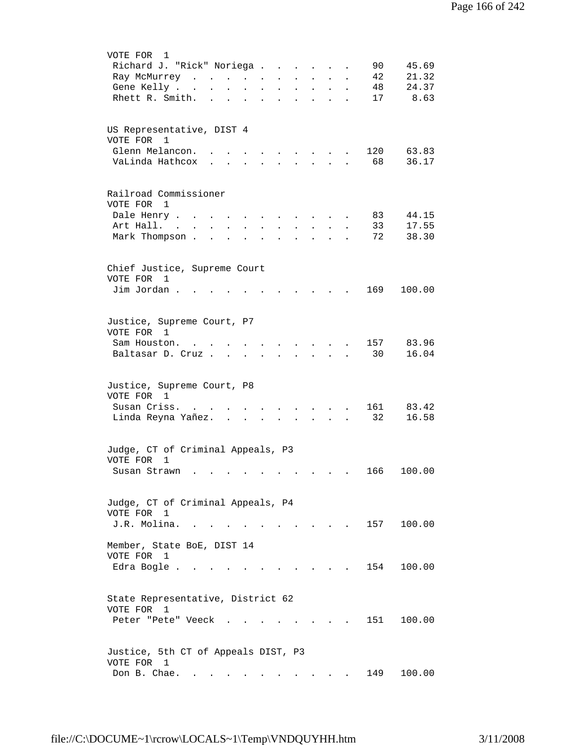VOTE FOR 1

| Candidate | Votes | Percent |
|---|---|---|
| Richard J. "Rick" Noriega | 90 | 45.69 |
| Ray McMurrey | 42 | 21.32 |
| Gene Kelly | 48 | 24.37 |
| Rhett R. Smith. | 17 | 8.63 |

US Representative, DIST 4
VOTE FOR 1

| Candidate | Votes | Percent |
|---|---|---|
| Glenn Melancon. | 120 | 63.83 |
| VaLinda Hathcox | 68 | 36.17 |

Railroad Commissioner
VOTE FOR 1

| Candidate | Votes | Percent |
|---|---|---|
| Dale Henry | 83 | 44.15 |
| Art Hall. | 33 | 17.55 |
| Mark Thompson | 72 | 38.30 |

Chief Justice, Supreme Court
VOTE FOR 1

| Candidate | Votes | Percent |
|---|---|---|
| Jim Jordan | 169 | 100.00 |

Justice, Supreme Court, P7
VOTE FOR 1

| Candidate | Votes | Percent |
|---|---|---|
| Sam Houston. | 157 | 83.96 |
| Baltasar D. Cruz | 30 | 16.04 |

Justice, Supreme Court, P8
VOTE FOR 1

| Candidate | Votes | Percent |
|---|---|---|
| Susan Criss. | 161 | 83.42 |
| Linda Reyna Yañez. | 32 | 16.58 |

Judge, CT of Criminal Appeals, P3
VOTE FOR 1

| Candidate | Votes | Percent |
|---|---|---|
| Susan Strawn | 166 | 100.00 |

Judge, CT of Criminal Appeals, P4
VOTE FOR 1

| Candidate | Votes | Percent |
|---|---|---|
| J.R. Molina. | 157 | 100.00 |

Member, State BoE, DIST 14
VOTE FOR 1

| Candidate | Votes | Percent |
|---|---|---|
| Edra Bogle | 154 | 100.00 |

State Representative, District 62
VOTE FOR 1

| Candidate | Votes | Percent |
|---|---|---|
| Peter "Pete" Veeck | 151 | 100.00 |

Justice, 5th CT of Appeals DIST, P3
VOTE FOR 1

| Candidate | Votes | Percent |
|---|---|---|
| Don B. Chae. | 149 | 100.00 |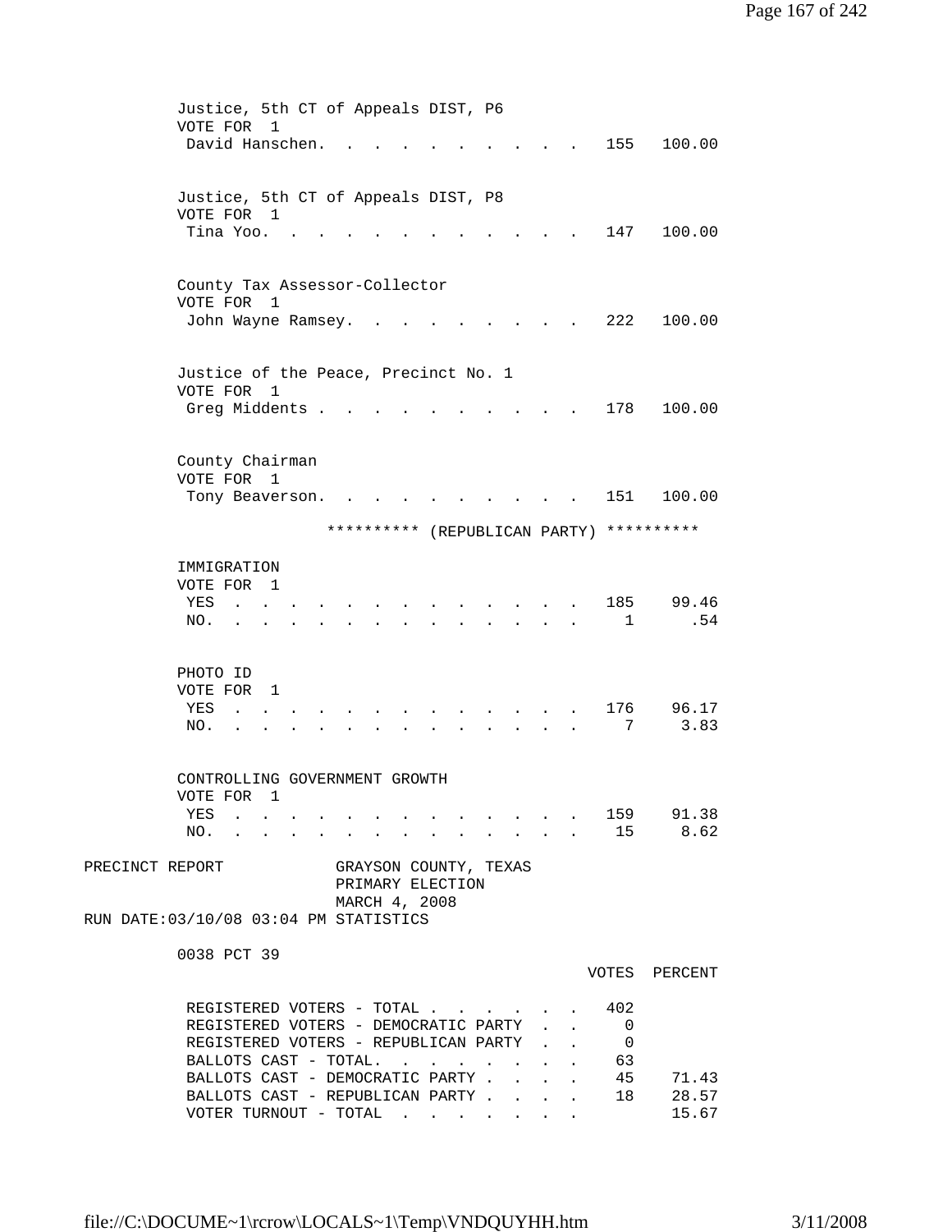Justice, 5th CT of Appeals DIST, P6
VOTE FOR 1

| | VOTES | PERCENT |
|---|---|---|
| David Hanschen | 155 | 100.00 |

Justice, 5th CT of Appeals DIST, P8
VOTE FOR 1

| | VOTES | PERCENT |
|---|---|---|
| Tina Yoo | 147 | 100.00 |

County Tax Assessor-Collector
VOTE FOR 1

| | VOTES | PERCENT |
|---|---|---|
| John Wayne Ramsey | 222 | 100.00 |

Justice of the Peace, Precinct No. 1
VOTE FOR 1

| | VOTES | PERCENT |
|---|---|---|
| Greg Middents | 178 | 100.00 |

County Chairman
VOTE FOR 1

| | VOTES | PERCENT |
|---|---|---|
| Tony Beaverson | 151 | 100.00 |

********** (REPUBLICAN PARTY) **********

IMMIGRATION
VOTE FOR 1

| | VOTES | PERCENT |
|---|---|---|
| YES | 185 | 99.46 |
| NO | 1 | .54 |

PHOTO ID
VOTE FOR 1

| | VOTES | PERCENT |
|---|---|---|
| YES | 176 | 96.17 |
| NO | 7 | 3.83 |

CONTROLLING GOVERNMENT GROWTH
VOTE FOR 1

| | VOTES | PERCENT |
|---|---|---|
| YES | 159 | 91.38 |
| NO | 15 | 8.62 |

PRECINCT REPORT — GRAYSON COUNTY, TEXAS
PRIMARY ELECTION
MARCH 4, 2008
RUN DATE:03/10/08 03:04 PM STATISTICS

0038 PCT 39

| | VOTES | PERCENT |
|---|---|---|
| REGISTERED VOTERS - TOTAL | 402 | |
| REGISTERED VOTERS - DEMOCRATIC PARTY | 0 | |
| REGISTERED VOTERS - REPUBLICAN PARTY | 0 | |
| BALLOTS CAST - TOTAL | 63 | |
| BALLOTS CAST - DEMOCRATIC PARTY | 45 | 71.43 |
| BALLOTS CAST - REPUBLICAN PARTY | 18 | 28.57 |
| VOTER TURNOUT - TOTAL | | 15.67 |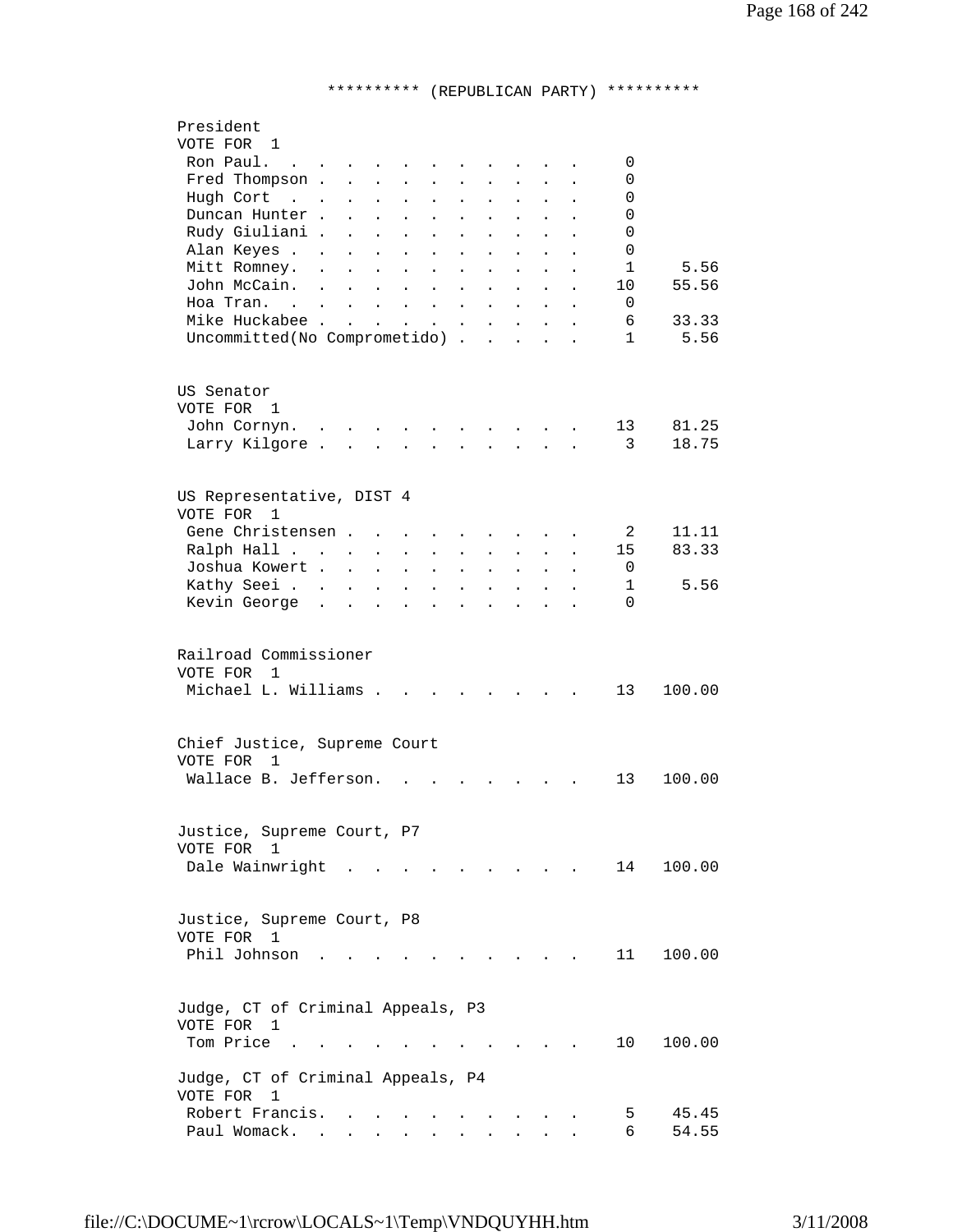********** (REPUBLICAN PARTY) **********

President
VOTE FOR 1

| Candidate | Votes | Percent |
|---|---|---|
| Ron Paul. | 0 | |
| Fred Thompson | 0 | |
| Hugh Cort | 0 | |
| Duncan Hunter | 0 | |
| Rudy Giuliani | 0 | |
| Alan Keyes | 0 | |
| Mitt Romney. | 1 | 5.56 |
| John McCain. | 10 | 55.56 |
| Hoa Tran. | 0 | |
| Mike Huckabee | 6 | 33.33 |
| Uncommitted(No Comprometido) | 1 | 5.56 |

US Senator
VOTE FOR 1

| Candidate | Votes | Percent |
|---|---|---|
| John Cornyn. | 13 | 81.25 |
| Larry Kilgore | 3 | 18.75 |

US Representative, DIST 4
VOTE FOR 1

| Candidate | Votes | Percent |
|---|---|---|
| Gene Christensen | 2 | 11.11 |
| Ralph Hall | 15 | 83.33 |
| Joshua Kowert | 0 | |
| Kathy Seei | 1 | 5.56 |
| Kevin George | 0 | |

Railroad Commissioner
VOTE FOR 1

| Candidate | Votes | Percent |
|---|---|---|
| Michael L. Williams | 13 | 100.00 |

Chief Justice, Supreme Court
VOTE FOR 1

| Candidate | Votes | Percent |
|---|---|---|
| Wallace B. Jefferson. | 13 | 100.00 |

Justice, Supreme Court, P7
VOTE FOR 1

| Candidate | Votes | Percent |
|---|---|---|
| Dale Wainwright | 14 | 100.00 |

Justice, Supreme Court, P8
VOTE FOR 1

| Candidate | Votes | Percent |
|---|---|---|
| Phil Johnson | 11 | 100.00 |

Judge, CT of Criminal Appeals, P3
VOTE FOR 1

| Candidate | Votes | Percent |
|---|---|---|
| Tom Price | 10 | 100.00 |

Judge, CT of Criminal Appeals, P4
VOTE FOR 1

| Candidate | Votes | Percent |
|---|---|---|
| Robert Francis. | 5 | 45.45 |
| Paul Womack. | 6 | 54.55 |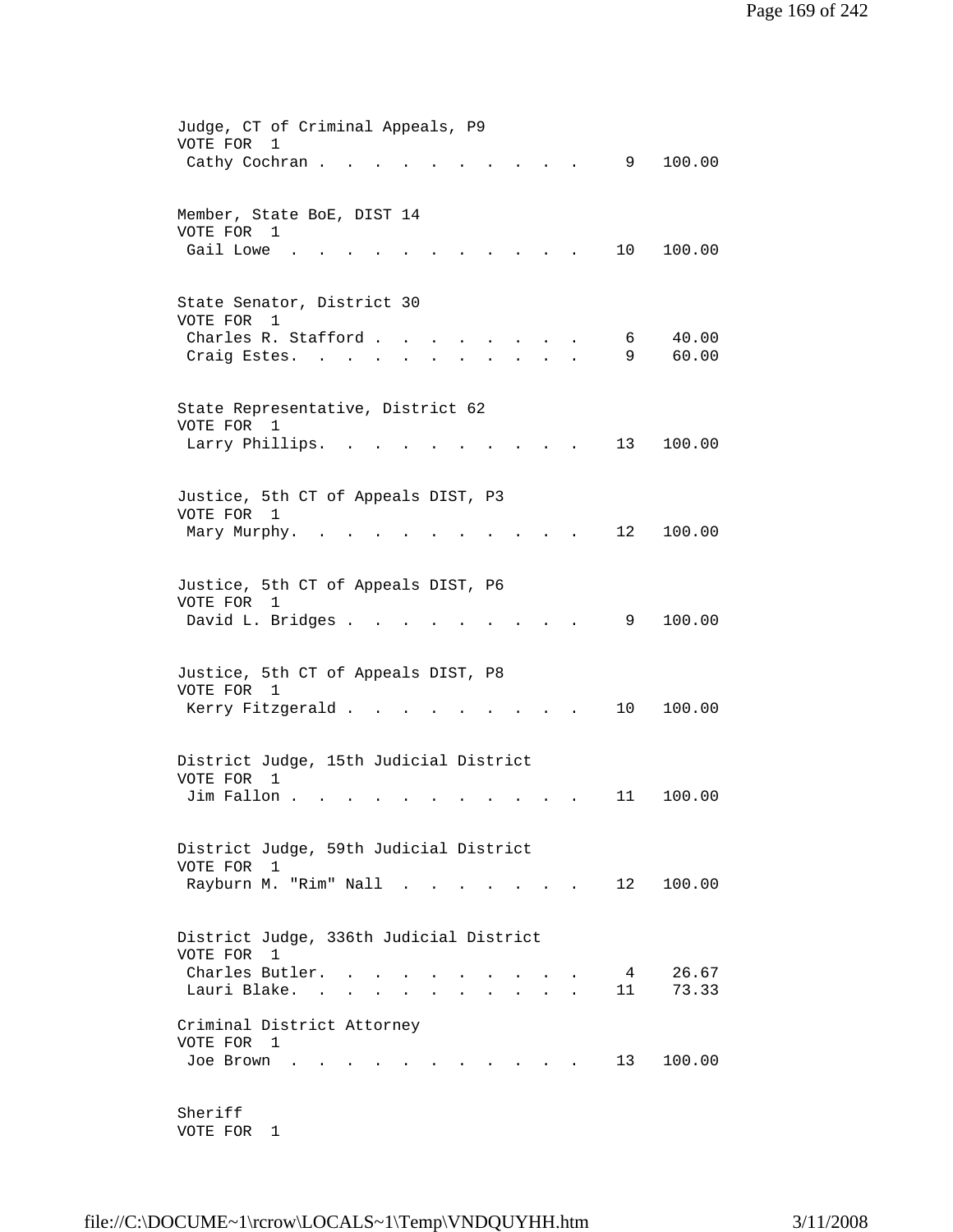Judge, CT of Criminal Appeals, P9
VOTE FOR 1

| Candidate | Votes | Percent |
|---|---|---|
| Cathy Cochran | 9 | 100.00 |

Member, State BoE, DIST 14
VOTE FOR 1

| Candidate | Votes | Percent |
|---|---|---|
| Gail Lowe | 10 | 100.00 |

State Senator, District 30
VOTE FOR 1

| Candidate | Votes | Percent |
|---|---|---|
| Charles R. Stafford | 6 | 40.00 |
| Craig Estes | 9 | 60.00 |

State Representative, District 62
VOTE FOR 1

| Candidate | Votes | Percent |
|---|---|---|
| Larry Phillips | 13 | 100.00 |

Justice, 5th CT of Appeals DIST, P3
VOTE FOR 1

| Candidate | Votes | Percent |
|---|---|---|
| Mary Murphy | 12 | 100.00 |

Justice, 5th CT of Appeals DIST, P6
VOTE FOR 1

| Candidate | Votes | Percent |
|---|---|---|
| David L. Bridges | 9 | 100.00 |

Justice, 5th CT of Appeals DIST, P8
VOTE FOR 1

| Candidate | Votes | Percent |
|---|---|---|
| Kerry Fitzgerald | 10 | 100.00 |

District Judge, 15th Judicial District
VOTE FOR 1

| Candidate | Votes | Percent |
|---|---|---|
| Jim Fallon | 11 | 100.00 |

District Judge, 59th Judicial District
VOTE FOR 1

| Candidate | Votes | Percent |
|---|---|---|
| Rayburn M. "Rim" Nall | 12 | 100.00 |

District Judge, 336th Judicial District
VOTE FOR 1

| Candidate | Votes | Percent |
|---|---|---|
| Charles Butler | 4 | 26.67 |
| Lauri Blake | 11 | 73.33 |

Criminal District Attorney
VOTE FOR 1

| Candidate | Votes | Percent |
|---|---|---|
| Joe Brown | 13 | 100.00 |

Sheriff
VOTE FOR 1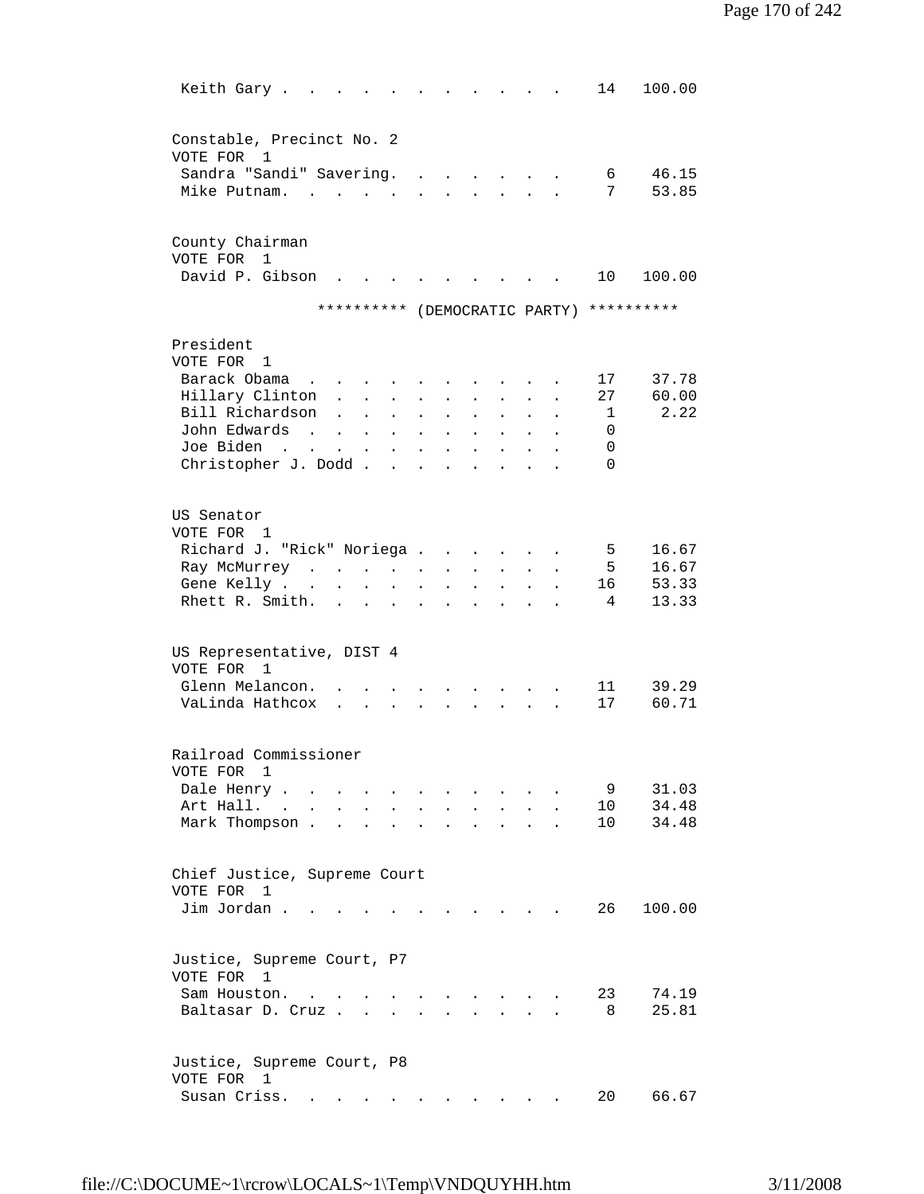| | | |
|---|---|---|
| Keith Gary | 14 | 100.00 |

Constable, Precinct No. 2
VOTE FOR 1

| | | |
|---|---|---|
| Sandra "Sandi" Savering | 6 | 46.15 |
| Mike Putnam | 7 | 53.85 |

County Chairman
VOTE FOR 1

| | | |
|---|---|---|
| David P. Gibson | 10 | 100.00 |

********** (DEMOCRATIC PARTY) **********

President
VOTE FOR 1

| | | |
|---|---|---|
| Barack Obama | 17 | 37.78 |
| Hillary Clinton | 27 | 60.00 |
| Bill Richardson | 1 | 2.22 |
| John Edwards | 0 | |
| Joe Biden | 0 | |
| Christopher J. Dodd | 0 | |

US Senator
VOTE FOR 1

| | | |
|---|---|---|
| Richard J. "Rick" Noriega | 5 | 16.67 |
| Ray McMurrey | 5 | 16.67 |
| Gene Kelly | 16 | 53.33 |
| Rhett R. Smith | 4 | 13.33 |

US Representative, DIST 4
VOTE FOR 1

| | | |
|---|---|---|
| Glenn Melancon | 11 | 39.29 |
| VaLinda Hathcox | 17 | 60.71 |

Railroad Commissioner
VOTE FOR 1

| | | |
|---|---|---|
| Dale Henry | 9 | 31.03 |
| Art Hall | 10 | 34.48 |
| Mark Thompson | 10 | 34.48 |

Chief Justice, Supreme Court
VOTE FOR 1

| | | |
|---|---|---|
| Jim Jordan | 26 | 100.00 |

Justice, Supreme Court, P7
VOTE FOR 1

| | | |
|---|---|---|
| Sam Houston | 23 | 74.19 |
| Baltasar D. Cruz | 8 | 25.81 |

Justice, Supreme Court, P8
VOTE FOR 1

| | | |
|---|---|---|
| Susan Criss | 20 | 66.67 |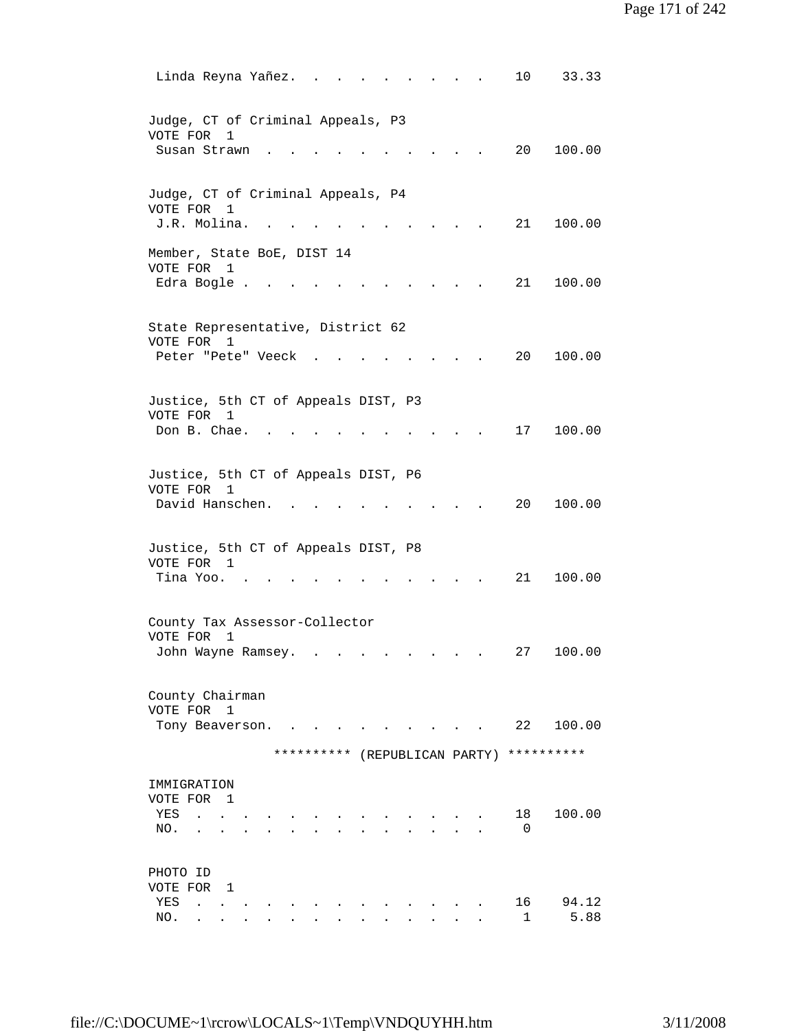Linda Reyna Yañez. . . . . . . . . . 10 33.33

Judge, CT of Criminal Appeals, P3
VOTE FOR 1
Susan Strawn . . . . . . . . . . . 20 100.00

Judge, CT of Criminal Appeals, P4
VOTE FOR 1
J.R. Molina. . . . . . . . . . . . 21 100.00

Member, State BoE, DIST 14
VOTE FOR 1
Edra Bogle . . . . . . . . . . . . 21 100.00

State Representative, District 62
VOTE FOR 1
Peter "Pete" Veeck . . . . . . . . . 20 100.00

Justice, 5th CT of Appeals DIST, P3
VOTE FOR 1
Don B. Chae. . . . . . . . . . . . 17 100.00

Justice, 5th CT of Appeals DIST, P6
VOTE FOR 1
David Hanschen. . . . . . . . . . . 20 100.00

Justice, 5th CT of Appeals DIST, P8
VOTE FOR 1
Tina Yoo. . . . . . . . . . . . . 21 100.00

County Tax Assessor-Collector
VOTE FOR 1
John Wayne Ramsey. . . . . . . . . . 27 100.00

County Chairman
VOTE FOR 1
Tony Beaverson. . . . . . . . . . . 22 100.00

********** (REPUBLICAN PARTY) **********

IMMIGRATION
VOTE FOR 1
YES . . . . . . . . . . . . . . . 18 100.00
NO. . . . . . . . . . . . . . . . 0

PHOTO ID
VOTE FOR 1
YES . . . . . . . . . . . . . . . 16 94.12
NO. . . . . . . . . . . . . . . . 1 5.88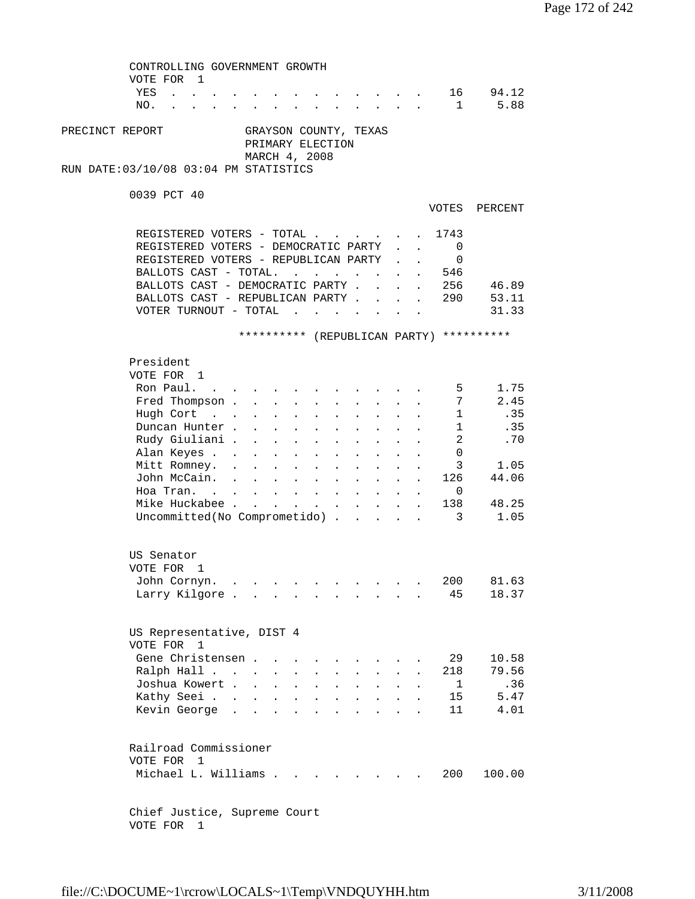CONTROLLING GOVERNMENT GROWTH
VOTE FOR 1

| | VOTES | PERCENT |
|---|---|---|
| YES | 16 | 94.12 |
| NO. | 1 | 5.88 |

PRECINCT REPORT GRAYSON COUNTY, TEXAS
PRIMARY ELECTION
MARCH 4, 2008
RUN DATE:03/10/08 03:04 PM STATISTICS

0039 PCT 40

| | VOTES | PERCENT |
|---|---|---|
| REGISTERED VOTERS - TOTAL | 1743 | |
| REGISTERED VOTERS - DEMOCRATIC PARTY | 0 | |
| REGISTERED VOTERS - REPUBLICAN PARTY | 0 | |
| BALLOTS CAST - TOTAL. | 546 | |
| BALLOTS CAST - DEMOCRATIC PARTY | 256 | 46.89 |
| BALLOTS CAST - REPUBLICAN PARTY | 290 | 53.11 |
| VOTER TURNOUT - TOTAL | | 31.33 |

********** (REPUBLICAN PARTY) **********

President
VOTE FOR 1

| | VOTES | PERCENT |
|---|---|---|
| Ron Paul. | 5 | 1.75 |
| Fred Thompson | 7 | 2.45 |
| Hugh Cort | 1 | .35 |
| Duncan Hunter | 1 | .35 |
| Rudy Giuliani | 2 | .70 |
| Alan Keyes | 0 | |
| Mitt Romney. | 3 | 1.05 |
| John McCain. | 126 | 44.06 |
| Hoa Tran. | 0 | |
| Mike Huckabee | 138 | 48.25 |
| Uncommitted(No Comprometido) | 3 | 1.05 |

US Senator
VOTE FOR 1

| | VOTES | PERCENT |
|---|---|---|
| John Cornyn. | 200 | 81.63 |
| Larry Kilgore | 45 | 18.37 |

US Representative, DIST 4
VOTE FOR 1

| | VOTES | PERCENT |
|---|---|---|
| Gene Christensen | 29 | 10.58 |
| Ralph Hall | 218 | 79.56 |
| Joshua Kowert | 1 | .36 |
| Kathy Seei | 15 | 5.47 |
| Kevin George | 11 | 4.01 |

Railroad Commissioner
VOTE FOR 1

| | VOTES | PERCENT |
|---|---|---|
| Michael L. Williams | 200 | 100.00 |

Chief Justice, Supreme Court
VOTE FOR 1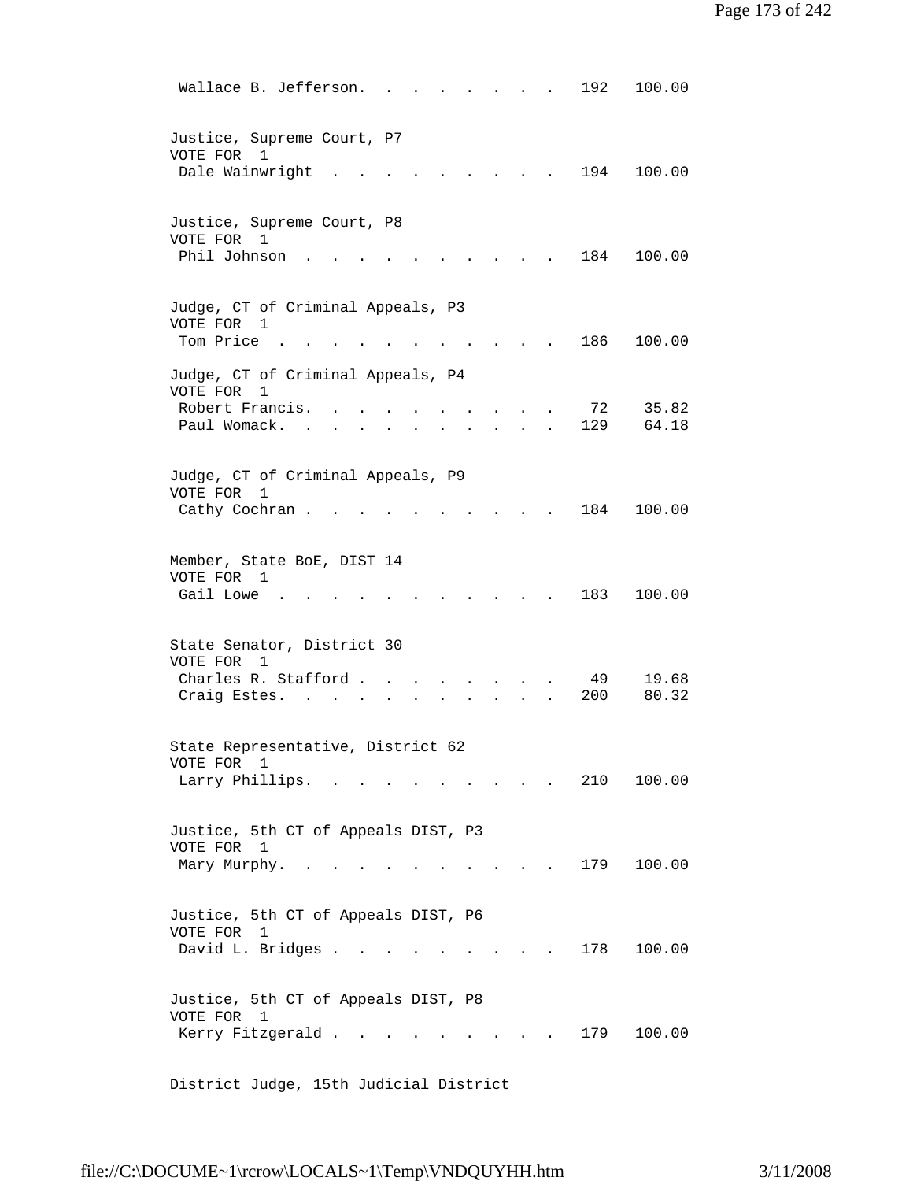| | | |
|---|---|---|
| Wallace B. Jefferson | 192 | 100.00 |

Justice, Supreme Court, P7
VOTE FOR 1

| | | |
|---|---|---|
| Dale Wainwright | 194 | 100.00 |

Justice, Supreme Court, P8
VOTE FOR 1

| | | |
|---|---|---|
| Phil Johnson | 184 | 100.00 |

Judge, CT of Criminal Appeals, P3
VOTE FOR 1

| | | |
|---|---|---|
| Tom Price | 186 | 100.00 |

Judge, CT of Criminal Appeals, P4
VOTE FOR 1

| | | |
|---|---|---|
| Robert Francis | 72 | 35.82 |
| Paul Womack | 129 | 64.18 |

Judge, CT of Criminal Appeals, P9
VOTE FOR 1

| | | |
|---|---|---|
| Cathy Cochran | 184 | 100.00 |

Member, State BoE, DIST 14
VOTE FOR 1

| | | |
|---|---|---|
| Gail Lowe | 183 | 100.00 |

State Senator, District 30
VOTE FOR 1

| | | |
|---|---|---|
| Charles R. Stafford | 49 | 19.68 |
| Craig Estes | 200 | 80.32 |

State Representative, District 62
VOTE FOR 1

| | | |
|---|---|---|
| Larry Phillips | 210 | 100.00 |

Justice, 5th CT of Appeals DIST, P3
VOTE FOR 1

| | | |
|---|---|---|
| Mary Murphy | 179 | 100.00 |

Justice, 5th CT of Appeals DIST, P6
VOTE FOR 1

| | | |
|---|---|---|
| David L. Bridges | 178 | 100.00 |

Justice, 5th CT of Appeals DIST, P8
VOTE FOR 1

| | | |
|---|---|---|
| Kerry Fitzgerald | 179 | 100.00 |

District Judge, 15th Judicial District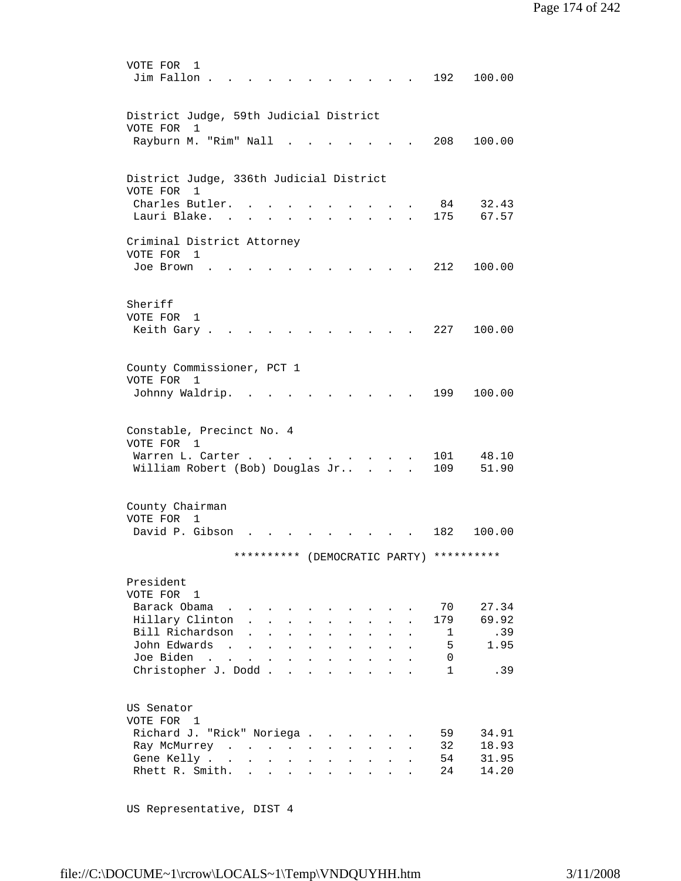VOTE FOR 1

| Candidate | Votes | Percent |
|---|---|---|
| Jim Fallon | 192 | 100.00 |

District Judge, 59th Judicial District

VOTE FOR 1

| Candidate | Votes | Percent |
|---|---|---|
| Rayburn M. "Rim" Nall | 208 | 100.00 |

District Judge, 336th Judicial District

VOTE FOR 1

| Candidate | Votes | Percent |
|---|---|---|
| Charles Butler. | 84 | 32.43 |
| Lauri Blake. | 175 | 67.57 |

Criminal District Attorney

VOTE FOR 1

| Candidate | Votes | Percent |
|---|---|---|
| Joe Brown | 212 | 100.00 |

Sheriff

VOTE FOR 1

| Candidate | Votes | Percent |
|---|---|---|
| Keith Gary | 227 | 100.00 |

County Commissioner, PCT 1

VOTE FOR 1

| Candidate | Votes | Percent |
|---|---|---|
| Johnny Waldrip. | 199 | 100.00 |

Constable, Precinct No. 4

VOTE FOR 1

| Candidate | Votes | Percent |
|---|---|---|
| Warren L. Carter | 101 | 48.10 |
| William Robert (Bob) Douglas Jr.. | 109 | 51.90 |

County Chairman

VOTE FOR 1

| Candidate | Votes | Percent |
|---|---|---|
| David P. Gibson | 182 | 100.00 |

********** (DEMOCRATIC PARTY) **********

President

VOTE FOR 1

| Candidate | Votes | Percent |
|---|---|---|
| Barack Obama | 70 | 27.34 |
| Hillary Clinton | 179 | 69.92 |
| Bill Richardson | 1 | .39 |
| John Edwards | 5 | 1.95 |
| Joe Biden | 0 | |
| Christopher J. Dodd | 1 | .39 |

US Senator

VOTE FOR 1

| Candidate | Votes | Percent |
|---|---|---|
| Richard J. "Rick" Noriega | 59 | 34.91 |
| Ray McMurrey | 32 | 18.93 |
| Gene Kelly | 54 | 31.95 |
| Rhett R. Smith. | 24 | 14.20 |

US Representative, DIST 4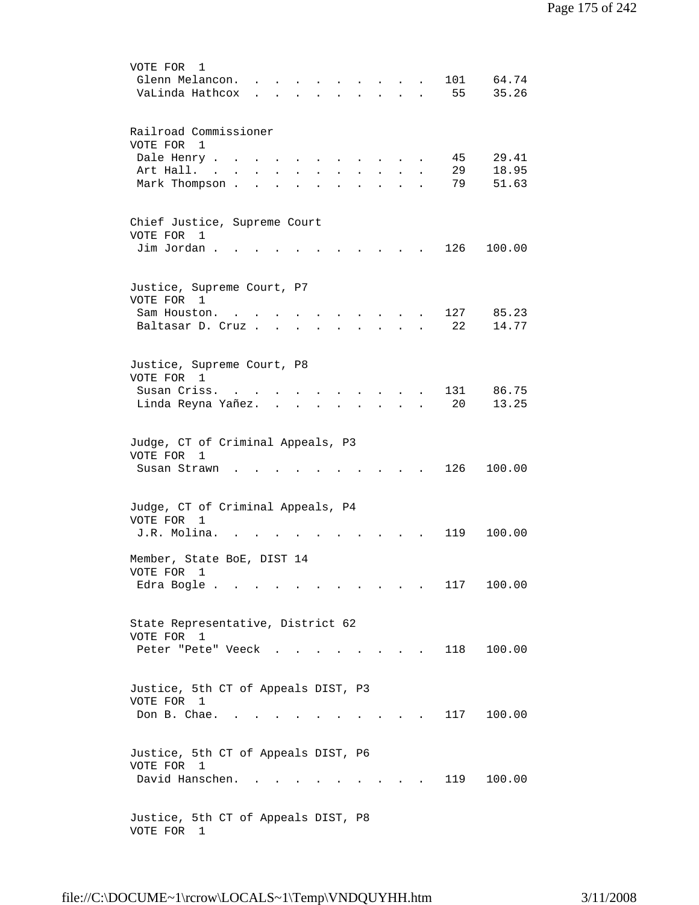VOTE FOR 1

| Candidate | Votes | Percent |
|---|---|---|
| Glenn Melancon | 101 | 64.74 |
| VaLinda Hathcox | 55 | 35.26 |

Railroad Commissioner
VOTE FOR 1

| Candidate | Votes | Percent |
|---|---|---|
| Dale Henry | 45 | 29.41 |
| Art Hall | 29 | 18.95 |
| Mark Thompson | 79 | 51.63 |

Chief Justice, Supreme Court
VOTE FOR 1

| Candidate | Votes | Percent |
|---|---|---|
| Jim Jordan | 126 | 100.00 |

Justice, Supreme Court, P7
VOTE FOR 1

| Candidate | Votes | Percent |
|---|---|---|
| Sam Houston | 127 | 85.23 |
| Baltasar D. Cruz | 22 | 14.77 |

Justice, Supreme Court, P8
VOTE FOR 1

| Candidate | Votes | Percent |
|---|---|---|
| Susan Criss | 131 | 86.75 |
| Linda Reyna Yañez | 20 | 13.25 |

Judge, CT of Criminal Appeals, P3
VOTE FOR 1

| Candidate | Votes | Percent |
|---|---|---|
| Susan Strawn | 126 | 100.00 |

Judge, CT of Criminal Appeals, P4
VOTE FOR 1

| Candidate | Votes | Percent |
|---|---|---|
| J.R. Molina | 119 | 100.00 |

Member, State BoE, DIST 14
VOTE FOR 1

| Candidate | Votes | Percent |
|---|---|---|
| Edra Bogle | 117 | 100.00 |

State Representative, District 62
VOTE FOR 1

| Candidate | Votes | Percent |
|---|---|---|
| Peter "Pete" Veeck | 118 | 100.00 |

Justice, 5th CT of Appeals DIST, P3
VOTE FOR 1

| Candidate | Votes | Percent |
|---|---|---|
| Don B. Chae | 117 | 100.00 |

Justice, 5th CT of Appeals DIST, P6
VOTE FOR 1

| Candidate | Votes | Percent |
|---|---|---|
| David Hanschen | 119 | 100.00 |

Justice, 5th CT of Appeals DIST, P8
VOTE FOR 1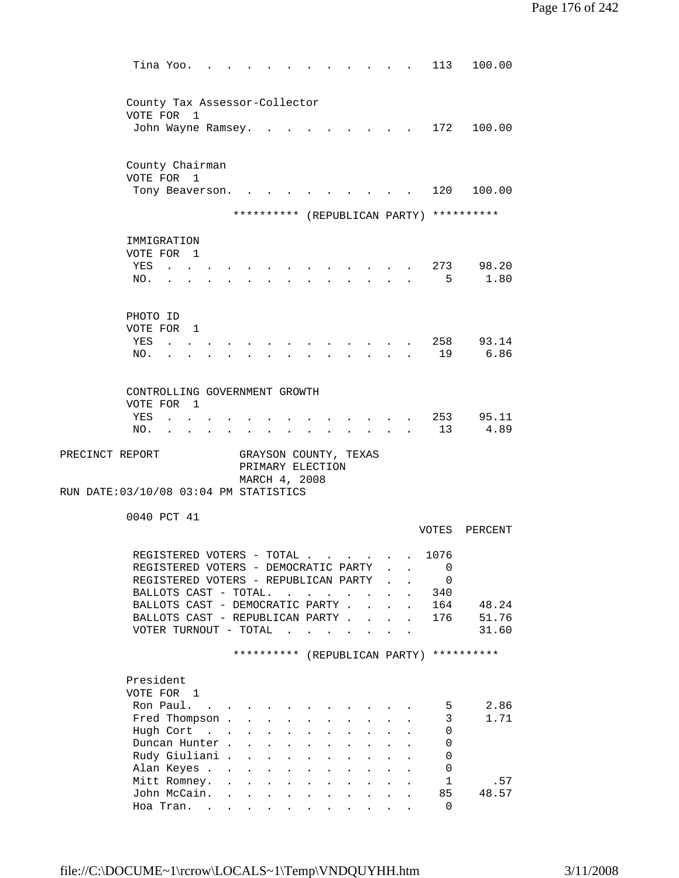| | | |
|---|---|---|
| Tina Yoo. | 113 | 100.00 |

County Tax Assessor-Collector
VOTE FOR 1

| | | |
|---|---|---|
| John Wayne Ramsey. | 172 | 100.00 |

County Chairman
VOTE FOR 1

| | | |
|---|---|---|
| Tony Beaverson. | 120 | 100.00 |

********** (REPUBLICAN PARTY) **********

IMMIGRATION
VOTE FOR 1

| | | |
|---|---|---|
| YES | 273 | 98.20 |
| NO. | 5 | 1.80 |

PHOTO ID
VOTE FOR 1

| | | |
|---|---|---|
| YES | 258 | 93.14 |
| NO. | 19 | 6.86 |

CONTROLLING GOVERNMENT GROWTH
VOTE FOR 1

| | | |
|---|---|---|
| YES | 253 | 95.11 |
| NO. | 13 | 4.89 |

PRECINCT REPORT GRAYSON COUNTY, TEXAS
PRIMARY ELECTION
MARCH 4, 2008
RUN DATE:03/10/08 03:04 PM STATISTICS

0040 PCT 41

| | VOTES | PERCENT |
|---|---|---|
| REGISTERED VOTERS - TOTAL | 1076 | |
| REGISTERED VOTERS - DEMOCRATIC PARTY | 0 | |
| REGISTERED VOTERS - REPUBLICAN PARTY | 0 | |
| BALLOTS CAST - TOTAL. | 340 | |
| BALLOTS CAST - DEMOCRATIC PARTY | 164 | 48.24 |
| BALLOTS CAST - REPUBLICAN PARTY | 176 | 51.76 |
| VOTER TURNOUT - TOTAL | | 31.60 |

********** (REPUBLICAN PARTY) **********

President
VOTE FOR 1

| | | |
|---|---|---|
| Ron Paul. | 5 | 2.86 |
| Fred Thompson | 3 | 1.71 |
| Hugh Cort | 0 | |
| Duncan Hunter | 0 | |
| Rudy Giuliani | 0 | |
| Alan Keyes | 0 | |
| Mitt Romney. | 1 | .57 |
| John McCain. | 85 | 48.57 |
| Hoa Tran. | 0 | |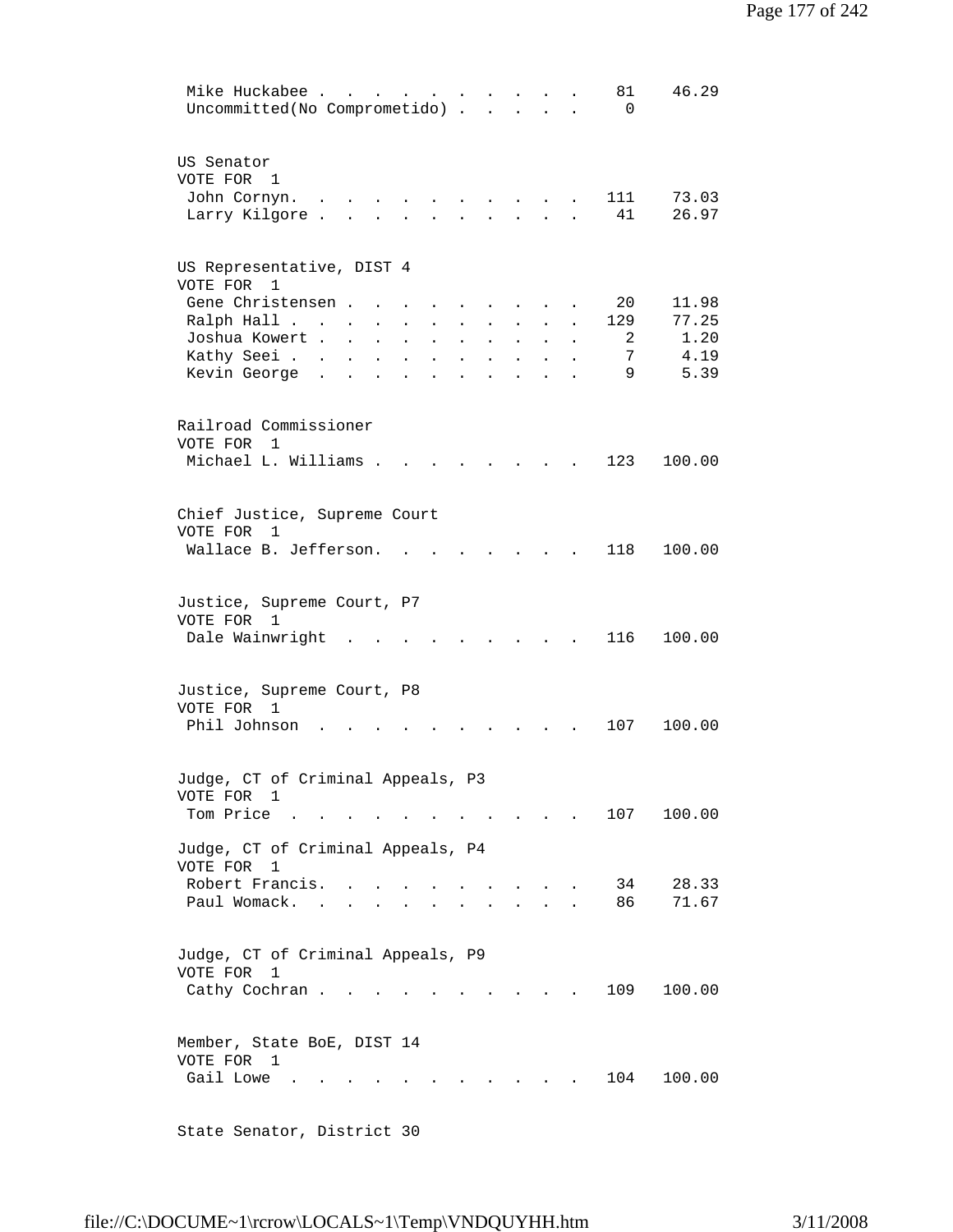| | | |
|---|---|---|
| Mike Huckabee | 81 | 46.29 |
| Uncommitted(No Comprometido) | 0 | |

US Senator
VOTE FOR 1

| | | |
|---|---|---|
| John Cornyn. | 111 | 73.03 |
| Larry Kilgore | 41 | 26.97 |

US Representative, DIST 4
VOTE FOR 1

| | | |
|---|---|---|
| Gene Christensen | 20 | 11.98 |
| Ralph Hall | 129 | 77.25 |
| Joshua Kowert | 2 | 1.20 |
| Kathy Seei | 7 | 4.19 |
| Kevin George | 9 | 5.39 |

Railroad Commissioner
VOTE FOR 1

| | | |
|---|---|---|
| Michael L. Williams | 123 | 100.00 |

Chief Justice, Supreme Court
VOTE FOR 1

| | | |
|---|---|---|
| Wallace B. Jefferson. | 118 | 100.00 |

Justice, Supreme Court, P7
VOTE FOR 1

| | | |
|---|---|---|
| Dale Wainwright | 116 | 100.00 |

Justice, Supreme Court, P8
VOTE FOR 1

| | | |
|---|---|---|
| Phil Johnson | 107 | 100.00 |

Judge, CT of Criminal Appeals, P3
VOTE FOR 1

| | | |
|---|---|---|
| Tom Price | 107 | 100.00 |

Judge, CT of Criminal Appeals, P4
VOTE FOR 1

| | | |
|---|---|---|
| Robert Francis. | 34 | 28.33 |
| Paul Womack. | 86 | 71.67 |

Judge, CT of Criminal Appeals, P9
VOTE FOR 1

| | | |
|---|---|---|
| Cathy Cochran | 109 | 100.00 |

Member, State BoE, DIST 14
VOTE FOR 1

| | | |
|---|---|---|
| Gail Lowe | 104 | 100.00 |

State Senator, District 30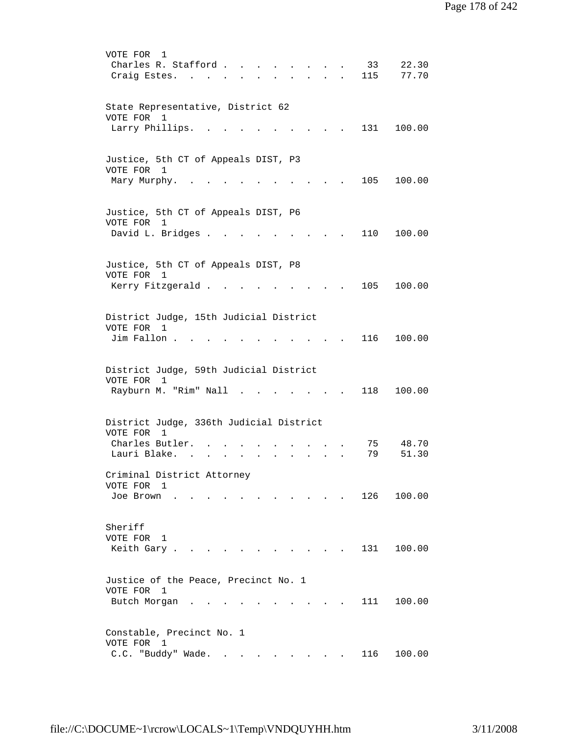VOTE FOR 1

| Candidate | Votes | Percent |
|---|---|---|
| Charles R. Stafford | 33 | 22.30 |
| Craig Estes. | 115 | 77.70 |

State Representative, District 62
VOTE FOR 1

| Candidate | Votes | Percent |
|---|---|---|
| Larry Phillips. | 131 | 100.00 |

Justice, 5th CT of Appeals DIST, P3
VOTE FOR 1

| Candidate | Votes | Percent |
|---|---|---|
| Mary Murphy. | 105 | 100.00 |

Justice, 5th CT of Appeals DIST, P6
VOTE FOR 1

| Candidate | Votes | Percent |
|---|---|---|
| David L. Bridges | 110 | 100.00 |

Justice, 5th CT of Appeals DIST, P8
VOTE FOR 1

| Candidate | Votes | Percent |
|---|---|---|
| Kerry Fitzgerald | 105 | 100.00 |

District Judge, 15th Judicial District
VOTE FOR 1

| Candidate | Votes | Percent |
|---|---|---|
| Jim Fallon | 116 | 100.00 |

District Judge, 59th Judicial District
VOTE FOR 1

| Candidate | Votes | Percent |
|---|---|---|
| Rayburn M. "Rim" Nall | 118 | 100.00 |

District Judge, 336th Judicial District
VOTE FOR 1

| Candidate | Votes | Percent |
|---|---|---|
| Charles Butler. | 75 | 48.70 |
| Lauri Blake. | 79 | 51.30 |

Criminal District Attorney
VOTE FOR 1

| Candidate | Votes | Percent |
|---|---|---|
| Joe Brown | 126 | 100.00 |

Sheriff
VOTE FOR 1

| Candidate | Votes | Percent |
|---|---|---|
| Keith Gary | 131 | 100.00 |

Justice of the Peace, Precinct No. 1
VOTE FOR 1

| Candidate | Votes | Percent |
|---|---|---|
| Butch Morgan | 111 | 100.00 |

Constable, Precinct No. 1
VOTE FOR 1

| Candidate | Votes | Percent |
|---|---|---|
| C.C. "Buddy" Wade. | 116 | 100.00 |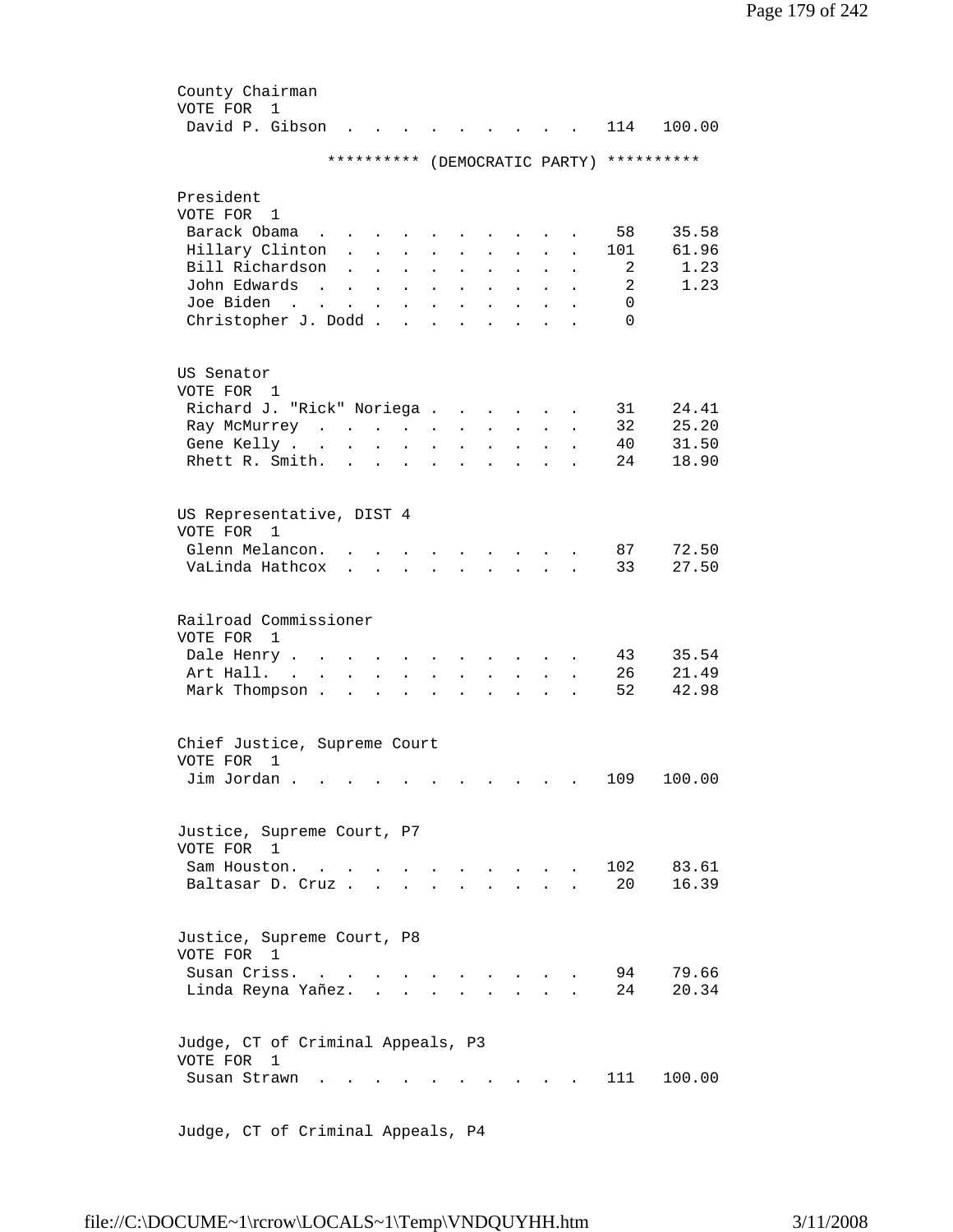County Chairman
VOTE FOR 1

| Candidate | Votes | Percent |
|---|---|---|
| David P. Gibson | 114 | 100.00 |

********** (DEMOCRATIC PARTY) **********

President
VOTE FOR 1

| Candidate | Votes | Percent |
|---|---|---|
| Barack Obama | 58 | 35.58 |
| Hillary Clinton | 101 | 61.96 |
| Bill Richardson | 2 | 1.23 |
| John Edwards | 2 | 1.23 |
| Joe Biden | 0 | |
| Christopher J. Dodd | 0 | |

US Senator
VOTE FOR 1

| Candidate | Votes | Percent |
|---|---|---|
| Richard J. "Rick" Noriega | 31 | 24.41 |
| Ray McMurrey | 32 | 25.20 |
| Gene Kelly | 40 | 31.50 |
| Rhett R. Smith. | 24 | 18.90 |

US Representative, DIST 4
VOTE FOR 1

| Candidate | Votes | Percent |
|---|---|---|
| Glenn Melancon. | 87 | 72.50 |
| VaLinda Hathcox | 33 | 27.50 |

Railroad Commissioner
VOTE FOR 1

| Candidate | Votes | Percent |
|---|---|---|
| Dale Henry | 43 | 35.54 |
| Art Hall. | 26 | 21.49 |
| Mark Thompson | 52 | 42.98 |

Chief Justice, Supreme Court
VOTE FOR 1

| Candidate | Votes | Percent |
|---|---|---|
| Jim Jordan | 109 | 100.00 |

Justice, Supreme Court, P7
VOTE FOR 1

| Candidate | Votes | Percent |
|---|---|---|
| Sam Houston. | 102 | 83.61 |
| Baltasar D. Cruz | 20 | 16.39 |

Justice, Supreme Court, P8
VOTE FOR 1

| Candidate | Votes | Percent |
|---|---|---|
| Susan Criss. | 94 | 79.66 |
| Linda Reyna Yañez. | 24 | 20.34 |

Judge, CT of Criminal Appeals, P3
VOTE FOR 1

| Candidate | Votes | Percent |
|---|---|---|
| Susan Strawn | 111 | 100.00 |

Judge, CT of Criminal Appeals, P4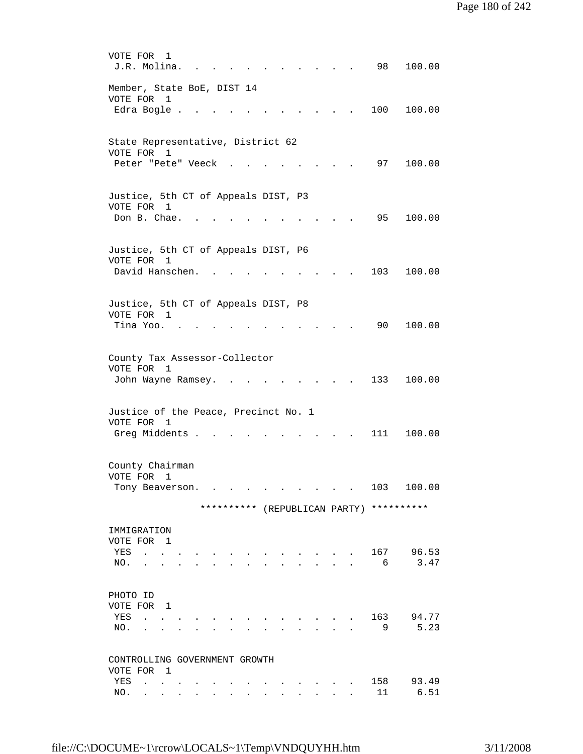VOTE FOR 1

| | | |
|---|---|---|
| J.R. Molina | 98 | 100.00 |

Member, State BoE, DIST 14
VOTE FOR 1

| | | |
|---|---|---|
| Edra Bogle | 100 | 100.00 |

State Representative, District 62
VOTE FOR 1

| | | |
|---|---|---|
| Peter "Pete" Veeck | 97 | 100.00 |

Justice, 5th CT of Appeals DIST, P3
VOTE FOR 1

| | | |
|---|---|---|
| Don B. Chae | 95 | 100.00 |

Justice, 5th CT of Appeals DIST, P6
VOTE FOR 1

| | | |
|---|---|---|
| David Hanschen | 103 | 100.00 |

Justice, 5th CT of Appeals DIST, P8
VOTE FOR 1

| | | |
|---|---|---|
| Tina Yoo | 90 | 100.00 |

County Tax Assessor-Collector
VOTE FOR 1

| | | |
|---|---|---|
| John Wayne Ramsey | 133 | 100.00 |

Justice of the Peace, Precinct No. 1
VOTE FOR 1

| | | |
|---|---|---|
| Greg Middents | 111 | 100.00 |

County Chairman
VOTE FOR 1

| | | |
|---|---|---|
| Tony Beaverson | 103 | 100.00 |

********** (REPUBLICAN PARTY) **********

IMMIGRATION
VOTE FOR 1

| | | |
|---|---|---|
| YES | 167 | 96.53 |
| NO. | 6 | 3.47 |

PHOTO ID
VOTE FOR 1

| | | |
|---|---|---|
| YES | 163 | 94.77 |
| NO. | 9 | 5.23 |

CONTROLLING GOVERNMENT GROWTH
VOTE FOR 1

| | | |
|---|---|---|
| YES | 158 | 93.49 |
| NO. | 11 | 6.51 |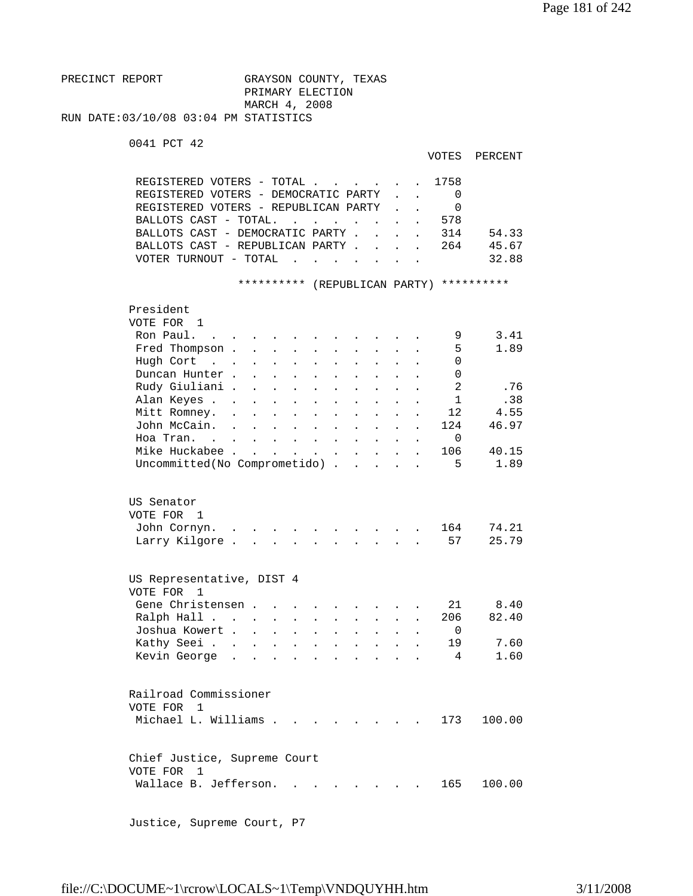PRECINCT REPORT — GRAYSON COUNTY, TEXAS
PRIMARY ELECTION
MARCH 4, 2008
RUN DATE:03/10/08 03:04 PM STATISTICS

0041 PCT 42

| | VOTES | PERCENT |
|---|---|---|
| REGISTERED VOTERS - TOTAL | 1758 | |
| REGISTERED VOTERS - DEMOCRATIC PARTY | 0 | |
| REGISTERED VOTERS - REPUBLICAN PARTY | 0 | |
| BALLOTS CAST - TOTAL. | 578 | |
| BALLOTS CAST - DEMOCRATIC PARTY | 314 | 54.33 |
| BALLOTS CAST - REPUBLICAN PARTY | 264 | 45.67 |
| VOTER TURNOUT - TOTAL | | 32.88 |

********** (REPUBLICAN PARTY) **********

President
VOTE FOR 1

| | VOTES | PERCENT |
|---|---|---|
| Ron Paul. | 9 | 3.41 |
| Fred Thompson | 5 | 1.89 |
| Hugh Cort | 0 | |
| Duncan Hunter | 0 | |
| Rudy Giuliani | 2 | .76 |
| Alan Keyes | 1 | .38 |
| Mitt Romney. | 12 | 4.55 |
| John McCain. | 124 | 46.97 |
| Hoa Tran. | 0 | |
| Mike Huckabee | 106 | 40.15 |
| Uncommitted(No Comprometido) | 5 | 1.89 |

US Senator
VOTE FOR 1

| | VOTES | PERCENT |
|---|---|---|
| John Cornyn. | 164 | 74.21 |
| Larry Kilgore | 57 | 25.79 |

US Representative, DIST 4
VOTE FOR 1

| | VOTES | PERCENT |
|---|---|---|
| Gene Christensen | 21 | 8.40 |
| Ralph Hall | 206 | 82.40 |
| Joshua Kowert | 0 | |
| Kathy Seei | 19 | 7.60 |
| Kevin George | 4 | 1.60 |

Railroad Commissioner
VOTE FOR 1

| | VOTES | PERCENT |
|---|---|---|
| Michael L. Williams | 173 | 100.00 |

Chief Justice, Supreme Court
VOTE FOR 1

| | VOTES | PERCENT |
|---|---|---|
| Wallace B. Jefferson. | 165 | 100.00 |

Justice, Supreme Court, P7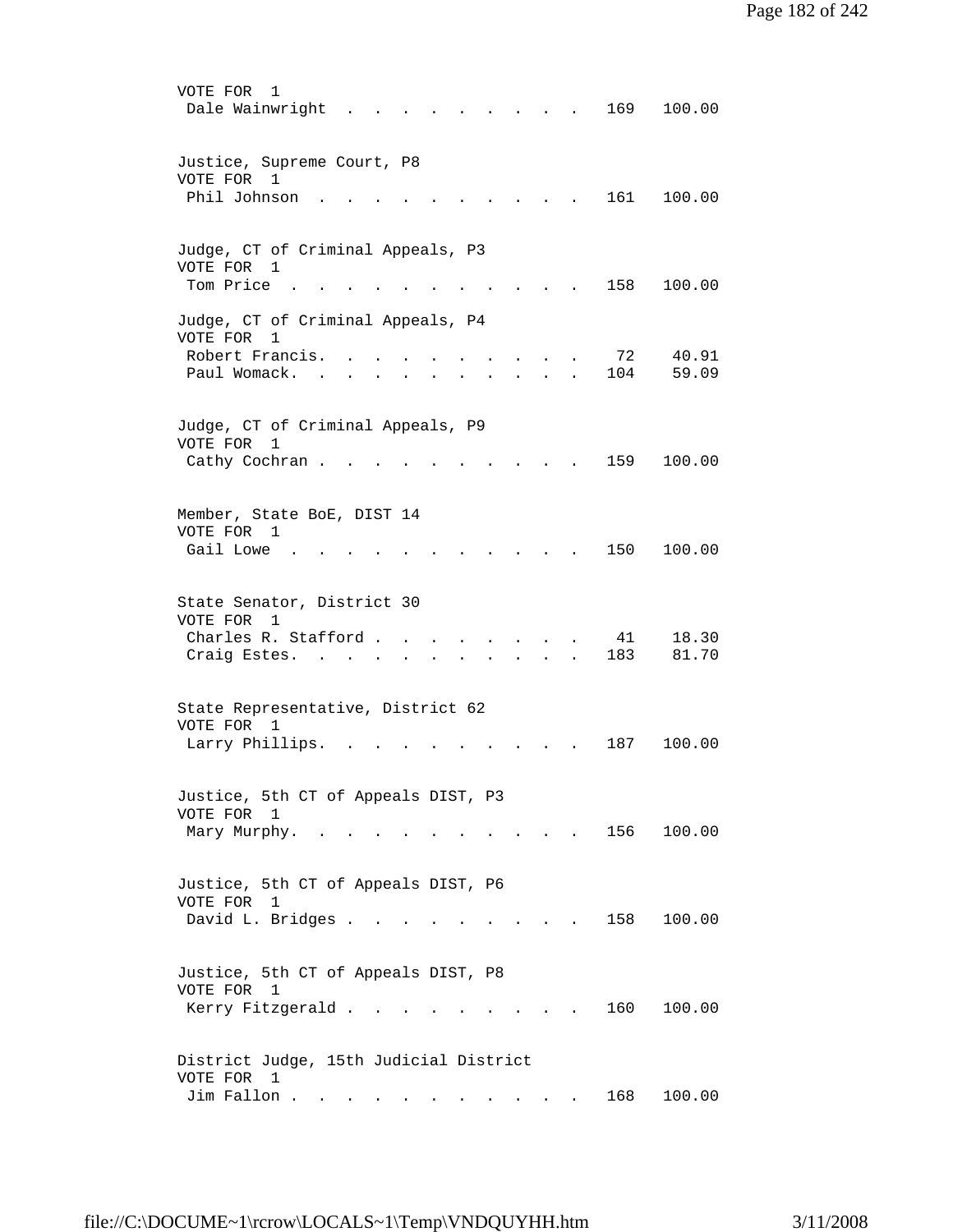VOTE FOR 1

| Candidate | Votes | Percent |
|---|---|---|
| Dale Wainwright | 169 | 100.00 |

Justice, Supreme Court, P8
VOTE FOR 1

| Candidate | Votes | Percent |
|---|---|---|
| Phil Johnson | 161 | 100.00 |

Judge, CT of Criminal Appeals, P3
VOTE FOR 1

| Candidate | Votes | Percent |
|---|---|---|
| Tom Price | 158 | 100.00 |

Judge, CT of Criminal Appeals, P4
VOTE FOR 1

| Candidate | Votes | Percent |
|---|---|---|
| Robert Francis. | 72 | 40.91 |
| Paul Womack. | 104 | 59.09 |

Judge, CT of Criminal Appeals, P9
VOTE FOR 1

| Candidate | Votes | Percent |
|---|---|---|
| Cathy Cochran | 159 | 100.00 |

Member, State BoE, DIST 14
VOTE FOR 1

| Candidate | Votes | Percent |
|---|---|---|
| Gail Lowe | 150 | 100.00 |

State Senator, District 30
VOTE FOR 1

| Candidate | Votes | Percent |
|---|---|---|
| Charles R. Stafford | 41 | 18.30 |
| Craig Estes. | 183 | 81.70 |

State Representative, District 62
VOTE FOR 1

| Candidate | Votes | Percent |
|---|---|---|
| Larry Phillips. | 187 | 100.00 |

Justice, 5th CT of Appeals DIST, P3
VOTE FOR 1

| Candidate | Votes | Percent |
|---|---|---|
| Mary Murphy. | 156 | 100.00 |

Justice, 5th CT of Appeals DIST, P6
VOTE FOR 1

| Candidate | Votes | Percent |
|---|---|---|
| David L. Bridges | 158 | 100.00 |

Justice, 5th CT of Appeals DIST, P8
VOTE FOR 1

| Candidate | Votes | Percent |
|---|---|---|
| Kerry Fitzgerald | 160 | 100.00 |

District Judge, 15th Judicial District
VOTE FOR 1

| Candidate | Votes | Percent |
|---|---|---|
| Jim Fallon | 168 | 100.00 |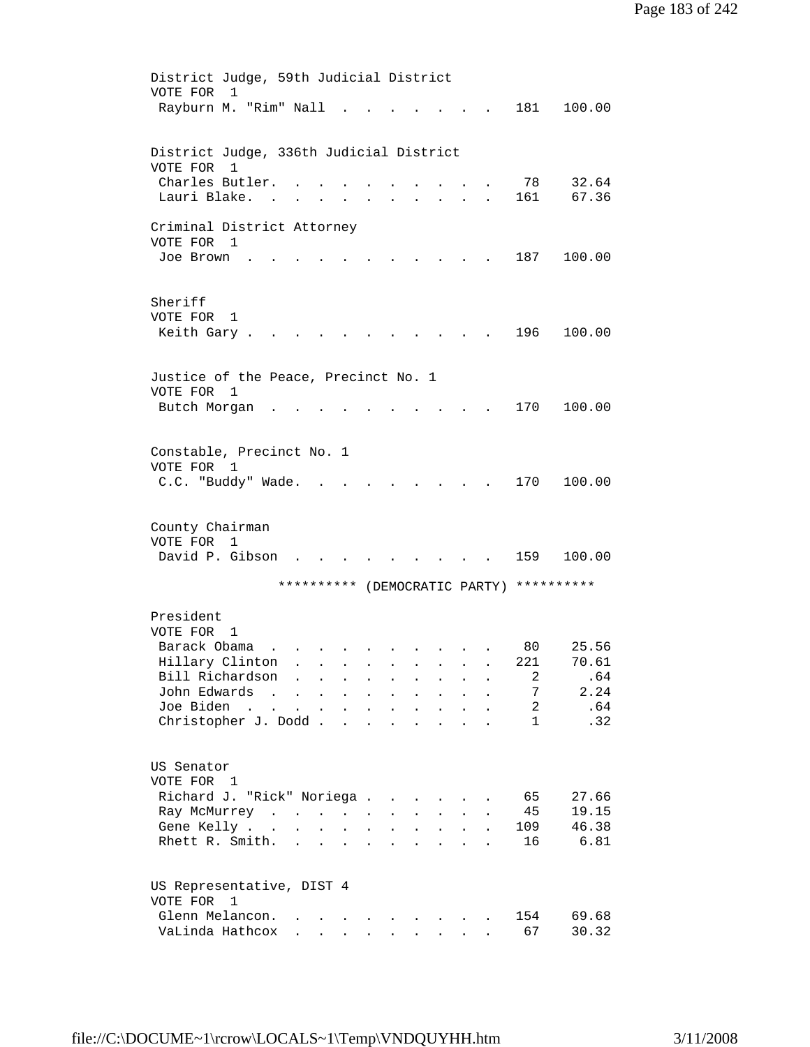District Judge, 59th Judicial District
VOTE FOR 1

| Candidate | Votes | Percent |
|---|---|---|
| Rayburn M. "Rim" Nall | 181 | 100.00 |

District Judge, 336th Judicial District
VOTE FOR 1

| Candidate | Votes | Percent |
|---|---|---|
| Charles Butler. | 78 | 32.64 |
| Lauri Blake. | 161 | 67.36 |

Criminal District Attorney
VOTE FOR 1

| Candidate | Votes | Percent |
|---|---|---|
| Joe Brown | 187 | 100.00 |

Sheriff
VOTE FOR 1

| Candidate | Votes | Percent |
|---|---|---|
| Keith Gary | 196 | 100.00 |

Justice of the Peace, Precinct No. 1
VOTE FOR 1

| Candidate | Votes | Percent |
|---|---|---|
| Butch Morgan | 170 | 100.00 |

Constable, Precinct No. 1
VOTE FOR 1

| Candidate | Votes | Percent |
|---|---|---|
| C.C. "Buddy" Wade. | 170 | 100.00 |

County Chairman
VOTE FOR 1

| Candidate | Votes | Percent |
|---|---|---|
| David P. Gibson | 159 | 100.00 |

********** (DEMOCRATIC PARTY) **********

President
VOTE FOR 1

| Candidate | Votes | Percent |
|---|---|---|
| Barack Obama | 80 | 25.56 |
| Hillary Clinton | 221 | 70.61 |
| Bill Richardson | 2 | .64 |
| John Edwards | 7 | 2.24 |
| Joe Biden | 2 | .64 |
| Christopher J. Dodd | 1 | .32 |

US Senator
VOTE FOR 1

| Candidate | Votes | Percent |
|---|---|---|
| Richard J. "Rick" Noriega | 65 | 27.66 |
| Ray McMurrey | 45 | 19.15 |
| Gene Kelly | 109 | 46.38 |
| Rhett R. Smith. | 16 | 6.81 |

US Representative, DIST 4
VOTE FOR 1

| Candidate | Votes | Percent |
|---|---|---|
| Glenn Melancon. | 154 | 69.68 |
| VaLinda Hathcox | 67 | 30.32 |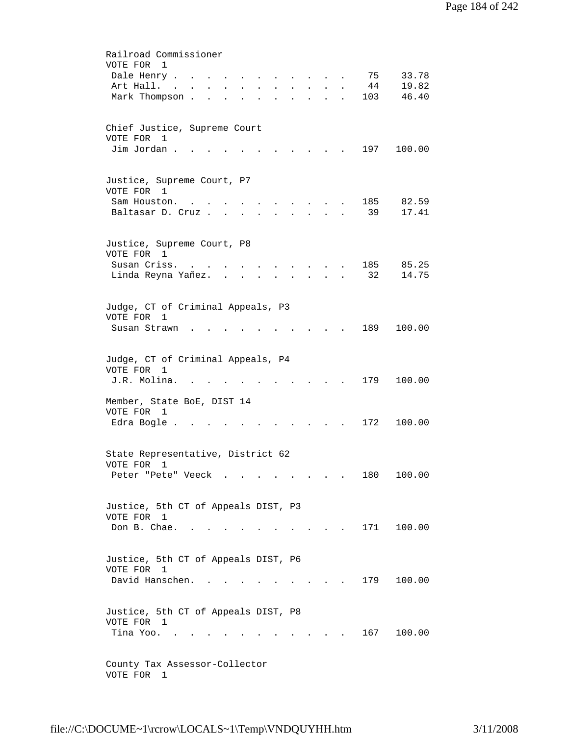Railroad Commissioner
VOTE FOR 1

| Candidate | Votes | Percent |
|---|---|---|
| Dale Henry | 75 | 33.78 |
| Art Hall | 44 | 19.82 |
| Mark Thompson | 103 | 46.40 |

Chief Justice, Supreme Court
VOTE FOR 1

| Candidate | Votes | Percent |
|---|---|---|
| Jim Jordan | 197 | 100.00 |

Justice, Supreme Court, P7
VOTE FOR 1

| Candidate | Votes | Percent |
|---|---|---|
| Sam Houston | 185 | 82.59 |
| Baltasar D. Cruz | 39 | 17.41 |

Justice, Supreme Court, P8
VOTE FOR 1

| Candidate | Votes | Percent |
|---|---|---|
| Susan Criss | 185 | 85.25 |
| Linda Reyna Yañez | 32 | 14.75 |

Judge, CT of Criminal Appeals, P3
VOTE FOR 1

| Candidate | Votes | Percent |
|---|---|---|
| Susan Strawn | 189 | 100.00 |

Judge, CT of Criminal Appeals, P4
VOTE FOR 1

| Candidate | Votes | Percent |
|---|---|---|
| J.R. Molina | 179 | 100.00 |

Member, State BoE, DIST 14
VOTE FOR 1

| Candidate | Votes | Percent |
|---|---|---|
| Edra Bogle | 172 | 100.00 |

State Representative, District 62
VOTE FOR 1

| Candidate | Votes | Percent |
|---|---|---|
| Peter "Pete" Veeck | 180 | 100.00 |

Justice, 5th CT of Appeals DIST, P3
VOTE FOR 1

| Candidate | Votes | Percent |
|---|---|---|
| Don B. Chae | 171 | 100.00 |

Justice, 5th CT of Appeals DIST, P6
VOTE FOR 1

| Candidate | Votes | Percent |
|---|---|---|
| David Hanschen | 179 | 100.00 |

Justice, 5th CT of Appeals DIST, P8
VOTE FOR 1

| Candidate | Votes | Percent |
|---|---|---|
| Tina Yoo | 167 | 100.00 |

County Tax Assessor-Collector
VOTE FOR 1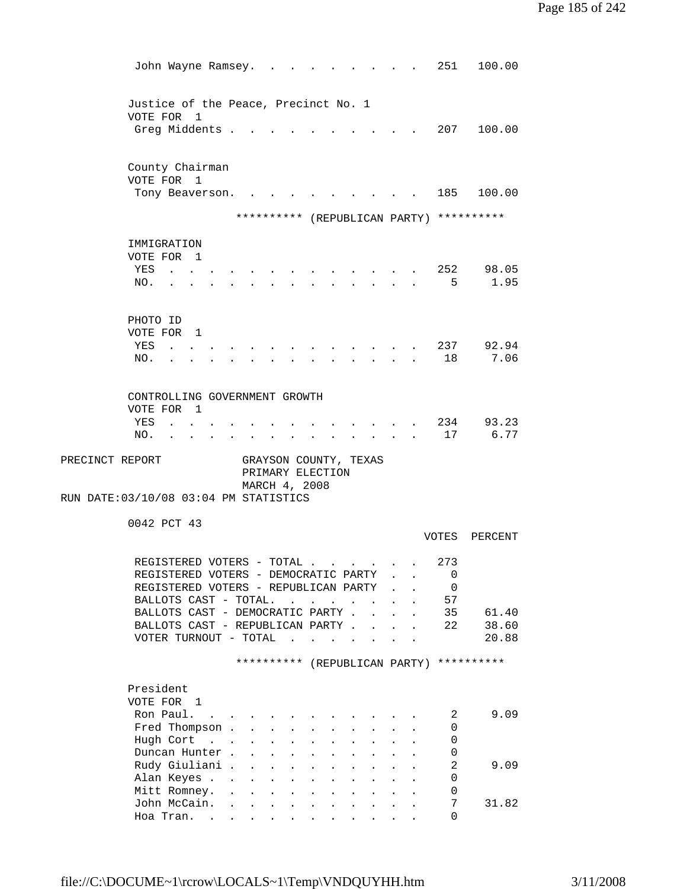| | | |
|---|---|---|
| John Wayne Ramsey | 251 | 100.00 |

Justice of the Peace, Precinct No. 1
VOTE FOR 1

| | | |
|---|---|---|
| Greg Middents | 207 | 100.00 |

County Chairman
VOTE FOR 1

| | | |
|---|---|---|
| Tony Beaverson | 185 | 100.00 |

********** (REPUBLICAN PARTY) **********

IMMIGRATION
VOTE FOR 1

| | | |
|---|---|---|
| YES | 252 | 98.05 |
| NO | 5 | 1.95 |

PHOTO ID
VOTE FOR 1

| | | |
|---|---|---|
| YES | 237 | 92.94 |
| NO | 18 | 7.06 |

CONTROLLING GOVERNMENT GROWTH
VOTE FOR 1

| | | |
|---|---|---|
| YES | 234 | 93.23 |
| NO | 17 | 6.77 |

PRECINCT REPORT GRAYSON COUNTY, TEXAS
PRIMARY ELECTION
MARCH 4, 2008
RUN DATE:03/10/08 03:04 PM STATISTICS

0042 PCT 43

| | VOTES | PERCENT |
|---|---|---|
| REGISTERED VOTERS - TOTAL | 273 | |
| REGISTERED VOTERS - DEMOCRATIC PARTY | 0 | |
| REGISTERED VOTERS - REPUBLICAN PARTY | 0 | |
| BALLOTS CAST - TOTAL | 57 | |
| BALLOTS CAST - DEMOCRATIC PARTY | 35 | 61.40 |
| BALLOTS CAST - REPUBLICAN PARTY | 22 | 38.60 |
| VOTER TURNOUT - TOTAL | | 20.88 |

********** (REPUBLICAN PARTY) **********

President
VOTE FOR 1

| | | |
|---|---|---|
| Ron Paul | 2 | 9.09 |
| Fred Thompson | 0 | |
| Hugh Cort | 0 | |
| Duncan Hunter | 0 | |
| Rudy Giuliani | 2 | 9.09 |
| Alan Keyes | 0 | |
| Mitt Romney | 0 | |
| John McCain | 7 | 31.82 |
| Hoa Tran | 0 | |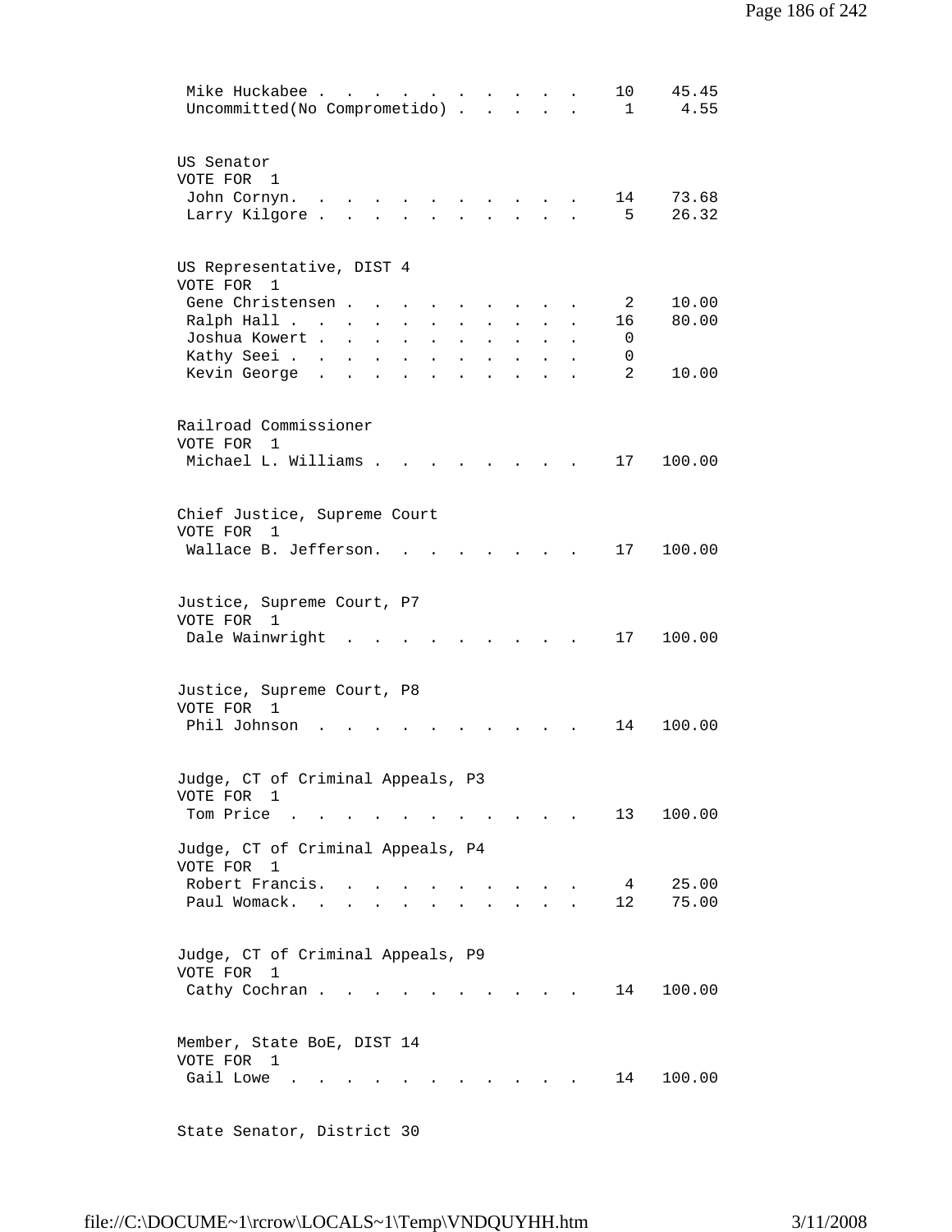| | | |
|---|---|---|
| Mike Huckabee | 10 | 45.45 |
| Uncommitted(No Comprometido) | 1 | 4.55 |

**US Senator**
VOTE FOR 1

| | | |
|---|---|---|
| John Cornyn. | 14 | 73.68 |
| Larry Kilgore | 5 | 26.32 |

**US Representative, DIST 4**
VOTE FOR 1

| | | |
|---|---|---|
| Gene Christensen | 2 | 10.00 |
| Ralph Hall | 16 | 80.00 |
| Joshua Kowert | 0 | |
| Kathy Seei | 0 | |
| Kevin George | 2 | 10.00 |

**Railroad Commissioner**
VOTE FOR 1

| | | |
|---|---|---|
| Michael L. Williams | 17 | 100.00 |

**Chief Justice, Supreme Court**
VOTE FOR 1

| | | |
|---|---|---|
| Wallace B. Jefferson. | 17 | 100.00 |

**Justice, Supreme Court, P7**
VOTE FOR 1

| | | |
|---|---|---|
| Dale Wainwright | 17 | 100.00 |

**Justice, Supreme Court, P8**
VOTE FOR 1

| | | |
|---|---|---|
| Phil Johnson | 14 | 100.00 |

**Judge, CT of Criminal Appeals, P3**
VOTE FOR 1

| | | |
|---|---|---|
| Tom Price | 13 | 100.00 |

**Judge, CT of Criminal Appeals, P4**
VOTE FOR 1

| | | |
|---|---|---|
| Robert Francis. | 4 | 25.00 |
| Paul Womack. | 12 | 75.00 |

**Judge, CT of Criminal Appeals, P9**
VOTE FOR 1

| | | |
|---|---|---|
| Cathy Cochran | 14 | 100.00 |

**Member, State BoE, DIST 14**
VOTE FOR 1

| | | |
|---|---|---|
| Gail Lowe | 14 | 100.00 |

**State Senator, District 30**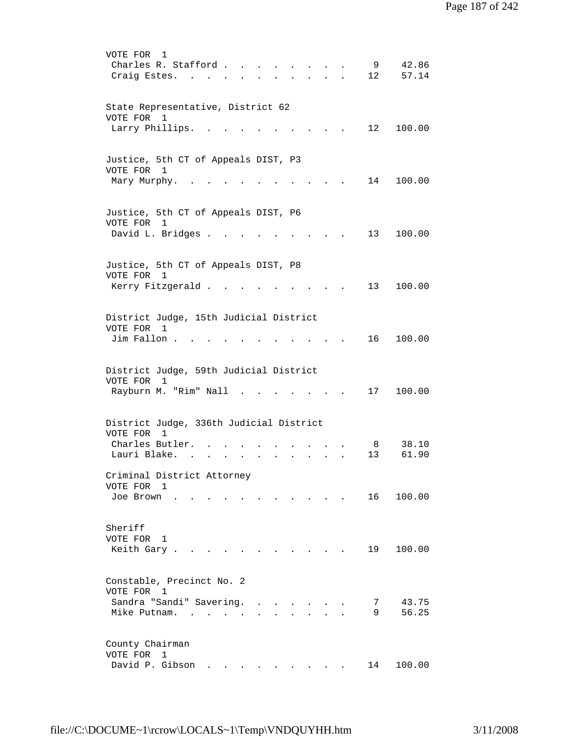VOTE FOR 1

| Candidate | Votes | Percent |
|---|---|---|
| Charles R. Stafford | 9 | 42.86 |
| Craig Estes. | 12 | 57.14 |

State Representative, District 62
VOTE FOR 1

| Candidate | Votes | Percent |
|---|---|---|
| Larry Phillips. | 12 | 100.00 |

Justice, 5th CT of Appeals DIST, P3
VOTE FOR 1

| Candidate | Votes | Percent |
|---|---|---|
| Mary Murphy. | 14 | 100.00 |

Justice, 5th CT of Appeals DIST, P6
VOTE FOR 1

| Candidate | Votes | Percent |
|---|---|---|
| David L. Bridges | 13 | 100.00 |

Justice, 5th CT of Appeals DIST, P8
VOTE FOR 1

| Candidate | Votes | Percent |
|---|---|---|
| Kerry Fitzgerald | 13 | 100.00 |

District Judge, 15th Judicial District
VOTE FOR 1

| Candidate | Votes | Percent |
|---|---|---|
| Jim Fallon | 16 | 100.00 |

District Judge, 59th Judicial District
VOTE FOR 1

| Candidate | Votes | Percent |
|---|---|---|
| Rayburn M. "Rim" Nall | 17 | 100.00 |

District Judge, 336th Judicial District
VOTE FOR 1

| Candidate | Votes | Percent |
|---|---|---|
| Charles Butler. | 8 | 38.10 |
| Lauri Blake. | 13 | 61.90 |

Criminal District Attorney
VOTE FOR 1

| Candidate | Votes | Percent |
|---|---|---|
| Joe Brown | 16 | 100.00 |

Sheriff
VOTE FOR 1

| Candidate | Votes | Percent |
|---|---|---|
| Keith Gary | 19 | 100.00 |

Constable, Precinct No. 2
VOTE FOR 1

| Candidate | Votes | Percent |
|---|---|---|
| Sandra "Sandi" Savering. | 7 | 43.75 |
| Mike Putnam. | 9 | 56.25 |

County Chairman
VOTE FOR 1

| Candidate | Votes | Percent |
|---|---|---|
| David P. Gibson | 14 | 100.00 |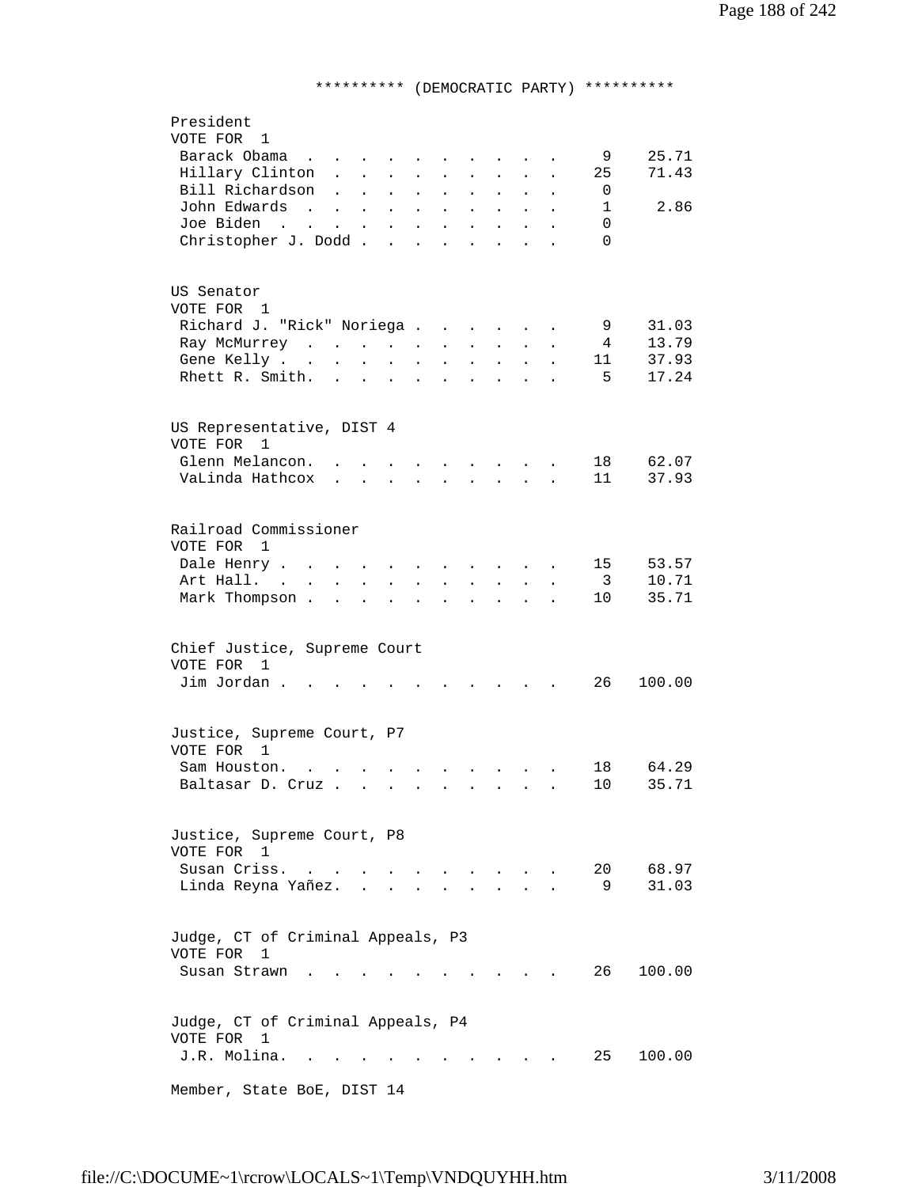********** (DEMOCRATIC PARTY) **********

**President**
VOTE FOR 1

| Candidate | Votes | Percent |
|---|---|---|
| Barack Obama | 9 | 25.71 |
| Hillary Clinton | 25 | 71.43 |
| Bill Richardson | 0 | |
| John Edwards | 1 | 2.86 |
| Joe Biden | 0 | |
| Christopher J. Dodd | 0 | |

**US Senator**
VOTE FOR 1

| Candidate | Votes | Percent |
|---|---|---|
| Richard J. "Rick" Noriega | 9 | 31.03 |
| Ray McMurrey | 4 | 13.79 |
| Gene Kelly | 11 | 37.93 |
| Rhett R. Smith. | 5 | 17.24 |

**US Representative, DIST 4**
VOTE FOR 1

| Candidate | Votes | Percent |
|---|---|---|
| Glenn Melancon. | 18 | 62.07 |
| VaLinda Hathcox | 11 | 37.93 |

**Railroad Commissioner**
VOTE FOR 1

| Candidate | Votes | Percent |
|---|---|---|
| Dale Henry | 15 | 53.57 |
| Art Hall. | 3 | 10.71 |
| Mark Thompson | 10 | 35.71 |

**Chief Justice, Supreme Court**
VOTE FOR 1

| Candidate | Votes | Percent |
|---|---|---|
| Jim Jordan | 26 | 100.00 |

**Justice, Supreme Court, P7**
VOTE FOR 1

| Candidate | Votes | Percent |
|---|---|---|
| Sam Houston. | 18 | 64.29 |
| Baltasar D. Cruz | 10 | 35.71 |

**Justice, Supreme Court, P8**
VOTE FOR 1

| Candidate | Votes | Percent |
|---|---|---|
| Susan Criss. | 20 | 68.97 |
| Linda Reyna Yañez. | 9 | 31.03 |

**Judge, CT of Criminal Appeals, P3**
VOTE FOR 1

| Candidate | Votes | Percent |
|---|---|---|
| Susan Strawn | 26 | 100.00 |

**Judge, CT of Criminal Appeals, P4**
VOTE FOR 1

| Candidate | Votes | Percent |
|---|---|---|
| J.R. Molina. | 25 | 100.00 |

**Member, State BoE, DIST 14**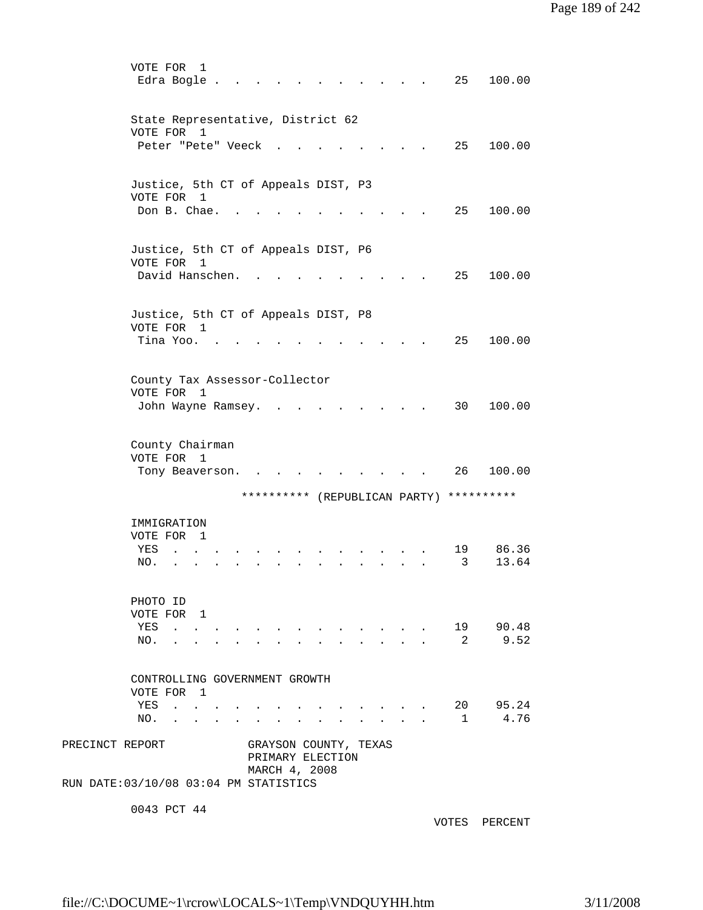VOTE FOR 1

| | Votes | Percent |
|---|---|---|
| Edra Bogle | 25 | 100.00 |

State Representative, District 62
VOTE FOR 1

| | Votes | Percent |
|---|---|---|
| Peter "Pete" Veeck | 25 | 100.00 |

Justice, 5th CT of Appeals DIST, P3
VOTE FOR 1

| | Votes | Percent |
|---|---|---|
| Don B. Chae. | 25 | 100.00 |

Justice, 5th CT of Appeals DIST, P6
VOTE FOR 1

| | Votes | Percent |
|---|---|---|
| David Hanschen. | 25 | 100.00 |

Justice, 5th CT of Appeals DIST, P8
VOTE FOR 1

| | Votes | Percent |
|---|---|---|
| Tina Yoo. | 25 | 100.00 |

County Tax Assessor-Collector
VOTE FOR 1

| | Votes | Percent |
|---|---|---|
| John Wayne Ramsey. | 30 | 100.00 |

County Chairman
VOTE FOR 1

| | Votes | Percent |
|---|---|---|
| Tony Beaverson. | 26 | 100.00 |

********** (REPUBLICAN PARTY) **********

IMMIGRATION
VOTE FOR 1

| | Votes | Percent |
|---|---|---|
| YES | 19 | 86.36 |
| NO. | 3 | 13.64 |

PHOTO ID
VOTE FOR 1

| | Votes | Percent |
|---|---|---|
| YES | 19 | 90.48 |
| NO. | 2 | 9.52 |

CONTROLLING GOVERNMENT GROWTH
VOTE FOR 1

| | Votes | Percent |
|---|---|---|
| YES | 20 | 95.24 |
| NO. | 1 | 4.76 |

PRECINCT REPORT GRAYSON COUNTY, TEXAS
PRIMARY ELECTION
MARCH 4, 2008
RUN DATE:03/10/08 03:04 PM STATISTICS

0043 PCT 44

VOTES PERCENT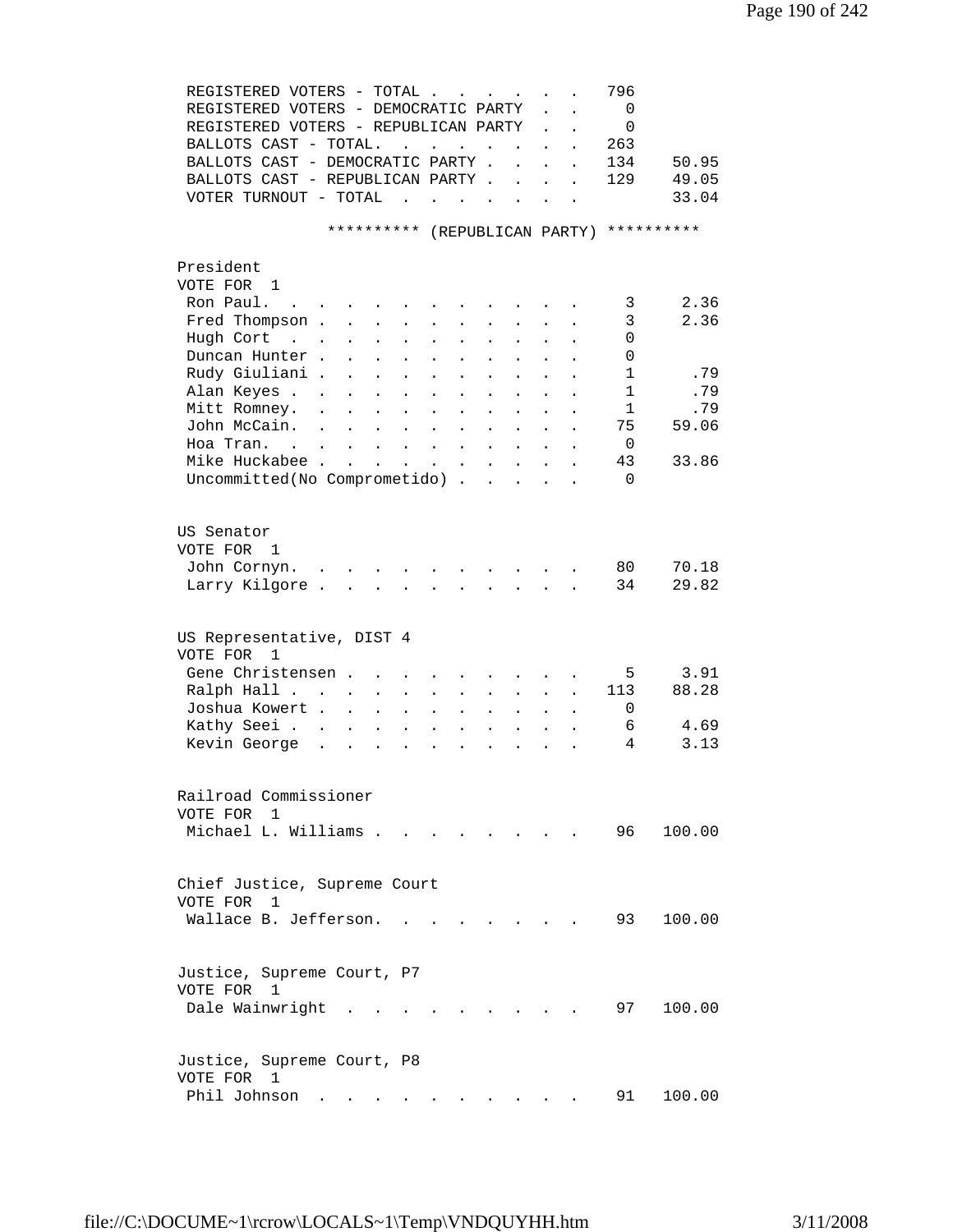| | | |
|---|---|---|
| REGISTERED VOTERS - TOTAL | 796 | |
| REGISTERED VOTERS - DEMOCRATIC PARTY | 0 | |
| REGISTERED VOTERS - REPUBLICAN PARTY | 0 | |
| BALLOTS CAST - TOTAL. | 263 | |
| BALLOTS CAST - DEMOCRATIC PARTY | 134 | 50.95 |
| BALLOTS CAST - REPUBLICAN PARTY | 129 | 49.05 |
| VOTER TURNOUT - TOTAL | | 33.04 |

********** (REPUBLICAN PARTY) **********

President
VOTE FOR 1

| | | |
|---|---|---|
| Ron Paul. | 3 | 2.36 |
| Fred Thompson | 3 | 2.36 |
| Hugh Cort | 0 | |
| Duncan Hunter | 0 | |
| Rudy Giuliani | 1 | .79 |
| Alan Keyes | 1 | .79 |
| Mitt Romney. | 1 | .79 |
| John McCain. | 75 | 59.06 |
| Hoa Tran. | 0 | |
| Mike Huckabee | 43 | 33.86 |
| Uncommitted(No Comprometido) | 0 | |

US Senator
VOTE FOR 1

| | | |
|---|---|---|
| John Cornyn. | 80 | 70.18 |
| Larry Kilgore | 34 | 29.82 |

US Representative, DIST 4
VOTE FOR 1

| | | |
|---|---|---|
| Gene Christensen | 5 | 3.91 |
| Ralph Hall | 113 | 88.28 |
| Joshua Kowert | 0 | |
| Kathy Seei | 6 | 4.69 |
| Kevin George | 4 | 3.13 |

Railroad Commissioner
VOTE FOR 1

| | | |
|---|---|---|
| Michael L. Williams | 96 | 100.00 |

Chief Justice, Supreme Court
VOTE FOR 1

| | | |
|---|---|---|
| Wallace B. Jefferson. | 93 | 100.00 |

Justice, Supreme Court, P7
VOTE FOR 1

| | | |
|---|---|---|
| Dale Wainwright | 97 | 100.00 |

Justice, Supreme Court, P8
VOTE FOR 1

| | | |
|---|---|---|
| Phil Johnson | 91 | 100.00 |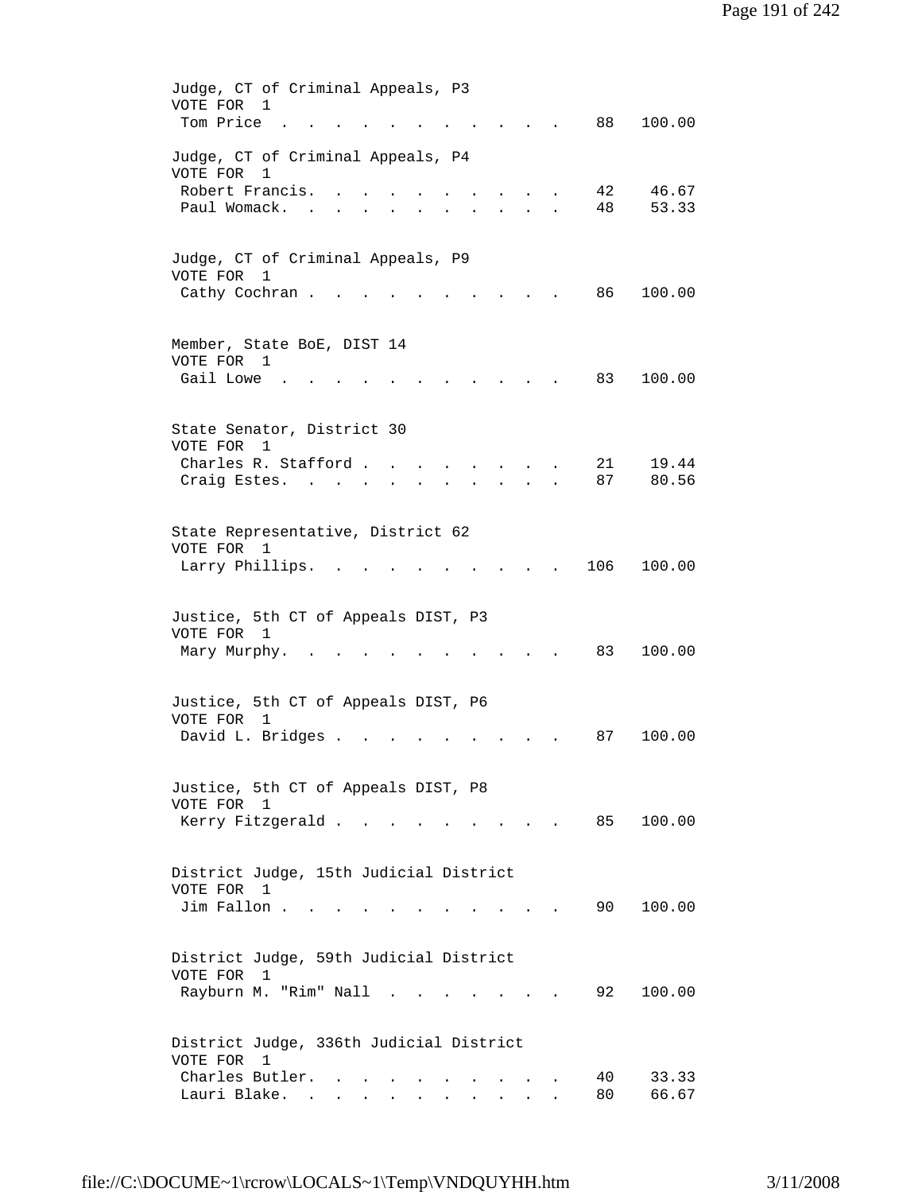Judge, CT of Criminal Appeals, P3
VOTE FOR 1

| Candidate | Votes | Percent |
|---|---|---|
| Tom Price | 88 | 100.00 |

Judge, CT of Criminal Appeals, P4
VOTE FOR 1

| Candidate | Votes | Percent |
|---|---|---|
| Robert Francis. | 42 | 46.67 |
| Paul Womack. | 48 | 53.33 |

Judge, CT of Criminal Appeals, P9
VOTE FOR 1

| Candidate | Votes | Percent |
|---|---|---|
| Cathy Cochran | 86 | 100.00 |

Member, State BoE, DIST 14
VOTE FOR 1

| Candidate | Votes | Percent |
|---|---|---|
| Gail Lowe | 83 | 100.00 |

State Senator, District 30
VOTE FOR 1

| Candidate | Votes | Percent |
|---|---|---|
| Charles R. Stafford | 21 | 19.44 |
| Craig Estes. | 87 | 80.56 |

State Representative, District 62
VOTE FOR 1

| Candidate | Votes | Percent |
|---|---|---|
| Larry Phillips. | 106 | 100.00 |

Justice, 5th CT of Appeals DIST, P3
VOTE FOR 1

| Candidate | Votes | Percent |
|---|---|---|
| Mary Murphy. | 83 | 100.00 |

Justice, 5th CT of Appeals DIST, P6
VOTE FOR 1

| Candidate | Votes | Percent |
|---|---|---|
| David L. Bridges | 87 | 100.00 |

Justice, 5th CT of Appeals DIST, P8
VOTE FOR 1

| Candidate | Votes | Percent |
|---|---|---|
| Kerry Fitzgerald | 85 | 100.00 |

District Judge, 15th Judicial District
VOTE FOR 1

| Candidate | Votes | Percent |
|---|---|---|
| Jim Fallon | 90 | 100.00 |

District Judge, 59th Judicial District
VOTE FOR 1

| Candidate | Votes | Percent |
|---|---|---|
| Rayburn M. "Rim" Nall | 92 | 100.00 |

District Judge, 336th Judicial District
VOTE FOR 1

| Candidate | Votes | Percent |
|---|---|---|
| Charles Butler. | 40 | 33.33 |
| Lauri Blake. | 80 | 66.67 |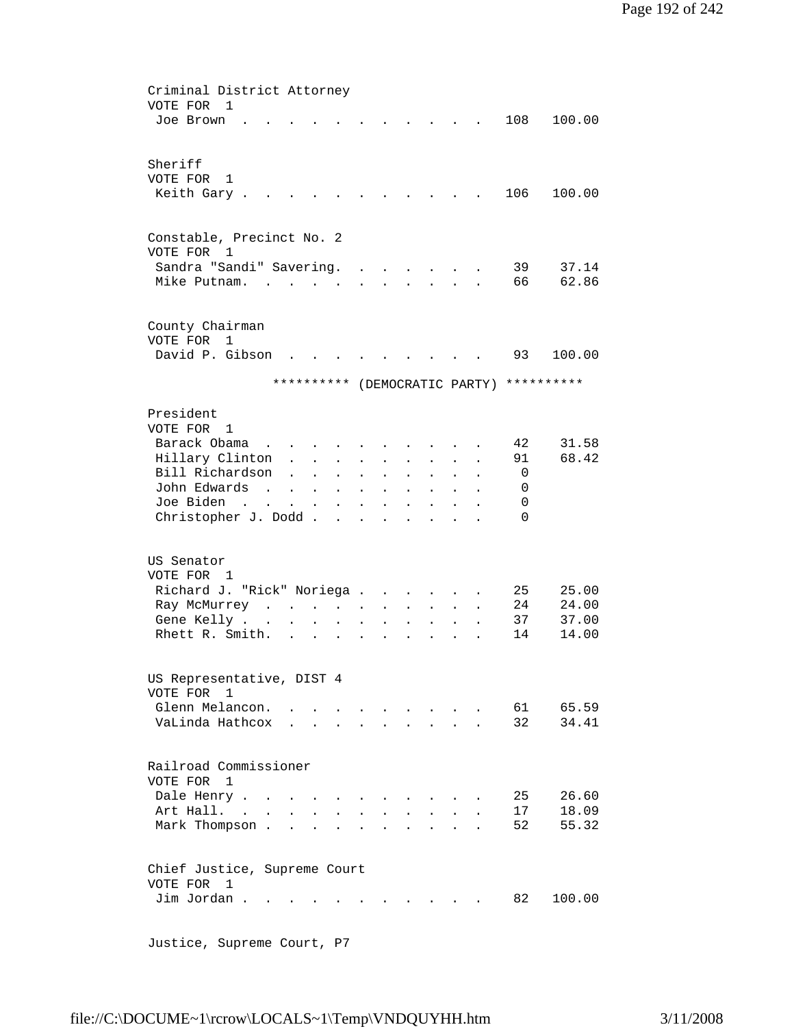Criminal District Attorney
VOTE FOR 1

| Candidate | Votes | Percent |
|---|---|---|
| Joe Brown | 108 | 100.00 |

Sheriff
VOTE FOR 1

| Candidate | Votes | Percent |
|---|---|---|
| Keith Gary | 106 | 100.00 |

Constable, Precinct No. 2
VOTE FOR 1

| Candidate | Votes | Percent |
|---|---|---|
| Sandra "Sandi" Savering | 39 | 37.14 |
| Mike Putnam | 66 | 62.86 |

County Chairman
VOTE FOR 1

| Candidate | Votes | Percent |
|---|---|---|
| David P. Gibson | 93 | 100.00 |

********** (DEMOCRATIC PARTY) **********

President
VOTE FOR 1

| Candidate | Votes | Percent |
|---|---|---|
| Barack Obama | 42 | 31.58 |
| Hillary Clinton | 91 | 68.42 |
| Bill Richardson | 0 | |
| John Edwards | 0 | |
| Joe Biden | 0 | |
| Christopher J. Dodd | 0 | |

US Senator
VOTE FOR 1

| Candidate | Votes | Percent |
|---|---|---|
| Richard J. "Rick" Noriega | 25 | 25.00 |
| Ray McMurrey | 24 | 24.00 |
| Gene Kelly | 37 | 37.00 |
| Rhett R. Smith | 14 | 14.00 |

US Representative, DIST 4
VOTE FOR 1

| Candidate | Votes | Percent |
|---|---|---|
| Glenn Melancon | 61 | 65.59 |
| VaLinda Hathcox | 32 | 34.41 |

Railroad Commissioner
VOTE FOR 1

| Candidate | Votes | Percent |
|---|---|---|
| Dale Henry | 25 | 26.60 |
| Art Hall | 17 | 18.09 |
| Mark Thompson | 52 | 55.32 |

Chief Justice, Supreme Court
VOTE FOR 1

| Candidate | Votes | Percent |
|---|---|---|
| Jim Jordan | 82 | 100.00 |

Justice, Supreme Court, P7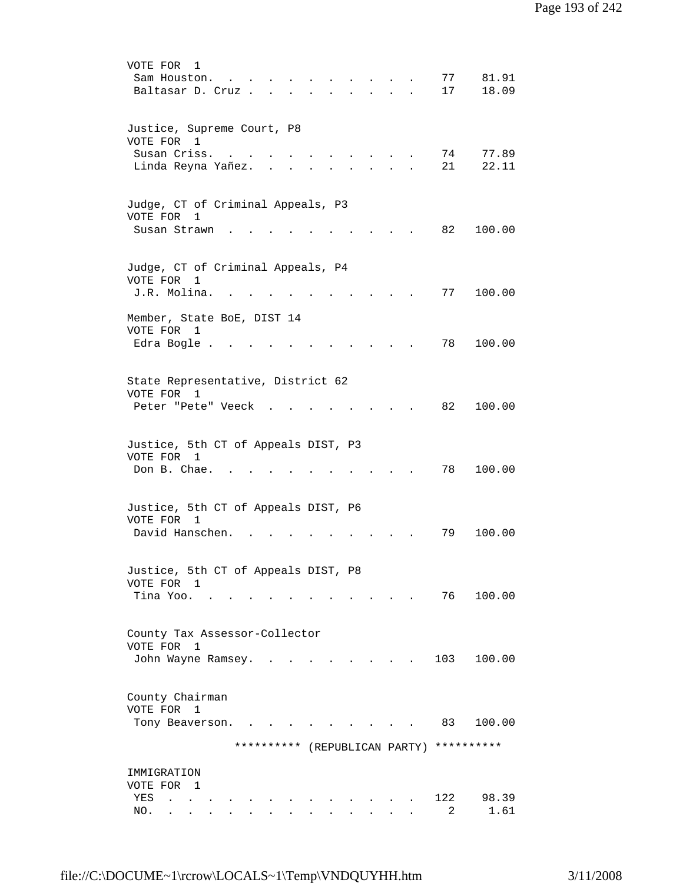VOTE FOR 1

| Candidate | Votes | Percent |
|---|---|---|
| Sam Houston | 77 | 81.91 |
| Baltasar D. Cruz | 17 | 18.09 |

Justice, Supreme Court, P8
VOTE FOR 1

| Candidate | Votes | Percent |
|---|---|---|
| Susan Criss | 74 | 77.89 |
| Linda Reyna Yañez | 21 | 22.11 |

Judge, CT of Criminal Appeals, P3
VOTE FOR 1

| Candidate | Votes | Percent |
|---|---|---|
| Susan Strawn | 82 | 100.00 |

Judge, CT of Criminal Appeals, P4
VOTE FOR 1

| Candidate | Votes | Percent |
|---|---|---|
| J.R. Molina | 77 | 100.00 |

Member, State BoE, DIST 14
VOTE FOR 1

| Candidate | Votes | Percent |
|---|---|---|
| Edra Bogle | 78 | 100.00 |

State Representative, District 62
VOTE FOR 1

| Candidate | Votes | Percent |
|---|---|---|
| Peter "Pete" Veeck | 82 | 100.00 |

Justice, 5th CT of Appeals DIST, P3
VOTE FOR 1

| Candidate | Votes | Percent |
|---|---|---|
| Don B. Chae | 78 | 100.00 |

Justice, 5th CT of Appeals DIST, P6
VOTE FOR 1

| Candidate | Votes | Percent |
|---|---|---|
| David Hanschen | 79 | 100.00 |

Justice, 5th CT of Appeals DIST, P8
VOTE FOR 1

| Candidate | Votes | Percent |
|---|---|---|
| Tina Yoo | 76 | 100.00 |

County Tax Assessor-Collector
VOTE FOR 1

| Candidate | Votes | Percent |
|---|---|---|
| John Wayne Ramsey | 103 | 100.00 |

County Chairman
VOTE FOR 1

| Candidate | Votes | Percent |
|---|---|---|
| Tony Beaverson | 83 | 100.00 |

********** (REPUBLICAN PARTY) **********

IMMIGRATION
VOTE FOR 1

| Choice | Votes | Percent |
|---|---|---|
| YES | 122 | 98.39 |
| NO | 2 | 1.61 |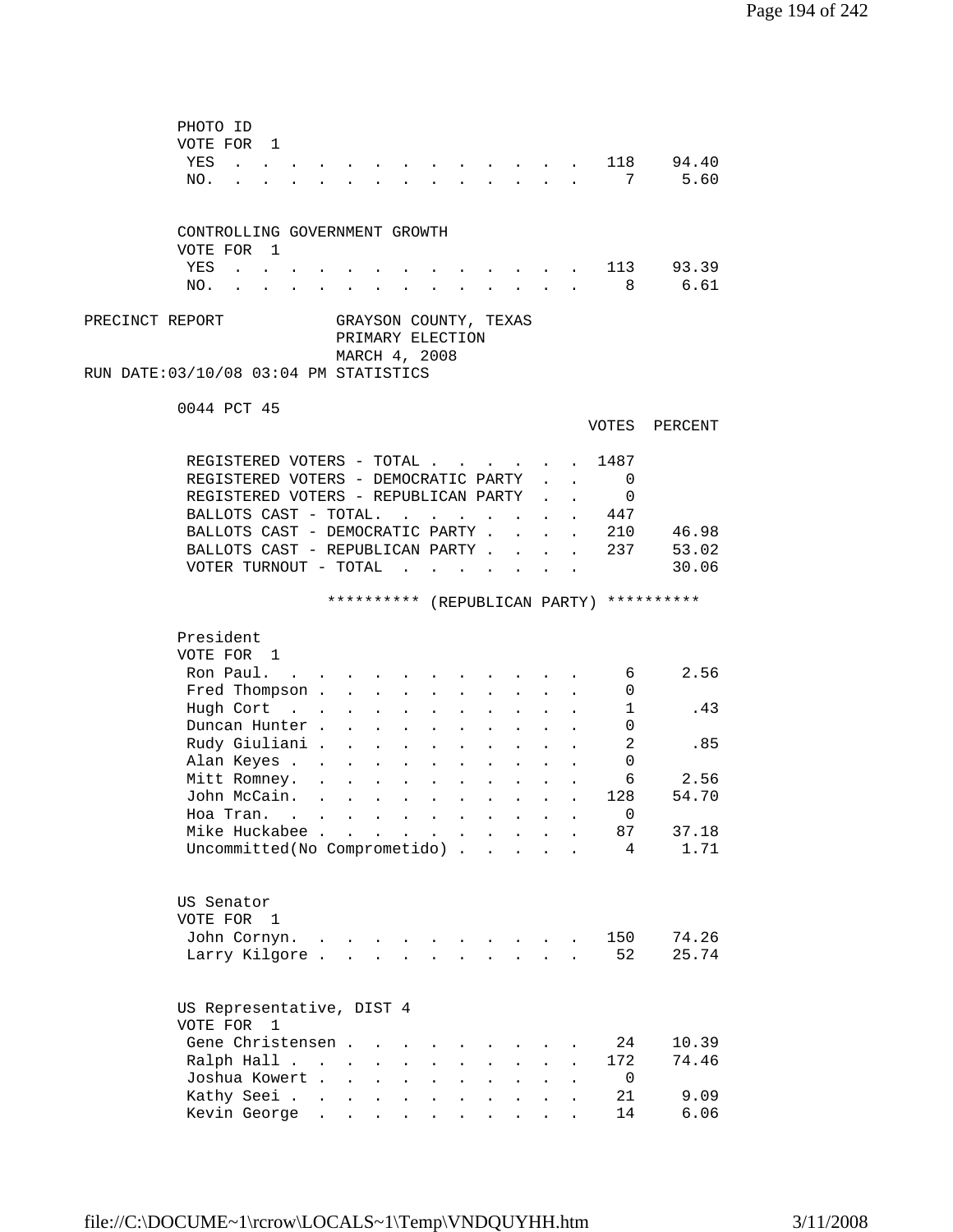PHOTO ID
VOTE FOR 1

| | Votes | Percent |
|---|---|---|
| YES | 118 | 94.40 |
| NO. | 7 | 5.60 |

CONTROLLING GOVERNMENT GROWTH
VOTE FOR 1

| | Votes | Percent |
|---|---|---|
| YES | 113 | 93.39 |
| NO. | 8 | 6.61 |

PRECINCT REPORT — GRAYSON COUNTY, TEXAS
PRIMARY ELECTION
MARCH 4, 2008
RUN DATE:03/10/08 03:04 PM STATISTICS

0044 PCT 45

| | VOTES | PERCENT |
|---|---|---|
| REGISTERED VOTERS - TOTAL | 1487 | |
| REGISTERED VOTERS - DEMOCRATIC PARTY | 0 | |
| REGISTERED VOTERS - REPUBLICAN PARTY | 0 | |
| BALLOTS CAST - TOTAL. | 447 | |
| BALLOTS CAST - DEMOCRATIC PARTY | 210 | 46.98 |
| BALLOTS CAST - REPUBLICAN PARTY | 237 | 53.02 |
| VOTER TURNOUT - TOTAL | | 30.06 |

********** (REPUBLICAN PARTY) **********

President
VOTE FOR 1

| | Votes | Percent |
|---|---|---|
| Ron Paul. | 6 | 2.56 |
| Fred Thompson | 0 | |
| Hugh Cort | 1 | .43 |
| Duncan Hunter | 0 | |
| Rudy Giuliani | 2 | .85 |
| Alan Keyes | 0 | |
| Mitt Romney. | 6 | 2.56 |
| John McCain. | 128 | 54.70 |
| Hoa Tran. | 0 | |
| Mike Huckabee | 87 | 37.18 |
| Uncommitted(No Comprometido) | 4 | 1.71 |

US Senator
VOTE FOR 1

| | Votes | Percent |
|---|---|---|
| John Cornyn. | 150 | 74.26 |
| Larry Kilgore | 52 | 25.74 |

US Representative, DIST 4
VOTE FOR 1

| | Votes | Percent |
|---|---|---|
| Gene Christensen | 24 | 10.39 |
| Ralph Hall | 172 | 74.46 |
| Joshua Kowert | 0 | |
| Kathy Seei | 21 | 9.09 |
| Kevin George | 14 | 6.06 |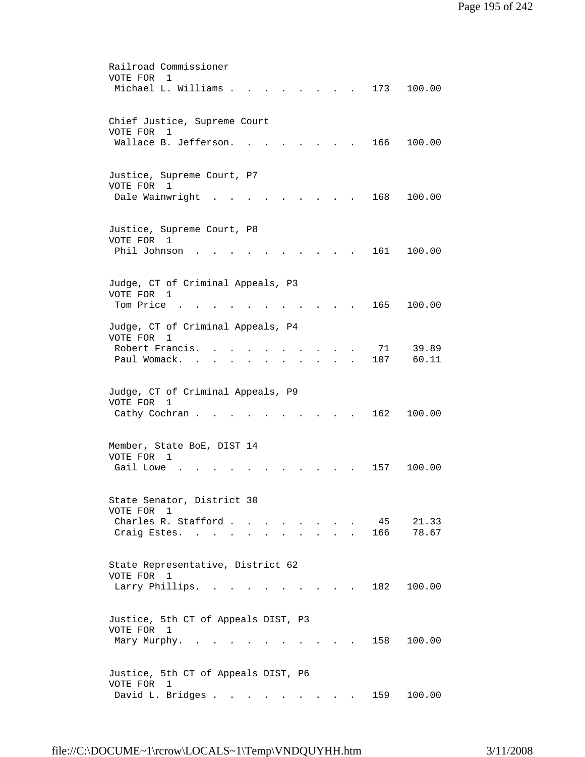Railroad Commissioner
VOTE FOR 1

| Candidate | Votes | Percent |
|---|---|---|
| Michael L. Williams | 173 | 100.00 |

Chief Justice, Supreme Court
VOTE FOR 1

| Candidate | Votes | Percent |
|---|---|---|
| Wallace B. Jefferson | 166 | 100.00 |

Justice, Supreme Court, P7
VOTE FOR 1

| Candidate | Votes | Percent |
|---|---|---|
| Dale Wainwright | 168 | 100.00 |

Justice, Supreme Court, P8
VOTE FOR 1

| Candidate | Votes | Percent |
|---|---|---|
| Phil Johnson | 161 | 100.00 |

Judge, CT of Criminal Appeals, P3
VOTE FOR 1

| Candidate | Votes | Percent |
|---|---|---|
| Tom Price | 165 | 100.00 |

Judge, CT of Criminal Appeals, P4
VOTE FOR 1

| Candidate | Votes | Percent |
|---|---|---|
| Robert Francis | 71 | 39.89 |
| Paul Womack | 107 | 60.11 |

Judge, CT of Criminal Appeals, P9
VOTE FOR 1

| Candidate | Votes | Percent |
|---|---|---|
| Cathy Cochran | 162 | 100.00 |

Member, State BoE, DIST 14
VOTE FOR 1

| Candidate | Votes | Percent |
|---|---|---|
| Gail Lowe | 157 | 100.00 |

State Senator, District 30
VOTE FOR 1

| Candidate | Votes | Percent |
|---|---|---|
| Charles R. Stafford | 45 | 21.33 |
| Craig Estes | 166 | 78.67 |

State Representative, District 62
VOTE FOR 1

| Candidate | Votes | Percent |
|---|---|---|
| Larry Phillips | 182 | 100.00 |

Justice, 5th CT of Appeals DIST, P3
VOTE FOR 1

| Candidate | Votes | Percent |
|---|---|---|
| Mary Murphy | 158 | 100.00 |

Justice, 5th CT of Appeals DIST, P6
VOTE FOR 1

| Candidate | Votes | Percent |
|---|---|---|
| David L. Bridges | 159 | 100.00 |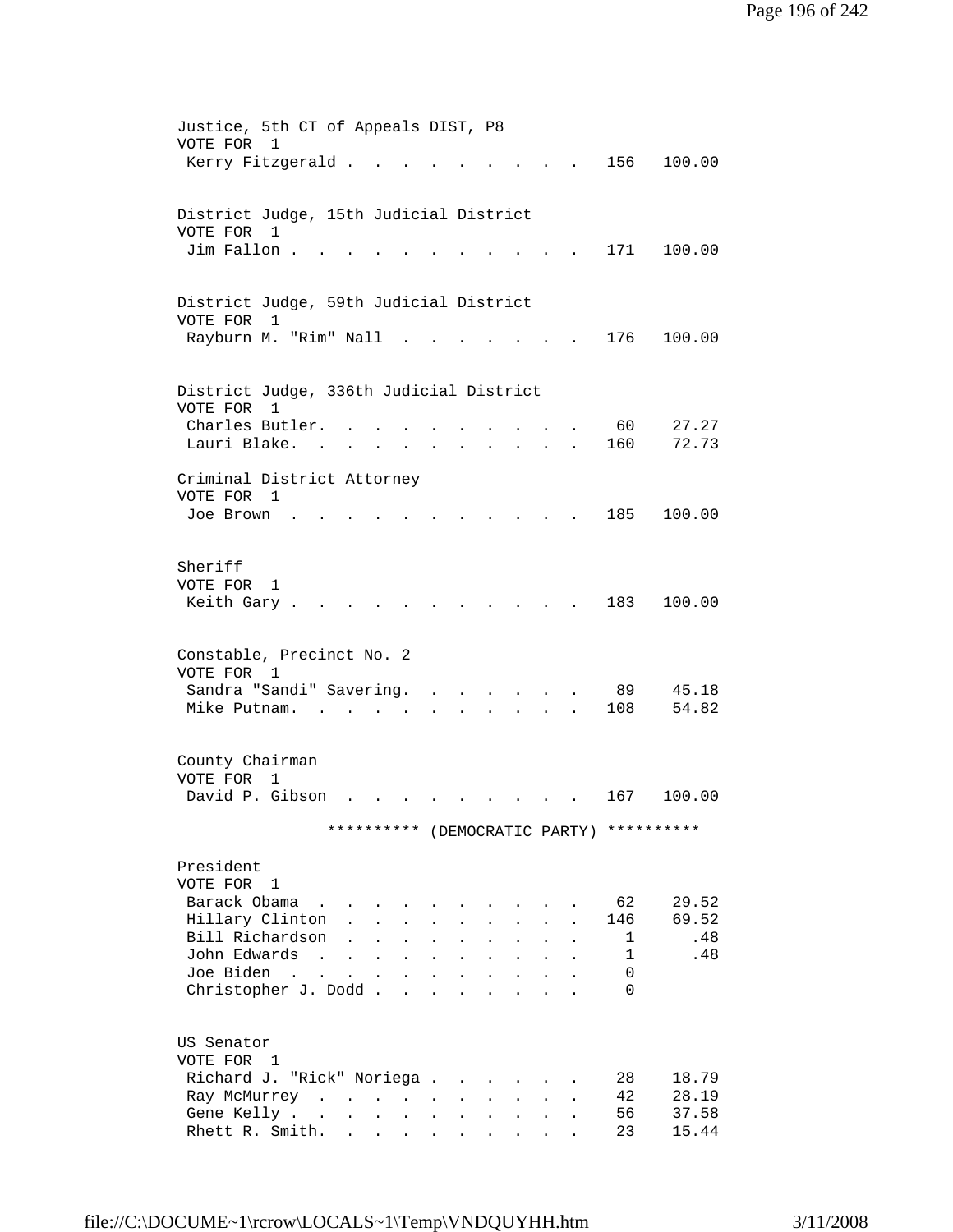Justice, 5th CT of Appeals DIST, P8
VOTE FOR 1

| Candidate | Votes | Percent |
|---|---|---|
| Kerry Fitzgerald | 156 | 100.00 |

District Judge, 15th Judicial District
VOTE FOR 1

| Candidate | Votes | Percent |
|---|---|---|
| Jim Fallon | 171 | 100.00 |

District Judge, 59th Judicial District
VOTE FOR 1

| Candidate | Votes | Percent |
|---|---|---|
| Rayburn M. "Rim" Nall | 176 | 100.00 |

District Judge, 336th Judicial District
VOTE FOR 1

| Candidate | Votes | Percent |
|---|---|---|
| Charles Butler. | 60 | 27.27 |
| Lauri Blake. | 160 | 72.73 |

Criminal District Attorney
VOTE FOR 1

| Candidate | Votes | Percent |
|---|---|---|
| Joe Brown | 185 | 100.00 |

Sheriff
VOTE FOR 1

| Candidate | Votes | Percent |
|---|---|---|
| Keith Gary | 183 | 100.00 |

Constable, Precinct No. 2
VOTE FOR 1

| Candidate | Votes | Percent |
|---|---|---|
| Sandra "Sandi" Savering. | 89 | 45.18 |
| Mike Putnam. | 108 | 54.82 |

County Chairman
VOTE FOR 1

| Candidate | Votes | Percent |
|---|---|---|
| David P. Gibson | 167 | 100.00 |

********** (DEMOCRATIC PARTY) **********

President
VOTE FOR 1

| Candidate | Votes | Percent |
|---|---|---|
| Barack Obama | 62 | 29.52 |
| Hillary Clinton | 146 | 69.52 |
| Bill Richardson | 1 | .48 |
| John Edwards | 1 | .48 |
| Joe Biden | 0 | |
| Christopher J. Dodd | 0 | |

US Senator
VOTE FOR 1

| Candidate | Votes | Percent |
|---|---|---|
| Richard J. "Rick" Noriega | 28 | 18.79 |
| Ray McMurrey | 42 | 28.19 |
| Gene Kelly | 56 | 37.58 |
| Rhett R. Smith. | 23 | 15.44 |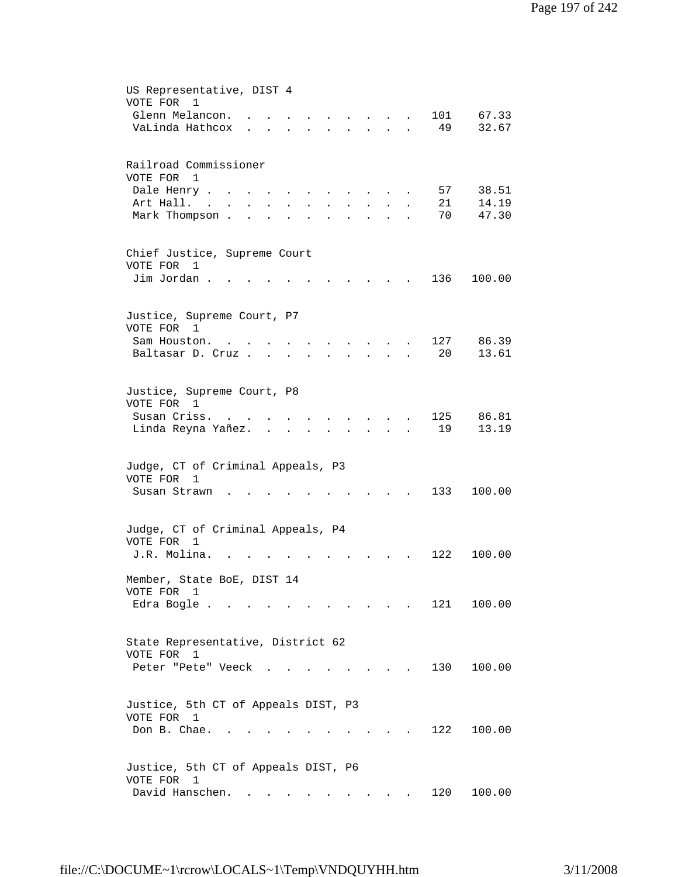US Representative, DIST 4
VOTE FOR 1

| Candidate | Votes | Percent |
|---|---|---|
| Glenn Melancon | 101 | 67.33 |
| VaLinda Hathcox | 49 | 32.67 |

Railroad Commissioner
VOTE FOR 1

| Candidate | Votes | Percent |
|---|---|---|
| Dale Henry | 57 | 38.51 |
| Art Hall | 21 | 14.19 |
| Mark Thompson | 70 | 47.30 |

Chief Justice, Supreme Court
VOTE FOR 1

| Candidate | Votes | Percent |
|---|---|---|
| Jim Jordan | 136 | 100.00 |

Justice, Supreme Court, P7
VOTE FOR 1

| Candidate | Votes | Percent |
|---|---|---|
| Sam Houston | 127 | 86.39 |
| Baltasar D. Cruz | 20 | 13.61 |

Justice, Supreme Court, P8
VOTE FOR 1

| Candidate | Votes | Percent |
|---|---|---|
| Susan Criss | 125 | 86.81 |
| Linda Reyna Yañez | 19 | 13.19 |

Judge, CT of Criminal Appeals, P3
VOTE FOR 1

| Candidate | Votes | Percent |
|---|---|---|
| Susan Strawn | 133 | 100.00 |

Judge, CT of Criminal Appeals, P4
VOTE FOR 1

| Candidate | Votes | Percent |
|---|---|---|
| J.R. Molina | 122 | 100.00 |

Member, State BoE, DIST 14
VOTE FOR 1

| Candidate | Votes | Percent |
|---|---|---|
| Edra Bogle | 121 | 100.00 |

State Representative, District 62
VOTE FOR 1

| Candidate | Votes | Percent |
|---|---|---|
| Peter "Pete" Veeck | 130 | 100.00 |

Justice, 5th CT of Appeals DIST, P3
VOTE FOR 1

| Candidate | Votes | Percent |
|---|---|---|
| Don B. Chae | 122 | 100.00 |

Justice, 5th CT of Appeals DIST, P6
VOTE FOR 1

| Candidate | Votes | Percent |
|---|---|---|
| David Hanschen | 120 | 100.00 |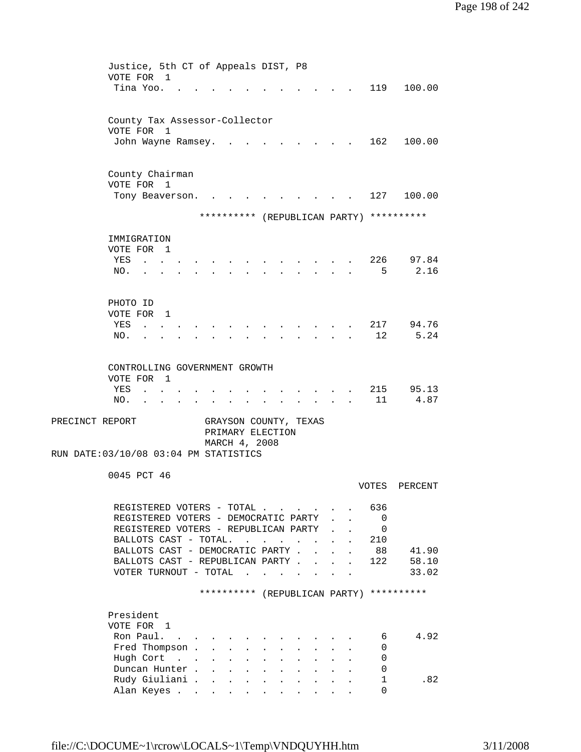Justice, 5th CT of Appeals DIST, P8
VOTE FOR 1

| | | |
|---|---|---|
| Tina Yoo. | 119 | 100.00 |

County Tax Assessor-Collector
VOTE FOR 1

| | | |
|---|---|---|
| John Wayne Ramsey. | 162 | 100.00 |

County Chairman
VOTE FOR 1

| | | |
|---|---|---|
| Tony Beaverson. | 127 | 100.00 |

********** (REPUBLICAN PARTY) **********

IMMIGRATION
VOTE FOR 1

| | | |
|---|---|---|
| YES | 226 | 97.84 |
| NO. | 5 | 2.16 |

PHOTO ID
VOTE FOR 1

| | | |
|---|---|---|
| YES | 217 | 94.76 |
| NO. | 12 | 5.24 |

CONTROLLING GOVERNMENT GROWTH
VOTE FOR 1

| | | |
|---|---|---|
| YES | 215 | 95.13 |
| NO. | 11 | 4.87 |

PRECINCT REPORT — GRAYSON COUNTY, TEXAS
PRIMARY ELECTION
MARCH 4, 2008
RUN DATE:03/10/08 03:04 PM STATISTICS

0045 PCT 46

| | VOTES | PERCENT |
|---|---|---|
| REGISTERED VOTERS - TOTAL | 636 | |
| REGISTERED VOTERS - DEMOCRATIC PARTY | 0 | |
| REGISTERED VOTERS - REPUBLICAN PARTY | 0 | |
| BALLOTS CAST - TOTAL. | 210 | |
| BALLOTS CAST - DEMOCRATIC PARTY | 88 | 41.90 |
| BALLOTS CAST - REPUBLICAN PARTY | 122 | 58.10 |
| VOTER TURNOUT - TOTAL | | 33.02 |

********** (REPUBLICAN PARTY) **********

President
VOTE FOR 1

| | | |
|---|---|---|
| Ron Paul. | 6 | 4.92 |
| Fred Thompson | 0 | |
| Hugh Cort | 0 | |
| Duncan Hunter | 0 | |
| Rudy Giuliani | 1 | .82 |
| Alan Keyes | 0 | |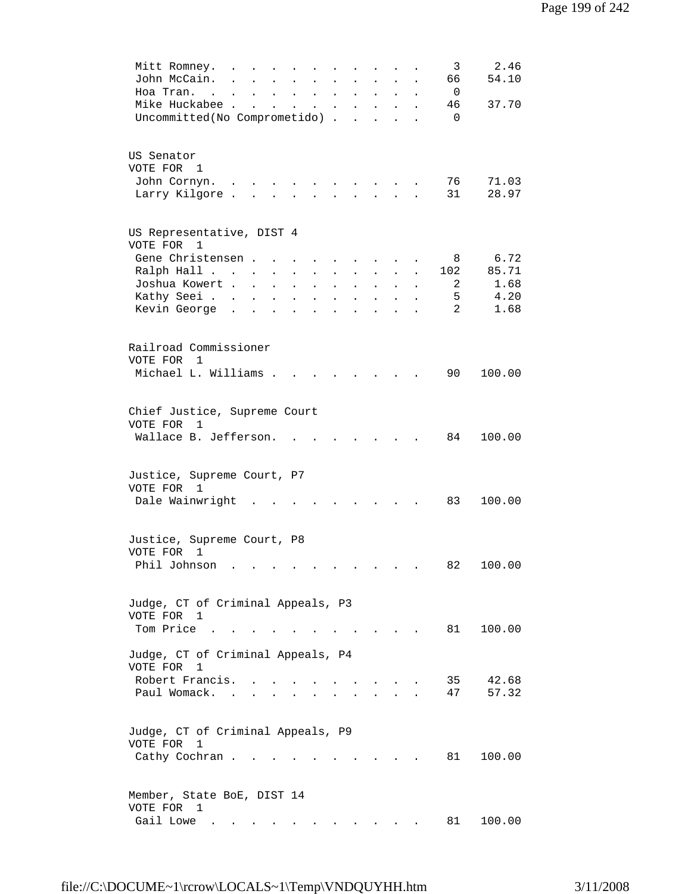| Candidate | Votes | Percent |
|---|---|---|
| Mitt Romney | 3 | 2.46 |
| John McCain | 66 | 54.10 |
| Hoa Tran | 0 | |
| Mike Huckabee | 46 | 37.70 |
| Uncommitted(No Comprometido) | 0 | |

US Senator
VOTE FOR 1

| Candidate | Votes | Percent |
|---|---|---|
| John Cornyn | 76 | 71.03 |
| Larry Kilgore | 31 | 28.97 |

US Representative, DIST 4
VOTE FOR 1

| Candidate | Votes | Percent |
|---|---|---|
| Gene Christensen | 8 | 6.72 |
| Ralph Hall | 102 | 85.71 |
| Joshua Kowert | 2 | 1.68 |
| Kathy Seei | 5 | 4.20 |
| Kevin George | 2 | 1.68 |

Railroad Commissioner
VOTE FOR 1

| Candidate | Votes | Percent |
|---|---|---|
| Michael L. Williams | 90 | 100.00 |

Chief Justice, Supreme Court
VOTE FOR 1

| Candidate | Votes | Percent |
|---|---|---|
| Wallace B. Jefferson | 84 | 100.00 |

Justice, Supreme Court, P7
VOTE FOR 1

| Candidate | Votes | Percent |
|---|---|---|
| Dale Wainwright | 83 | 100.00 |

Justice, Supreme Court, P8
VOTE FOR 1

| Candidate | Votes | Percent |
|---|---|---|
| Phil Johnson | 82 | 100.00 |

Judge, CT of Criminal Appeals, P3
VOTE FOR 1

| Candidate | Votes | Percent |
|---|---|---|
| Tom Price | 81 | 100.00 |

Judge, CT of Criminal Appeals, P4
VOTE FOR 1

| Candidate | Votes | Percent |
|---|---|---|
| Robert Francis | 35 | 42.68 |
| Paul Womack | 47 | 57.32 |

Judge, CT of Criminal Appeals, P9
VOTE FOR 1

| Candidate | Votes | Percent |
|---|---|---|
| Cathy Cochran | 81 | 100.00 |

Member, State BoE, DIST 14
VOTE FOR 1

| Candidate | Votes | Percent |
|---|---|---|
| Gail Lowe | 81 | 100.00 |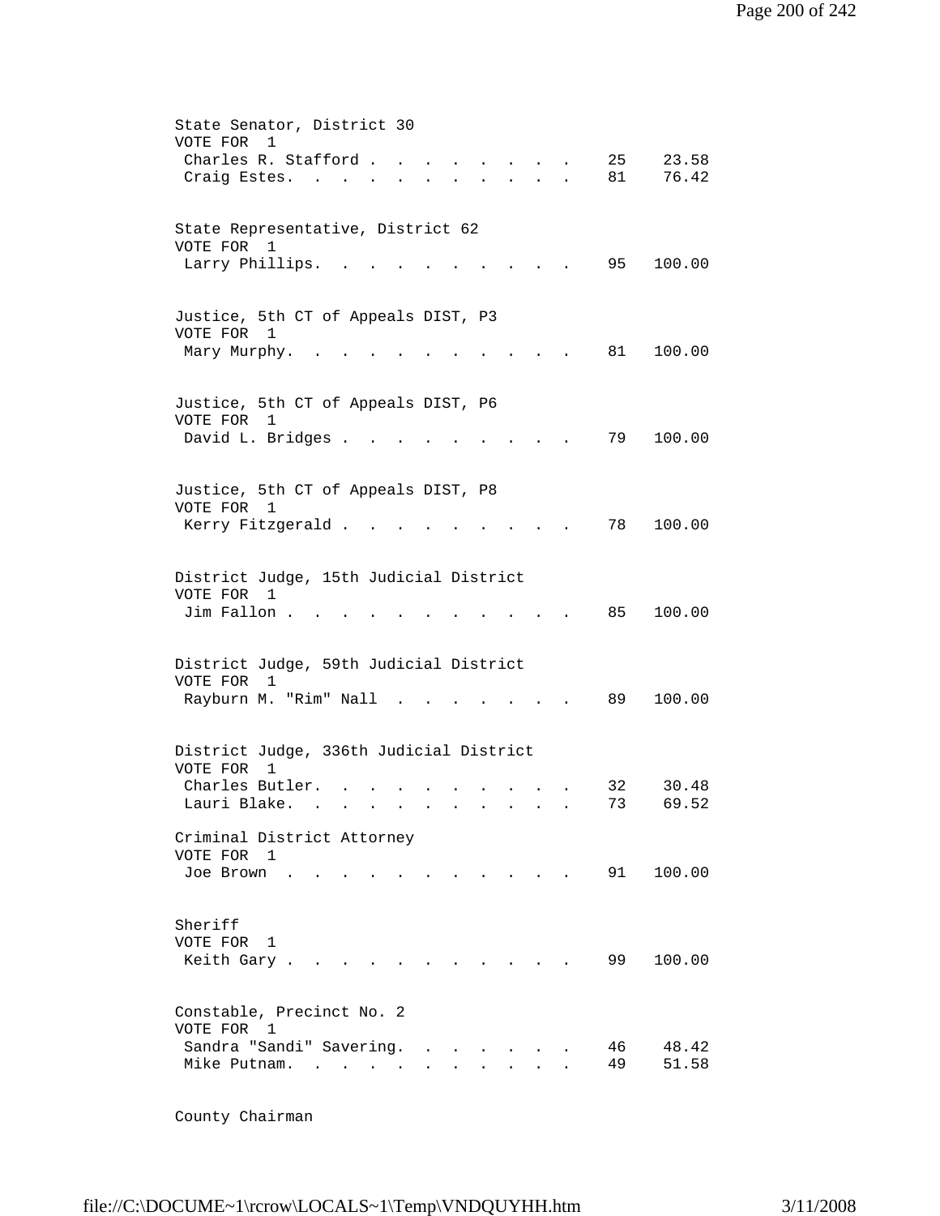State Senator, District 30
VOTE FOR 1

| Candidate | Votes | Percent |
|---|---|---|
| Charles R. Stafford | 25 | 23.58 |
| Craig Estes. | 81 | 76.42 |

State Representative, District 62
VOTE FOR 1

| Candidate | Votes | Percent |
|---|---|---|
| Larry Phillips. | 95 | 100.00 |

Justice, 5th CT of Appeals DIST, P3
VOTE FOR 1

| Candidate | Votes | Percent |
|---|---|---|
| Mary Murphy. | 81 | 100.00 |

Justice, 5th CT of Appeals DIST, P6
VOTE FOR 1

| Candidate | Votes | Percent |
|---|---|---|
| David L. Bridges | 79 | 100.00 |

Justice, 5th CT of Appeals DIST, P8
VOTE FOR 1

| Candidate | Votes | Percent |
|---|---|---|
| Kerry Fitzgerald | 78 | 100.00 |

District Judge, 15th Judicial District
VOTE FOR 1

| Candidate | Votes | Percent |
|---|---|---|
| Jim Fallon | 85 | 100.00 |

District Judge, 59th Judicial District
VOTE FOR 1

| Candidate | Votes | Percent |
|---|---|---|
| Rayburn M. "Rim" Nall | 89 | 100.00 |

District Judge, 336th Judicial District
VOTE FOR 1

| Candidate | Votes | Percent |
|---|---|---|
| Charles Butler. | 32 | 30.48 |
| Lauri Blake. | 73 | 69.52 |

Criminal District Attorney
VOTE FOR 1

| Candidate | Votes | Percent |
|---|---|---|
| Joe Brown | 91 | 100.00 |

Sheriff
VOTE FOR 1

| Candidate | Votes | Percent |
|---|---|---|
| Keith Gary | 99 | 100.00 |

Constable, Precinct No. 2
VOTE FOR 1

| Candidate | Votes | Percent |
|---|---|---|
| Sandra "Sandi" Savering. | 46 | 48.42 |
| Mike Putnam. | 49 | 51.58 |

County Chairman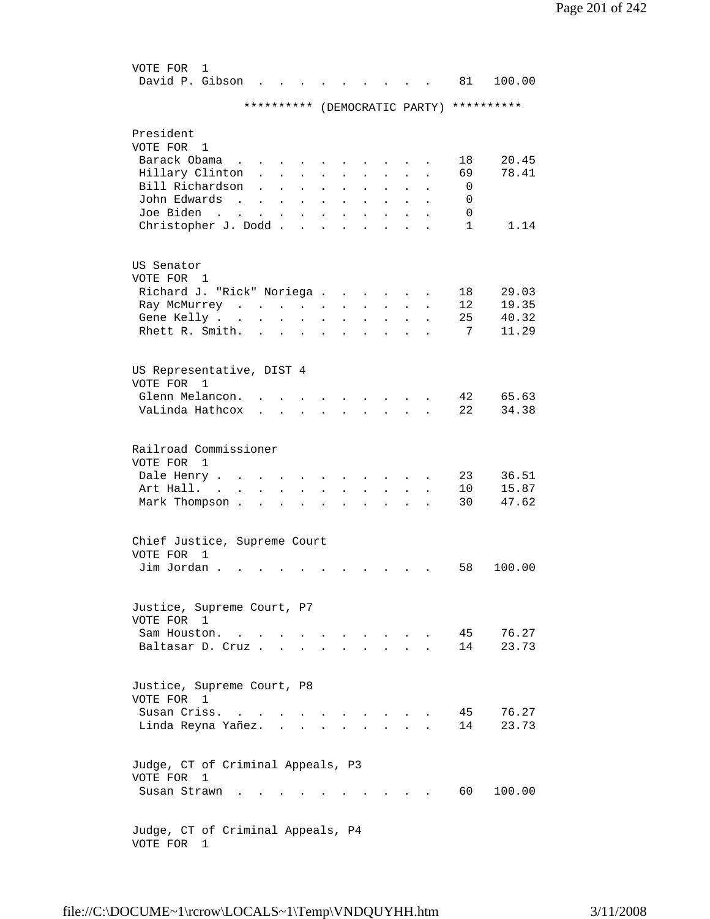VOTE FOR 1

| Candidate | Votes | Percent |
|---|---|---|
| David P. Gibson | 81 | 100.00 |

********** (DEMOCRATIC PARTY) **********

President
VOTE FOR 1

| Candidate | Votes | Percent |
|---|---|---|
| Barack Obama | 18 | 20.45 |
| Hillary Clinton | 69 | 78.41 |
| Bill Richardson | 0 | |
| John Edwards | 0 | |
| Joe Biden | 0 | |
| Christopher J. Dodd | 1 | 1.14 |

US Senator
VOTE FOR 1

| Candidate | Votes | Percent |
|---|---|---|
| Richard J. "Rick" Noriega | 18 | 29.03 |
| Ray McMurrey | 12 | 19.35 |
| Gene Kelly | 25 | 40.32 |
| Rhett R. Smith. | 7 | 11.29 |

US Representative, DIST 4
VOTE FOR 1

| Candidate | Votes | Percent |
|---|---|---|
| Glenn Melancon. | 42 | 65.63 |
| VaLinda Hathcox | 22 | 34.38 |

Railroad Commissioner
VOTE FOR 1

| Candidate | Votes | Percent |
|---|---|---|
| Dale Henry | 23 | 36.51 |
| Art Hall. | 10 | 15.87 |
| Mark Thompson | 30 | 47.62 |

Chief Justice, Supreme Court
VOTE FOR 1

| Candidate | Votes | Percent |
|---|---|---|
| Jim Jordan | 58 | 100.00 |

Justice, Supreme Court, P7
VOTE FOR 1

| Candidate | Votes | Percent |
|---|---|---|
| Sam Houston. | 45 | 76.27 |
| Baltasar D. Cruz | 14 | 23.73 |

Justice, Supreme Court, P8
VOTE FOR 1

| Candidate | Votes | Percent |
|---|---|---|
| Susan Criss. | 45 | 76.27 |
| Linda Reyna Yañez. | 14 | 23.73 |

Judge, CT of Criminal Appeals, P3
VOTE FOR 1

| Candidate | Votes | Percent |
|---|---|---|
| Susan Strawn | 60 | 100.00 |

Judge, CT of Criminal Appeals, P4
VOTE FOR 1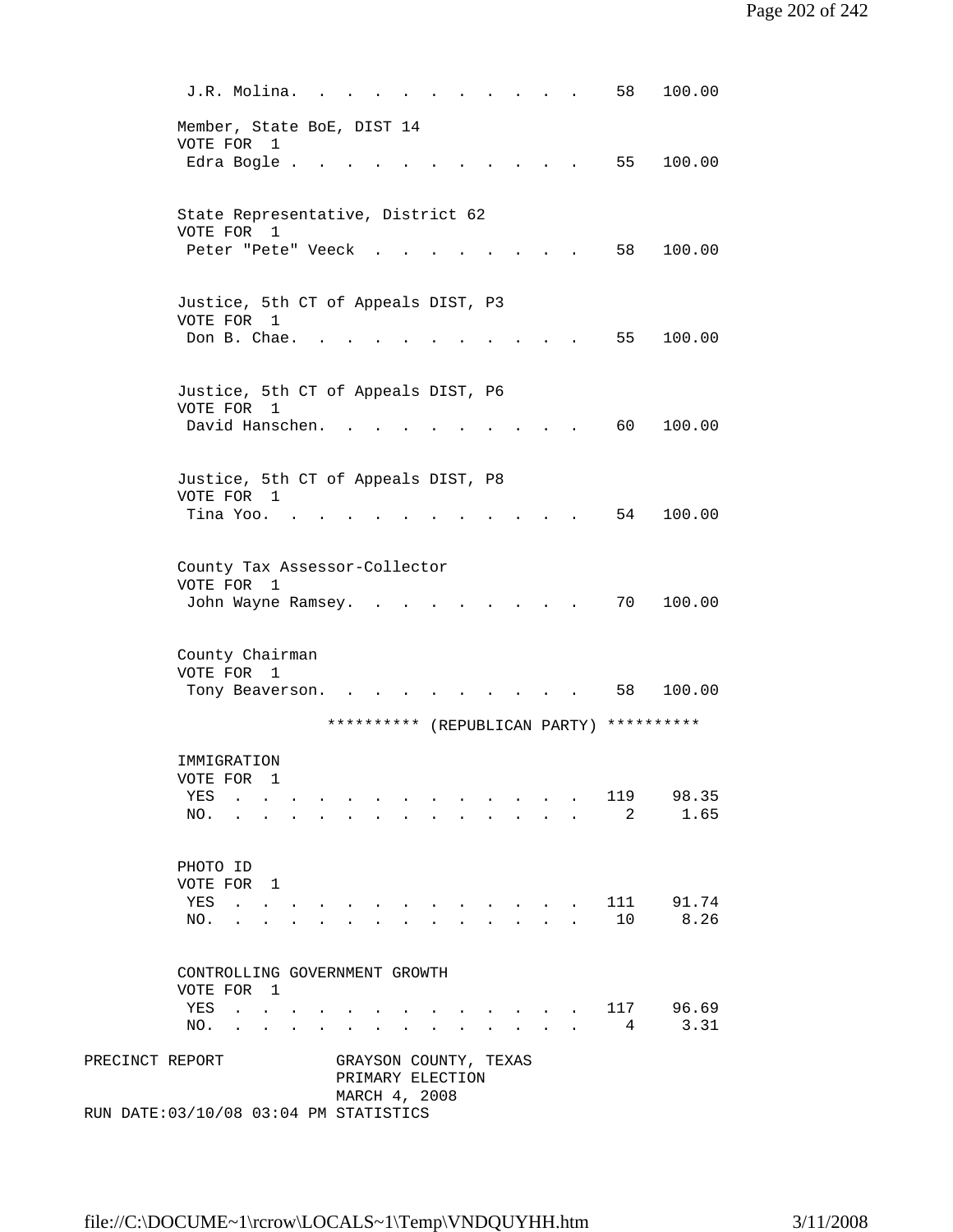| | | |
|---|---|---|
| J.R. Molina | 58 | 100.00 |

**Member, State BoE, DIST 14**
VOTE FOR 1

| | | |
|---|---|---|
| Edra Bogle | 55 | 100.00 |

**State Representative, District 62**
VOTE FOR 1

| | | |
|---|---|---|
| Peter "Pete" Veeck | 58 | 100.00 |

**Justice, 5th CT of Appeals DIST, P3**
VOTE FOR 1

| | | |
|---|---|---|
| Don B. Chae | 55 | 100.00 |

**Justice, 5th CT of Appeals DIST, P6**
VOTE FOR 1

| | | |
|---|---|---|
| David Hanschen | 60 | 100.00 |

**Justice, 5th CT of Appeals DIST, P8**
VOTE FOR 1

| | | |
|---|---|---|
| Tina Yoo | 54 | 100.00 |

**County Tax Assessor-Collector**
VOTE FOR 1

| | | |
|---|---|---|
| John Wayne Ramsey | 70 | 100.00 |

**County Chairman**
VOTE FOR 1

| | | |
|---|---|---|
| Tony Beaverson | 58 | 100.00 |

********** (REPUBLICAN PARTY) **********

**IMMIGRATION**
VOTE FOR 1

| | | |
|---|---|---|
| YES | 119 | 98.35 |
| NO. | 2 | 1.65 |

**PHOTO ID**
VOTE FOR 1

| | | |
|---|---|---|
| YES | 111 | 91.74 |
| NO. | 10 | 8.26 |

**CONTROLLING GOVERNMENT GROWTH**
VOTE FOR 1

| | | |
|---|---|---|
| YES | 117 | 96.69 |
| NO. | 4 | 3.31 |

PRECINCT REPORT GRAYSON COUNTY, TEXAS
PRIMARY ELECTION
MARCH 4, 2008
RUN DATE:03/10/08 03:04 PM STATISTICS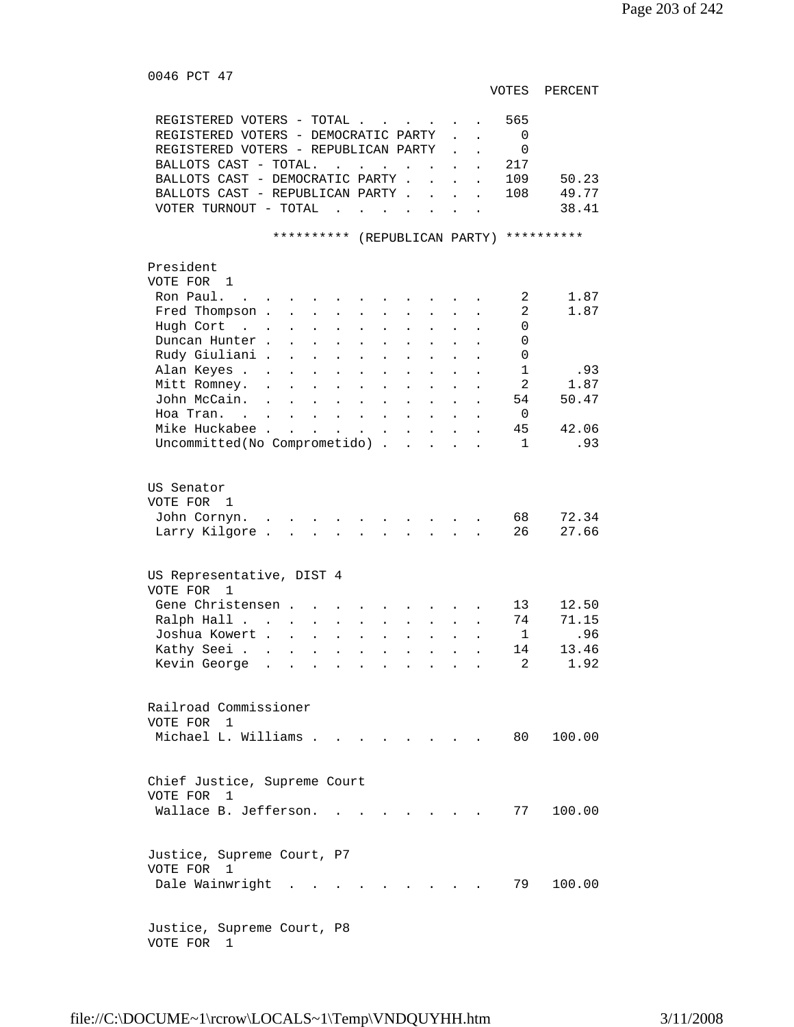0046 PCT 47

| | VOTES | PERCENT |
|---|---|---|
| REGISTERED VOTERS - TOTAL | 565 | |
| REGISTERED VOTERS - DEMOCRATIC PARTY | 0 | |
| REGISTERED VOTERS - REPUBLICAN PARTY | 0 | |
| BALLOTS CAST - TOTAL. | 217 | |
| BALLOTS CAST - DEMOCRATIC PARTY | 109 | 50.23 |
| BALLOTS CAST - REPUBLICAN PARTY | 108 | 49.77 |
| VOTER TURNOUT - TOTAL | | 38.41 |

********** (REPUBLICAN PARTY) **********

President
VOTE FOR 1

| | VOTES | PERCENT |
|---|---|---|
| Ron Paul. | 2 | 1.87 |
| Fred Thompson | 2 | 1.87 |
| Hugh Cort | 0 | |
| Duncan Hunter | 0 | |
| Rudy Giuliani | 0 | |
| Alan Keyes | 1 | .93 |
| Mitt Romney. | 2 | 1.87 |
| John McCain. | 54 | 50.47 |
| Hoa Tran. | 0 | |
| Mike Huckabee | 45 | 42.06 |
| Uncommitted(No Comprometido) | 1 | .93 |

US Senator
VOTE FOR 1

| | VOTES | PERCENT |
|---|---|---|
| John Cornyn. | 68 | 72.34 |
| Larry Kilgore | 26 | 27.66 |

US Representative, DIST 4
VOTE FOR 1

| | VOTES | PERCENT |
|---|---|---|
| Gene Christensen | 13 | 12.50 |
| Ralph Hall | 74 | 71.15 |
| Joshua Kowert | 1 | .96 |
| Kathy Seei | 14 | 13.46 |
| Kevin George | 2 | 1.92 |

Railroad Commissioner
VOTE FOR 1

| | VOTES | PERCENT |
|---|---|---|
| Michael L. Williams | 80 | 100.00 |

Chief Justice, Supreme Court
VOTE FOR 1

| | VOTES | PERCENT |
|---|---|---|
| Wallace B. Jefferson. | 77 | 100.00 |

Justice, Supreme Court, P7
VOTE FOR 1

| | VOTES | PERCENT |
|---|---|---|
| Dale Wainwright | 79 | 100.00 |

Justice, Supreme Court, P8
VOTE FOR 1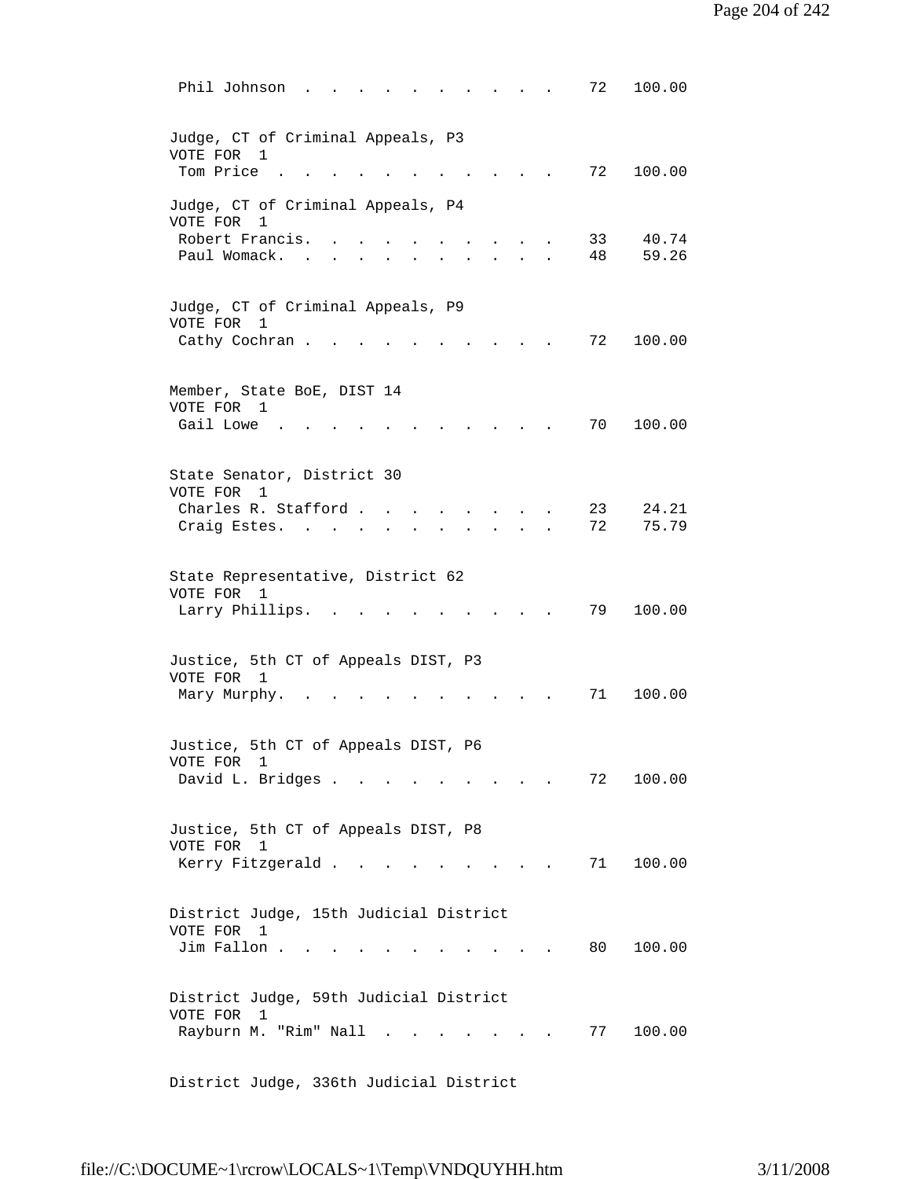Phil Johnson . . . . . . . . . . . . 72 100.00

Judge, CT of Criminal Appeals, P3
VOTE FOR 1

| Candidate | Votes | Percent |
|---|---|---|
| Tom Price | 72 | 100.00 |

Judge, CT of Criminal Appeals, P4
VOTE FOR 1

| Candidate | Votes | Percent |
|---|---|---|
| Robert Francis. | 33 | 40.74 |
| Paul Womack. | 48 | 59.26 |

Judge, CT of Criminal Appeals, P9
VOTE FOR 1

| Candidate | Votes | Percent |
|---|---|---|
| Cathy Cochran | 72 | 100.00 |

Member, State BoE, DIST 14
VOTE FOR 1

| Candidate | Votes | Percent |
|---|---|---|
| Gail Lowe | 70 | 100.00 |

State Senator, District 30
VOTE FOR 1

| Candidate | Votes | Percent |
|---|---|---|
| Charles R. Stafford | 23 | 24.21 |
| Craig Estes. | 72 | 75.79 |

State Representative, District 62
VOTE FOR 1

| Candidate | Votes | Percent |
|---|---|---|
| Larry Phillips. | 79 | 100.00 |

Justice, 5th CT of Appeals DIST, P3
VOTE FOR 1

| Candidate | Votes | Percent |
|---|---|---|
| Mary Murphy. | 71 | 100.00 |

Justice, 5th CT of Appeals DIST, P6
VOTE FOR 1

| Candidate | Votes | Percent |
|---|---|---|
| David L. Bridges | 72 | 100.00 |

Justice, 5th CT of Appeals DIST, P8
VOTE FOR 1

| Candidate | Votes | Percent |
|---|---|---|
| Kerry Fitzgerald | 71 | 100.00 |

District Judge, 15th Judicial District
VOTE FOR 1

| Candidate | Votes | Percent |
|---|---|---|
| Jim Fallon | 80 | 100.00 |

District Judge, 59th Judicial District
VOTE FOR 1

| Candidate | Votes | Percent |
|---|---|---|
| Rayburn M. "Rim" Nall | 77 | 100.00 |

District Judge, 336th Judicial District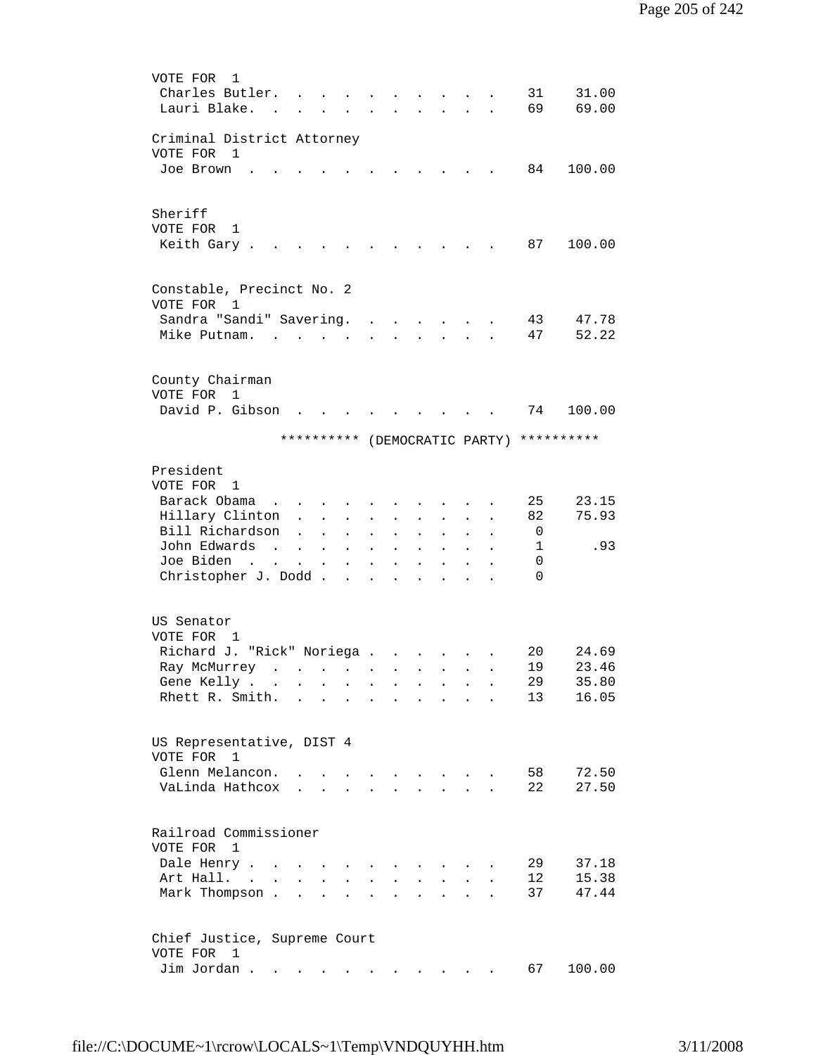VOTE FOR 1

| Candidate | Votes | Percent |
|---|---|---|
| Charles Butler | 31 | 31.00 |
| Lauri Blake | 69 | 69.00 |

Criminal District Attorney
VOTE FOR 1

| Candidate | Votes | Percent |
|---|---|---|
| Joe Brown | 84 | 100.00 |

Sheriff
VOTE FOR 1

| Candidate | Votes | Percent |
|---|---|---|
| Keith Gary | 87 | 100.00 |

Constable, Precinct No. 2
VOTE FOR 1

| Candidate | Votes | Percent |
|---|---|---|
| Sandra "Sandi" Savering | 43 | 47.78 |
| Mike Putnam | 47 | 52.22 |

County Chairman
VOTE FOR 1

| Candidate | Votes | Percent |
|---|---|---|
| David P. Gibson | 74 | 100.00 |

********** (DEMOCRATIC PARTY) **********

President
VOTE FOR 1

| Candidate | Votes | Percent |
|---|---|---|
| Barack Obama | 25 | 23.15 |
| Hillary Clinton | 82 | 75.93 |
| Bill Richardson | 0 | |
| John Edwards | 1 | .93 |
| Joe Biden | 0 | |
| Christopher J. Dodd | 0 | |

US Senator
VOTE FOR 1

| Candidate | Votes | Percent |
|---|---|---|
| Richard J. "Rick" Noriega | 20 | 24.69 |
| Ray McMurrey | 19 | 23.46 |
| Gene Kelly | 29 | 35.80 |
| Rhett R. Smith | 13 | 16.05 |

US Representative, DIST 4
VOTE FOR 1

| Candidate | Votes | Percent |
|---|---|---|
| Glenn Melancon | 58 | 72.50 |
| VaLinda Hathcox | 22 | 27.50 |

Railroad Commissioner
VOTE FOR 1

| Candidate | Votes | Percent |
|---|---|---|
| Dale Henry | 29 | 37.18 |
| Art Hall | 12 | 15.38 |
| Mark Thompson | 37 | 47.44 |

Chief Justice, Supreme Court
VOTE FOR 1

| Candidate | Votes | Percent |
|---|---|---|
| Jim Jordan | 67 | 100.00 |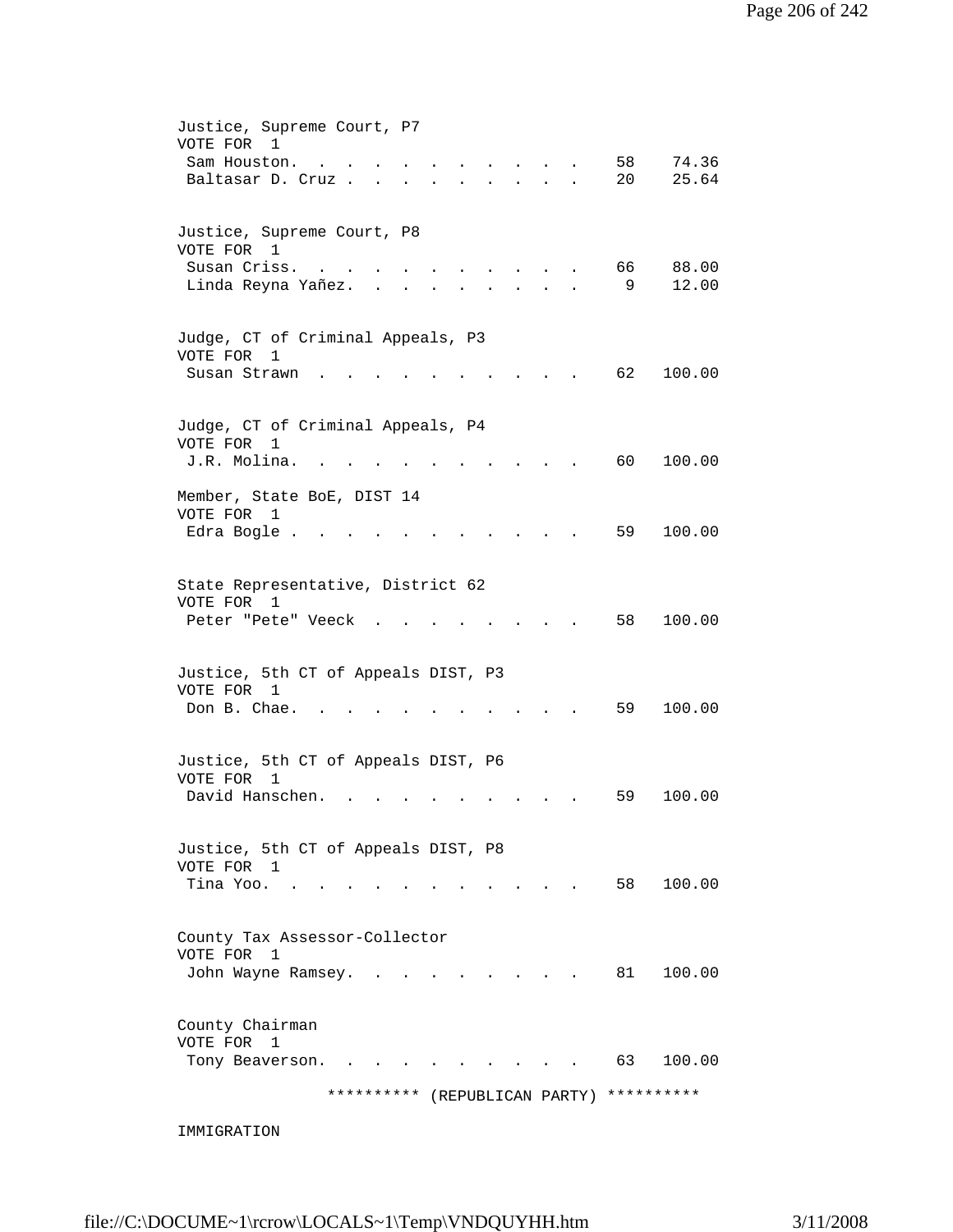Justice, Supreme Court, P7
VOTE FOR 1

| Candidate | Votes | Percent |
|---|---|---|
| Sam Houston | 58 | 74.36 |
| Baltasar D. Cruz | 20 | 25.64 |

Justice, Supreme Court, P8
VOTE FOR 1

| Candidate | Votes | Percent |
|---|---|---|
| Susan Criss | 66 | 88.00 |
| Linda Reyna Yañez | 9 | 12.00 |

Judge, CT of Criminal Appeals, P3
VOTE FOR 1

| Candidate | Votes | Percent |
|---|---|---|
| Susan Strawn | 62 | 100.00 |

Judge, CT of Criminal Appeals, P4
VOTE FOR 1

| Candidate | Votes | Percent |
|---|---|---|
| J.R. Molina | 60 | 100.00 |

Member, State BoE, DIST 14
VOTE FOR 1

| Candidate | Votes | Percent |
|---|---|---|
| Edra Bogle | 59 | 100.00 |

State Representative, District 62
VOTE FOR 1

| Candidate | Votes | Percent |
|---|---|---|
| Peter "Pete" Veeck | 58 | 100.00 |

Justice, 5th CT of Appeals DIST, P3
VOTE FOR 1

| Candidate | Votes | Percent |
|---|---|---|
| Don B. Chae | 59 | 100.00 |

Justice, 5th CT of Appeals DIST, P6
VOTE FOR 1

| Candidate | Votes | Percent |
|---|---|---|
| David Hanschen | 59 | 100.00 |

Justice, 5th CT of Appeals DIST, P8
VOTE FOR 1

| Candidate | Votes | Percent |
|---|---|---|
| Tina Yoo | 58 | 100.00 |

County Tax Assessor-Collector
VOTE FOR 1

| Candidate | Votes | Percent |
|---|---|---|
| John Wayne Ramsey | 81 | 100.00 |

County Chairman
VOTE FOR 1

| Candidate | Votes | Percent |
|---|---|---|
| Tony Beaverson | 63 | 100.00 |

********** (REPUBLICAN PARTY) **********

IMMIGRATION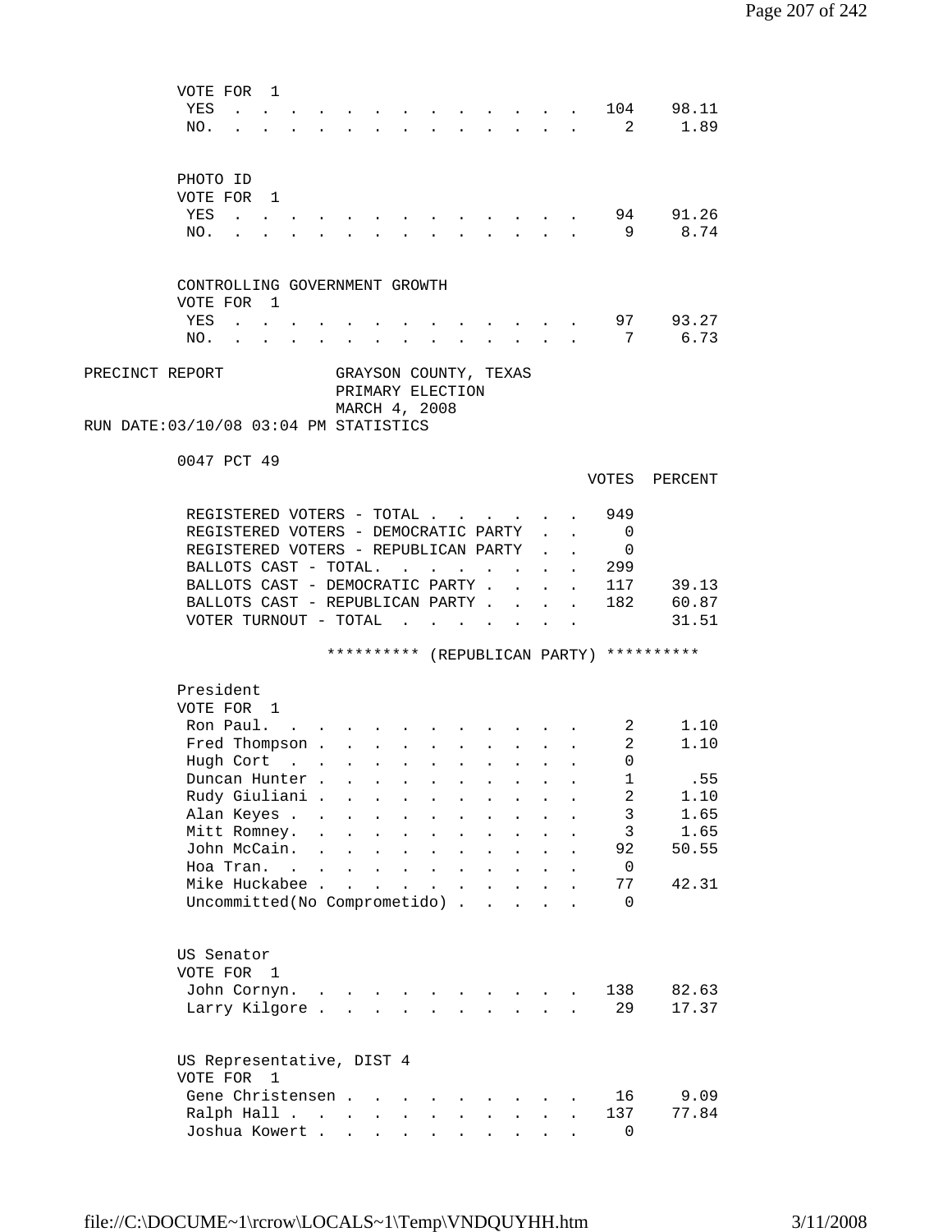VOTE FOR 1

| | | |
|---|---|---|
| YES | 104 | 98.11 |
| NO. | 2 | 1.89 |

PHOTO ID

VOTE FOR 1

| | | |
|---|---|---|
| YES | 94 | 91.26 |
| NO. | 9 | 8.74 |

CONTROLLING GOVERNMENT GROWTH

VOTE FOR 1

| | | |
|---|---|---|
| YES | 97 | 93.27 |
| NO. | 7 | 6.73 |

PRECINCT REPORT GRAYSON COUNTY, TEXAS

PRIMARY ELECTION

MARCH 4, 2008

RUN DATE:03/10/08 03:04 PM STATISTICS

0047 PCT 49

| | VOTES | PERCENT |
|---|---|---|
| REGISTERED VOTERS - TOTAL | 949 | |
| REGISTERED VOTERS - DEMOCRATIC PARTY | 0 | |
| REGISTERED VOTERS - REPUBLICAN PARTY | 0 | |
| BALLOTS CAST - TOTAL. | 299 | |
| BALLOTS CAST - DEMOCRATIC PARTY | 117 | 39.13 |
| BALLOTS CAST - REPUBLICAN PARTY | 182 | 60.87 |
| VOTER TURNOUT - TOTAL | | 31.51 |

********** (REPUBLICAN PARTY) **********

President

VOTE FOR 1

| | | |
|---|---|---|
| Ron Paul. | 2 | 1.10 |
| Fred Thompson | 2 | 1.10 |
| Hugh Cort | 0 | |
| Duncan Hunter | 1 | .55 |
| Rudy Giuliani | 2 | 1.10 |
| Alan Keyes | 3 | 1.65 |
| Mitt Romney. | 3 | 1.65 |
| John McCain. | 92 | 50.55 |
| Hoa Tran. | 0 | |
| Mike Huckabee | 77 | 42.31 |
| Uncommitted(No Comprometido) | 0 | |

US Senator

VOTE FOR 1

| | | |
|---|---|---|
| John Cornyn. | 138 | 82.63 |
| Larry Kilgore | 29 | 17.37 |

US Representative, DIST 4

VOTE FOR 1

| | | |
|---|---|---|
| Gene Christensen | 16 | 9.09 |
| Ralph Hall | 137 | 77.84 |
| Joshua Kowert | 0 | |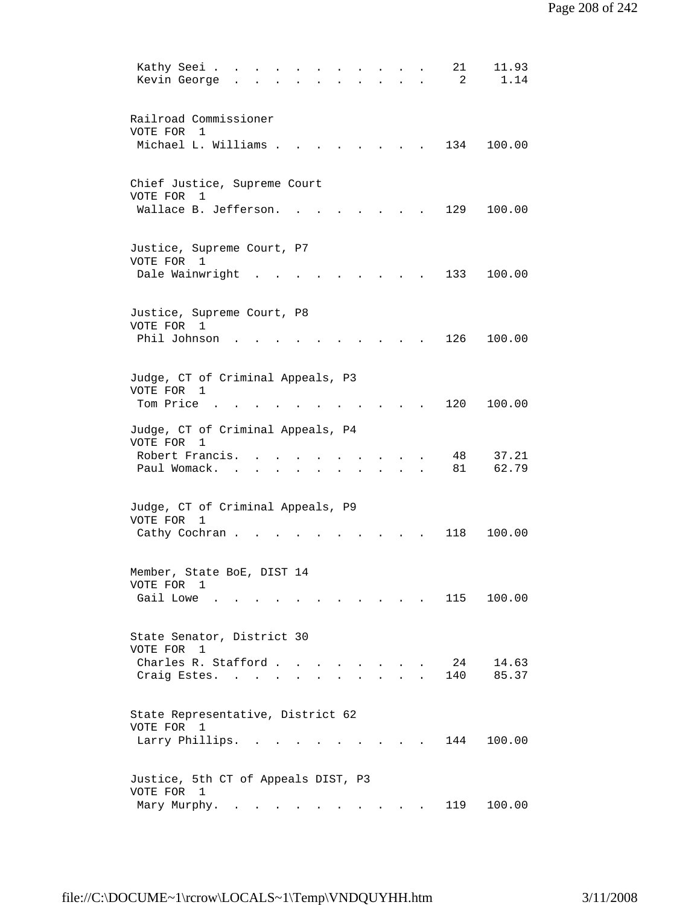| | | |
|---|---|---|
| Kathy Seei | 21 | 11.93 |
| Kevin George | 2 | 1.14 |

Railroad Commissioner
VOTE FOR 1

| | | |
|---|---|---|
| Michael L. Williams | 134 | 100.00 |

Chief Justice, Supreme Court
VOTE FOR 1

| | | |
|---|---|---|
| Wallace B. Jefferson. | 129 | 100.00 |

Justice, Supreme Court, P7
VOTE FOR 1

| | | |
|---|---|---|
| Dale Wainwright | 133 | 100.00 |

Justice, Supreme Court, P8
VOTE FOR 1

| | | |
|---|---|---|
| Phil Johnson | 126 | 100.00 |

Judge, CT of Criminal Appeals, P3
VOTE FOR 1

| | | |
|---|---|---|
| Tom Price | 120 | 100.00 |

Judge, CT of Criminal Appeals, P4
VOTE FOR 1

| | | |
|---|---|---|
| Robert Francis. | 48 | 37.21 |
| Paul Womack. | 81 | 62.79 |

Judge, CT of Criminal Appeals, P9
VOTE FOR 1

| | | |
|---|---|---|
| Cathy Cochran | 118 | 100.00 |

Member, State BoE, DIST 14
VOTE FOR 1

| | | |
|---|---|---|
| Gail Lowe | 115 | 100.00 |

State Senator, District 30
VOTE FOR 1

| | | |
|---|---|---|
| Charles R. Stafford | 24 | 14.63 |
| Craig Estes. | 140 | 85.37 |

State Representative, District 62
VOTE FOR 1

| | | |
|---|---|---|
| Larry Phillips. | 144 | 100.00 |

Justice, 5th CT of Appeals DIST, P3
VOTE FOR 1

| | | |
|---|---|---|
| Mary Murphy. | 119 | 100.00 |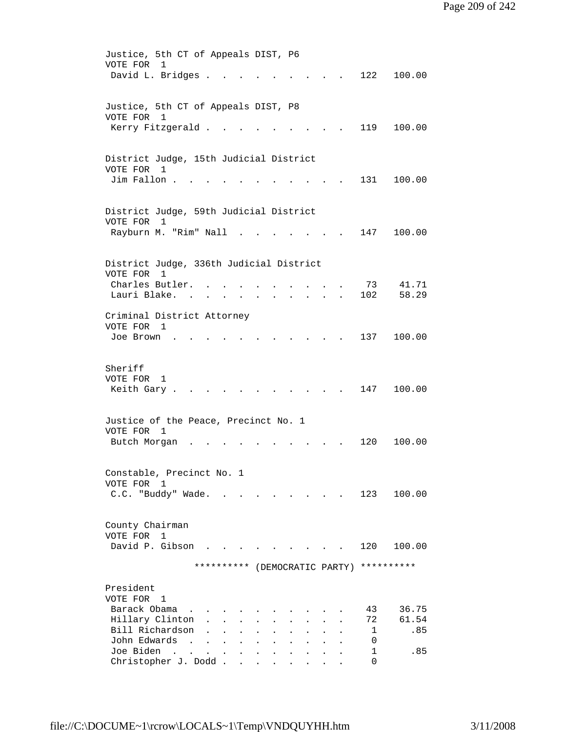Justice, 5th CT of Appeals DIST, P6
VOTE FOR 1

| Candidate | Votes | Percent |
|---|---|---|
| David L. Bridges | 122 | 100.00 |

Justice, 5th CT of Appeals DIST, P8
VOTE FOR 1

| Candidate | Votes | Percent |
|---|---|---|
| Kerry Fitzgerald | 119 | 100.00 |

District Judge, 15th Judicial District
VOTE FOR 1

| Candidate | Votes | Percent |
|---|---|---|
| Jim Fallon | 131 | 100.00 |

District Judge, 59th Judicial District
VOTE FOR 1

| Candidate | Votes | Percent |
|---|---|---|
| Rayburn M. "Rim" Nall | 147 | 100.00 |

District Judge, 336th Judicial District
VOTE FOR 1

| Candidate | Votes | Percent |
|---|---|---|
| Charles Butler | 73 | 41.71 |
| Lauri Blake | 102 | 58.29 |

Criminal District Attorney
VOTE FOR 1

| Candidate | Votes | Percent |
|---|---|---|
| Joe Brown | 137 | 100.00 |

Sheriff
VOTE FOR 1

| Candidate | Votes | Percent |
|---|---|---|
| Keith Gary | 147 | 100.00 |

Justice of the Peace, Precinct No. 1
VOTE FOR 1

| Candidate | Votes | Percent |
|---|---|---|
| Butch Morgan | 120 | 100.00 |

Constable, Precinct No. 1
VOTE FOR 1

| Candidate | Votes | Percent |
|---|---|---|
| C.C. "Buddy" Wade | 123 | 100.00 |

County Chairman
VOTE FOR 1

| Candidate | Votes | Percent |
|---|---|---|
| David P. Gibson | 120 | 100.00 |

********** (DEMOCRATIC PARTY) **********

President
VOTE FOR 1

| Candidate | Votes | Percent |
|---|---|---|
| Barack Obama | 43 | 36.75 |
| Hillary Clinton | 72 | 61.54 |
| Bill Richardson | 1 | .85 |
| John Edwards | 0 | |
| Joe Biden | 1 | .85 |
| Christopher J. Dodd | 0 | |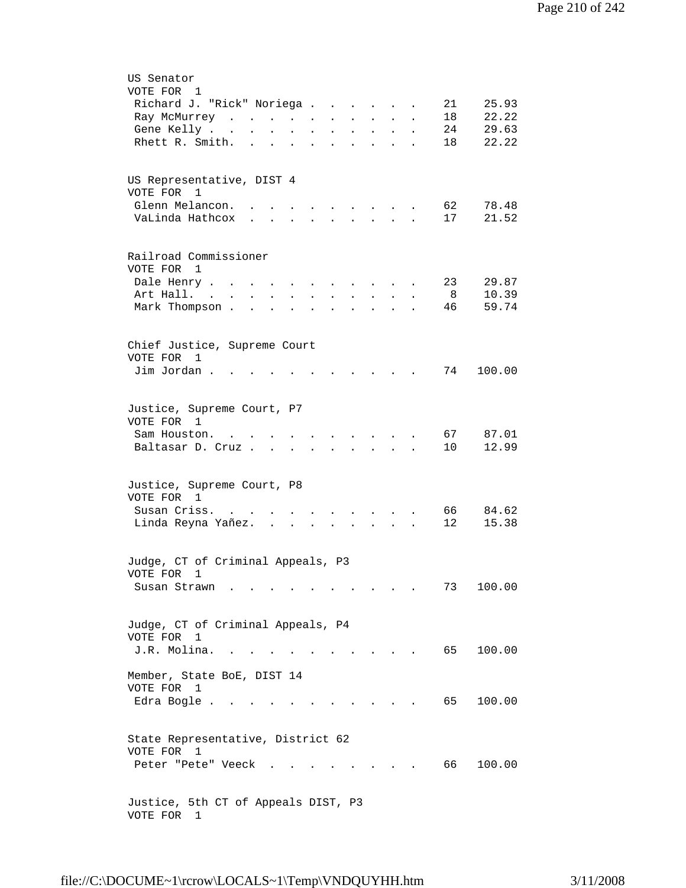US Senator
VOTE FOR 1

| Candidate | Votes | Percent |
|---|---|---|
| Richard J. "Rick" Noriega | 21 | 25.93 |
| Ray McMurrey | 18 | 22.22 |
| Gene Kelly | 24 | 29.63 |
| Rhett R. Smith. | 18 | 22.22 |

US Representative, DIST 4
VOTE FOR 1

| Candidate | Votes | Percent |
|---|---|---|
| Glenn Melancon. | 62 | 78.48 |
| VaLinda Hathcox | 17 | 21.52 |

Railroad Commissioner
VOTE FOR 1

| Candidate | Votes | Percent |
|---|---|---|
| Dale Henry | 23 | 29.87 |
| Art Hall. | 8 | 10.39 |
| Mark Thompson | 46 | 59.74 |

Chief Justice, Supreme Court
VOTE FOR 1

| Candidate | Votes | Percent |
|---|---|---|
| Jim Jordan | 74 | 100.00 |

Justice, Supreme Court, P7
VOTE FOR 1

| Candidate | Votes | Percent |
|---|---|---|
| Sam Houston. | 67 | 87.01 |
| Baltasar D. Cruz | 10 | 12.99 |

Justice, Supreme Court, P8
VOTE FOR 1

| Candidate | Votes | Percent |
|---|---|---|
| Susan Criss. | 66 | 84.62 |
| Linda Reyna Yañez. | 12 | 15.38 |

Judge, CT of Criminal Appeals, P3
VOTE FOR 1

| Candidate | Votes | Percent |
|---|---|---|
| Susan Strawn | 73 | 100.00 |

Judge, CT of Criminal Appeals, P4
VOTE FOR 1

| Candidate | Votes | Percent |
|---|---|---|
| J.R. Molina. | 65 | 100.00 |

Member, State BoE, DIST 14
VOTE FOR 1

| Candidate | Votes | Percent |
|---|---|---|
| Edra Bogle | 65 | 100.00 |

State Representative, District 62
VOTE FOR 1

| Candidate | Votes | Percent |
|---|---|---|
| Peter "Pete" Veeck | 66 | 100.00 |

Justice, 5th CT of Appeals DIST, P3
VOTE FOR 1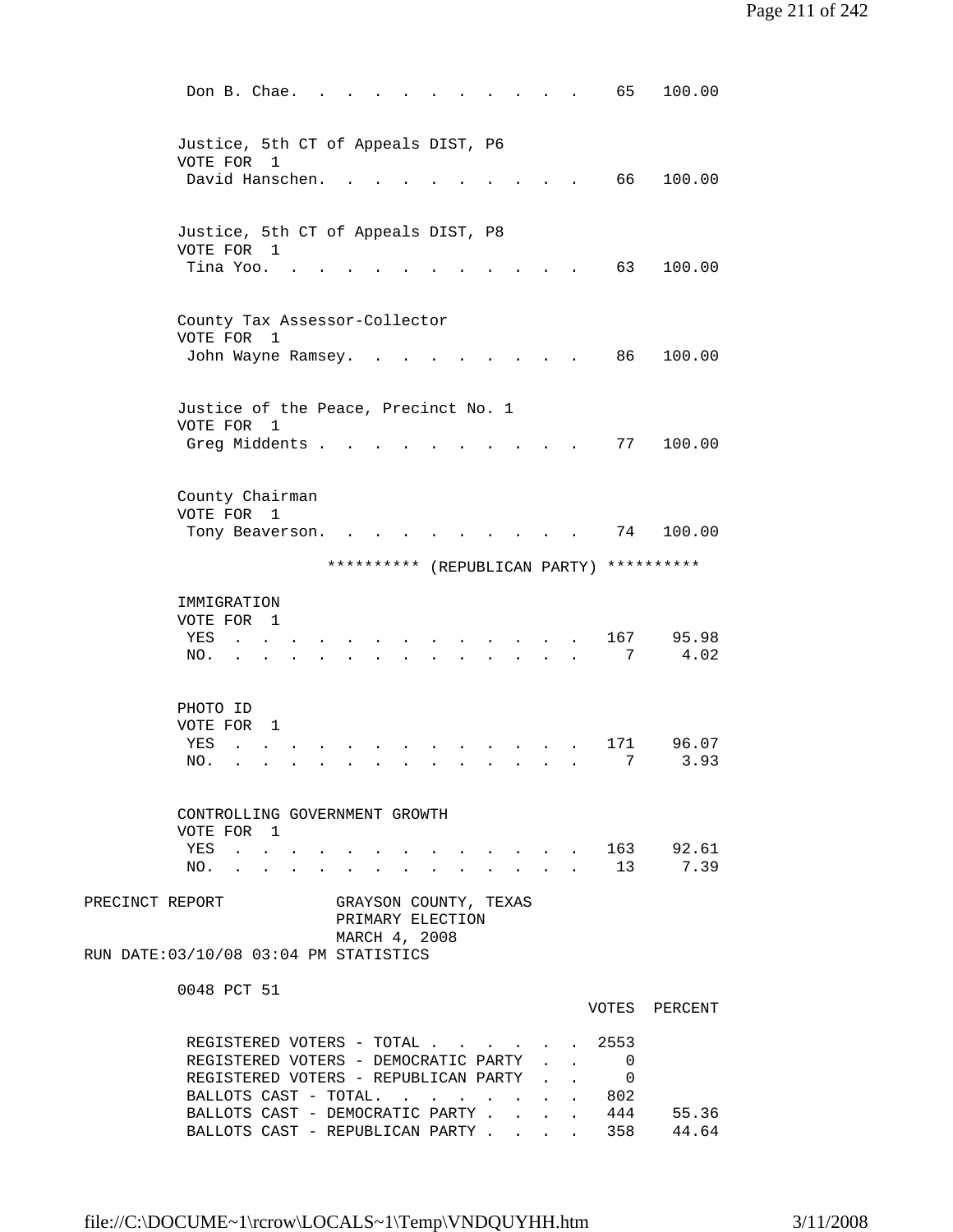| | Votes | Percent |
|---|---|---|
| Don B. Chae. | 65 | 100.00 |

**Justice, 5th CT of Appeals DIST, P6**
VOTE FOR 1

| | Votes | Percent |
|---|---|---|
| David Hanschen. | 66 | 100.00 |

**Justice, 5th CT of Appeals DIST, P8**
VOTE FOR 1

| | Votes | Percent |
|---|---|---|
| Tina Yoo. | 63 | 100.00 |

**County Tax Assessor-Collector**
VOTE FOR 1

| | Votes | Percent |
|---|---|---|
| John Wayne Ramsey. | 86 | 100.00 |

**Justice of the Peace, Precinct No. 1**
VOTE FOR 1

| | Votes | Percent |
|---|---|---|
| Greg Middents | 77 | 100.00 |

**County Chairman**
VOTE FOR 1

| | Votes | Percent |
|---|---|---|
| Tony Beaverson. | 74 | 100.00 |

********** (REPUBLICAN PARTY) **********

**IMMIGRATION**
VOTE FOR 1

| | Votes | Percent |
|---|---|---|
| YES | 167 | 95.98 |
| NO. | 7 | 4.02 |

**PHOTO ID**
VOTE FOR 1

| | Votes | Percent |
|---|---|---|
| YES | 171 | 96.07 |
| NO. | 7 | 3.93 |

**CONTROLLING GOVERNMENT GROWTH**
VOTE FOR 1

| | Votes | Percent |
|---|---|---|
| YES | 163 | 92.61 |
| NO. | 13 | 7.39 |

PRECINCT REPORT — GRAYSON COUNTY, TEXAS
PRIMARY ELECTION
MARCH 4, 2008
RUN DATE:03/10/08 03:04 PM STATISTICS

**0048 PCT 51**

| | VOTES | PERCENT |
|---|---|---|
| REGISTERED VOTERS - TOTAL | 2553 | |
| REGISTERED VOTERS - DEMOCRATIC PARTY | 0 | |
| REGISTERED VOTERS - REPUBLICAN PARTY | 0 | |
| BALLOTS CAST - TOTAL. | 802 | |
| BALLOTS CAST - DEMOCRATIC PARTY | 444 | 55.36 |
| BALLOTS CAST - REPUBLICAN PARTY | 358 | 44.64 |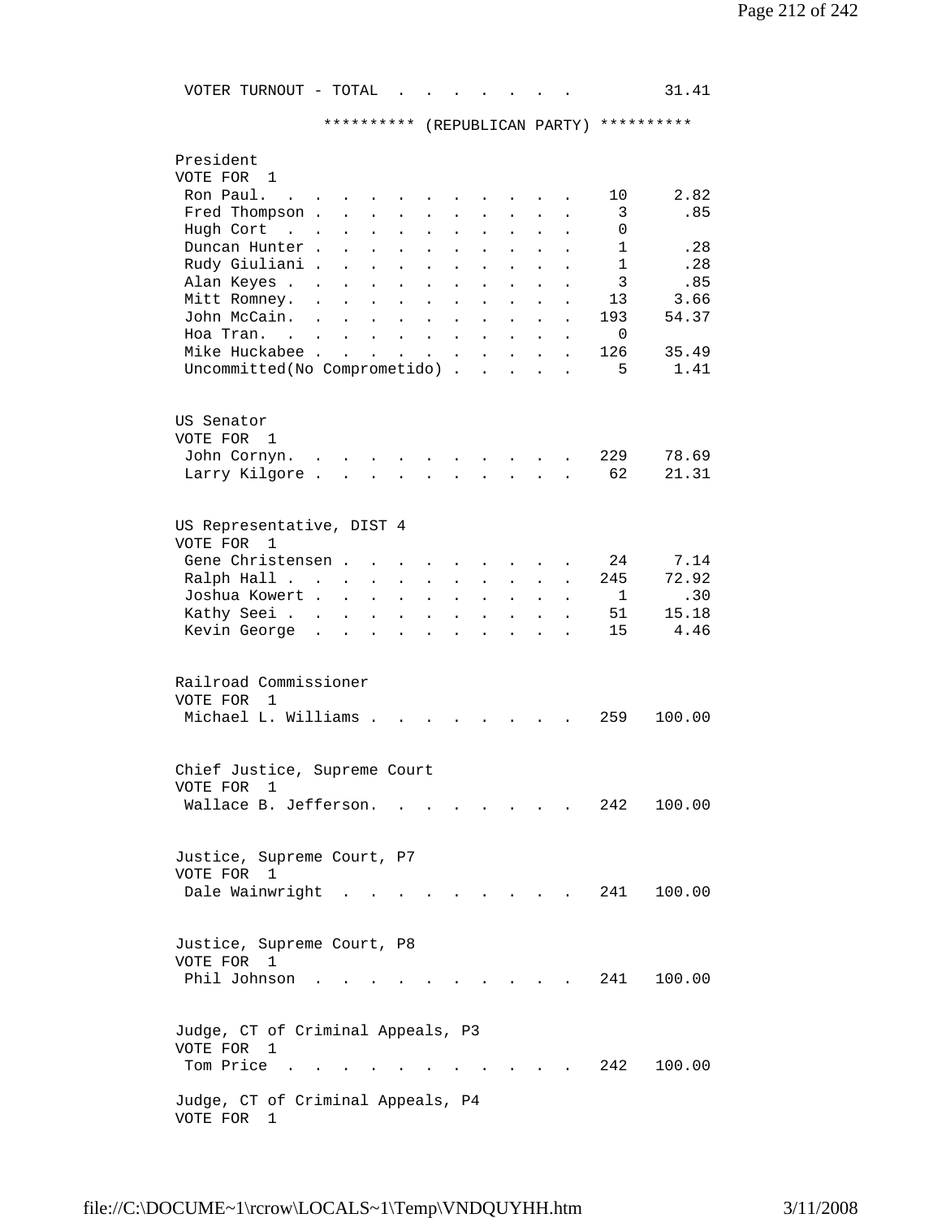VOTER TURNOUT - TOTAL . . . . . . . . 31.41

********** (REPUBLICAN PARTY) **********

President
VOTE FOR 1

| Candidate | Votes | Percent |
|---|---|---|
| Ron Paul. | 10 | 2.82 |
| Fred Thompson | 3 | .85 |
| Hugh Cort | 0 | |
| Duncan Hunter | 1 | .28 |
| Rudy Giuliani | 1 | .28 |
| Alan Keyes | 3 | .85 |
| Mitt Romney. | 13 | 3.66 |
| John McCain. | 193 | 54.37 |
| Hoa Tran. | 0 | |
| Mike Huckabee | 126 | 35.49 |
| Uncommitted(No Comprometido) | 5 | 1.41 |

US Senator
VOTE FOR 1

| Candidate | Votes | Percent |
|---|---|---|
| John Cornyn. | 229 | 78.69 |
| Larry Kilgore | 62 | 21.31 |

US Representative, DIST 4
VOTE FOR 1

| Candidate | Votes | Percent |
|---|---|---|
| Gene Christensen | 24 | 7.14 |
| Ralph Hall | 245 | 72.92 |
| Joshua Kowert | 1 | .30 |
| Kathy Seei | 51 | 15.18 |
| Kevin George | 15 | 4.46 |

Railroad Commissioner
VOTE FOR 1

| Candidate | Votes | Percent |
|---|---|---|
| Michael L. Williams | 259 | 100.00 |

Chief Justice, Supreme Court
VOTE FOR 1

| Candidate | Votes | Percent |
|---|---|---|
| Wallace B. Jefferson. | 242 | 100.00 |

Justice, Supreme Court, P7
VOTE FOR 1

| Candidate | Votes | Percent |
|---|---|---|
| Dale Wainwright | 241 | 100.00 |

Justice, Supreme Court, P8
VOTE FOR 1

| Candidate | Votes | Percent |
|---|---|---|
| Phil Johnson | 241 | 100.00 |

Judge, CT of Criminal Appeals, P3
VOTE FOR 1

| Candidate | Votes | Percent |
|---|---|---|
| Tom Price | 242 | 100.00 |

Judge, CT of Criminal Appeals, P4
VOTE FOR 1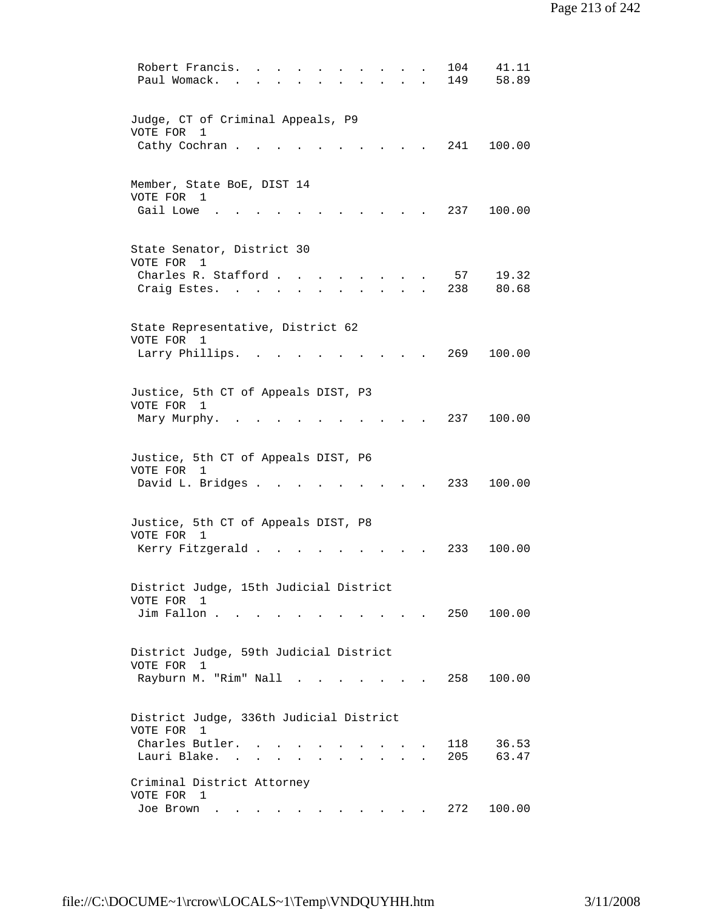| | | |
|---|---|---|
| Robert Francis | 104 | 41.11 |
| Paul Womack | 149 | 58.89 |

Judge, CT of Criminal Appeals, P9
VOTE FOR 1

| | | |
|---|---|---|
| Cathy Cochran | 241 | 100.00 |

Member, State BoE, DIST 14
VOTE FOR 1

| | | |
|---|---|---|
| Gail Lowe | 237 | 100.00 |

State Senator, District 30
VOTE FOR 1

| | | |
|---|---|---|
| Charles R. Stafford | 57 | 19.32 |
| Craig Estes | 238 | 80.68 |

State Representative, District 62
VOTE FOR 1

| | | |
|---|---|---|
| Larry Phillips | 269 | 100.00 |

Justice, 5th CT of Appeals DIST, P3
VOTE FOR 1

| | | |
|---|---|---|
| Mary Murphy | 237 | 100.00 |

Justice, 5th CT of Appeals DIST, P6
VOTE FOR 1

| | | |
|---|---|---|
| David L. Bridges | 233 | 100.00 |

Justice, 5th CT of Appeals DIST, P8
VOTE FOR 1

| | | |
|---|---|---|
| Kerry Fitzgerald | 233 | 100.00 |

District Judge, 15th Judicial District
VOTE FOR 1

| | | |
|---|---|---|
| Jim Fallon | 250 | 100.00 |

District Judge, 59th Judicial District
VOTE FOR 1

| | | |
|---|---|---|
| Rayburn M. "Rim" Nall | 258 | 100.00 |

District Judge, 336th Judicial District
VOTE FOR 1

| | | |
|---|---|---|
| Charles Butler | 118 | 36.53 |
| Lauri Blake | 205 | 63.47 |

Criminal District Attorney
VOTE FOR 1

| | | |
|---|---|---|
| Joe Brown | 272 | 100.00 |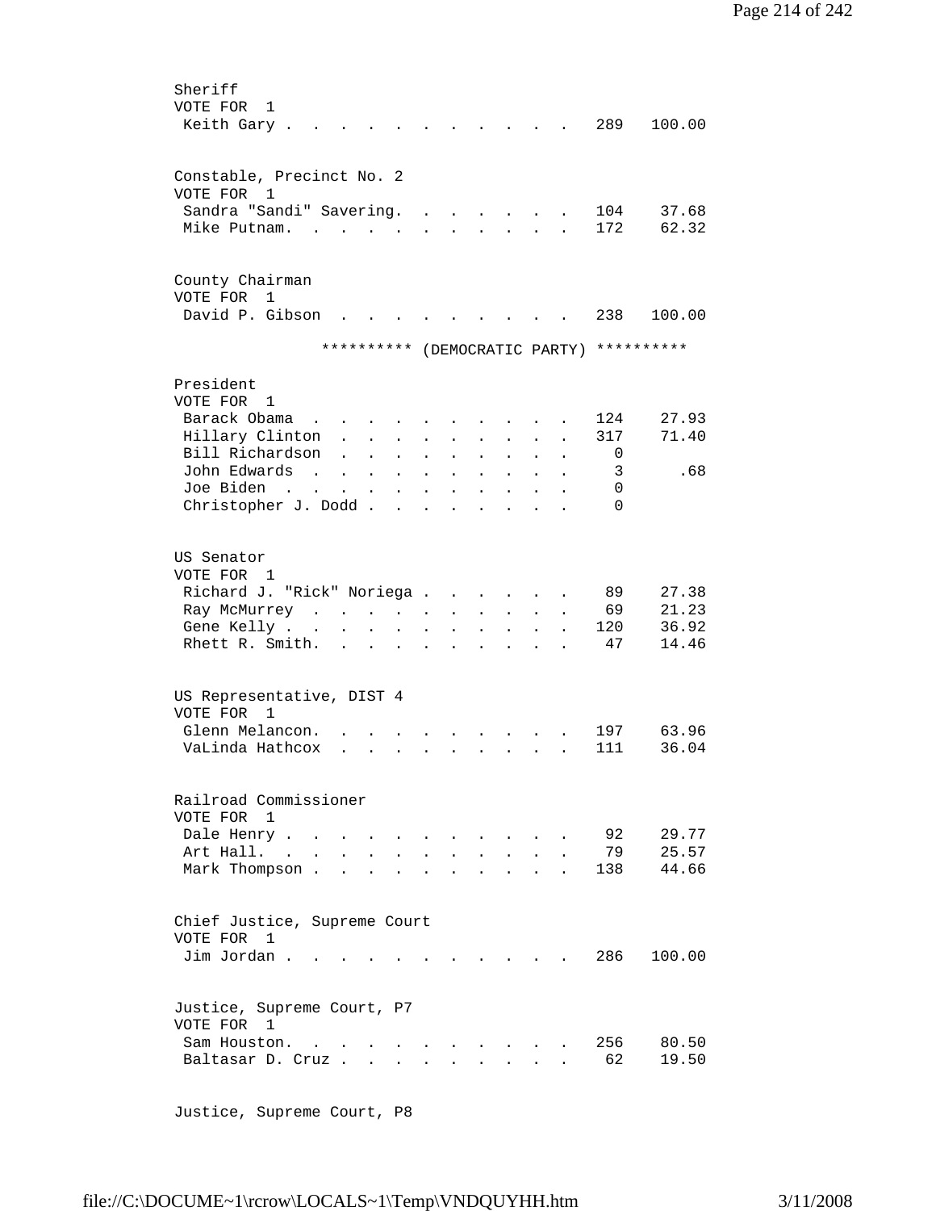Sheriff
VOTE FOR 1

| Candidate | Votes | Percent |
|---|---|---|
| Keith Gary | 289 | 100.00 |

Constable, Precinct No. 2
VOTE FOR 1

| Candidate | Votes | Percent |
|---|---|---|
| Sandra "Sandi" Savering | 104 | 37.68 |
| Mike Putnam | 172 | 62.32 |

County Chairman
VOTE FOR 1

| Candidate | Votes | Percent |
|---|---|---|
| David P. Gibson | 238 | 100.00 |

********** (DEMOCRATIC PARTY) **********

President
VOTE FOR 1

| Candidate | Votes | Percent |
|---|---|---|
| Barack Obama | 124 | 27.93 |
| Hillary Clinton | 317 | 71.40 |
| Bill Richardson | 0 | |
| John Edwards | 3 | .68 |
| Joe Biden | 0 | |
| Christopher J. Dodd | 0 | |

US Senator
VOTE FOR 1

| Candidate | Votes | Percent |
|---|---|---|
| Richard J. "Rick" Noriega | 89 | 27.38 |
| Ray McMurrey | 69 | 21.23 |
| Gene Kelly | 120 | 36.92 |
| Rhett R. Smith | 47 | 14.46 |

US Representative, DIST 4
VOTE FOR 1

| Candidate | Votes | Percent |
|---|---|---|
| Glenn Melancon | 197 | 63.96 |
| VaLinda Hathcox | 111 | 36.04 |

Railroad Commissioner
VOTE FOR 1

| Candidate | Votes | Percent |
|---|---|---|
| Dale Henry | 92 | 29.77 |
| Art Hall | 79 | 25.57 |
| Mark Thompson | 138 | 44.66 |

Chief Justice, Supreme Court
VOTE FOR 1

| Candidate | Votes | Percent |
|---|---|---|
| Jim Jordan | 286 | 100.00 |

Justice, Supreme Court, P7
VOTE FOR 1

| Candidate | Votes | Percent |
|---|---|---|
| Sam Houston | 256 | 80.50 |
| Baltasar D. Cruz | 62 | 19.50 |

Justice, Supreme Court, P8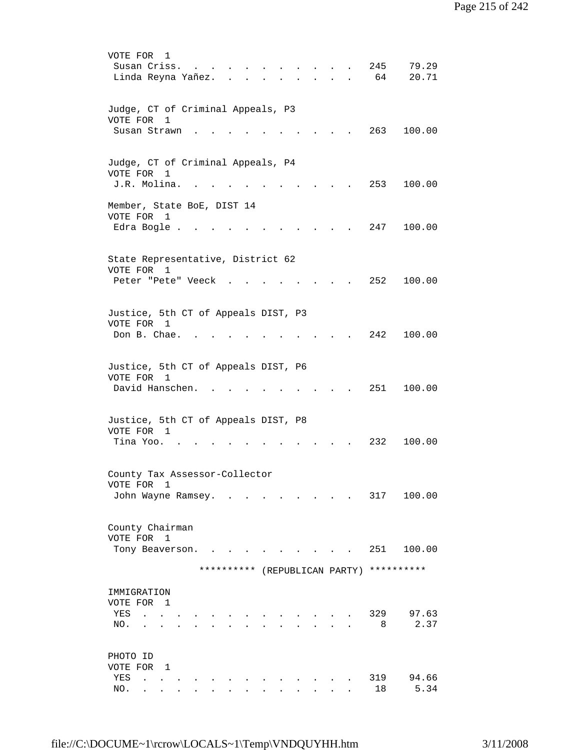VOTE FOR 1

| | | |
|---|---|---|
| Susan Criss | 245 | 79.29 |
| Linda Reyna Yañez | 64 | 20.71 |

Judge, CT of Criminal Appeals, P3
VOTE FOR 1

| | | |
|---|---|---|
| Susan Strawn | 263 | 100.00 |

Judge, CT of Criminal Appeals, P4
VOTE FOR 1

| | | |
|---|---|---|
| J.R. Molina | 253 | 100.00 |

Member, State BoE, DIST 14
VOTE FOR 1

| | | |
|---|---|---|
| Edra Bogle | 247 | 100.00 |

State Representative, District 62
VOTE FOR 1

| | | |
|---|---|---|
| Peter "Pete" Veeck | 252 | 100.00 |

Justice, 5th CT of Appeals DIST, P3
VOTE FOR 1

| | | |
|---|---|---|
| Don B. Chae | 242 | 100.00 |

Justice, 5th CT of Appeals DIST, P6
VOTE FOR 1

| | | |
|---|---|---|
| David Hanschen | 251 | 100.00 |

Justice, 5th CT of Appeals DIST, P8
VOTE FOR 1

| | | |
|---|---|---|
| Tina Yoo | 232 | 100.00 |

County Tax Assessor-Collector
VOTE FOR 1

| | | |
|---|---|---|
| John Wayne Ramsey | 317 | 100.00 |

County Chairman
VOTE FOR 1

| | | |
|---|---|---|
| Tony Beaverson | 251 | 100.00 |

********** (REPUBLICAN PARTY) **********

IMMIGRATION
VOTE FOR 1

| | | |
|---|---|---|
| YES | 329 | 97.63 |
| NO. | 8 | 2.37 |

PHOTO ID
VOTE FOR 1

| | | |
|---|---|---|
| YES | 319 | 94.66 |
| NO. | 18 | 5.34 |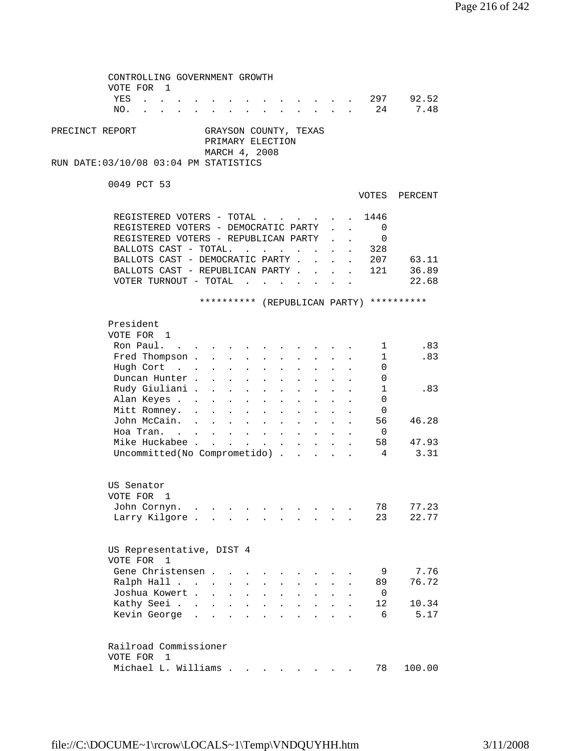CONTROLLING GOVERNMENT GROWTH
VOTE FOR 1

| | VOTES | PERCENT |
|---|---|---|
| YES | 297 | 92.52 |
| NO. | 24 | 7.48 |

PRECINCT REPORT — GRAYSON COUNTY, TEXAS
PRIMARY ELECTION
MARCH 4, 2008
RUN DATE:03/10/08 03:04 PM STATISTICS

0049 PCT 53

| | VOTES | PERCENT |
|---|---|---|
| REGISTERED VOTERS - TOTAL | 1446 | |
| REGISTERED VOTERS - DEMOCRATIC PARTY | 0 | |
| REGISTERED VOTERS - REPUBLICAN PARTY | 0 | |
| BALLOTS CAST - TOTAL. | 328 | |
| BALLOTS CAST - DEMOCRATIC PARTY | 207 | 63.11 |
| BALLOTS CAST - REPUBLICAN PARTY | 121 | 36.89 |
| VOTER TURNOUT - TOTAL | | 22.68 |

********** (REPUBLICAN PARTY) **********

President
VOTE FOR 1

| | VOTES | PERCENT |
|---|---|---|
| Ron Paul. | 1 | .83 |
| Fred Thompson | 1 | .83 |
| Hugh Cort | 0 | |
| Duncan Hunter | 0 | |
| Rudy Giuliani | 1 | .83 |
| Alan Keyes | 0 | |
| Mitt Romney. | 0 | |
| John McCain. | 56 | 46.28 |
| Hoa Tran. | 0 | |
| Mike Huckabee | 58 | 47.93 |
| Uncommitted(No Comprometido) | 4 | 3.31 |

US Senator
VOTE FOR 1

| | VOTES | PERCENT |
|---|---|---|
| John Cornyn. | 78 | 77.23 |
| Larry Kilgore | 23 | 22.77 |

US Representative, DIST 4
VOTE FOR 1

| | VOTES | PERCENT |
|---|---|---|
| Gene Christensen | 9 | 7.76 |
| Ralph Hall | 89 | 76.72 |
| Joshua Kowert | 0 | |
| Kathy Seei | 12 | 10.34 |
| Kevin George | 6 | 5.17 |

Railroad Commissioner
VOTE FOR 1

| | VOTES | PERCENT |
|---|---|---|
| Michael L. Williams | 78 | 100.00 |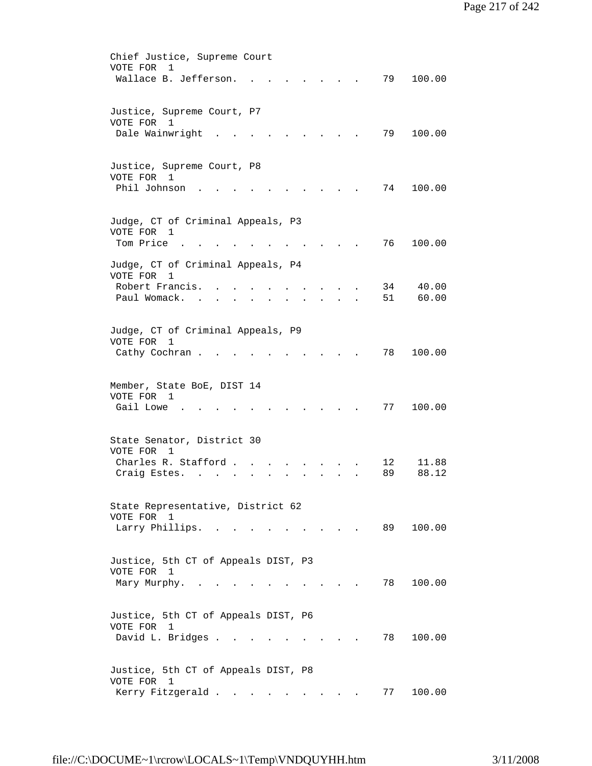Chief Justice, Supreme Court
VOTE FOR 1

| Candidate | Votes | Percent |
|---|---|---|
| Wallace B. Jefferson | 79 | 100.00 |

Justice, Supreme Court, P7
VOTE FOR 1

| Candidate | Votes | Percent |
|---|---|---|
| Dale Wainwright | 79 | 100.00 |

Justice, Supreme Court, P8
VOTE FOR 1

| Candidate | Votes | Percent |
|---|---|---|
| Phil Johnson | 74 | 100.00 |

Judge, CT of Criminal Appeals, P3
VOTE FOR 1

| Candidate | Votes | Percent |
|---|---|---|
| Tom Price | 76 | 100.00 |

Judge, CT of Criminal Appeals, P4
VOTE FOR 1

| Candidate | Votes | Percent |
|---|---|---|
| Robert Francis | 34 | 40.00 |
| Paul Womack | 51 | 60.00 |

Judge, CT of Criminal Appeals, P9
VOTE FOR 1

| Candidate | Votes | Percent |
|---|---|---|
| Cathy Cochran | 78 | 100.00 |

Member, State BoE, DIST 14
VOTE FOR 1

| Candidate | Votes | Percent |
|---|---|---|
| Gail Lowe | 77 | 100.00 |

State Senator, District 30
VOTE FOR 1

| Candidate | Votes | Percent |
|---|---|---|
| Charles R. Stafford | 12 | 11.88 |
| Craig Estes | 89 | 88.12 |

State Representative, District 62
VOTE FOR 1

| Candidate | Votes | Percent |
|---|---|---|
| Larry Phillips | 89 | 100.00 |

Justice, 5th CT of Appeals DIST, P3
VOTE FOR 1

| Candidate | Votes | Percent |
|---|---|---|
| Mary Murphy | 78 | 100.00 |

Justice, 5th CT of Appeals DIST, P6
VOTE FOR 1

| Candidate | Votes | Percent |
|---|---|---|
| David L. Bridges | 78 | 100.00 |

Justice, 5th CT of Appeals DIST, P8
VOTE FOR 1

| Candidate | Votes | Percent |
|---|---|---|
| Kerry Fitzgerald | 77 | 100.00 |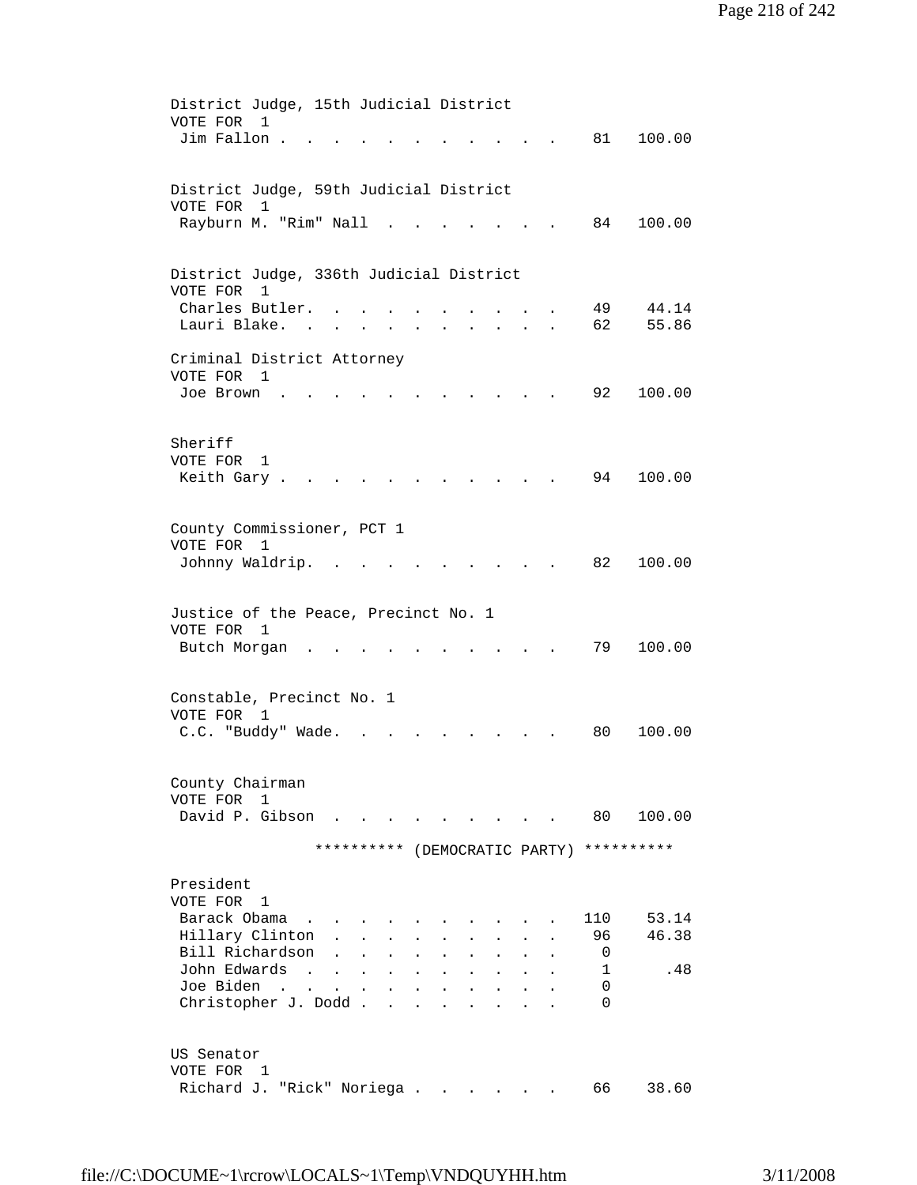District Judge, 15th Judicial District
VOTE FOR 1

| Candidate | Votes | Percent |
|---|---|---|
| Jim Fallon | 81 | 100.00 |

District Judge, 59th Judicial District
VOTE FOR 1

| Candidate | Votes | Percent |
|---|---|---|
| Rayburn M. "Rim" Nall | 84 | 100.00 |

District Judge, 336th Judicial District
VOTE FOR 1

| Candidate | Votes | Percent |
|---|---|---|
| Charles Butler | 49 | 44.14 |
| Lauri Blake | 62 | 55.86 |

Criminal District Attorney
VOTE FOR 1

| Candidate | Votes | Percent |
|---|---|---|
| Joe Brown | 92 | 100.00 |

Sheriff
VOTE FOR 1

| Candidate | Votes | Percent |
|---|---|---|
| Keith Gary | 94 | 100.00 |

County Commissioner, PCT 1
VOTE FOR 1

| Candidate | Votes | Percent |
|---|---|---|
| Johnny Waldrip | 82 | 100.00 |

Justice of the Peace, Precinct No. 1
VOTE FOR 1

| Candidate | Votes | Percent |
|---|---|---|
| Butch Morgan | 79 | 100.00 |

Constable, Precinct No. 1
VOTE FOR 1

| Candidate | Votes | Percent |
|---|---|---|
| C.C. "Buddy" Wade | 80 | 100.00 |

County Chairman
VOTE FOR 1

| Candidate | Votes | Percent |
|---|---|---|
| David P. Gibson | 80 | 100.00 |

********** (DEMOCRATIC PARTY) **********

President
VOTE FOR 1

| Candidate | Votes | Percent |
|---|---|---|
| Barack Obama | 110 | 53.14 |
| Hillary Clinton | 96 | 46.38 |
| Bill Richardson | 0 | |
| John Edwards | 1 | .48 |
| Joe Biden | 0 | |
| Christopher J. Dodd | 0 | |

US Senator
VOTE FOR 1

| Candidate | Votes | Percent |
|---|---|---|
| Richard J. "Rick" Noriega | 66 | 38.60 |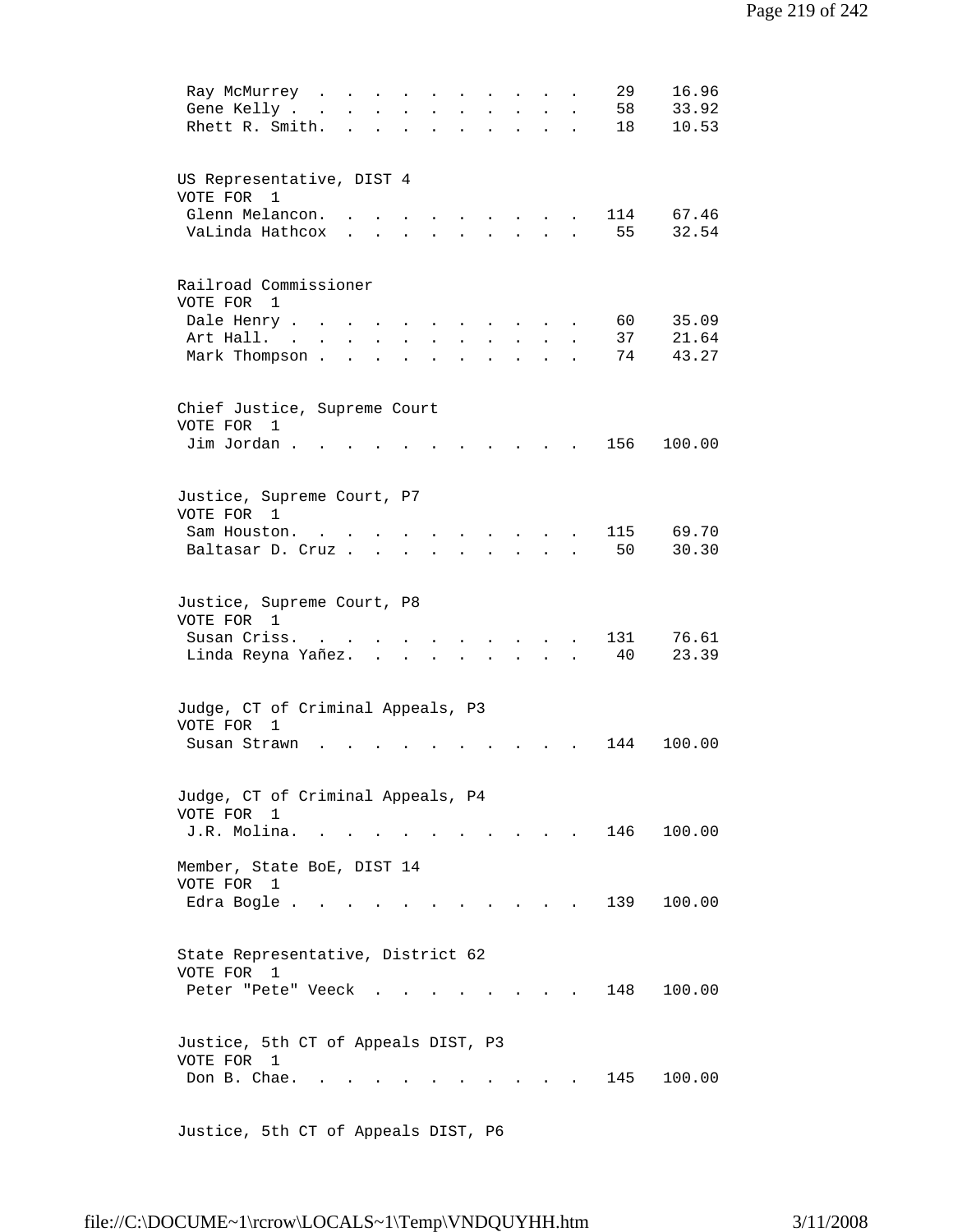| | | |
|---|---|---|
| Ray McMurrey | 29 | 16.96 |
| Gene Kelly | 58 | 33.92 |
| Rhett R. Smith. | 18 | 10.53 |

US Representative, DIST 4
VOTE FOR 1

| | | |
|---|---|---|
| Glenn Melancon. | 114 | 67.46 |
| VaLinda Hathcox | 55 | 32.54 |

Railroad Commissioner
VOTE FOR 1

| | | |
|---|---|---|
| Dale Henry | 60 | 35.09 |
| Art Hall. | 37 | 21.64 |
| Mark Thompson | 74 | 43.27 |

Chief Justice, Supreme Court
VOTE FOR 1

| | | |
|---|---|---|
| Jim Jordan | 156 | 100.00 |

Justice, Supreme Court, P7
VOTE FOR 1

| | | |
|---|---|---|
| Sam Houston. | 115 | 69.70 |
| Baltasar D. Cruz | 50 | 30.30 |

Justice, Supreme Court, P8
VOTE FOR 1

| | | |
|---|---|---|
| Susan Criss. | 131 | 76.61 |
| Linda Reyna Yañez. | 40 | 23.39 |

Judge, CT of Criminal Appeals, P3
VOTE FOR 1

| | | |
|---|---|---|
| Susan Strawn | 144 | 100.00 |

Judge, CT of Criminal Appeals, P4
VOTE FOR 1

| | | |
|---|---|---|
| J.R. Molina. | 146 | 100.00 |

Member, State BoE, DIST 14
VOTE FOR 1

| | | |
|---|---|---|
| Edra Bogle | 139 | 100.00 |

State Representative, District 62
VOTE FOR 1

| | | |
|---|---|---|
| Peter "Pete" Veeck | 148 | 100.00 |

Justice, 5th CT of Appeals DIST, P3
VOTE FOR 1

| | | |
|---|---|---|
| Don B. Chae. | 145 | 100.00 |

Justice, 5th CT of Appeals DIST, P6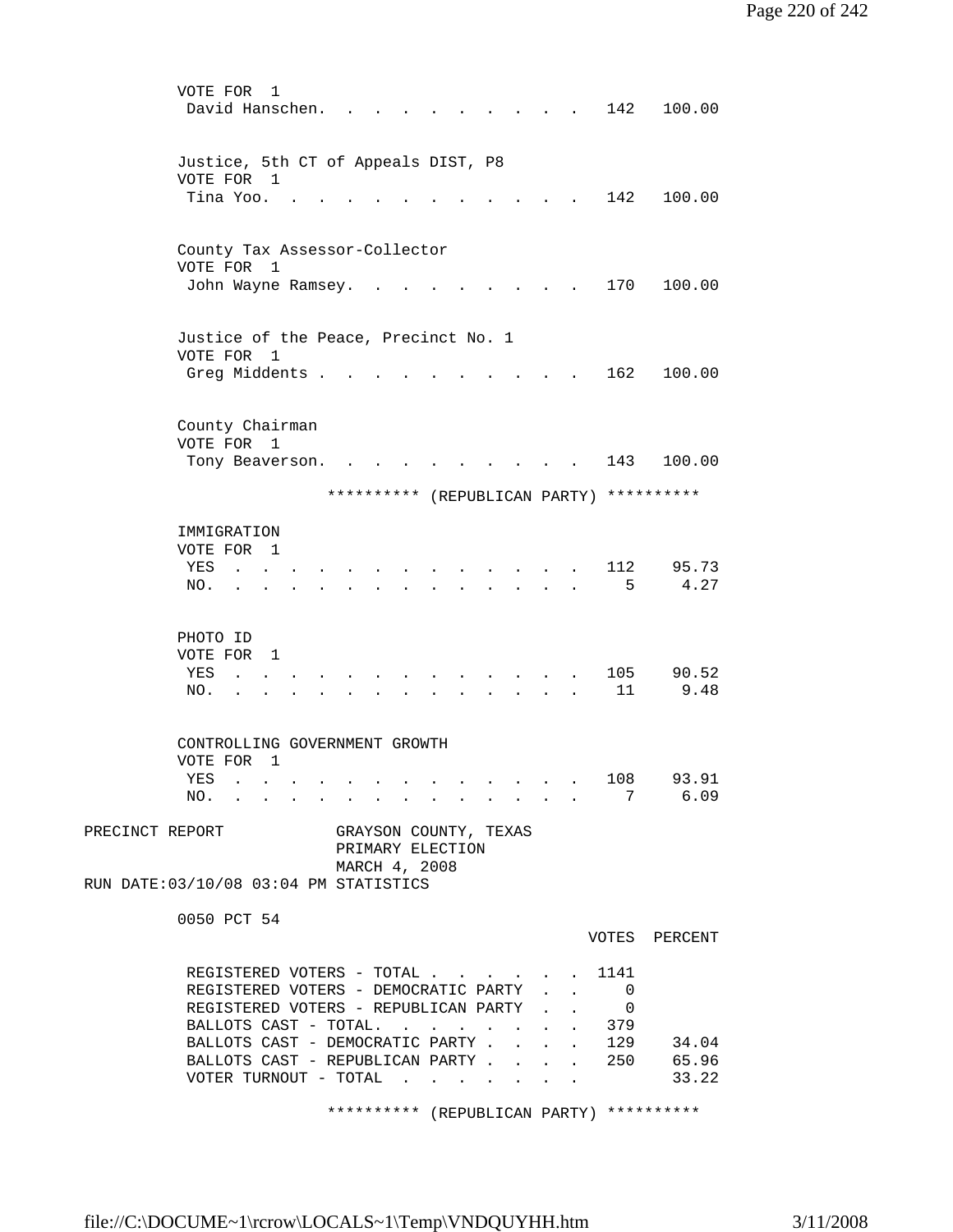VOTE FOR 1

| | Votes | Percent |
|---|---|---|
| David Hanschen | 142 | 100.00 |

Justice, 5th CT of Appeals DIST, P8
VOTE FOR 1

| | Votes | Percent |
|---|---|---|
| Tina Yoo | 142 | 100.00 |

County Tax Assessor-Collector
VOTE FOR 1

| | Votes | Percent |
|---|---|---|
| John Wayne Ramsey | 170 | 100.00 |

Justice of the Peace, Precinct No. 1
VOTE FOR 1

| | Votes | Percent |
|---|---|---|
| Greg Middents | 162 | 100.00 |

County Chairman
VOTE FOR 1

| | Votes | Percent |
|---|---|---|
| Tony Beaverson | 143 | 100.00 |

********** (REPUBLICAN PARTY) **********

IMMIGRATION
VOTE FOR 1

| | Votes | Percent |
|---|---|---|
| YES | 112 | 95.73 |
| NO. | 5 | 4.27 |

PHOTO ID
VOTE FOR 1

| | Votes | Percent |
|---|---|---|
| YES | 105 | 90.52 |
| NO. | 11 | 9.48 |

CONTROLLING GOVERNMENT GROWTH
VOTE FOR 1

| | Votes | Percent |
|---|---|---|
| YES | 108 | 93.91 |
| NO. | 7 | 6.09 |

PRECINCT REPORT GRAYSON COUNTY, TEXAS
PRIMARY ELECTION
MARCH 4, 2008
RUN DATE:03/10/08 03:04 PM STATISTICS

0050 PCT 54

| | VOTES | PERCENT |
|---|---|---|
| REGISTERED VOTERS - TOTAL | 1141 | |
| REGISTERED VOTERS - DEMOCRATIC PARTY | 0 | |
| REGISTERED VOTERS - REPUBLICAN PARTY | 0 | |
| BALLOTS CAST - TOTAL. | 379 | |
| BALLOTS CAST - DEMOCRATIC PARTY | 129 | 34.04 |
| BALLOTS CAST - REPUBLICAN PARTY | 250 | 65.96 |
| VOTER TURNOUT - TOTAL | | 33.22 |

********** (REPUBLICAN PARTY) **********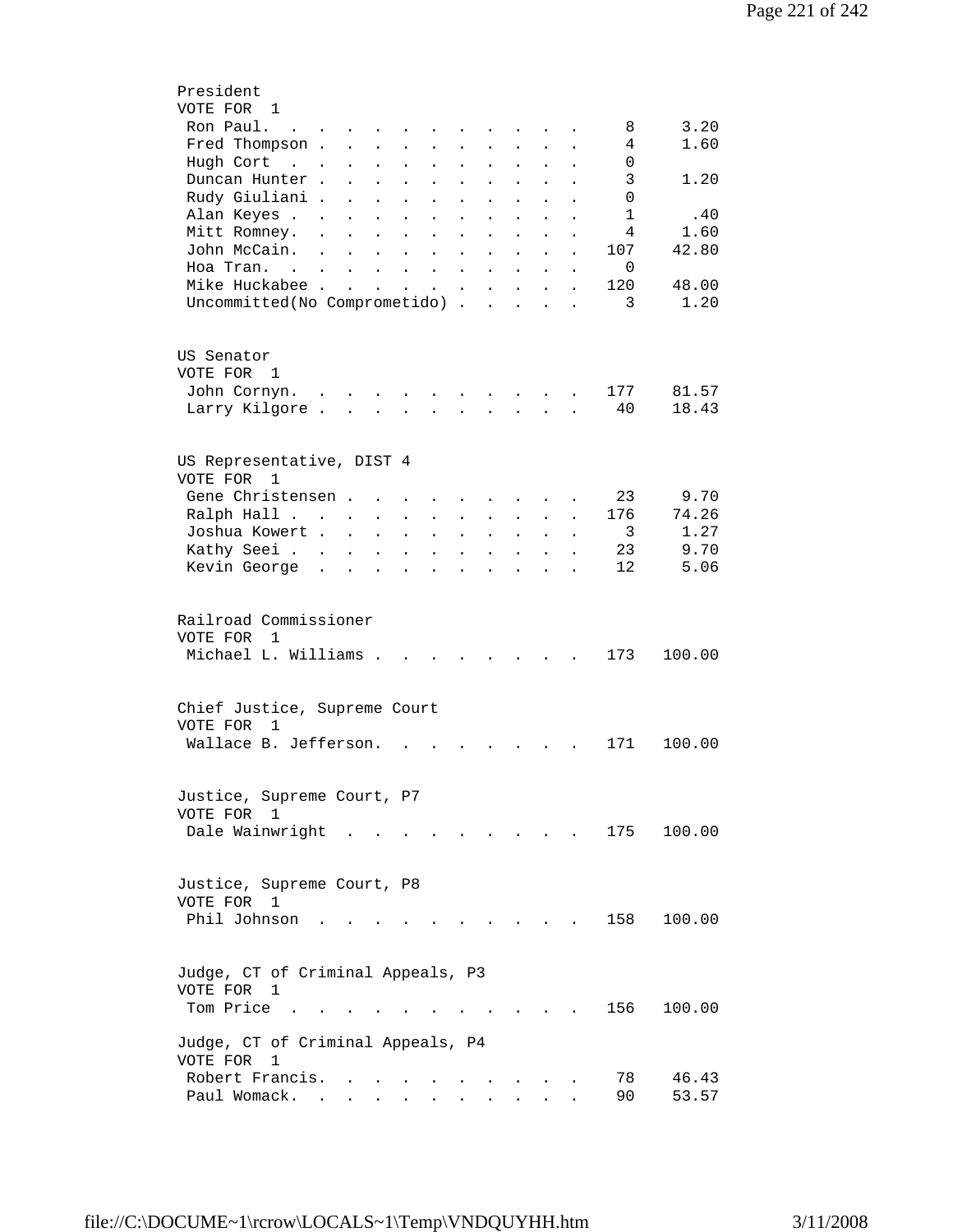## President

VOTE FOR 1

| Candidate | Votes | Percent |
|---|---|---|
| Ron Paul | 8 | 3.20 |
| Fred Thompson | 4 | 1.60 |
| Hugh Cort | 0 | |
| Duncan Hunter | 3 | 1.20 |
| Rudy Giuliani | 0 | |
| Alan Keyes | 1 | .40 |
| Mitt Romney | 4 | 1.60 |
| John McCain | 107 | 42.80 |
| Hoa Tran | 0 | |
| Mike Huckabee | 120 | 48.00 |
| Uncommitted(No Comprometido) | 3 | 1.20 |

## US Senator

VOTE FOR 1

| Candidate | Votes | Percent |
|---|---|---|
| John Cornyn | 177 | 81.57 |
| Larry Kilgore | 40 | 18.43 |

## US Representative, DIST 4

VOTE FOR 1

| Candidate | Votes | Percent |
|---|---|---|
| Gene Christensen | 23 | 9.70 |
| Ralph Hall | 176 | 74.26 |
| Joshua Kowert | 3 | 1.27 |
| Kathy Seei | 23 | 9.70 |
| Kevin George | 12 | 5.06 |

## Railroad Commissioner

VOTE FOR 1

| Candidate | Votes | Percent |
|---|---|---|
| Michael L. Williams | 173 | 100.00 |

## Chief Justice, Supreme Court

VOTE FOR 1

| Candidate | Votes | Percent |
|---|---|---|
| Wallace B. Jefferson | 171 | 100.00 |

## Justice, Supreme Court, P7

VOTE FOR 1

| Candidate | Votes | Percent |
|---|---|---|
| Dale Wainwright | 175 | 100.00 |

## Justice, Supreme Court, P8

VOTE FOR 1

| Candidate | Votes | Percent |
|---|---|---|
| Phil Johnson | 158 | 100.00 |

## Judge, CT of Criminal Appeals, P3

VOTE FOR 1

| Candidate | Votes | Percent |
|---|---|---|
| Tom Price | 156 | 100.00 |

## Judge, CT of Criminal Appeals, P4

VOTE FOR 1

| Candidate | Votes | Percent |
|---|---|---|
| Robert Francis | 78 | 46.43 |
| Paul Womack | 90 | 53.57 |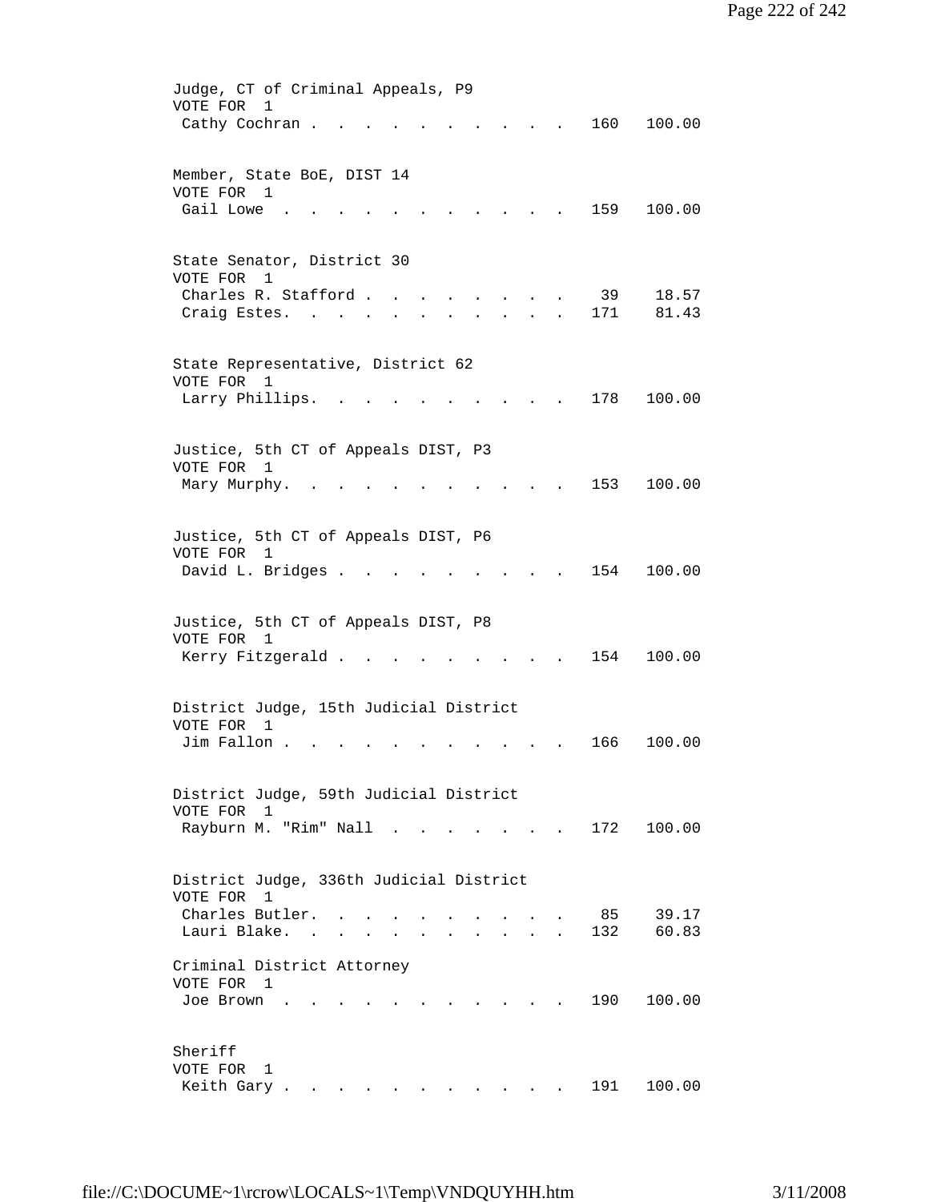Judge, CT of Criminal Appeals, P9
VOTE FOR 1

| Candidate | Votes | Percent |
|---|---|---|
| Cathy Cochran | 160 | 100.00 |

Member, State BoE, DIST 14
VOTE FOR 1

| Candidate | Votes | Percent |
|---|---|---|
| Gail Lowe | 159 | 100.00 |

State Senator, District 30
VOTE FOR 1

| Candidate | Votes | Percent |
|---|---|---|
| Charles R. Stafford | 39 | 18.57 |
| Craig Estes | 171 | 81.43 |

State Representative, District 62
VOTE FOR 1

| Candidate | Votes | Percent |
|---|---|---|
| Larry Phillips | 178 | 100.00 |

Justice, 5th CT of Appeals DIST, P3
VOTE FOR 1

| Candidate | Votes | Percent |
|---|---|---|
| Mary Murphy | 153 | 100.00 |

Justice, 5th CT of Appeals DIST, P6
VOTE FOR 1

| Candidate | Votes | Percent |
|---|---|---|
| David L. Bridges | 154 | 100.00 |

Justice, 5th CT of Appeals DIST, P8
VOTE FOR 1

| Candidate | Votes | Percent |
|---|---|---|
| Kerry Fitzgerald | 154 | 100.00 |

District Judge, 15th Judicial District
VOTE FOR 1

| Candidate | Votes | Percent |
|---|---|---|
| Jim Fallon | 166 | 100.00 |

District Judge, 59th Judicial District
VOTE FOR 1

| Candidate | Votes | Percent |
|---|---|---|
| Rayburn M. "Rim" Nall | 172 | 100.00 |

District Judge, 336th Judicial District
VOTE FOR 1

| Candidate | Votes | Percent |
|---|---|---|
| Charles Butler | 85 | 39.17 |
| Lauri Blake | 132 | 60.83 |

Criminal District Attorney
VOTE FOR 1

| Candidate | Votes | Percent |
|---|---|---|
| Joe Brown | 190 | 100.00 |

Sheriff
VOTE FOR 1

| Candidate | Votes | Percent |
|---|---|---|
| Keith Gary | 191 | 100.00 |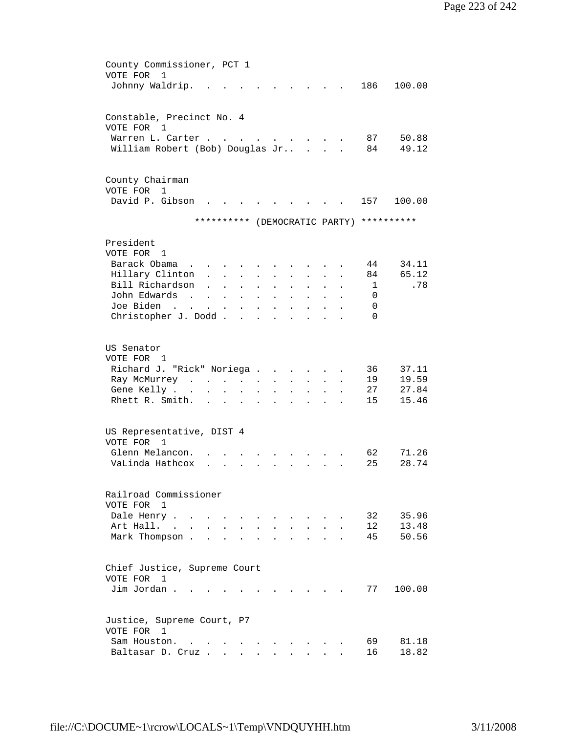County Commissioner, PCT 1
VOTE FOR 1

| Candidate | Votes | Percent |
|---|---|---|
| Johnny Waldrip | 186 | 100.00 |

Constable, Precinct No. 4
VOTE FOR 1

| Candidate | Votes | Percent |
|---|---|---|
| Warren L. Carter | 87 | 50.88 |
| William Robert (Bob) Douglas Jr. | 84 | 49.12 |

County Chairman
VOTE FOR 1

| Candidate | Votes | Percent |
|---|---|---|
| David P. Gibson | 157 | 100.00 |

********** (DEMOCRATIC PARTY) **********

President
VOTE FOR 1

| Candidate | Votes | Percent |
|---|---|---|
| Barack Obama | 44 | 34.11 |
| Hillary Clinton | 84 | 65.12 |
| Bill Richardson | 1 | .78 |
| John Edwards | 0 | |
| Joe Biden | 0 | |
| Christopher J. Dodd | 0 | |

US Senator
VOTE FOR 1

| Candidate | Votes | Percent |
|---|---|---|
| Richard J. "Rick" Noriega | 36 | 37.11 |
| Ray McMurrey | 19 | 19.59 |
| Gene Kelly | 27 | 27.84 |
| Rhett R. Smith | 15 | 15.46 |

US Representative, DIST 4
VOTE FOR 1

| Candidate | Votes | Percent |
|---|---|---|
| Glenn Melancon | 62 | 71.26 |
| VaLinda Hathcox | 25 | 28.74 |

Railroad Commissioner
VOTE FOR 1

| Candidate | Votes | Percent |
|---|---|---|
| Dale Henry | 32 | 35.96 |
| Art Hall | 12 | 13.48 |
| Mark Thompson | 45 | 50.56 |

Chief Justice, Supreme Court
VOTE FOR 1

| Candidate | Votes | Percent |
|---|---|---|
| Jim Jordan | 77 | 100.00 |

Justice, Supreme Court, P7
VOTE FOR 1

| Candidate | Votes | Percent |
|---|---|---|
| Sam Houston | 69 | 81.18 |
| Baltasar D. Cruz | 16 | 18.82 |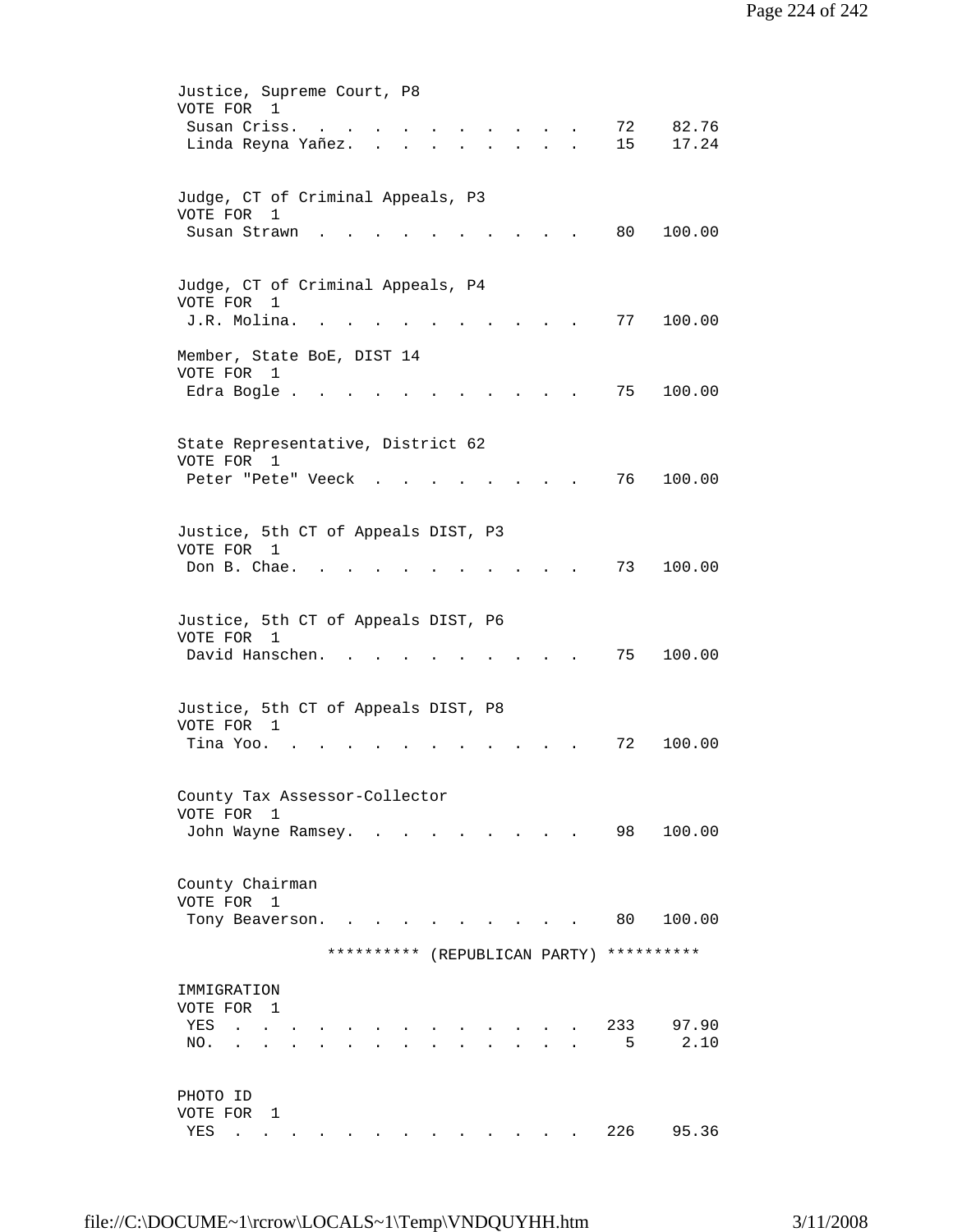```
Justice, Supreme Court, P8
VOTE FOR  1
 Susan Criss.  .  .  .  .  .  .  .  .  .  .  .   72    82.76
 Linda Reyna Yañez.  .  .  .  .  .  .  .  .  .   15    17.24


Judge, CT of Criminal Appeals, P3
VOTE FOR  1
 Susan Strawn  .  .  .  .  .  .  .  .  .  .  .   80   100.00


Judge, CT of Criminal Appeals, P4
VOTE FOR  1
 J.R. Molina.  .  .  .  .  .  .  .  .  .  .  .   77   100.00

Member, State BoE, DIST 14
VOTE FOR  1
 Edra Bogle .  .  .  .  .  .  .  .  .  .  .  .   75   100.00


State Representative, District 62
VOTE FOR  1
 Peter "Pete" Veeck  .  .  .  .  .  .  .  .  .   76   100.00


Justice, 5th CT of Appeals DIST, P3
VOTE FOR  1
 Don B. Chae.  .  .  .  .  .  .  .  .  .  .  .   73   100.00


Justice, 5th CT of Appeals DIST, P6
VOTE FOR  1
 David Hanschen.  .  .  .  .  .  .  .  .  .  .   75   100.00


Justice, 5th CT of Appeals DIST, P8
VOTE FOR  1
 Tina Yoo.  .  .  .  .  .  .  .  .  .  .  .  .   72   100.00


County Tax Assessor-Collector
VOTE FOR  1
 John Wayne Ramsey.  .  .  .  .  .  .  .  .  .   98   100.00


County Chairman
VOTE FOR  1
 Tony Beaverson.  .  .  .  .  .  .  .  .  .  .   80   100.00

                ********** (REPUBLICAN PARTY) **********

IMMIGRATION
VOTE FOR  1
 YES  .  .  .  .  .  .  .  .  .  .  .  .  .  .  233    97.90
 NO.  .  .  .  .  .  .  .  .  .  .  .  .  .  .    5     2.10


PHOTO ID
VOTE FOR  1
 YES  .  .  .  .  .  .  .  .  .  .  .  .  .  .  226    95.36
```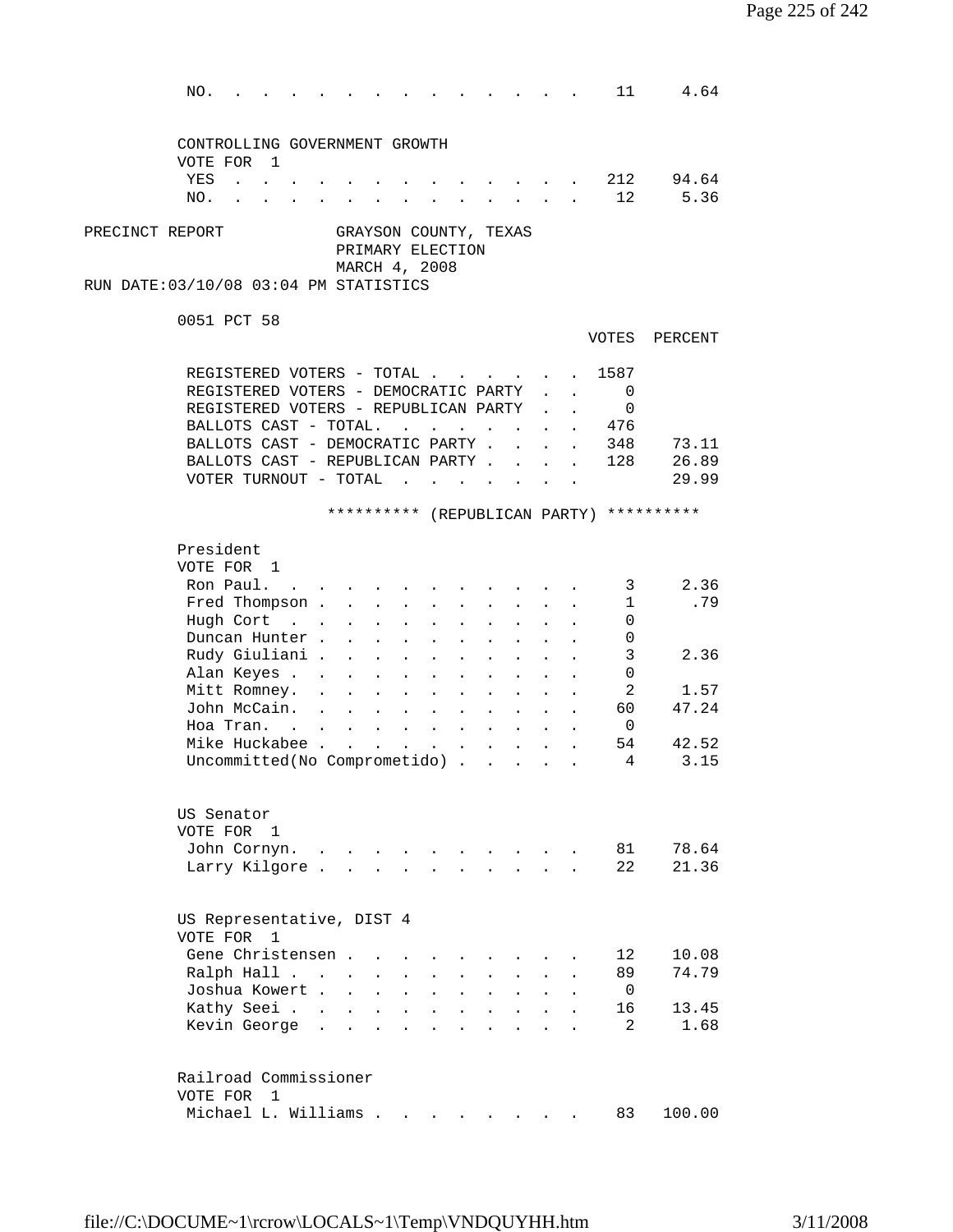| | | |
|---|---|---|
| NO. | 11 | 4.64 |

CONTROLLING GOVERNMENT GROWTH
VOTE FOR 1

| | | |
|---|---|---|
| YES | 212 | 94.64 |
| NO. | 12 | 5.36 |

PRECINCT REPORT GRAYSON COUNTY, TEXAS
PRIMARY ELECTION
MARCH 4, 2008
RUN DATE:03/10/08 03:04 PM STATISTICS

0051 PCT 58

| | VOTES | PERCENT |
|---|---|---|
| REGISTERED VOTERS - TOTAL | 1587 | |
| REGISTERED VOTERS - DEMOCRATIC PARTY | 0 | |
| REGISTERED VOTERS - REPUBLICAN PARTY | 0 | |
| BALLOTS CAST - TOTAL. | 476 | |
| BALLOTS CAST - DEMOCRATIC PARTY | 348 | 73.11 |
| BALLOTS CAST - REPUBLICAN PARTY | 128 | 26.89 |
| VOTER TURNOUT - TOTAL | | 29.99 |

********** (REPUBLICAN PARTY) **********

President
VOTE FOR 1

| | | |
|---|---|---|
| Ron Paul. | 3 | 2.36 |
| Fred Thompson | 1 | .79 |
| Hugh Cort | 0 | |
| Duncan Hunter | 0 | |
| Rudy Giuliani | 3 | 2.36 |
| Alan Keyes | 0 | |
| Mitt Romney. | 2 | 1.57 |
| John McCain. | 60 | 47.24 |
| Hoa Tran. | 0 | |
| Mike Huckabee | 54 | 42.52 |
| Uncommitted(No Comprometido) | 4 | 3.15 |

US Senator
VOTE FOR 1

| | | |
|---|---|---|
| John Cornyn. | 81 | 78.64 |
| Larry Kilgore | 22 | 21.36 |

US Representative, DIST 4
VOTE FOR 1

| | | |
|---|---|---|
| Gene Christensen | 12 | 10.08 |
| Ralph Hall | 89 | 74.79 |
| Joshua Kowert | 0 | |
| Kathy Seei | 16 | 13.45 |
| Kevin George | 2 | 1.68 |

Railroad Commissioner
VOTE FOR 1

| | | |
|---|---|---|
| Michael L. Williams | 83 | 100.00 |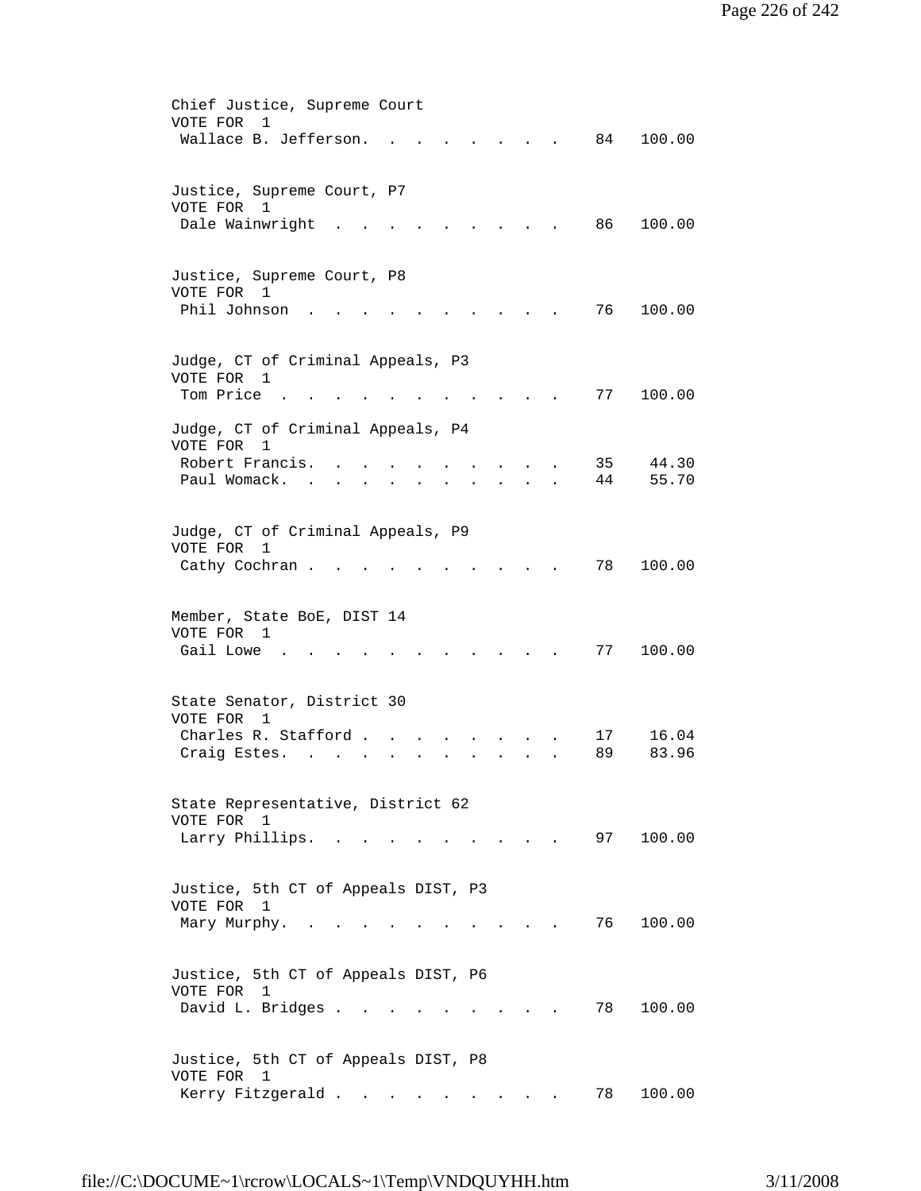Chief Justice, Supreme Court
VOTE FOR 1

| Candidate | Votes | Percent |
|---|---|---|
| Wallace B. Jefferson | 84 | 100.00 |

Justice, Supreme Court, P7
VOTE FOR 1

| Candidate | Votes | Percent |
|---|---|---|
| Dale Wainwright | 86 | 100.00 |

Justice, Supreme Court, P8
VOTE FOR 1

| Candidate | Votes | Percent |
|---|---|---|
| Phil Johnson | 76 | 100.00 |

Judge, CT of Criminal Appeals, P3
VOTE FOR 1

| Candidate | Votes | Percent |
|---|---|---|
| Tom Price | 77 | 100.00 |

Judge, CT of Criminal Appeals, P4
VOTE FOR 1

| Candidate | Votes | Percent |
|---|---|---|
| Robert Francis | 35 | 44.30 |
| Paul Womack | 44 | 55.70 |

Judge, CT of Criminal Appeals, P9
VOTE FOR 1

| Candidate | Votes | Percent |
|---|---|---|
| Cathy Cochran | 78 | 100.00 |

Member, State BoE, DIST 14
VOTE FOR 1

| Candidate | Votes | Percent |
|---|---|---|
| Gail Lowe | 77 | 100.00 |

State Senator, District 30
VOTE FOR 1

| Candidate | Votes | Percent |
|---|---|---|
| Charles R. Stafford | 17 | 16.04 |
| Craig Estes | 89 | 83.96 |

State Representative, District 62
VOTE FOR 1

| Candidate | Votes | Percent |
|---|---|---|
| Larry Phillips | 97 | 100.00 |

Justice, 5th CT of Appeals DIST, P3
VOTE FOR 1

| Candidate | Votes | Percent |
|---|---|---|
| Mary Murphy | 76 | 100.00 |

Justice, 5th CT of Appeals DIST, P6
VOTE FOR 1

| Candidate | Votes | Percent |
|---|---|---|
| David L. Bridges | 78 | 100.00 |

Justice, 5th CT of Appeals DIST, P8
VOTE FOR 1

| Candidate | Votes | Percent |
|---|---|---|
| Kerry Fitzgerald | 78 | 100.00 |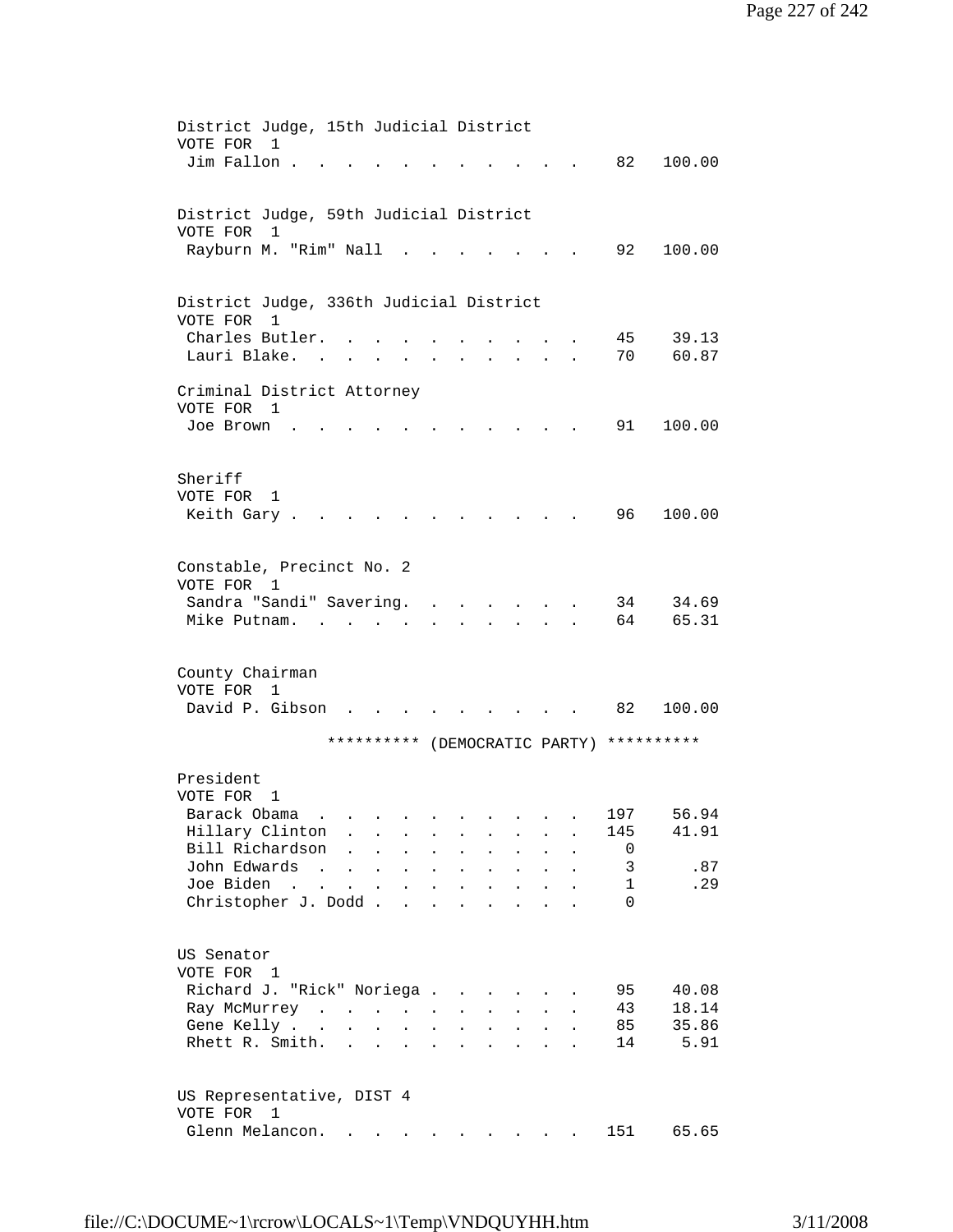District Judge, 15th Judicial District
VOTE FOR 1

| Candidate | Votes | Percent |
|---|---|---|
| Jim Fallon | 82 | 100.00 |

District Judge, 59th Judicial District
VOTE FOR 1

| Candidate | Votes | Percent |
|---|---|---|
| Rayburn M. "Rim" Nall | 92 | 100.00 |

District Judge, 336th Judicial District
VOTE FOR 1

| Candidate | Votes | Percent |
|---|---|---|
| Charles Butler | 45 | 39.13 |
| Lauri Blake | 70 | 60.87 |

Criminal District Attorney
VOTE FOR 1

| Candidate | Votes | Percent |
|---|---|---|
| Joe Brown | 91 | 100.00 |

Sheriff
VOTE FOR 1

| Candidate | Votes | Percent |
|---|---|---|
| Keith Gary | 96 | 100.00 |

Constable, Precinct No. 2
VOTE FOR 1

| Candidate | Votes | Percent |
|---|---|---|
| Sandra "Sandi" Savering | 34 | 34.69 |
| Mike Putnam | 64 | 65.31 |

County Chairman
VOTE FOR 1

| Candidate | Votes | Percent |
|---|---|---|
| David P. Gibson | 82 | 100.00 |

********** (DEMOCRATIC PARTY) **********

President
VOTE FOR 1

| Candidate | Votes | Percent |
|---|---|---|
| Barack Obama | 197 | 56.94 |
| Hillary Clinton | 145 | 41.91 |
| Bill Richardson | 0 | |
| John Edwards | 3 | .87 |
| Joe Biden | 1 | .29 |
| Christopher J. Dodd | 0 | |

US Senator
VOTE FOR 1

| Candidate | Votes | Percent |
|---|---|---|
| Richard J. "Rick" Noriega | 95 | 40.08 |
| Ray McMurrey | 43 | 18.14 |
| Gene Kelly | 85 | 35.86 |
| Rhett R. Smith | 14 | 5.91 |

US Representative, DIST 4
VOTE FOR 1

| Candidate | Votes | Percent |
|---|---|---|
| Glenn Melancon | 151 | 65.65 |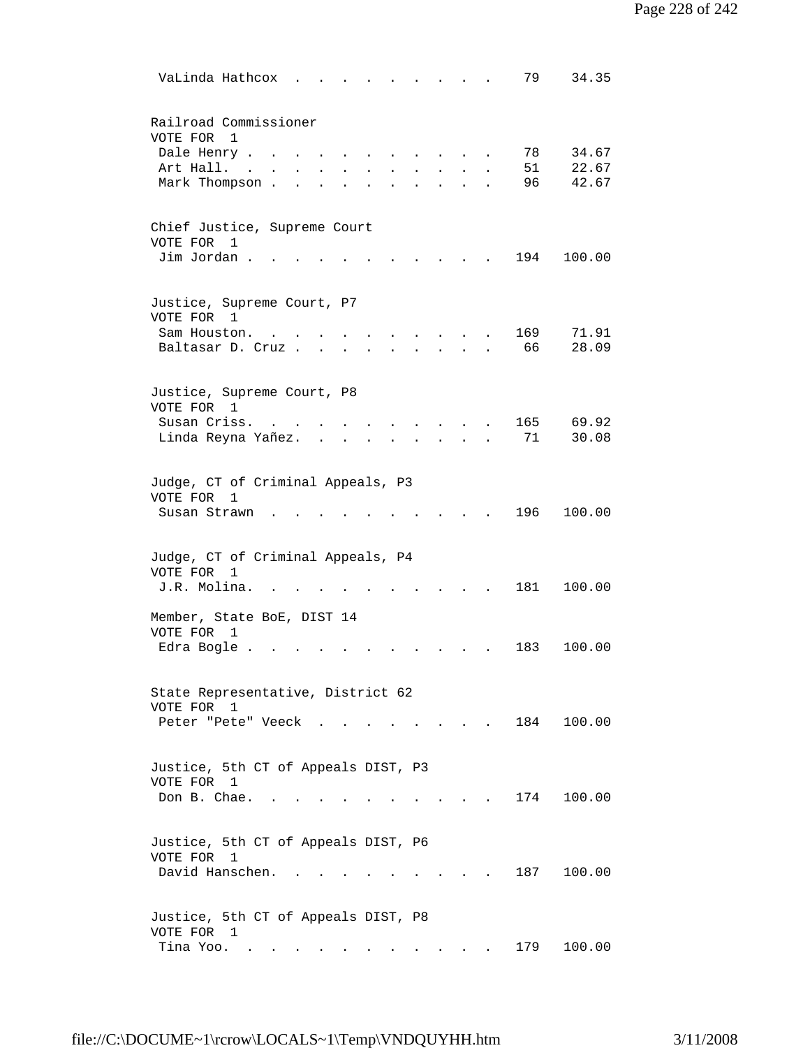| VaLinda Hathcox | 79 | 34.35 |
|---|---|---|

Railroad Commissioner
VOTE FOR 1

| Candidate | Votes | Percent |
|---|---|---|
| Dale Henry | 78 | 34.67 |
| Art Hall. | 51 | 22.67 |
| Mark Thompson | 96 | 42.67 |

Chief Justice, Supreme Court
VOTE FOR 1

| Candidate | Votes | Percent |
|---|---|---|
| Jim Jordan | 194 | 100.00 |

Justice, Supreme Court, P7
VOTE FOR 1

| Candidate | Votes | Percent |
|---|---|---|
| Sam Houston. | 169 | 71.91 |
| Baltasar D. Cruz | 66 | 28.09 |

Justice, Supreme Court, P8
VOTE FOR 1

| Candidate | Votes | Percent |
|---|---|---|
| Susan Criss. | 165 | 69.92 |
| Linda Reyna Yañez. | 71 | 30.08 |

Judge, CT of Criminal Appeals, P3
VOTE FOR 1

| Candidate | Votes | Percent |
|---|---|---|
| Susan Strawn | 196 | 100.00 |

Judge, CT of Criminal Appeals, P4
VOTE FOR 1

| Candidate | Votes | Percent |
|---|---|---|
| J.R. Molina. | 181 | 100.00 |

Member, State BoE, DIST 14
VOTE FOR 1

| Candidate | Votes | Percent |
|---|---|---|
| Edra Bogle | 183 | 100.00 |

State Representative, District 62
VOTE FOR 1

| Candidate | Votes | Percent |
|---|---|---|
| Peter "Pete" Veeck | 184 | 100.00 |

Justice, 5th CT of Appeals DIST, P3
VOTE FOR 1

| Candidate | Votes | Percent |
|---|---|---|
| Don B. Chae. | 174 | 100.00 |

Justice, 5th CT of Appeals DIST, P6
VOTE FOR 1

| Candidate | Votes | Percent |
|---|---|---|
| David Hanschen. | 187 | 100.00 |

Justice, 5th CT of Appeals DIST, P8
VOTE FOR 1

| Candidate | Votes | Percent |
|---|---|---|
| Tina Yoo. | 179 | 100.00 |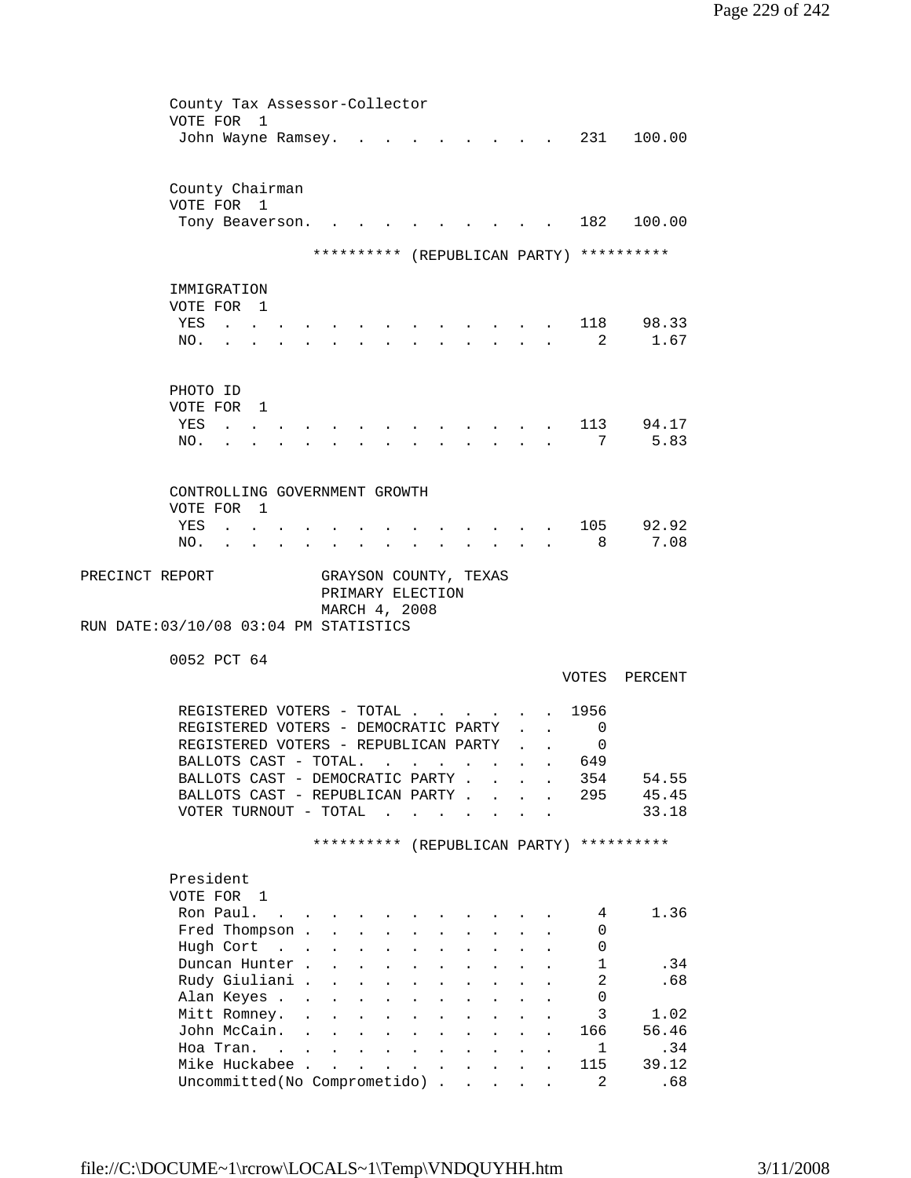County Tax Assessor-Collector
VOTE FOR 1

| Candidate | Votes | Percent |
|---|---|---|
| John Wayne Ramsey | 231 | 100.00 |

County Chairman
VOTE FOR 1

| Candidate | Votes | Percent |
|---|---|---|
| Tony Beaverson | 182 | 100.00 |

********** (REPUBLICAN PARTY) **********

IMMIGRATION
VOTE FOR 1

| Choice | Votes | Percent |
|---|---|---|
| YES | 118 | 98.33 |
| NO | 2 | 1.67 |

PHOTO ID
VOTE FOR 1

| Choice | Votes | Percent |
|---|---|---|
| YES | 113 | 94.17 |
| NO | 7 | 5.83 |

CONTROLLING GOVERNMENT GROWTH
VOTE FOR 1

| Choice | Votes | Percent |
|---|---|---|
| YES | 105 | 92.92 |
| NO | 8 | 7.08 |

PRECINCT REPORT — GRAYSON COUNTY, TEXAS
PRIMARY ELECTION
MARCH 4, 2008
RUN DATE:03/10/08 03:04 PM STATISTICS

0052 PCT 64

| | VOTES | PERCENT |
|---|---|---|
| REGISTERED VOTERS - TOTAL | 1956 | |
| REGISTERED VOTERS - DEMOCRATIC PARTY | 0 | |
| REGISTERED VOTERS - REPUBLICAN PARTY | 0 | |
| BALLOTS CAST - TOTAL. | 649 | |
| BALLOTS CAST - DEMOCRATIC PARTY | 354 | 54.55 |
| BALLOTS CAST - REPUBLICAN PARTY | 295 | 45.45 |
| VOTER TURNOUT - TOTAL | | 33.18 |

********** (REPUBLICAN PARTY) **********

President
VOTE FOR 1

| Candidate | Votes | Percent |
|---|---|---|
| Ron Paul | 4 | 1.36 |
| Fred Thompson | 0 | |
| Hugh Cort | 0 | |
| Duncan Hunter | 1 | .34 |
| Rudy Giuliani | 2 | .68 |
| Alan Keyes | 0 | |
| Mitt Romney | 3 | 1.02 |
| John McCain | 166 | 56.46 |
| Hoa Tran | 1 | .34 |
| Mike Huckabee | 115 | 39.12 |
| Uncommitted(No Comprometido) | 2 | .68 |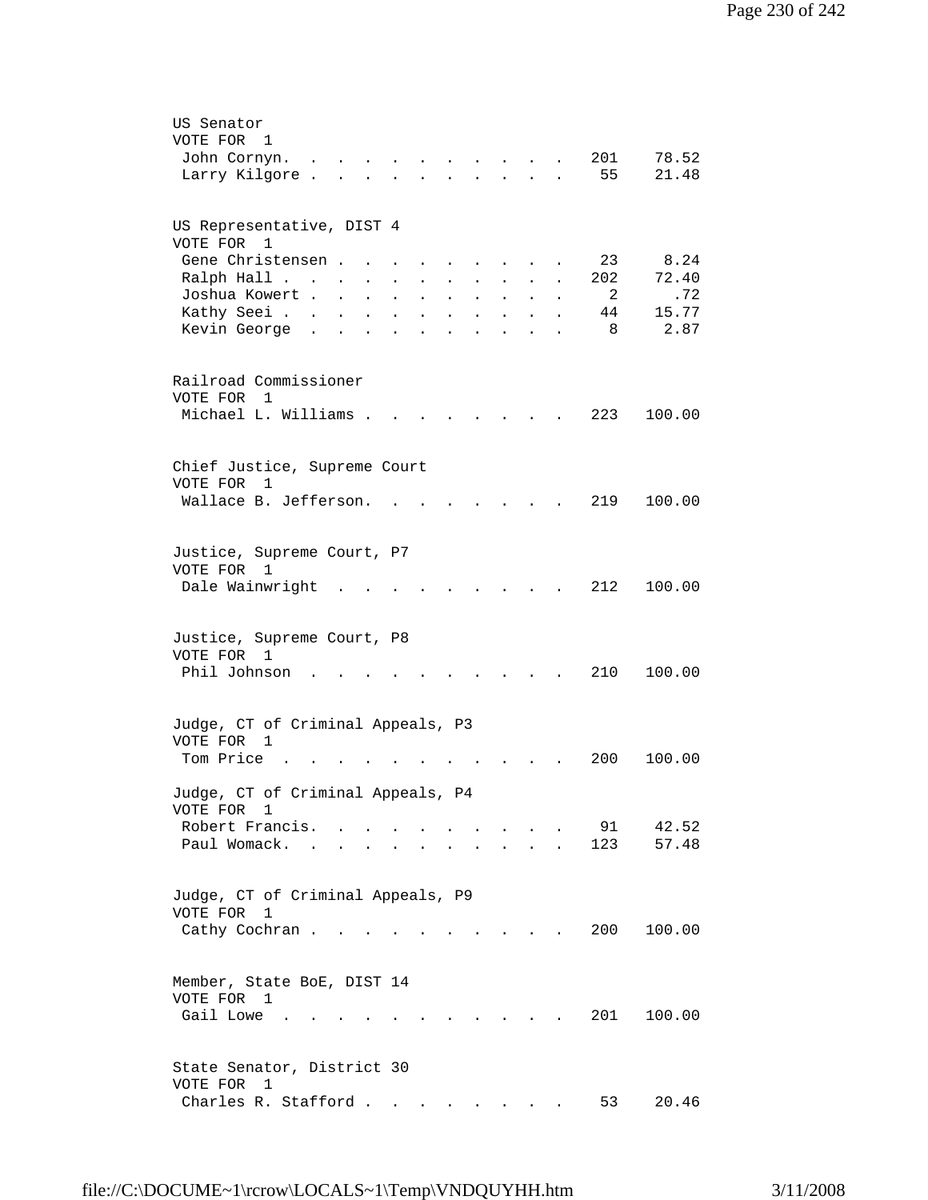US Senator
VOTE FOR 1

| Candidate | Votes | Percent |
|---|---|---|
| John Cornyn. | 201 | 78.52 |
| Larry Kilgore | 55 | 21.48 |

US Representative, DIST 4
VOTE FOR 1

| Candidate | Votes | Percent |
|---|---|---|
| Gene Christensen | 23 | 8.24 |
| Ralph Hall | 202 | 72.40 |
| Joshua Kowert | 2 | .72 |
| Kathy Seei | 44 | 15.77 |
| Kevin George | 8 | 2.87 |

Railroad Commissioner
VOTE FOR 1

| Candidate | Votes | Percent |
|---|---|---|
| Michael L. Williams | 223 | 100.00 |

Chief Justice, Supreme Court
VOTE FOR 1

| Candidate | Votes | Percent |
|---|---|---|
| Wallace B. Jefferson. | 219 | 100.00 |

Justice, Supreme Court, P7
VOTE FOR 1

| Candidate | Votes | Percent |
|---|---|---|
| Dale Wainwright | 212 | 100.00 |

Justice, Supreme Court, P8
VOTE FOR 1

| Candidate | Votes | Percent |
|---|---|---|
| Phil Johnson | 210 | 100.00 |

Judge, CT of Criminal Appeals, P3
VOTE FOR 1

| Candidate | Votes | Percent |
|---|---|---|
| Tom Price | 200 | 100.00 |

Judge, CT of Criminal Appeals, P4
VOTE FOR 1

| Candidate | Votes | Percent |
|---|---|---|
| Robert Francis. | 91 | 42.52 |
| Paul Womack. | 123 | 57.48 |

Judge, CT of Criminal Appeals, P9
VOTE FOR 1

| Candidate | Votes | Percent |
|---|---|---|
| Cathy Cochran | 200 | 100.00 |

Member, State BoE, DIST 14
VOTE FOR 1

| Candidate | Votes | Percent |
|---|---|---|
| Gail Lowe | 201 | 100.00 |

State Senator, District 30
VOTE FOR 1

| Candidate | Votes | Percent |
|---|---|---|
| Charles R. Stafford | 53 | 20.46 |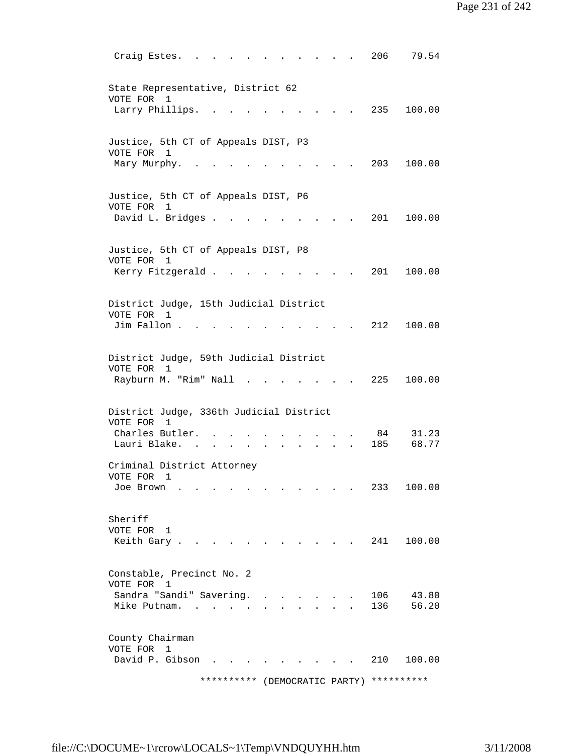Craig Estes. . . . . . . . . . . . 206 79.54

State Representative, District 62
VOTE FOR 1

Larry Phillips. . . . . . . . . . . 235 100.00

Justice, 5th CT of Appeals DIST, P3
VOTE FOR 1

Mary Murphy. . . . . . . . . . . . 203 100.00

Justice, 5th CT of Appeals DIST, P6
VOTE FOR 1

David L. Bridges . . . . . . . . . . 201 100.00

Justice, 5th CT of Appeals DIST, P8
VOTE FOR 1

Kerry Fitzgerald . . . . . . . . . . 201 100.00

District Judge, 15th Judicial District
VOTE FOR 1

Jim Fallon . . . . . . . . . . . . 212 100.00

District Judge, 59th Judicial District
VOTE FOR 1

Rayburn M. "Rim" Nall . . . . . . . . 225 100.00

District Judge, 336th Judicial District
VOTE FOR 1

Charles Butler. . . . . . . . . . . 84 31.23
Lauri Blake. . . . . . . . . . . . 185 68.77

Criminal District Attorney
VOTE FOR 1

Joe Brown . . . . . . . . . . . . 233 100.00

Sheriff
VOTE FOR 1

Keith Gary . . . . . . . . . . . . 241 100.00

Constable, Precinct No. 2
VOTE FOR 1

Sandra "Sandi" Savering. . . . . . . . 106 43.80
Mike Putnam. . . . . . . . . . . . 136 56.20

County Chairman
VOTE FOR 1

David P. Gibson . . . . . . . . . . 210 100.00

********** (DEMOCRATIC PARTY) **********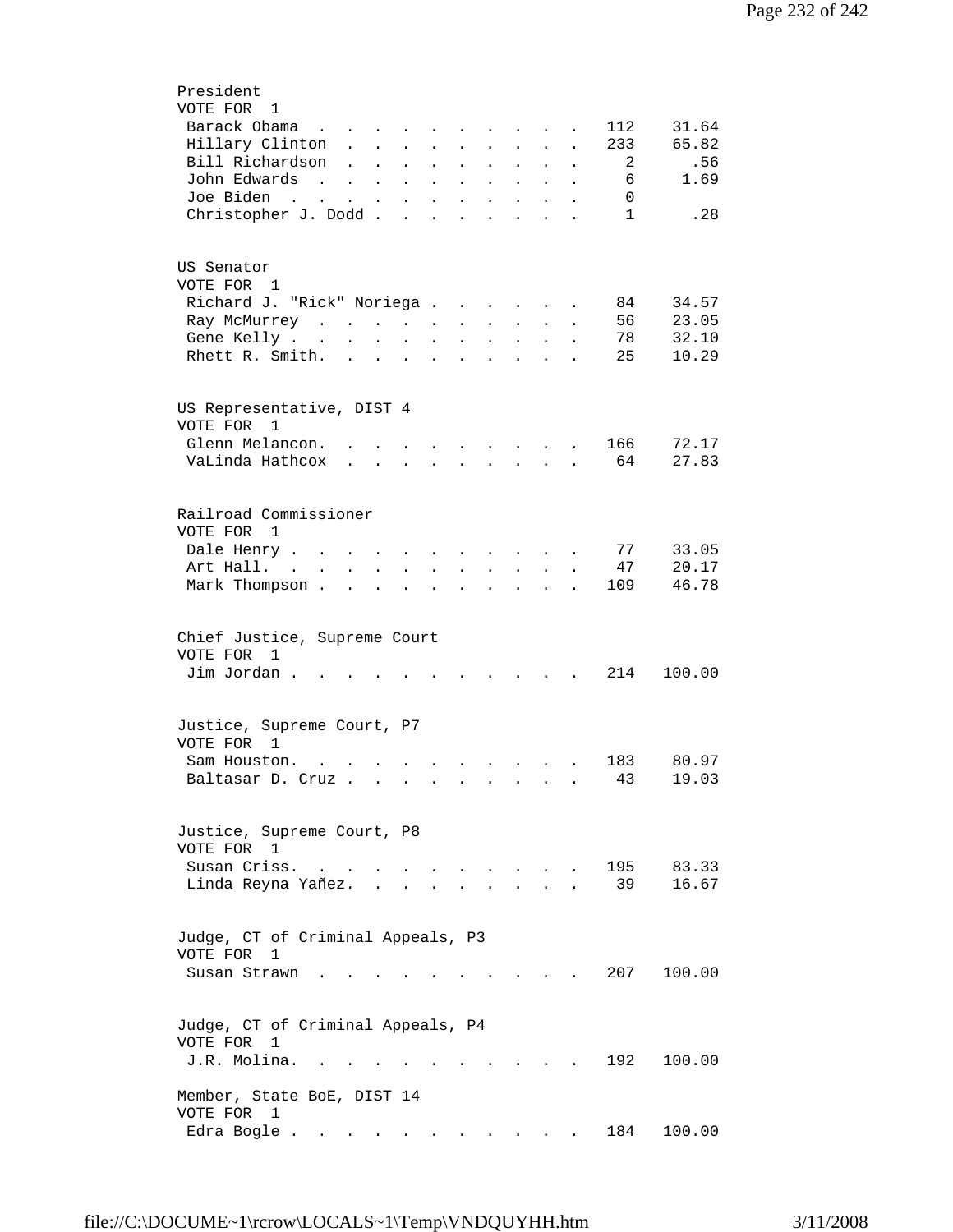President
VOTE FOR 1

| Candidate | Votes | Percent |
|---|---|---|
| Barack Obama | 112 | 31.64 |
| Hillary Clinton | 233 | 65.82 |
| Bill Richardson | 2 | .56 |
| John Edwards | 6 | 1.69 |
| Joe Biden | 0 | |
| Christopher J. Dodd | 1 | .28 |

US Senator
VOTE FOR 1

| Candidate | Votes | Percent |
|---|---|---|
| Richard J. "Rick" Noriega | 84 | 34.57 |
| Ray McMurrey | 56 | 23.05 |
| Gene Kelly | 78 | 32.10 |
| Rhett R. Smith. | 25 | 10.29 |

US Representative, DIST 4
VOTE FOR 1

| Candidate | Votes | Percent |
|---|---|---|
| Glenn Melancon. | 166 | 72.17 |
| VaLinda Hathcox | 64 | 27.83 |

Railroad Commissioner
VOTE FOR 1

| Candidate | Votes | Percent |
|---|---|---|
| Dale Henry | 77 | 33.05 |
| Art Hall. | 47 | 20.17 |
| Mark Thompson | 109 | 46.78 |

Chief Justice, Supreme Court
VOTE FOR 1

| Candidate | Votes | Percent |
|---|---|---|
| Jim Jordan | 214 | 100.00 |

Justice, Supreme Court, P7
VOTE FOR 1

| Candidate | Votes | Percent |
|---|---|---|
| Sam Houston. | 183 | 80.97 |
| Baltasar D. Cruz | 43 | 19.03 |

Justice, Supreme Court, P8
VOTE FOR 1

| Candidate | Votes | Percent |
|---|---|---|
| Susan Criss. | 195 | 83.33 |
| Linda Reyna Yañez. | 39 | 16.67 |

Judge, CT of Criminal Appeals, P3
VOTE FOR 1

| Candidate | Votes | Percent |
|---|---|---|
| Susan Strawn | 207 | 100.00 |

Judge, CT of Criminal Appeals, P4
VOTE FOR 1

| Candidate | Votes | Percent |
|---|---|---|
| J.R. Molina. | 192 | 100.00 |

Member, State BoE, DIST 14
VOTE FOR 1

| Candidate | Votes | Percent |
|---|---|---|
| Edra Bogle | 184 | 100.00 |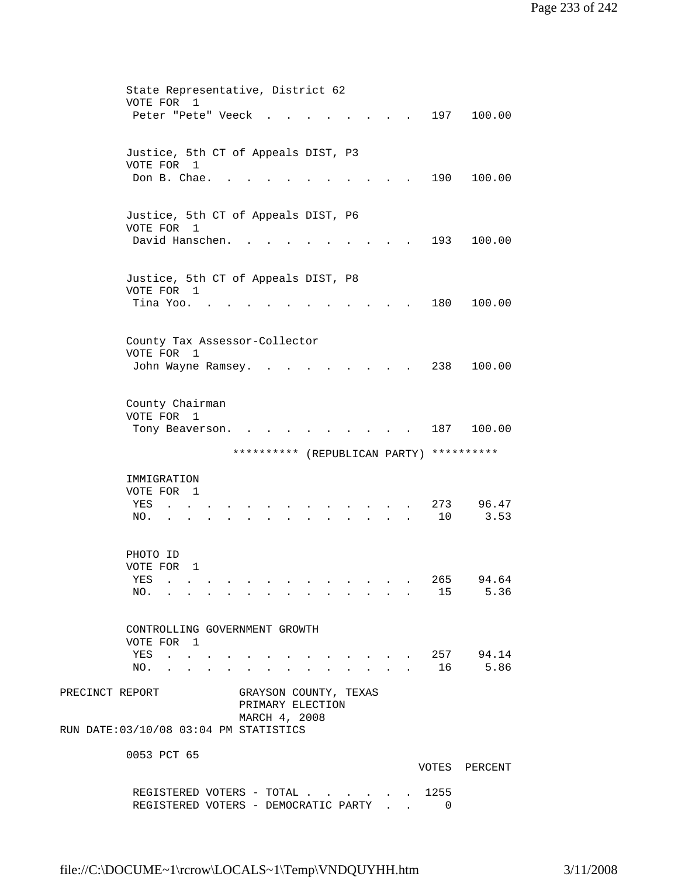State Representative, District 62
VOTE FOR 1

| | | |
|---|---|---|
| Peter "Pete" Veeck | 197 | 100.00 |

Justice, 5th CT of Appeals DIST, P3
VOTE FOR 1

| | | |
|---|---|---|
| Don B. Chae. | 190 | 100.00 |

Justice, 5th CT of Appeals DIST, P6
VOTE FOR 1

| | | |
|---|---|---|
| David Hanschen. | 193 | 100.00 |

Justice, 5th CT of Appeals DIST, P8
VOTE FOR 1

| | | |
|---|---|---|
| Tina Yoo. | 180 | 100.00 |

County Tax Assessor-Collector
VOTE FOR 1

| | | |
|---|---|---|
| John Wayne Ramsey. | 238 | 100.00 |

County Chairman
VOTE FOR 1

| | | |
|---|---|---|
| Tony Beaverson. | 187 | 100.00 |

********** (REPUBLICAN PARTY) **********

IMMIGRATION
VOTE FOR 1

| | | |
|---|---|---|
| YES | 273 | 96.47 |
| NO. | 10 | 3.53 |

PHOTO ID
VOTE FOR 1

| | | |
|---|---|---|
| YES | 265 | 94.64 |
| NO. | 15 | 5.36 |

CONTROLLING GOVERNMENT GROWTH
VOTE FOR 1

| | | |
|---|---|---|
| YES | 257 | 94.14 |
| NO. | 16 | 5.86 |

PRECINCT REPORT GRAYSON COUNTY, TEXAS
PRIMARY ELECTION
MARCH 4, 2008
RUN DATE:03/10/08 03:04 PM STATISTICS

0053 PCT 65

| | VOTES | PERCENT |
|---|---|---|
| REGISTERED VOTERS - TOTAL | 1255 | |
| REGISTERED VOTERS - DEMOCRATIC PARTY | 0 | |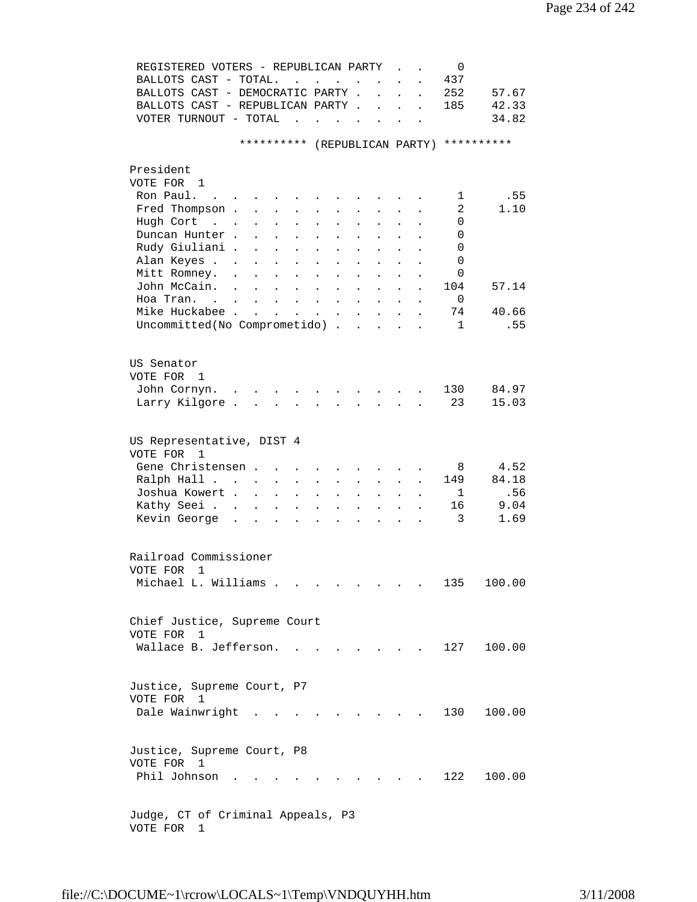| | | |
|---|---|---|
| REGISTERED VOTERS - REPUBLICAN PARTY | 0 | |
| BALLOTS CAST - TOTAL. | 437 | |
| BALLOTS CAST - DEMOCRATIC PARTY | 252 | 57.67 |
| BALLOTS CAST - REPUBLICAN PARTY | 185 | 42.33 |
| VOTER TURNOUT - TOTAL | | 34.82 |

********** (REPUBLICAN PARTY) **********

President
VOTE FOR 1

| | | |
|---|---|---|
| Ron Paul. | 1 | .55 |
| Fred Thompson | 2 | 1.10 |
| Hugh Cort | 0 | |
| Duncan Hunter | 0 | |
| Rudy Giuliani | 0 | |
| Alan Keyes | 0 | |
| Mitt Romney. | 0 | |
| John McCain. | 104 | 57.14 |
| Hoa Tran. | 0 | |
| Mike Huckabee | 74 | 40.66 |
| Uncommitted(No Comprometido) | 1 | .55 |

US Senator
VOTE FOR 1

| | | |
|---|---|---|
| John Cornyn. | 130 | 84.97 |
| Larry Kilgore | 23 | 15.03 |

US Representative, DIST 4
VOTE FOR 1

| | | |
|---|---|---|
| Gene Christensen | 8 | 4.52 |
| Ralph Hall | 149 | 84.18 |
| Joshua Kowert | 1 | .56 |
| Kathy Seei | 16 | 9.04 |
| Kevin George | 3 | 1.69 |

Railroad Commissioner
VOTE FOR 1

| | | |
|---|---|---|
| Michael L. Williams | 135 | 100.00 |

Chief Justice, Supreme Court
VOTE FOR 1

| | | |
|---|---|---|
| Wallace B. Jefferson. | 127 | 100.00 |

Justice, Supreme Court, P7
VOTE FOR 1

| | | |
|---|---|---|
| Dale Wainwright | 130 | 100.00 |

Justice, Supreme Court, P8
VOTE FOR 1

| | | |
|---|---|---|
| Phil Johnson | 122 | 100.00 |

Judge, CT of Criminal Appeals, P3
VOTE FOR 1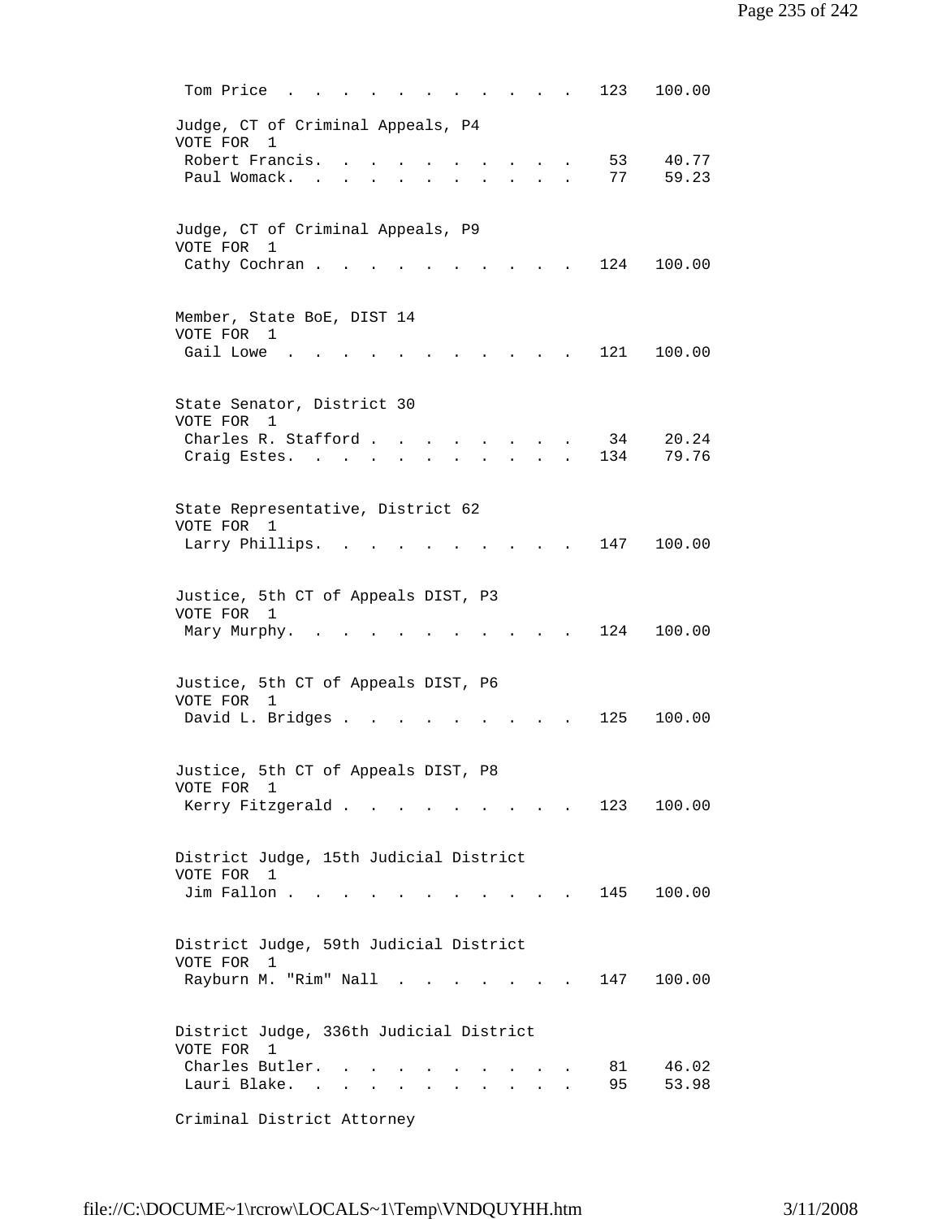| | | |
|---|---|---|
| Tom Price | 123 | 100.00 |

Judge, CT of Criminal Appeals, P4
VOTE FOR 1

| | | |
|---|---|---|
| Robert Francis. | 53 | 40.77 |
| Paul Womack. | 77 | 59.23 |

Judge, CT of Criminal Appeals, P9
VOTE FOR 1

| | | |
|---|---|---|
| Cathy Cochran | 124 | 100.00 |

Member, State BoE, DIST 14
VOTE FOR 1

| | | |
|---|---|---|
| Gail Lowe | 121 | 100.00 |

State Senator, District 30
VOTE FOR 1

| | | |
|---|---|---|
| Charles R. Stafford | 34 | 20.24 |
| Craig Estes. | 134 | 79.76 |

State Representative, District 62
VOTE FOR 1

| | | |
|---|---|---|
| Larry Phillips. | 147 | 100.00 |

Justice, 5th CT of Appeals DIST, P3
VOTE FOR 1

| | | |
|---|---|---|
| Mary Murphy. | 124 | 100.00 |

Justice, 5th CT of Appeals DIST, P6
VOTE FOR 1

| | | |
|---|---|---|
| David L. Bridges | 125 | 100.00 |

Justice, 5th CT of Appeals DIST, P8
VOTE FOR 1

| | | |
|---|---|---|
| Kerry Fitzgerald | 123 | 100.00 |

District Judge, 15th Judicial District
VOTE FOR 1

| | | |
|---|---|---|
| Jim Fallon | 145 | 100.00 |

District Judge, 59th Judicial District
VOTE FOR 1

| | | |
|---|---|---|
| Rayburn M. "Rim" Nall | 147 | 100.00 |

District Judge, 336th Judicial District
VOTE FOR 1

| | | |
|---|---|---|
| Charles Butler. | 81 | 46.02 |
| Lauri Blake. | 95 | 53.98 |

Criminal District Attorney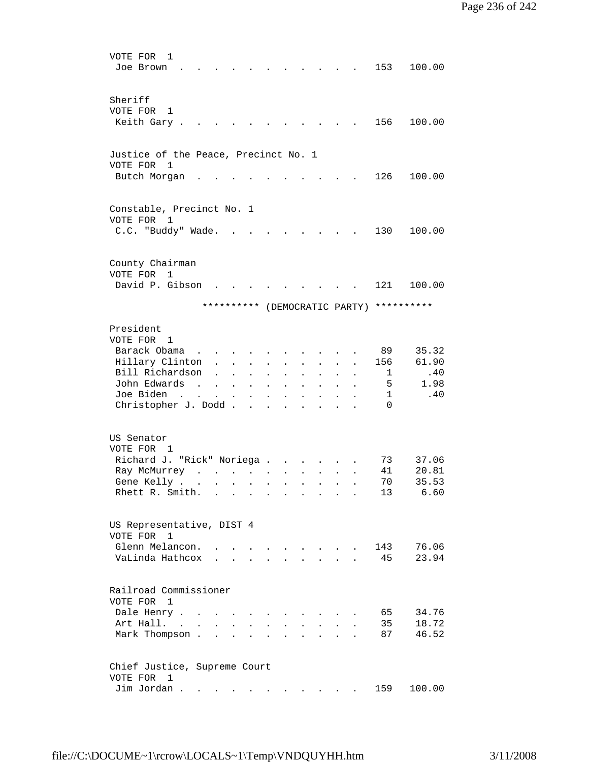VOTE FOR 1

| Candidate | Votes | Percent |
|---|---|---|
| Joe Brown | 153 | 100.00 |

Sheriff
VOTE FOR 1

| Candidate | Votes | Percent |
|---|---|---|
| Keith Gary | 156 | 100.00 |

Justice of the Peace, Precinct No. 1
VOTE FOR 1

| Candidate | Votes | Percent |
|---|---|---|
| Butch Morgan | 126 | 100.00 |

Constable, Precinct No. 1
VOTE FOR 1

| Candidate | Votes | Percent |
|---|---|---|
| C.C. "Buddy" Wade | 130 | 100.00 |

County Chairman
VOTE FOR 1

| Candidate | Votes | Percent |
|---|---|---|
| David P. Gibson | 121 | 100.00 |

********** (DEMOCRATIC PARTY) **********

President
VOTE FOR 1

| Candidate | Votes | Percent |
|---|---|---|
| Barack Obama | 89 | 35.32 |
| Hillary Clinton | 156 | 61.90 |
| Bill Richardson | 1 | .40 |
| John Edwards | 5 | 1.98 |
| Joe Biden | 1 | .40 |
| Christopher J. Dodd | 0 | |

US Senator
VOTE FOR 1

| Candidate | Votes | Percent |
|---|---|---|
| Richard J. "Rick" Noriega | 73 | 37.06 |
| Ray McMurrey | 41 | 20.81 |
| Gene Kelly | 70 | 35.53 |
| Rhett R. Smith | 13 | 6.60 |

US Representative, DIST 4
VOTE FOR 1

| Candidate | Votes | Percent |
|---|---|---|
| Glenn Melancon | 143 | 76.06 |
| VaLinda Hathcox | 45 | 23.94 |

Railroad Commissioner
VOTE FOR 1

| Candidate | Votes | Percent |
|---|---|---|
| Dale Henry | 65 | 34.76 |
| Art Hall | 35 | 18.72 |
| Mark Thompson | 87 | 46.52 |

Chief Justice, Supreme Court
VOTE FOR 1

| Candidate | Votes | Percent |
|---|---|---|
| Jim Jordan | 159 | 100.00 |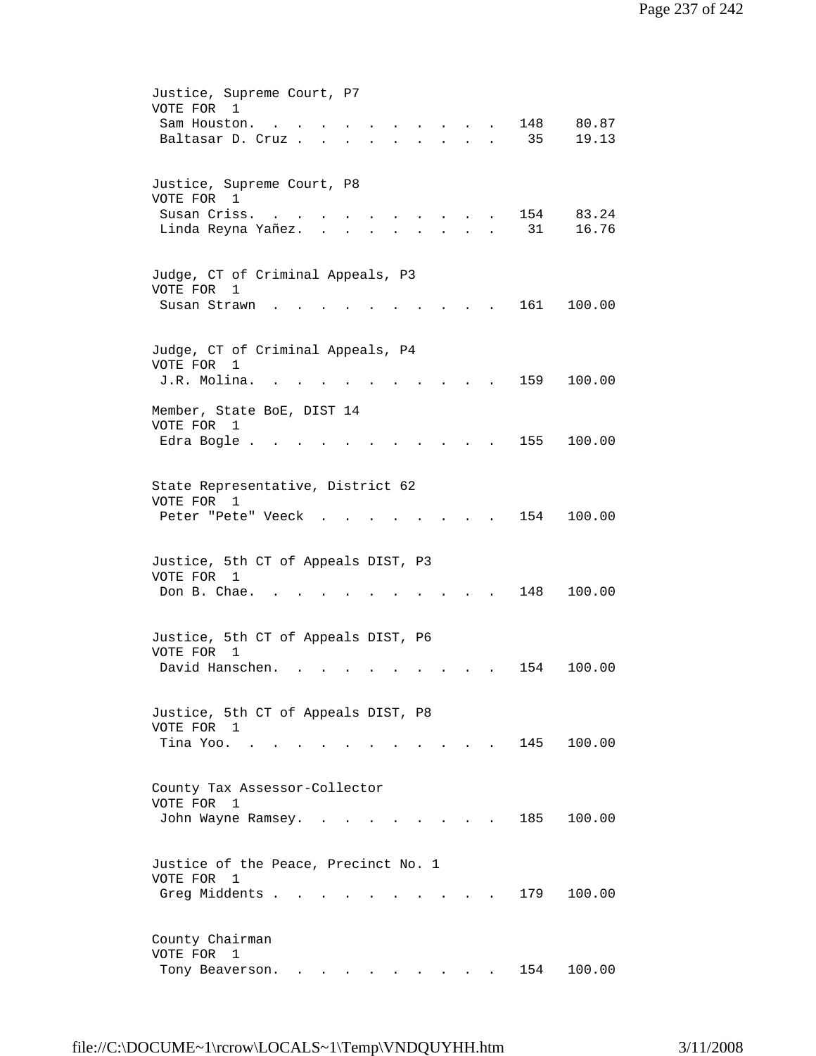Justice, Supreme Court, P7
VOTE FOR 1

| Candidate | Votes | Percent |
|---|---|---|
| Sam Houston. | 148 | 80.87 |
| Baltasar D. Cruz . | 35 | 19.13 |

Justice, Supreme Court, P8
VOTE FOR 1

| Candidate | Votes | Percent |
|---|---|---|
| Susan Criss. | 154 | 83.24 |
| Linda Reyna Yañez. | 31 | 16.76 |

Judge, CT of Criminal Appeals, P3
VOTE FOR 1

| Candidate | Votes | Percent |
|---|---|---|
| Susan Strawn | 161 | 100.00 |

Judge, CT of Criminal Appeals, P4
VOTE FOR 1

| Candidate | Votes | Percent |
|---|---|---|
| J.R. Molina. | 159 | 100.00 |

Member, State BoE, DIST 14
VOTE FOR 1

| Candidate | Votes | Percent |
|---|---|---|
| Edra Bogle . | 155 | 100.00 |

State Representative, District 62
VOTE FOR 1

| Candidate | Votes | Percent |
|---|---|---|
| Peter "Pete" Veeck | 154 | 100.00 |

Justice, 5th CT of Appeals DIST, P3
VOTE FOR 1

| Candidate | Votes | Percent |
|---|---|---|
| Don B. Chae. | 148 | 100.00 |

Justice, 5th CT of Appeals DIST, P6
VOTE FOR 1

| Candidate | Votes | Percent |
|---|---|---|
| David Hanschen. | 154 | 100.00 |

Justice, 5th CT of Appeals DIST, P8
VOTE FOR 1

| Candidate | Votes | Percent |
|---|---|---|
| Tina Yoo. | 145 | 100.00 |

County Tax Assessor-Collector
VOTE FOR 1

| Candidate | Votes | Percent |
|---|---|---|
| John Wayne Ramsey. | 185 | 100.00 |

Justice of the Peace, Precinct No. 1
VOTE FOR 1

| Candidate | Votes | Percent |
|---|---|---|
| Greg Middents . | 179 | 100.00 |

County Chairman
VOTE FOR 1

| Candidate | Votes | Percent |
|---|---|---|
| Tony Beaverson. | 154 | 100.00 |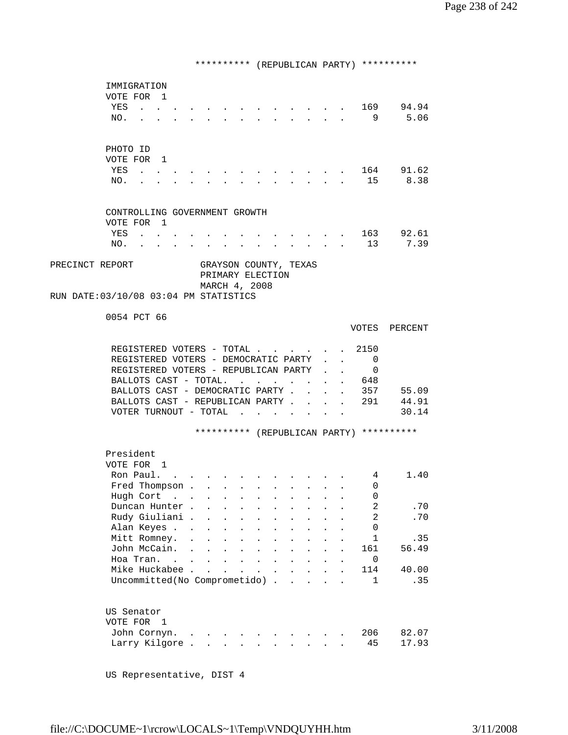********** (REPUBLICAN PARTY) **********

IMMIGRATION
VOTE FOR 1

| | VOTES | PERCENT |
|---|---|---|
| YES | 169 | 94.94 |
| NO. | 9 | 5.06 |

PHOTO ID
VOTE FOR 1

| | VOTES | PERCENT |
|---|---|---|
| YES | 164 | 91.62 |
| NO. | 15 | 8.38 |

CONTROLLING GOVERNMENT GROWTH
VOTE FOR 1

| | VOTES | PERCENT |
|---|---|---|
| YES | 163 | 92.61 |
| NO. | 13 | 7.39 |

PRECINCT REPORT GRAYSON COUNTY, TEXAS
PRIMARY ELECTION
MARCH 4, 2008
RUN DATE:03/10/08 03:04 PM STATISTICS

0054 PCT 66

| | VOTES | PERCENT |
|---|---|---|
| REGISTERED VOTERS - TOTAL | 2150 | |
| REGISTERED VOTERS - DEMOCRATIC PARTY | 0 | |
| REGISTERED VOTERS - REPUBLICAN PARTY | 0 | |
| BALLOTS CAST - TOTAL. | 648 | |
| BALLOTS CAST - DEMOCRATIC PARTY | 357 | 55.09 |
| BALLOTS CAST - REPUBLICAN PARTY | 291 | 44.91 |
| VOTER TURNOUT - TOTAL | | 30.14 |

********** (REPUBLICAN PARTY) **********

President
VOTE FOR 1

| | VOTES | PERCENT |
|---|---|---|
| Ron Paul. | 4 | 1.40 |
| Fred Thompson | 0 | |
| Hugh Cort | 0 | |
| Duncan Hunter | 2 | .70 |
| Rudy Giuliani | 2 | .70 |
| Alan Keyes | 0 | |
| Mitt Romney. | 1 | .35 |
| John McCain. | 161 | 56.49 |
| Hoa Tran. | 0 | |
| Mike Huckabee | 114 | 40.00 |
| Uncommitted(No Comprometido) | 1 | .35 |

US Senator
VOTE FOR 1

| | VOTES | PERCENT |
|---|---|---|
| John Cornyn. | 206 | 82.07 |
| Larry Kilgore | 45 | 17.93 |

US Representative, DIST 4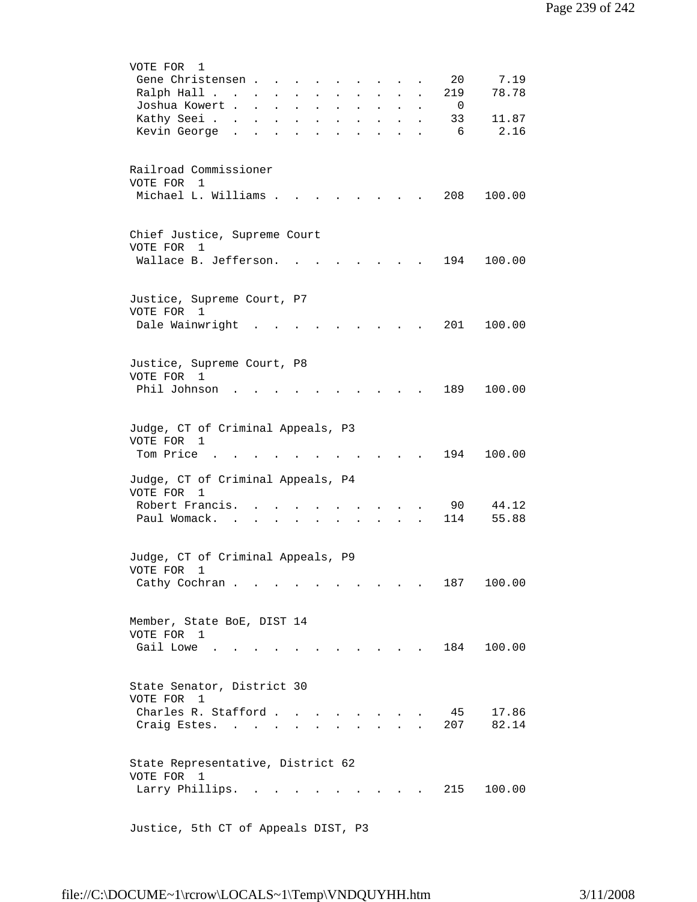VOTE FOR 1

| Candidate | Votes | Percent |
|---|---|---|
| Gene Christensen | 20 | 7.19 |
| Ralph Hall | 219 | 78.78 |
| Joshua Kowert | 0 | |
| Kathy Seei | 33 | 11.87 |
| Kevin George | 6 | 2.16 |

Railroad Commissioner
VOTE FOR 1

| Candidate | Votes | Percent |
|---|---|---|
| Michael L. Williams | 208 | 100.00 |

Chief Justice, Supreme Court
VOTE FOR 1

| Candidate | Votes | Percent |
|---|---|---|
| Wallace B. Jefferson | 194 | 100.00 |

Justice, Supreme Court, P7
VOTE FOR 1

| Candidate | Votes | Percent |
|---|---|---|
| Dale Wainwright | 201 | 100.00 |

Justice, Supreme Court, P8
VOTE FOR 1

| Candidate | Votes | Percent |
|---|---|---|
| Phil Johnson | 189 | 100.00 |

Judge, CT of Criminal Appeals, P3
VOTE FOR 1

| Candidate | Votes | Percent |
|---|---|---|
| Tom Price | 194 | 100.00 |

Judge, CT of Criminal Appeals, P4
VOTE FOR 1

| Candidate | Votes | Percent |
|---|---|---|
| Robert Francis | 90 | 44.12 |
| Paul Womack | 114 | 55.88 |

Judge, CT of Criminal Appeals, P9
VOTE FOR 1

| Candidate | Votes | Percent |
|---|---|---|
| Cathy Cochran | 187 | 100.00 |

Member, State BoE, DIST 14
VOTE FOR 1

| Candidate | Votes | Percent |
|---|---|---|
| Gail Lowe | 184 | 100.00 |

State Senator, District 30
VOTE FOR 1

| Candidate | Votes | Percent |
|---|---|---|
| Charles R. Stafford | 45 | 17.86 |
| Craig Estes | 207 | 82.14 |

State Representative, District 62
VOTE FOR 1

| Candidate | Votes | Percent |
|---|---|---|
| Larry Phillips | 215 | 100.00 |

Justice, 5th CT of Appeals DIST, P3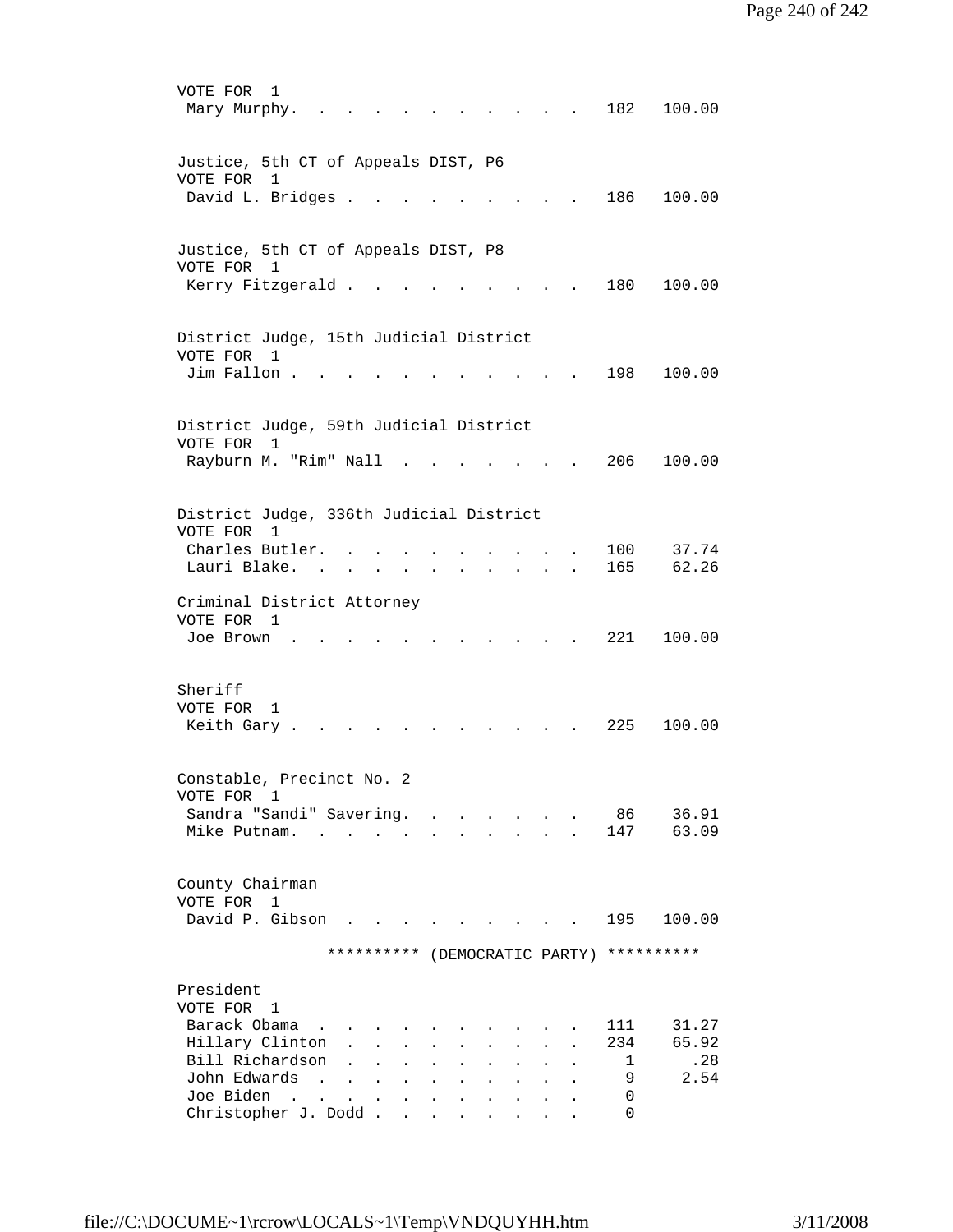VOTE FOR 1

| Candidate | Votes | Percent |
|---|---|---|
| Mary Murphy | 182 | 100.00 |

Justice, 5th CT of Appeals DIST, P6
VOTE FOR 1

| Candidate | Votes | Percent |
|---|---|---|
| David L. Bridges | 186 | 100.00 |

Justice, 5th CT of Appeals DIST, P8
VOTE FOR 1

| Candidate | Votes | Percent |
|---|---|---|
| Kerry Fitzgerald | 180 | 100.00 |

District Judge, 15th Judicial District
VOTE FOR 1

| Candidate | Votes | Percent |
|---|---|---|
| Jim Fallon | 198 | 100.00 |

District Judge, 59th Judicial District
VOTE FOR 1

| Candidate | Votes | Percent |
|---|---|---|
| Rayburn M. "Rim" Nall | 206 | 100.00 |

District Judge, 336th Judicial District
VOTE FOR 1

| Candidate | Votes | Percent |
|---|---|---|
| Charles Butler | 100 | 37.74 |
| Lauri Blake | 165 | 62.26 |

Criminal District Attorney
VOTE FOR 1

| Candidate | Votes | Percent |
|---|---|---|
| Joe Brown | 221 | 100.00 |

Sheriff
VOTE FOR 1

| Candidate | Votes | Percent |
|---|---|---|
| Keith Gary | 225 | 100.00 |

Constable, Precinct No. 2
VOTE FOR 1

| Candidate | Votes | Percent |
|---|---|---|
| Sandra "Sandi" Savering | 86 | 36.91 |
| Mike Putnam | 147 | 63.09 |

County Chairman
VOTE FOR 1

| Candidate | Votes | Percent |
|---|---|---|
| David P. Gibson | 195 | 100.00 |

********** (DEMOCRATIC PARTY) **********

President
VOTE FOR 1

| Candidate | Votes | Percent |
|---|---|---|
| Barack Obama | 111 | 31.27 |
| Hillary Clinton | 234 | 65.92 |
| Bill Richardson | 1 | .28 |
| John Edwards | 9 | 2.54 |
| Joe Biden | 0 | |
| Christopher J. Dodd | 0 | |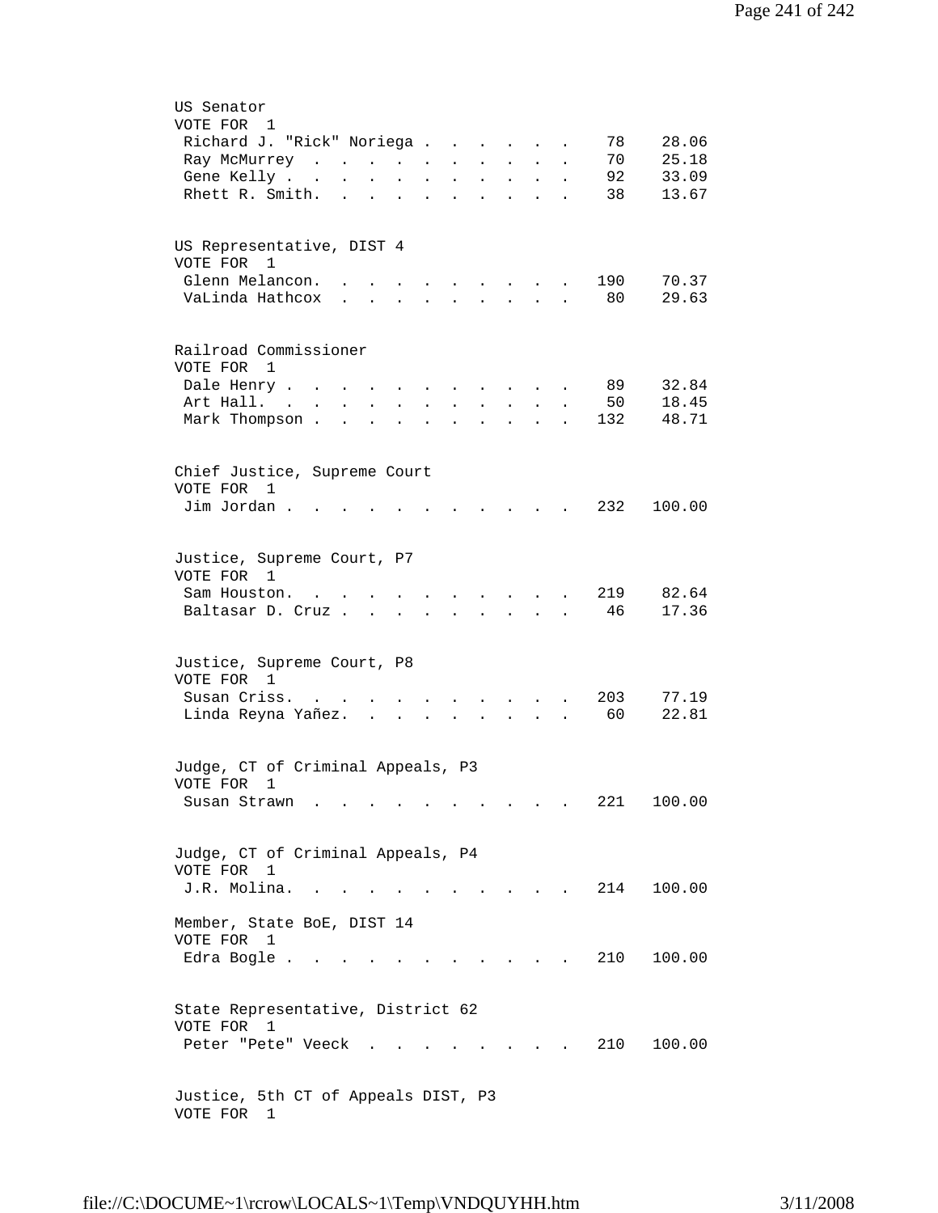US Senator
VOTE FOR 1

| Candidate | Votes | Percent |
|---|---|---|
| Richard J. "Rick" Noriega | 78 | 28.06 |
| Ray McMurrey | 70 | 25.18 |
| Gene Kelly | 92 | 33.09 |
| Rhett R. Smith | 38 | 13.67 |

US Representative, DIST 4
VOTE FOR 1

| Candidate | Votes | Percent |
|---|---|---|
| Glenn Melancon | 190 | 70.37 |
| VaLinda Hathcox | 80 | 29.63 |

Railroad Commissioner
VOTE FOR 1

| Candidate | Votes | Percent |
|---|---|---|
| Dale Henry | 89 | 32.84 |
| Art Hall | 50 | 18.45 |
| Mark Thompson | 132 | 48.71 |

Chief Justice, Supreme Court
VOTE FOR 1

| Candidate | Votes | Percent |
|---|---|---|
| Jim Jordan | 232 | 100.00 |

Justice, Supreme Court, P7
VOTE FOR 1

| Candidate | Votes | Percent |
|---|---|---|
| Sam Houston | 219 | 82.64 |
| Baltasar D. Cruz | 46 | 17.36 |

Justice, Supreme Court, P8
VOTE FOR 1

| Candidate | Votes | Percent |
|---|---|---|
| Susan Criss | 203 | 77.19 |
| Linda Reyna Yañez | 60 | 22.81 |

Judge, CT of Criminal Appeals, P3
VOTE FOR 1

| Candidate | Votes | Percent |
|---|---|---|
| Susan Strawn | 221 | 100.00 |

Judge, CT of Criminal Appeals, P4
VOTE FOR 1

| Candidate | Votes | Percent |
|---|---|---|
| J.R. Molina | 214 | 100.00 |

Member, State BoE, DIST 14
VOTE FOR 1

| Candidate | Votes | Percent |
|---|---|---|
| Edra Bogle | 210 | 100.00 |

State Representative, District 62
VOTE FOR 1

| Candidate | Votes | Percent |
|---|---|---|
| Peter "Pete" Veeck | 210 | 100.00 |

Justice, 5th CT of Appeals DIST, P3
VOTE FOR 1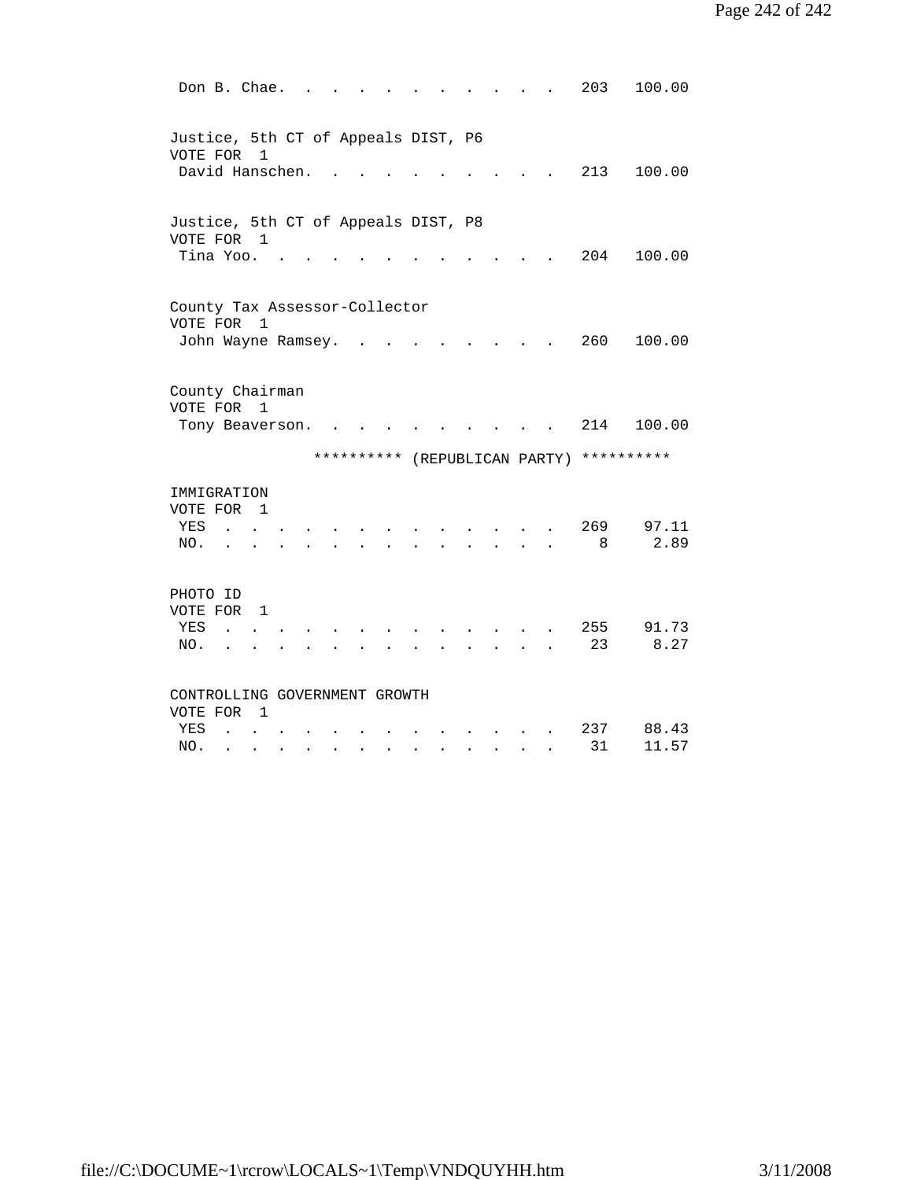Don B. Chae. . . . . . . . . . . . 203 100.00

Justice, 5th CT of Appeals DIST, P6
VOTE FOR 1

David Hanschen. . . . . . . . . . . 213 100.00

Justice, 5th CT of Appeals DIST, P8
VOTE FOR 1

Tina Yoo. . . . . . . . . . . . . 204 100.00

County Tax Assessor-Collector
VOTE FOR 1

John Wayne Ramsey. . . . . . . . . . 260 100.00

County Chairman
VOTE FOR 1

Tony Beaverson. . . . . . . . . . . 214 100.00

********** (REPUBLICAN PARTY) **********

IMMIGRATION
VOTE FOR 1

YES . . . . . . . . . . . . . . 269 97.11
NO. . . . . . . . . . . . . . . 8 2.89

PHOTO ID
VOTE FOR 1

YES . . . . . . . . . . . . . . 255 91.73
NO. . . . . . . . . . . . . . . 23 8.27

CONTROLLING GOVERNMENT GROWTH
VOTE FOR 1

YES . . . . . . . . . . . . . . 237 88.43
NO. . . . . . . . . . . . . . . 31 11.57